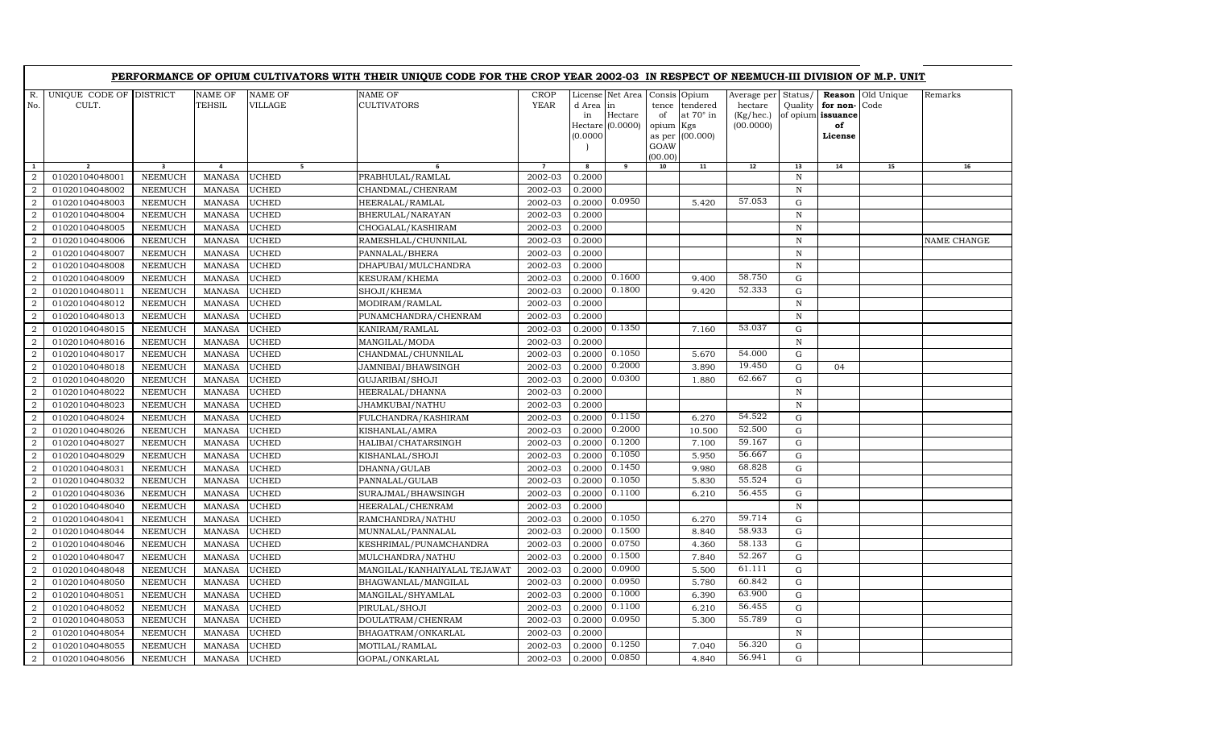## PERFORMANCE OF OPIUM CULTIVATORS WITH THEIR UNIQUE CODE FOR THE CROP YEAR 2002-03 IN RESPECT OF NEEMUCH-III DIVISION OF M.P. UNIT

| R. No. | UNIQUE CODE OF CULT. | DISTRICT | NAME OF TEHSIL | NAME OF VILLAGE | NAME OF CULTIVATORS | CROP YEAR | License d Area in Hectare (0.0000) | Net Area in Hectare (0.0000) | Consis tence of opium as per GOAW (00.00) | Opium tendered at 70° in Kgs (00.000) | Average per hectare (Kg/hec.) (00.0000) | Status/ Quality of opium | Reason for non-issuance of License | Old Unique Code | Remarks |
|---|---|---|---|---|---|---|---|---|---|---|---|---|---|---|---|
| 1 | 2 | 3 | 4 | 5 | 6 | 7 | 8 | 9 | 10 | 11 | 12 | 13 | 14 | 15 | 16 |
| 2 | 01020104048001 | NEEMUCH | MANASA | UCHED | PRABHULAL/RAMLAL | 2002-03 | 0.2000 | | | | | N | | | |
| 2 | 01020104048002 | NEEMUCH | MANASA | UCHED | CHANDMAL/CHENRAM | 2002-03 | 0.2000 | | | | | N | | | |
| 2 | 01020104048003 | NEEMUCH | MANASA | UCHED | HEERALAL/RAMLAL | 2002-03 | 0.2000 | 0.0950 | | 5.420 | 57.053 | G | | | |
| 2 | 01020104048004 | NEEMUCH | MANASA | UCHED | BHERULAL/NARAYAN | 2002-03 | 0.2000 | | | | | N | | | |
| 2 | 01020104048005 | NEEMUCH | MANASA | UCHED | CHOGALAL/KASHIRAM | 2002-03 | 0.2000 | | | | | N | | | |
| 2 | 01020104048006 | NEEMUCH | MANASA | UCHED | RAMESHLAL/CHUNNILAL | 2002-03 | 0.2000 | | | | | N | | | NAME CHANGE |
| 2 | 01020104048007 | NEEMUCH | MANASA | UCHED | PANNALAL/BHERA | 2002-03 | 0.2000 | | | | | N | | | |
| 2 | 01020104048008 | NEEMUCH | MANASA | UCHED | DHAPUBAI/MULCHANDRA | 2002-03 | 0.2000 | | | | | N | | | |
| 2 | 01020104048009 | NEEMUCH | MANASA | UCHED | KESURAM/KHEMA | 2002-03 | 0.2000 | 0.1600 | | 9.400 | 58.750 | G | | | |
| 2 | 01020104048011 | NEEMUCH | MANASA | UCHED | SHOJI/KHEMA | 2002-03 | 0.2000 | 0.1800 | | 9.420 | 52.333 | G | | | |
| 2 | 01020104048012 | NEEMUCH | MANASA | UCHED | MODIRAM/RAMLAL | 2002-03 | 0.2000 | | | | | N | | | |
| 2 | 01020104048013 | NEEMUCH | MANASA | UCHED | PUNAMCHANDRA/CHENRAM | 2002-03 | 0.2000 | | | | | N | | | |
| 2 | 01020104048015 | NEEMUCH | MANASA | UCHED | KANIRAM/RAMLAL | 2002-03 | 0.2000 | 0.1350 | | 7.160 | 53.037 | G | | | |
| 2 | 01020104048016 | NEEMUCH | MANASA | UCHED | MANGILAL/MODA | 2002-03 | 0.2000 | | | | | N | | | |
| 2 | 01020104048017 | NEEMUCH | MANASA | UCHED | CHANDMAL/CHUNNILAL | 2002-03 | 0.2000 | 0.1050 | | 5.670 | 54.000 | G | | | |
| 2 | 01020104048018 | NEEMUCH | MANASA | UCHED | JAMNIBAI/BHAWSINGH | 2002-03 | 0.2000 | 0.2000 | | 3.890 | 19.450 | G | 04 | | |
| 2 | 01020104048020 | NEEMUCH | MANASA | UCHED | GUJARIBAI/SHOJI | 2002-03 | 0.2000 | 0.0300 | | 1.880 | 62.667 | G | | | |
| 2 | 01020104048022 | NEEMUCH | MANASA | UCHED | HEERALAL/DHANNA | 2002-03 | 0.2000 | | | | | N | | | |
| 2 | 01020104048023 | NEEMUCH | MANASA | UCHED | JHAMKUBAI/NATHU | 2002-03 | 0.2000 | | | | | N | | | |
| 2 | 01020104048024 | NEEMUCH | MANASA | UCHED | FULCHANDRA/KASHIRAM | 2002-03 | 0.2000 | 0.1150 | | 6.270 | 54.522 | G | | | |
| 2 | 01020104048026 | NEEMUCH | MANASA | UCHED | KISHANLAL/AMRA | 2002-03 | 0.2000 | 0.2000 | | 10.500 | 52.500 | G | | | |
| 2 | 01020104048027 | NEEMUCH | MANASA | UCHED | HALIBAI/CHATARSINGH | 2002-03 | 0.2000 | 0.1200 | | 7.100 | 59.167 | G | | | |
| 2 | 01020104048029 | NEEMUCH | MANASA | UCHED | KISHANLAL/SHOJI | 2002-03 | 0.2000 | 0.1050 | | 5.950 | 56.667 | G | | | |
| 2 | 01020104048031 | NEEMUCH | MANASA | UCHED | DHANNA/GULAB | 2002-03 | 0.2000 | 0.1450 | | 9.980 | 68.828 | G | | | |
| 2 | 01020104048032 | NEEMUCH | MANASA | UCHED | PANNALAL/GULAB | 2002-03 | 0.2000 | 0.1050 | | 5.830 | 55.524 | G | | | |
| 2 | 01020104048036 | NEEMUCH | MANASA | UCHED | SURAJMAL/BHAWSINGH | 2002-03 | 0.2000 | 0.1100 | | 6.210 | 56.455 | G | | | |
| 2 | 01020104048040 | NEEMUCH | MANASA | UCHED | HEERALAL/CHENRAM | 2002-03 | 0.2000 | | | | | N | | | |
| 2 | 01020104048041 | NEEMUCH | MANASA | UCHED | RAMCHANDRA/NATHU | 2002-03 | 0.2000 | 0.1050 | | 6.270 | 59.714 | G | | | |
| 2 | 01020104048044 | NEEMUCH | MANASA | UCHED | MUNNALAL/PANNALAL | 2002-03 | 0.2000 | 0.1500 | | 8.840 | 58.933 | G | | | |
| 2 | 01020104048046 | NEEMUCH | MANASA | UCHED | KESHRIMAL/PUNAMCHANDRA | 2002-03 | 0.2000 | 0.0750 | | 4.360 | 58.133 | G | | | |
| 2 | 01020104048047 | NEEMUCH | MANASA | UCHED | MULCHANDRA/NATHU | 2002-03 | 0.2000 | 0.1500 | | 7.840 | 52.267 | G | | | |
| 2 | 01020104048048 | NEEMUCH | MANASA | UCHED | MANGILAL/KANHAIYALAL TEJAWAT | 2002-03 | 0.2000 | 0.0900 | | 5.500 | 61.111 | G | | | |
| 2 | 01020104048050 | NEEMUCH | MANASA | UCHED | BHAGWANLAL/MANGILAL | 2002-03 | 0.2000 | 0.0950 | | 5.780 | 60.842 | G | | | |
| 2 | 01020104048051 | NEEMUCH | MANASA | UCHED | MANGILAL/SHYAMLAL | 2002-03 | 0.2000 | 0.1000 | | 6.390 | 63.900 | G | | | |
| 2 | 01020104048052 | NEEMUCH | MANASA | UCHED | PIRULAL/SHOJI | 2002-03 | 0.2000 | 0.1100 | | 6.210 | 56.455 | G | | | |
| 2 | 01020104048053 | NEEMUCH | MANASA | UCHED | DOULATRAM/CHENRAM | 2002-03 | 0.2000 | 0.0950 | | 5.300 | 55.789 | G | | | |
| 2 | 01020104048054 | NEEMUCH | MANASA | UCHED | BHAGATRAM/ONKARLAL | 2002-03 | 0.2000 | | | | | N | | | |
| 2 | 01020104048055 | NEEMUCH | MANASA | UCHED | MOTILAL/RAMLAL | 2002-03 | 0.2000 | 0.1250 | | 7.040 | 56.320 | G | | | |
| 2 | 01020104048056 | NEEMUCH | MANASA | UCHED | GOPAL/ONKARLAL | 2002-03 | 0.2000 | 0.0850 | | 4.840 | 56.941 | G | | | |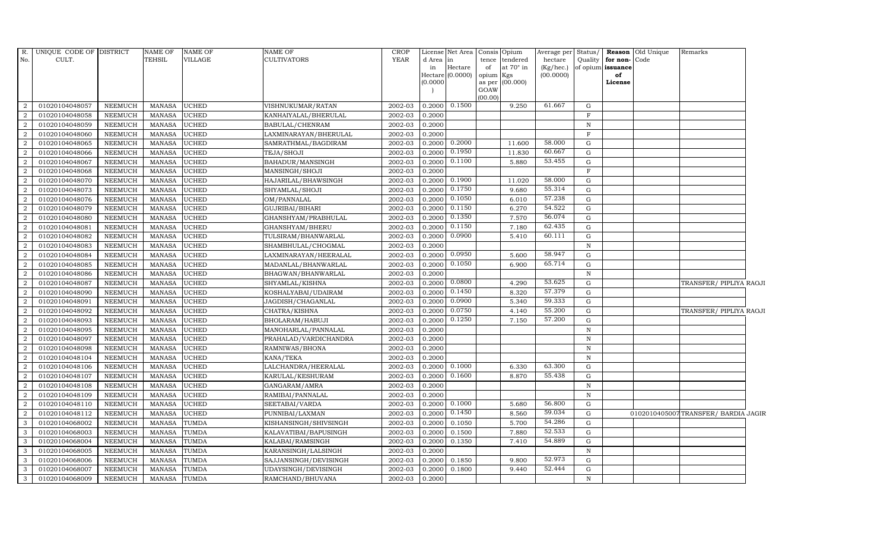| R. No. | UNIQUE CODE OF CULT. | DISTRICT | NAME OF TEHSIL | NAME OF VILLAGE | NAME OF CULTIVATORS | CROP YEAR | License d Area in Hectare (0.0000) | Net Area in Hectare (0.0000) | Consis tence of opium as per GOAW (00.00) | Opium tendered at 70° in Kgs (00.000) | Average per hectare (Kg/hec.) (00.0000) | Status/ Quality of opium | Reason for non-issuance of License | Old Unique Code | Remarks |
|---|---|---|---|---|---|---|---|---|---|---|---|---|---|---|---|
| 2 | 01020104048057 | NEEMUCH | MANASA | UCHED | VISHNUKUMAR/RATAN | 2002-03 | 0.2000 | 0.1500 | | 9.250 | 61.667 | G | | | |
| 2 | 01020104048058 | NEEMUCH | MANASA | UCHED | KANHAIYALAL/BHERULAL | 2002-03 | 0.2000 | | | | | F | | | |
| 2 | 01020104048059 | NEEMUCH | MANASA | UCHED | BABULAL/CHENRAM | 2002-03 | 0.2000 | | | | | N | | | |
| 2 | 01020104048060 | NEEMUCH | MANASA | UCHED | LAXMINARAYAN/BHERULAL | 2002-03 | 0.2000 | | | | | F | | | |
| 2 | 01020104048065 | NEEMUCH | MANASA | UCHED | SAMRATHMAL/BAGDIRAM | 2002-03 | 0.2000 | 0.2000 | | 11.600 | 58.000 | G | | | |
| 2 | 01020104048066 | NEEMUCH | MANASA | UCHED | TEJA/SHOJI | 2002-03 | 0.2000 | 0.1950 | | 11.830 | 60.667 | G | | | |
| 2 | 01020104048067 | NEEMUCH | MANASA | UCHED | BAHADUR/MANSINGH | 2002-03 | 0.2000 | 0.1100 | | 5.880 | 53.455 | G | | | |
| 2 | 01020104048068 | NEEMUCH | MANASA | UCHED | MANSINGH/SHOJI | 2002-03 | 0.2000 | | | | | F | | | |
| 2 | 01020104048070 | NEEMUCH | MANASA | UCHED | HAJARILAL/BHAWSINGH | 2002-03 | 0.2000 | 0.1900 | | 11.020 | 58.000 | G | | | |
| 2 | 01020104048073 | NEEMUCH | MANASA | UCHED | SHYAMLAL/SHOJI | 2002-03 | 0.2000 | 0.1750 | | 9.680 | 55.314 | G | | | |
| 2 | 01020104048076 | NEEMUCH | MANASA | UCHED | OM/PANNALAL | 2002-03 | 0.2000 | 0.1050 | | 6.010 | 57.238 | G | | | |
| 2 | 01020104048079 | NEEMUCH | MANASA | UCHED | GUJRIBAI/BIHARI | 2002-03 | 0.2000 | 0.1150 | | 6.270 | 54.522 | G | | | |
| 2 | 01020104048080 | NEEMUCH | MANASA | UCHED | GHANSHYAM/PRABHULAL | 2002-03 | 0.2000 | 0.1350 | | 7.570 | 56.074 | G | | | |
| 2 | 01020104048081 | NEEMUCH | MANASA | UCHED | GHANSHYAM/BHERU | 2002-03 | 0.2000 | 0.1150 | | 7.180 | 62.435 | G | | | |
| 2 | 01020104048082 | NEEMUCH | MANASA | UCHED | TULSIRAM/BHANWARLAL | 2002-03 | 0.2000 | 0.0900 | | 5.410 | 60.111 | G | | | |
| 2 | 01020104048083 | NEEMUCH | MANASA | UCHED | SHAMBHULAL/CHOGMAL | 2002-03 | 0.2000 | | | | | N | | | |
| 2 | 01020104048084 | NEEMUCH | MANASA | UCHED | LAXMINARAYAN/HEERALAL | 2002-03 | 0.2000 | 0.0950 | | 5.600 | 58.947 | G | | | |
| 2 | 01020104048085 | NEEMUCH | MANASA | UCHED | MADANLAL/BHANWARLAL | 2002-03 | 0.2000 | 0.1050 | | 6.900 | 65.714 | G | | | |
| 2 | 01020104048086 | NEEMUCH | MANASA | UCHED | BHAGWAN/BHANWARLAL | 2002-03 | 0.2000 | | | | | N | | | |
| 2 | 01020104048087 | NEEMUCH | MANASA | UCHED | SHYAMLAL/KISHNA | 2002-03 | 0.2000 | 0.0800 | | 4.290 | 53.625 | G | | | TRANSFER/ PIPLIYA RAOJI |
| 2 | 01020104048090 | NEEMUCH | MANASA | UCHED | KOSHALYABAI/UDAIRAM | 2002-03 | 0.2000 | 0.1450 | | 8.320 | 57.379 | G | | | |
| 2 | 01020104048091 | NEEMUCH | MANASA | UCHED | JAGDISH/CHAGANLAL | 2002-03 | 0.2000 | 0.0900 | | 5.340 | 59.333 | G | | | |
| 2 | 01020104048092 | NEEMUCH | MANASA | UCHED | CHATRA/KISHNA | 2002-03 | 0.2000 | 0.0750 | | 4.140 | 55.200 | G | | | TRANSFER/ PIPLIYA RAOJI |
| 2 | 01020104048093 | NEEMUCH | MANASA | UCHED | BHOLARAM/HABUJI | 2002-03 | 0.2000 | 0.1250 | | 7.150 | 57.200 | G | | | |
| 2 | 01020104048095 | NEEMUCH | MANASA | UCHED | MANOHARLAL/PANNALAL | 2002-03 | 0.2000 | | | | | N | | | |
| 2 | 01020104048097 | NEEMUCH | MANASA | UCHED | PRAHALAD/VARDICHANDRA | 2002-03 | 0.2000 | | | | | N | | | |
| 2 | 01020104048098 | NEEMUCH | MANASA | UCHED | RAMNIWAS/BHONA | 2002-03 | 0.2000 | | | | | N | | | |
| 2 | 01020104048104 | NEEMUCH | MANASA | UCHED | KANA/TEKA | 2002-03 | 0.2000 | | | | | N | | | |
| 2 | 01020104048106 | NEEMUCH | MANASA | UCHED | LALCHANDRA/HEERALAL | 2002-03 | 0.2000 | 0.1000 | | 6.330 | 63.300 | G | | | |
| 2 | 01020104048107 | NEEMUCH | MANASA | UCHED | KARULAL/KESHURAM | 2002-03 | 0.2000 | 0.1600 | | 8.870 | 55.438 | G | | | |
| 2 | 01020104048108 | NEEMUCH | MANASA | UCHED | GANGARAM/AMRA | 2002-03 | 0.2000 | | | | | N | | | |
| 2 | 01020104048109 | NEEMUCH | MANASA | UCHED | RAMIBAI/PANNALAL | 2002-03 | 0.2000 | | | | | N | | | |
| 2 | 01020104048110 | NEEMUCH | MANASA | UCHED | SEETABAI/VARDA | 2002-03 | 0.2000 | 0.1000 | | 5.680 | 56.800 | G | | | |
| 2 | 01020104048112 | NEEMUCH | MANASA | UCHED | PUNNIBAI/LAXMAN | 2002-03 | 0.2000 | 0.1450 | | 8.560 | 59.034 | G | | 01020104050007 | TRANSFER/ BARDIA JAGIR |
| 3 | 01020104068002 | NEEMUCH | MANASA | TUMDA | KISHANSINGH/SHIVSINGH | 2002-03 | 0.2000 | 0.1050 | | 5.700 | 54.286 | G | | | |
| 3 | 01020104068003 | NEEMUCH | MANASA | TUMDA | KALAVATIBAI/BAPUSINGH | 2002-03 | 0.2000 | 0.1500 | | 7.880 | 52.533 | G | | | |
| 3 | 01020104068004 | NEEMUCH | MANASA | TUMDA | KALABAI/RAMSINGH | 2002-03 | 0.2000 | 0.1350 | | 7.410 | 54.889 | G | | | |
| 3 | 01020104068005 | NEEMUCH | MANASA | TUMDA | KARANSINGH/LALSINGH | 2002-03 | 0.2000 | | | | | N | | | |
| 3 | 01020104068006 | NEEMUCH | MANASA | TUMDA | SAJJANSINGH/DEVISINGH | 2002-03 | 0.2000 | 0.1850 | | 9.800 | 52.973 | G | | | |
| 3 | 01020104068007 | NEEMUCH | MANASA | TUMDA | UDAYSINGH/DEVISINGH | 2002-03 | 0.2000 | 0.1800 | | 9.440 | 52.444 | G | | | |
| 3 | 01020104068009 | NEEMUCH | MANASA | TUMDA | RAMCHAND/BHUVANA | 2002-03 | 0.2000 | | | | | N | | | |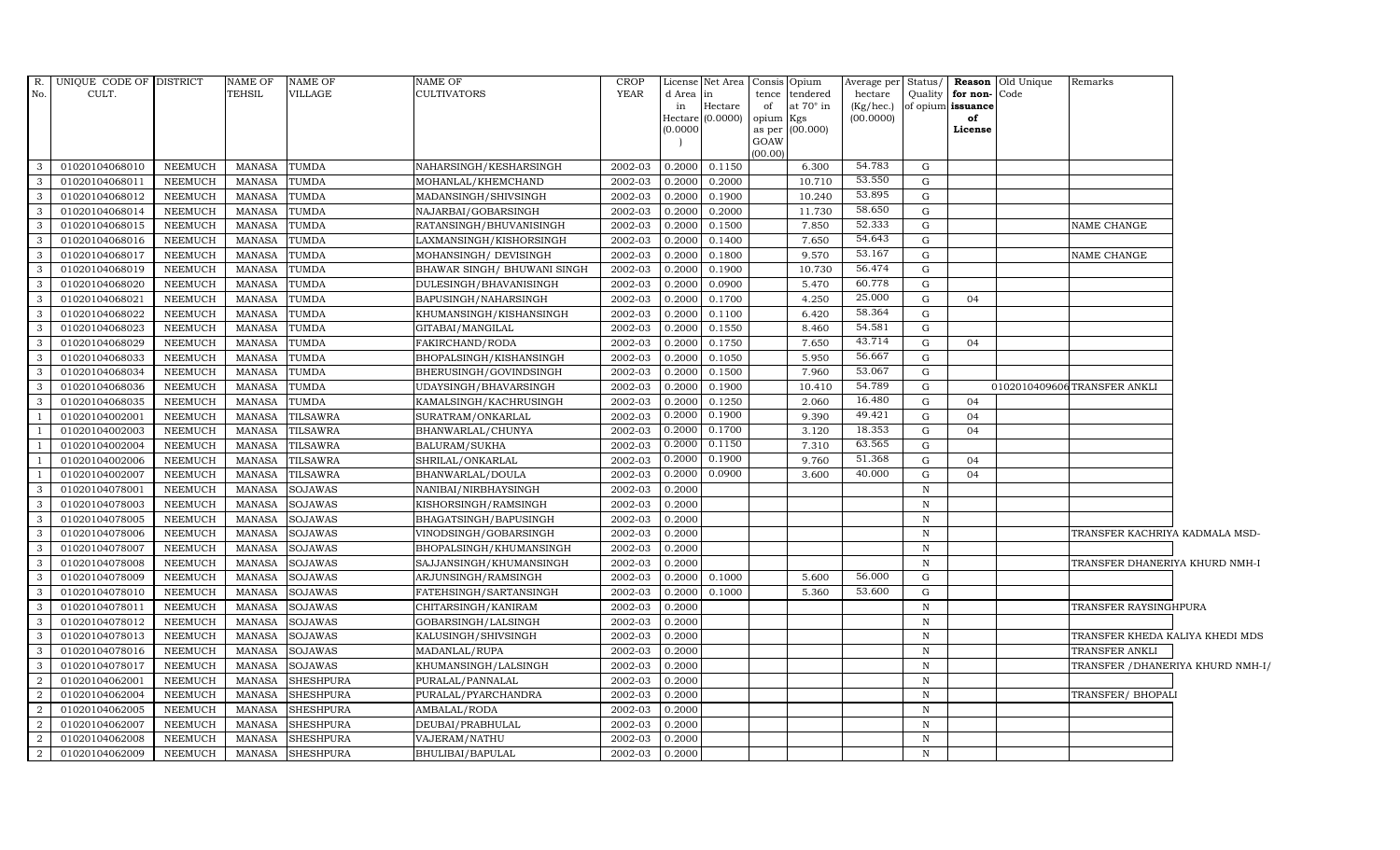| R. No. | UNIQUE CODE OF CULT. | DISTRICT | NAME OF TEHSIL | NAME OF VILLAGE | NAME OF CULTIVATORS | CROP YEAR | License d Area in Hectare (0.0000) | Net Area in Hectare (0.0000) | Consis tence of opium as per GOAW (00.00) | Opium tendered at 70° in Kgs (00.000) | Average per hectare (Kg/hec.) (00.0000) | Status/ Quality of opium | Reason for non-issuance of License | Old Unique Code | Remarks |
|---|---|---|---|---|---|---|---|---|---|---|---|---|---|---|---|
| 3 | 01020104068010 | NEEMUCH | MANASA | TUMDA | NAHARSINGH/KESHARSINGH | 2002-03 | 0.2000 | 0.1150 | | 6.300 | 54.783 | G | | | |
| 3 | 01020104068011 | NEEMUCH | MANASA | TUMDA | MOHANLAL/KHEMCHAND | 2002-03 | 0.2000 | 0.2000 | | 10.710 | 53.550 | G | | | |
| 3 | 01020104068012 | NEEMUCH | MANASA | TUMDA | MADANSINGH/SHIVSINGH | 2002-03 | 0.2000 | 0.1900 | | 10.240 | 53.895 | G | | | |
| 3 | 01020104068014 | NEEMUCH | MANASA | TUMDA | NAJARBAI/GOBARSINGH | 2002-03 | 0.2000 | 0.2000 | | 11.730 | 58.650 | G | | | |
| 3 | 01020104068015 | NEEMUCH | MANASA | TUMDA | RATANSINGH/BHUVANISINGH | 2002-03 | 0.2000 | 0.1500 | | 7.850 | 52.333 | G | | | NAME CHANGE |
| 3 | 01020104068016 | NEEMUCH | MANASA | TUMDA | LAXMANSINGH/KISHORSINGH | 2002-03 | 0.2000 | 0.1400 | | 7.650 | 54.643 | G | | | |
| 3 | 01020104068017 | NEEMUCH | MANASA | TUMDA | MOHANSINGH/ DEVISINGH | 2002-03 | 0.2000 | 0.1800 | | 9.570 | 53.167 | G | | | NAME CHANGE |
| 3 | 01020104068019 | NEEMUCH | MANASA | TUMDA | BHAWAR SINGH/ BHUWANI SINGH | 2002-03 | 0.2000 | 0.1900 | | 10.730 | 56.474 | G | | | |
| 3 | 01020104068020 | NEEMUCH | MANASA | TUMDA | DULESINGH/BHAVANISINGH | 2002-03 | 0.2000 | 0.0900 | | 5.470 | 60.778 | G | | | |
| 3 | 01020104068021 | NEEMUCH | MANASA | TUMDA | BAPUSINGH/NAHARSINGH | 2002-03 | 0.2000 | 0.1700 | | 4.250 | 25.000 | G | 04 | | |
| 3 | 01020104068022 | NEEMUCH | MANASA | TUMDA | KHUMANSINGH/KISHANSINGH | 2002-03 | 0.2000 | 0.1100 | | 6.420 | 58.364 | G | | | |
| 3 | 01020104068023 | NEEMUCH | MANASA | TUMDA | GITABAI/MANGILAL | 2002-03 | 0.2000 | 0.1550 | | 8.460 | 54.581 | G | | | |
| 3 | 01020104068029 | NEEMUCH | MANASA | TUMDA | FAKIRCHAND/RODA | 2002-03 | 0.2000 | 0.1750 | | 7.650 | 43.714 | G | 04 | | |
| 3 | 01020104068033 | NEEMUCH | MANASA | TUMDA | BHOPALSINGH/KISHANSINGH | 2002-03 | 0.2000 | 0.1050 | | 5.950 | 56.667 | G | | | |
| 3 | 01020104068034 | NEEMUCH | MANASA | TUMDA | BHERUSINGH/GOVINDSINGH | 2002-03 | 0.2000 | 0.1500 | | 7.960 | 53.067 | G | | | |
| 3 | 01020104068036 | NEEMUCH | MANASA | TUMDA | UDAYSINGH/BHAVARSINGH | 2002-03 | 0.2000 | 0.1900 | | 10.410 | 54.789 | G | | 01020104096066 | TRANSFER ANKLI |
| 3 | 01020104068035 | NEEMUCH | MANASA | TUMDA | KAMALSINGH/KACHRUSINGH | 2002-03 | 0.2000 | 0.1250 | | 2.060 | 16.480 | G | 04 | | |
| 1 | 01020104002001 | NEEMUCH | MANASA | TILSAWRA | SURATRAM/ONKARLAL | 2002-03 | 0.2000 | 0.1900 | | 9.390 | 49.421 | G | 04 | | |
| 1 | 01020104002003 | NEEMUCH | MANASA | TILSAWRA | BHANWARLAL/CHUNYA | 2002-03 | 0.2000 | 0.1700 | | 3.120 | 18.353 | G | 04 | | |
| 1 | 01020104002004 | NEEMUCH | MANASA | TILSAWRA | BALURAM/SUKHA | 2002-03 | 0.2000 | 0.1150 | | 7.310 | 63.565 | G | | | |
| 1 | 01020104002006 | NEEMUCH | MANASA | TILSAWRA | SHRILAL/ONKARLAL | 2002-03 | 0.2000 | 0.1900 | | 9.760 | 51.368 | G | 04 | | |
| 1 | 01020104002007 | NEEMUCH | MANASA | TILSAWRA | BHANWARLAL/DOULA | 2002-03 | 0.2000 | 0.0900 | | 3.600 | 40.000 | G | 04 | | |
| 3 | 01020104078001 | NEEMUCH | MANASA | SOJAWAS | NANIBAI/NIRBHAYSINGH | 2002-03 | 0.2000 | | | | | N | | | |
| 3 | 01020104078003 | NEEMUCH | MANASA | SOJAWAS | KISHORSINGH/RAMSINGH | 2002-03 | 0.2000 | | | | | N | | | |
| 3 | 01020104078005 | NEEMUCH | MANASA | SOJAWAS | BHAGATSINGH/BAPUSINGH | 2002-03 | 0.2000 | | | | | N | | | |
| 3 | 01020104078006 | NEEMUCH | MANASA | SOJAWAS | VINODSINGH/GOBARSINGH | 2002-03 | 0.2000 | | | | | N | | | TRANSFER KACHRIYA KADMALA MSD- |
| 3 | 01020104078007 | NEEMUCH | MANASA | SOJAWAS | BHOPALSINGH/KHUMANSINGH | 2002-03 | 0.2000 | | | | | N | | | |
| 3 | 01020104078008 | NEEMUCH | MANASA | SOJAWAS | SAJJANSINGH/KHUMANSINGH | 2002-03 | 0.2000 | | | | | N | | | TRANSFER DHANERIYA KHURD NMH-I |
| 3 | 01020104078009 | NEEMUCH | MANASA | SOJAWAS | ARJUNSINGH/RAMSINGH | 2002-03 | 0.2000 | 0.1000 | | 5.600 | 56.000 | G | | | |
| 3 | 01020104078010 | NEEMUCH | MANASA | SOJAWAS | FATEHSINGH/SARTANSINGH | 2002-03 | 0.2000 | 0.1000 | | 5.360 | 53.600 | G | | | |
| 3 | 01020104078011 | NEEMUCH | MANASA | SOJAWAS | CHITARSINGH/KANIRAM | 2002-03 | 0.2000 | | | | | N | | | TRANSFER RAYSINGHPURA |
| 3 | 01020104078012 | NEEMUCH | MANASA | SOJAWAS | GOBARSINGH/LALSINGH | 2002-03 | 0.2000 | | | | | N | | | |
| 3 | 01020104078013 | NEEMUCH | MANASA | SOJAWAS | KALUSINGH/SHIVSINGH | 2002-03 | 0.2000 | | | | | N | | | TRANSFER KHEDA KALIYA KHEDI MDS |
| 3 | 01020104078016 | NEEMUCH | MANASA | SOJAWAS | MADANLAL/RUPA | 2002-03 | 0.2000 | | | | | N | | | TRANSFER ANKLI |
| 3 | 01020104078017 | NEEMUCH | MANASA | SOJAWAS | KHUMANSINGH/LALSINGH | 2002-03 | 0.2000 | | | | | N | | | TRANSFER /DHANERIYA KHURD NMH-I/ |
| 2 | 01020104062001 | NEEMUCH | MANASA | SHESHPURA | PURALAL/PANNALAL | 2002-03 | 0.2000 | | | | | N | | | |
| 2 | 01020104062004 | NEEMUCH | MANASA | SHESHPURA | PURALAL/PYARCHANDRA | 2002-03 | 0.2000 | | | | | N | | | TRANSFER/ BHOPALI |
| 2 | 01020104062005 | NEEMUCH | MANASA | SHESHPURA | AMBALAL/RODA | 2002-03 | 0.2000 | | | | | N | | | |
| 2 | 01020104062007 | NEEMUCH | MANASA | SHESHPURA | DEUBAI/PRABHULAL | 2002-03 | 0.2000 | | | | | N | | | |
| 2 | 01020104062008 | NEEMUCH | MANASA | SHESHPURA | VAJERAM/NATHU | 2002-03 | 0.2000 | | | | | N | | | |
| 2 | 01020104062009 | NEEMUCH | MANASA | SHESHPURA | BHULIBAI/BAPULAL | 2002-03 | 0.2000 | | | | | N | | | |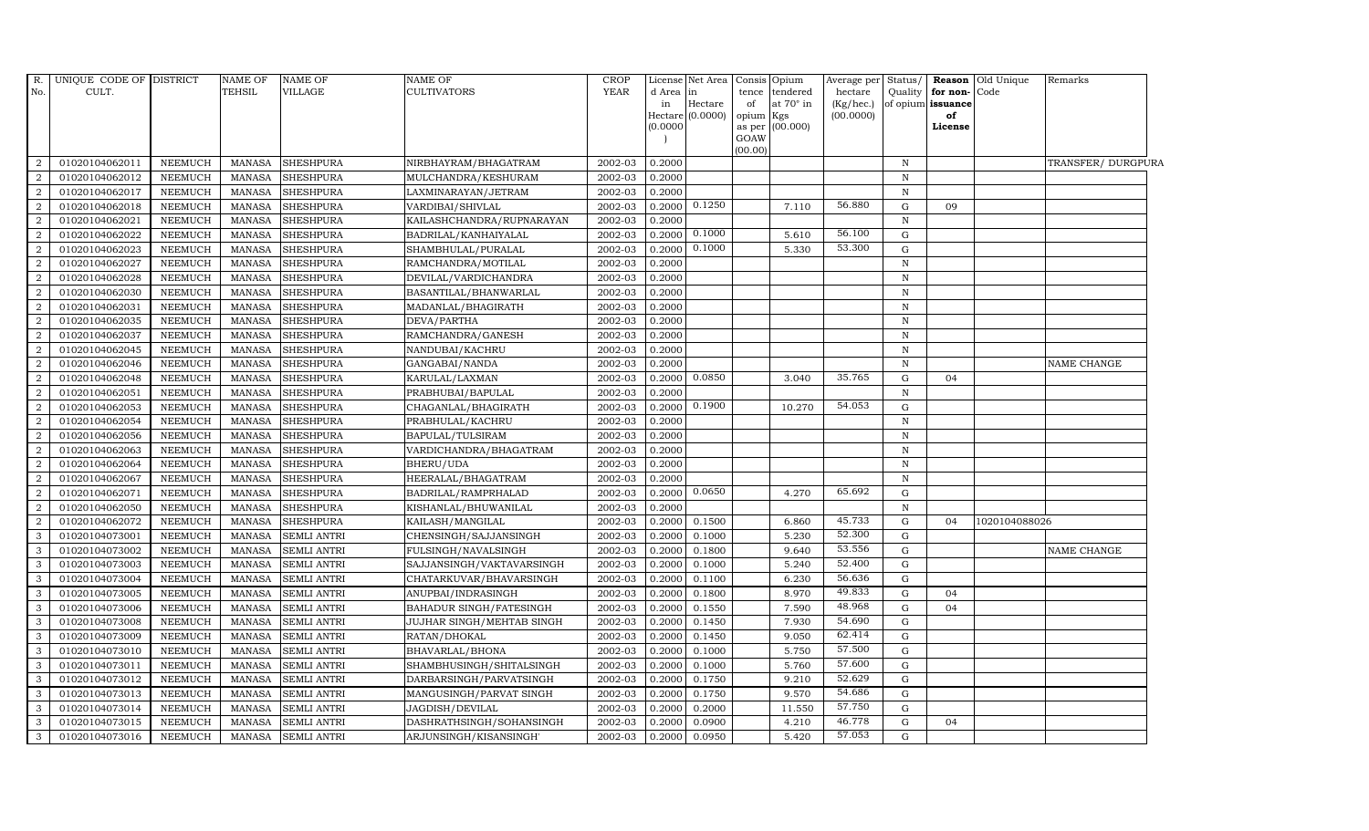| R. No. | UNIQUE CODE OF CULT. | DISTRICT | NAME OF TEHSIL | NAME OF VILLAGE | NAME OF CULTIVATORS | CROP YEAR | License d Area in Hectare (0.0000) | Net Area in Hectare (0.0000) | Consis tence of opium as per GOAW (00.00) | Opium tendered at 70° in Kgs (00.000) | Average per hectare (Kg/hec.) (00.0000) | Status/ Quality of opium | Reason for non-issuance of License | Old Unique Code | Remarks |
|---|---|---|---|---|---|---|---|---|---|---|---|---|---|---|---|
| 2 | 01020104062011 | NEEMUCH | MANASA | SHESHPURA | NIRBHAYRAM/BHAGATRAM | 2002-03 | 0.2000 | | | | | N | | | TRANSFER/ DURGPURA |
| 2 | 01020104062012 | NEEMUCH | MANASA | SHESHPURA | MULCHANDRA/KESHURAM | 2002-03 | 0.2000 | | | | | N | | | |
| 2 | 01020104062017 | NEEMUCH | MANASA | SHESHPURA | LAXMINARAYAN/JETRAM | 2002-03 | 0.2000 | | | | | N | | | |
| 2 | 01020104062018 | NEEMUCH | MANASA | SHESHPURA | VARDIBAI/SHIVLAL | 2002-03 | 0.2000 | 0.1250 | | 7.110 | 56.880 | G | 09 | | |
| 2 | 01020104062021 | NEEMUCH | MANASA | SHESHPURA | KAILASHCHANDRA/RUPNARAYAN | 2002-03 | 0.2000 | | | | | N | | | |
| 2 | 01020104062022 | NEEMUCH | MANASA | SHESHPURA | BADRILAL/KANHAIYALAL | 2002-03 | 0.2000 | 0.1000 | | 5.610 | 56.100 | G | | | |
| 2 | 01020104062023 | NEEMUCH | MANASA | SHESHPURA | SHAMBHULAL/PURALAL | 2002-03 | 0.2000 | 0.1000 | | 5.330 | 53.300 | G | | | |
| 2 | 01020104062027 | NEEMUCH | MANASA | SHESHPURA | RAMCHANDRA/MOTILAL | 2002-03 | 0.2000 | | | | | N | | | |
| 2 | 01020104062028 | NEEMUCH | MANASA | SHESHPURA | DEVILAL/VARDICHANDRA | 2002-03 | 0.2000 | | | | | N | | | |
| 2 | 01020104062030 | NEEMUCH | MANASA | SHESHPURA | BASANTILAL/BHANWARLAL | 2002-03 | 0.2000 | | | | | N | | | |
| 2 | 01020104062031 | NEEMUCH | MANASA | SHESHPURA | MADANLAL/BHAGIRATH | 2002-03 | 0.2000 | | | | | N | | | |
| 2 | 01020104062035 | NEEMUCH | MANASA | SHESHPURA | DEVA/PARTHA | 2002-03 | 0.2000 | | | | | N | | | |
| 2 | 01020104062037 | NEEMUCH | MANASA | SHESHPURA | RAMCHANDRA/GANESH | 2002-03 | 0.2000 | | | | | N | | | |
| 2 | 01020104062045 | NEEMUCH | MANASA | SHESHPURA | NANDUBAI/KACHRU | 2002-03 | 0.2000 | | | | | N | | | |
| 2 | 01020104062046 | NEEMUCH | MANASA | SHESHPURA | GANGABAI/NANDA | 2002-03 | 0.2000 | | | | | N | | | NAME CHANGE |
| 2 | 01020104062048 | NEEMUCH | MANASA | SHESHPURA | KARULAL/LAXMAN | 2002-03 | 0.2000 | 0.0850 | | 3.040 | 35.765 | G | 04 | | |
| 2 | 01020104062051 | NEEMUCH | MANASA | SHESHPURA | PRABHUBAI/BAPULAL | 2002-03 | 0.2000 | | | | | N | | | |
| 2 | 01020104062053 | NEEMUCH | MANASA | SHESHPURA | CHAGANLAL/BHAGIRATH | 2002-03 | 0.2000 | 0.1900 | | 10.270 | 54.053 | G | | | |
| 2 | 01020104062054 | NEEMUCH | MANASA | SHESHPURA | PRABHULAL/KACHRU | 2002-03 | 0.2000 | | | | | N | | | |
| 2 | 01020104062056 | NEEMUCH | MANASA | SHESHPURA | BAPULAL/TULSIRAM | 2002-03 | 0.2000 | | | | | N | | | |
| 2 | 01020104062063 | NEEMUCH | MANASA | SHESHPURA | VARDICHANDRA/BHAGATRAM | 2002-03 | 0.2000 | | | | | N | | | |
| 2 | 01020104062064 | NEEMUCH | MANASA | SHESHPURA | BHERU/UDA | 2002-03 | 0.2000 | | | | | N | | | |
| 2 | 01020104062067 | NEEMUCH | MANASA | SHESHPURA | HEERALAL/BHAGATRAM | 2002-03 | 0.2000 | | | | | N | | | |
| 2 | 01020104062071 | NEEMUCH | MANASA | SHESHPURA | BADRILAL/RAMPRHALAD | 2002-03 | 0.2000 | 0.0650 | | 4.270 | 65.692 | G | | | |
| 2 | 01020104062050 | NEEMUCH | MANASA | SHESHPURA | KISHANLAL/BHUWANILAL | 2002-03 | 0.2000 | | | | | N | | | |
| 2 | 01020104062072 | NEEMUCH | MANASA | SHESHPURA | KAILASH/MANGILAL | 2002-03 | 0.2000 | 0.1500 | | 6.860 | 45.733 | G | 04 | 1020104088026 | |
| 3 | 01020104073001 | NEEMUCH | MANASA | SEMLI ANTRI | CHENSINGH/SAJJANSINGH | 2002-03 | 0.2000 | 0.1000 | | 5.230 | 52.300 | G | | | |
| 3 | 01020104073002 | NEEMUCH | MANASA | SEMLI ANTRI | FULSINGH/NAVALSINGH | 2002-03 | 0.2000 | 0.1800 | | 9.640 | 53.556 | G | | | NAME CHANGE |
| 3 | 01020104073003 | NEEMUCH | MANASA | SEMLI ANTRI | SAJJANSINGH/VAKTAVARSINGH | 2002-03 | 0.2000 | 0.1000 | | 5.240 | 52.400 | G | | | |
| 3 | 01020104073004 | NEEMUCH | MANASA | SEMLI ANTRI | CHATARKUVAR/BHAVARSINGH | 2002-03 | 0.2000 | 0.1100 | | 6.230 | 56.636 | G | | | |
| 3 | 01020104073005 | NEEMUCH | MANASA | SEMLI ANTRI | ANUPBAI/INDRASINGH | 2002-03 | 0.2000 | 0.1800 | | 8.970 | 49.833 | G | 04 | | |
| 3 | 01020104073006 | NEEMUCH | MANASA | SEMLI ANTRI | BAHADUR SINGH/FATESINGH | 2002-03 | 0.2000 | 0.1550 | | 7.590 | 48.968 | G | 04 | | |
| 3 | 01020104073008 | NEEMUCH | MANASA | SEMLI ANTRI | JUJHAR SINGH/MEHTAB SINGH | 2002-03 | 0.2000 | 0.1450 | | 7.930 | 54.690 | G | | | |
| 3 | 01020104073009 | NEEMUCH | MANASA | SEMLI ANTRI | RATAN/DHOKAL | 2002-03 | 0.2000 | 0.1450 | | 9.050 | 62.414 | G | | | |
| 3 | 01020104073010 | NEEMUCH | MANASA | SEMLI ANTRI | BHAVARLAL/BHONA | 2002-03 | 0.2000 | 0.1000 | | 5.750 | 57.500 | G | | | |
| 3 | 01020104073011 | NEEMUCH | MANASA | SEMLI ANTRI | SHAMBHUSINGH/SHITALSINGH | 2002-03 | 0.2000 | 0.1000 | | 5.760 | 57.600 | G | | | |
| 3 | 01020104073012 | NEEMUCH | MANASA | SEMLI ANTRI | DARBARSINGH/PARVATSINGH | 2002-03 | 0.2000 | 0.1750 | | 9.210 | 52.629 | G | | | |
| 3 | 01020104073013 | NEEMUCH | MANASA | SEMLI ANTRI | MANGUSINGH/PARVAT SINGH | 2002-03 | 0.2000 | 0.1750 | | 9.570 | 54.686 | G | | | |
| 3 | 01020104073014 | NEEMUCH | MANASA | SEMLI ANTRI | JAGDISH/DEVILAL | 2002-03 | 0.2000 | 0.2000 | | 11.550 | 57.750 | G | | | |
| 3 | 01020104073015 | NEEMUCH | MANASA | SEMLI ANTRI | DASHRATHSINGH/SOHANSINGH | 2002-03 | 0.2000 | 0.0900 | | 4.210 | 46.778 | G | 04 | | |
| 3 | 01020104073016 | NEEMUCH | MANASA | SEMLI ANTRI | ARJUNSINGH/KISANSINGH' | 2002-03 | 0.2000 | 0.0950 | | 5.420 | 57.053 | G | | | |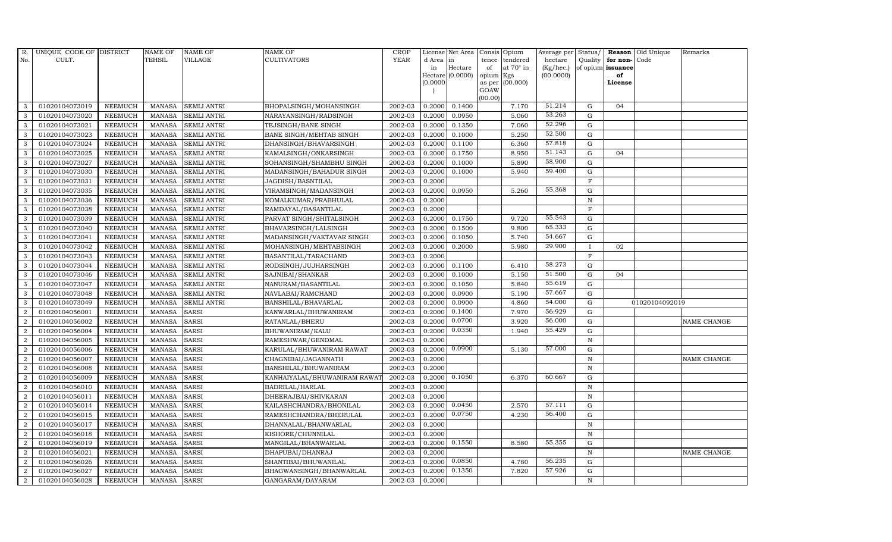| R. No. | UNIQUE CODE OF CULT. | DISTRICT | NAME OF TEHSIL | NAME OF VILLAGE | NAME OF CULTIVATORS | CROP YEAR | License d Area in Hectare (0.0000) | Net Area in Hectare (0.0000) | Consis tence of opium as per GOAW (00.00) | Opium tendered at 70° in Kgs (00.000) | Average per hectare (Kg/hec.) (00.0000) | Status/ Quality of opium | Reason for non-issuance of License | Old Unique Code | Remarks |
|---|---|---|---|---|---|---|---|---|---|---|---|---|---|---|---|
| 3 | 01020104073019 | NEEMUCH | MANASA | SEMLI ANTRI | BHOPALSINGH/MOHANSINGH | 2002-03 | 0.2000 | 0.1400 | | 7.170 | 51.214 | G | 04 | | |
| 3 | 01020104073020 | NEEMUCH | MANASA | SEMLI ANTRI | NARAYANSINGH/RADSINGH | 2002-03 | 0.2000 | 0.0950 | | 5.060 | 53.263 | G | | | |
| 3 | 01020104073021 | NEEMUCH | MANASA | SEMLI ANTRI | TEJSINGH/BANE SINGH | 2002-03 | 0.2000 | 0.1350 | | 7.060 | 52.296 | G | | | |
| 3 | 01020104073023 | NEEMUCH | MANASA | SEMLI ANTRI | BANE SINGH/MEHTAB SINGH | 2002-03 | 0.2000 | 0.1000 | | 5.250 | 52.500 | G | | | |
| 3 | 01020104073024 | NEEMUCH | MANASA | SEMLI ANTRI | DHANSINGH/BHAVARSINGH | 2002-03 | 0.2000 | 0.1100 | | 6.360 | 57.818 | G | | | |
| 3 | 01020104073025 | NEEMUCH | MANASA | SEMLI ANTRI | KAMALSINGH/ONKARSINGH | 2002-03 | 0.2000 | 0.1750 | | 8.950 | 51.143 | G | 04 | | |
| 3 | 01020104073027 | NEEMUCH | MANASA | SEMLI ANTRI | SOHANSINGH/SHAMBHU SINGH | 2002-03 | 0.2000 | 0.1000 | | 5.890 | 58.900 | G | | | |
| 3 | 01020104073030 | NEEMUCH | MANASA | SEMLI ANTRI | MADANSINGH/BAHADUR SINGH | 2002-03 | 0.2000 | 0.1000 | | 5.940 | 59.400 | G | | | |
| 3 | 01020104073031 | NEEMUCH | MANASA | SEMLI ANTRI | JAGDISH/BASNTILAL | 2002-03 | 0.2000 | | | | | F | | | |
| 3 | 01020104073035 | NEEMUCH | MANASA | SEMLI ANTRI | VIRAMSINGH/MADANSINGH | 2002-03 | 0.2000 | 0.0950 | | 5.260 | 55.368 | G | | | |
| 3 | 01020104073036 | NEEMUCH | MANASA | SEMLI ANTRI | KOMALKUMAR/PRABHULAL | 2002-03 | 0.2000 | | | | | N | | | |
| 3 | 01020104073038 | NEEMUCH | MANASA | SEMLI ANTRI | RAMDAYAL/BASANTILAL | 2002-03 | 0.2000 | | | | | F | | | |
| 3 | 01020104073039 | NEEMUCH | MANASA | SEMLI ANTRI | PARVAT SINGH/SHITALSINGH | 2002-03 | 0.2000 | 0.1750 | | 9.720 | 55.543 | G | | | |
| 3 | 01020104073040 | NEEMUCH | MANASA | SEMLI ANTRI | BHAVARSINGH/LALSINGH | 2002-03 | 0.2000 | 0.1500 | | 9.800 | 65.333 | G | | | |
| 3 | 01020104073041 | NEEMUCH | MANASA | SEMLI ANTRI | MADANSINGH/VAKTAVAR SINGH | 2002-03 | 0.2000 | 0.1050 | | 5.740 | 54.667 | G | | | |
| 3 | 01020104073042 | NEEMUCH | MANASA | SEMLI ANTRI | MOHANSINGH/MEHTABSINGH | 2002-03 | 0.2000 | 0.2000 | | 5.980 | 29.900 | I | 02 | | |
| 3 | 01020104073043 | NEEMUCH | MANASA | SEMLI ANTRI | BASANTILAL/TARACHAND | 2002-03 | 0.2000 | | | | | F | | | |
| 3 | 01020104073044 | NEEMUCH | MANASA | SEMLI ANTRI | RODSINGH/JUJHARSINGH | 2002-03 | 0.2000 | 0.1100 | | 6.410 | 58.273 | G | | | |
| 3 | 01020104073046 | NEEMUCH | MANASA | SEMLI ANTRI | SAJNIBAI/SHANKAR | 2002-03 | 0.2000 | 0.1000 | | 5.150 | 51.500 | G | 04 | | |
| 3 | 01020104073047 | NEEMUCH | MANASA | SEMLI ANTRI | NANURAM/BASANTILAL | 2002-03 | 0.2000 | 0.1050 | | 5.840 | 55.619 | G | | | |
| 3 | 01020104073048 | NEEMUCH | MANASA | SEMLI ANTRI | NAVLABAI/RAMCHAND | 2002-03 | 0.2000 | 0.0900 | | 5.190 | 57.667 | G | | | |
| 3 | 01020104073049 | NEEMUCH | MANASA | SEMLI ANTRI | BANSHILAL/BHAVARLAL | 2002-03 | 0.2000 | 0.0900 | | 4.860 | 54.000 | G | | 01020104092019 | |
| 2 | 01020104056001 | NEEMUCH | MANASA | SARSI | KANWARLAL/BHUWANIRAM | 2002-03 | 0.2000 | 0.1400 | | 7.970 | 56.929 | G | | | |
| 2 | 01020104056002 | NEEMUCH | MANASA | SARSI | RATANLAL/BHERU | 2002-03 | 0.2000 | 0.0700 | | 3.920 | 56.000 | G | | | NAME CHANGE |
| 2 | 01020104056004 | NEEMUCH | MANASA | SARSI | BHUWANIRAM/KALU | 2002-03 | 0.2000 | 0.0350 | | 1.940 | 55.429 | G | | | |
| 2 | 01020104056005 | NEEMUCH | MANASA | SARSI | RAMESHWAR/GENDMAL | 2002-03 | 0.2000 | | | | | N | | | |
| 2 | 01020104056006 | NEEMUCH | MANASA | SARSI | KARULAL/BHUWANIRAM RAWAT | 2002-03 | 0.2000 | 0.0900 | | 5.130 | 57.000 | G | | | |
| 2 | 01020104056007 | NEEMUCH | MANASA | SARSI | CHAGNIBAI/JAGANNATH | 2002-03 | 0.2000 | | | | | N | | | NAME CHANGE |
| 2 | 01020104056008 | NEEMUCH | MANASA | SARSI | BANSHILAL/BHUWANIRAM | 2002-03 | 0.2000 | | | | | N | | | |
| 2 | 01020104056009 | NEEMUCH | MANASA | SARSI | KANHAIYALAL/BHUWANIRAM RAWAT | 2002-03 | 0.2000 | 0.1050 | | 6.370 | 60.667 | G | | | |
| 2 | 01020104056010 | NEEMUCH | MANASA | SARSI | BADRILAL/HARLAL | 2002-03 | 0.2000 | | | | | N | | | |
| 2 | 01020104056011 | NEEMUCH | MANASA | SARSI | DHEERAJBAI/SHIVKARAN | 2002-03 | 0.2000 | | | | | N | | | |
| 2 | 01020104056014 | NEEMUCH | MANASA | SARSI | KAILASHCHANDRA/BHONILAL | 2002-03 | 0.2000 | 0.0450 | | 2.570 | 57.111 | G | | | |
| 2 | 01020104056015 | NEEMUCH | MANASA | SARSI | RAMESHCHANDRA/BHERULAL | 2002-03 | 0.2000 | 0.0750 | | 4.230 | 56.400 | G | | | |
| 2 | 01020104056017 | NEEMUCH | MANASA | SARSI | DHANNALAL/BHANWARLAL | 2002-03 | 0.2000 | | | | | N | | | |
| 2 | 01020104056018 | NEEMUCH | MANASA | SARSI | KISHORE/CHUNNILAL | 2002-03 | 0.2000 | | | | | N | | | |
| 2 | 01020104056019 | NEEMUCH | MANASA | SARSI | MANGILAL/BHANWARLAL | 2002-03 | 0.2000 | 0.1550 | | 8.580 | 55.355 | G | | | |
| 2 | 01020104056021 | NEEMUCH | MANASA | SARSI | DHAPUBAI/DHANRAJ | 2002-03 | 0.2000 | | | | | N | | | NAME CHANGE |
| 2 | 01020104056026 | NEEMUCH | MANASA | SARSI | SHANTIBAI/BHUWANILAL | 2002-03 | 0.2000 | 0.0850 | | 4.780 | 56.235 | G | | | |
| 2 | 01020104056027 | NEEMUCH | MANASA | SARSI | BHAGWANSINGH/BHANWARLAL | 2002-03 | 0.2000 | 0.1350 | | 7.820 | 57.926 | G | | | |
| 2 | 01020104056028 | NEEMUCH | MANASA | SARSI | GANGARAM/DAYARAM | 2002-03 | 0.2000 | | | | | N | | | |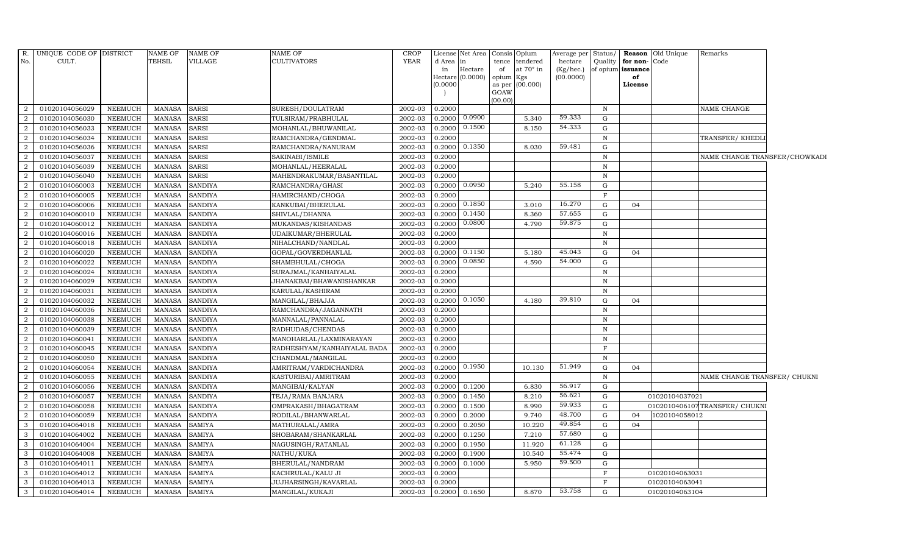| R. No. | UNIQUE CODE OF CULT. | DISTRICT | NAME OF TEHSIL | NAME OF VILLAGE | NAME OF CULTIVATORS | CROP YEAR | License d Area in Hectare (0.0000) | Net Area in Hectare (0.0000) | Consis tence of opium as per GOAW (00.00) | Opium tendered at 70° in Kgs (00.000) | Average per hectare (Kg/hec.) (00.0000) | Status/ Quality of opium | Reason for non- issuance of License | Old Unique Code | Remarks |
|---|---|---|---|---|---|---|---|---|---|---|---|---|---|---|---|
| 2 | 01020104056029 | NEEMUCH | MANASA | SARSI | SURESH/DOULATRAM | 2002-03 | 0.2000 | | | | | N | | | NAME CHANGE |
| 2 | 01020104056030 | NEEMUCH | MANASA | SARSI | TULSIRAM/PRABHULAL | 2002-03 | 0.2000 | 0.0900 | | 5.340 | 59.333 | G | | | |
| 2 | 01020104056033 | NEEMUCH | MANASA | SARSI | MOHANLAL/BHUWANILAL | 2002-03 | 0.2000 | 0.1500 | | 8.150 | 54.333 | G | | | |
| 2 | 01020104056034 | NEEMUCH | MANASA | SARSI | RAMCHANDRA/GENDMAL | 2002-03 | 0.2000 | | | | | N | | | TRANSFER/ KHEDLI |
| 2 | 01020104056036 | NEEMUCH | MANASA | SARSI | RAMCHANDRA/NANURAM | 2002-03 | 0.2000 | 0.1350 | | 8.030 | 59.481 | G | | | |
| 2 | 01020104056037 | NEEMUCH | MANASA | SARSI | SAKINABI/ISMILE | 2002-03 | 0.2000 | | | | | N | | | NAME CHANGE TRANSFER/CHOWKADI |
| 2 | 01020104056039 | NEEMUCH | MANASA | SARSI | MOHANLAL/HEERALAL | 2002-03 | 0.2000 | | | | | N | | | |
| 2 | 01020104056040 | NEEMUCH | MANASA | SARSI | MAHENDRAKUMAR/BASANTILAL | 2002-03 | 0.2000 | | | | | N | | | |
| 2 | 01020104060003 | NEEMUCH | MANASA | SANDIYA | RAMCHANDRA/GHASI | 2002-03 | 0.2000 | 0.0950 | | 5.240 | 55.158 | G | | | |
| 2 | 01020104060005 | NEEMUCH | MANASA | SANDIYA | HAMIRCHAND/CHOGA | 2002-03 | 0.2000 | | | | | F | | | |
| 2 | 01020104060006 | NEEMUCH | MANASA | SANDIYA | KANKUBAI/BHERULAL | 2002-03 | 0.2000 | 0.1850 | | 3.010 | 16.270 | G | 04 | | |
| 2 | 01020104060010 | NEEMUCH | MANASA | SANDIYA | SHIVLAL/DHANNA | 2002-03 | 0.2000 | 0.1450 | | 8.360 | 57.655 | G | | | |
| 2 | 01020104060012 | NEEMUCH | MANASA | SANDIYA | MUKANDAS/KISHANDAS | 2002-03 | 0.2000 | 0.0800 | | 4.790 | 59.875 | G | | | |
| 2 | 01020104060016 | NEEMUCH | MANASA | SANDIYA | UDAIKUMAR/BHERULAL | 2002-03 | 0.2000 | | | | | N | | | |
| 2 | 01020104060018 | NEEMUCH | MANASA | SANDIYA | NIHALCHAND/NANDLAL | 2002-03 | 0.2000 | | | | | N | | | |
| 2 | 01020104060020 | NEEMUCH | MANASA | SANDIYA | GOPAL/GOVERDHANLAL | 2002-03 | 0.2000 | 0.1150 | | 5.180 | 45.043 | G | 04 | | |
| 2 | 01020104060022 | NEEMUCH | MANASA | SANDIYA | SHAMBHULAL/CHOGA | 2002-03 | 0.2000 | 0.0850 | | 4.590 | 54.000 | G | | | |
| 2 | 01020104060024 | NEEMUCH | MANASA | SANDIYA | SURAJMAL/KANHAIYALAL | 2002-03 | 0.2000 | | | | | N | | | |
| 2 | 01020104060029 | NEEMUCH | MANASA | SANDIYA | JHANAKBAI/BHAWANISHANKAR | 2002-03 | 0.2000 | | | | | N | | | |
| 2 | 01020104060031 | NEEMUCH | MANASA | SANDIYA | KARULAL/KASHIRAM | 2002-03 | 0.2000 | | | | | N | | | |
| 2 | 01020104060032 | NEEMUCH | MANASA | SANDIYA | MANGILAL/BHAJJA | 2002-03 | 0.2000 | 0.1050 | | 4.180 | 39.810 | G | 04 | | |
| 2 | 01020104060036 | NEEMUCH | MANASA | SANDIYA | RAMCHANDRA/JAGANNATH | 2002-03 | 0.2000 | | | | | N | | | |
| 2 | 01020104060038 | NEEMUCH | MANASA | SANDIYA | MANNALAL/PANNALAL | 2002-03 | 0.2000 | | | | | N | | | |
| 2 | 01020104060039 | NEEMUCH | MANASA | SANDIYA | RADHUDAS/CHENDAS | 2002-03 | 0.2000 | | | | | N | | | |
| 2 | 01020104060041 | NEEMUCH | MANASA | SANDIYA | MANOHARLAL/LAXMINARAYAN | 2002-03 | 0.2000 | | | | | N | | | |
| 2 | 01020104060045 | NEEMUCH | MANASA | SANDIYA | RADHESHYAM/KANHAIYALAL BADA | 2002-03 | 0.2000 | | | | | F | | | |
| 2 | 01020104060050 | NEEMUCH | MANASA | SANDIYA | CHANDMAL/MANGILAL | 2002-03 | 0.2000 | | | | | N | | | |
| 2 | 01020104060054 | NEEMUCH | MANASA | SANDIYA | AMRITRAM/VARDICHANDRA | 2002-03 | 0.2000 | 0.1950 | | 10.130 | 51.949 | G | 04 | | |
| 2 | 01020104060055 | NEEMUCH | MANASA | SANDIYA | KASTURIBAI/AMRITRAM | 2002-03 | 0.2000 | | | | | N | | | NAME CHANGE TRANSFER/ CHUKNI |
| 2 | 01020104060056 | NEEMUCH | MANASA | SANDIYA | MANGIBAI/KALYAN | 2002-03 | 0.2000 | 0.1200 | | 6.830 | 56.917 | G | | | |
| 2 | 01020104060057 | NEEMUCH | MANASA | SANDIYA | TEJA/RAMA BANJARA | 2002-03 | 0.2000 | 0.1450 | | 8.210 | 56.621 | G | | 01020104037021 | |
| 2 | 01020104060058 | NEEMUCH | MANASA | SANDIYA | OMPRAKASH/BHAGATRAM | 2002-03 | 0.2000 | 0.1500 | | 8.990 | 59.933 | G | | 01020104061070 | TRANSFER/ CHUKNI |
| 2 | 01020104060059 | NEEMUCH | MANASA | SANDIYA | RODILAL/BHANWARLAL | 2002-03 | 0.2000 | 0.2000 | | 9.740 | 48.700 | G | 04 | 1020104058012 | |
| 3 | 01020104064018 | NEEMUCH | MANASA | SAMIYA | MATHURALAL/AMRA | 2002-03 | 0.2000 | 0.2050 | | 10.220 | 49.854 | G | 04 | | |
| 3 | 01020104064002 | NEEMUCH | MANASA | SAMIYA | SHOBARAM/SHANKARLAL | 2002-03 | 0.2000 | 0.1250 | | 7.210 | 57.680 | G | | | |
| 3 | 01020104064004 | NEEMUCH | MANASA | SAMIYA | NAGUSINGH/RATANLAL | 2002-03 | 0.2000 | 0.1950 | | 11.920 | 61.128 | G | | | |
| 3 | 01020104064008 | NEEMUCH | MANASA | SAMIYA | NATHU/KUKA | 2002-03 | 0.2000 | 0.1900 | | 10.540 | 55.474 | G | | | |
| 3 | 01020104064011 | NEEMUCH | MANASA | SAMIYA | BHERULAL/NANDRAM | 2002-03 | 0.2000 | 0.1000 | | 5.950 | 59.500 | G | | | |
| 3 | 01020104064012 | NEEMUCH | MANASA | SAMIYA | KACHRULAL/KALU JI | 2002-03 | 0.2000 | | | | | F | | 01020104063031 | |
| 3 | 01020104064013 | NEEMUCH | MANASA | SAMIYA | JUJHARSINGH/KAVARLAL | 2002-03 | 0.2000 | | | | | F | | 01020104063041 | |
| 3 | 01020104064014 | NEEMUCH | MANASA | SAMIYA | MANGILAL/KUKAJI | 2002-03 | 0.2000 | 0.1650 | | 8.870 | 53.758 | G | | 01020104063104 | |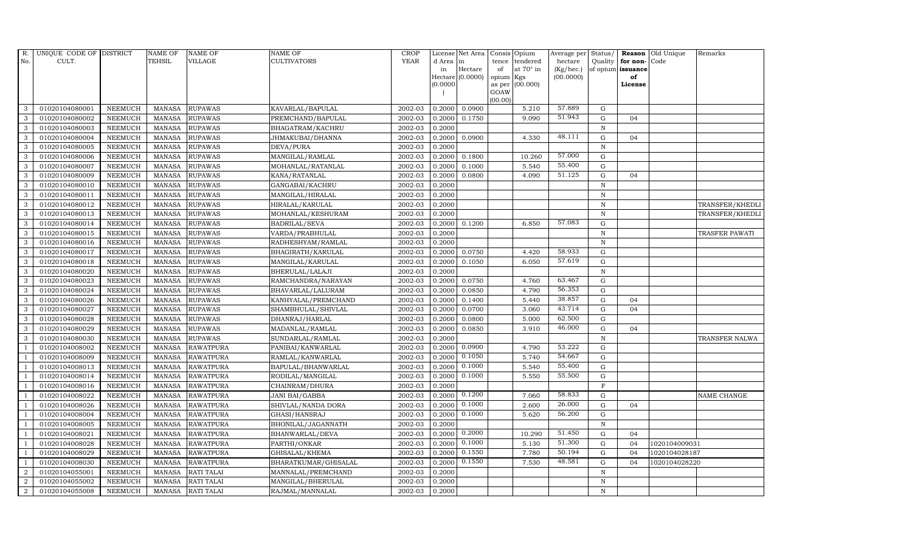| R. No. | UNIQUE CODE OF CULT. | DISTRICT | NAME OF TEHSIL | NAME OF VILLAGE | NAME OF CULTIVATORS | CROP YEAR | License d Area in Hectare (0.0000) | Net Area in Hectare (0.0000) | Consis tence of opium as per GOAW (00.00) | Opium tendered at 70° in Kgs (00.000) | Average per hectare (Kg/hec.) (00.0000) | Status/ Quality of opium | Reason for non-issuance of License | Old Unique Code | Remarks |
|---|---|---|---|---|---|---|---|---|---|---|---|---|---|---|---|
| 3 | 01020104080001 | NEEMUCH | MANASA | RUPAWAS | KAVARLAL/BAPULAL | 2002-03 | 0.2000 | 0.0900 | | 5.210 | 57.889 | G | | | |
| 3 | 01020104080002 | NEEMUCH | MANASA | RUPAWAS | PREMCHAND/BAPULAL | 2002-03 | 0.2000 | 0.1750 | | 9.090 | 51.943 | G | 04 | | |
| 3 | 01020104080003 | NEEMUCH | MANASA | RUPAWAS | BHAGATRAM/KACHRU | 2002-03 | 0.2000 | | | | | N | | | |
| 3 | 01020104080004 | NEEMUCH | MANASA | RUPAWAS | JHMAKUBAI/DHANNA | 2002-03 | 0.2000 | 0.0900 | | 4.330 | 48.111 | G | 04 | | |
| 3 | 01020104080005 | NEEMUCH | MANASA | RUPAWAS | DEVA/PURA | 2002-03 | 0.2000 | | | | | N | | | |
| 3 | 01020104080006 | NEEMUCH | MANASA | RUPAWAS | MANGILAL/RAMLAL | 2002-03 | 0.2000 | 0.1800 | | 10.260 | 57.000 | G | | | |
| 3 | 01020104080007 | NEEMUCH | MANASA | RUPAWAS | MOHANLAL/RATANLAL | 2002-03 | 0.2000 | 0.1000 | | 5.540 | 55.400 | G | | | |
| 3 | 01020104080009 | NEEMUCH | MANASA | RUPAWAS | KANA/RATANLAL | 2002-03 | 0.2000 | 0.0800 | | 4.090 | 51.125 | G | 04 | | |
| 3 | 01020104080010 | NEEMUCH | MANASA | RUPAWAS | GANGABAI/KACHRU | 2002-03 | 0.2000 | | | | | N | | | |
| 3 | 01020104080011 | NEEMUCH | MANASA | RUPAWAS | MANGILAL/HIRALAL | 2002-03 | 0.2000 | | | | | N | | | |
| 3 | 01020104080012 | NEEMUCH | MANASA | RUPAWAS | HIRALAL/KARULAL | 2002-03 | 0.2000 | | | | | N | | | TRANSFER/KHEDLI |
| 3 | 01020104080013 | NEEMUCH | MANASA | RUPAWAS | MOHANLAL/KESHURAM | 2002-03 | 0.2000 | | | | | N | | | TRANSFER/KHEDLI |
| 3 | 01020104080014 | NEEMUCH | MANASA | RUPAWAS | BADRILAL/SEVA | 2002-03 | 0.2000 | 0.1200 | | 6.850 | 57.083 | G | | | |
| 3 | 01020104080015 | NEEMUCH | MANASA | RUPAWAS | VARDA/PRABHULAL | 2002-03 | 0.2000 | | | | | N | | | TRASFER PAWATI |
| 3 | 01020104080016 | NEEMUCH | MANASA | RUPAWAS | RADHESHYAM/RAMLAL | 2002-03 | 0.2000 | | | | | N | | | |
| 3 | 01020104080017 | NEEMUCH | MANASA | RUPAWAS | BHAGIRATH/KARULAL | 2002-03 | 0.2000 | 0.0750 | | 4.420 | 58.933 | G | | | |
| 3 | 01020104080018 | NEEMUCH | MANASA | RUPAWAS | MANGILAL/KARULAL | 2002-03 | 0.2000 | 0.1050 | | 6.050 | 57.619 | G | | | |
| 3 | 01020104080020 | NEEMUCH | MANASA | RUPAWAS | BHERULAL/LALAJI | 2002-03 | 0.2000 | | | | | N | | | |
| 3 | 01020104080023 | NEEMUCH | MANASA | RUPAWAS | RAMCHANDRA/NARAYAN | 2002-03 | 0.2000 | 0.0750 | | 4.760 | 63.467 | G | | | |
| 3 | 01020104080024 | NEEMUCH | MANASA | RUPAWAS | BHAVARLAL/LALURAM | 2002-03 | 0.2000 | 0.0850 | | 4.790 | 56.353 | G | | | |
| 3 | 01020104080026 | NEEMUCH | MANASA | RUPAWAS | KANHYALAL/PREMCHAND | 2002-03 | 0.2000 | 0.1400 | | 5.440 | 38.857 | G | 04 | | |
| 3 | 01020104080027 | NEEMUCH | MANASA | RUPAWAS | SHAMBHULAL/SHIVLAL | 2002-03 | 0.2000 | 0.0700 | | 3.060 | 43.714 | G | 04 | | |
| 3 | 01020104080028 | NEEMUCH | MANASA | RUPAWAS | DHANRAJ/HARLAL | 2002-03 | 0.2000 | 0.0800 | | 5.000 | 62.500 | G | | | |
| 3 | 01020104080029 | NEEMUCH | MANASA | RUPAWAS | MADANLAL/RAMLAL | 2002-03 | 0.2000 | 0.0850 | | 3.910 | 46.000 | G | 04 | | |
| 3 | 01020104080030 | NEEMUCH | MANASA | RUPAWAS | SUNDARLAL/RAMLAL | 2002-03 | 0.2000 | | | | | N | | | TRANSFER NALWA |
| 1 | 01020104008002 | NEEMUCH | MANASA | RAWATPURA | PANIBAI/KANWARLAL | 2002-03 | 0.2000 | 0.0900 | | 4.790 | 53.222 | G | | | |
| 1 | 01020104008009 | NEEMUCH | MANASA | RAWATPURA | RAMLAL/KANWARLAL | 2002-03 | 0.2000 | 0.1050 | | 5.740 | 54.667 | G | | | |
| 1 | 01020104008013 | NEEMUCH | MANASA | RAWATPURA | BAPULAL/BHANWARLAL | 2002-03 | 0.2000 | 0.1000 | | 5.540 | 55.400 | G | | | |
| 1 | 01020104008014 | NEEMUCH | MANASA | RAWATPURA | RODILAL/MANGILAL | 2002-03 | 0.2000 | 0.1000 | | 5.550 | 55.500 | G | | | |
| 1 | 01020104008016 | NEEMUCH | MANASA | RAWATPURA | CHAINRAM/DHURA | 2002-03 | 0.2000 | | | | | F | | | |
| 1 | 01020104008022 | NEEMUCH | MANASA | RAWATPURA | JANI BAI/GABBA | 2002-03 | 0.2000 | 0.1200 | | 7.060 | 58.833 | G | | | NAME CHANGE |
| 1 | 01020104008026 | NEEMUCH | MANASA | RAWATPURA | SHIVLAL/NANDA DORA | 2002-03 | 0.2000 | 0.1000 | | 2.600 | 26.000 | G | 04 | | |
| 1 | 01020104008004 | NEEMUCH | MANASA | RAWATPURA | GHASI/HANSRAJ | 2002-03 | 0.2000 | 0.1000 | | 5.620 | 56.200 | G | | | |
| 1 | 01020104008005 | NEEMUCH | MANASA | RAWATPURA | BHONILAL/JAGANNATH | 2002-03 | 0.2000 | | | | | N | | | |
| 1 | 01020104008021 | NEEMUCH | MANASA | RAWATPURA | BHANWARLAL/DEVA | 2002-03 | 0.2000 | 0.2000 | | 10.290 | 51.450 | G | 04 | | |
| 1 | 01020104008028 | NEEMUCH | MANASA | RAWATPURA | PARTHI/ONKAR | 2002-03 | 0.2000 | 0.1000 | | 5.130 | 51.300 | G | 04 | 1020104009031 | |
| 1 | 01020104008029 | NEEMUCH | MANASA | RAWATPURA | GHISALAL/KHEMA | 2002-03 | 0.2000 | 0.1550 | | 7.780 | 50.194 | G | 04 | 1020104028187 | |
| 1 | 01020104008030 | NEEMUCH | MANASA | RAWATPURA | BHARATKUMAR/GHISALAL | 2002-03 | 0.2000 | 0.1550 | | 7.530 | 48.581 | G | 04 | 1020104028220 | |
| 2 | 01020104055001 | NEEMUCH | MANASA | RATI TALAI | MANNALAL/PREMCHAND | 2002-03 | 0.2000 | | | | | N | | | |
| 2 | 01020104055002 | NEEMUCH | MANASA | RATI TALAI | MANGILAL/BHERULAL | 2002-03 | 0.2000 | | | | | N | | | |
| 2 | 01020104055008 | NEEMUCH | MANASA | RATI TALAI | RAJMAL/MANNALAL | 2002-03 | 0.2000 | | | | | N | | | |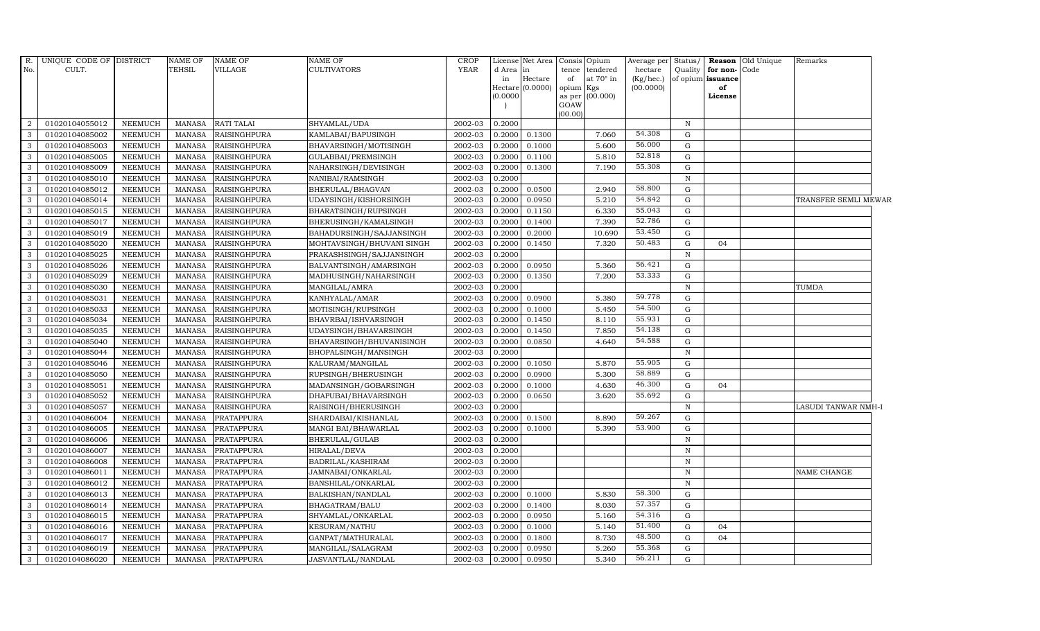| R. No. | UNIQUE CODE OF CULT. | DISTRICT | NAME OF TEHSIL | NAME OF VILLAGE | NAME OF CULTIVATORS | CROP YEAR | License d Area in Hectare (0.0000) | Net Area in Hectare (0.0000) | Consis tence of opium as per GOAW (00.00) | Opium tendered at 70° in Kgs (00.000) | Average per hectare (Kg/hec.) (00.0000) | Status/ Quality of opium | Reason for non-issuance of License | Old Unique Code | Remarks |
|---|---|---|---|---|---|---|---|---|---|---|---|---|---|---|---|
| 2 | 01020104055012 | NEEMUCH | MANASA | RATI TALAI | SHYAMLAL/UDA | 2002-03 | 0.2000 | | | | | N | | | |
| 3 | 01020104085002 | NEEMUCH | MANASA | RAISINGHPURA | KAMLABAI/BAPUSINGH | 2002-03 | 0.2000 | 0.1300 | | 7.060 | 54.308 | G | | | |
| 3 | 01020104085003 | NEEMUCH | MANASA | RAISINGHPURA | BHAVARSINGH/MOTISINGH | 2002-03 | 0.2000 | 0.1000 | | 5.600 | 56.000 | G | | | |
| 3 | 01020104085005 | NEEMUCH | MANASA | RAISINGHPURA | GULABBAI/PREMSINGH | 2002-03 | 0.2000 | 0.1100 | | 5.810 | 52.818 | G | | | |
| 3 | 01020104085009 | NEEMUCH | MANASA | RAISINGHPURA | NAHARSINGH/DEVISINGH | 2002-03 | 0.2000 | 0.1300 | | 7.190 | 55.308 | G | | | |
| 3 | 01020104085010 | NEEMUCH | MANASA | RAISINGHPURA | NANIBAI/RAMSINGH | 2002-03 | 0.2000 | | | | | N | | | |
| 3 | 01020104085012 | NEEMUCH | MANASA | RAISINGHPURA | BHERULAL/BHAGVAN | 2002-03 | 0.2000 | 0.0500 | | 2.940 | 58.800 | G | | | |
| 3 | 01020104085014 | NEEMUCH | MANASA | RAISINGHPURA | UDAYSINGH/KISHORSINGH | 2002-03 | 0.2000 | 0.0950 | | 5.210 | 54.842 | G | | | TRANSFER SEMLI MEWAR |
| 3 | 01020104085015 | NEEMUCH | MANASA | RAISINGHPURA | BHARATSINGH/RUPSINGH | 2002-03 | 0.2000 | 0.1150 | | 6.330 | 55.043 | G | | | |
| 3 | 01020104085017 | NEEMUCH | MANASA | RAISINGHPURA | BHERUSINGH/KAMALSINGH | 2002-03 | 0.2000 | 0.1400 | | 7.390 | 52.786 | G | | | |
| 3 | 01020104085019 | NEEMUCH | MANASA | RAISINGHPURA | BAHADURSINGH/SAJJANSINGH | 2002-03 | 0.2000 | 0.2000 | | 10.690 | 53.450 | G | | | |
| 3 | 01020104085020 | NEEMUCH | MANASA | RAISINGHPURA | MOHTAVSINGH/BHUVANI SINGH | 2002-03 | 0.2000 | 0.1450 | | 7.320 | 50.483 | G | 04 | | |
| 3 | 01020104085025 | NEEMUCH | MANASA | RAISINGHPURA | PRAKASHSINGH/SAJJANSINGH | 2002-03 | 0.2000 | | | | | N | | | |
| 3 | 01020104085026 | NEEMUCH | MANASA | RAISINGHPURA | BALVANTSINGH/AMARSINGH | 2002-03 | 0.2000 | 0.0950 | | 5.360 | 56.421 | G | | | |
| 3 | 01020104085029 | NEEMUCH | MANASA | RAISINGHPURA | MADHUSINGH/NAHARSINGH | 2002-03 | 0.2000 | 0.1350 | | 7.200 | 53.333 | G | | | |
| 3 | 01020104085030 | NEEMUCH | MANASA | RAISINGHPURA | MANGILAL/AMRA | 2002-03 | 0.2000 | | | | | N | | | TUMDA |
| 3 | 01020104085031 | NEEMUCH | MANASA | RAISINGHPURA | KANHYALAL/AMAR | 2002-03 | 0.2000 | 0.0900 | | 5.380 | 59.778 | G | | | |
| 3 | 01020104085033 | NEEMUCH | MANASA | RAISINGHPURA | MOTISINGH/RUPSINGH | 2002-03 | 0.2000 | 0.1000 | | 5.450 | 54.500 | G | | | |
| 3 | 01020104085034 | NEEMUCH | MANASA | RAISINGHPURA | BHAVRBAI/ISHVARSINGH | 2002-03 | 0.2000 | 0.1450 | | 8.110 | 55.931 | G | | | |
| 3 | 01020104085035 | NEEMUCH | MANASA | RAISINGHPURA | UDAYSINGH/BHAVARSINGH | 2002-03 | 0.2000 | 0.1450 | | 7.850 | 54.138 | G | | | |
| 3 | 01020104085040 | NEEMUCH | MANASA | RAISINGHPURA | BHAVARSINGH/BHUVANISINGH | 2002-03 | 0.2000 | 0.0850 | | 4.640 | 54.588 | G | | | |
| 3 | 01020104085044 | NEEMUCH | MANASA | RAISINGHPURA | BHOPALSINGH/MANSINGH | 2002-03 | 0.2000 | | | | | N | | | |
| 3 | 01020104085046 | NEEMUCH | MANASA | RAISINGHPURA | KALURAM/MANGILAL | 2002-03 | 0.2000 | 0.1050 | | 5.870 | 55.905 | G | | | |
| 3 | 01020104085050 | NEEMUCH | MANASA | RAISINGHPURA | RUPSINGH/BHERUSINGH | 2002-03 | 0.2000 | 0.0900 | | 5.300 | 58.889 | G | | | |
| 3 | 01020104085051 | NEEMUCH | MANASA | RAISINGHPURA | MADANSINGH/GOBARSINGH | 2002-03 | 0.2000 | 0.1000 | | 4.630 | 46.300 | G | 04 | | |
| 3 | 01020104085052 | NEEMUCH | MANASA | RAISINGHPURA | DHAPUBAI/BHAVARSINGH | 2002-03 | 0.2000 | 0.0650 | | 3.620 | 55.692 | G | | | |
| 3 | 01020104085057 | NEEMUCH | MANASA | RAISINGHPURA | RAISINGH/BHERUSINGH | 2002-03 | 0.2000 | | | | | N | | | LASUDI TANWAR NMH-I |
| 3 | 01020104086004 | NEEMUCH | MANASA | PRATAPPURA | SHARDABAI/KISHANLAL | 2002-03 | 0.2000 | 0.1500 | | 8.890 | 59.267 | G | | | |
| 3 | 01020104086005 | NEEMUCH | MANASA | PRATAPPURA | MANGI BAI/BHAWARLAL | 2002-03 | 0.2000 | 0.1000 | | 5.390 | 53.900 | G | | | |
| 3 | 01020104086006 | NEEMUCH | MANASA | PRATAPPURA | BHERULAL/GULAB | 2002-03 | 0.2000 | | | | | N | | | |
| 3 | 01020104086007 | NEEMUCH | MANASA | PRATAPPURA | HIRALAL/DEVA | 2002-03 | 0.2000 | | | | | N | | | |
| 3 | 01020104086008 | NEEMUCH | MANASA | PRATAPPURA | BADRILAL/KASHIRAM | 2002-03 | 0.2000 | | | | | N | | | |
| 3 | 01020104086011 | NEEMUCH | MANASA | PRATAPPURA | JAMNABAI/ONKARLAL | 2002-03 | 0.2000 | | | | | N | | | NAME CHANGE |
| 3 | 01020104086012 | NEEMUCH | MANASA | PRATAPPURA | BANSHILAL/ONKARLAL | 2002-03 | 0.2000 | | | | | N | | | |
| 3 | 01020104086013 | NEEMUCH | MANASA | PRATAPPURA | BALKISHAN/NANDLAL | 2002-03 | 0.2000 | 0.1000 | | 5.830 | 58.300 | G | | | |
| 3 | 01020104086014 | NEEMUCH | MANASA | PRATAPPURA | BHAGATRAM/BALU | 2002-03 | 0.2000 | 0.1400 | | 8.030 | 57.357 | G | | | |
| 3 | 01020104086015 | NEEMUCH | MANASA | PRATAPPURA | SHYAMLAL/ONKARLAL | 2002-03 | 0.2000 | 0.0950 | | 5.160 | 54.316 | G | | | |
| 3 | 01020104086016 | NEEMUCH | MANASA | PRATAPPURA | KESURAM/NATHU | 2002-03 | 0.2000 | 0.1000 | | 5.140 | 51.400 | G | 04 | | |
| 3 | 01020104086017 | NEEMUCH | MANASA | PRATAPPURA | GANPAT/MATHURALAL | 2002-03 | 0.2000 | 0.1800 | | 8.730 | 48.500 | G | 04 | | |
| 3 | 01020104086019 | NEEMUCH | MANASA | PRATAPPURA | MANGILAL/SALAGRAM | 2002-03 | 0.2000 | 0.0950 | | 5.260 | 55.368 | G | | | |
| 3 | 01020104086020 | NEEMUCH | MANASA | PRATAPPURA | JASVANTLAL/NANDLAL | 2002-03 | 0.2000 | 0.0950 | | 5.340 | 56.211 | G | | | |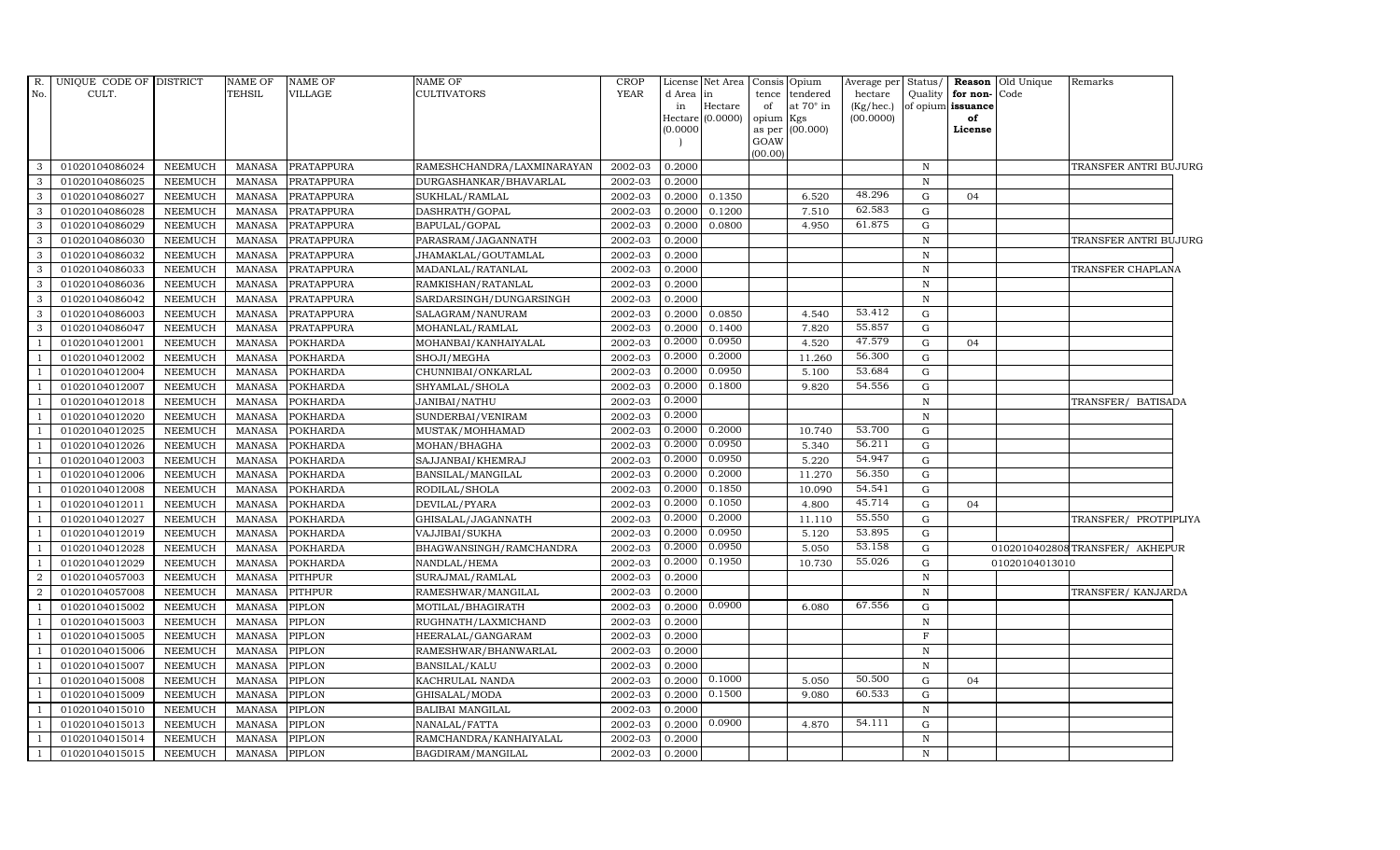| R. No. | UNIQUE CODE OF CULT. | DISTRICT | NAME OF TEHSIL | NAME OF VILLAGE | NAME OF CULTIVATORS | CROP YEAR | License d Area in Hectare (0.0000) | Net Area in Hectare (0.0000) | Consis tence of opium as per GOAW (00.00) | Opium tendered at 70° in Kgs (00.000) | Average per hectare (Kg/hec.) (00.0000) | Status/ Quality of opium | Reason for non-issuance of License | Old Unique Code | Remarks |
|---|---|---|---|---|---|---|---|---|---|---|---|---|---|---|---|
| 3 | 01020104086024 | NEEMUCH | MANASA | PRATAPPURA | RAMESHCHANDRA/LAXMINARAYAN | 2002-03 | 0.2000 | | | | | N | | | TRANSFER ANTRI BUJURG |
| 3 | 01020104086025 | NEEMUCH | MANASA | PRATAPPURA | DURGASHANKAR/BHAVARLAL | 2002-03 | 0.2000 | | | | | N | | | |
| 3 | 01020104086027 | NEEMUCH | MANASA | PRATAPPURA | SUKHLAL/RAMLAL | 2002-03 | 0.2000 | 0.1350 | | 6.520 | 48.296 | G | 04 | | |
| 3 | 01020104086028 | NEEMUCH | MANASA | PRATAPPURA | DASHRATH/GOPAL | 2002-03 | 0.2000 | 0.1200 | | 7.510 | 62.583 | G | | | |
| 3 | 01020104086029 | NEEMUCH | MANASA | PRATAPPURA | BAPULAL/GOPAL | 2002-03 | 0.2000 | 0.0800 | | 4.950 | 61.875 | G | | | |
| 3 | 01020104086030 | NEEMUCH | MANASA | PRATAPPURA | PARASRAM/JAGANNATH | 2002-03 | 0.2000 | | | | | N | | | TRANSFER ANTRI BUJURG |
| 3 | 01020104086032 | NEEMUCH | MANASA | PRATAPPURA | JHAMAKLAL/GOUTAMLAL | 2002-03 | 0.2000 | | | | | N | | | |
| 3 | 01020104086033 | NEEMUCH | MANASA | PRATAPPURA | MADANLAL/RATANLAL | 2002-03 | 0.2000 | | | | | N | | | TRANSFER CHAPLANA |
| 3 | 01020104086036 | NEEMUCH | MANASA | PRATAPPURA | RAMKISHAN/RATANLAL | 2002-03 | 0.2000 | | | | | N | | | |
| 3 | 01020104086042 | NEEMUCH | MANASA | PRATAPPURA | SARDARSINGH/DUNGARSINGH | 2002-03 | 0.2000 | | | | | N | | | |
| 3 | 01020104086003 | NEEMUCH | MANASA | PRATAPPURA | SALAGRAM/NANURAM | 2002-03 | 0.2000 | 0.0850 | | 4.540 | 53.412 | G | | | |
| 3 | 01020104086047 | NEEMUCH | MANASA | PRATAPPURA | MOHANLAL/RAMLAL | 2002-03 | 0.2000 | 0.1400 | | 7.820 | 55.857 | G | | | |
| 1 | 01020104012001 | NEEMUCH | MANASA | POKHARDA | MOHANBAI/KANHAIYALAL | 2002-03 | 0.2000 | 0.0950 | | 4.520 | 47.579 | G | 04 | | |
| 1 | 01020104012002 | NEEMUCH | MANASA | POKHARDA | SHOJI/MEGHA | 2002-03 | 0.2000 | 0.2000 | | 11.260 | 56.300 | G | | | |
| 1 | 01020104012004 | NEEMUCH | MANASA | POKHARDA | CHUNNIBAI/ONKARLAL | 2002-03 | 0.2000 | 0.0950 | | 5.100 | 53.684 | G | | | |
| 1 | 01020104012007 | NEEMUCH | MANASA | POKHARDA | SHYAMLAL/SHOLA | 2002-03 | 0.2000 | 0.1800 | | 9.820 | 54.556 | G | | | |
| 1 | 01020104012018 | NEEMUCH | MANASA | POKHARDA | JANIBAI/NATHU | 2002-03 | 0.2000 | | | | | N | | | TRANSFER/ BATISADA |
| 1 | 01020104012020 | NEEMUCH | MANASA | POKHARDA | SUNDERBAI/VENIRAM | 2002-03 | 0.2000 | | | | | N | | | |
| 1 | 01020104012025 | NEEMUCH | MANASA | POKHARDA | MUSTAK/MOHHAMAD | 2002-03 | 0.2000 | 0.2000 | | 10.740 | 53.700 | G | | | |
| 1 | 01020104012026 | NEEMUCH | MANASA | POKHARDA | MOHAN/BHAGHA | 2002-03 | 0.2000 | 0.0950 | | 5.340 | 56.211 | G | | | |
| 1 | 01020104012003 | NEEMUCH | MANASA | POKHARDA | SAJJANBAI/KHEMRAJ | 2002-03 | 0.2000 | 0.0950 | | 5.220 | 54.947 | G | | | |
| 1 | 01020104012006 | NEEMUCH | MANASA | POKHARDA | BANSILAL/MANGILAL | 2002-03 | 0.2000 | 0.2000 | | 11.270 | 56.350 | G | | | |
| 1 | 01020104012008 | NEEMUCH | MANASA | POKHARDA | RODILAL/SHOLA | 2002-03 | 0.2000 | 0.1850 | | 10.090 | 54.541 | G | | | |
| 1 | 01020104012011 | NEEMUCH | MANASA | POKHARDA | DEVILAL/PYARA | 2002-03 | 0.2000 | 0.1050 | | 4.800 | 45.714 | G | 04 | | |
| 1 | 01020104012027 | NEEMUCH | MANASA | POKHARDA | GHISALAL/JAGANNATH | 2002-03 | 0.2000 | 0.2000 | | 11.110 | 55.550 | G | | | TRANSFER/ PROTPIPLIYA |
| 1 | 01020104012019 | NEEMUCH | MANASA | POKHARDA | VAJJIBAI/SUKHA | 2002-03 | 0.2000 | 0.0950 | | 5.120 | 53.895 | G | | | |
| 1 | 01020104012028 | NEEMUCH | MANASA | POKHARDA | BHAGWANSINGH/RAMCHANDRA | 2002-03 | 0.2000 | 0.0950 | | 5.050 | 53.158 | G | | 01020104028087 | TRANSFER/ AKHEPUR |
| 1 | 01020104012029 | NEEMUCH | MANASA | POKHARDA | NANDLAL/HEMA | 2002-03 | 0.2000 | 0.1950 | | 10.730 | 55.026 | G | | 01020104013010 | |
| 2 | 01020104057003 | NEEMUCH | MANASA | PITHPUR | SURAJMAL/RAMLAL | 2002-03 | 0.2000 | | | | | N | | | |
| 2 | 01020104057008 | NEEMUCH | MANASA | PITHPUR | RAMESHWAR/MANGILAL | 2002-03 | 0.2000 | | | | | N | | | TRANSFER/ KANJARDA |
| 1 | 01020104015002 | NEEMUCH | MANASA | PIPLON | MOTILAL/BHAGIRATH | 2002-03 | 0.2000 | 0.0900 | | 6.080 | 67.556 | G | | | |
| 1 | 01020104015003 | NEEMUCH | MANASA | PIPLON | RUGHNATH/LAXMICHAND | 2002-03 | 0.2000 | | | | | N | | | |
| 1 | 01020104015005 | NEEMUCH | MANASA | PIPLON | HEERALAL/GANGARAM | 2002-03 | 0.2000 | | | | | F | | | |
| 1 | 01020104015006 | NEEMUCH | MANASA | PIPLON | RAMESHWAR/BHANWARLAL | 2002-03 | 0.2000 | | | | | N | | | |
| 1 | 01020104015007 | NEEMUCH | MANASA | PIPLON | BANSILAL/KALU | 2002-03 | 0.2000 | | | | | N | | | |
| 1 | 01020104015008 | NEEMUCH | MANASA | PIPLON | KACHRULAL NANDA | 2002-03 | 0.2000 | 0.1000 | | 5.050 | 50.500 | G | 04 | | |
| 1 | 01020104015009 | NEEMUCH | MANASA | PIPLON | GHISALAL/MODA | 2002-03 | 0.2000 | 0.1500 | | 9.080 | 60.533 | G | | | |
| 1 | 01020104015010 | NEEMUCH | MANASA | PIPLON | BALIBAI MANGILAL | 2002-03 | 0.2000 | | | | | N | | | |
| 1 | 01020104015013 | NEEMUCH | MANASA | PIPLON | NANALAL/FATTA | 2002-03 | 0.2000 | 0.0900 | | 4.870 | 54.111 | G | | | |
| 1 | 01020104015014 | NEEMUCH | MANASA | PIPLON | RAMCHANDRA/KANHAIYALAL | 2002-03 | 0.2000 | | | | | N | | | |
| 1 | 01020104015015 | NEEMUCH | MANASA | PIPLON | BAGDIRAM/MANGILAL | 2002-03 | 0.2000 | | | | | N | | | |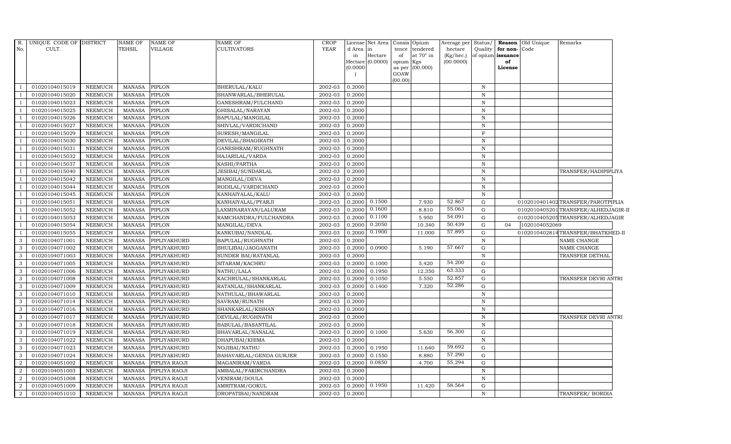| R. No. | UNIQUE CODE OF CULT. | DISTRICT | NAME OF TEHSIL | NAME OF VILLAGE | NAME OF CULTIVATORS | CROP YEAR | License d Area in Hectare (0.0000) | Net Area in Hectare (0.0000) | Consis tence of opium as per GOAW (00.00) | Opium tendered at 70° in Kgs (00.000) | Average per hectare (Kg/hec.) (00.0000) | Status/ Quality of opium | Reason for non-issuance of License | Old Unique Code | Remarks |
|---|---|---|---|---|---|---|---|---|---|---|---|---|---|---|---|
| 1 | 01020104015019 | NEEMUCH | MANASA | PIPLON | BHERULAL/KALU | 2002-03 | 0.2000 | | | | | N | | | |
| 1 | 01020104015020 | NEEMUCH | MANASA | PIPLON | BHANWARLAL/BHERULAL | 2002-03 | 0.2000 | | | | | N | | | |
| 1 | 01020104015023 | NEEMUCH | MANASA | PIPLON | GANESHRAM/FULCHAND | 2002-03 | 0.2000 | | | | | N | | | |
| 1 | 01020104015025 | NEEMUCH | MANASA | PIPLON | GHISALAL/NARAYAN | 2002-03 | 0.2000 | | | | | N | | | |
| 1 | 01020104015026 | NEEMUCH | MANASA | PIPLON | BAPULAL/MANGILAL | 2002-03 | 0.2000 | | | | | N | | | |
| 1 | 01020104015027 | NEEMUCH | MANASA | PIPLON | SHIVLAL/VARDICHAND | 2002-03 | 0.2000 | | | | | N | | | |
| 1 | 01020104015029 | NEEMUCH | MANASA | PIPLON | SURESH/MANGILAL | 2002-03 | 0.2000 | | | | | F | | | |
| 1 | 01020104015030 | NEEMUCH | MANASA | PIPLON | DEVILAL/BHAGIRATH | 2002-03 | 0.2000 | | | | | N | | | |
| 1 | 01020104015031 | NEEMUCH | MANASA | PIPLON | GANESHRAM/RUGHNATH | 2002-03 | 0.2000 | | | | | N | | | |
| 1 | 01020104015032 | NEEMUCH | MANASA | PIPLON | HAJARILAL/VARDA | 2002-03 | 0.2000 | | | | | N | | | |
| 1 | 01020104015037 | NEEMUCH | MANASA | PIPLON | KASHI/PARTHA | 2002-03 | 0.2000 | | | | | N | | | |
| 1 | 01020104015040 | NEEMUCH | MANASA | PIPLON | JESIBAI/SUNDARLAL | 2002-03 | 0.2000 | | | | | N | | | TRANSFER/HADIPIPLIYA |
| 1 | 01020104015042 | NEEMUCH | MANASA | PIPLON | MANGILAL/DEVA | 2002-03 | 0.2000 | | | | | N | | | |
| 1 | 01020104015044 | NEEMUCH | MANASA | PIPLON | RODILAL/VARDICHAND | 2002-03 | 0.2000 | | | | | N | | | |
| 1 | 01020104015045 | NEEMUCH | MANASA | PIPLON | KANHAIYALAL/KALU | 2002-03 | 0.2000 | | | | | N | | | |
| 1 | 01020104015051 | NEEMUCH | MANASA | PIPLON | KANHAIYALAL/PYARJI | 2002-03 | 0.2000 | 0.1500 | | 7.930 | 52.867 | G | | 0102010401402 | TRANSFER/PAROTPIPLIA |
| 1 | 01020104015052 | NEEMUCH | MANASA | PIPLON | LAXMINARAYAN/LALURAM | 2002-03 | 0.2000 | 0.1600 | | 8.810 | 55.063 | G | | 0102010405201 | TRANSFER/ALHEDJAGIR-II |
| 1 | 01020104015053 | NEEMUCH | MANASA | PIPLON | RAMCHANDRA/FULCHANDRA | 2002-03 | 0.2000 | 0.1100 | | 5.950 | 54.091 | G | | 0102010405205 | TRANSFER/ALHEDJAGIR |
| 1 | 01020104015054 | NEEMUCH | MANASA | PIPLON | MANGILAL/DEVA | 2002-03 | 0.2000 | 0.2050 | | 10.340 | 50.439 | G | 04 | 1020104052069 | |
| 1 | 01020104015055 | NEEMUCH | MANASA | PIPLON | KANKUBAI/NANDLAL | 2002-03 | 0.2000 | 0.1900 | | 11.000 | 57.895 | G | | 0102010402814 | TRANSFER/BHATKHED-II |
| 3 | 01020104071001 | NEEMUCH | MANASA | PIPLIYAKHURD | BAPULAL/RUGHNATH | 2002-03 | 0.2000 | | | | | N | | | NAME CHANGE |
| 3 | 01020104071002 | NEEMUCH | MANASA | PIPLIYAKHURD | BHULIBAI/JAGGANATH | 2002-03 | 0.2000 | 0.0900 | | 5.190 | 57.667 | G | | | NAME CHANGE |
| 3 | 01020104071003 | NEEMUCH | MANASA | PIPLIYAKHURD | SUNDER BAI/RATANLAL | 2002-03 | 0.2000 | | | | | N | | | TRANSFER DETHAL |
| 3 | 01020104071005 | NEEMUCH | MANASA | PIPLIYAKHURD | SITARAM/KACHRU | 2002-03 | 0.2000 | 0.1000 | | 5.420 | 54.200 | G | | | |
| 3 | 01020104071006 | NEEMUCH | MANASA | PIPLIYAKHURD | NATHU/LALA | 2002-03 | 0.2000 | 0.1950 | | 12.350 | 63.333 | G | | | |
| 3 | 01020104071008 | NEEMUCH | MANASA | PIPLIYAKHURD | KACHRULAL/SHANKARLAL | 2002-03 | 0.2000 | 0.1050 | | 5.550 | 52.857 | G | | | TRANSFER DEVRI ANTRI |
| 3 | 01020104071009 | NEEMUCH | MANASA | PIPLIYAKHURD | RATANLAL/SHANKARLAL | 2002-03 | 0.2000 | 0.1400 | | 7.320 | 52.286 | G | | | |
| 3 | 01020104071010 | NEEMUCH | MANASA | PIPLIYAKHURD | NATHULAL/BHAWARLAL | 2002-03 | 0.2000 | | | | | N | | | |
| 3 | 01020104071014 | NEEMUCH | MANASA | PIPLIYAKHURD | SAVRAM/RUNATH | 2002-03 | 0.2000 | | | | | N | | | |
| 3 | 01020104071016 | NEEMUCH | MANASA | PIPLIYAKHURD | SHANKARLAL/KISHAN | 2002-03 | 0.2000 | | | | | N | | | |
| 3 | 01020104071017 | NEEMUCH | MANASA | PIPLIYAKHURD | DEVILAL/RUGHNATH | 2002-03 | 0.2000 | | | | | N | | | TRANSFER DEVRI ANTRI |
| 3 | 01020104071018 | NEEMUCH | MANASA | PIPLIYAKHURD | BABULAL/BASANTILAL | 2002-03 | 0.2000 | | | | | N | | | |
| 3 | 01020104071019 | NEEMUCH | MANASA | PIPLIYAKHURD | BHAVARLAL/NANALAL | 2002-03 | 0.2000 | 0.1000 | | 5.630 | 56.300 | G | | | |
| 3 | 01020104071022 | NEEMUCH | MANASA | PIPLIYAKHURD | DHAPUBAI/KHIMA | 2002-03 | 0.2000 | | | | | N | | | |
| 3 | 01020104071023 | NEEMUCH | MANASA | PIPLIYAKHURD | NOJIBAI/NATHU | 2002-03 | 0.2000 | 0.1950 | | 11.640 | 59.692 | G | | | |
| 3 | 01020104071024 | NEEMUCH | MANASA | PIPLIYAKHURD | BAHAVARLAL/GENDA GURJER | 2002-03 | 0.2000 | 0.1550 | | 8.880 | 57.290 | G | | | |
| 2 | 01020104051002 | NEEMUCH | MANASA | PIPLIYA RAOJI | MAGANIRAM/VARDA | 2002-03 | 0.2000 | 0.0850 | | 4.700 | 55.294 | G | | | |
| 2 | 01020104051003 | NEEMUCH | MANASA | PIPLIYA RAOJI | AMBALAL/FAKIRCHANDRA | 2002-03 | 0.2000 | | | | | N | | | |
| 2 | 01020104051008 | NEEMUCH | MANASA | PIPLIYA RAOJI | VENIRAM/DOULA | 2002-03 | 0.2000 | | | | | N | | | |
| 2 | 01020104051009 | NEEMUCH | MANASA | PIPLIYA RAOJI | AMRITRAM/GOKUL | 2002-03 | 0.2000 | 0.1950 | | 11.420 | 58.564 | G | | | |
| 2 | 01020104051010 | NEEMUCH | MANASA | PIPLIYA RAOJI | DROPATIBAI/NANDRAM | 2002-03 | 0.2000 | | | | | N | | | TRANSFER/ BORDIA |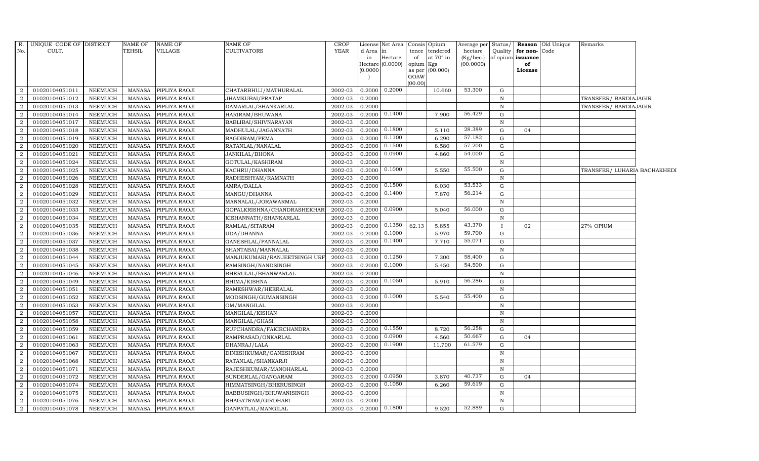| R. No. | UNIQUE CODE OF CULT. | DISTRICT | NAME OF TEHSIL | NAME OF VILLAGE | NAME OF CULTIVATORS | CROP YEAR | License d Area in Hectare (0.0000) | Net Area in Hectare (0.0000) | Consis tence of opium as per GOAW (00.00) | Opium tendered at 70° in Kgs (00.000) | Average per hectare (Kg/hec.) (00.0000) | Status/ Quality of opium | Reason for non-issuance of License | Old Unique Code | Remarks |
|---|---|---|---|---|---|---|---|---|---|---|---|---|---|---|---|
| 2 | 01020104051011 | NEEMUCH | MANASA | PIPLIYA RAOJI | CHATARBHUJ/MATHURALAL | 2002-03 | 0.2000 | 0.2000 | | 10.660 | 53.300 | G | | | |
| 2 | 01020104051012 | NEEMUCH | MANASA | PIPLIYA RAOJI | JHAMKUBAI/PRATAP | 2002-03 | 0.2000 | | | | | N | | | TRANSFER/ BARDIAJAGIR |
| 2 | 01020104051013 | NEEMUCH | MANASA | PIPLIYA RAOJI | DAMARLAL/SHANKARLAL | 2002-03 | 0.2000 | | | | | N | | | TRANSFER/ BARDIAJAGIR |
| 2 | 01020104051014 | NEEMUCH | MANASA | PIPLIYA RAOJI | HARIRAM/BHUWANA | 2002-03 | 0.2000 | 0.1400 | | 7.900 | 56.429 | G | | | |
| 2 | 01020104051017 | NEEMUCH | MANASA | PIPLIYA RAOJI | BABLIBAI/SHIVNARAYAN | 2002-03 | 0.2000 | | | | | N | | | |
| 2 | 01020104051018 | NEEMUCH | MANASA | PIPLIYA RAOJI | MADHULAL/JAGANNATH | 2002-03 | 0.2000 | 0.1800 | | 5.110 | 28.389 | G | 04 | | |
| 2 | 01020104051019 | NEEMUCH | MANASA | PIPLIYA RAOJI | BAGDIRAM/PEMA | 2002-03 | 0.2000 | 0.1100 | | 6.290 | 57.182 | G | | | |
| 2 | 01020104051020 | NEEMUCH | MANASA | PIPLIYA RAOJI | RATANLAL/NANALAL | 2002-03 | 0.2000 | 0.1500 | | 8.580 | 57.200 | G | | | |
| 2 | 01020104051021 | NEEMUCH | MANASA | PIPLIYA RAOJI | JANKILAL/BHONA | 2002-03 | 0.2000 | 0.0900 | | 4.860 | 54.000 | G | | | |
| 2 | 01020104051024 | NEEMUCH | MANASA | PIPLIYA RAOJI | GOTULAL/KASHIRAM | 2002-03 | 0.2000 | | | | | N | | | |
| 2 | 01020104051025 | NEEMUCH | MANASA | PIPLIYA RAOJI | KACHRU/DHANNA | 2002-03 | 0.2000 | 0.1000 | | 5.550 | 55.500 | G | | | TRANSFER/ LUHARIA BACHAKHEDI |
| 2 | 01020104051026 | NEEMUCH | MANASA | PIPLIYA RAOJI | RADHESHYAM/RAMNATH | 2002-03 | 0.2000 | | | | | N | | | |
| 2 | 01020104051028 | NEEMUCH | MANASA | PIPLIYA RAOJI | AMRA/DALLA | 2002-03 | 0.2000 | 0.1500 | | 8.030 | 53.533 | G | | | |
| 2 | 01020104051029 | NEEMUCH | MANASA | PIPLIYA RAOJI | MANGU/DHANNA | 2002-03 | 0.2000 | 0.1400 | | 7.870 | 56.214 | G | | | |
| 2 | 01020104051032 | NEEMUCH | MANASA | PIPLIYA RAOJI | MANNALAL/JORAWARMAL | 2002-03 | 0.2000 | | | | | N | | | |
| 2 | 01020104051033 | NEEMUCH | MANASA | PIPLIYA RAOJI | GOPALKRISHNA/CHANDRASHEKHAR | 2002-03 | 0.2000 | 0.0900 | | 5.040 | 56.000 | G | | | |
| 2 | 01020104051034 | NEEMUCH | MANASA | PIPLIYA RAOJI | KISHANNATH/SHANKARLAL | 2002-03 | 0.2000 | | | | | N | | | |
| 2 | 01020104051035 | NEEMUCH | MANASA | PIPLIYA RAOJI | RAMLAL/SITARAM | 2002-03 | 0.2000 | 0.1350 | 62.13 | 5.855 | 43.370 | I | 02 | | 27% OPIUM |
| 2 | 01020104051036 | NEEMUCH | MANASA | PIPLIYA RAOJI | UDA/DHANNA | 2002-03 | 0.2000 | 0.1000 | | 5.970 | 59.700 | G | | | |
| 2 | 01020104051037 | NEEMUCH | MANASA | PIPLIYA RAOJI | GANESHLAL/PANNALAL | 2002-03 | 0.2000 | 0.1400 | | 7.710 | 55.071 | G | | | |
| 2 | 01020104051038 | NEEMUCH | MANASA | PIPLIYA RAOJI | SHANTABAI/MANNALAL | 2002-03 | 0.2000 | | | | | N | | | |
| 2 | 01020104051044 | NEEMUCH | MANASA | PIPLIYA RAOJI | MANJUKUMARI/RANJEETSINGH URF | 2002-03 | 0.2000 | 0.1250 | | 7.300 | 58.400 | G | | | |
| 2 | 01020104051045 | NEEMUCH | MANASA | PIPLIYA RAOJI | RAMSINGH/NANDSINGH | 2002-03 | 0.2000 | 0.1000 | | 5.450 | 54.500 | G | | | |
| 2 | 01020104051046 | NEEMUCH | MANASA | PIPLIYA RAOJI | BHERULAL/BHANWARLAL | 2002-03 | 0.2000 | | | | | N | | | |
| 2 | 01020104051049 | NEEMUCH | MANASA | PIPLIYA RAOJI | BHIMA/KISHNA | 2002-03 | 0.2000 | 0.1050 | | 5.910 | 56.286 | G | | | |
| 2 | 01020104051051 | NEEMUCH | MANASA | PIPLIYA RAOJI | RAMESHWAR/HEERALAL | 2002-03 | 0.2000 | | | | | N | | | |
| 2 | 01020104051052 | NEEMUCH | MANASA | PIPLIYA RAOJI | MODSINGH/GUMANSINGH | 2002-03 | 0.2000 | 0.1000 | | 5.540 | 55.400 | G | | | |
| 2 | 01020104051053 | NEEMUCH | MANASA | PIPLIYA RAOJI | OM/MANGILAL | 2002-03 | 0.2000 | | | | | N | | | |
| 2 | 01020104051057 | NEEMUCH | MANASA | PIPLIYA RAOJI | MANGILAL/KISHAN | 2002-03 | 0.2000 | | | | | N | | | |
| 2 | 01020104051058 | NEEMUCH | MANASA | PIPLIYA RAOJI | MANGILAL/GHASI | 2002-03 | 0.2000 | | | | | N | | | |
| 2 | 01020104051059 | NEEMUCH | MANASA | PIPLIYA RAOJI | RUPCHANDRA/FAKIRCHANDRA | 2002-03 | 0.2000 | 0.1550 | | 8.720 | 56.258 | G | | | |
| 2 | 01020104051061 | NEEMUCH | MANASA | PIPLIYA RAOJI | RAMPRASAD/ONKARLAL | 2002-03 | 0.2000 | 0.0900 | | 4.560 | 50.667 | G | 04 | | |
| 2 | 01020104051063 | NEEMUCH | MANASA | PIPLIYA RAOJI | DHANRAJ/LALA | 2002-03 | 0.2000 | 0.1900 | | 11.700 | 61.579 | G | | | |
| 2 | 01020104051067 | NEEMUCH | MANASA | PIPLIYA RAOJI | DINESHKUMAR/GANESHRAM | 2002-03 | 0.2000 | | | | | N | | | |
| 2 | 01020104051068 | NEEMUCH | MANASA | PIPLIYA RAOJI | RATANLAL/SHANKARJI | 2002-03 | 0.2000 | | | | | N | | | |
| 2 | 01020104051071 | NEEMUCH | MANASA | PIPLIYA RAOJI | RAJESHKUMAR/MANOHARLAL | 2002-03 | 0.2000 | | | | | N | | | |
| 2 | 01020104051072 | NEEMUCH | MANASA | PIPLIYA RAOJI | SUNDERLAL/GANGARAM | 2002-03 | 0.2000 | 0.0950 | | 3.870 | 40.737 | G | 04 | | |
| 2 | 01020104051074 | NEEMUCH | MANASA | PIPLIYA RAOJI | HIMMATSINGH/BHERUSINGH | 2002-03 | 0.2000 | 0.1050 | | 6.260 | 59.619 | G | | | |
| 2 | 01020104051075 | NEEMUCH | MANASA | PIPLIYA RAOJI | BABBUSINGH/BHUWANISINGH | 2002-03 | 0.2000 | | | | | N | | | |
| 2 | 01020104051076 | NEEMUCH | MANASA | PIPLIYA RAOJI | BHAGATRAM/GIRDHARI | 2002-03 | 0.2000 | | | | | N | | | |
| 2 | 01020104051078 | NEEMUCH | MANASA | PIPLIYA RAOJI | GANPATLAL/MANGILAL | 2002-03 | 0.2000 | 0.1800 | | 9.520 | 52.889 | G | | | |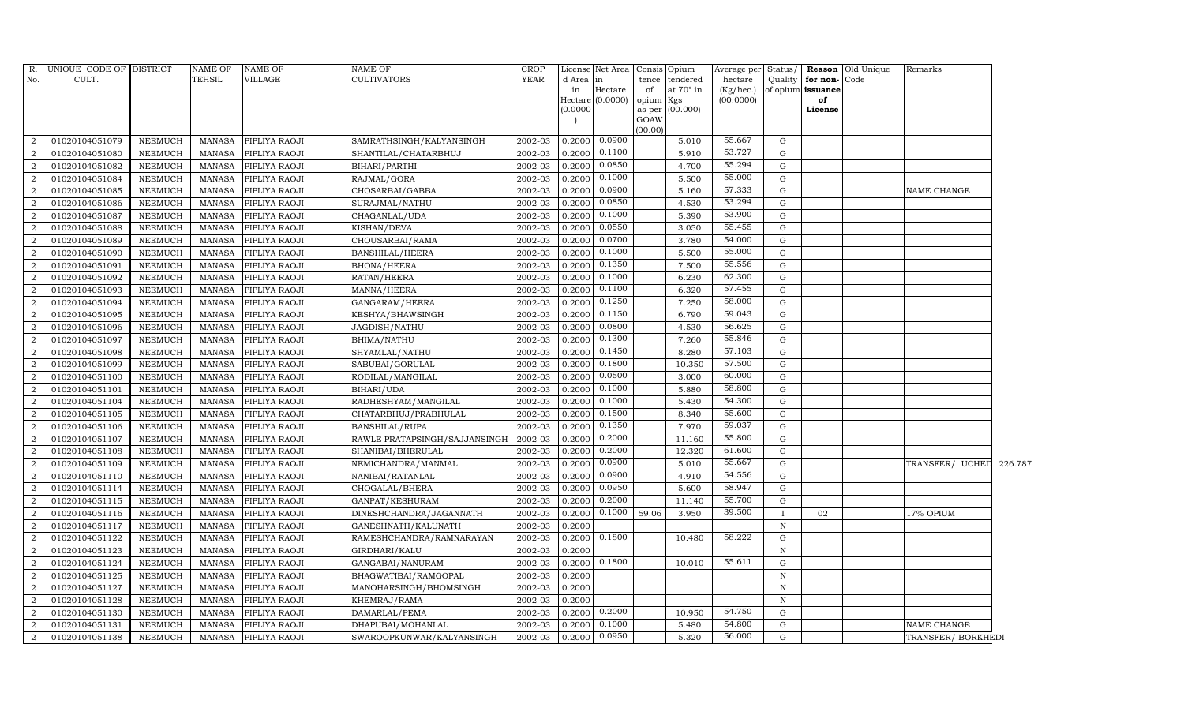| R. No. | UNIQUE CODE OF CULT. | DISTRICT | NAME OF TEHSIL | NAME OF VILLAGE | NAME OF CULTIVATORS | CROP YEAR | License d Area in Hectare (0.0000) | Net Area in Hectare (0.0000) | Consis tence of opium as per GOAW (00.00) | Opium tendered at 70° in Kgs (00.000) | Average per hectare (Kg/hec.) (00.0000) | Status/ Quality of opium | Reason for non-issuance of License | Old Unique Code | Remarks |
|---|---|---|---|---|---|---|---|---|---|---|---|---|---|---|---|
| 2 | 01020104051079 | NEEMUCH | MANASA | PIPLIYA RAOJI | SAMRATHSINGH/KALYANSINGH | 2002-03 | 0.2000 | 0.0900 | | 5.010 | 55.667 | G | | | |
| 2 | 01020104051080 | NEEMUCH | MANASA | PIPLIYA RAOJI | SHANTILAL/CHATARBHUJ | 2002-03 | 0.2000 | 0.1100 | | 5.910 | 53.727 | G | | | |
| 2 | 01020104051082 | NEEMUCH | MANASA | PIPLIYA RAOJI | BIHARI/PARTHI | 2002-03 | 0.2000 | 0.0850 | | 4.700 | 55.294 | G | | | |
| 2 | 01020104051084 | NEEMUCH | MANASA | PIPLIYA RAOJI | RAJMAL/GORA | 2002-03 | 0.2000 | 0.1000 | | 5.500 | 55.000 | G | | | |
| 2 | 01020104051085 | NEEMUCH | MANASA | PIPLIYA RAOJI | CHOSARBAI/GABBA | 2002-03 | 0.2000 | 0.0900 | | 5.160 | 57.333 | G | | | NAME CHANGE |
| 2 | 01020104051086 | NEEMUCH | MANASA | PIPLIYA RAOJI | SURAJMAL/NATHU | 2002-03 | 0.2000 | 0.0850 | | 4.530 | 53.294 | G | | | |
| 2 | 01020104051087 | NEEMUCH | MANASA | PIPLIYA RAOJI | CHAGANLAL/UDA | 2002-03 | 0.2000 | 0.1000 | | 5.390 | 53.900 | G | | | |
| 2 | 01020104051088 | NEEMUCH | MANASA | PIPLIYA RAOJI | KISHAN/DEVA | 2002-03 | 0.2000 | 0.0550 | | 3.050 | 55.455 | G | | | |
| 2 | 01020104051089 | NEEMUCH | MANASA | PIPLIYA RAOJI | CHOUSARBAI/RAMA | 2002-03 | 0.2000 | 0.0700 | | 3.780 | 54.000 | G | | | |
| 2 | 01020104051090 | NEEMUCH | MANASA | PIPLIYA RAOJI | BANSHILAL/HEERA | 2002-03 | 0.2000 | 0.1000 | | 5.500 | 55.000 | G | | | |
| 2 | 01020104051091 | NEEMUCH | MANASA | PIPLIYA RAOJI | BHONA/HEERA | 2002-03 | 0.2000 | 0.1350 | | 7.500 | 55.556 | G | | | |
| 2 | 01020104051092 | NEEMUCH | MANASA | PIPLIYA RAOJI | RATAN/HEERA | 2002-03 | 0.2000 | 0.1000 | | 6.230 | 62.300 | G | | | |
| 2 | 01020104051093 | NEEMUCH | MANASA | PIPLIYA RAOJI | MANNA/HEERA | 2002-03 | 0.2000 | 0.1100 | | 6.320 | 57.455 | G | | | |
| 2 | 01020104051094 | NEEMUCH | MANASA | PIPLIYA RAOJI | GANGARAM/HEERA | 2002-03 | 0.2000 | 0.1250 | | 7.250 | 58.000 | G | | | |
| 2 | 01020104051095 | NEEMUCH | MANASA | PIPLIYA RAOJI | KESHYA/BHAWSINGH | 2002-03 | 0.2000 | 0.1150 | | 6.790 | 59.043 | G | | | |
| 2 | 01020104051096 | NEEMUCH | MANASA | PIPLIYA RAOJI | JAGDISH/NATHU | 2002-03 | 0.2000 | 0.0800 | | 4.530 | 56.625 | G | | | |
| 2 | 01020104051097 | NEEMUCH | MANASA | PIPLIYA RAOJI | BHIMA/NATHU | 2002-03 | 0.2000 | 0.1300 | | 7.260 | 55.846 | G | | | |
| 2 | 01020104051098 | NEEMUCH | MANASA | PIPLIYA RAOJI | SHYAMLAL/NATHU | 2002-03 | 0.2000 | 0.1450 | | 8.280 | 57.103 | G | | | |
| 2 | 01020104051099 | NEEMUCH | MANASA | PIPLIYA RAOJI | SABUBAI/GORULAL | 2002-03 | 0.2000 | 0.1800 | | 10.350 | 57.500 | G | | | |
| 2 | 01020104051100 | NEEMUCH | MANASA | PIPLIYA RAOJI | RODILAL/MANGILAL | 2002-03 | 0.2000 | 0.0500 | | 3.000 | 60.000 | G | | | |
| 2 | 01020104051101 | NEEMUCH | MANASA | PIPLIYA RAOJI | BIHARI/UDA | 2002-03 | 0.2000 | 0.1000 | | 5.880 | 58.800 | G | | | |
| 2 | 01020104051104 | NEEMUCH | MANASA | PIPLIYA RAOJI | RADHESHYAM/MANGILAL | 2002-03 | 0.2000 | 0.1000 | | 5.430 | 54.300 | G | | | |
| 2 | 01020104051105 | NEEMUCH | MANASA | PIPLIYA RAOJI | CHATARBHUJ/PRABHULAL | 2002-03 | 0.2000 | 0.1500 | | 8.340 | 55.600 | G | | | |
| 2 | 01020104051106 | NEEMUCH | MANASA | PIPLIYA RAOJI | BANSHILAL/RUPA | 2002-03 | 0.2000 | 0.1350 | | 7.970 | 59.037 | G | | | |
| 2 | 01020104051107 | NEEMUCH | MANASA | PIPLIYA RAOJI | RAWLE PRATAPSINGH/SAJJANSINGH | 2002-03 | 0.2000 | 0.2000 | | 11.160 | 55.800 | G | | | |
| 2 | 01020104051108 | NEEMUCH | MANASA | PIPLIYA RAOJI | SHANIBAI/BHERULAL | 2002-03 | 0.2000 | 0.2000 | | 12.320 | 61.600 | G | | | |
| 2 | 01020104051109 | NEEMUCH | MANASA | PIPLIYA RAOJI | NEMICHANDRA/MANMAL | 2002-03 | 0.2000 | 0.0900 | | 5.010 | 55.667 | G | | | TRANSFER/ UCHED 226.787 |
| 2 | 01020104051110 | NEEMUCH | MANASA | PIPLIYA RAOJI | NANIBAI/RATANLAL | 2002-03 | 0.2000 | 0.0900 | | 4.910 | 54.556 | G | | | |
| 2 | 01020104051114 | NEEMUCH | MANASA | PIPLIYA RAOJI | CHOGALAL/BHERA | 2002-03 | 0.2000 | 0.0950 | | 5.600 | 58.947 | G | | | |
| 2 | 01020104051115 | NEEMUCH | MANASA | PIPLIYA RAOJI | GANPAT/KESHURAM | 2002-03 | 0.2000 | 0.2000 | | 11.140 | 55.700 | G | | | |
| 2 | 01020104051116 | NEEMUCH | MANASA | PIPLIYA RAOJI | DINESHCHANDRA/JAGANNATH | 2002-03 | 0.2000 | 0.1000 | 59.06 | 3.950 | 39.500 | I | 02 | | 17% OPIUM |
| 2 | 01020104051117 | NEEMUCH | MANASA | PIPLIYA RAOJI | GANESHNATH/KALUNATH | 2002-03 | 0.2000 | | | | | N | | | |
| 2 | 01020104051122 | NEEMUCH | MANASA | PIPLIYA RAOJI | RAMESHCHANDRA/RAMNARAYAN | 2002-03 | 0.2000 | 0.1800 | | 10.480 | 58.222 | G | | | |
| 2 | 01020104051123 | NEEMUCH | MANASA | PIPLIYA RAOJI | GIRDHARI/KALU | 2002-03 | 0.2000 | | | | | N | | | |
| 2 | 01020104051124 | NEEMUCH | MANASA | PIPLIYA RAOJI | GANGABAI/NANURAM | 2002-03 | 0.2000 | 0.1800 | | 10.010 | 55.611 | G | | | |
| 2 | 01020104051125 | NEEMUCH | MANASA | PIPLIYA RAOJI | BHAGWATIBAI/RAMGOPAL | 2002-03 | 0.2000 | | | | | N | | | |
| 2 | 01020104051127 | NEEMUCH | MANASA | PIPLIYA RAOJI | MANOHARSINGH/BHOMSINGH | 2002-03 | 0.2000 | | | | | N | | | |
| 2 | 01020104051128 | NEEMUCH | MANASA | PIPLIYA RAOJI | KHEMRAJ/RAMA | 2002-03 | 0.2000 | | | | | N | | | |
| 2 | 01020104051130 | NEEMUCH | MANASA | PIPLIYA RAOJI | DAMARLAL/PEMA | 2002-03 | 0.2000 | 0.2000 | | 10.950 | 54.750 | G | | | |
| 2 | 01020104051131 | NEEMUCH | MANASA | PIPLIYA RAOJI | DHAPUBAI/MOHANLAL | 2002-03 | 0.2000 | 0.1000 | | 5.480 | 54.800 | G | | | NAME CHANGE |
| 2 | 01020104051138 | NEEMUCH | MANASA | PIPLIYA RAOJI | SWAROOPKUNWAR/KALYANSINGH | 2002-03 | 0.2000 | 0.0950 | | 5.320 | 56.000 | G | | | TRANSFER/ BORKHEDI |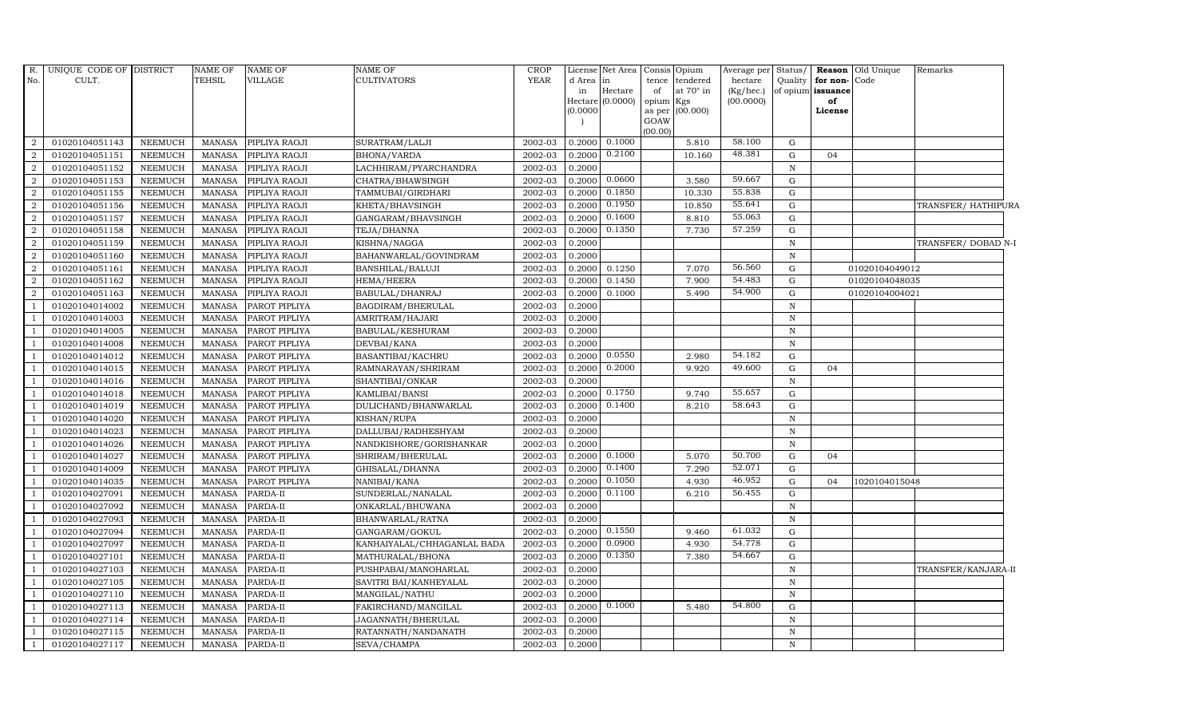| R. No. | UNIQUE CODE OF CULT. | DISTRICT | NAME OF TEHSIL | NAME OF VILLAGE | NAME OF CULTIVATORS | CROP YEAR | License d Area in Hectare (0.0000) | Net Area in Hectare (0.0000) | Consis tence of opium as per GOAW (00.00) | Opium tendered at 70° in Kgs (00.000) | Average per hectare (Kg/hec.) (00.0000) | Status/ Quality of opium | Reason for non- issuance of License | Old Unique Code | Remarks |
|---|---|---|---|---|---|---|---|---|---|---|---|---|---|---|---|
| 2 | 01020104051143 | NEEMUCH | MANASA | PIPLIYA RAOJI | SURATRAM/LALJI | 2002-03 | 0.2000 | 0.1000 | | 5.810 | 58.100 | G | | | |
| 2 | 01020104051151 | NEEMUCH | MANASA | PIPLIYA RAOJI | BHONA/VARDA | 2002-03 | 0.2000 | 0.2100 | | 10.160 | 48.381 | G | 04 | | |
| 2 | 01020104051152 | NEEMUCH | MANASA | PIPLIYA RAOJI | LACHHIRAM/PYARCHANDRA | 2002-03 | 0.2000 | | | | | N | | | |
| 2 | 01020104051153 | NEEMUCH | MANASA | PIPLIYA RAOJI | CHATRA/BHAWSINGH | 2002-03 | 0.2000 | 0.0600 | | 3.580 | 59.667 | G | | | |
| 2 | 01020104051155 | NEEMUCH | MANASA | PIPLIYA RAOJI | TAMMUBAI/GIRDHARI | 2002-03 | 0.2000 | 0.1850 | | 10.330 | 55.838 | G | | | |
| 2 | 01020104051156 | NEEMUCH | MANASA | PIPLIYA RAOJI | KHETA/BHAVSINGH | 2002-03 | 0.2000 | 0.1950 | | 10.850 | 55.641 | G | | | TRANSFER/ HATHIPURA |
| 2 | 01020104051157 | NEEMUCH | MANASA | PIPLIYA RAOJI | GANGARAM/BHAVSINGH | 2002-03 | 0.2000 | 0.1600 | | 8.810 | 55.063 | G | | | |
| 2 | 01020104051158 | NEEMUCH | MANASA | PIPLIYA RAOJI | TEJA/DHANNA | 2002-03 | 0.2000 | 0.1350 | | 7.730 | 57.259 | G | | | |
| 2 | 01020104051159 | NEEMUCH | MANASA | PIPLIYA RAOJI | KISHNA/NAGGA | 2002-03 | 0.2000 | | | | | N | | | TRANSFER/ DOBAD N-I |
| 2 | 01020104051160 | NEEMUCH | MANASA | PIPLIYA RAOJI | BAHANWARLAL/GOVINDRAM | 2002-03 | 0.2000 | | | | | N | | | |
| 2 | 01020104051161 | NEEMUCH | MANASA | PIPLIYA RAOJI | BANSHILAL/BALUJI | 2002-03 | 0.2000 | 0.1250 | | 7.070 | 56.560 | G | | 01020104049012 | |
| 2 | 01020104051162 | NEEMUCH | MANASA | PIPLIYA RAOJI | HEMA/HEERA | 2002-03 | 0.2000 | 0.1450 | | 7.900 | 54.483 | G | | 01020104048035 | |
| 2 | 01020104051163 | NEEMUCH | MANASA | PIPLIYA RAOJI | BABULAL/DHANRAJ | 2002-03 | 0.2000 | 0.1000 | | 5.490 | 54.900 | G | | 01020104004021 | |
| 1 | 01020104014002 | NEEMUCH | MANASA | PAROT PIPLIYA | BAGDIRAM/BHERULAL | 2002-03 | 0.2000 | | | | | N | | | |
| 1 | 01020104014003 | NEEMUCH | MANASA | PAROT PIPLIYA | AMRITRAM/HAJARI | 2002-03 | 0.2000 | | | | | N | | | |
| 1 | 01020104014005 | NEEMUCH | MANASA | PAROT PIPLIYA | BABULAL/KESHURAM | 2002-03 | 0.2000 | | | | | N | | | |
| 1 | 01020104014008 | NEEMUCH | MANASA | PAROT PIPLIYA | DEVBAI/KANA | 2002-03 | 0.2000 | | | | | N | | | |
| 1 | 01020104014012 | NEEMUCH | MANASA | PAROT PIPLIYA | BASANTIBAI/KACHRU | 2002-03 | 0.2000 | 0.0550 | | 2.980 | 54.182 | G | | | |
| 1 | 01020104014015 | NEEMUCH | MANASA | PAROT PIPLIYA | RAMNARAYAN/SHRIRAM | 2002-03 | 0.2000 | 0.2000 | | 9.920 | 49.600 | G | 04 | | |
| 1 | 01020104014016 | NEEMUCH | MANASA | PAROT PIPLIYA | SHANTIBAI/ONKAR | 2002-03 | 0.2000 | | | | | N | | | |
| 1 | 01020104014018 | NEEMUCH | MANASA | PAROT PIPLIYA | KAMLIBAI/BANSI | 2002-03 | 0.2000 | 0.1750 | | 9.740 | 55.657 | G | | | |
| 1 | 01020104014019 | NEEMUCH | MANASA | PAROT PIPLIYA | DULICHAND/BHANWARLAL | 2002-03 | 0.2000 | 0.1400 | | 8.210 | 58.643 | G | | | |
| 1 | 01020104014020 | NEEMUCH | MANASA | PAROT PIPLIYA | KISHAN/RUPA | 2002-03 | 0.2000 | | | | | N | | | |
| 1 | 01020104014023 | NEEMUCH | MANASA | PAROT PIPLIYA | DALLUBAI/RADHESHYAM | 2002-03 | 0.2000 | | | | | N | | | |
| 1 | 01020104014026 | NEEMUCH | MANASA | PAROT PIPLIYA | NANDKISHORE/GORISHANKAR | 2002-03 | 0.2000 | | | | | N | | | |
| 1 | 01020104014027 | NEEMUCH | MANASA | PAROT PIPLIYA | SHRIRAM/BHERULAL | 2002-03 | 0.2000 | 0.1000 | | 5.070 | 50.700 | G | 04 | | |
| 1 | 01020104014009 | NEEMUCH | MANASA | PAROT PIPLIYA | GHISALAL/DHANNA | 2002-03 | 0.2000 | 0.1400 | | 7.290 | 52.071 | G | | | |
| 1 | 01020104014035 | NEEMUCH | MANASA | PAROT PIPLIYA | NANIBAI/KANA | 2002-03 | 0.2000 | 0.1050 | | 4.930 | 46.952 | G | 04 | 1020104015048 | |
| 1 | 01020104027091 | NEEMUCH | MANASA | PARDA-II | SUNDERLAL/NANALAL | 2002-03 | 0.2000 | 0.1100 | | 6.210 | 56.455 | G | | | |
| 1 | 01020104027092 | NEEMUCH | MANASA | PARDA-II | ONKARLAL/BHUWANA | 2002-03 | 0.2000 | | | | | N | | | |
| 1 | 01020104027093 | NEEMUCH | MANASA | PARDA-II | BHANWARLAL/RATNA | 2002-03 | 0.2000 | | | | | N | | | |
| 1 | 01020104027094 | NEEMUCH | MANASA | PARDA-II | GANGARAM/GOKUL | 2002-03 | 0.2000 | 0.1550 | | 9.460 | 61.032 | G | | | |
| 1 | 01020104027097 | NEEMUCH | MANASA | PARDA-II | KANHAIYALAL/CHHAGANLAL BADA | 2002-03 | 0.2000 | 0.0900 | | 4.930 | 54.778 | G | | | |
| 1 | 01020104027101 | NEEMUCH | MANASA | PARDA-II | MATHURALAL/BHONA | 2002-03 | 0.2000 | 0.1350 | | 7.380 | 54.667 | G | | | |
| 1 | 01020104027103 | NEEMUCH | MANASA | PARDA-II | PUSHPABAI/MANOHARLAL | 2002-03 | 0.2000 | | | | | N | | | TRANSFER/KANJARA-II |
| 1 | 01020104027105 | NEEMUCH | MANASA | PARDA-II | SAVITRI BAI/KANHEYALAL | 2002-03 | 0.2000 | | | | | N | | | |
| 1 | 01020104027110 | NEEMUCH | MANASA | PARDA-II | MANGILAL/NATHU | 2002-03 | 0.2000 | | | | | N | | | |
| 1 | 01020104027113 | NEEMUCH | MANASA | PARDA-II | FAKIRCHAND/MANGILAL | 2002-03 | 0.2000 | 0.1000 | | 5.480 | 54.800 | G | | | |
| 1 | 01020104027114 | NEEMUCH | MANASA | PARDA-II | JAGANNATH/BHERULAL | 2002-03 | 0.2000 | | | | | N | | | |
| 1 | 01020104027115 | NEEMUCH | MANASA | PARDA-II | RATANNATH/NANDANATH | 2002-03 | 0.2000 | | | | | N | | | |
| 1 | 01020104027117 | NEEMUCH | MANASA | PARDA-II | SEVA/CHAMPA | 2002-03 | 0.2000 | | | | | N | | | |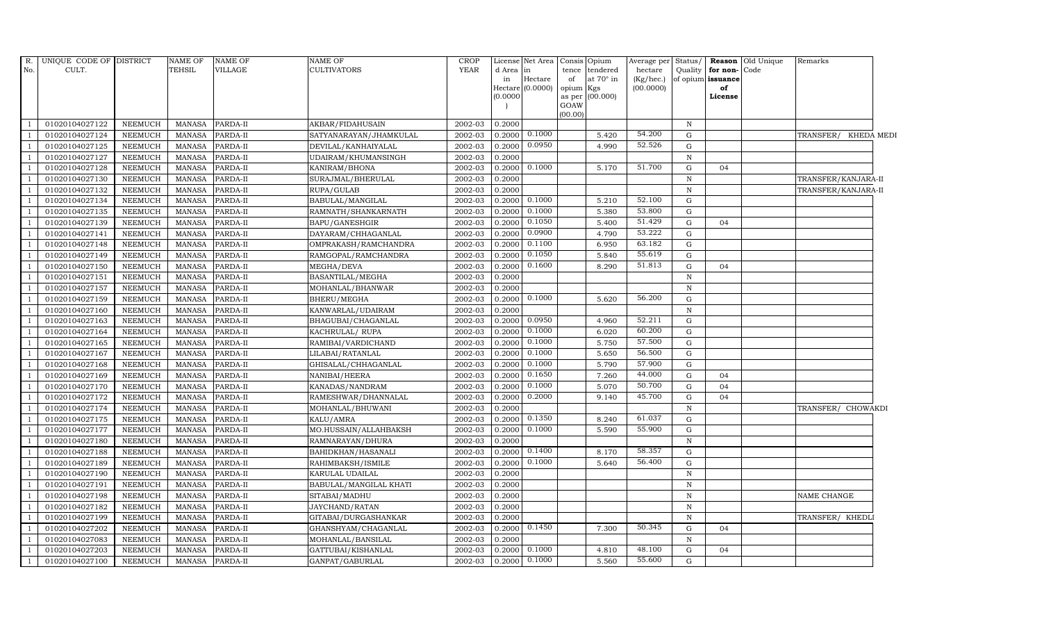| R. No. | UNIQUE CODE OF CULT. | DISTRICT | NAME OF TEHSIL | NAME OF VILLAGE | NAME OF CULTIVATORS | CROP YEAR | License d Area in Hectare (0.0000) | Net Area in Hectare (0.0000) | Consis tence of opium as per GOAW (00.00) | Opium tendered at 70° in Kgs (00.000) | Average per hectare (Kg/hec.) (00.0000) | Status/ Quality of opium | Reason for non-issuance of License | Old Unique Code | Remarks |
|---|---|---|---|---|---|---|---|---|---|---|---|---|---|---|---|
| 1 | 01020104027122 | NEEMUCH | MANASA | PARDA-II | AKBAR/FIDAHUSAIN | 2002-03 | 0.2000 | | | | | N | | | |
| 1 | 01020104027124 | NEEMUCH | MANASA | PARDA-II | SATYANARAYAN/JHAMKULAL | 2002-03 | 0.2000 | 0.1000 | | 5.420 | 54.200 | G | | | TRANSFER/ KHEDA MEDI |
| 1 | 01020104027125 | NEEMUCH | MANASA | PARDA-II | DEVILAL/KANHAIYALAL | 2002-03 | 0.2000 | 0.0950 | | 4.990 | 52.526 | G | | | |
| 1 | 01020104027127 | NEEMUCH | MANASA | PARDA-II | UDAIRAM/KHUMANSINGH | 2002-03 | 0.2000 | | | | | N | | | |
| 1 | 01020104027128 | NEEMUCH | MANASA | PARDA-II | KANIRAM/BHONA | 2002-03 | 0.2000 | 0.1000 | | 5.170 | 51.700 | G | 04 | | |
| 1 | 01020104027130 | NEEMUCH | MANASA | PARDA-II | SURAJMAL/BHERULAL | 2002-03 | 0.2000 | | | | | N | | | TRANSFER/KANJARA-II |
| 1 | 01020104027132 | NEEMUCH | MANASA | PARDA-II | RUPA/GULAB | 2002-03 | 0.2000 | | | | | N | | | TRANSFER/KANJARA-II |
| 1 | 01020104027134 | NEEMUCH | MANASA | PARDA-II | BABULAL/MANGILAL | 2002-03 | 0.2000 | 0.1000 | | 5.210 | 52.100 | G | | | |
| 1 | 01020104027135 | NEEMUCH | MANASA | PARDA-II | RAMNATH/SHANKARNATH | 2002-03 | 0.2000 | 0.1000 | | 5.380 | 53.800 | G | | | |
| 1 | 01020104027139 | NEEMUCH | MANASA | PARDA-II | BAPU/GANESHGIR | 2002-03 | 0.2000 | 0.1050 | | 5.400 | 51.429 | G | 04 | | |
| 1 | 01020104027141 | NEEMUCH | MANASA | PARDA-II | DAYARAM/CHHAGANLAL | 2002-03 | 0.2000 | 0.0900 | | 4.790 | 53.222 | G | | | |
| 1 | 01020104027148 | NEEMUCH | MANASA | PARDA-II | OMPRAKASH/RAMCHANDRA | 2002-03 | 0.2000 | 0.1100 | | 6.950 | 63.182 | G | | | |
| 1 | 01020104027149 | NEEMUCH | MANASA | PARDA-II | RAMGOPAL/RAMCHANDRA | 2002-03 | 0.2000 | 0.1050 | | 5.840 | 55.619 | G | | | |
| 1 | 01020104027150 | NEEMUCH | MANASA | PARDA-II | MEGHA/DEVA | 2002-03 | 0.2000 | 0.1600 | | 8.290 | 51.813 | G | 04 | | |
| 1 | 01020104027151 | NEEMUCH | MANASA | PARDA-II | BASANTILAL/MEGHA | 2002-03 | 0.2000 | | | | | N | | | |
| 1 | 01020104027157 | NEEMUCH | MANASA | PARDA-II | MOHANLAL/BHANWAR | 2002-03 | 0.2000 | | | | | N | | | |
| 1 | 01020104027159 | NEEMUCH | MANASA | PARDA-II | BHERU/MEGHA | 2002-03 | 0.2000 | 0.1000 | | 5.620 | 56.200 | G | | | |
| 1 | 01020104027160 | NEEMUCH | MANASA | PARDA-II | KANWARLAL/UDAIRAM | 2002-03 | 0.2000 | | | | | N | | | |
| 1 | 01020104027163 | NEEMUCH | MANASA | PARDA-II | BHAGUBAI/CHAGANLAL | 2002-03 | 0.2000 | 0.0950 | | 4.960 | 52.211 | G | | | |
| 1 | 01020104027164 | NEEMUCH | MANASA | PARDA-II | KACHRULAL/ RUPA | 2002-03 | 0.2000 | 0.1000 | | 6.020 | 60.200 | G | | | |
| 1 | 01020104027165 | NEEMUCH | MANASA | PARDA-II | RAMIBAI/VARDICHAND | 2002-03 | 0.2000 | 0.1000 | | 5.750 | 57.500 | G | | | |
| 1 | 01020104027167 | NEEMUCH | MANASA | PARDA-II | LILABAI/RATANLAL | 2002-03 | 0.2000 | 0.1000 | | 5.650 | 56.500 | G | | | |
| 1 | 01020104027168 | NEEMUCH | MANASA | PARDA-II | GHISALAL/CHHAGANLAL | 2002-03 | 0.2000 | 0.1000 | | 5.790 | 57.900 | G | | | |
| 1 | 01020104027169 | NEEMUCH | MANASA | PARDA-II | NANIBAI/HEERA | 2002-03 | 0.2000 | 0.1650 | | 7.260 | 44.000 | G | 04 | | |
| 1 | 01020104027170 | NEEMUCH | MANASA | PARDA-II | KANADAS/NANDRAM | 2002-03 | 0.2000 | 0.1000 | | 5.070 | 50.700 | G | 04 | | |
| 1 | 01020104027172 | NEEMUCH | MANASA | PARDA-II | RAMESHWAR/DHANNALAL | 2002-03 | 0.2000 | 0.2000 | | 9.140 | 45.700 | G | 04 | | |
| 1 | 01020104027174 | NEEMUCH | MANASA | PARDA-II | MOHANLAL/BHUWANI | 2002-03 | 0.2000 | | | | | N | | | TRANSFER/ CHOWAKDI |
| 1 | 01020104027175 | NEEMUCH | MANASA | PARDA-II | KALU/AMRA | 2002-03 | 0.2000 | 0.1350 | | 8.240 | 61.037 | G | | | |
| 1 | 01020104027177 | NEEMUCH | MANASA | PARDA-II | MO.HUSSAIN/ALLAHBAKSH | 2002-03 | 0.2000 | 0.1000 | | 5.590 | 55.900 | G | | | |
| 1 | 01020104027180 | NEEMUCH | MANASA | PARDA-II | RAMNARAYAN/DHURA | 2002-03 | 0.2000 | | | | | N | | | |
| 1 | 01020104027188 | NEEMUCH | MANASA | PARDA-II | BAHIDKHAN/HASANALI | 2002-03 | 0.2000 | 0.1400 | | 8.170 | 58.357 | G | | | |
| 1 | 01020104027189 | NEEMUCH | MANASA | PARDA-II | RAHIMBAKSH/ISMILE | 2002-03 | 0.2000 | 0.1000 | | 5.640 | 56.400 | G | | | |
| 1 | 01020104027190 | NEEMUCH | MANASA | PARDA-II | KARULAL UDAILAL | 2002-03 | 0.2000 | | | | | N | | | |
| 1 | 01020104027191 | NEEMUCH | MANASA | PARDA-II | BABULAL/MANGILAL KHATI | 2002-03 | 0.2000 | | | | | N | | | |
| 1 | 01020104027198 | NEEMUCH | MANASA | PARDA-II | SITABAI/MADHU | 2002-03 | 0.2000 | | | | | N | | | NAME CHANGE |
| 1 | 01020104027182 | NEEMUCH | MANASA | PARDA-II | JAYCHAND/RATAN | 2002-03 | 0.2000 | | | | | N | | | |
| 1 | 01020104027199 | NEEMUCH | MANASA | PARDA-II | GITABAI/DURGASHANKAR | 2002-03 | 0.2000 | | | | | N | | | TRANSFER/ KHEDLI |
| 1 | 01020104027202 | NEEMUCH | MANASA | PARDA-II | GHANSHYAM/CHAGANLAL | 2002-03 | 0.2000 | 0.1450 | | 7.300 | 50.345 | G | 04 | | |
| 1 | 01020104027083 | NEEMUCH | MANASA | PARDA-II | MOHANLAL/BANSILAL | 2002-03 | 0.2000 | | | | | N | | | |
| 1 | 01020104027203 | NEEMUCH | MANASA | PARDA-II | GATTUBAI/KISHANLAL | 2002-03 | 0.2000 | 0.1000 | | 4.810 | 48.100 | G | 04 | | |
| 1 | 01020104027100 | NEEMUCH | MANASA | PARDA-II | GANPAT/GABURLAL | 2002-03 | 0.2000 | 0.1000 | | 5.560 | 55.600 | G | | | |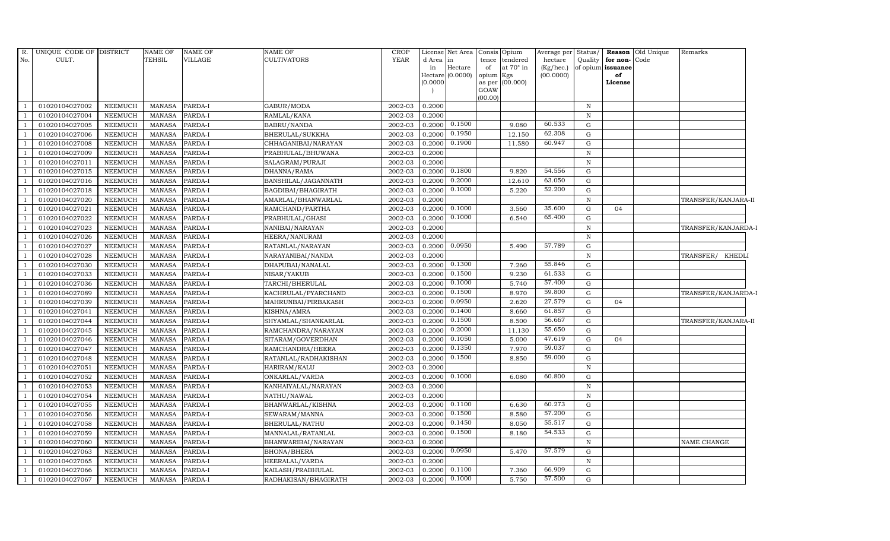| R. No. | UNIQUE CODE OF CULT. | DISTRICT | NAME OF TEHSIL | NAME OF VILLAGE | NAME OF CULTIVATORS | CROP YEAR | License d Area in Hectare (0.0000) | Net Area in Hectare (0.0000) | Consis tence of opium as per GOAW (00.00) | Opium tendered at 70° in Kgs (00.000) | Average per hectare (Kg/hec.) (00.0000) | Status/ Quality of opium | Reason for non-issuance of License | Old Unique Code | Remarks |
|---|---|---|---|---|---|---|---|---|---|---|---|---|---|---|---|
| 1 | 01020104027002 | NEEMUCH | MANASA | PARDA-I | GABUR/MODA | 2002-03 | 0.2000 | | | | | N | | | |
| 1 | 01020104027004 | NEEMUCH | MANASA | PARDA-I | RAMLAL/KANA | 2002-03 | 0.2000 | | | | | N | | | |
| 1 | 01020104027005 | NEEMUCH | MANASA | PARDA-I | BABRU/NANDA | 2002-03 | 0.2000 | 0.1500 | | 9.080 | 60.533 | G | | | |
| 1 | 01020104027006 | NEEMUCH | MANASA | PARDA-I | BHERULAL/SUKKHA | 2002-03 | 0.2000 | 0.1950 | | 12.150 | 62.308 | G | | | |
| 1 | 01020104027008 | NEEMUCH | MANASA | PARDA-I | CHHAGANIBAI/NARAYAN | 2002-03 | 0.2000 | 0.1900 | | 11.580 | 60.947 | G | | | |
| 1 | 01020104027009 | NEEMUCH | MANASA | PARDA-I | PRABHULAL/BHUWANA | 2002-03 | 0.2000 | | | | | N | | | |
| 1 | 01020104027011 | NEEMUCH | MANASA | PARDA-I | SALAGRAM/PURAJI | 2002-03 | 0.2000 | | | | | N | | | |
| 1 | 01020104027015 | NEEMUCH | MANASA | PARDA-I | DHANNA/RAMA | 2002-03 | 0.2000 | 0.1800 | | 9.820 | 54.556 | G | | | |
| 1 | 01020104027016 | NEEMUCH | MANASA | PARDA-I | BANSHILAL/JAGANNATH | 2002-03 | 0.2000 | 0.2000 | | 12.610 | 63.050 | G | | | |
| 1 | 01020104027018 | NEEMUCH | MANASA | PARDA-I | BAGDIBAI/BHAGIRATH | 2002-03 | 0.2000 | 0.1000 | | 5.220 | 52.200 | G | | | |
| 1 | 01020104027020 | NEEMUCH | MANASA | PARDA-I | AMARLAL/BHANWARLAL | 2002-03 | 0.2000 | | | | | N | | | TRANSFER/KANJARA-II |
| 1 | 01020104027021 | NEEMUCH | MANASA | PARDA-I | RAMCHAND/PARTHA | 2002-03 | 0.2000 | 0.1000 | | 3.560 | 35.600 | G | 04 | | |
| 1 | 01020104027022 | NEEMUCH | MANASA | PARDA-I | PRABHULAL/GHASI | 2002-03 | 0.2000 | 0.1000 | | 6.540 | 65.400 | G | | | |
| 1 | 01020104027023 | NEEMUCH | MANASA | PARDA-I | NANIBAI/NARAYAN | 2002-03 | 0.2000 | | | | | N | | | TRANSFER/KANJARDA-I |
| 1 | 01020104027026 | NEEMUCH | MANASA | PARDA-I | HEERA/NANURAM | 2002-03 | 0.2000 | | | | | N | | | |
| 1 | 01020104027027 | NEEMUCH | MANASA | PARDA-I | RATANLAL/NARAYAN | 2002-03 | 0.2000 | 0.0950 | | 5.490 | 57.789 | G | | | |
| 1 | 01020104027028 | NEEMUCH | MANASA | PARDA-I | NARAYANIBAI/NANDA | 2002-03 | 0.2000 | | | | | N | | | TRANSFER/ KHEDLI |
| 1 | 01020104027030 | NEEMUCH | MANASA | PARDA-I | DHAPUBAI/NANALAL | 2002-03 | 0.2000 | 0.1300 | | 7.260 | 55.846 | G | | | |
| 1 | 01020104027033 | NEEMUCH | MANASA | PARDA-I | NISAR/YAKUB | 2002-03 | 0.2000 | 0.1500 | | 9.230 | 61.533 | G | | | |
| 1 | 01020104027036 | NEEMUCH | MANASA | PARDA-I | TARCHI/BHERULAL | 2002-03 | 0.2000 | 0.1000 | | 5.740 | 57.400 | G | | | |
| 1 | 01020104027089 | NEEMUCH | MANASA | PARDA-I | KACHRULAL/PYARCHAND | 2002-03 | 0.2000 | 0.1500 | | 8.970 | 59.800 | G | | | TRANSFER/KANJARDA-I |
| 1 | 01020104027039 | NEEMUCH | MANASA | PARDA-I | MAHRUNBAI/PIRBAKASH | 2002-03 | 0.2000 | 0.0950 | | 2.620 | 27.579 | G | 04 | | |
| 1 | 01020104027041 | NEEMUCH | MANASA | PARDA-I | KISHNA/AMRA | 2002-03 | 0.2000 | 0.1400 | | 8.660 | 61.857 | G | | | |
| 1 | 01020104027044 | NEEMUCH | MANASA | PARDA-I | SHYAMLAL/SHANKARLAL | 2002-03 | 0.2000 | 0.1500 | | 8.500 | 56.667 | G | | | TRANSFER/KANJARA-II |
| 1 | 01020104027045 | NEEMUCH | MANASA | PARDA-I | RAMCHANDRA/NARAYAN | 2002-03 | 0.2000 | 0.2000 | | 11.130 | 55.650 | G | | | |
| 1 | 01020104027046 | NEEMUCH | MANASA | PARDA-I | SITARAM/GOVERDHAN | 2002-03 | 0.2000 | 0.1050 | | 5.000 | 47.619 | G | 04 | | |
| 1 | 01020104027047 | NEEMUCH | MANASA | PARDA-I | RAMCHANDRA/HEERA | 2002-03 | 0.2000 | 0.1350 | | 7.970 | 59.037 | G | | | |
| 1 | 01020104027048 | NEEMUCH | MANASA | PARDA-I | RATANLAL/RADHAKISHAN | 2002-03 | 0.2000 | 0.1500 | | 8.850 | 59.000 | G | | | |
| 1 | 01020104027051 | NEEMUCH | MANASA | PARDA-I | HARIRAM/KALU | 2002-03 | 0.2000 | | | | | N | | | |
| 1 | 01020104027052 | NEEMUCH | MANASA | PARDA-I | ONKARLAL/VARDA | 2002-03 | 0.2000 | 0.1000 | | 6.080 | 60.800 | G | | | |
| 1 | 01020104027053 | NEEMUCH | MANASA | PARDA-I | KANHAIYALAL/NARAYAN | 2002-03 | 0.2000 | | | | | N | | | |
| 1 | 01020104027054 | NEEMUCH | MANASA | PARDA-I | NATHU/NAWAL | 2002-03 | 0.2000 | | | | | N | | | |
| 1 | 01020104027055 | NEEMUCH | MANASA | PARDA-I | BHANWARLAL/KISHNA | 2002-03 | 0.2000 | 0.1100 | | 6.630 | 60.273 | G | | | |
| 1 | 01020104027056 | NEEMUCH | MANASA | PARDA-I | SEWARAM/MANNA | 2002-03 | 0.2000 | 0.1500 | | 8.580 | 57.200 | G | | | |
| 1 | 01020104027058 | NEEMUCH | MANASA | PARDA-I | BHERULAL/NATHU | 2002-03 | 0.2000 | 0.1450 | | 8.050 | 55.517 | G | | | |
| 1 | 01020104027059 | NEEMUCH | MANASA | PARDA-I | MANNALAL/RATANLAL | 2002-03 | 0.2000 | 0.1500 | | 8.180 | 54.533 | G | | | |
| 1 | 01020104027060 | NEEMUCH | MANASA | PARDA-I | BHANWARIBAI/NARAYAN | 2002-03 | 0.2000 | | | | | N | | | NAME CHANGE |
| 1 | 01020104027063 | NEEMUCH | MANASA | PARDA-I | BHONA/BHERA | 2002-03 | 0.2000 | 0.0950 | | 5.470 | 57.579 | G | | | |
| 1 | 01020104027065 | NEEMUCH | MANASA | PARDA-I | HEERALAL/VARDA | 2002-03 | 0.2000 | | | | | N | | | |
| 1 | 01020104027066 | NEEMUCH | MANASA | PARDA-I | KAILASH/PRABHULAL | 2002-03 | 0.2000 | 0.1100 | | 7.360 | 66.909 | G | | | |
| 1 | 01020104027067 | NEEMUCH | MANASA | PARDA-I | RADHAKISAN/BHAGIRATH | 2002-03 | 0.2000 | 0.1000 | | 5.750 | 57.500 | G | | | |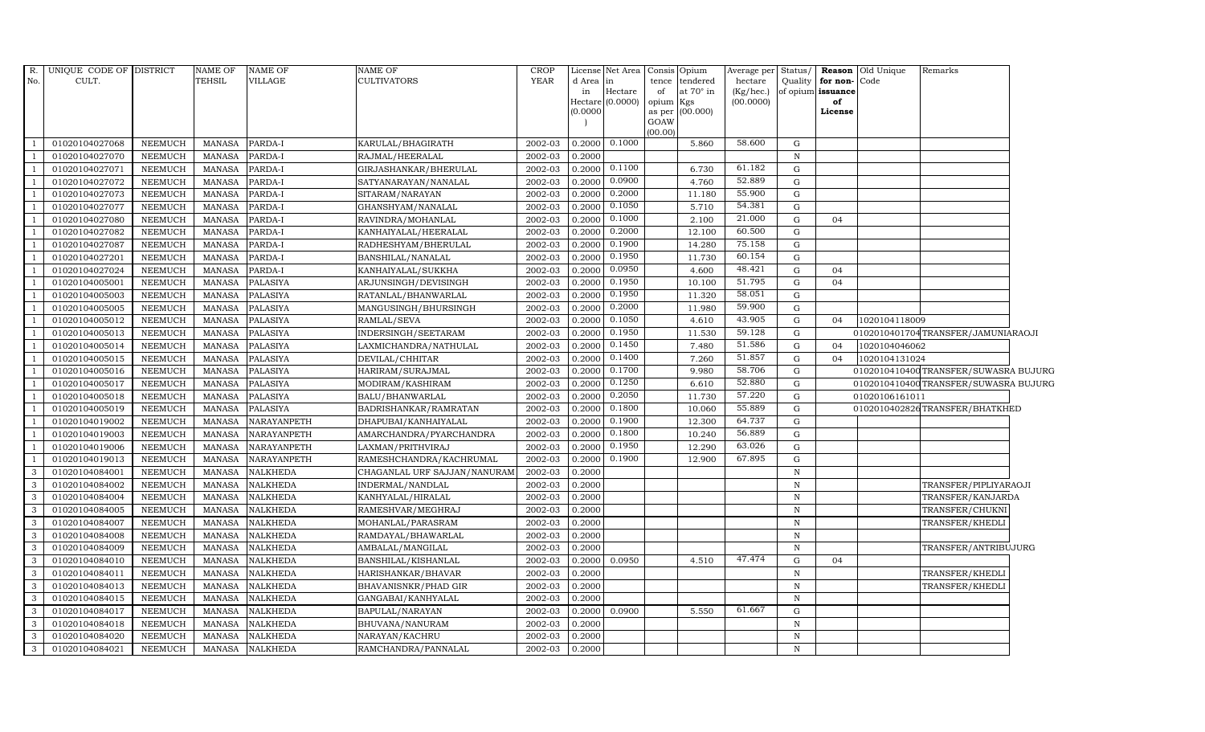| R. No. | UNIQUE CODE OF CULT. | DISTRICT | NAME OF TEHSIL | NAME OF VILLAGE | NAME OF CULTIVATORS | CROP YEAR | License d Area in Hectare (0.0000) | Net Area in Hectare (0.0000) | Consis tence of opium as per GOAW (00.00) | Opium tendered at 70° in Kgs (00.000) | Average per hectare (Kg/hec.) (00.0000) | Status/ Quality of opium | Reason for non-issuance of License | Old Unique Code | Remarks |
|---|---|---|---|---|---|---|---|---|---|---|---|---|---|---|---|
| 1 | 01020104027068 | NEEMUCH | MANASA | PARDA-I | KARULAL/BHAGIRATH | 2002-03 | 0.2000 | 0.1000 | | 5.860 | 58.600 | G | | | |
| 1 | 01020104027070 | NEEMUCH | MANASA | PARDA-I | RAJMAL/HEERALAL | 2002-03 | 0.2000 | | | | | N | | | |
| 1 | 01020104027071 | NEEMUCH | MANASA | PARDA-I | GIRJASHANKAR/BHERULAL | 2002-03 | 0.2000 | 0.1100 | | 6.730 | 61.182 | G | | | |
| 1 | 01020104027072 | NEEMUCH | MANASA | PARDA-I | SATYANARAYAN/NANALAL | 2002-03 | 0.2000 | 0.0900 | | 4.760 | 52.889 | G | | | |
| 1 | 01020104027073 | NEEMUCH | MANASA | PARDA-I | SITARAM/NARAYAN | 2002-03 | 0.2000 | 0.2000 | | 11.180 | 55.900 | G | | | |
| 1 | 01020104027077 | NEEMUCH | MANASA | PARDA-I | GHANSHYAM/NANALAL | 2002-03 | 0.2000 | 0.1050 | | 5.710 | 54.381 | G | | | |
| 1 | 01020104027080 | NEEMUCH | MANASA | PARDA-I | RAVINDRA/MOHANLAL | 2002-03 | 0.2000 | 0.1000 | | 2.100 | 21.000 | G | 04 | | |
| 1 | 01020104027082 | NEEMUCH | MANASA | PARDA-I | KANHAIYALAL/HEERALAL | 2002-03 | 0.2000 | 0.2000 | | 12.100 | 60.500 | G | | | |
| 1 | 01020104027087 | NEEMUCH | MANASA | PARDA-I | RADHESHYAM/BHERULAL | 2002-03 | 0.2000 | 0.1900 | | 14.280 | 75.158 | G | | | |
| 1 | 01020104027201 | NEEMUCH | MANASA | PARDA-I | BANSHILAL/NANALAL | 2002-03 | 0.2000 | 0.1950 | | 11.730 | 60.154 | G | | | |
| 1 | 01020104027024 | NEEMUCH | MANASA | PARDA-I | KANHAIYALAL/SUKKHA | 2002-03 | 0.2000 | 0.0950 | | 4.600 | 48.421 | G | 04 | | |
| 1 | 01020104005001 | NEEMUCH | MANASA | PALASIYA | ARJUNSINGH/DEVISINGH | 2002-03 | 0.2000 | 0.1950 | | 10.100 | 51.795 | G | 04 | | |
| 1 | 01020104005003 | NEEMUCH | MANASA | PALASIYA | RATANLAL/BHANWARLAL | 2002-03 | 0.2000 | 0.1950 | | 11.320 | 58.051 | G | | | |
| 1 | 01020104005005 | NEEMUCH | MANASA | PALASIYA | MANGUSINGH/BHURSINGH | 2002-03 | 0.2000 | 0.2000 | | 11.980 | 59.900 | G | | | |
| 1 | 01020104005012 | NEEMUCH | MANASA | PALASIYA | RAMLAL/SEVA | 2002-03 | 0.2000 | 0.1050 | | 4.610 | 43.905 | G | 04 | 1020104118009 | |
| 1 | 01020104005013 | NEEMUCH | MANASA | PALASIYA | INDERSINGH/SEETARAM | 2002-03 | 0.2000 | 0.1950 | | 11.530 | 59.128 | G | | 0102010401704 | TRANSFER/JAMUNIARAOJI |
| 1 | 01020104005014 | NEEMUCH | MANASA | PALASIYA | LAXMICHANDRA/NATHULAL | 2002-03 | 0.2000 | 0.1450 | | 7.480 | 51.586 | G | 04 | 1020104046062 | |
| 1 | 01020104005015 | NEEMUCH | MANASA | PALASIYA | DEVILAL/CHHITAR | 2002-03 | 0.2000 | 0.1400 | | 7.260 | 51.857 | G | 04 | 1020104131024 | |
| 1 | 01020104005016 | NEEMUCH | MANASA | PALASIYA | HARIRAM/SURAJMAL | 2002-03 | 0.2000 | 0.1700 | | 9.980 | 58.706 | G | | 0102010410400 | TRANSFER/SUWASRA BUJURG |
| 1 | 01020104005017 | NEEMUCH | MANASA | PALASIYA | MODIRAM/KASHIRAM | 2002-03 | 0.2000 | 0.1250 | | 6.610 | 52.880 | G | | 0102010410400 | TRANSFER/SUWASRA BUJURG |
| 1 | 01020104005018 | NEEMUCH | MANASA | PALASIYA | BALU/BHANWARLAL | 2002-03 | 0.2000 | 0.2050 | | 11.730 | 57.220 | G | | 01020106161011 | |
| 1 | 01020104005019 | NEEMUCH | MANASA | PALASIYA | BADRISHANKAR/RAMRATAN | 2002-03 | 0.2000 | 0.1800 | | 10.060 | 55.889 | G | | 0102010402826 | TRANSFER/BHATKHED |
| 1 | 01020104019002 | NEEMUCH | MANASA | NARAYANPETH | DHAPUBAI/KANHAIYALAL | 2002-03 | 0.2000 | 0.1900 | | 12.300 | 64.737 | G | | | |
| 1 | 01020104019003 | NEEMUCH | MANASA | NARAYANPETH | AMARCHANDRA/PYARCHANDRA | 2002-03 | 0.2000 | 0.1800 | | 10.240 | 56.889 | G | | | |
| 1 | 01020104019006 | NEEMUCH | MANASA | NARAYANPETH | LAXMAN/PRITHVIRAJ | 2002-03 | 0.2000 | 0.1950 | | 12.290 | 63.026 | G | | | |
| 1 | 01020104019013 | NEEMUCH | MANASA | NARAYANPETH | RAMESHCHANDRA/KACHRUMAL | 2002-03 | 0.2000 | 0.1900 | | 12.900 | 67.895 | G | | | |
| 3 | 01020104084001 | NEEMUCH | MANASA | NALKHEDA | CHAGANLAL URF SAJJAN/NANURAM | 2002-03 | 0.2000 | | | | | N | | | |
| 3 | 01020104084002 | NEEMUCH | MANASA | NALKHEDA | INDERMAL/NANDLAL | 2002-03 | 0.2000 | | | | | N | | | TRANSFER/PIPLIYARAOJI |
| 3 | 01020104084004 | NEEMUCH | MANASA | NALKHEDA | KANHYALAL/HIRALAL | 2002-03 | 0.2000 | | | | | N | | | TRANSFER/KANJARDA |
| 3 | 01020104084005 | NEEMUCH | MANASA | NALKHEDA | RAMESHVAR/MEGHRAJ | 2002-03 | 0.2000 | | | | | N | | | TRANSFER/CHUKNI |
| 3 | 01020104084007 | NEEMUCH | MANASA | NALKHEDA | MOHANLAL/PARASRAM | 2002-03 | 0.2000 | | | | | N | | | TRANSFER/KHEDLI |
| 3 | 01020104084008 | NEEMUCH | MANASA | NALKHEDA | RAMDAYAL/BHAWARLAL | 2002-03 | 0.2000 | | | | | N | | | |
| 3 | 01020104084009 | NEEMUCH | MANASA | NALKHEDA | AMBALAL/MANGILAL | 2002-03 | 0.2000 | | | | | N | | | TRANSFER/ANTRIBUJURG |
| 3 | 01020104084010 | NEEMUCH | MANASA | NALKHEDA | BANSHILAL/KISHANLAL | 2002-03 | 0.2000 | 0.0950 | | 4.510 | 47.474 | G | 04 | | |
| 3 | 01020104084011 | NEEMUCH | MANASA | NALKHEDA | HARISHANKAR/BHAVAR | 2002-03 | 0.2000 | | | | | N | | | TRANSFER/KHEDLI |
| 3 | 01020104084013 | NEEMUCH | MANASA | NALKHEDA | BHAVANISNKR/PHAD GIR | 2002-03 | 0.2000 | | | | | N | | | TRANSFER/KHEDLI |
| 3 | 01020104084015 | NEEMUCH | MANASA | NALKHEDA | GANGABAI/KANHYALAL | 2002-03 | 0.2000 | | | | | N | | | |
| 3 | 01020104084017 | NEEMUCH | MANASA | NALKHEDA | BAPULAL/NARAYAN | 2002-03 | 0.2000 | 0.0900 | | 5.550 | 61.667 | G | | | |
| 3 | 01020104084018 | NEEMUCH | MANASA | NALKHEDA | BHUVANA/NANURAM | 2002-03 | 0.2000 | | | | | N | | | |
| 3 | 01020104084020 | NEEMUCH | MANASA | NALKHEDA | NARAYAN/KACHRU | 2002-03 | 0.2000 | | | | | N | | | |
| 3 | 01020104084021 | NEEMUCH | MANASA | NALKHEDA | RAMCHANDRA/PANNALAL | 2002-03 | 0.2000 | | | | | N | | | |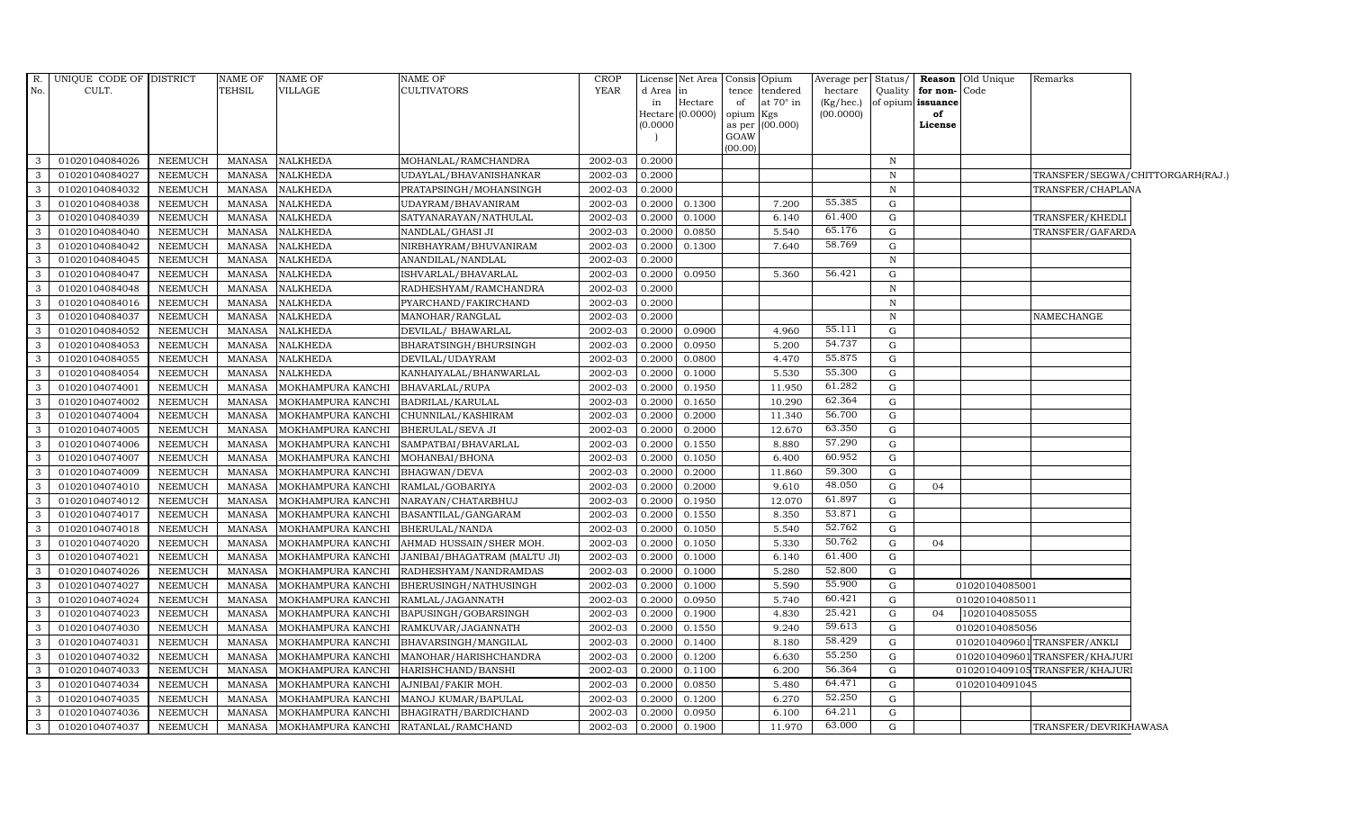| R. No. | UNIQUE CODE OF CULT. | DISTRICT | NAME OF TEHSIL | NAME OF VILLAGE | NAME OF CULTIVATORS | CROP YEAR | License d Area in Hectare (0.0000) | Net Area in Hectare (0.0000) | Consis tence of opium as per GOAW (00.00) | Opium tendered at 70° in Kgs (00.000) | Average per hectare (Kg/hec.) (00.0000) | Status/ Quality of opium | Reason for non- issuance of License | Old Unique Code | Remarks |
|---|---|---|---|---|---|---|---|---|---|---|---|---|---|---|---|
| 3 | 01020104084026 | NEEMUCH | MANASA | NALKHEDA | MOHANLAL/RAMCHANDRA | 2002-03 | 0.2000 | | | | | N | | | |
| 3 | 01020104084027 | NEEMUCH | MANASA | NALKHEDA | UDAYLAL/BHAVANISHANKAR | 2002-03 | 0.2000 | | | | | N | | | TRANSFER/SEGWA/CHITTORGARH(RAJ.) |
| 3 | 01020104084032 | NEEMUCH | MANASA | NALKHEDA | PRATAPSINGH/MOHANSINGH | 2002-03 | 0.2000 | | | | | N | | | TRANSFER/CHAPLANA |
| 3 | 01020104084038 | NEEMUCH | MANASA | NALKHEDA | UDAYRAM/BHAVANIRAM | 2002-03 | 0.2000 | 0.1300 | | 7.200 | 55.385 | G | | | |
| 3 | 01020104084039 | NEEMUCH | MANASA | NALKHEDA | SATYANARAYAN/NATHULAL | 2002-03 | 0.2000 | 0.1000 | | 6.140 | 61.400 | G | | | TRANSFER/KHEDLI |
| 3 | 01020104084040 | NEEMUCH | MANASA | NALKHEDA | NANDLAL/GHASI JI | 2002-03 | 0.2000 | 0.0850 | | 5.540 | 65.176 | G | | | TRANSFER/GAFARDA |
| 3 | 01020104084042 | NEEMUCH | MANASA | NALKHEDA | NIRBHAYRAM/BHUVANIRAM | 2002-03 | 0.2000 | 0.1300 | | 7.640 | 58.769 | G | | | |
| 3 | 01020104084045 | NEEMUCH | MANASA | NALKHEDA | ANANDILAL/NANDLAL | 2002-03 | 0.2000 | | | | | N | | | |
| 3 | 01020104084047 | NEEMUCH | MANASA | NALKHEDA | ISHVARLAL/BHAVARLAL | 2002-03 | 0.2000 | 0.0950 | | 5.360 | 56.421 | G | | | |
| 3 | 01020104084048 | NEEMUCH | MANASA | NALKHEDA | RADHESHYAM/RAMCHANDRA | 2002-03 | 0.2000 | | | | | N | | | |
| 3 | 01020104084016 | NEEMUCH | MANASA | NALKHEDA | PYARCHAND/FAKIRCHAND | 2002-03 | 0.2000 | | | | | N | | | |
| 3 | 01020104084037 | NEEMUCH | MANASA | NALKHEDA | MANOHAR/RANGLAL | 2002-03 | 0.2000 | | | | | N | | | NAMECHANGE |
| 3 | 01020104084052 | NEEMUCH | MANASA | NALKHEDA | DEVILAL/ BHAWARLAL | 2002-03 | 0.2000 | 0.0900 | | 4.960 | 55.111 | G | | | |
| 3 | 01020104084053 | NEEMUCH | MANASA | NALKHEDA | BHARATSINGH/BHURSINGH | 2002-03 | 0.2000 | 0.0950 | | 5.200 | 54.737 | G | | | |
| 3 | 01020104084055 | NEEMUCH | MANASA | NALKHEDA | DEVILAL/UDAYRAM | 2002-03 | 0.2000 | 0.0800 | | 4.470 | 55.875 | G | | | |
| 3 | 01020104084054 | NEEMUCH | MANASA | NALKHEDA | KANHAIYALAL/BHANWARLAL | 2002-03 | 0.2000 | 0.1000 | | 5.530 | 55.300 | G | | | |
| 3 | 01020104074001 | NEEMUCH | MANASA | MOKHAMPURA KANCHI | BHAVARLAL/RUPA | 2002-03 | 0.2000 | 0.1950 | | 11.950 | 61.282 | G | | | |
| 3 | 01020104074002 | NEEMUCH | MANASA | MOKHAMPURA KANCHI | BADRILAL/KARULAL | 2002-03 | 0.2000 | 0.1650 | | 10.290 | 62.364 | G | | | |
| 3 | 01020104074004 | NEEMUCH | MANASA | MOKHAMPURA KANCHI | CHUNNILAL/KASHIRAM | 2002-03 | 0.2000 | 0.2000 | | 11.340 | 56.700 | G | | | |
| 3 | 01020104074005 | NEEMUCH | MANASA | MOKHAMPURA KANCHI | BHERULAL/SEVA JI | 2002-03 | 0.2000 | 0.2000 | | 12.670 | 63.350 | G | | | |
| 3 | 01020104074006 | NEEMUCH | MANASA | MOKHAMPURA KANCHI | SAMPATBAI/BHAVARLAL | 2002-03 | 0.2000 | 0.1550 | | 8.880 | 57.290 | G | | | |
| 3 | 01020104074007 | NEEMUCH | MANASA | MOKHAMPURA KANCHI | MOHANBAI/BHONA | 2002-03 | 0.2000 | 0.1050 | | 6.400 | 60.952 | G | | | |
| 3 | 01020104074009 | NEEMUCH | MANASA | MOKHAMPURA KANCHI | BHAGWAN/DEVA | 2002-03 | 0.2000 | 0.2000 | | 11.860 | 59.300 | G | | | |
| 3 | 01020104074010 | NEEMUCH | MANASA | MOKHAMPURA KANCHI | RAMLAL/GOBARIYA | 2002-03 | 0.2000 | 0.2000 | | 9.610 | 48.050 | G | 04 | | |
| 3 | 01020104074012 | NEEMUCH | MANASA | MOKHAMPURA KANCHI | NARAYAN/CHATARBHUJ | 2002-03 | 0.2000 | 0.1950 | | 12.070 | 61.897 | G | | | |
| 3 | 01020104074017 | NEEMUCH | MANASA | MOKHAMPURA KANCHI | BASANTILAL/GANGARAM | 2002-03 | 0.2000 | 0.1550 | | 8.350 | 53.871 | G | | | |
| 3 | 01020104074018 | NEEMUCH | MANASA | MOKHAMPURA KANCHI | BHERULAL/NANDA | 2002-03 | 0.2000 | 0.1050 | | 5.540 | 52.762 | G | | | |
| 3 | 01020104074020 | NEEMUCH | MANASA | MOKHAMPURA KANCHI | AHMAD HUSSAIN/SHER MOH. | 2002-03 | 0.2000 | 0.1050 | | 5.330 | 50.762 | G | 04 | | |
| 3 | 01020104074021 | NEEMUCH | MANASA | MOKHAMPURA KANCHI | JANIBAI/BHAGATRAM (MALTU JI) | 2002-03 | 0.2000 | 0.1000 | | 6.140 | 61.400 | G | | | |
| 3 | 01020104074026 | NEEMUCH | MANASA | MOKHAMPURA KANCHI | RADHESHYAM/NANDRAMDAS | 2002-03 | 0.2000 | 0.1000 | | 5.280 | 52.800 | G | | | |
| 3 | 01020104074027 | NEEMUCH | MANASA | MOKHAMPURA KANCHI | BHERUSINGH/NATHUSINGH | 2002-03 | 0.2000 | 0.1000 | | 5.590 | 55.900 | G | | 01020104085001 | |
| 3 | 01020104074024 | NEEMUCH | MANASA | MOKHAMPURA KANCHI | RAMLAL/JAGANNATH | 2002-03 | 0.2000 | 0.0950 | | 5.740 | 60.421 | G | | 01020104085011 | |
| 3 | 01020104074023 | NEEMUCH | MANASA | MOKHAMPURA KANCHI | BAPUSINGH/GOBARSINGH | 2002-03 | 0.2000 | 0.1900 | | 4.830 | 25.421 | G | 04 | 1020104085055 | |
| 3 | 01020104074030 | NEEMUCH | MANASA | MOKHAMPURA KANCHI | RAMKUVAR/JAGANNATH | 2002-03 | 0.2000 | 0.1550 | | 9.240 | 59.613 | G | | 01020104085056 | |
| 3 | 01020104074031 | NEEMUCH | MANASA | MOKHAMPURA KANCHI | BHAVARSINGH/MANGILAL | 2002-03 | 0.2000 | 0.1400 | | 8.180 | 58.429 | G | | 0102010409601 | TRANSFER/ANKLI |
| 3 | 01020104074032 | NEEMUCH | MANASA | MOKHAMPURA KANCHI | MANOHAR/HARISHCHANDRA | 2002-03 | 0.2000 | 0.1200 | | 6.630 | 55.250 | G | | 0102010409601 | TRANSFER/KHAJURI |
| 3 | 01020104074033 | NEEMUCH | MANASA | MOKHAMPURA KANCHI | HARISHCHAND/BANSHI | 2002-03 | 0.2000 | 0.1100 | | 6.200 | 56.364 | G | | 01020104091050 | TRANSFER/KHAJURI |
| 3 | 01020104074034 | NEEMUCH | MANASA | MOKHAMPURA KANCHI | AJNIBAI/FAKIR MOH. | 2002-03 | 0.2000 | 0.0850 | | 5.480 | 64.471 | G | | 01020104091045 | |
| 3 | 01020104074035 | NEEMUCH | MANASA | MOKHAMPURA KANCHI | MANOJ KUMAR/BAPULAL | 2002-03 | 0.2000 | 0.1200 | | 6.270 | 52.250 | G | | | |
| 3 | 01020104074036 | NEEMUCH | MANASA | MOKHAMPURA KANCHI | BHAGIRATH/BARDICHAND | 2002-03 | 0.2000 | 0.0950 | | 6.100 | 64.211 | G | | | |
| 3 | 01020104074037 | NEEMUCH | MANASA | MOKHAMPURA KANCHI | RATANLAL/RAMCHAND | 2002-03 | 0.2000 | 0.1900 | | 11.970 | 63.000 | G | | | TRANSFER/DEVRIKHAWASA |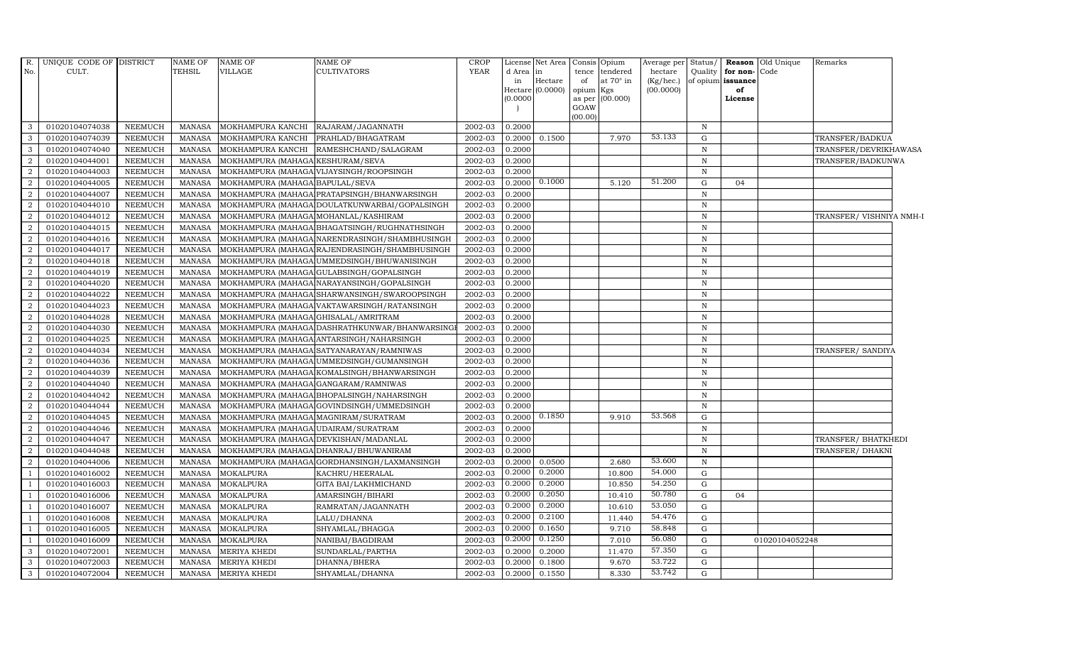| R. No. | UNIQUE CODE OF CULT. | DISTRICT | NAME OF TEHSIL | NAME OF VILLAGE | NAME OF CULTIVATORS | CROP YEAR | License d Area in Hectare (0.0000) | Net Area in Hectare (0.0000) | Consis tence of opium as per GOAW (00.00) | Opium tendered at 70° in Kgs (00.000) | Average per hectare (Kg/hec.) (00.0000) | Status/ Quality of opium | Reason for non- issuance of License | Old Unique Code | Remarks |
|---|---|---|---|---|---|---|---|---|---|---|---|---|---|---|---|
| 3 | 01020104074038 | NEEMUCH | MANASA | MOKHAMPURA KANCHI | RAJARAM/JAGANNATH | 2002-03 | 0.2000 | | | | | N | | | |
| 3 | 01020104074039 | NEEMUCH | MANASA | MOKHAMPURA KANCHI | PRAHLAD/BHAGATRAM | 2002-03 | 0.2000 | 0.1500 | | 7.970 | 53.133 | G | | | TRANSFER/BADKUA |
| 3 | 01020104074040 | NEEMUCH | MANASA | MOKHAMPURA KANCHI | RAMESHCHAND/SALAGRAM | 2002-03 | 0.2000 | | | | | N | | | TRANSFER/DEVRIKHAWASA |
| 2 | 01020104044001 | NEEMUCH | MANASA | MOKHAMPURA (MAHAGA | KESHURAM/SEVA | 2002-03 | 0.2000 | | | | | N | | | TRANSFER/BADKUNWA |
| 2 | 01020104044003 | NEEMUCH | MANASA | MOKHAMPURA (MAHAGA | VIJAYSINGH/ROOPSINGH | 2002-03 | 0.2000 | | | | | N | | | |
| 2 | 01020104044005 | NEEMUCH | MANASA | MOKHAMPURA (MAHAGA | BAPULAL/SEVA | 2002-03 | 0.2000 | 0.1000 | | 5.120 | 51.200 | G | 04 | | |
| 2 | 01020104044007 | NEEMUCH | MANASA | MOKHAMPURA (MAHAGA | PRATAPSINGH/BHANWARSINGH | 2002-03 | 0.2000 | | | | | N | | | |
| 2 | 01020104044010 | NEEMUCH | MANASA | MOKHAMPURA (MAHAGA | DOULATKUNWARBAI/GOPALSINGH | 2002-03 | 0.2000 | | | | | N | | | |
| 2 | 01020104044012 | NEEMUCH | MANASA | MOKHAMPURA (MAHAGA | MOHANLAL/KASHIRAM | 2002-03 | 0.2000 | | | | | N | | | TRANSFER/ VISHNIYA NMH-I |
| 2 | 01020104044015 | NEEMUCH | MANASA | MOKHAMPURA (MAHAGA | BHAGATSINGH/RUGHNATHSINGH | 2002-03 | 0.2000 | | | | | N | | | |
| 2 | 01020104044016 | NEEMUCH | MANASA | MOKHAMPURA (MAHAGA | NARENDRASINGH/SHAMBHUSINGH | 2002-03 | 0.2000 | | | | | N | | | |
| 2 | 01020104044017 | NEEMUCH | MANASA | MOKHAMPURA (MAHAGA | RAJENDRASINGH/SHAMBHUSINGH | 2002-03 | 0.2000 | | | | | N | | | |
| 2 | 01020104044018 | NEEMUCH | MANASA | MOKHAMPURA (MAHAGA | UMMEDSINGH/BHUWANISINGH | 2002-03 | 0.2000 | | | | | N | | | |
| 2 | 01020104044019 | NEEMUCH | MANASA | MOKHAMPURA (MAHAGA | GULABSINGH/GOPALSINGH | 2002-03 | 0.2000 | | | | | N | | | |
| 2 | 01020104044020 | NEEMUCH | MANASA | MOKHAMPURA (MAHAGA | NARAYANSINGH/GOPALSINGH | 2002-03 | 0.2000 | | | | | N | | | |
| 2 | 01020104044022 | NEEMUCH | MANASA | MOKHAMPURA (MAHAGA | SHARWANSINGH/SWAROOPSINGH | 2002-03 | 0.2000 | | | | | N | | | |
| 2 | 01020104044023 | NEEMUCH | MANASA | MOKHAMPURA (MAHAGA | VAKTAWARSINGH/RATANSINGH | 2002-03 | 0.2000 | | | | | N | | | |
| 2 | 01020104044028 | NEEMUCH | MANASA | MOKHAMPURA (MAHAGA | GHISALAL/AMRITRAM | 2002-03 | 0.2000 | | | | | N | | | |
| 2 | 01020104044030 | NEEMUCH | MANASA | MOKHAMPURA (MAHAGA | DASHRATHKUNWAR/BHANWARSINGH | 2002-03 | 0.2000 | | | | | N | | | |
| 2 | 01020104044025 | NEEMUCH | MANASA | MOKHAMPURA (MAHAGA | ANTARSINGH/NAHARSINGH | 2002-03 | 0.2000 | | | | | N | | | |
| 2 | 01020104044034 | NEEMUCH | MANASA | MOKHAMPURA (MAHAGA | SATYANARAYAN/RAMNIWAS | 2002-03 | 0.2000 | | | | | N | | | TRANSFER/ SANDIYA |
| 2 | 01020104044036 | NEEMUCH | MANASA | MOKHAMPURA (MAHAGA | UMMEDSINGH/GUMANSINGH | 2002-03 | 0.2000 | | | | | N | | | |
| 2 | 01020104044039 | NEEMUCH | MANASA | MOKHAMPURA (MAHAGA | KOMALSINGH/BHANWARSINGH | 2002-03 | 0.2000 | | | | | N | | | |
| 2 | 01020104044040 | NEEMUCH | MANASA | MOKHAMPURA (MAHAGA | GANGARAM/RAMNIWAS | 2002-03 | 0.2000 | | | | | N | | | |
| 2 | 01020104044042 | NEEMUCH | MANASA | MOKHAMPURA (MAHAGA | BHOPALSINGH/NAHARSINGH | 2002-03 | 0.2000 | | | | | N | | | |
| 2 | 01020104044044 | NEEMUCH | MANASA | MOKHAMPURA (MAHAGA | GOVINDSINGH/UMMEDSINGH | 2002-03 | 0.2000 | | | | | N | | | |
| 2 | 01020104044045 | NEEMUCH | MANASA | MOKHAMPURA (MAHAGA | MAGNIRAM/SURATRAM | 2002-03 | 0.2000 | 0.1850 | | 9.910 | 53.568 | G | | | |
| 2 | 01020104044046 | NEEMUCH | MANASA | MOKHAMPURA (MAHAGA | UDAIRAM/SURATRAM | 2002-03 | 0.2000 | | | | | N | | | |
| 2 | 01020104044047 | NEEMUCH | MANASA | MOKHAMPURA (MAHAGA | DEVKISHAN/MADANLAL | 2002-03 | 0.2000 | | | | | N | | | TRANSFER/ BHATKHEDI |
| 2 | 01020104044048 | NEEMUCH | MANASA | MOKHAMPURA (MAHAGA | DHANRAJ/BHUWANIRAM | 2002-03 | 0.2000 | | | | | N | | | TRANSFER/ DHAKNI |
| 2 | 01020104044006 | NEEMUCH | MANASA | MOKHAMPURA (MAHAGA | GORDHANSINGH/LAXMANSINGH | 2002-03 | 0.2000 | 0.0500 | | 2.680 | 53.600 | N | | | |
| 1 | 01020104016002 | NEEMUCH | MANASA | MOKALPURA | KACHRU/HEERALAL | 2002-03 | 0.2000 | 0.2000 | | 10.800 | 54.000 | G | | | |
| 1 | 01020104016003 | NEEMUCH | MANASA | MOKALPURA | GITA BAI/LAKHMICHAND | 2002-03 | 0.2000 | 0.2000 | | 10.850 | 54.250 | G | | | |
| 1 | 01020104016006 | NEEMUCH | MANASA | MOKALPURA | AMARSINGH/BIHARI | 2002-03 | 0.2000 | 0.2050 | | 10.410 | 50.780 | G | 04 | | |
| 1 | 01020104016007 | NEEMUCH | MANASA | MOKALPURA | RAMRATAN/JAGANNATH | 2002-03 | 0.2000 | 0.2000 | | 10.610 | 53.050 | G | | | |
| 1 | 01020104016008 | NEEMUCH | MANASA | MOKALPURA | LALU/DHANNA | 2002-03 | 0.2000 | 0.2100 | | 11.440 | 54.476 | G | | | |
| 1 | 01020104016005 | NEEMUCH | MANASA | MOKALPURA | SHYAMLAL/BHAGGA | 2002-03 | 0.2000 | 0.1650 | | 9.710 | 58.848 | G | | | |
| 1 | 01020104016009 | NEEMUCH | MANASA | MOKALPURA | NANIBAI/BAGDIRAM | 2002-03 | 0.2000 | 0.1250 | | 7.010 | 56.080 | G | | 01020104052248 | |
| 3 | 01020104072001 | NEEMUCH | MANASA | MERIYA KHEDI | SUNDARLAL/PARTHA | 2002-03 | 0.2000 | 0.2000 | | 11.470 | 57.350 | G | | | |
| 3 | 01020104072003 | NEEMUCH | MANASA | MERIYA KHEDI | DHANNA/BHERA | 2002-03 | 0.2000 | 0.1800 | | 9.670 | 53.722 | G | | | |
| 3 | 01020104072004 | NEEMUCH | MANASA | MERIYA KHEDI | SHYAMLAL/DHANNA | 2002-03 | 0.2000 | 0.1550 | | 8.330 | 53.742 | G | | | |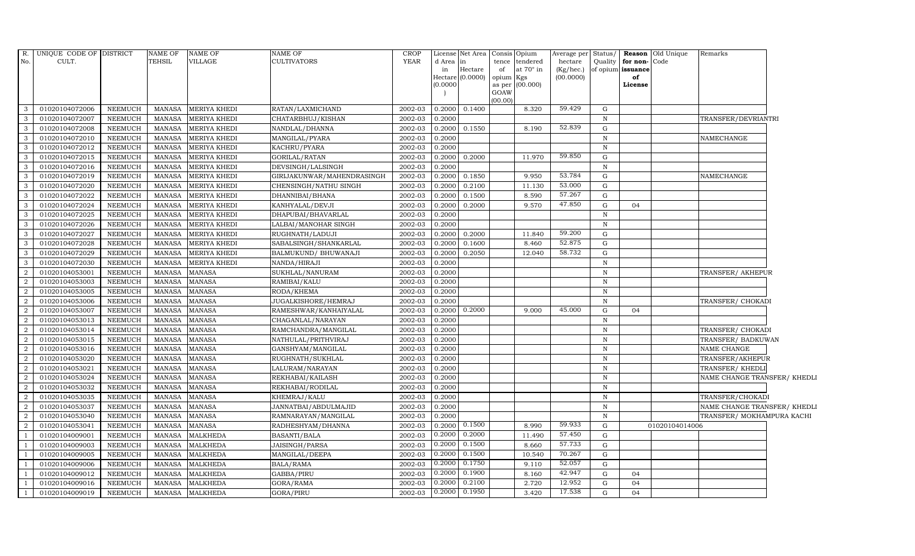| R. No. | UNIQUE CODE OF CULT. | DISTRICT | NAME OF TEHSIL | NAME OF VILLAGE | NAME OF CULTIVATORS | CROP YEAR | License d Area in Hectare (0.0000) | Net Area in Hectare (0.0000) | Consis tence of opium as per GOAW (00.00) | Opium tendered at 70° in Kgs (00.000) | Average per hectare (Kg/hec.) (00.0000) | Status/ Quality of opium | Reason for non-issuance of License | Old Unique Code | Remarks |
|---|---|---|---|---|---|---|---|---|---|---|---|---|---|---|---|
| 3 | 01020104072006 | NEEMUCH | MANASA | MERIYA KHEDI | RATAN/LAXMICHAND | 2002-03 | 0.2000 | 0.1400 | | 8.320 | 59.429 | G | | | |
| 3 | 01020104072007 | NEEMUCH | MANASA | MERIYA KHEDI | CHATARBHUJ/KISHAN | 2002-03 | 0.2000 | | | | | N | | | TRANSFER/DEVRIANTRI |
| 3 | 01020104072008 | NEEMUCH | MANASA | MERIYA KHEDI | NANDLAL/DHANNA | 2002-03 | 0.2000 | 0.1550 | | 8.190 | 52.839 | G | | | |
| 3 | 01020104072010 | NEEMUCH | MANASA | MERIYA KHEDI | MANGILAL/PYARA | 2002-03 | 0.2000 | | | | | N | | | NAMECHANGE |
| 3 | 01020104072012 | NEEMUCH | MANASA | MERIYA KHEDI | KACHRU/PYARA | 2002-03 | 0.2000 | | | | | N | | | |
| 3 | 01020104072015 | NEEMUCH | MANASA | MERIYA KHEDI | GORILAL/RATAN | 2002-03 | 0.2000 | 0.2000 | | 11.970 | 59.850 | G | | | |
| 3 | 01020104072016 | NEEMUCH | MANASA | MERIYA KHEDI | DEVSINGH/LALSINGH | 2002-03 | 0.2000 | | | | | N | | | |
| 3 | 01020104072019 | NEEMUCH | MANASA | MERIYA KHEDI | GIRIJAKUNWAR/MAHENDRASINGH | 2002-03 | 0.2000 | 0.1850 | | 9.950 | 53.784 | G | | | NAMECHANGE |
| 3 | 01020104072020 | NEEMUCH | MANASA | MERIYA KHEDI | CHENSINGH/NATHU SINGH | 2002-03 | 0.2000 | 0.2100 | | 11.130 | 53.000 | G | | | |
| 3 | 01020104072022 | NEEMUCH | MANASA | MERIYA KHEDI | DHANNIBAI/BHANA | 2002-03 | 0.2000 | 0.1500 | | 8.590 | 57.267 | G | | | |
| 3 | 01020104072024 | NEEMUCH | MANASA | MERIYA KHEDI | KANHYALAL/DEVJI | 2002-03 | 0.2000 | 0.2000 | | 9.570 | 47.850 | G | 04 | | |
| 3 | 01020104072025 | NEEMUCH | MANASA | MERIYA KHEDI | DHAPUBAI/BHAVARLAL | 2002-03 | 0.2000 | | | | | N | | | |
| 3 | 01020104072026 | NEEMUCH | MANASA | MERIYA KHEDI | LALBAI/MANOHAR SINGH | 2002-03 | 0.2000 | | | | | N | | | |
| 3 | 01020104072027 | NEEMUCH | MANASA | MERIYA KHEDI | RUGHNATH/LADUJI | 2002-03 | 0.2000 | 0.2000 | | 11.840 | 59.200 | G | | | |
| 3 | 01020104072028 | NEEMUCH | MANASA | MERIYA KHEDI | SABALSINGH/SHANKARLAL | 2002-03 | 0.2000 | 0.1600 | | 8.460 | 52.875 | G | | | |
| 3 | 01020104072029 | NEEMUCH | MANASA | MERIYA KHEDI | BALMUKUND/ BHUWANAJI | 2002-03 | 0.2000 | 0.2050 | | 12.040 | 58.732 | G | | | |
| 3 | 01020104072030 | NEEMUCH | MANASA | MERIYA KHEDI | NANDA/HIRAJI | 2002-03 | 0.2000 | | | | | N | | | |
| 2 | 01020104053001 | NEEMUCH | MANASA | MANASA | SUKHLAL/NANURAM | 2002-03 | 0.2000 | | | | | N | | | TRANSFER/ AKHEPUR |
| 2 | 01020104053003 | NEEMUCH | MANASA | MANASA | RAMIBAI/KALU | 2002-03 | 0.2000 | | | | | N | | | |
| 2 | 01020104053005 | NEEMUCH | MANASA | MANASA | RODA/KHEMA | 2002-03 | 0.2000 | | | | | N | | | |
| 2 | 01020104053006 | NEEMUCH | MANASA | MANASA | JUGALKISHORE/HEMRAJ | 2002-03 | 0.2000 | | | | | N | | | TRANSFER/ CHOKADI |
| 2 | 01020104053007 | NEEMUCH | MANASA | MANASA | RAMESHWAR/KANHAIYALAL | 2002-03 | 0.2000 | 0.2000 | | 9.000 | 45.000 | G | 04 | | |
| 2 | 01020104053013 | NEEMUCH | MANASA | MANASA | CHAGANLAL/NARAYAN | 2002-03 | 0.2000 | | | | | N | | | |
| 2 | 01020104053014 | NEEMUCH | MANASA | MANASA | RAMCHANDRA/MANGILAL | 2002-03 | 0.2000 | | | | | N | | | TRANSFER/ CHOKADI |
| 2 | 01020104053015 | NEEMUCH | MANASA | MANASA | NATHULAL/PRITHVIRAJ | 2002-03 | 0.2000 | | | | | N | | | TRANSFER/ BADKUWAN |
| 2 | 01020104053016 | NEEMUCH | MANASA | MANASA | GANSHYAM/MANGILAL | 2002-03 | 0.2000 | | | | | N | | | NAME CHANGE |
| 2 | 01020104053020 | NEEMUCH | MANASA | MANASA | RUGHNATH/SUKHLAL | 2002-03 | 0.2000 | | | | | N | | | TRANSFER/AKHEPUR |
| 2 | 01020104053021 | NEEMUCH | MANASA | MANASA | LALURAM/NARAYAN | 2002-03 | 0.2000 | | | | | N | | | TRANSFER/ KHEDLI |
| 2 | 01020104053024 | NEEMUCH | MANASA | MANASA | REKHABAI/KAILASH | 2002-03 | 0.2000 | | | | | N | | | NAME CHANGE TRANSFER/ KHEDLI |
| 2 | 01020104053032 | NEEMUCH | MANASA | MANASA | REKHABAI/RODILAL | 2002-03 | 0.2000 | | | | | N | | | |
| 2 | 01020104053035 | NEEMUCH | MANASA | MANASA | KHEMRAJ/KALU | 2002-03 | 0.2000 | | | | | N | | | TRANSFER/CHOKADI |
| 2 | 01020104053037 | NEEMUCH | MANASA | MANASA | JANNATBAI/ABDULMAJID | 2002-03 | 0.2000 | | | | | N | | | NAME CHANGE TRANSFER/ KHEDLI |
| 2 | 01020104053040 | NEEMUCH | MANASA | MANASA | RAMNARAYAN/MANGILAL | 2002-03 | 0.2000 | | | | | N | | | TRANSFER/ MOKHAMPURA KACHI |
| 2 | 01020104053041 | NEEMUCH | MANASA | MANASA | RADHESHYAM/DHANNA | 2002-03 | 0.2000 | 0.1500 | | 8.990 | 59.933 | G | | 01020104014006 | |
| 1 | 01020104009001 | NEEMUCH | MANASA | MALKHEDA | BASANTI/BALA | 2002-03 | 0.2000 | 0.2000 | | 11.490 | 57.450 | G | | | |
| 1 | 01020104009003 | NEEMUCH | MANASA | MALKHEDA | JAISINGH/PARSA | 2002-03 | 0.2000 | 0.1500 | | 8.660 | 57.733 | G | | | |
| 1 | 01020104009005 | NEEMUCH | MANASA | MALKHEDA | MANGILAL/DEEPA | 2002-03 | 0.2000 | 0.1500 | | 10.540 | 70.267 | G | | | |
| 1 | 01020104009006 | NEEMUCH | MANASA | MALKHEDA | BALA/RAMA | 2002-03 | 0.2000 | 0.1750 | | 9.110 | 52.057 | G | | | |
| 1 | 01020104009012 | NEEMUCH | MANASA | MALKHEDA | GABBA/PIRU | 2002-03 | 0.2000 | 0.1900 | | 8.160 | 42.947 | G | 04 | | |
| 1 | 01020104009016 | NEEMUCH | MANASA | MALKHEDA | GORA/RAMA | 2002-03 | 0.2000 | 0.2100 | | 2.720 | 12.952 | G | 04 | | |
| 1 | 01020104009019 | NEEMUCH | MANASA | MALKHEDA | GORA/PIRU | 2002-03 | 0.2000 | 0.1950 | | 3.420 | 17.538 | G | 04 | | |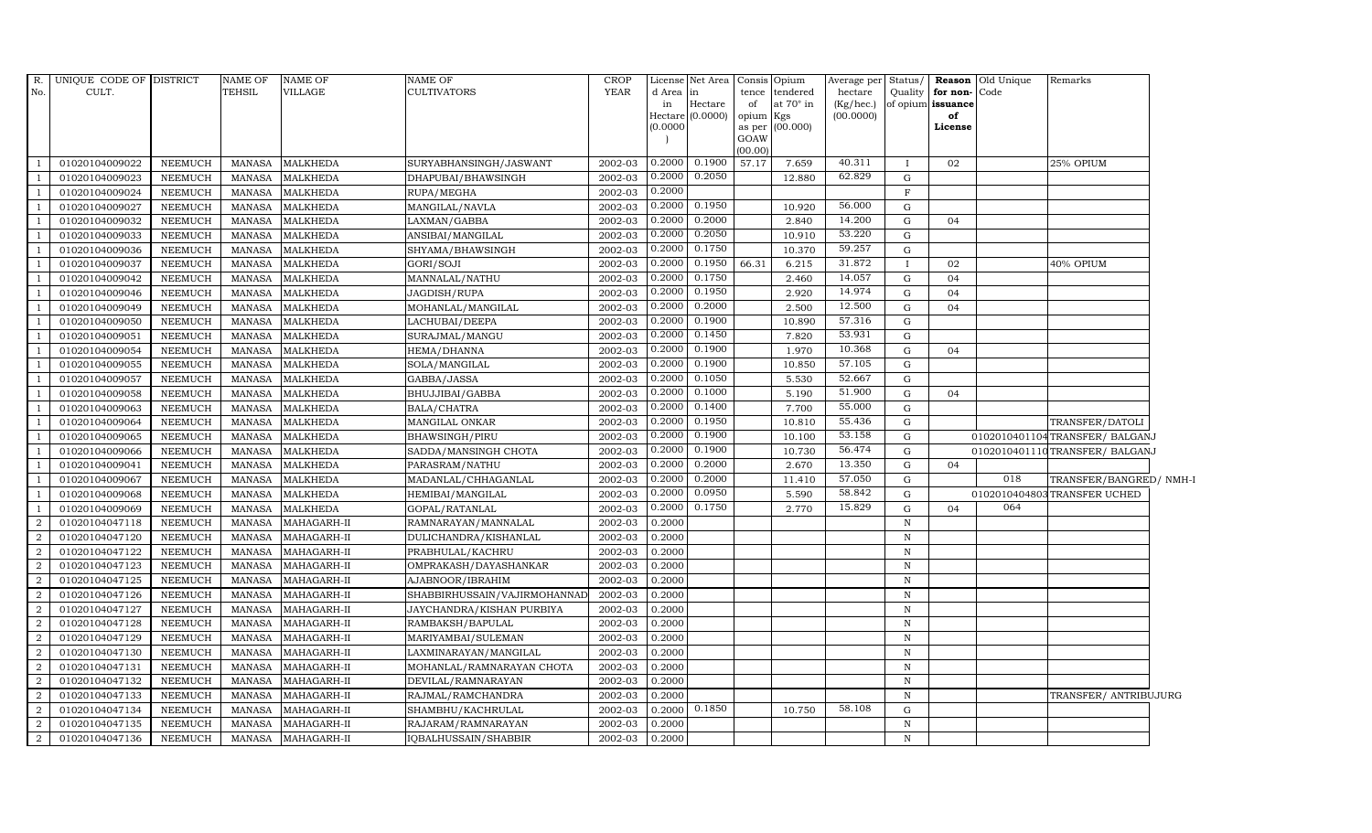| R. No. | UNIQUE CODE OF CULT. | DISTRICT | NAME OF TEHSIL | NAME OF VILLAGE | NAME OF CULTIVATORS | CROP YEAR | License d Area in Hectare (0.0000) | Net Area in Hectare (0.0000) | Consis tence of opium as per GOAW (00.00) | Opium tendered at 70° in Kgs (00.000) | Average per hectare (Kg/hec.) (00.0000) | Status/ Quality of opium | Reason for non-issuance of License | Old Unique Code | Remarks |
|---|---|---|---|---|---|---|---|---|---|---|---|---|---|---|---|
| 1 | 01020104009022 | NEEMUCH | MANASA | MALKHEDA | SURYABHANSINGH/JASWANT | 2002-03 | 0.2000 | 0.1900 | 57.17 | 7.659 | 40.311 | I | 02 | | 25% OPIUM |
| 1 | 01020104009023 | NEEMUCH | MANASA | MALKHEDA | DHAPUBAI/BHAWSINGH | 2002-03 | 0.2000 | 0.2050 | | 12.880 | 62.829 | G | | | |
| 1 | 01020104009024 | NEEMUCH | MANASA | MALKHEDA | RUPA/MEGHA | 2002-03 | 0.2000 | | | | | F | | | |
| 1 | 01020104009027 | NEEMUCH | MANASA | MALKHEDA | MANGILAL/NAVLA | 2002-03 | 0.2000 | 0.1950 | | 10.920 | 56.000 | G | | | |
| 1 | 01020104009032 | NEEMUCH | MANASA | MALKHEDA | LAXMAN/GABBA | 2002-03 | 0.2000 | 0.2000 | | 2.840 | 14.200 | G | 04 | | |
| 1 | 01020104009033 | NEEMUCH | MANASA | MALKHEDA | ANSIBAI/MANGILAL | 2002-03 | 0.2000 | 0.2050 | | 10.910 | 53.220 | G | | | |
| 1 | 01020104009036 | NEEMUCH | MANASA | MALKHEDA | SHYAMA/BHAWSINGH | 2002-03 | 0.2000 | 0.1750 | | 10.370 | 59.257 | G | | | |
| 1 | 01020104009037 | NEEMUCH | MANASA | MALKHEDA | GORI/SOJI | 2002-03 | 0.2000 | 0.1950 | 66.31 | 6.215 | 31.872 | I | 02 | | 40% OPIUM |
| 1 | 01020104009042 | NEEMUCH | MANASA | MALKHEDA | MANNALAL/NATHU | 2002-03 | 0.2000 | 0.1750 | | 2.460 | 14.057 | G | 04 | | |
| 1 | 01020104009046 | NEEMUCH | MANASA | MALKHEDA | JAGDISH/RUPA | 2002-03 | 0.2000 | 0.1950 | | 2.920 | 14.974 | G | 04 | | |
| 1 | 01020104009049 | NEEMUCH | MANASA | MALKHEDA | MOHANLAL/MANGILAL | 2002-03 | 0.2000 | 0.2000 | | 2.500 | 12.500 | G | 04 | | |
| 1 | 01020104009050 | NEEMUCH | MANASA | MALKHEDA | LACHUBAI/DEEPA | 2002-03 | 0.2000 | 0.1900 | | 10.890 | 57.316 | G | | | |
| 1 | 01020104009051 | NEEMUCH | MANASA | MALKHEDA | SURAJMAL/MANGU | 2002-03 | 0.2000 | 0.1450 | | 7.820 | 53.931 | G | | | |
| 1 | 01020104009054 | NEEMUCH | MANASA | MALKHEDA | HEMA/DHANNA | 2002-03 | 0.2000 | 0.1900 | | 1.970 | 10.368 | G | 04 | | |
| 1 | 01020104009055 | NEEMUCH | MANASA | MALKHEDA | SOLA/MANGILAL | 2002-03 | 0.2000 | 0.1900 | | 10.850 | 57.105 | G | | | |
| 1 | 01020104009057 | NEEMUCH | MANASA | MALKHEDA | GABBA/JASSA | 2002-03 | 0.2000 | 0.1050 | | 5.530 | 52.667 | G | | | |
| 1 | 01020104009058 | NEEMUCH | MANASA | MALKHEDA | BHUJJIBAI/GABBA | 2002-03 | 0.2000 | 0.1000 | | 5.190 | 51.900 | G | 04 | | |
| 1 | 01020104009063 | NEEMUCH | MANASA | MALKHEDA | BALA/CHATRA | 2002-03 | 0.2000 | 0.1400 | | 7.700 | 55.000 | G | | | |
| 1 | 01020104009064 | NEEMUCH | MANASA | MALKHEDA | MANGILAL ONKAR | 2002-03 | 0.2000 | 0.1950 | | 10.810 | 55.436 | G | | | TRANSFER/DATOLI |
| 1 | 01020104009065 | NEEMUCH | MANASA | MALKHEDA | BHAWSINGH/PIRU | 2002-03 | 0.2000 | 0.1900 | | 10.100 | 53.158 | G | | 01020104011​04 | TRANSFER/ BALGANJ |
| 1 | 01020104009066 | NEEMUCH | MANASA | MALKHEDA | SADDA/MANSINGH CHOTA | 2002-03 | 0.2000 | 0.1900 | | 10.730 | 56.474 | G | | 0102010401110 | TRANSFER/ BALGANJ |
| 1 | 01020104009041 | NEEMUCH | MANASA | MALKHEDA | PARASRAM/NATHU | 2002-03 | 0.2000 | 0.2000 | | 2.670 | 13.350 | G | 04 | | |
| 1 | 01020104009067 | NEEMUCH | MANASA | MALKHEDA | MADANLAL/CHHAGANLAL | 2002-03 | 0.2000 | 0.2000 | | 11.410 | 57.050 | G | | 018 | TRANSFER/BANGRED/ NMH-I |
| 1 | 01020104009068 | NEEMUCH | MANASA | MALKHEDA | HEMIBAI/MANGILAL | 2002-03 | 0.2000 | 0.0950 | | 5.590 | 58.842 | G | | 0102010404803 | TRANSFER UCHED |
| 1 | 01020104009069 | NEEMUCH | MANASA | MALKHEDA | GOPAL/RATANLAL | 2002-03 | 0.2000 | 0.1750 | | 2.770 | 15.829 | G | 04 | 064 | |
| 2 | 01020104047118 | NEEMUCH | MANASA | MAHAGARH-II | RAMNARAYAN/MANNALAL | 2002-03 | 0.2000 | | | | | N | | | |
| 2 | 01020104047120 | NEEMUCH | MANASA | MAHAGARH-II | DULICHANDRA/KISHANLAL | 2002-03 | 0.2000 | | | | | N | | | |
| 2 | 01020104047122 | NEEMUCH | MANASA | MAHAGARH-II | PRABHULAL/KACHRU | 2002-03 | 0.2000 | | | | | N | | | |
| 2 | 01020104047123 | NEEMUCH | MANASA | MAHAGARH-II | OMPRAKASH/DAYASHANKAR | 2002-03 | 0.2000 | | | | | N | | | |
| 2 | 01020104047125 | NEEMUCH | MANASA | MAHAGARH-II | AJABNOOR/IBRAHIM | 2002-03 | 0.2000 | | | | | N | | | |
| 2 | 01020104047126 | NEEMUCH | MANASA | MAHAGARH-II | SHABBIRHUSSAIN/VAJIRMOHANNAD | 2002-03 | 0.2000 | | | | | N | | | |
| 2 | 01020104047127 | NEEMUCH | MANASA | MAHAGARH-II | JAYCHANDRA/KISHAN PURBIYA | 2002-03 | 0.2000 | | | | | N | | | |
| 2 | 01020104047128 | NEEMUCH | MANASA | MAHAGARH-II | RAMBAKSH/BAPULAL | 2002-03 | 0.2000 | | | | | N | | | |
| 2 | 01020104047129 | NEEMUCH | MANASA | MAHAGARH-II | MARIYAMBAI/SULEMAN | 2002-03 | 0.2000 | | | | | N | | | |
| 2 | 01020104047130 | NEEMUCH | MANASA | MAHAGARH-II | LAXMINARAYAN/MANGILAL | 2002-03 | 0.2000 | | | | | N | | | |
| 2 | 01020104047131 | NEEMUCH | MANASA | MAHAGARH-II | MOHANLAL/RAMNARAYAN CHOTA | 2002-03 | 0.2000 | | | | | N | | | |
| 2 | 01020104047132 | NEEMUCH | MANASA | MAHAGARH-II | DEVILAL/RAMNARAYAN | 2002-03 | 0.2000 | | | | | N | | | |
| 2 | 01020104047133 | NEEMUCH | MANASA | MAHAGARH-II | RAJMAL/RAMCHANDRA | 2002-03 | 0.2000 | | | | | N | | | TRANSFER/ ANTRIBUJURG |
| 2 | 01020104047134 | NEEMUCH | MANASA | MAHAGARH-II | SHAMBHU/KACHRULAL | 2002-03 | 0.2000 | 0.1850 | | 10.750 | 58.108 | G | | | |
| 2 | 01020104047135 | NEEMUCH | MANASA | MAHAGARH-II | RAJARAM/RAMNARAYAN | 2002-03 | 0.2000 | | | | | N | | | |
| 2 | 01020104047136 | NEEMUCH | MANASA | MAHAGARH-II | IQBALHUSSAIN/SHABBIR | 2002-03 | 0.2000 | | | | | N | | | |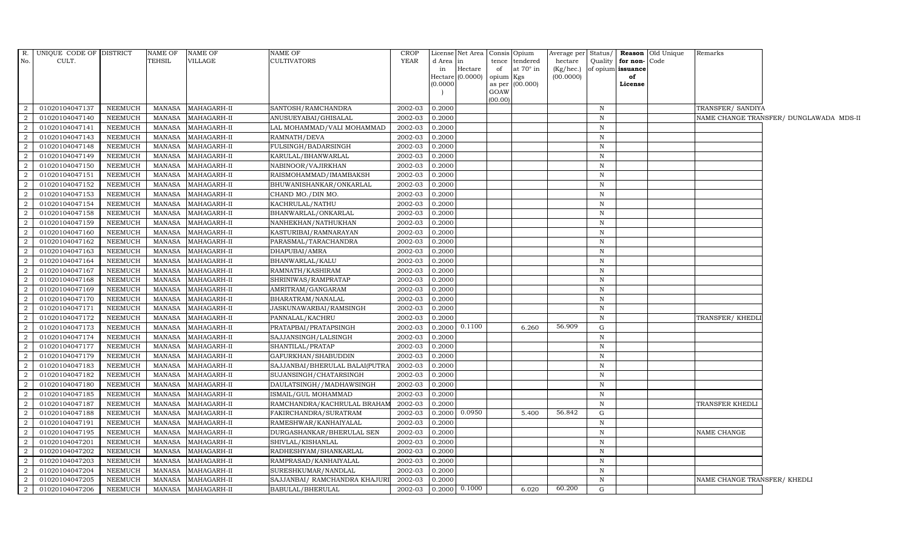| R. No. | UNIQUE CODE OF CULT. | DISTRICT | NAME OF TEHSIL | NAME OF VILLAGE | NAME OF CULTIVATORS | CROP YEAR | License d Area in Hectare (0.0000) | Net Area in Hectare (0.0000) | Consis tence of opium as per GOAW (00.00) | Opium tendered at 70° in Kgs (00.000) | Average per hectare (Kg/hec.) (00.0000) | Status/ Quality of opium | Reason for non-issuance of License | Old Unique Code | Remarks |
|---|---|---|---|---|---|---|---|---|---|---|---|---|---|---|---|
| 2 | 01020104047137 | NEEMUCH | MANASA | MAHAGARH-II | SANTOSH/RAMCHANDRA | 2002-03 | 0.2000 | | | | | N | | | TRANSFER/ SANDIYA |
| 2 | 01020104047140 | NEEMUCH | MANASA | MAHAGARH-II | ANUSUEYABAI/GHISALAL | 2002-03 | 0.2000 | | | | | N | | | NAME CHANGE TRANSFER/ DUNGLAWADA MDS-II |
| 2 | 01020104047141 | NEEMUCH | MANASA | MAHAGARH-II | LAL MOHAMMAD/VALI MOHAMMAD | 2002-03 | 0.2000 | | | | | N | | | |
| 2 | 01020104047143 | NEEMUCH | MANASA | MAHAGARH-II | RAMNATH/DEVA | 2002-03 | 0.2000 | | | | | N | | | |
| 2 | 01020104047148 | NEEMUCH | MANASA | MAHAGARH-II | FULSINGH/BADARSINGH | 2002-03 | 0.2000 | | | | | N | | | |
| 2 | 01020104047149 | NEEMUCH | MANASA | MAHAGARH-II | KARULAL/BHANWARLAL | 2002-03 | 0.2000 | | | | | N | | | |
| 2 | 01020104047150 | NEEMUCH | MANASA | MAHAGARH-II | NABINOOR/VAJIRKHAN | 2002-03 | 0.2000 | | | | | N | | | |
| 2 | 01020104047151 | NEEMUCH | MANASA | MAHAGARH-II | RAISMOHAMMAD/IMAMBAKSH | 2002-03 | 0.2000 | | | | | N | | | |
| 2 | 01020104047152 | NEEMUCH | MANASA | MAHAGARH-II | BHUWANISHANKAR/ONKARLAL | 2002-03 | 0.2000 | | | | | N | | | |
| 2 | 01020104047153 | NEEMUCH | MANASA | MAHAGARH-II | CHAND MO./DIN MO. | 2002-03 | 0.2000 | | | | | N | | | |
| 2 | 01020104047154 | NEEMUCH | MANASA | MAHAGARH-II | KACHRULAL/NATHU | 2002-03 | 0.2000 | | | | | N | | | |
| 2 | 01020104047158 | NEEMUCH | MANASA | MAHAGARH-II | BHANWARLAL/ONKARLAL | 2002-03 | 0.2000 | | | | | N | | | |
| 2 | 01020104047159 | NEEMUCH | MANASA | MAHAGARH-II | NANHEKHAN/NATHUKHAN | 2002-03 | 0.2000 | | | | | N | | | |
| 2 | 01020104047160 | NEEMUCH | MANASA | MAHAGARH-II | KASTURIBAI/RAMNARAYAN | 2002-03 | 0.2000 | | | | | N | | | |
| 2 | 01020104047162 | NEEMUCH | MANASA | MAHAGARH-II | PARASMAL/TARACHANDRA | 2002-03 | 0.2000 | | | | | N | | | |
| 2 | 01020104047163 | NEEMUCH | MANASA | MAHAGARH-II | DHAPUBAI/AMRA | 2002-03 | 0.2000 | | | | | N | | | |
| 2 | 01020104047164 | NEEMUCH | MANASA | MAHAGARH-II | BHANWARLAL/KALU | 2002-03 | 0.2000 | | | | | N | | | |
| 2 | 01020104047167 | NEEMUCH | MANASA | MAHAGARH-II | RAMNATH/KASHIRAM | 2002-03 | 0.2000 | | | | | N | | | |
| 2 | 01020104047168 | NEEMUCH | MANASA | MAHAGARH-II | SHRINIWAS/RAMPRATAP | 2002-03 | 0.2000 | | | | | N | | | |
| 2 | 01020104047169 | NEEMUCH | MANASA | MAHAGARH-II | AMRITRAM/GANGARAM | 2002-03 | 0.2000 | | | | | N | | | |
| 2 | 01020104047170 | NEEMUCH | MANASA | MAHAGARH-II | BHARATRAM/NANALAL | 2002-03 | 0.2000 | | | | | N | | | |
| 2 | 01020104047171 | NEEMUCH | MANASA | MAHAGARH-II | JASKUNAWARBAI/RAMSINGH | 2002-03 | 0.2000 | | | | | N | | | |
| 2 | 01020104047172 | NEEMUCH | MANASA | MAHAGARH-II | PANNALAL/KACHRU | 2002-03 | 0.2000 | | | | | N | | | TRANSFER/ KHEDLI |
| 2 | 01020104047173 | NEEMUCH | MANASA | MAHAGARH-II | PRATAPBAI/PRATAPSINGH | 2002-03 | 0.2000 | 0.1100 | | 6.260 | 56.909 | G | | | |
| 2 | 01020104047174 | NEEMUCH | MANASA | MAHAGARH-II | SAJJANSINGH/LALSINGH | 2002-03 | 0.2000 | | | | | N | | | |
| 2 | 01020104047177 | NEEMUCH | MANASA | MAHAGARH-II | SHANTILAL/PRATAP | 2002-03 | 0.2000 | | | | | N | | | |
| 2 | 01020104047179 | NEEMUCH | MANASA | MAHAGARH-II | GAFURKHAN/SHABUDDIN | 2002-03 | 0.2000 | | | | | N | | | |
| 2 | 01020104047183 | NEEMUCH | MANASA | MAHAGARH-II | SAJJANBAI/BHERULAL BALAI(PUTRA | 2002-03 | 0.2000 | | | | | N | | | |
| 2 | 01020104047182 | NEEMUCH | MANASA | MAHAGARH-II | SUJANSINGH/CHATARSINGH | 2002-03 | 0.2000 | | | | | N | | | |
| 2 | 01020104047180 | NEEMUCH | MANASA | MAHAGARH-II | DAULATSINGH//MADHAWSINGH | 2002-03 | 0.2000 | | | | | N | | | |
| 2 | 01020104047185 | NEEMUCH | MANASA | MAHAGARH-II | ISMAIL/GUL MOHAMMAD | 2002-03 | 0.2000 | | | | | N | | | |
| 2 | 01020104047187 | NEEMUCH | MANASA | MAHAGARH-II | RAMCHANDRA/KACHRULAL BRAHAM | 2002-03 | 0.2000 | | | | | N | | | TRANSFER KHEDLI |
| 2 | 01020104047188 | NEEMUCH | MANASA | MAHAGARH-II | FAKIRCHANDRA/SURATRAM | 2002-03 | 0.2000 | 0.0950 | | 5.400 | 56.842 | G | | | |
| 2 | 01020104047191 | NEEMUCH | MANASA | MAHAGARH-II | RAMESHWAR/KANHAIYALAL | 2002-03 | 0.2000 | | | | | N | | | |
| 2 | 01020104047195 | NEEMUCH | MANASA | MAHAGARH-II | DURGASHANKAR/BHERULAL SEN | 2002-03 | 0.2000 | | | | | N | | | NAME CHANGE |
| 2 | 01020104047201 | NEEMUCH | MANASA | MAHAGARH-II | SHIVLAL/KISHANLAL | 2002-03 | 0.2000 | | | | | N | | | |
| 2 | 01020104047202 | NEEMUCH | MANASA | MAHAGARH-II | RADHESHYAM/SHANKARLAL | 2002-03 | 0.2000 | | | | | N | | | |
| 2 | 01020104047203 | NEEMUCH | MANASA | MAHAGARH-II | RAMPRASAD/KANHAIYALAL | 2002-03 | 0.2000 | | | | | N | | | |
| 2 | 01020104047204 | NEEMUCH | MANASA | MAHAGARH-II | SURESHKUMAR/NANDLAL | 2002-03 | 0.2000 | | | | | N | | | |
| 2 | 01020104047205 | NEEMUCH | MANASA | MAHAGARH-II | SAJJANBAI/ RAMCHANDRA KHAJURI | 2002-03 | 0.2000 | | | | | N | | | NAME CHANGE TRANSFER/ KHEDLI |
| 2 | 01020104047206 | NEEMUCH | MANASA | MAHAGARH-II | BABULAL/BHERULAL | 2002-03 | 0.2000 | 0.1000 | | 6.020 | 60.200 | G | | | |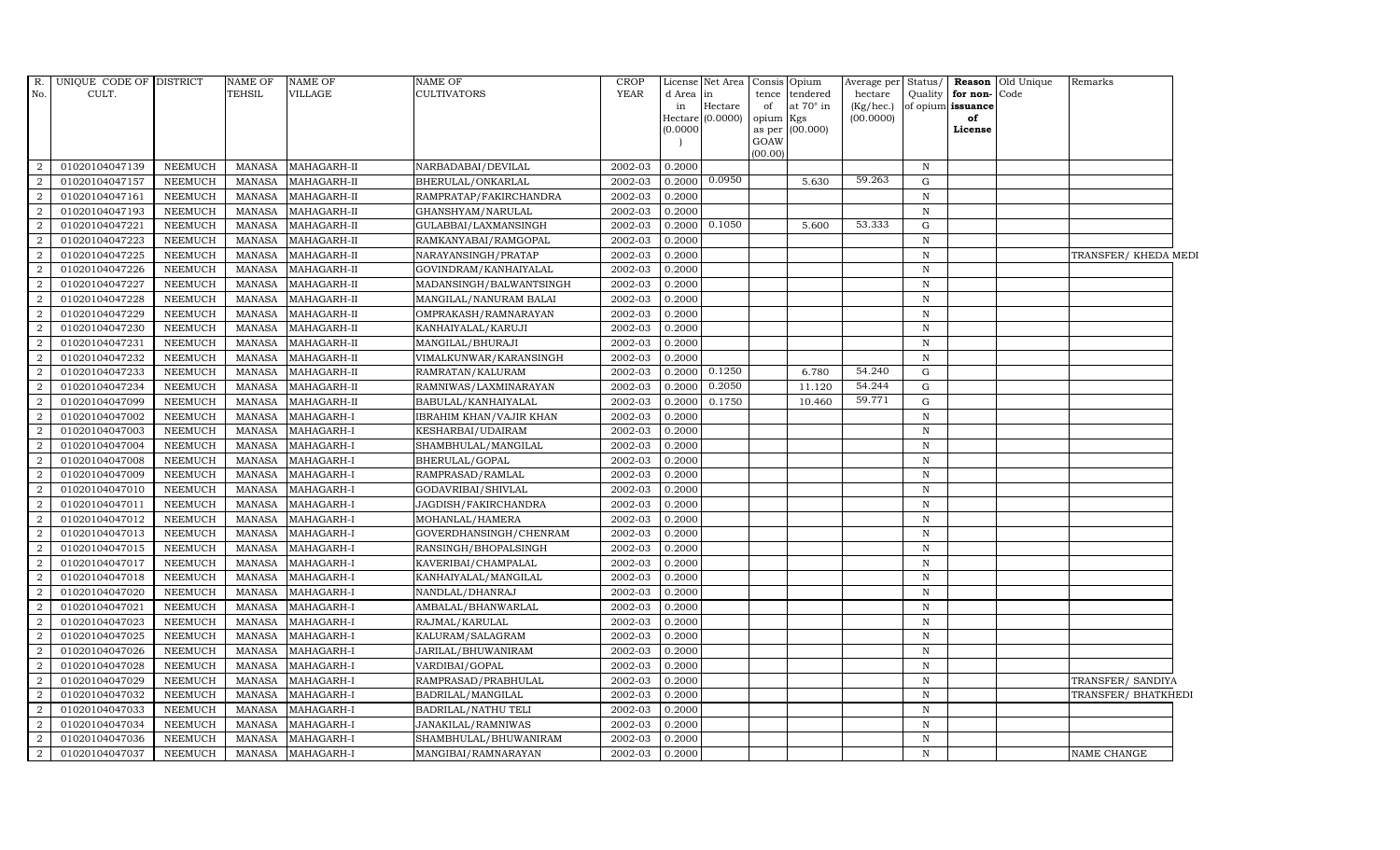| R. No. | UNIQUE CODE OF CULT. | DISTRICT | NAME OF TEHSIL | NAME OF VILLAGE | NAME OF CULTIVATORS | CROP YEAR | License d Area in Hectare (0.0000) | Net Area in Hectare (0.0000) | Consis tence of opium as per GOAW (00.00) | Opium tendered at 70° in Kgs (00.000) | Average per hectare (Kg/hec.) (00.0000) | Status/ Quality of opium | Reason for non- issuance of License | Old Unique Code | Remarks |
|---|---|---|---|---|---|---|---|---|---|---|---|---|---|---|---|
| 2 | 01020104047139 | NEEMUCH | MANASA | MAHAGARH-II | NARBADABAI/DEVILAL | 2002-03 | 0.2000 | | | | | N | | | |
| 2 | 01020104047157 | NEEMUCH | MANASA | MAHAGARH-II | BHERULAL/ONKARLAL | 2002-03 | 0.2000 | 0.0950 | | 5.630 | 59.263 | G | | | |
| 2 | 01020104047161 | NEEMUCH | MANASA | MAHAGARH-II | RAMPRATAP/FAKIRCHANDRA | 2002-03 | 0.2000 | | | | | N | | | |
| 2 | 01020104047193 | NEEMUCH | MANASA | MAHAGARH-II | GHANSHYAM/NARULAL | 2002-03 | 0.2000 | | | | | N | | | |
| 2 | 01020104047221 | NEEMUCH | MANASA | MAHAGARH-II | GULABBAI/LAXMANSINGH | 2002-03 | 0.2000 | 0.1050 | | 5.600 | 53.333 | G | | | |
| 2 | 01020104047223 | NEEMUCH | MANASA | MAHAGARH-II | RAMKANYABAI/RAMGOPAL | 2002-03 | 0.2000 | | | | | N | | | |
| 2 | 01020104047225 | NEEMUCH | MANASA | MAHAGARH-II | NARAYANSINGH/PRATAP | 2002-03 | 0.2000 | | | | | N | | | TRANSFER/ KHEDA MEDI |
| 2 | 01020104047226 | NEEMUCH | MANASA | MAHAGARH-II | GOVINDRAM/KANHAIYALAL | 2002-03 | 0.2000 | | | | | N | | | |
| 2 | 01020104047227 | NEEMUCH | MANASA | MAHAGARH-II | MADANSINGH/BALWANTSINGH | 2002-03 | 0.2000 | | | | | N | | | |
| 2 | 01020104047228 | NEEMUCH | MANASA | MAHAGARH-II | MANGILAL/NANURAM BALAI | 2002-03 | 0.2000 | | | | | N | | | |
| 2 | 01020104047229 | NEEMUCH | MANASA | MAHAGARH-II | OMPRAKASH/RAMNARAYAN | 2002-03 | 0.2000 | | | | | N | | | |
| 2 | 01020104047230 | NEEMUCH | MANASA | MAHAGARH-II | KANHAIYALAL/KARUJI | 2002-03 | 0.2000 | | | | | N | | | |
| 2 | 01020104047231 | NEEMUCH | MANASA | MAHAGARH-II | MANGILAL/BHURAJI | 2002-03 | 0.2000 | | | | | N | | | |
| 2 | 01020104047232 | NEEMUCH | MANASA | MAHAGARH-II | VIMALKUNWAR/KARANSINGH | 2002-03 | 0.2000 | | | | | N | | | |
| 2 | 01020104047233 | NEEMUCH | MANASA | MAHAGARH-II | RAMRATAN/KALURAM | 2002-03 | 0.2000 | 0.1250 | | 6.780 | 54.240 | G | | | |
| 2 | 01020104047234 | NEEMUCH | MANASA | MAHAGARH-II | RAMNIWAS/LAXMINARAYAN | 2002-03 | 0.2000 | 0.2050 | | 11.120 | 54.244 | G | | | |
| 2 | 01020104047099 | NEEMUCH | MANASA | MAHAGARH-II | BABULAL/KANHAIYALAL | 2002-03 | 0.2000 | 0.1750 | | 10.460 | 59.771 | G | | | |
| 2 | 01020104047002 | NEEMUCH | MANASA | MAHAGARH-I | IBRAHIM KHAN/VAJIR KHAN | 2002-03 | 0.2000 | | | | | N | | | |
| 2 | 01020104047003 | NEEMUCH | MANASA | MAHAGARH-I | KESHARBAI/UDAIRAM | 2002-03 | 0.2000 | | | | | N | | | |
| 2 | 01020104047004 | NEEMUCH | MANASA | MAHAGARH-I | SHAMBHULAL/MANGILAL | 2002-03 | 0.2000 | | | | | N | | | |
| 2 | 01020104047008 | NEEMUCH | MANASA | MAHAGARH-I | BHERULAL/GOPAL | 2002-03 | 0.2000 | | | | | N | | | |
| 2 | 01020104047009 | NEEMUCH | MANASA | MAHAGARH-I | RAMPRASAD/RAMLAL | 2002-03 | 0.2000 | | | | | N | | | |
| 2 | 01020104047010 | NEEMUCH | MANASA | MAHAGARH-I | GODAVRIBAI/SHIVLAL | 2002-03 | 0.2000 | | | | | N | | | |
| 2 | 01020104047011 | NEEMUCH | MANASA | MAHAGARH-I | JAGDISH/FAKIRCHANDRA | 2002-03 | 0.2000 | | | | | N | | | |
| 2 | 01020104047012 | NEEMUCH | MANASA | MAHAGARH-I | MOHANLAL/HAMERA | 2002-03 | 0.2000 | | | | | N | | | |
| 2 | 01020104047013 | NEEMUCH | MANASA | MAHAGARH-I | GOVERDHANSINGH/CHENRAM | 2002-03 | 0.2000 | | | | | N | | | |
| 2 | 01020104047015 | NEEMUCH | MANASA | MAHAGARH-I | RANSINGH/BHOPALSINGH | 2002-03 | 0.2000 | | | | | N | | | |
| 2 | 01020104047017 | NEEMUCH | MANASA | MAHAGARH-I | KAVERIBAI/CHAMPALAL | 2002-03 | 0.2000 | | | | | N | | | |
| 2 | 01020104047018 | NEEMUCH | MANASA | MAHAGARH-I | KANHAIYALAL/MANGILAL | 2002-03 | 0.2000 | | | | | N | | | |
| 2 | 01020104047020 | NEEMUCH | MANASA | MAHAGARH-I | NANDLAL/DHANRAJ | 2002-03 | 0.2000 | | | | | N | | | |
| 2 | 01020104047021 | NEEMUCH | MANASA | MAHAGARH-I | AMBALAL/BHANWARLAL | 2002-03 | 0.2000 | | | | | N | | | |
| 2 | 01020104047023 | NEEMUCH | MANASA | MAHAGARH-I | RAJMAL/KARULAL | 2002-03 | 0.2000 | | | | | N | | | |
| 2 | 01020104047025 | NEEMUCH | MANASA | MAHAGARH-I | KALURAM/SALAGRAM | 2002-03 | 0.2000 | | | | | N | | | |
| 2 | 01020104047026 | NEEMUCH | MANASA | MAHAGARH-I | JARILAL/BHUWANIRAM | 2002-03 | 0.2000 | | | | | N | | | |
| 2 | 01020104047028 | NEEMUCH | MANASA | MAHAGARH-I | VARDIBAI/GOPAL | 2002-03 | 0.2000 | | | | | N | | | |
| 2 | 01020104047029 | NEEMUCH | MANASA | MAHAGARH-I | RAMPRASAD/PRABHULAL | 2002-03 | 0.2000 | | | | | N | | | TRANSFER/ SANDIYA |
| 2 | 01020104047032 | NEEMUCH | MANASA | MAHAGARH-I | BADRILAL/MANGILAL | 2002-03 | 0.2000 | | | | | N | | | TRANSFER/ BHATKHEDI |
| 2 | 01020104047033 | NEEMUCH | MANASA | MAHAGARH-I | BADRILAL/NATHU TELI | 2002-03 | 0.2000 | | | | | N | | | |
| 2 | 01020104047034 | NEEMUCH | MANASA | MAHAGARH-I | JANAKILAL/RAMNIWAS | 2002-03 | 0.2000 | | | | | N | | | |
| 2 | 01020104047036 | NEEMUCH | MANASA | MAHAGARH-I | SHAMBHULAL/BHUWANIRAM | 2002-03 | 0.2000 | | | | | N | | | |
| 2 | 01020104047037 | NEEMUCH | MANASA | MAHAGARH-I | MANGIBAI/RAMNARAYAN | 2002-03 | 0.2000 | | | | | N | | | NAME CHANGE |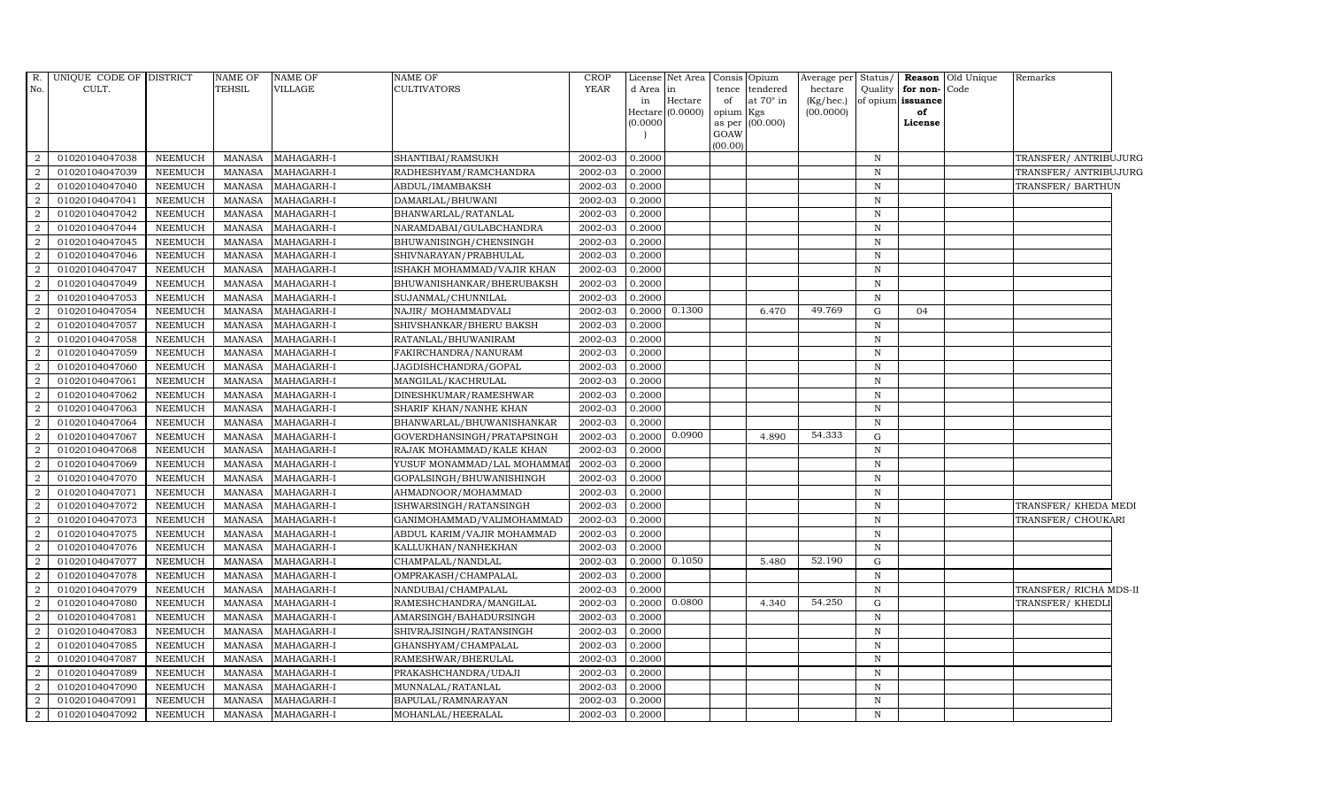| R. No. | UNIQUE CODE OF CULT. | DISTRICT | NAME OF TEHSIL | NAME OF VILLAGE | NAME OF CULTIVATORS | CROP YEAR | License d Area in Hectare (0.0000) | Net Area in Hectare (0.0000) | Consis tence of opium as per GOAW (00.00) | Opium tendered at 70° in Kgs (00.000) | Average per hectare (Kg/hec.) (00.0000) | Status/ Quality of opium | Reason for non-issuance of License | Old Unique Code | Remarks |
|---|---|---|---|---|---|---|---|---|---|---|---|---|---|---|---|
| 2 | 01020104047038 | NEEMUCH | MANASA | MAHAGARH-I | SHANTIBAI/RAMSUKH | 2002-03 | 0.2000 | | | | | N | | | TRANSFER/ ANTRIBUJURG |
| 2 | 01020104047039 | NEEMUCH | MANASA | MAHAGARH-I | RADHESHYAM/RAMCHANDRA | 2002-03 | 0.2000 | | | | | N | | | TRANSFER/ ANTRIBUJURG |
| 2 | 01020104047040 | NEEMUCH | MANASA | MAHAGARH-I | ABDUL/IMAMBAKSH | 2002-03 | 0.2000 | | | | | N | | | TRANSFER/ BARTHUN |
| 2 | 01020104047041 | NEEMUCH | MANASA | MAHAGARH-I | DAMARLAL/BHUWANI | 2002-03 | 0.2000 | | | | | N | | | |
| 2 | 01020104047042 | NEEMUCH | MANASA | MAHAGARH-I | BHANWARLAL/RATANLAL | 2002-03 | 0.2000 | | | | | N | | | |
| 2 | 01020104047044 | NEEMUCH | MANASA | MAHAGARH-I | NARAMDABAI/GULABCHANDRA | 2002-03 | 0.2000 | | | | | N | | | |
| 2 | 01020104047045 | NEEMUCH | MANASA | MAHAGARH-I | BHUWANISINGH/CHENSINGH | 2002-03 | 0.2000 | | | | | N | | | |
| 2 | 01020104047046 | NEEMUCH | MANASA | MAHAGARH-I | SHIVNARAYAN/PRABHULAL | 2002-03 | 0.2000 | | | | | N | | | |
| 2 | 01020104047047 | NEEMUCH | MANASA | MAHAGARH-I | ISHAKH MOHAMMAD/VAJIR KHAN | 2002-03 | 0.2000 | | | | | N | | | |
| 2 | 01020104047049 | NEEMUCH | MANASA | MAHAGARH-I | BHUWANISHANKAR/BHERUBAKSH | 2002-03 | 0.2000 | | | | | N | | | |
| 2 | 01020104047053 | NEEMUCH | MANASA | MAHAGARH-I | SUJANMAL/CHUNNILAL | 2002-03 | 0.2000 | | | | | N | | | |
| 2 | 01020104047054 | NEEMUCH | MANASA | MAHAGARH-I | NAJIR/ MOHAMMADVALI | 2002-03 | 0.2000 | 0.1300 | | 6.470 | 49.769 | G | 04 | | |
| 2 | 01020104047057 | NEEMUCH | MANASA | MAHAGARH-I | SHIVSHANKAR/BHERU BAKSH | 2002-03 | 0.2000 | | | | | N | | | |
| 2 | 01020104047058 | NEEMUCH | MANASA | MAHAGARH-I | RATANLAL/BHUWANIRAM | 2002-03 | 0.2000 | | | | | N | | | |
| 2 | 01020104047059 | NEEMUCH | MANASA | MAHAGARH-I | FAKIRCHANDRA/NANURAM | 2002-03 | 0.2000 | | | | | N | | | |
| 2 | 01020104047060 | NEEMUCH | MANASA | MAHAGARH-I | JAGDISHCHANDRA/GOPAL | 2002-03 | 0.2000 | | | | | N | | | |
| 2 | 01020104047061 | NEEMUCH | MANASA | MAHAGARH-I | MANGILAL/KACHRULAL | 2002-03 | 0.2000 | | | | | N | | | |
| 2 | 01020104047062 | NEEMUCH | MANASA | MAHAGARH-I | DINESHKUMAR/RAMESHWAR | 2002-03 | 0.2000 | | | | | N | | | |
| 2 | 01020104047063 | NEEMUCH | MANASA | MAHAGARH-I | SHARIF KHAN/NANHE KHAN | 2002-03 | 0.2000 | | | | | N | | | |
| 2 | 01020104047064 | NEEMUCH | MANASA | MAHAGARH-I | BHANWARLAL/BHUWANISHANKAR | 2002-03 | 0.2000 | | | | | N | | | |
| 2 | 01020104047067 | NEEMUCH | MANASA | MAHAGARH-I | GOVERDHANSINGH/PRATAPSINGH | 2002-03 | 0.2000 | 0.0900 | | 4.890 | 54.333 | G | | | |
| 2 | 01020104047068 | NEEMUCH | MANASA | MAHAGARH-I | RAJAK MOHAMMAD/KALE KHAN | 2002-03 | 0.2000 | | | | | N | | | |
| 2 | 01020104047069 | NEEMUCH | MANASA | MAHAGARH-I | YUSUF MONAMMAD/LAL MOHAMMAD | 2002-03 | 0.2000 | | | | | N | | | |
| 2 | 01020104047070 | NEEMUCH | MANASA | MAHAGARH-I | GOPALSINGH/BHUWANISHINGH | 2002-03 | 0.2000 | | | | | N | | | |
| 2 | 01020104047071 | NEEMUCH | MANASA | MAHAGARH-I | AHMADNOOR/MOHAMMAD | 2002-03 | 0.2000 | | | | | N | | | |
| 2 | 01020104047072 | NEEMUCH | MANASA | MAHAGARH-I | ISHWARSINGH/RATANSINGH | 2002-03 | 0.2000 | | | | | N | | | TRANSFER/ KHEDA MEDI |
| 2 | 01020104047073 | NEEMUCH | MANASA | MAHAGARH-I | GANIMOHAMMAD/VALIMOHAMMAD | 2002-03 | 0.2000 | | | | | N | | | TRANSFER/ CHOUKARI |
| 2 | 01020104047075 | NEEMUCH | MANASA | MAHAGARH-I | ABDUL KARIM/VAJIR MOHAMMAD | 2002-03 | 0.2000 | | | | | N | | | |
| 2 | 01020104047076 | NEEMUCH | MANASA | MAHAGARH-I | KALLUKHAN/NANHEKHAN | 2002-03 | 0.2000 | | | | | N | | | |
| 2 | 01020104047077 | NEEMUCH | MANASA | MAHAGARH-I | CHAMPALAL/NANDLAL | 2002-03 | 0.2000 | 0.1050 | | 5.480 | 52.190 | G | | | |
| 2 | 01020104047078 | NEEMUCH | MANASA | MAHAGARH-I | OMPRAKASH/CHAMPALAL | 2002-03 | 0.2000 | | | | | N | | | |
| 2 | 01020104047079 | NEEMUCH | MANASA | MAHAGARH-I | NANDUBAI/CHAMPALAL | 2002-03 | 0.2000 | | | | | N | | | TRANSFER/ RICHA MDS-II |
| 2 | 01020104047080 | NEEMUCH | MANASA | MAHAGARH-I | RAMESHCHANDRA/MANGILAL | 2002-03 | 0.2000 | 0.0800 | | 4.340 | 54.250 | G | | | TRANSFER/ KHEDLI |
| 2 | 01020104047081 | NEEMUCH | MANASA | MAHAGARH-I | AMARSINGH/BAHADURSINGH | 2002-03 | 0.2000 | | | | | N | | | |
| 2 | 01020104047083 | NEEMUCH | MANASA | MAHAGARH-I | SHIVRAJSINGH/RATANSINGH | 2002-03 | 0.2000 | | | | | N | | | |
| 2 | 01020104047085 | NEEMUCH | MANASA | MAHAGARH-I | GHANSHYAM/CHAMPALAL | 2002-03 | 0.2000 | | | | | N | | | |
| 2 | 01020104047087 | NEEMUCH | MANASA | MAHAGARH-I | RAMESHWAR/BHERULAL | 2002-03 | 0.2000 | | | | | N | | | |
| 2 | 01020104047089 | NEEMUCH | MANASA | MAHAGARH-I | PRAKASHCHANDRA/UDAJI | 2002-03 | 0.2000 | | | | | N | | | |
| 2 | 01020104047090 | NEEMUCH | MANASA | MAHAGARH-I | MUNNALAL/RATANLAL | 2002-03 | 0.2000 | | | | | N | | | |
| 2 | 01020104047091 | NEEMUCH | MANASA | MAHAGARH-I | BAPULAL/RAMNARAYAN | 2002-03 | 0.2000 | | | | | N | | | |
| 2 | 01020104047092 | NEEMUCH | MANASA | MAHAGARH-I | MOHANLAL/HEERALAL | 2002-03 | 0.2000 | | | | | N | | | |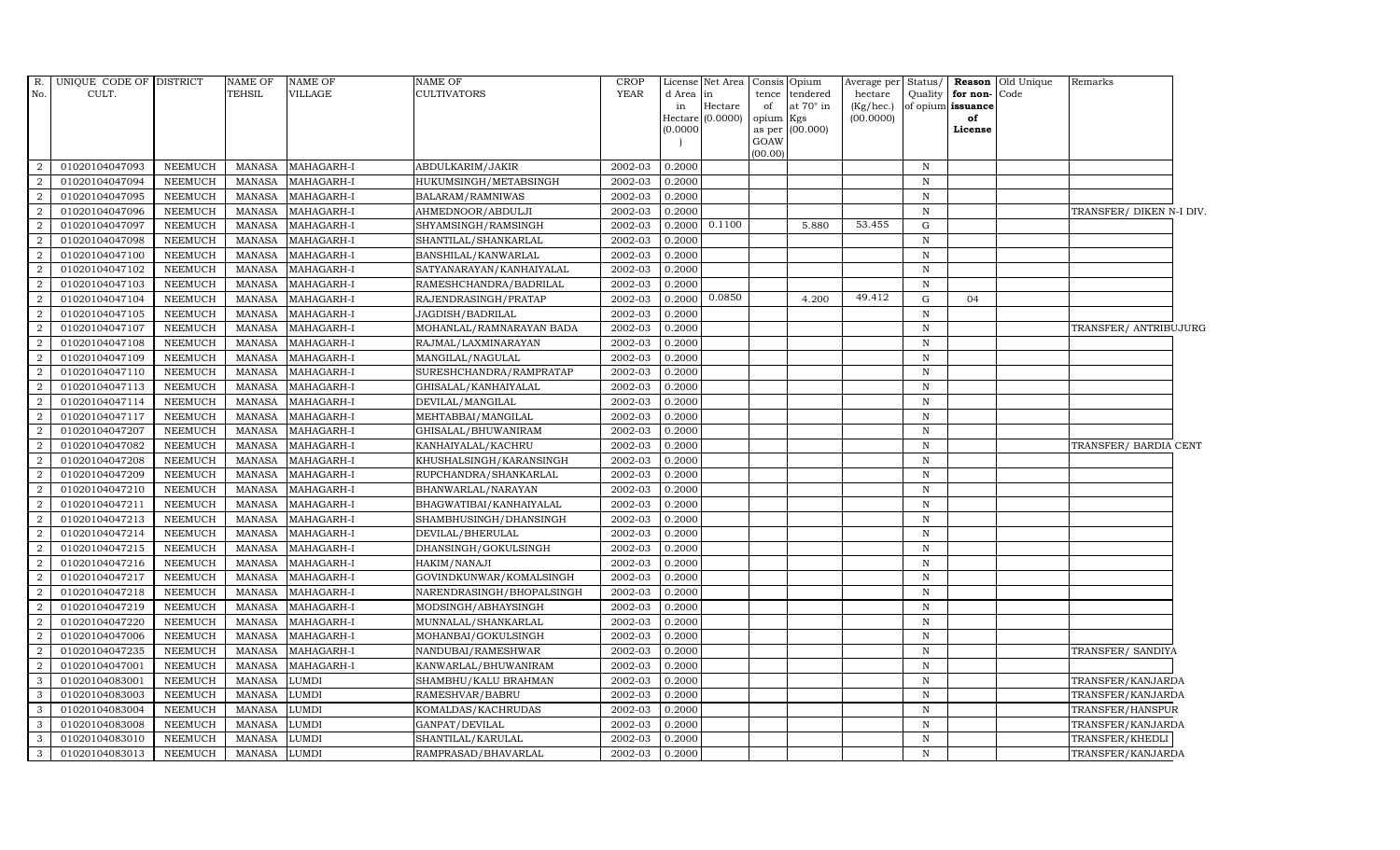| R. No. | UNIQUE CODE OF CULT. | DISTRICT | NAME OF TEHSIL | NAME OF VILLAGE | NAME OF CULTIVATORS | CROP YEAR | License d Area in Hectare (0.0000) | Net Area in Hectare (0.0000) | Consis tence of opium as per GOAW (00.00) | Opium tendered at 70° in Kgs (00.000) | Average per hectare (Kg/hec.) (00.0000) | Status/ Quality of opium | Reason for non-issuance of License | Old Unique Code | Remarks |
|---|---|---|---|---|---|---|---|---|---|---|---|---|---|---|---|
| 2 | 01020104047093 | NEEMUCH | MANASA | MAHAGARH-I | ABDULKARIM/JAKIR | 2002-03 | 0.2000 | | | | | N | | | |
| 2 | 01020104047094 | NEEMUCH | MANASA | MAHAGARH-I | HUKUMSINGH/METABSINGH | 2002-03 | 0.2000 | | | | | N | | | |
| 2 | 01020104047095 | NEEMUCH | MANASA | MAHAGARH-I | BALARAM/RAMNIWAS | 2002-03 | 0.2000 | | | | | N | | | |
| 2 | 01020104047096 | NEEMUCH | MANASA | MAHAGARH-I | AHMEDNOOR/ABDULJI | 2002-03 | 0.2000 | | | | | N | | | TRANSFER/ DIKEN N-I DIV. |
| 2 | 01020104047097 | NEEMUCH | MANASA | MAHAGARH-I | SHYAMSINGH/RAMSINGH | 2002-03 | 0.2000 | 0.1100 | | 5.880 | 53.455 | G | | | |
| 2 | 01020104047098 | NEEMUCH | MANASA | MAHAGARH-I | SHANTILAL/SHANKARLAL | 2002-03 | 0.2000 | | | | | N | | | |
| 2 | 01020104047100 | NEEMUCH | MANASA | MAHAGARH-I | BANSHILAL/KANWARLAL | 2002-03 | 0.2000 | | | | | N | | | |
| 2 | 01020104047102 | NEEMUCH | MANASA | MAHAGARH-I | SATYANARAYAN/KANHAIYALAL | 2002-03 | 0.2000 | | | | | N | | | |
| 2 | 01020104047103 | NEEMUCH | MANASA | MAHAGARH-I | RAMESHCHANDRA/BADRILAL | 2002-03 | 0.2000 | | | | | N | | | |
| 2 | 01020104047104 | NEEMUCH | MANASA | MAHAGARH-I | RAJENDRASINGH/PRATAP | 2002-03 | 0.2000 | 0.0850 | | 4.200 | 49.412 | G | 04 | | |
| 2 | 01020104047105 | NEEMUCH | MANASA | MAHAGARH-I | JAGDISH/BADRILAL | 2002-03 | 0.2000 | | | | | N | | | |
| 2 | 01020104047107 | NEEMUCH | MANASA | MAHAGARH-I | MOHANLAL/RAMNARAYAN BADA | 2002-03 | 0.2000 | | | | | N | | | TRANSFER/ ANTRIBUJURG |
| 2 | 01020104047108 | NEEMUCH | MANASA | MAHAGARH-I | RAJMAL/LAXMINARAYAN | 2002-03 | 0.2000 | | | | | N | | | |
| 2 | 01020104047109 | NEEMUCH | MANASA | MAHAGARH-I | MANGILAL/NAGULAL | 2002-03 | 0.2000 | | | | | N | | | |
| 2 | 01020104047110 | NEEMUCH | MANASA | MAHAGARH-I | SURESHCHANDRA/RAMPRATAP | 2002-03 | 0.2000 | | | | | N | | | |
| 2 | 01020104047113 | NEEMUCH | MANASA | MAHAGARH-I | GHISALAL/KANHAIYALAL | 2002-03 | 0.2000 | | | | | N | | | |
| 2 | 01020104047114 | NEEMUCH | MANASA | MAHAGARH-I | DEVILAL/MANGILAL | 2002-03 | 0.2000 | | | | | N | | | |
| 2 | 01020104047117 | NEEMUCH | MANASA | MAHAGARH-I | MEHTABBAI/MANGILAL | 2002-03 | 0.2000 | | | | | N | | | |
| 2 | 01020104047207 | NEEMUCH | MANASA | MAHAGARH-I | GHISALAL/BHUWANIRAM | 2002-03 | 0.2000 | | | | | N | | | |
| 2 | 01020104047082 | NEEMUCH | MANASA | MAHAGARH-I | KANHAIYALAL/KACHRU | 2002-03 | 0.2000 | | | | | N | | | TRANSFER/ BARDIA CENT |
| 2 | 01020104047208 | NEEMUCH | MANASA | MAHAGARH-I | KHUSHALSINGH/KARANSINGH | 2002-03 | 0.2000 | | | | | N | | | |
| 2 | 01020104047209 | NEEMUCH | MANASA | MAHAGARH-I | RUPCHANDRA/SHANKARLAL | 2002-03 | 0.2000 | | | | | N | | | |
| 2 | 01020104047210 | NEEMUCH | MANASA | MAHAGARH-I | BHANWARLAL/NARAYAN | 2002-03 | 0.2000 | | | | | N | | | |
| 2 | 01020104047211 | NEEMUCH | MANASA | MAHAGARH-I | BHAGWATIBAI/KANHAIYALAL | 2002-03 | 0.2000 | | | | | N | | | |
| 2 | 01020104047213 | NEEMUCH | MANASA | MAHAGARH-I | SHAMBHUSINGH/DHANSINGH | 2002-03 | 0.2000 | | | | | N | | | |
| 2 | 01020104047214 | NEEMUCH | MANASA | MAHAGARH-I | DEVILAL/BHERULAL | 2002-03 | 0.2000 | | | | | N | | | |
| 2 | 01020104047215 | NEEMUCH | MANASA | MAHAGARH-I | DHANSINGH/GOKULSINGH | 2002-03 | 0.2000 | | | | | N | | | |
| 2 | 01020104047216 | NEEMUCH | MANASA | MAHAGARH-I | HAKIM/NANAJI | 2002-03 | 0.2000 | | | | | N | | | |
| 2 | 01020104047217 | NEEMUCH | MANASA | MAHAGARH-I | GOVINDKUNWAR/KOMALSINGH | 2002-03 | 0.2000 | | | | | N | | | |
| 2 | 01020104047218 | NEEMUCH | MANASA | MAHAGARH-I | NARENDRASINGH/BHOPALSINGH | 2002-03 | 0.2000 | | | | | N | | | |
| 2 | 01020104047219 | NEEMUCH | MANASA | MAHAGARH-I | MODSINGH/ABHAYSINGH | 2002-03 | 0.2000 | | | | | N | | | |
| 2 | 01020104047220 | NEEMUCH | MANASA | MAHAGARH-I | MUNNALAL/SHANKARLAL | 2002-03 | 0.2000 | | | | | N | | | |
| 2 | 01020104047006 | NEEMUCH | MANASA | MAHAGARH-I | MOHANBAI/GOKULSINGH | 2002-03 | 0.2000 | | | | | N | | | |
| 2 | 01020104047235 | NEEMUCH | MANASA | MAHAGARH-I | NANDUBAI/RAMESHWAR | 2002-03 | 0.2000 | | | | | N | | | TRANSFER/ SANDIYA |
| 2 | 01020104047001 | NEEMUCH | MANASA | MAHAGARH-I | KANWARLAL/BHUWANIRAM | 2002-03 | 0.2000 | | | | | N | | | |
| 3 | 01020104083001 | NEEMUCH | MANASA | LUMDI | SHAMBHU/KALU BRAHMAN | 2002-03 | 0.2000 | | | | | N | | | TRANSFER/KANJARDA |
| 3 | 01020104083003 | NEEMUCH | MANASA | LUMDI | RAMESHVAR/BABRU | 2002-03 | 0.2000 | | | | | N | | | TRANSFER/KANJARDA |
| 3 | 01020104083004 | NEEMUCH | MANASA | LUMDI | KOMALDAS/KACHRUDAS | 2002-03 | 0.2000 | | | | | N | | | TRANSFER/HANSPUR |
| 3 | 01020104083008 | NEEMUCH | MANASA | LUMDI | GANPAT/DEVILAL | 2002-03 | 0.2000 | | | | | N | | | TRANSFER/KANJARDA |
| 3 | 01020104083010 | NEEMUCH | MANASA | LUMDI | SHANTILAL/KARULAL | 2002-03 | 0.2000 | | | | | N | | | TRANSFER/KHEDLI |
| 3 | 01020104083013 | NEEMUCH | MANASA | LUMDI | RAMPRASAD/BHAVARLAL | 2002-03 | 0.2000 | | | | | N | | | TRANSFER/KANJARDA |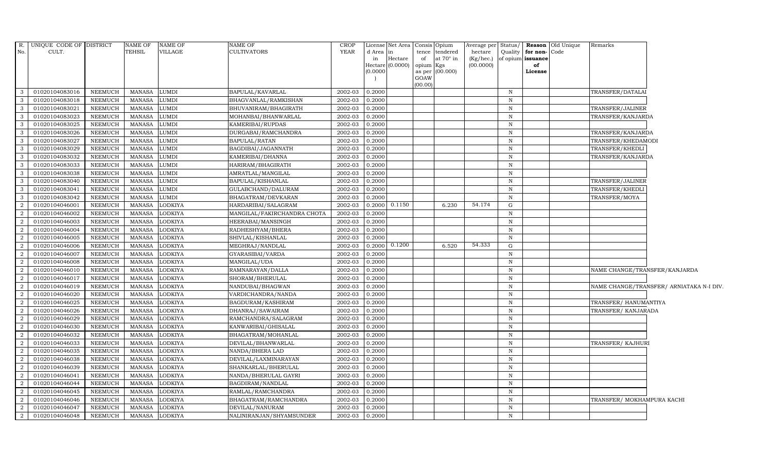| R. No. | UNIQUE CODE OF CULT. | DISTRICT | NAME OF TEHSIL | NAME OF VILLAGE | NAME OF CULTIVATORS | CROP YEAR | License d Area in Hectare (0.0000) | Net Area in Hectare (0.0000) | Consis tence of opium as per GOAW (00.00) | Opium tendered at 70° in Kgs (00.000) | Average per hectare (Kg/hec.) (00.0000) | Status/ Quality of opium | Reason for non-issuance of License | Old Unique Code | Remarks |
|---|---|---|---|---|---|---|---|---|---|---|---|---|---|---|---|
| 3 | 01020104083016 | NEEMUCH | MANASA | LUMDI | BAPULAL/KAVARLAL | 2002-03 | 0.2000 | | | | | N | | | TRANSFER/DATALAI |
| 3 | 01020104083018 | NEEMUCH | MANASA | LUMDI | BHAGVANLAL/RAMKISHAN | 2002-03 | 0.2000 | | | | | N | | | |
| 3 | 01020104083021 | NEEMUCH | MANASA | LUMDI | BHUVANIRAM/BHAGIRATH | 2002-03 | 0.2000 | | | | | N | | | TRANSFER/JALINER |
| 3 | 01020104083023 | NEEMUCH | MANASA | LUMDI | MOHANBAI/BHANWARLAL | 2002-03 | 0.2000 | | | | | N | | | TRANSFER/KANJARDA |
| 3 | 01020104083025 | NEEMUCH | MANASA | LUMDI | KAMERIBAI/RUPDAS | 2002-03 | 0.2000 | | | | | N | | | |
| 3 | 01020104083026 | NEEMUCH | MANASA | LUMDI | DURGABAI/RAMCHANDRA | 2002-03 | 0.2000 | | | | | N | | | TRANSFER/KANJARDA |
| 3 | 01020104083027 | NEEMUCH | MANASA | LUMDI | BAPULAL/RATAN | 2002-03 | 0.2000 | | | | | N | | | TRANSFER/KHEDAMODI |
| 3 | 01020104083029 | NEEMUCH | MANASA | LUMDI | BAGDIBAI/JAGANNATH | 2002-03 | 0.2000 | | | | | N | | | TRANSFER/KHEDLI |
| 3 | 01020104083032 | NEEMUCH | MANASA | LUMDI | KAMERIBAI/DHANNA | 2002-03 | 0.2000 | | | | | N | | | TRANSFER/KANJARDA |
| 3 | 01020104083033 | NEEMUCH | MANASA | LUMDI | HARIRAM/BHAGIRATH | 2002-03 | 0.2000 | | | | | N | | | |
| 3 | 01020104083038 | NEEMUCH | MANASA | LUMDI | AMRATLAL/MANGILAL | 2002-03 | 0.2000 | | | | | N | | | |
| 3 | 01020104083040 | NEEMUCH | MANASA | LUMDI | BAPULAL/KISHANLAL | 2002-03 | 0.2000 | | | | | N | | | TRANSFER/JALINER |
| 3 | 01020104083041 | NEEMUCH | MANASA | LUMDI | GULABCHAND/DALURAM | 2002-03 | 0.2000 | | | | | N | | | TRANSFER/KHEDLI |
| 3 | 01020104083042 | NEEMUCH | MANASA | LUMDI | BHAGATRAM/DEVKARAN | 2002-03 | 0.2000 | | | | | N | | | TRANSFER/MOYA |
| 2 | 01020104046001 | NEEMUCH | MANASA | LODKIYA | HARDARIBAI/SALAGRAM | 2002-03 | 0.2000 | 0.1150 | | 6.230 | 54.174 | G | | | |
| 2 | 01020104046002 | NEEMUCH | MANASA | LODKIYA | MANGILAL/FAKIRCHANDRA CHOTA | 2002-03 | 0.2000 | | | | | N | | | |
| 2 | 01020104046003 | NEEMUCH | MANASA | LODKIYA | HEERABAI/MANSINGH | 2002-03 | 0.2000 | | | | | N | | | |
| 2 | 01020104046004 | NEEMUCH | MANASA | LODKIYA | RADHESHYAM/BHERA | 2002-03 | 0.2000 | | | | | N | | | |
| 2 | 01020104046005 | NEEMUCH | MANASA | LODKIYA | SHIVLAL/KISHANLAL | 2002-03 | 0.2000 | | | | | N | | | |
| 2 | 01020104046006 | NEEMUCH | MANASA | LODKIYA | MEGHRAJ/NANDLAL | 2002-03 | 0.2000 | 0.1200 | | 6.520 | 54.333 | G | | | |
| 2 | 01020104046007 | NEEMUCH | MANASA | LODKIYA | GYARASIBAI/VARDA | 2002-03 | 0.2000 | | | | | N | | | |
| 2 | 01020104046008 | NEEMUCH | MANASA | LODKIYA | MANGILAL/UDA | 2002-03 | 0.2000 | | | | | N | | | |
| 2 | 01020104046010 | NEEMUCH | MANASA | LODKIYA | RAMNARAYAN/DALLA | 2002-03 | 0.2000 | | | | | N | | | NAME CHANGE/TRANSFER/KANJARDA |
| 2 | 01020104046017 | NEEMUCH | MANASA | LODKIYA | SHORAM/BHERULAL | 2002-03 | 0.2000 | | | | | N | | | |
| 2 | 01020104046019 | NEEMUCH | MANASA | LODKIYA | NANDUBAI/BHAGWAN | 2002-03 | 0.2000 | | | | | N | | | NAME CHANGE/TRANSFER/ ARNIATAKA N-I DIV. |
| 2 | 01020104046020 | NEEMUCH | MANASA | LODKIYA | VARDICHANDRA/NANDA | 2002-03 | 0.2000 | | | | | N | | | |
| 2 | 01020104046025 | NEEMUCH | MANASA | LODKIYA | BAGDURAM/KASHIRAM | 2002-03 | 0.2000 | | | | | N | | | TRANSFER/ HANUMANTIYA |
| 2 | 01020104046026 | NEEMUCH | MANASA | LODKIYA | DHANRAJ/SAWAIRAM | 2002-03 | 0.2000 | | | | | N | | | TRANSFER/ KANJARADA |
| 2 | 01020104046029 | NEEMUCH | MANASA | LODKIYA | RAMCHANDRA/SALAGRAM | 2002-03 | 0.2000 | | | | | N | | | |
| 2 | 01020104046030 | NEEMUCH | MANASA | LODKIYA | KANWARIBAI/GHISALAL | 2002-03 | 0.2000 | | | | | N | | | |
| 2 | 01020104046032 | NEEMUCH | MANASA | LODKIYA | BHAGATRAM/MOHANLAL | 2002-03 | 0.2000 | | | | | N | | | |
| 2 | 01020104046033 | NEEMUCH | MANASA | LODKIYA | DEVILAL/BHANWARLAL | 2002-03 | 0.2000 | | | | | N | | | TRANSFER/ KAJHURI |
| 2 | 01020104046035 | NEEMUCH | MANASA | LODKIYA | NANDA/BHERA LAD | 2002-03 | 0.2000 | | | | | N | | | |
| 2 | 01020104046038 | NEEMUCH | MANASA | LODKIYA | DEVILAL/LAXMINARAYAN | 2002-03 | 0.2000 | | | | | N | | | |
| 2 | 01020104046039 | NEEMUCH | MANASA | LODKIYA | SHANKARLAL/BHERULAL | 2002-03 | 0.2000 | | | | | N | | | |
| 2 | 01020104046041 | NEEMUCH | MANASA | LODKIYA | NANDA/BHERULAL GAYRI | 2002-03 | 0.2000 | | | | | N | | | |
| 2 | 01020104046044 | NEEMUCH | MANASA | LODKIYA | BAGDIRAM/NANDLAL | 2002-03 | 0.2000 | | | | | N | | | |
| 2 | 01020104046045 | NEEMUCH | MANASA | LODKIYA | RAMLAL/RAMCHANDRA | 2002-03 | 0.2000 | | | | | N | | | |
| 2 | 01020104046046 | NEEMUCH | MANASA | LODKIYA | BHAGATRAM/RAMCHANDRA | 2002-03 | 0.2000 | | | | | N | | | TRANSFER/ MOKHAMPURA KACHI |
| 2 | 01020104046047 | NEEMUCH | MANASA | LODKIYA | DEVILAL/NANURAM | 2002-03 | 0.2000 | | | | | N | | | |
| 2 | 01020104046048 | NEEMUCH | MANASA | LODKIYA | NALINIRANJAN/SHYAMSUNDER | 2002-03 | 0.2000 | | | | | N | | | |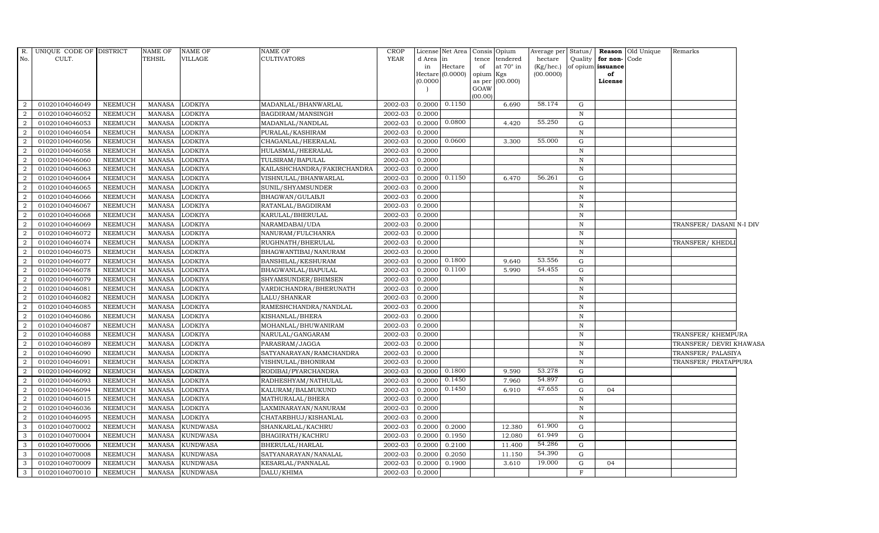| R. No. | UNIQUE CODE OF CULT. | DISTRICT | NAME OF TEHSIL | NAME OF VILLAGE | NAME OF CULTIVATORS | CROP YEAR | License d Area in Hectare (0.0000) | Net Area in Hectare (0.0000) | Consis tence of opium as per GOAW (00.00) | Opium tendered at 70° in Kgs (00.000) | Average per hectare (Kg/hec.) (00.0000) | Status/ Quality of opium | Reason for non-issuance of License | Old Unique Code | Remarks |
|---|---|---|---|---|---|---|---|---|---|---|---|---|---|---|---|
| 2 | 01020104046049 | NEEMUCH | MANASA | LODKIYA | MADANLAL/BHANWARLAL | 2002-03 | 0.2000 | 0.1150 | | 6.690 | 58.174 | G | | | |
| 2 | 01020104046052 | NEEMUCH | MANASA | LODKIYA | BAGDIRAM/MANSINGH | 2002-03 | 0.2000 | | | | | N | | | |
| 2 | 01020104046053 | NEEMUCH | MANASA | LODKIYA | MADANLAL/NANDLAL | 2002-03 | 0.2000 | 0.0800 | | 4.420 | 55.250 | G | | | |
| 2 | 01020104046054 | NEEMUCH | MANASA | LODKIYA | PURALAL/KASHIRAM | 2002-03 | 0.2000 | | | | | N | | | |
| 2 | 01020104046056 | NEEMUCH | MANASA | LODKIYA | CHAGANLAL/HEERALAL | 2002-03 | 0.2000 | 0.0600 | | 3.300 | 55.000 | G | | | |
| 2 | 01020104046058 | NEEMUCH | MANASA | LODKIYA | HULASMAL/HEERALAL | 2002-03 | 0.2000 | | | | | N | | | |
| 2 | 01020104046060 | NEEMUCH | MANASA | LODKIYA | TULSIRAM/BAPULAL | 2002-03 | 0.2000 | | | | | N | | | |
| 2 | 01020104046063 | NEEMUCH | MANASA | LODKIYA | KAILASHCHANDRA/FAKIRCHANDRA | 2002-03 | 0.2000 | | | | | N | | | |
| 2 | 01020104046064 | NEEMUCH | MANASA | LODKIYA | VISHNULAL/BHANWARLAL | 2002-03 | 0.2000 | 0.1150 | | 6.470 | 56.261 | G | | | |
| 2 | 01020104046065 | NEEMUCH | MANASA | LODKIYA | SUNIL/SHYAMSUNDER | 2002-03 | 0.2000 | | | | | N | | | |
| 2 | 01020104046066 | NEEMUCH | MANASA | LODKIYA | BHAGWAN/GULABJI | 2002-03 | 0.2000 | | | | | N | | | |
| 2 | 01020104046067 | NEEMUCH | MANASA | LODKIYA | RATANLAL/BAGDIRAM | 2002-03 | 0.2000 | | | | | N | | | |
| 2 | 01020104046068 | NEEMUCH | MANASA | LODKIYA | KARULAL/BHERULAL | 2002-03 | 0.2000 | | | | | N | | | |
| 2 | 01020104046069 | NEEMUCH | MANASA | LODKIYA | NARAMDABAI/UDA | 2002-03 | 0.2000 | | | | | N | | | TRANSFER/ DASANI N-I DIV |
| 2 | 01020104046072 | NEEMUCH | MANASA | LODKIYA | NANURAM/FULCHANRA | 2002-03 | 0.2000 | | | | | N | | | |
| 2 | 01020104046074 | NEEMUCH | MANASA | LODKIYA | RUGHNATH/BHERULAL | 2002-03 | 0.2000 | | | | | N | | | TRANSFER/ KHEDLI |
| 2 | 01020104046075 | NEEMUCH | MANASA | LODKIYA | BHAGWANTIBAI/NANURAM | 2002-03 | 0.2000 | | | | | N | | | |
| 2 | 01020104046077 | NEEMUCH | MANASA | LODKIYA | BANSHILAL/KESHURAM | 2002-03 | 0.2000 | 0.1800 | | 9.640 | 53.556 | G | | | |
| 2 | 01020104046078 | NEEMUCH | MANASA | LODKIYA | BHAGWANLAL/BAPULAL | 2002-03 | 0.2000 | 0.1100 | | 5.990 | 54.455 | G | | | |
| 2 | 01020104046079 | NEEMUCH | MANASA | LODKIYA | SHYAMSUNDER/BHIMSEN | 2002-03 | 0.2000 | | | | | N | | | |
| 2 | 01020104046081 | NEEMUCH | MANASA | LODKIYA | VARDICHANDRA/BHERUNATH | 2002-03 | 0.2000 | | | | | N | | | |
| 2 | 01020104046082 | NEEMUCH | MANASA | LODKIYA | LALU/SHANKAR | 2002-03 | 0.2000 | | | | | N | | | |
| 2 | 01020104046085 | NEEMUCH | MANASA | LODKIYA | RAMESHCHANDRA/NANDLAL | 2002-03 | 0.2000 | | | | | N | | | |
| 2 | 01020104046086 | NEEMUCH | MANASA | LODKIYA | KISHANLAL/BHERA | 2002-03 | 0.2000 | | | | | N | | | |
| 2 | 01020104046087 | NEEMUCH | MANASA | LODKIYA | MOHANLAL/BHUWANIRAM | 2002-03 | 0.2000 | | | | | N | | | |
| 2 | 01020104046088 | NEEMUCH | MANASA | LODKIYA | NARULAL/GANGARAM | 2002-03 | 0.2000 | | | | | N | | | TRANSFER/ KHEMPURA |
| 2 | 01020104046089 | NEEMUCH | MANASA | LODKIYA | PARASRAM/JAGGA | 2002-03 | 0.2000 | | | | | N | | | TRANSFER/ DEVRI KHAWASA |
| 2 | 01020104046090 | NEEMUCH | MANASA | LODKIYA | SATYANARAYAN/RAMCHANDRA | 2002-03 | 0.2000 | | | | | N | | | TRANSFER/ PALASIYA |
| 2 | 01020104046091 | NEEMUCH | MANASA | LODKIYA | VISHNULAL/BHONIRAM | 2002-03 | 0.2000 | | | | | N | | | TRANSFER/ PRATAPPURA |
| 2 | 01020104046092 | NEEMUCH | MANASA | LODKIYA | RODIBAI/PYARCHANDRA | 2002-03 | 0.2000 | 0.1800 | | 9.590 | 53.278 | G | | | |
| 2 | 01020104046093 | NEEMUCH | MANASA | LODKIYA | RADHESHYAM/NATHULAL | 2002-03 | 0.2000 | 0.1450 | | 7.960 | 54.897 | G | | | |
| 2 | 01020104046094 | NEEMUCH | MANASA | LODKIYA | KALURAM/BALMUKUND | 2002-03 | 0.2000 | 0.1450 | | 6.910 | 47.655 | G | 04 | | |
| 2 | 01020104046015 | NEEMUCH | MANASA | LODKIYA | MATHURALAL/BHERA | 2002-03 | 0.2000 | | | | | N | | | |
| 2 | 01020104046036 | NEEMUCH | MANASA | LODKIYA | LAXMINARAYAN/NANURAM | 2002-03 | 0.2000 | | | | | N | | | |
| 2 | 01020104046095 | NEEMUCH | MANASA | LODKIYA | CHATARBHUJ/KISHANLAL | 2002-03 | 0.2000 | | | | | N | | | |
| 3 | 01020104070002 | NEEMUCH | MANASA | KUNDWASA | SHANKARLAL/KACHRU | 2002-03 | 0.2000 | 0.2000 | | 12.380 | 61.900 | G | | | |
| 3 | 01020104070004 | NEEMUCH | MANASA | KUNDWASA | BHAGIRATH/KACHRU | 2002-03 | 0.2000 | 0.1950 | | 12.080 | 61.949 | G | | | |
| 3 | 01020104070006 | NEEMUCH | MANASA | KUNDWASA | BHERULAL/HARLAL | 2002-03 | 0.2000 | 0.2100 | | 11.400 | 54.286 | G | | | |
| 3 | 01020104070008 | NEEMUCH | MANASA | KUNDWASA | SATYANARAYAN/NANALAL | 2002-03 | 0.2000 | 0.2050 | | 11.150 | 54.390 | G | | | |
| 3 | 01020104070009 | NEEMUCH | MANASA | KUNDWASA | KESARLAL/PANNALAL | 2002-03 | 0.2000 | 0.1900 | | 3.610 | 19.000 | G | 04 | | |
| 3 | 01020104070010 | NEEMUCH | MANASA | KUNDWASA | DALU/KHIMA | 2002-03 | 0.2000 | | | | | F | | | |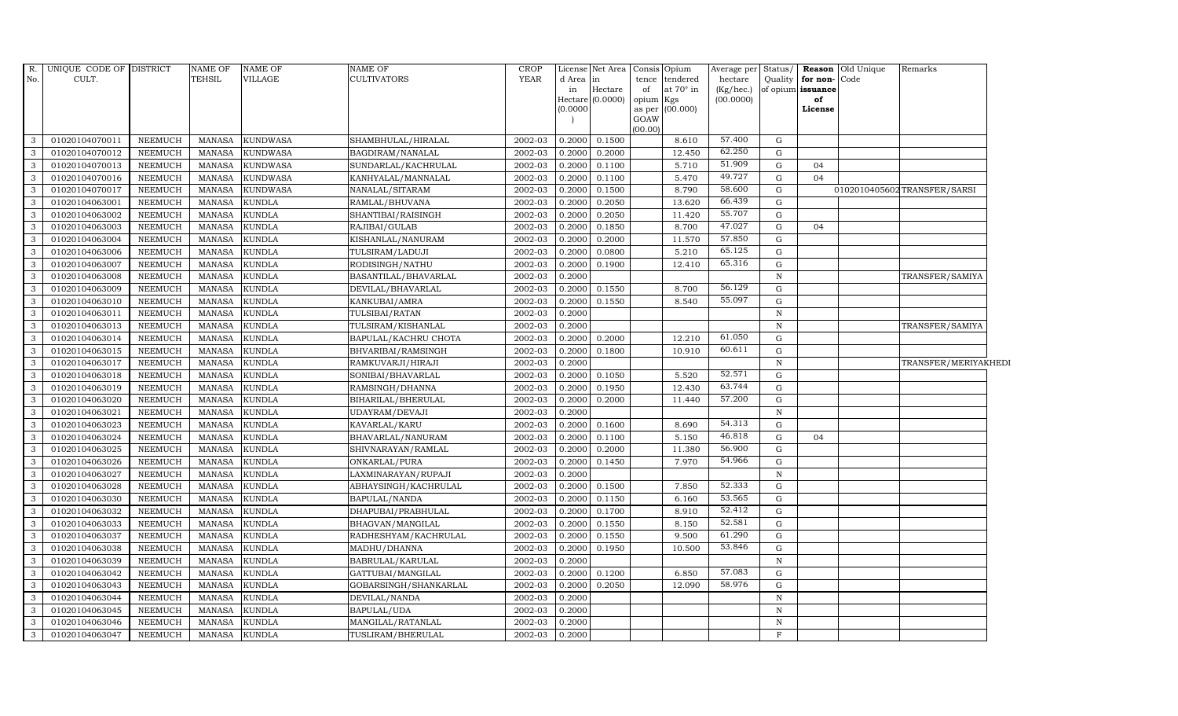| R. No. | UNIQUE CODE OF CULT. | DISTRICT | NAME OF TEHSIL | NAME OF VILLAGE | NAME OF CULTIVATORS | CROP YEAR | License d Area in Hectare (0.0000) | Net Area in Hectare (0.0000) | Consis tence of opium as per GOAW (00.00) | Opium tendered at 70° in Kgs (00.000) | Average per hectare (Kg/hec.) (00.0000) | Status/ Quality of opium | Reason for non- issuance of License | Old Unique Code | Remarks |
|---|---|---|---|---|---|---|---|---|---|---|---|---|---|---|---|
| 3 | 01020104070011 | NEEMUCH | MANASA | KUNDWASA | SHAMBHULAL/HIRALAL | 2002-03 | 0.2000 | 0.1500 | | 8.610 | 57.400 | G | | | |
| 3 | 01020104070012 | NEEMUCH | MANASA | KUNDWASA | BAGDIRAM/NANALAL | 2002-03 | 0.2000 | 0.2000 | | 12.450 | 62.250 | G | | | |
| 3 | 01020104070013 | NEEMUCH | MANASA | KUNDWASA | SUNDARLAL/KACHRULAL | 2002-03 | 0.2000 | 0.1100 | | 5.710 | 51.909 | G | 04 | | |
| 3 | 01020104070016 | NEEMUCH | MANASA | KUNDWASA | KANHYALAL/MANNALAL | 2002-03 | 0.2000 | 0.1100 | | 5.470 | 49.727 | G | 04 | | |
| 3 | 01020104070017 | NEEMUCH | MANASA | KUNDWASA | NANALAL/SITARAM | 2002-03 | 0.2000 | 0.1500 | | 8.790 | 58.600 | G | | 01020104056 02 | TRANSFER/SARSI |
| 3 | 01020104063001 | NEEMUCH | MANASA | KUNDLA | RAMLAL/BHUVANA | 2002-03 | 0.2000 | 0.2050 | | 13.620 | 66.439 | G | | | |
| 3 | 01020104063002 | NEEMUCH | MANASA | KUNDLA | SHANTIBAI/RAISINGH | 2002-03 | 0.2000 | 0.2050 | | 11.420 | 55.707 | G | | | |
| 3 | 01020104063003 | NEEMUCH | MANASA | KUNDLA | RAJIBAI/GULAB | 2002-03 | 0.2000 | 0.1850 | | 8.700 | 47.027 | G | 04 | | |
| 3 | 01020104063004 | NEEMUCH | MANASA | KUNDLA | KISHANLAL/NANURAM | 2002-03 | 0.2000 | 0.2000 | | 11.570 | 57.850 | G | | | |
| 3 | 01020104063006 | NEEMUCH | MANASA | KUNDLA | TULSIRAM/LADUJI | 2002-03 | 0.2000 | 0.0800 | | 5.210 | 65.125 | G | | | |
| 3 | 01020104063007 | NEEMUCH | MANASA | KUNDLA | RODISINGH/NATHU | 2002-03 | 0.2000 | 0.1900 | | 12.410 | 65.316 | G | | | |
| 3 | 01020104063008 | NEEMUCH | MANASA | KUNDLA | BASANTILAL/BHAVARLAL | 2002-03 | 0.2000 | | | | | N | | | TRANSFER/SAMIYA |
| 3 | 01020104063009 | NEEMUCH | MANASA | KUNDLA | DEVILAL/BHAVARLAL | 2002-03 | 0.2000 | 0.1550 | | 8.700 | 56.129 | G | | | |
| 3 | 01020104063010 | NEEMUCH | MANASA | KUNDLA | KANKUBAI/AMRA | 2002-03 | 0.2000 | 0.1550 | | 8.540 | 55.097 | G | | | |
| 3 | 01020104063011 | NEEMUCH | MANASA | KUNDLA | TULSIBAI/RATAN | 2002-03 | 0.2000 | | | | | N | | | |
| 3 | 01020104063013 | NEEMUCH | MANASA | KUNDLA | TULSIRAM/KISHANLAL | 2002-03 | 0.2000 | | | | | N | | | TRANSFER/SAMIYA |
| 3 | 01020104063014 | NEEMUCH | MANASA | KUNDLA | BAPULAL/KACHRU CHOTA | 2002-03 | 0.2000 | 0.2000 | | 12.210 | 61.050 | G | | | |
| 3 | 01020104063015 | NEEMUCH | MANASA | KUNDLA | BHVARIBAI/RAMSINGH | 2002-03 | 0.2000 | 0.1800 | | 10.910 | 60.611 | G | | | |
| 3 | 01020104063017 | NEEMUCH | MANASA | KUNDLA | RAMKUVARJI/HIRAJI | 2002-03 | 0.2000 | | | | | N | | | TRANSFER/MERIYAKHEDI |
| 3 | 01020104063018 | NEEMUCH | MANASA | KUNDLA | SONIBAI/BHAVARLAL | 2002-03 | 0.2000 | 0.1050 | | 5.520 | 52.571 | G | | | |
| 3 | 01020104063019 | NEEMUCH | MANASA | KUNDLA | RAMSINGH/DHANNA | 2002-03 | 0.2000 | 0.1950 | | 12.430 | 63.744 | G | | | |
| 3 | 01020104063020 | NEEMUCH | MANASA | KUNDLA | BIHARILAL/BHERULAL | 2002-03 | 0.2000 | 0.2000 | | 11.440 | 57.200 | G | | | |
| 3 | 01020104063021 | NEEMUCH | MANASA | KUNDLA | UDAYRAM/DEVAJI | 2002-03 | 0.2000 | | | | | N | | | |
| 3 | 01020104063023 | NEEMUCH | MANASA | KUNDLA | KAVARLAL/KARU | 2002-03 | 0.2000 | 0.1600 | | 8.690 | 54.313 | G | | | |
| 3 | 01020104063024 | NEEMUCH | MANASA | KUNDLA | BHAVARLAL/NANURAM | 2002-03 | 0.2000 | 0.1100 | | 5.150 | 46.818 | G | 04 | | |
| 3 | 01020104063025 | NEEMUCH | MANASA | KUNDLA | SHIVNARAYAN/RAMLAL | 2002-03 | 0.2000 | 0.2000 | | 11.380 | 56.900 | G | | | |
| 3 | 01020104063026 | NEEMUCH | MANASA | KUNDLA | ONKARLAL/PURA | 2002-03 | 0.2000 | 0.1450 | | 7.970 | 54.966 | G | | | |
| 3 | 01020104063027 | NEEMUCH | MANASA | KUNDLA | LAXMINARAYAN/RUPAJI | 2002-03 | 0.2000 | | | | | N | | | |
| 3 | 01020104063028 | NEEMUCH | MANASA | KUNDLA | ABHAYSINGH/KACHRULAL | 2002-03 | 0.2000 | 0.1500 | | 7.850 | 52.333 | G | | | |
| 3 | 01020104063030 | NEEMUCH | MANASA | KUNDLA | BAPULAL/NANDA | 2002-03 | 0.2000 | 0.1150 | | 6.160 | 53.565 | G | | | |
| 3 | 01020104063032 | NEEMUCH | MANASA | KUNDLA | DHAPUBAI/PRABHULAL | 2002-03 | 0.2000 | 0.1700 | | 8.910 | 52.412 | G | | | |
| 3 | 01020104063033 | NEEMUCH | MANASA | KUNDLA | BHAGVAN/MANGILAL | 2002-03 | 0.2000 | 0.1550 | | 8.150 | 52.581 | G | | | |
| 3 | 01020104063037 | NEEMUCH | MANASA | KUNDLA | RADHESHYAM/KACHRULAL | 2002-03 | 0.2000 | 0.1550 | | 9.500 | 61.290 | G | | | |
| 3 | 01020104063038 | NEEMUCH | MANASA | KUNDLA | MADHU/DHANNA | 2002-03 | 0.2000 | 0.1950 | | 10.500 | 53.846 | G | | | |
| 3 | 01020104063039 | NEEMUCH | MANASA | KUNDLA | BABRULAL/KARULAL | 2002-03 | 0.2000 | | | | | N | | | |
| 3 | 01020104063042 | NEEMUCH | MANASA | KUNDLA | GATTUBAI/MANGILAL | 2002-03 | 0.2000 | 0.1200 | | 6.850 | 57.083 | G | | | |
| 3 | 01020104063043 | NEEMUCH | MANASA | KUNDLA | GOBARSINGH/SHANKARLAL | 2002-03 | 0.2000 | 0.2050 | | 12.090 | 58.976 | G | | | |
| 3 | 01020104063044 | NEEMUCH | MANASA | KUNDLA | DEVILAL/NANDA | 2002-03 | 0.2000 | | | | | N | | | |
| 3 | 01020104063045 | NEEMUCH | MANASA | KUNDLA | BAPULAL/UDA | 2002-03 | 0.2000 | | | | | N | | | |
| 3 | 01020104063046 | NEEMUCH | MANASA | KUNDLA | MANGILAL/RATANLAL | 2002-03 | 0.2000 | | | | | N | | | |
| 3 | 01020104063047 | NEEMUCH | MANASA | KUNDLA | TUSLIRAM/BHERULAL | 2002-03 | 0.2000 | | | | | F | | | |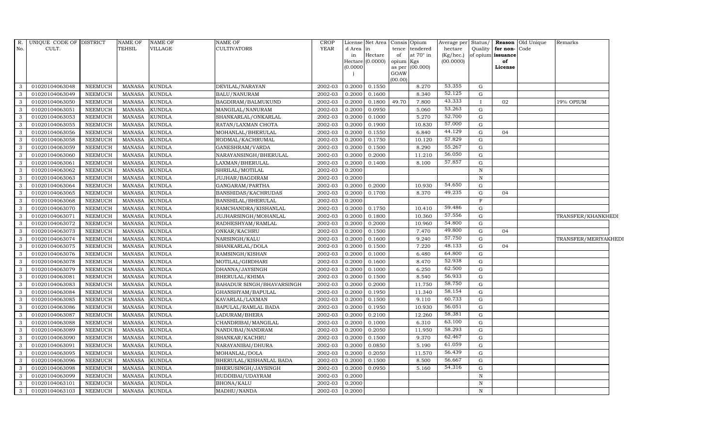| R. No. | UNIQUE CODE OF CULT. | DISTRICT | NAME OF TEHSIL | NAME OF VILLAGE | NAME OF CULTIVATORS | CROP YEAR | License d Area in Hectare (0.0000) | Net Area in Hectare (0.0000) | Consis tence of opium as per GOAW (00.00) | Opium tendered at 70° in Kgs (00.000) | Average per hectare (Kg/hec.) (00.0000) | Status/ Quality of opium | Reason for non-issuance of License | Old Unique Code | Remarks |
|---|---|---|---|---|---|---|---|---|---|---|---|---|---|---|---|
| 3 | 01020104063048 | NEEMUCH | MANASA | KUNDLA | DEVILAL/NARAYAN | 2002-03 | 0.2000 | 0.1550 | | 8.270 | 53.355 | G | | | |
| 3 | 01020104063049 | NEEMUCH | MANASA | KUNDLA | BALU/NANURAM | 2002-03 | 0.2000 | 0.1600 | | 8.340 | 52.125 | G | | | |
| 3 | 01020104063050 | NEEMUCH | MANASA | KUNDLA | BAGDIRAM/BALMUKUND | 2002-03 | 0.2000 | 0.1800 | 49.70 | 7.800 | 43.333 | I | 02 | | 19% OPIUM |
| 3 | 01020104063051 | NEEMUCH | MANASA | KUNDLA | MANGILAL/NANURAM | 2002-03 | 0.2000 | 0.0950 | | 5.060 | 53.263 | G | | | |
| 3 | 01020104063053 | NEEMUCH | MANASA | KUNDLA | SHANKARLAL/ONKARLAL | 2002-03 | 0.2000 | 0.1000 | | 5.270 | 52.700 | G | | | |
| 3 | 01020104063055 | NEEMUCH | MANASA | KUNDLA | RATAN/LAXMAN CHOTA | 2002-03 | 0.2000 | 0.1900 | | 10.830 | 57.000 | G | | | |
| 3 | 01020104063056 | NEEMUCH | MANASA | KUNDLA | MOHANLAL/BHERULAL | 2002-03 | 0.2000 | 0.1550 | | 6.840 | 44.129 | G | 04 | | |
| 3 | 01020104063058 | NEEMUCH | MANASA | KUNDLA | RODMAL/KACHRUMAL | 2002-03 | 0.2000 | 0.1750 | | 10.120 | 57.829 | G | | | |
| 3 | 01020104063059 | NEEMUCH | MANASA | KUNDLA | GANESHRAM/VARDA | 2002-03 | 0.2000 | 0.1500 | | 8.290 | 55.267 | G | | | |
| 3 | 01020104063060 | NEEMUCH | MANASA | KUNDLA | NARAYANSINGH/BHERULAL | 2002-03 | 0.2000 | 0.2000 | | 11.210 | 56.050 | G | | | |
| 3 | 01020104063061 | NEEMUCH | MANASA | KUNDLA | LAXMAN/BHERULAL | 2002-03 | 0.2000 | 0.1400 | | 8.100 | 57.857 | G | | | |
| 3 | 01020104063062 | NEEMUCH | MANASA | KUNDLA | SHRILAL/MOTILAL | 2002-03 | 0.2000 | | | | | N | | | |
| 3 | 01020104063063 | NEEMUCH | MANASA | KUNDLA | JUJHAR/BAGDIRAM | 2002-03 | 0.2000 | | | | | N | | | |
| 3 | 01020104063064 | NEEMUCH | MANASA | KUNDLA | GANGARAM/PARTHA | 2002-03 | 0.2000 | 0.2000 | | 10.930 | 54.650 | G | | | |
| 3 | 01020104063065 | NEEMUCH | MANASA | KUNDLA | BANSHIDAS/KACHRUDAS | 2002-03 | 0.2000 | 0.1700 | | 8.370 | 49.235 | G | 04 | | |
| 3 | 01020104063068 | NEEMUCH | MANASA | KUNDLA | BANSHILAL/BHERULAL | 2002-03 | 0.2000 | | | | | F | | | |
| 3 | 01020104063070 | NEEMUCH | MANASA | KUNDLA | RAMCHANDRA/KISHANLAL | 2002-03 | 0.2000 | 0.1750 | | 10.410 | 59.486 | G | | | |
| 3 | 01020104063071 | NEEMUCH | MANASA | KUNDLA | JUJHARSINGH/MOHANLAL | 2002-03 | 0.2000 | 0.1800 | | 10.360 | 57.556 | G | | | TRANSFER/KHANKHEDI |
| 3 | 01020104063072 | NEEMUCH | MANASA | KUNDLA | RADHESHYAM/RAMLAL | 2002-03 | 0.2000 | 0.2000 | | 10.960 | 54.800 | G | | | |
| 3 | 01020104063073 | NEEMUCH | MANASA | KUNDLA | ONKAR/KACHRU | 2002-03 | 0.2000 | 0.1500 | | 7.470 | 49.800 | G | 04 | | |
| 3 | 01020104063074 | NEEMUCH | MANASA | KUNDLA | NARSINGH/KALU | 2002-03 | 0.2000 | 0.1600 | | 9.240 | 57.750 | G | | | TRANSFER/MERIYAKHEDI |
| 3 | 01020104063075 | NEEMUCH | MANASA | KUNDLA | SHANKARLAL/DOLA | 2002-03 | 0.2000 | 0.1500 | | 7.220 | 48.133 | G | 04 | | |
| 3 | 01020104063076 | NEEMUCH | MANASA | KUNDLA | RAMSINGH/KISHAN | 2002-03 | 0.2000 | 0.1000 | | 6.480 | 64.800 | G | | | |
| 3 | 01020104063078 | NEEMUCH | MANASA | KUNDLA | MOTILAL/GIRDHARI | 2002-03 | 0.2000 | 0.1600 | | 8.470 | 52.938 | G | | | |
| 3 | 01020104063079 | NEEMUCH | MANASA | KUNDLA | DHANNA/JAYSINGH | 2002-03 | 0.2000 | 0.1000 | | 6.250 | 62.500 | G | | | |
| 3 | 01020104063081 | NEEMUCH | MANASA | KUNDLA | BHERULAL/KHIMA | 2002-03 | 0.2000 | 0.1500 | | 8.540 | 56.933 | G | | | |
| 3 | 01020104063083 | NEEMUCH | MANASA | KUNDLA | BAHADUR SINGH/BHAVARSINGH | 2002-03 | 0.2000 | 0.2000 | | 11.750 | 58.750 | G | | | |
| 3 | 01020104063084 | NEEMUCH | MANASA | KUNDLA | GHANSHYAM/BAPULAL | 2002-03 | 0.2000 | 0.1950 | | 11.340 | 58.154 | G | | | |
| 3 | 01020104063085 | NEEMUCH | MANASA | KUNDLA | KAVARLAL/LAXMAN | 2002-03 | 0.2000 | 0.1500 | | 9.110 | 60.733 | G | | | |
| 3 | 01020104063086 | NEEMUCH | MANASA | KUNDLA | BAPULAL/RAMLAL BADA | 2002-03 | 0.2000 | 0.1950 | | 10.930 | 56.051 | G | | | |
| 3 | 01020104063087 | NEEMUCH | MANASA | KUNDLA | LADURAM/BHERA | 2002-03 | 0.2000 | 0.2100 | | 12.260 | 58.381 | G | | | |
| 3 | 01020104063088 | NEEMUCH | MANASA | KUNDLA | CHANDRIBAI/MANGILAL | 2002-03 | 0.2000 | 0.1000 | | 6.310 | 63.100 | G | | | |
| 3 | 01020104063089 | NEEMUCH | MANASA | KUNDLA | NANDUBAI/NANDRAM | 2002-03 | 0.2000 | 0.2050 | | 11.950 | 58.293 | G | | | |
| 3 | 01020104063090 | NEEMUCH | MANASA | KUNDLA | SHANKAR/KACHRU | 2002-03 | 0.2000 | 0.1500 | | 9.370 | 62.467 | G | | | |
| 3 | 01020104063091 | NEEMUCH | MANASA | KUNDLA | NARAYANIBAI/DHURA | 2002-03 | 0.2000 | 0.0850 | | 5.190 | 61.059 | G | | | |
| 3 | 01020104063095 | NEEMUCH | MANASA | KUNDLA | MOHANLAL/DOLA | 2002-03 | 0.2000 | 0.2050 | | 11.570 | 56.439 | G | | | |
| 3 | 01020104063096 | NEEMUCH | MANASA | KUNDLA | BHERULAL/KISHANLAL BADA | 2002-03 | 0.2000 | 0.1500 | | 8.500 | 56.667 | G | | | |
| 3 | 01020104063098 | NEEMUCH | MANASA | KUNDLA | BHERUSINGH/JAYSINGH | 2002-03 | 0.2000 | 0.0950 | | 5.160 | 54.316 | G | | | |
| 3 | 01020104063099 | NEEMUCH | MANASA | KUNDLA | HUDDIBAI/UDAYRAM | 2002-03 | 0.2000 | | | | | N | | | |
| 3 | 01020104063101 | NEEMUCH | MANASA | KUNDLA | BHONA/KALU | 2002-03 | 0.2000 | | | | | N | | | |
| 3 | 01020104063103 | NEEMUCH | MANASA | KUNDLA | MADHU/NANDA | 2002-03 | 0.2000 | | | | | N | | | |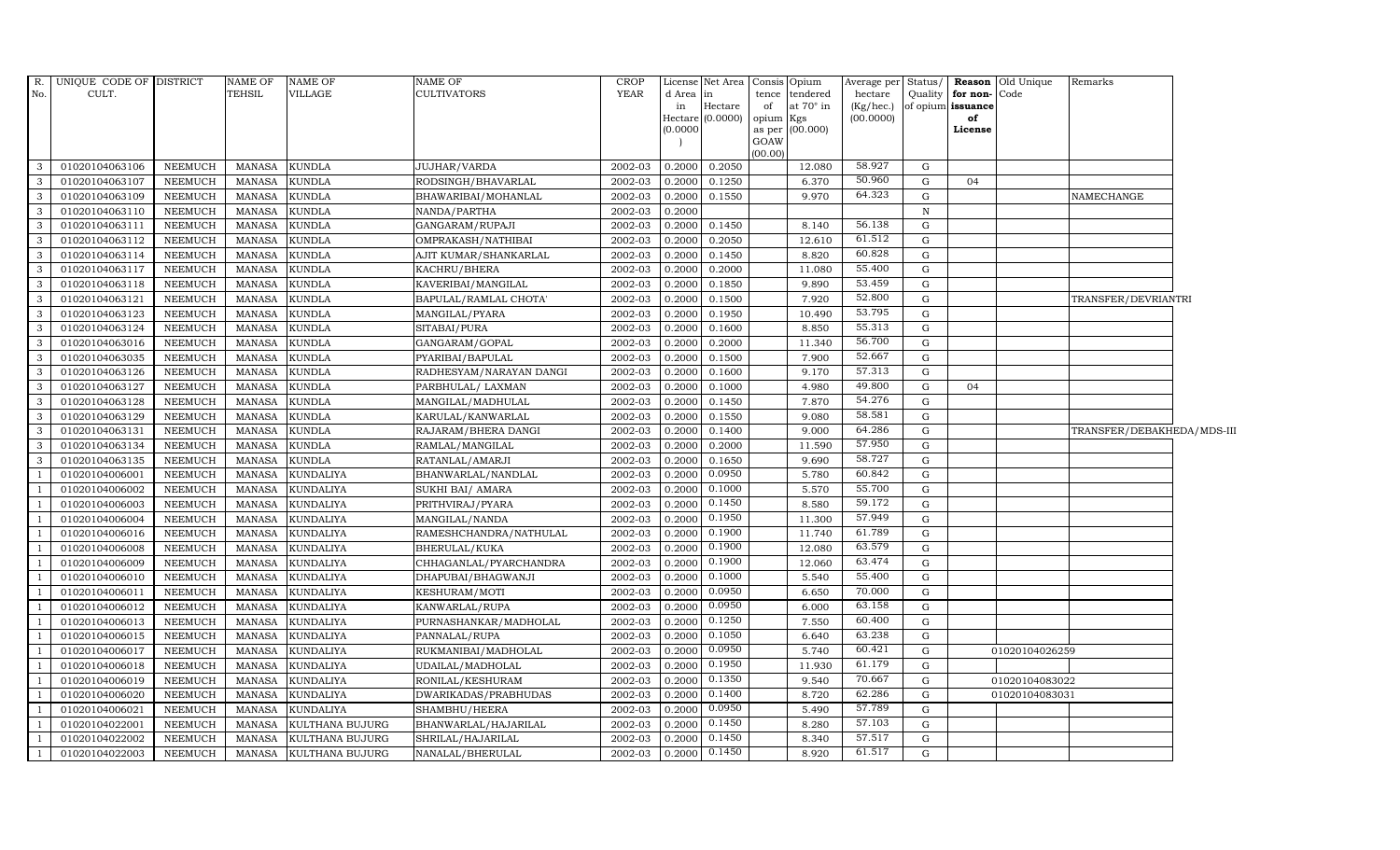| R. No. | UNIQUE CODE OF CULT. | DISTRICT | NAME OF TEHSIL | NAME OF VILLAGE | NAME OF CULTIVATORS | CROP YEAR | License d Area in Hectare (0.0000) | Net Area in Hectare (0.0000) | Consis tence of opium as per GOAW (00.00) | Opium tendered at 70° in Kgs (00.000) | Average per hectare (Kg/hec.) (00.0000) | Status/ Quality of opium | Reason for non-issuance of License | Old Unique Code | Remarks |
|---|---|---|---|---|---|---|---|---|---|---|---|---|---|---|---|
| 3 | 01020104063106 | NEEMUCH | MANASA | KUNDLA | JUJHAR/VARDA | 2002-03 | 0.2000 | 0.2050 | | 12.080 | 58.927 | G | | | |
| 3 | 01020104063107 | NEEMUCH | MANASA | KUNDLA | RODSINGH/BHAVARLAL | 2002-03 | 0.2000 | 0.1250 | | 6.370 | 50.960 | G | 04 | | |
| 3 | 01020104063109 | NEEMUCH | MANASA | KUNDLA | BHAWARIBAI/MOHANLAL | 2002-03 | 0.2000 | 0.1550 | | 9.970 | 64.323 | G | | | NAMECHANGE |
| 3 | 01020104063110 | NEEMUCH | MANASA | KUNDLA | NANDA/PARTHA | 2002-03 | 0.2000 | | | | | N | | | |
| 3 | 01020104063111 | NEEMUCH | MANASA | KUNDLA | GANGARAM/RUPAJI | 2002-03 | 0.2000 | 0.1450 | | 8.140 | 56.138 | G | | | |
| 3 | 01020104063112 | NEEMUCH | MANASA | KUNDLA | OMPRAKASH/NATHIBAI | 2002-03 | 0.2000 | 0.2050 | | 12.610 | 61.512 | G | | | |
| 3 | 01020104063114 | NEEMUCH | MANASA | KUNDLA | AJIT KUMAR/SHANKARLAL | 2002-03 | 0.2000 | 0.1450 | | 8.820 | 60.828 | G | | | |
| 3 | 01020104063117 | NEEMUCH | MANASA | KUNDLA | KACHRU/BHERA | 2002-03 | 0.2000 | 0.2000 | | 11.080 | 55.400 | G | | | |
| 3 | 01020104063118 | NEEMUCH | MANASA | KUNDLA | KAVERIBAI/MANGILAL | 2002-03 | 0.2000 | 0.1850 | | 9.890 | 53.459 | G | | | |
| 3 | 01020104063121 | NEEMUCH | MANASA | KUNDLA | BAPULAL/RAMLAL CHOTA' | 2002-03 | 0.2000 | 0.1500 | | 7.920 | 52.800 | G | | | TRANSFER/DEVRIANTRI |
| 3 | 01020104063123 | NEEMUCH | MANASA | KUNDLA | MANGILAL/PYARA | 2002-03 | 0.2000 | 0.1950 | | 10.490 | 53.795 | G | | | |
| 3 | 01020104063124 | NEEMUCH | MANASA | KUNDLA | SITABAI/PURA | 2002-03 | 0.2000 | 0.1600 | | 8.850 | 55.313 | G | | | |
| 3 | 01020104063016 | NEEMUCH | MANASA | KUNDLA | GANGARAM/GOPAL | 2002-03 | 0.2000 | 0.2000 | | 11.340 | 56.700 | G | | | |
| 3 | 01020104063035 | NEEMUCH | MANASA | KUNDLA | PYARIBAI/BAPULAL | 2002-03 | 0.2000 | 0.1500 | | 7.900 | 52.667 | G | | | |
| 3 | 01020104063126 | NEEMUCH | MANASA | KUNDLA | RADHESYAM/NARAYAN DANGI | 2002-03 | 0.2000 | 0.1600 | | 9.170 | 57.313 | G | | | |
| 3 | 01020104063127 | NEEMUCH | MANASA | KUNDLA | PARBHULAL/ LAXMAN | 2002-03 | 0.2000 | 0.1000 | | 4.980 | 49.800 | G | 04 | | |
| 3 | 01020104063128 | NEEMUCH | MANASA | KUNDLA | MANGILAL/MADHULAL | 2002-03 | 0.2000 | 0.1450 | | 7.870 | 54.276 | G | | | |
| 3 | 01020104063129 | NEEMUCH | MANASA | KUNDLA | KARULAL/KANWARLAL | 2002-03 | 0.2000 | 0.1550 | | 9.080 | 58.581 | G | | | |
| 3 | 01020104063131 | NEEMUCH | MANASA | KUNDLA | RAJARAM/BHERA DANGI | 2002-03 | 0.2000 | 0.1400 | | 9.000 | 64.286 | G | | | TRANSFER/DEBAKHEDA/MDS-III |
| 3 | 01020104063134 | NEEMUCH | MANASA | KUNDLA | RAMLAL/MANGILAL | 2002-03 | 0.2000 | 0.2000 | | 11.590 | 57.950 | G | | | |
| 3 | 01020104063135 | NEEMUCH | MANASA | KUNDLA | RATANLAL/AMARJI | 2002-03 | 0.2000 | 0.1650 | | 9.690 | 58.727 | G | | | |
| 1 | 01020104006001 | NEEMUCH | MANASA | KUNDALIYA | BHANWARLAL/NANDLAL | 2002-03 | 0.2000 | 0.0950 | | 5.780 | 60.842 | G | | | |
| 1 | 01020104006002 | NEEMUCH | MANASA | KUNDALIYA | SUKHI BAI/ AMARA | 2002-03 | 0.2000 | 0.1000 | | 5.570 | 55.700 | G | | | |
| 1 | 01020104006003 | NEEMUCH | MANASA | KUNDALIYA | PRITHVIRAJ/PYARA | 2002-03 | 0.2000 | 0.1450 | | 8.580 | 59.172 | G | | | |
| 1 | 01020104006004 | NEEMUCH | MANASA | KUNDALIYA | MANGILAL/NANDA | 2002-03 | 0.2000 | 0.1950 | | 11.300 | 57.949 | G | | | |
| 1 | 01020104006016 | NEEMUCH | MANASA | KUNDALIYA | RAMESHCHANDRA/NATHULAL | 2002-03 | 0.2000 | 0.1900 | | 11.740 | 61.789 | G | | | |
| 1 | 01020104006008 | NEEMUCH | MANASA | KUNDALIYA | BHERULAL/KUKA | 2002-03 | 0.2000 | 0.1900 | | 12.080 | 63.579 | G | | | |
| 1 | 01020104006009 | NEEMUCH | MANASA | KUNDALIYA | CHHAGANLAL/PYARCHANDRA | 2002-03 | 0.2000 | 0.1900 | | 12.060 | 63.474 | G | | | |
| 1 | 01020104006010 | NEEMUCH | MANASA | KUNDALIYA | DHAPUBAI/BHAGWANJI | 2002-03 | 0.2000 | 0.1000 | | 5.540 | 55.400 | G | | | |
| 1 | 01020104006011 | NEEMUCH | MANASA | KUNDALIYA | KESHURAM/MOTI | 2002-03 | 0.2000 | 0.0950 | | 6.650 | 70.000 | G | | | |
| 1 | 01020104006012 | NEEMUCH | MANASA | KUNDALIYA | KANWARLAL/RUPA | 2002-03 | 0.2000 | 0.0950 | | 6.000 | 63.158 | G | | | |
| 1 | 01020104006013 | NEEMUCH | MANASA | KUNDALIYA | PURNASHANKAR/MADHOLAL | 2002-03 | 0.2000 | 0.1250 | | 7.550 | 60.400 | G | | | |
| 1 | 01020104006015 | NEEMUCH | MANASA | KUNDALIYA | PANNALAL/RUPA | 2002-03 | 0.2000 | 0.1050 | | 6.640 | 63.238 | G | | | |
| 1 | 01020104006017 | NEEMUCH | MANASA | KUNDALIYA | RUKMANIBAI/MADHOLAL | 2002-03 | 0.2000 | 0.0950 | | 5.740 | 60.421 | G | | 01020104026259 | |
| 1 | 01020104006018 | NEEMUCH | MANASA | KUNDALIYA | UDAILAL/MADHOLAL | 2002-03 | 0.2000 | 0.1950 | | 11.930 | 61.179 | G | | | |
| 1 | 01020104006019 | NEEMUCH | MANASA | KUNDALIYA | RONILAL/KESHURAM | 2002-03 | 0.2000 | 0.1350 | | 9.540 | 70.667 | G | | 01020104083022 | |
| 1 | 01020104006020 | NEEMUCH | MANASA | KUNDALIYA | DWARIKADAS/PRABHUDAS | 2002-03 | 0.2000 | 0.1400 | | 8.720 | 62.286 | G | | 01020104083031 | |
| 1 | 01020104006021 | NEEMUCH | MANASA | KUNDALIYA | SHAMBHU/HEERA | 2002-03 | 0.2000 | 0.0950 | | 5.490 | 57.789 | G | | | |
| 1 | 01020104022001 | NEEMUCH | MANASA | KULTHANA BUJURG | BHANWARLAL/HAJARILAL | 2002-03 | 0.2000 | 0.1450 | | 8.280 | 57.103 | G | | | |
| 1 | 01020104022002 | NEEMUCH | MANASA | KULTHANA BUJURG | SHRILAL/HAJARILAL | 2002-03 | 0.2000 | 0.1450 | | 8.340 | 57.517 | G | | | |
| 1 | 01020104022003 | NEEMUCH | MANASA | KULTHANA BUJURG | NANALAL/BHERULAL | 2002-03 | 0.2000 | 0.1450 | | 8.920 | 61.517 | G | | | |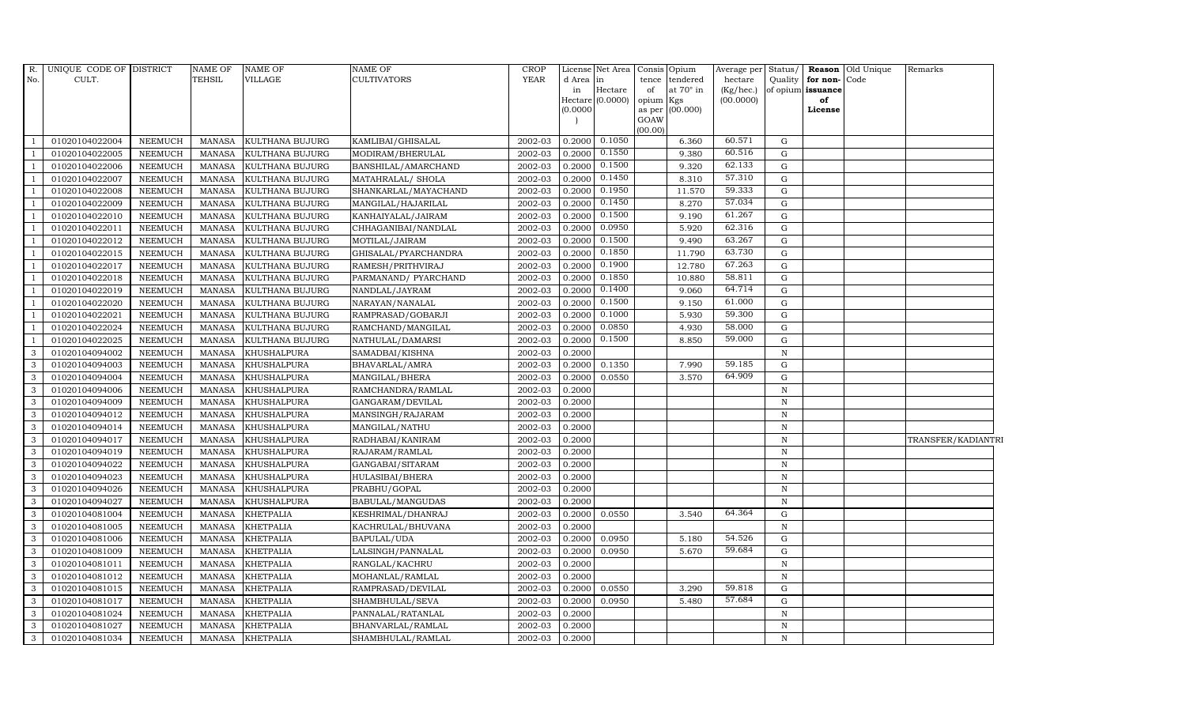| R. No. | UNIQUE CODE OF CULT. | DISTRICT | NAME OF TEHSIL | NAME OF VILLAGE | NAME OF CULTIVATORS | CROP YEAR | License d Area in Hectare (0.0000) | Net Area in Hectare (0.0000) | Consis tence of opium as per GOAW (00.00) | Opium tendered at 70° in Kgs (00.000) | Average per hectare (Kg/hec.) (00.0000) | Status/ Quality of opium | Reason for non-issuance of License | Old Unique Code | Remarks |
|---|---|---|---|---|---|---|---|---|---|---|---|---|---|---|---|
| 1 | 01020104022004 | NEEMUCH | MANASA | KULTHANA BUJURG | KAMLIBAI/GHISALAL | 2002-03 | 0.2000 | 0.1050 | | 6.360 | 60.571 | G | | | |
| 1 | 01020104022005 | NEEMUCH | MANASA | KULTHANA BUJURG | MODIRAM/BHERULAL | 2002-03 | 0.2000 | 0.1550 | | 9.380 | 60.516 | G | | | |
| 1 | 01020104022006 | NEEMUCH | MANASA | KULTHANA BUJURG | BANSHILAL/AMARCHAND | 2002-03 | 0.2000 | 0.1500 | | 9.320 | 62.133 | G | | | |
| 1 | 01020104022007 | NEEMUCH | MANASA | KULTHANA BUJURG | MATAHRALAL/ SHOLA | 2002-03 | 0.2000 | 0.1450 | | 8.310 | 57.310 | G | | | |
| 1 | 01020104022008 | NEEMUCH | MANASA | KULTHANA BUJURG | SHANKARLAL/MAYACHAND | 2002-03 | 0.2000 | 0.1950 | | 11.570 | 59.333 | G | | | |
| 1 | 01020104022009 | NEEMUCH | MANASA | KULTHANA BUJURG | MANGILAL/HAJARILAL | 2002-03 | 0.2000 | 0.1450 | | 8.270 | 57.034 | G | | | |
| 1 | 01020104022010 | NEEMUCH | MANASA | KULTHANA BUJURG | KANHAIYALAL/JAIRAM | 2002-03 | 0.2000 | 0.1500 | | 9.190 | 61.267 | G | | | |
| 1 | 01020104022011 | NEEMUCH | MANASA | KULTHANA BUJURG | CHHAGANIBAI/NANDLAL | 2002-03 | 0.2000 | 0.0950 | | 5.920 | 62.316 | G | | | |
| 1 | 01020104022012 | NEEMUCH | MANASA | KULTHANA BUJURG | MOTILAL/JAIRAM | 2002-03 | 0.2000 | 0.1500 | | 9.490 | 63.267 | G | | | |
| 1 | 01020104022015 | NEEMUCH | MANASA | KULTHANA BUJURG | GHISALAL/PYARCHANDRA | 2002-03 | 0.2000 | 0.1850 | | 11.790 | 63.730 | G | | | |
| 1 | 01020104022017 | NEEMUCH | MANASA | KULTHANA BUJURG | RAMESH/PRITHVIRAJ | 2002-03 | 0.2000 | 0.1900 | | 12.780 | 67.263 | G | | | |
| 1 | 01020104022018 | NEEMUCH | MANASA | KULTHANA BUJURG | PARMANAND/ PYARCHAND | 2002-03 | 0.2000 | 0.1850 | | 10.880 | 58.811 | G | | | |
| 1 | 01020104022019 | NEEMUCH | MANASA | KULTHANA BUJURG | NANDLAL/JAYRAM | 2002-03 | 0.2000 | 0.1400 | | 9.060 | 64.714 | G | | | |
| 1 | 01020104022020 | NEEMUCH | MANASA | KULTHANA BUJURG | NARAYAN/NANALAL | 2002-03 | 0.2000 | 0.1500 | | 9.150 | 61.000 | G | | | |
| 1 | 01020104022021 | NEEMUCH | MANASA | KULTHANA BUJURG | RAMPRASAD/GOBARJI | 2002-03 | 0.2000 | 0.1000 | | 5.930 | 59.300 | G | | | |
| 1 | 01020104022024 | NEEMUCH | MANASA | KULTHANA BUJURG | RAMCHAND/MANGILAL | 2002-03 | 0.2000 | 0.0850 | | 4.930 | 58.000 | G | | | |
| 1 | 01020104022025 | NEEMUCH | MANASA | KULTHANA BUJURG | NATHULAL/DAMARSI | 2002-03 | 0.2000 | 0.1500 | | 8.850 | 59.000 | G | | | |
| 3 | 01020104094002 | NEEMUCH | MANASA | KHUSHALPURA | SAMADBAI/KISHNA | 2002-03 | 0.2000 | | | | | N | | | |
| 3 | 01020104094003 | NEEMUCH | MANASA | KHUSHALPURA | BHAVARLAL/AMRA | 2002-03 | 0.2000 | 0.1350 | | 7.990 | 59.185 | G | | | |
| 3 | 01020104094004 | NEEMUCH | MANASA | KHUSHALPURA | MANGILAL/BHERA | 2002-03 | 0.2000 | 0.0550 | | 3.570 | 64.909 | G | | | |
| 3 | 01020104094006 | NEEMUCH | MANASA | KHUSHALPURA | RAMCHANDRA/RAMLAL | 2002-03 | 0.2000 | | | | | N | | | |
| 3 | 01020104094009 | NEEMUCH | MANASA | KHUSHALPURA | GANGARAM/DEVILAL | 2002-03 | 0.2000 | | | | | N | | | |
| 3 | 01020104094012 | NEEMUCH | MANASA | KHUSHALPURA | MANSINGH/RAJARAM | 2002-03 | 0.2000 | | | | | N | | | |
| 3 | 01020104094014 | NEEMUCH | MANASA | KHUSHALPURA | MANGILAL/NATHU | 2002-03 | 0.2000 | | | | | N | | | |
| 3 | 01020104094017 | NEEMUCH | MANASA | KHUSHALPURA | RADHABAI/KANIRAM | 2002-03 | 0.2000 | | | | | N | | | TRANSFER/KADIANTRI |
| 3 | 01020104094019 | NEEMUCH | MANASA | KHUSHALPURA | RAJARAM/RAMLAL | 2002-03 | 0.2000 | | | | | N | | | |
| 3 | 01020104094022 | NEEMUCH | MANASA | KHUSHALPURA | GANGABAI/SITARAM | 2002-03 | 0.2000 | | | | | N | | | |
| 3 | 01020104094023 | NEEMUCH | MANASA | KHUSHALPURA | HULASIBAI/BHERA | 2002-03 | 0.2000 | | | | | N | | | |
| 3 | 01020104094026 | NEEMUCH | MANASA | KHUSHALPURA | PRABHU/GOPAL | 2002-03 | 0.2000 | | | | | N | | | |
| 3 | 01020104094027 | NEEMUCH | MANASA | KHUSHALPURA | BABULAL/MANGUDAS | 2002-03 | 0.2000 | | | | | N | | | |
| 3 | 01020104081004 | NEEMUCH | MANASA | KHETPALIA | KESHRIMAL/DHANRAJ | 2002-03 | 0.2000 | 0.0550 | | 3.540 | 64.364 | G | | | |
| 3 | 01020104081005 | NEEMUCH | MANASA | KHETPALIA | KACHRULAL/BHUVANA | 2002-03 | 0.2000 | | | | | N | | | |
| 3 | 01020104081006 | NEEMUCH | MANASA | KHETPALIA | BAPULAL/UDA | 2002-03 | 0.2000 | 0.0950 | | 5.180 | 54.526 | G | | | |
| 3 | 01020104081009 | NEEMUCH | MANASA | KHETPALIA | LALSINGH/PANNALAL | 2002-03 | 0.2000 | 0.0950 | | 5.670 | 59.684 | G | | | |
| 3 | 01020104081011 | NEEMUCH | MANASA | KHETPALIA | RANGLAL/KACHRU | 2002-03 | 0.2000 | | | | | N | | | |
| 3 | 01020104081012 | NEEMUCH | MANASA | KHETPALIA | MOHANLAL/RAMLAL | 2002-03 | 0.2000 | | | | | N | | | |
| 3 | 01020104081015 | NEEMUCH | MANASA | KHETPALIA | RAMPRASAD/DEVILAL | 2002-03 | 0.2000 | 0.0550 | | 3.290 | 59.818 | G | | | |
| 3 | 01020104081017 | NEEMUCH | MANASA | KHETPALIA | SHAMBHULAL/SEVA | 2002-03 | 0.2000 | 0.0950 | | 5.480 | 57.684 | G | | | |
| 3 | 01020104081024 | NEEMUCH | MANASA | KHETPALIA | PANNALAL/RATANLAL | 2002-03 | 0.2000 | | | | | N | | | |
| 3 | 01020104081027 | NEEMUCH | MANASA | KHETPALIA | BHANVARLAL/RAMLAL | 2002-03 | 0.2000 | | | | | N | | | |
| 3 | 01020104081034 | NEEMUCH | MANASA | KHETPALIA | SHAMBHULAL/RAMLAL | 2002-03 | 0.2000 | | | | | N | | | |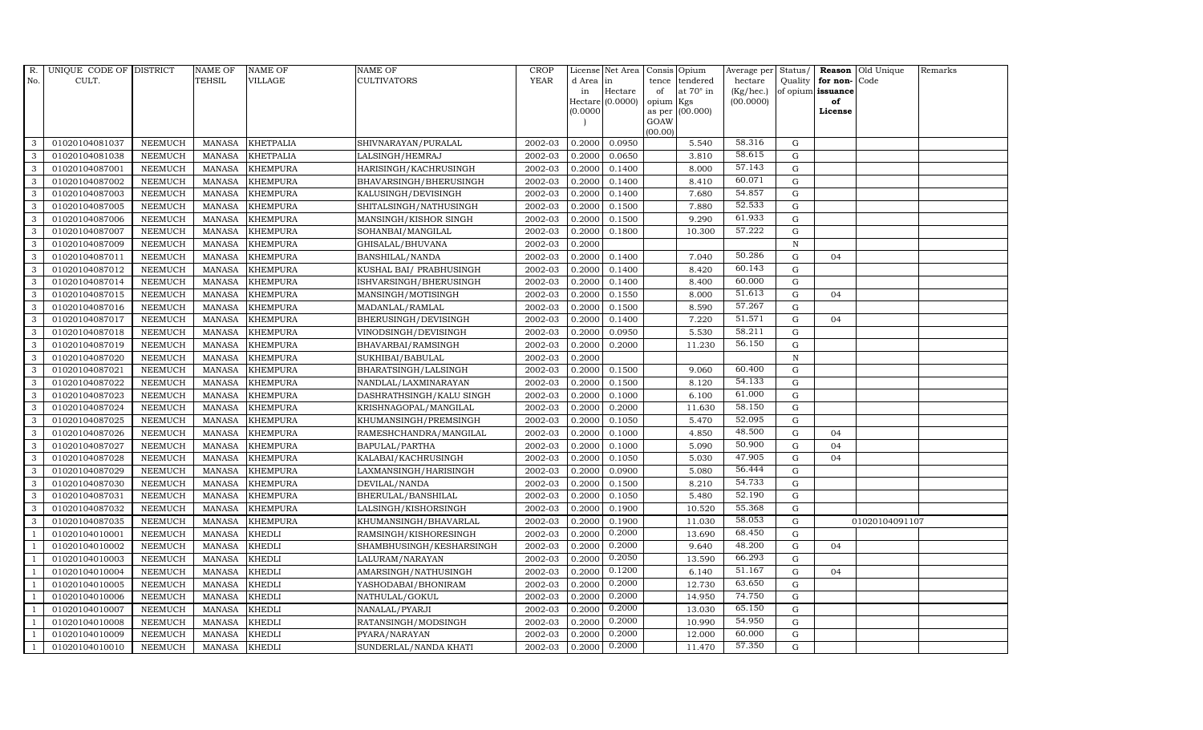| R. No. | UNIQUE CODE OF CULT. | DISTRICT | NAME OF TEHSIL | NAME OF VILLAGE | NAME OF CULTIVATORS | CROP YEAR | License d Area in Hectare (0.0000) | Net Area in Hectare (0.0000) | Consis tence of opium as per GOAW (00.00) | Opium tendered at 70° in Kgs (00.000) | Average per hectare (Kg/hec.) (00.0000) | Status/ Quality of opium | Reason for non-issuance of License | Old Unique Code | Remarks |
|---|---|---|---|---|---|---|---|---|---|---|---|---|---|---|---|
| 3 | 01020104081037 | NEEMUCH | MANASA | KHETPALIA | SHIVNARAYAN/PURALAL | 2002-03 | 0.2000 | 0.0950 | | 5.540 | 58.316 | G | | | |
| 3 | 01020104081038 | NEEMUCH | MANASA | KHETPALIA | LALSINGH/HEMRAJ | 2002-03 | 0.2000 | 0.0650 | | 3.810 | 58.615 | G | | | |
| 3 | 01020104087001 | NEEMUCH | MANASA | KHEMPURA | HARISINGH/KACHRUSINGH | 2002-03 | 0.2000 | 0.1400 | | 8.000 | 57.143 | G | | | |
| 3 | 01020104087002 | NEEMUCH | MANASA | KHEMPURA | BHAVARSINGH/BHERUSINGH | 2002-03 | 0.2000 | 0.1400 | | 8.410 | 60.071 | G | | | |
| 3 | 01020104087003 | NEEMUCH | MANASA | KHEMPURA | KALUSINGH/DEVISINGH | 2002-03 | 0.2000 | 0.1400 | | 7.680 | 54.857 | G | | | |
| 3 | 01020104087005 | NEEMUCH | MANASA | KHEMPURA | SHITALSINGH/NATHUSINGH | 2002-03 | 0.2000 | 0.1500 | | 7.880 | 52.533 | G | | | |
| 3 | 01020104087006 | NEEMUCH | MANASA | KHEMPURA | MANSINGH/KISHOR SINGH | 2002-03 | 0.2000 | 0.1500 | | 9.290 | 61.933 | G | | | |
| 3 | 01020104087007 | NEEMUCH | MANASA | KHEMPURA | SOHANBAI/MANGILAL | 2002-03 | 0.2000 | 0.1800 | | 10.300 | 57.222 | G | | | |
| 3 | 01020104087009 | NEEMUCH | MANASA | KHEMPURA | GHISALAL/BHUVANA | 2002-03 | 0.2000 | | | | | N | | | |
| 3 | 01020104087011 | NEEMUCH | MANASA | KHEMPURA | BANSHILAL/NANDA | 2002-03 | 0.2000 | 0.1400 | | 7.040 | 50.286 | G | 04 | | |
| 3 | 01020104087012 | NEEMUCH | MANASA | KHEMPURA | KUSHAL BAI/ PRABHUSINGH | 2002-03 | 0.2000 | 0.1400 | | 8.420 | 60.143 | G | | | |
| 3 | 01020104087014 | NEEMUCH | MANASA | KHEMPURA | ISHVARSINGH/BHERUSINGH | 2002-03 | 0.2000 | 0.1400 | | 8.400 | 60.000 | G | | | |
| 3 | 01020104087015 | NEEMUCH | MANASA | KHEMPURA | MANSINGH/MOTISINGH | 2002-03 | 0.2000 | 0.1550 | | 8.000 | 51.613 | G | 04 | | |
| 3 | 01020104087016 | NEEMUCH | MANASA | KHEMPURA | MADANLAL/RAMLAL | 2002-03 | 0.2000 | 0.1500 | | 8.590 | 57.267 | G | | | |
| 3 | 01020104087017 | NEEMUCH | MANASA | KHEMPURA | BHERUSINGH/DEVISINGH | 2002-03 | 0.2000 | 0.1400 | | 7.220 | 51.571 | G | 04 | | |
| 3 | 01020104087018 | NEEMUCH | MANASA | KHEMPURA | VINODSINGH/DEVISINGH | 2002-03 | 0.2000 | 0.0950 | | 5.530 | 58.211 | G | | | |
| 3 | 01020104087019 | NEEMUCH | MANASA | KHEMPURA | BHAVARBAI/RAMSINGH | 2002-03 | 0.2000 | 0.2000 | | 11.230 | 56.150 | G | | | |
| 3 | 01020104087020 | NEEMUCH | MANASA | KHEMPURA | SUKHIBAI/BABULAL | 2002-03 | 0.2000 | | | | | N | | | |
| 3 | 01020104087021 | NEEMUCH | MANASA | KHEMPURA | BHARATSINGH/LALSINGH | 2002-03 | 0.2000 | 0.1500 | | 9.060 | 60.400 | G | | | |
| 3 | 01020104087022 | NEEMUCH | MANASA | KHEMPURA | NANDLAL/LAXMINARAYAN | 2002-03 | 0.2000 | 0.1500 | | 8.120 | 54.133 | G | | | |
| 3 | 01020104087023 | NEEMUCH | MANASA | KHEMPURA | DASHRATHSINGH/KALU SINGH | 2002-03 | 0.2000 | 0.1000 | | 6.100 | 61.000 | G | | | |
| 3 | 01020104087024 | NEEMUCH | MANASA | KHEMPURA | KRISHNAGOPAL/MANGILAL | 2002-03 | 0.2000 | 0.2000 | | 11.630 | 58.150 | G | | | |
| 3 | 01020104087025 | NEEMUCH | MANASA | KHEMPURA | KHUMANSINGH/PREMSINGH | 2002-03 | 0.2000 | 0.1050 | | 5.470 | 52.095 | G | | | |
| 3 | 01020104087026 | NEEMUCH | MANASA | KHEMPURA | RAMESHCHANDRA/MANGILAL | 2002-03 | 0.2000 | 0.1000 | | 4.850 | 48.500 | G | 04 | | |
| 3 | 01020104087027 | NEEMUCH | MANASA | KHEMPURA | BAPULAL/PARTHA | 2002-03 | 0.2000 | 0.1000 | | 5.090 | 50.900 | G | 04 | | |
| 3 | 01020104087028 | NEEMUCH | MANASA | KHEMPURA | KALABAI/KACHRUSINGH | 2002-03 | 0.2000 | 0.1050 | | 5.030 | 47.905 | G | 04 | | |
| 3 | 01020104087029 | NEEMUCH | MANASA | KHEMPURA | LAXMANSINGH/HARISINGH | 2002-03 | 0.2000 | 0.0900 | | 5.080 | 56.444 | G | | | |
| 3 | 01020104087030 | NEEMUCH | MANASA | KHEMPURA | DEVILAL/NANDA | 2002-03 | 0.2000 | 0.1500 | | 8.210 | 54.733 | G | | | |
| 3 | 01020104087031 | NEEMUCH | MANASA | KHEMPURA | BHERULAL/BANSHILAL | 2002-03 | 0.2000 | 0.1050 | | 5.480 | 52.190 | G | | | |
| 3 | 01020104087032 | NEEMUCH | MANASA | KHEMPURA | LALSINGH/KISHORSINGH | 2002-03 | 0.2000 | 0.1900 | | 10.520 | 55.368 | G | | | |
| 3 | 01020104087035 | NEEMUCH | MANASA | KHEMPURA | KHUMANSINGH/BHAVARLAL | 2002-03 | 0.2000 | 0.1900 | | 11.030 | 58.053 | G | | 01020104091107 | |
| 1 | 01020104010001 | NEEMUCH | MANASA | KHEDLI | RAMSINGH/KISHORESINGH | 2002-03 | 0.2000 | 0.2000 | | 13.690 | 68.450 | G | | | |
| 1 | 01020104010002 | NEEMUCH | MANASA | KHEDLI | SHAMBHUSINGH/KESHARSINGH | 2002-03 | 0.2000 | 0.2000 | | 9.640 | 48.200 | G | 04 | | |
| 1 | 01020104010003 | NEEMUCH | MANASA | KHEDLI | LALURAM/NARAYAN | 2002-03 | 0.2000 | 0.2050 | | 13.590 | 66.293 | G | | | |
| 1 | 01020104010004 | NEEMUCH | MANASA | KHEDLI | AMARSINGH/NATHUSINGH | 2002-03 | 0.2000 | 0.1200 | | 6.140 | 51.167 | G | 04 | | |
| 1 | 01020104010005 | NEEMUCH | MANASA | KHEDLI | YASHODABAI/BHONIRAM | 2002-03 | 0.2000 | 0.2000 | | 12.730 | 63.650 | G | | | |
| 1 | 01020104010006 | NEEMUCH | MANASA | KHEDLI | NATHULAL/GOKUL | 2002-03 | 0.2000 | 0.2000 | | 14.950 | 74.750 | G | | | |
| 1 | 01020104010007 | NEEMUCH | MANASA | KHEDLI | NANALAL/PYARJI | 2002-03 | 0.2000 | 0.2000 | | 13.030 | 65.150 | G | | | |
| 1 | 01020104010008 | NEEMUCH | MANASA | KHEDLI | RATANSINGH/MODSINGH | 2002-03 | 0.2000 | 0.2000 | | 10.990 | 54.950 | G | | | |
| 1 | 01020104010009 | NEEMUCH | MANASA | KHEDLI | PYARA/NARAYAN | 2002-03 | 0.2000 | 0.2000 | | 12.000 | 60.000 | G | | | |
| 1 | 01020104010010 | NEEMUCH | MANASA | KHEDLI | SUNDERLAL/NANDA KHATI | 2002-03 | 0.2000 | 0.2000 | | 11.470 | 57.350 | G | | | |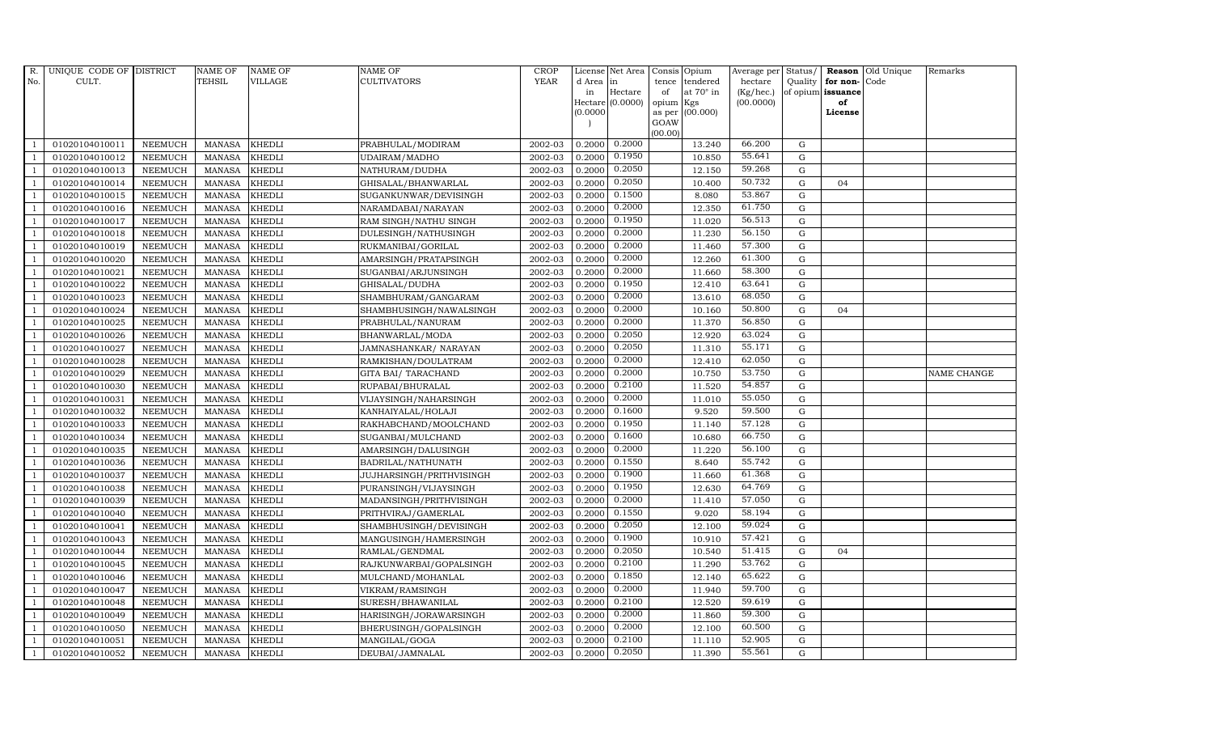| R. No. | UNIQUE CODE OF CULT. | DISTRICT | NAME OF TEHSIL | NAME OF VILLAGE | NAME OF CULTIVATORS | CROP YEAR | License d Area in Hectare (0.0000) | Net Area in Hectare (0.0000) | Consis tence of opium as per GOAW (00.00) | Opium tendered at 70° in Kgs (00.000) | Average per hectare (Kg/hec.) (00.0000) | Status/ Quality of opium | Reason for non-issuance of License | Old Unique Code | Remarks |
|---|---|---|---|---|---|---|---|---|---|---|---|---|---|---|---|
| 1 | 01020104010011 | NEEMUCH | MANASA | KHEDLI | PRABHULAL/MODIRAM | 2002-03 | 0.2000 | 0.2000 | | 13.240 | 66.200 | G | | | |
| 1 | 01020104010012 | NEEMUCH | MANASA | KHEDLI | UDAIRAM/MADHO | 2002-03 | 0.2000 | 0.1950 | | 10.850 | 55.641 | G | | | |
| 1 | 01020104010013 | NEEMUCH | MANASA | KHEDLI | NATHURAM/DUDHA | 2002-03 | 0.2000 | 0.2050 | | 12.150 | 59.268 | G | | | |
| 1 | 01020104010014 | NEEMUCH | MANASA | KHEDLI | GHISALAL/BHANWARLAL | 2002-03 | 0.2000 | 0.2050 | | 10.400 | 50.732 | G | 04 | | |
| 1 | 01020104010015 | NEEMUCH | MANASA | KHEDLI | SUGANKUNWAR/DEVISINGH | 2002-03 | 0.2000 | 0.1500 | | 8.080 | 53.867 | G | | | |
| 1 | 01020104010016 | NEEMUCH | MANASA | KHEDLI | NARAMDABAI/NARAYAN | 2002-03 | 0.2000 | 0.2000 | | 12.350 | 61.750 | G | | | |
| 1 | 01020104010017 | NEEMUCH | MANASA | KHEDLI | RAM SINGH/NATHU SINGH | 2002-03 | 0.2000 | 0.1950 | | 11.020 | 56.513 | G | | | |
| 1 | 01020104010018 | NEEMUCH | MANASA | KHEDLI | DULESINGH/NATHUSINGH | 2002-03 | 0.2000 | 0.2000 | | 11.230 | 56.150 | G | | | |
| 1 | 01020104010019 | NEEMUCH | MANASA | KHEDLI | RUKMANIBAI/GORILAL | 2002-03 | 0.2000 | 0.2000 | | 11.460 | 57.300 | G | | | |
| 1 | 01020104010020 | NEEMUCH | MANASA | KHEDLI | AMARSINGH/PRATAPSINGH | 2002-03 | 0.2000 | 0.2000 | | 12.260 | 61.300 | G | | | |
| 1 | 01020104010021 | NEEMUCH | MANASA | KHEDLI | SUGANBAI/ARJUNSINGH | 2002-03 | 0.2000 | 0.2000 | | 11.660 | 58.300 | G | | | |
| 1 | 01020104010022 | NEEMUCH | MANASA | KHEDLI | GHISALAL/DUDHA | 2002-03 | 0.2000 | 0.1950 | | 12.410 | 63.641 | G | | | |
| 1 | 01020104010023 | NEEMUCH | MANASA | KHEDLI | SHAMBHURAM/GANGARAM | 2002-03 | 0.2000 | 0.2000 | | 13.610 | 68.050 | G | | | |
| 1 | 01020104010024 | NEEMUCH | MANASA | KHEDLI | SHAMBHUSINGH/NAWALSINGH | 2002-03 | 0.2000 | 0.2000 | | 10.160 | 50.800 | G | 04 | | |
| 1 | 01020104010025 | NEEMUCH | MANASA | KHEDLI | PRABHULAL/NANURAM | 2002-03 | 0.2000 | 0.2000 | | 11.370 | 56.850 | G | | | |
| 1 | 01020104010026 | NEEMUCH | MANASA | KHEDLI | BHANWARLAL/MODA | 2002-03 | 0.2000 | 0.2050 | | 12.920 | 63.024 | G | | | |
| 1 | 01020104010027 | NEEMUCH | MANASA | KHEDLI | JAMNASHANKAR/ NARAYAN | 2002-03 | 0.2000 | 0.2050 | | 11.310 | 55.171 | G | | | |
| 1 | 01020104010028 | NEEMUCH | MANASA | KHEDLI | RAMKISHAN/DOULATRAM | 2002-03 | 0.2000 | 0.2000 | | 12.410 | 62.050 | G | | | |
| 1 | 01020104010029 | NEEMUCH | MANASA | KHEDLI | GITA BAI/ TARACHAND | 2002-03 | 0.2000 | 0.2000 | | 10.750 | 53.750 | G | | | NAME CHANGE |
| 1 | 01020104010030 | NEEMUCH | MANASA | KHEDLI | RUPABAI/BHURALAL | 2002-03 | 0.2000 | 0.2100 | | 11.520 | 54.857 | G | | | |
| 1 | 01020104010031 | NEEMUCH | MANASA | KHEDLI | VIJAYSINGH/NAHARSINGH | 2002-03 | 0.2000 | 0.2000 | | 11.010 | 55.050 | G | | | |
| 1 | 01020104010032 | NEEMUCH | MANASA | KHEDLI | KANHAIYALAL/HOLAJI | 2002-03 | 0.2000 | 0.1600 | | 9.520 | 59.500 | G | | | |
| 1 | 01020104010033 | NEEMUCH | MANASA | KHEDLI | RAKHABCHAND/MOOLCHAND | 2002-03 | 0.2000 | 0.1950 | | 11.140 | 57.128 | G | | | |
| 1 | 01020104010034 | NEEMUCH | MANASA | KHEDLI | SUGANBAI/MULCHAND | 2002-03 | 0.2000 | 0.1600 | | 10.680 | 66.750 | G | | | |
| 1 | 01020104010035 | NEEMUCH | MANASA | KHEDLI | AMARSINGH/DALUSINGH | 2002-03 | 0.2000 | 0.2000 | | 11.220 | 56.100 | G | | | |
| 1 | 01020104010036 | NEEMUCH | MANASA | KHEDLI | BADRILAL/NATHUNATH | 2002-03 | 0.2000 | 0.1550 | | 8.640 | 55.742 | G | | | |
| 1 | 01020104010037 | NEEMUCH | MANASA | KHEDLI | JUJHARSINGH/PRITHVISINGH | 2002-03 | 0.2000 | 0.1900 | | 11.660 | 61.368 | G | | | |
| 1 | 01020104010038 | NEEMUCH | MANASA | KHEDLI | PURANSINGH/VIJAYSINGH | 2002-03 | 0.2000 | 0.1950 | | 12.630 | 64.769 | G | | | |
| 1 | 01020104010039 | NEEMUCH | MANASA | KHEDLI | MADANSINGH/PRITHVISINGH | 2002-03 | 0.2000 | 0.2000 | | 11.410 | 57.050 | G | | | |
| 1 | 01020104010040 | NEEMUCH | MANASA | KHEDLI | PRITHVIRAJ/GAMERLAL | 2002-03 | 0.2000 | 0.1550 | | 9.020 | 58.194 | G | | | |
| 1 | 01020104010041 | NEEMUCH | MANASA | KHEDLI | SHAMBHUSINGH/DEVISINGH | 2002-03 | 0.2000 | 0.2050 | | 12.100 | 59.024 | G | | | |
| 1 | 01020104010043 | NEEMUCH | MANASA | KHEDLI | MANGUSINGH/HAMERSINGH | 2002-03 | 0.2000 | 0.1900 | | 10.910 | 57.421 | G | | | |
| 1 | 01020104010044 | NEEMUCH | MANASA | KHEDLI | RAMLAL/GENDMAL | 2002-03 | 0.2000 | 0.2050 | | 10.540 | 51.415 | G | 04 | | |
| 1 | 01020104010045 | NEEMUCH | MANASA | KHEDLI | RAJKUNWARBAI/GOPALSINGH | 2002-03 | 0.2000 | 0.2100 | | 11.290 | 53.762 | G | | | |
| 1 | 01020104010046 | NEEMUCH | MANASA | KHEDLI | MULCHAND/MOHANLAL | 2002-03 | 0.2000 | 0.1850 | | 12.140 | 65.622 | G | | | |
| 1 | 01020104010047 | NEEMUCH | MANASA | KHEDLI | VIKRAM/RAMSINGH | 2002-03 | 0.2000 | 0.2000 | | 11.940 | 59.700 | G | | | |
| 1 | 01020104010048 | NEEMUCH | MANASA | KHEDLI | SURESH/BHAWANILAL | 2002-03 | 0.2000 | 0.2100 | | 12.520 | 59.619 | G | | | |
| 1 | 01020104010049 | NEEMUCH | MANASA | KHEDLI | HARISINGH/JORAWARSINGH | 2002-03 | 0.2000 | 0.2000 | | 11.860 | 59.300 | G | | | |
| 1 | 01020104010050 | NEEMUCH | MANASA | KHEDLI | BHERUSINGH/GOPALSINGH | 2002-03 | 0.2000 | 0.2000 | | 12.100 | 60.500 | G | | | |
| 1 | 01020104010051 | NEEMUCH | MANASA | KHEDLI | MANGILAL/GOGA | 2002-03 | 0.2000 | 0.2100 | | 11.110 | 52.905 | G | | | |
| 1 | 01020104010052 | NEEMUCH | MANASA | KHEDLI | DEUBAI/JAMNALAL | 2002-03 | 0.2000 | 0.2050 | | 11.390 | 55.561 | G | | | |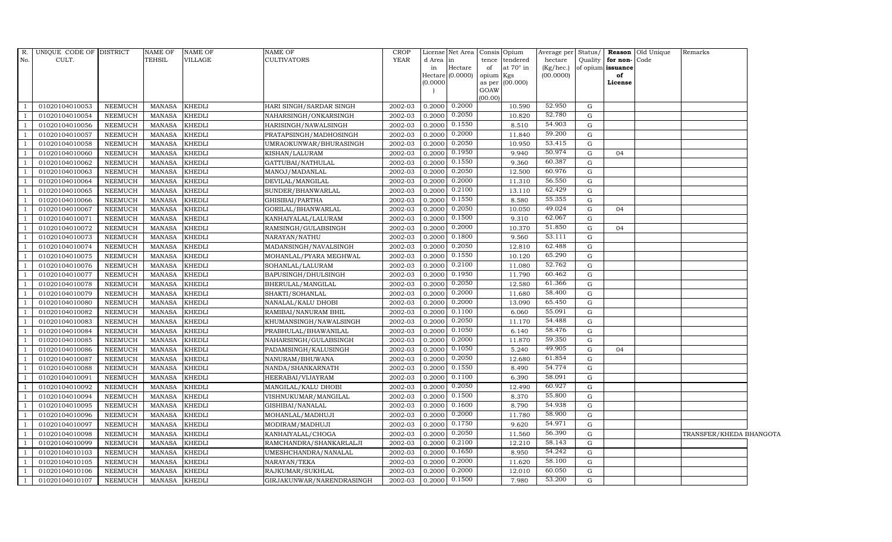| R. No. | UNIQUE CODE OF CULT. | DISTRICT | NAME OF TEHSIL | NAME OF VILLAGE | NAME OF CULTIVATORS | CROP YEAR | License d Area in Hectare (0.0000) | Net Area in Hectare (0.0000) | Consis tence of opium as per GOAW (00.00) | Opium tendered at 70° in Kgs (00.000) | Average per hectare (Kg/hec.) (00.0000) | Status/ Quality of opium | Reason for non-issuance of License | Old Unique Code | Remarks |
|---|---|---|---|---|---|---|---|---|---|---|---|---|---|---|---|
| 1 | 01020104010053 | NEEMUCH | MANASA | KHEDLI | HARI SINGH/SARDAR SINGH | 2002-03 | 0.2000 | 0.2000 | | 10.590 | 52.950 | G | | | |
| 1 | 01020104010054 | NEEMUCH | MANASA | KHEDLI | NAHARSINGH/ONKARSINGH | 2002-03 | 0.2000 | 0.2050 | | 10.820 | 52.780 | G | | | |
| 1 | 01020104010056 | NEEMUCH | MANASA | KHEDLI | HARISINGH/NAWALSINGH | 2002-03 | 0.2000 | 0.1550 | | 8.510 | 54.903 | G | | | |
| 1 | 01020104010057 | NEEMUCH | MANASA | KHEDLI | PRATAPSINGH/MADHOSINGH | 2002-03 | 0.2000 | 0.2000 | | 11.840 | 59.200 | G | | | |
| 1 | 01020104010058 | NEEMUCH | MANASA | KHEDLI | UMRAOKUNWAR/BHURASINGH | 2002-03 | 0.2000 | 0.2050 | | 10.950 | 53.415 | G | | | |
| 1 | 01020104010060 | NEEMUCH | MANASA | KHEDLI | KISHAN/LALURAM | 2002-03 | 0.2000 | 0.1950 | | 9.940 | 50.974 | G | 04 | | |
| 1 | 01020104010062 | NEEMUCH | MANASA | KHEDLI | GATTUBAI/NATHULAL | 2002-03 | 0.2000 | 0.1550 | | 9.360 | 60.387 | G | | | |
| 1 | 01020104010063 | NEEMUCH | MANASA | KHEDLI | MANOJ/MADANLAL | 2002-03 | 0.2000 | 0.2050 | | 12.500 | 60.976 | G | | | |
| 1 | 01020104010064 | NEEMUCH | MANASA | KHEDLI | DEVILAL/MANGILAL | 2002-03 | 0.2000 | 0.2000 | | 11.310 | 56.550 | G | | | |
| 1 | 01020104010065 | NEEMUCH | MANASA | KHEDLI | SUNDER/BHANWARLAL | 2002-03 | 0.2000 | 0.2100 | | 13.110 | 62.429 | G | | | |
| 1 | 01020104010066 | NEEMUCH | MANASA | KHEDLI | GHISIBAI/PARTHA | 2002-03 | 0.2000 | 0.1550 | | 8.580 | 55.355 | G | | | |
| 1 | 01020104010067 | NEEMUCH | MANASA | KHEDLI | GORILAL/BHANWARLAL | 2002-03 | 0.2000 | 0.2050 | | 10.050 | 49.024 | G | 04 | | |
| 1 | 01020104010071 | NEEMUCH | MANASA | KHEDLI | KANHAIYALAL/LALURAM | 2002-03 | 0.2000 | 0.1500 | | 9.310 | 62.067 | G | | | |
| 1 | 01020104010072 | NEEMUCH | MANASA | KHEDLI | RAMSINGH/GULABSINGH | 2002-03 | 0.2000 | 0.2000 | | 10.370 | 51.850 | G | 04 | | |
| 1 | 01020104010073 | NEEMUCH | MANASA | KHEDLI | NARAYAN/NATHU | 2002-03 | 0.2000 | 0.1800 | | 9.560 | 53.111 | G | | | |
| 1 | 01020104010074 | NEEMUCH | MANASA | KHEDLI | MADANSINGH/NAVALSINGH | 2002-03 | 0.2000 | 0.2050 | | 12.810 | 62.488 | G | | | |
| 1 | 01020104010075 | NEEMUCH | MANASA | KHEDLI | MOHANLAL/PYARA MEGHWAL | 2002-03 | 0.2000 | 0.1550 | | 10.120 | 65.290 | G | | | |
| 1 | 01020104010076 | NEEMUCH | MANASA | KHEDLI | SOHANLAL/LALURAM | 2002-03 | 0.2000 | 0.2100 | | 11.080 | 52.762 | G | | | |
| 1 | 01020104010077 | NEEMUCH | MANASA | KHEDLI | BAPUSINGH/DHULSINGH | 2002-03 | 0.2000 | 0.1950 | | 11.790 | 60.462 | G | | | |
| 1 | 01020104010078 | NEEMUCH | MANASA | KHEDLI | BHERULAL/MANGILAL | 2002-03 | 0.2000 | 0.2050 | | 12.580 | 61.366 | G | | | |
| 1 | 01020104010079 | NEEMUCH | MANASA | KHEDLI | SHAKTI/SOHANLAL | 2002-03 | 0.2000 | 0.2000 | | 11.680 | 58.400 | G | | | |
| 1 | 01020104010080 | NEEMUCH | MANASA | KHEDLI | NANALAL/KALU DHOBI | 2002-03 | 0.2000 | 0.2000 | | 13.090 | 65.450 | G | | | |
| 1 | 01020104010082 | NEEMUCH | MANASA | KHEDLI | RAMIBAI/NANURAM BHIL | 2002-03 | 0.2000 | 0.1100 | | 6.060 | 55.091 | G | | | |
| 1 | 01020104010083 | NEEMUCH | MANASA | KHEDLI | KHUMANSINGH/NAWALSINGH | 2002-03 | 0.2000 | 0.2050 | | 11.170 | 54.488 | G | | | |
| 1 | 01020104010084 | NEEMUCH | MANASA | KHEDLI | PRABHULAL/BHAWANILAL | 2002-03 | 0.2000 | 0.1050 | | 6.140 | 58.476 | G | | | |
| 1 | 01020104010085 | NEEMUCH | MANASA | KHEDLI | NAHARSINGH/GULABSINGH | 2002-03 | 0.2000 | 0.2000 | | 11.870 | 59.350 | G | | | |
| 1 | 01020104010086 | NEEMUCH | MANASA | KHEDLI | PADAMSINGH/KALUSINGH | 2002-03 | 0.2000 | 0.1050 | | 5.240 | 49.905 | G | 04 | | |
| 1 | 01020104010087 | NEEMUCH | MANASA | KHEDLI | NANURAM/BHUWANA | 2002-03 | 0.2000 | 0.2050 | | 12.680 | 61.854 | G | | | |
| 1 | 01020104010088 | NEEMUCH | MANASA | KHEDLI | NANDA/SHANKARNATH | 2002-03 | 0.2000 | 0.1550 | | 8.490 | 54.774 | G | | | |
| 1 | 01020104010091 | NEEMUCH | MANASA | KHEDLI | HEERABAI/VIJAYRAM | 2002-03 | 0.2000 | 0.1100 | | 6.390 | 58.091 | G | | | |
| 1 | 01020104010092 | NEEMUCH | MANASA | KHEDLI | MANGILAL/KALU DHOBI | 2002-03 | 0.2000 | 0.2050 | | 12.490 | 60.927 | G | | | |
| 1 | 01020104010094 | NEEMUCH | MANASA | KHEDLI | VISHNUKUMAR/MANGILAL | 2002-03 | 0.2000 | 0.1500 | | 8.370 | 55.800 | G | | | |
| 1 | 01020104010095 | NEEMUCH | MANASA | KHEDLI | GISHIBAI/NANALAL | 2002-03 | 0.2000 | 0.1600 | | 8.790 | 54.938 | G | | | |
| 1 | 01020104010096 | NEEMUCH | MANASA | KHEDLI | MOHANLAL/MADHUJI | 2002-03 | 0.2000 | 0.2000 | | 11.780 | 58.900 | G | | | |
| 1 | 01020104010097 | NEEMUCH | MANASA | KHEDLI | MODIRAM/MADHUJI | 2002-03 | 0.2000 | 0.1750 | | 9.620 | 54.971 | G | | | |
| 1 | 01020104010098 | NEEMUCH | MANASA | KHEDLI | KANHAIYALAL/CHOGA | 2002-03 | 0.2000 | 0.2050 | | 11.560 | 56.390 | G | | | TRANSFER/KHEDA BHANGOTA |
| 1 | 01020104010099 | NEEMUCH | MANASA | KHEDLI | RAMCHANDRA/SHANKARLALJI | 2002-03 | 0.2000 | 0.2100 | | 12.210 | 58.143 | G | | | |
| 1 | 01020104010103 | NEEMUCH | MANASA | KHEDLI | UMESHCHANDRA/NANALAL | 2002-03 | 0.2000 | 0.1650 | | 8.950 | 54.242 | G | | | |
| 1 | 01020104010105 | NEEMUCH | MANASA | KHEDLI | NARAYAN/TEKA | 2002-03 | 0.2000 | 0.2000 | | 11.620 | 58.100 | G | | | |
| 1 | 01020104010106 | NEEMUCH | MANASA | KHEDLI | RAJKUMAR/SUKHLAL | 2002-03 | 0.2000 | 0.2000 | | 12.010 | 60.050 | G | | | |
| 1 | 01020104010107 | NEEMUCH | MANASA | KHEDLI | GIRJAKUNWAR/NARENDRASINGH | 2002-03 | 0.2000 | 0.1500 | | 7.980 | 53.200 | G | | | |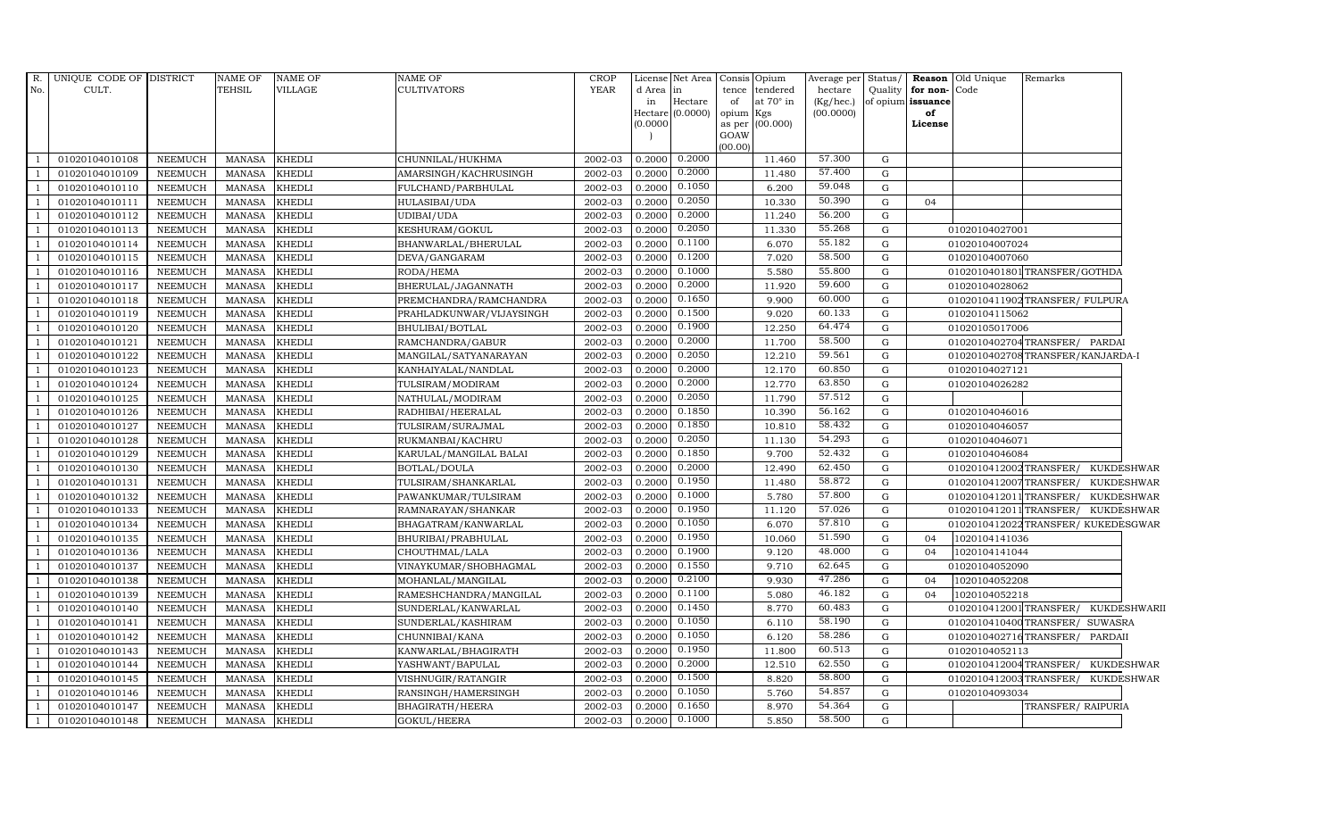| R. No. | UNIQUE CODE OF CULT. | DISTRICT | NAME OF TEHSIL | NAME OF VILLAGE | NAME OF CULTIVATORS | CROP YEAR | License d Area in Hectare (0.0000) | Net Area in Hectare (0.0000) | Consis tence of opium as per GOAW (00.00) | Opium tendered at 70° in Kgs (00.000) | Average per hectare (Kg/hec.) (00.0000) | Status/ Quality of opium | Reason for non-issuance of License | Old Unique Code | Remarks |
|---|---|---|---|---|---|---|---|---|---|---|---|---|---|---|---|
| 1 | 01020104010108 | NEEMUCH | MANASA | KHEDLI | CHUNNILAL/HUKHMA | 2002-03 | 0.2000 | 0.2000 | | 11.460 | 57.300 | G | | | |
| 1 | 01020104010109 | NEEMUCH | MANASA | KHEDLI | AMARSINGH/KACHRUSINGH | 2002-03 | 0.2000 | 0.2000 | | 11.480 | 57.400 | G | | | |
| 1 | 01020104010110 | NEEMUCH | MANASA | KHEDLI | FULCHAND/PARBHULAL | 2002-03 | 0.2000 | 0.1050 | | 6.200 | 59.048 | G | | | |
| 1 | 01020104010111 | NEEMUCH | MANASA | KHEDLI | HULASIBAI/UDA | 2002-03 | 0.2000 | 0.2050 | | 10.330 | 50.390 | G | 04 | | |
| 1 | 01020104010112 | NEEMUCH | MANASA | KHEDLI | UDIBAI/UDA | 2002-03 | 0.2000 | 0.2000 | | 11.240 | 56.200 | G | | | |
| 1 | 01020104010113 | NEEMUCH | MANASA | KHEDLI | KESHURAM/GOKUL | 2002-03 | 0.2000 | 0.2050 | | 11.330 | 55.268 | G | | 01020104027001 | |
| 1 | 01020104010114 | NEEMUCH | MANASA | KHEDLI | BHANWARLAL/BHERULAL | 2002-03 | 0.2000 | 0.1100 | | 6.070 | 55.182 | G | | 01020104007024 | |
| 1 | 01020104010115 | NEEMUCH | MANASA | KHEDLI | DEVA/GANGARAM | 2002-03 | 0.2000 | 0.1200 | | 7.020 | 58.500 | G | | 01020104007060 | |
| 1 | 01020104010116 | NEEMUCH | MANASA | KHEDLI | RODA/HEMA | 2002-03 | 0.2000 | 0.1000 | | 5.580 | 55.800 | G | | 01020104018010 | TRANSFER/GOTHDA |
| 1 | 01020104010117 | NEEMUCH | MANASA | KHEDLI | BHERULAL/JAGANNATH | 2002-03 | 0.2000 | 0.2000 | | 11.920 | 59.600 | G | | 01020104028062 | |
| 1 | 01020104010118 | NEEMUCH | MANASA | KHEDLI | PREMCHANDRA/RAMCHANDRA | 2002-03 | 0.2000 | 0.1650 | | 9.900 | 60.000 | G | | 01020104119002 | TRANSFER/ FULPURA |
| 1 | 01020104010119 | NEEMUCH | MANASA | KHEDLI | PRAHLADKUNWAR/VIJAYSINGH | 2002-03 | 0.2000 | 0.1500 | | 9.020 | 60.133 | G | | 01020104115062 | |
| 1 | 01020104010120 | NEEMUCH | MANASA | KHEDLI | BHULIBAI/BOTLAL | 2002-03 | 0.2000 | 0.1900 | | 12.250 | 64.474 | G | | 01020105017006 | |
| 1 | 01020104010121 | NEEMUCH | MANASA | KHEDLI | RAMCHANDRA/GABUR | 2002-03 | 0.2000 | 0.2000 | | 11.700 | 58.500 | G | | 01020104027004 | TRANSFER/ PARDAI |
| 1 | 01020104010122 | NEEMUCH | MANASA | KHEDLI | MANGILAL/SATYANARAYAN | 2002-03 | 0.2000 | 0.2050 | | 12.210 | 59.561 | G | | 01020104027008 | TRANSFER/KANJARDA-I |
| 1 | 01020104010123 | NEEMUCH | MANASA | KHEDLI | KANHAIYALAL/NANDLAL | 2002-03 | 0.2000 | 0.2000 | | 12.170 | 60.850 | G | | 01020104027121 | |
| 1 | 01020104010124 | NEEMUCH | MANASA | KHEDLI | TULSIRAM/MODIRAM | 2002-03 | 0.2000 | 0.2000 | | 12.770 | 63.850 | G | | 01020104026282 | |
| 1 | 01020104010125 | NEEMUCH | MANASA | KHEDLI | NATHULAL/MODIRAM | 2002-03 | 0.2000 | 0.2050 | | 11.790 | 57.512 | G | | | |
| 1 | 01020104010126 | NEEMUCH | MANASA | KHEDLI | RADHIBAI/HEERALAL | 2002-03 | 0.2000 | 0.1850 | | 10.390 | 56.162 | G | | 01020104046016 | |
| 1 | 01020104010127 | NEEMUCH | MANASA | KHEDLI | TULSIRAM/SURAJMAL | 2002-03 | 0.2000 | 0.1850 | | 10.810 | 58.432 | G | | 01020104046057 | |
| 1 | 01020104010128 | NEEMUCH | MANASA | KHEDLI | RUKMANBAI/KACHRU | 2002-03 | 0.2000 | 0.2050 | | 11.130 | 54.293 | G | | 01020104046071 | |
| 1 | 01020104010129 | NEEMUCH | MANASA | KHEDLI | KARULAL/MANGILAL BALAI | 2002-03 | 0.2000 | 0.1850 | | 9.700 | 52.432 | G | | 01020104046084 | |
| 1 | 01020104010130 | NEEMUCH | MANASA | KHEDLI | BOTLAL/DOULA | 2002-03 | 0.2000 | 0.2000 | | 12.490 | 62.450 | G | | 01020104120002 | TRANSFER/ KUKDESHWAR |
| 1 | 01020104010131 | NEEMUCH | MANASA | KHEDLI | TULSIRAM/SHANKARLAL | 2002-03 | 0.2000 | 0.1950 | | 11.480 | 58.872 | G | | 01020104120007 | TRANSFER/ KUKDESHWAR |
| 1 | 01020104010132 | NEEMUCH | MANASA | KHEDLI | PAWANKUMAR/TULSIRAM | 2002-03 | 0.2000 | 0.1000 | | 5.780 | 57.800 | G | | 01020104120011 | TRANSFER/ KUKDESHWAR |
| 1 | 01020104010133 | NEEMUCH | MANASA | KHEDLI | RAMNARAYAN/SHANKAR | 2002-03 | 0.2000 | 0.1950 | | 11.120 | 57.026 | G | | 01020104120011 | TRANSFER/ KUKDESHWAR |
| 1 | 01020104010134 | NEEMUCH | MANASA | KHEDLI | BHAGATRAM/KANWARLAL | 2002-03 | 0.2000 | 0.1050 | | 6.070 | 57.810 | G | | 01020104120022 | TRANSFER/ KUKEDESGWAR |
| 1 | 01020104010135 | NEEMUCH | MANASA | KHEDLI | BHURIBAI/PRABHULAL | 2002-03 | 0.2000 | 0.1950 | | 10.060 | 51.590 | G | 04 | 1020104141036 | |
| 1 | 01020104010136 | NEEMUCH | MANASA | KHEDLI | CHOUTHMAL/LALA | 2002-03 | 0.2000 | 0.1900 | | 9.120 | 48.000 | G | 04 | 1020104141044 | |
| 1 | 01020104010137 | NEEMUCH | MANASA | KHEDLI | VINAYKUMAR/SHOBHAGMAL | 2002-03 | 0.2000 | 0.1550 | | 9.710 | 62.645 | G | | 01020104052090 | |
| 1 | 01020104010138 | NEEMUCH | MANASA | KHEDLI | MOHANLAL/MANGILAL | 2002-03 | 0.2000 | 0.2100 | | 9.930 | 47.286 | G | 04 | 1020104052208 | |
| 1 | 01020104010139 | NEEMUCH | MANASA | KHEDLI | RAMESHCHANDRA/MANGILAL | 2002-03 | 0.2000 | 0.1100 | | 5.080 | 46.182 | G | 04 | 1020104052218 | |
| 1 | 01020104010140 | NEEMUCH | MANASA | KHEDLI | SUNDERLAL/KANWARLAL | 2002-03 | 0.2000 | 0.1450 | | 8.770 | 60.483 | G | | 01020104120001 | TRANSFER/ KUKDESHWARII |
| 1 | 01020104010141 | NEEMUCH | MANASA | KHEDLI | SUNDERLAL/KASHIRAM | 2002-03 | 0.2000 | 0.1050 | | 6.110 | 58.190 | G | | 01020104104000 | TRANSFER/ SUWASRA |
| 1 | 01020104010142 | NEEMUCH | MANASA | KHEDLI | CHUNNIBAI/KANA | 2002-03 | 0.2000 | 0.1050 | | 6.120 | 58.286 | G | | 01020104027116 | TRANSFER/ PARDAII |
| 1 | 01020104010143 | NEEMUCH | MANASA | KHEDLI | KANWARLAL/BHAGIRATH | 2002-03 | 0.2000 | 0.1950 | | 11.800 | 60.513 | G | | 01020104052113 | |
| 1 | 01020104010144 | NEEMUCH | MANASA | KHEDLI | YASHWANT/BAPULAL | 2002-03 | 0.2000 | 0.2000 | | 12.510 | 62.550 | G | | 01020104120004 | TRANSFER/ KUKDESHWAR |
| 1 | 01020104010145 | NEEMUCH | MANASA | KHEDLI | VISHNUGIR/RATANGIR | 2002-03 | 0.2000 | 0.1500 | | 8.820 | 58.800 | G | | 01020104120003 | TRANSFER/ KUKDESHWAR |
| 1 | 01020104010146 | NEEMUCH | MANASA | KHEDLI | RANSINGH/HAMERSINGH | 2002-03 | 0.2000 | 0.1050 | | 5.760 | 54.857 | G | | 01020104093034 | |
| 1 | 01020104010147 | NEEMUCH | MANASA | KHEDLI | BHAGIRATH/HEERA | 2002-03 | 0.2000 | 0.1650 | | 8.970 | 54.364 | G | | | TRANSFER/ RAIPURIA |
| 1 | 01020104010148 | NEEMUCH | MANASA | KHEDLI | GOKUL/HEERA | 2002-03 | 0.2000 | 0.1000 | | 5.850 | 58.500 | G | | | |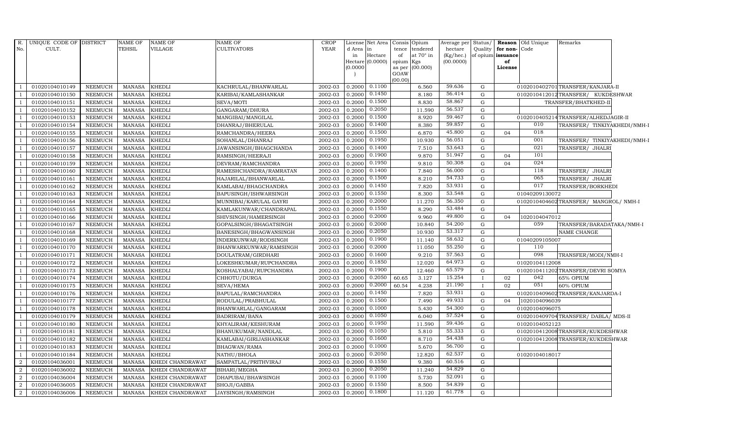| R. No. | UNIQUE CODE OF CULT. | DISTRICT | NAME OF TEHSIL | NAME OF VILLAGE | NAME OF CULTIVATORS | CROP YEAR | License d Area in Hectare (0.0000) | Net Area in Hectare (0.0000) | Consis tence of opium as per GOAW (00.00) | Opium tendered at 70° in Kgs (00.000) | Average per hectare (Kg/hec.) (00.0000) | Status/ Quality of opium | Reason for non- issuance of License | Old Unique Code | Remarks |
|---|---|---|---|---|---|---|---|---|---|---|---|---|---|---|---|
| 1 | 01020104010149 | NEEMUCH | MANASA | KHEDLI | KACHRULAL/BHANWARLAL | 2002-03 | 0.2000 | 0.1100 | | 6.560 | 59.636 | G | | 0102010402701 | TRANSFER/KANJARA-II |
| 1 | 01020104010150 | NEEMUCH | MANASA | KHEDLI | KARIBAI/KAMLASHANKAR | 2002-03 | 0.2000 | 0.1450 | | 8.180 | 56.414 | G | | 0102010412012 | TRANSFER/ KUKDESHWAR |
| 1 | 01020104010151 | NEEMUCH | MANASA | KHEDLI | SEVA/MOTI | 2002-03 | 0.2000 | 0.1500 | | 8.830 | 58.867 | G | | | TRANSFER/BHATKHED-II |
| 1 | 01020104010152 | NEEMUCH | MANASA | KHEDLI | GANGARAM/DHURA | 2002-03 | 0.2000 | 0.2050 | | 11.590 | 56.537 | G | | | |
| 1 | 01020104010153 | NEEMUCH | MANASA | KHEDLI | MANGIBAI/MANGILAL | 2002-03 | 0.2000 | 0.1500 | | 8.920 | 59.467 | G | | 0102010405214 | TRANSFER/ALHEDJAGIR-II |
| 1 | 01020104010154 | NEEMUCH | MANASA | KHEDLI | DHANRAJ/BHERULAL | 2002-03 | 0.2000 | 0.1400 | | 8.380 | 59.857 | G | | 010 | TRANSFER/ TINKIYAKHEDI/NMH-I |
| 1 | 01020104010155 | NEEMUCH | MANASA | KHEDLI | RAMCHANDRA/HEERA | 2002-03 | 0.2000 | 0.1500 | | 6.870 | 45.800 | G | 04 | 018 | |
| 1 | 01020104010156 | NEEMUCH | MANASA | KHEDLI | SOHANLAL/DHANRAJ | 2002-03 | 0.2000 | 0.1950 | | 10.930 | 56.051 | G | | 001 | TRANSFER/ TINKIYAKHEDI/NMH-I |
| 1 | 01020104010157 | NEEMUCH | MANASA | KHEDLI | JAWANSINGH/BHAGCHANDA | 2002-03 | 0.2000 | 0.1400 | | 7.510 | 53.643 | G | | 021 | TRANSFER/ JHALRI |
| 1 | 01020104010158 | NEEMUCH | MANASA | KHEDLI | RAMSINGH/HEERAJI | 2002-03 | 0.2000 | 0.1900 | | 9.870 | 51.947 | G | 04 | 101 | |
| 1 | 01020104010159 | NEEMUCH | MANASA | KHEDLI | DEVRAM/RAMCHANDRA | 2002-03 | 0.2000 | 0.1950 | | 9.810 | 50.308 | G | 04 | 024 | |
| 1 | 01020104010160 | NEEMUCH | MANASA | KHEDLI | RAMESHCHANDRA/RAMRATAN | 2002-03 | 0.2000 | 0.1400 | | 7.840 | 56.000 | G | | 118 | TRANSFER/ JHALRI |
| 1 | 01020104010161 | NEEMUCH | MANASA | KHEDLI | HAJARILAL/BHANWARLAL | 2002-03 | 0.2000 | 0.1500 | | 8.210 | 54.733 | G | | 065 | TRANSFER/ JHALRI |
| 1 | 01020104010162 | NEEMUCH | MANASA | KHEDLI | KAMLABAI/BHAGCHANDRA | 2002-03 | 0.2000 | 0.1450 | | 7.820 | 53.931 | G | | 017 | TRANSFER/BORKHEDI |
| 1 | 01020104010163 | NEEMUCH | MANASA | KHEDLI | BAPUSINGH/ISHWARSINGH | 2002-03 | 0.2000 | 0.1550 | | 8.300 | 53.548 | G | | 01040209130072 | |
| 1 | 01020104010164 | NEEMUCH | MANASA | KHEDLI | MUNNIBAI/KARULAL GAYRI | 2002-03 | 0.2000 | 0.2000 | | 11.270 | 56.350 | G | | 0102010404602 | TRANSFER/ MANGROL/ NMH-I |
| 1 | 01020104010165 | NEEMUCH | MANASA | KHEDLI | KAMLAKUNWAR/CHANDRAPAL | 2002-03 | 0.2000 | 0.1550 | | 8.290 | 53.484 | G | | | |
| 1 | 01020104010166 | NEEMUCH | MANASA | KHEDLI | SHIVSINGH/HAMERSINGH | 2002-03 | 0.2000 | 0.2000 | | 9.960 | 49.800 | G | 04 | 1020104047012 | |
| 1 | 01020104010167 | NEEMUCH | MANASA | KHEDLI | GOPALSINGH/BHAGATSINGH | 2002-03 | 0.2000 | 0.2000 | | 10.840 | 54.200 | G | | 059 | TRANSFER/BARADATAKA/NMH-I |
| 1 | 01020104010168 | NEEMUCH | MANASA | KHEDLI | BANESINGH/BHAGWANSINGH | 2002-03 | 0.2000 | 0.2050 | | 10.930 | 53.317 | G | | | NAME CHANGE |
| 1 | 01020104010169 | NEEMUCH | MANASA | KHEDLI | INDERKUNWAR/RODSINGH | 2002-03 | 0.2000 | 0.1900 | | 11.140 | 58.632 | G | | 01040209105007 | |
| 1 | 01020104010170 | NEEMUCH | MANASA | KHEDLI | BHANWARKUNWAR/RAMSINGH | 2002-03 | 0.2000 | 0.2000 | | 11.050 | 55.250 | G | | 110 | |
| 1 | 01020104010171 | NEEMUCH | MANASA | KHEDLI | DOULATRAM/GIRDHARI | 2002-03 | 0.2000 | 0.1600 | | 9.210 | 57.563 | G | | 098 | TRANSFER/MODI/NMH-I |
| 1 | 01020104010172 | NEEMUCH | MANASA | KHEDLI | LOKESHKUMAR/RUPCHANDRA | 2002-03 | 0.2000 | 0.1850 | | 12.020 | 64.973 | G | | 01020104112008 | |
| 1 | 01020104010173 | NEEMUCH | MANASA | KHEDLI | KOSHALYABAI/RUPCHANDRA | 2002-03 | 0.2000 | 0.1900 | | 12.460 | 65.579 | G | | 0102010411202 | TRANSFER/DEVRI SOMYA |
| 1 | 01020104010174 | NEEMUCH | MANASA | KHEDLI | CHHOTU/DURGA | 2002-03 | 0.2000 | 0.2050 | 60.65 | 3.127 | 15.254 | I | 02 | 042 | 65% OPIUM |
| 1 | 01020104010175 | NEEMUCH | MANASA | KHEDLI | SEVA/HEMA | 2002-03 | 0.2000 | 0.2000 | 60.54 | 4.238 | 21.190 | I | 02 | 051 | 60% OPIUM |
| 1 | 01020104010176 | NEEMUCH | MANASA | KHEDLI | BAPULAL/RAMCHANDRA | 2002-03 | 0.2000 | 0.1450 | | 7.820 | 53.931 | G | | 0102010409602 | TRANSFER/KANJARDA-I |
| 1 | 01020104010177 | NEEMUCH | MANASA | KHEDLI | RODULAL/PRABHULAL | 2002-03 | 0.2000 | 0.1500 | | 7.490 | 49.933 | G | 04 | 1020104096039 | |
| 1 | 01020104010178 | NEEMUCH | MANASA | KHEDLI | BHANWARLAL/GANGARAM | 2002-03 | 0.2000 | 0.1000 | | 5.430 | 54.300 | G | | 01020104096075 | |
| 1 | 01020104010179 | NEEMUCH | MANASA | KHEDLI | BADRIRAM/BANA | 2002-03 | 0.2000 | 0.1050 | | 6.040 | 57.524 | G | | 0102010409704 | TRANSFER/ DABLA/ MDS-II |
| 1 | 01020104010180 | NEEMUCH | MANASA | KHEDLI | KHYALIRAM/KESHURAM | 2002-03 | 0.2000 | 0.1950 | | 11.590 | 59.436 | G | | 01020104052123 | |
| 1 | 01020104010181 | NEEMUCH | MANASA | KHEDLI | BHANUKUMAR/NANDLAL | 2002-03 | 0.2000 | 0.1050 | | 5.810 | 55.333 | G | | 0102010412008 | TRANSFER/KUKDESHWAR |
| 1 | 01020104010182 | NEEMUCH | MANASA | KHEDLI | KAMLABAI/GIRIJASHANKAR | 2002-03 | 0.2000 | 0.1600 | | 8.710 | 54.438 | G | | 0102010412008 | TRANSFER/KUKDESHWAR |
| 1 | 01020104010183 | NEEMUCH | MANASA | KHEDLI | BHAGWAN/RAMA | 2002-03 | 0.2000 | 0.1000 | | 5.670 | 56.700 | G | | | |
| 1 | 01020104010184 | NEEMUCH | MANASA | KHEDLI | NATHU/BHOLA | 2002-03 | 0.2000 | 0.2050 | | 12.820 | 62.537 | G | | 01020104018017 | |
| 2 | 01020104036001 | NEEMUCH | MANASA | KHEDI CHANDRAWAT | SAMPATLAL/PRITHVIRAJ | 2002-03 | 0.2000 | 0.1550 | | 9.380 | 60.516 | G | | | |
| 2 | 01020104036002 | NEEMUCH | MANASA | KHEDI CHANDRAWAT | BIHARI/MEGHA | 2002-03 | 0.2000 | 0.2050 | | 11.240 | 54.829 | G | | | |
| 2 | 01020104036004 | NEEMUCH | MANASA | KHEDI CHANDRAWAT | DHAPUBAI/BHAWSINGH | 2002-03 | 0.2000 | 0.1100 | | 5.730 | 52.091 | G | | | |
| 2 | 01020104036005 | NEEMUCH | MANASA | KHEDI CHANDRAWAT | SHOJI/GABBA | 2002-03 | 0.2000 | 0.1550 | | 8.500 | 54.839 | G | | | |
| 2 | 01020104036006 | NEEMUCH | MANASA | KHEDI CHANDRAWAT | JAYSINGH/RAMSINGH | 2002-03 | 0.2000 | 0.1800 | | 11.120 | 61.778 | G | | | |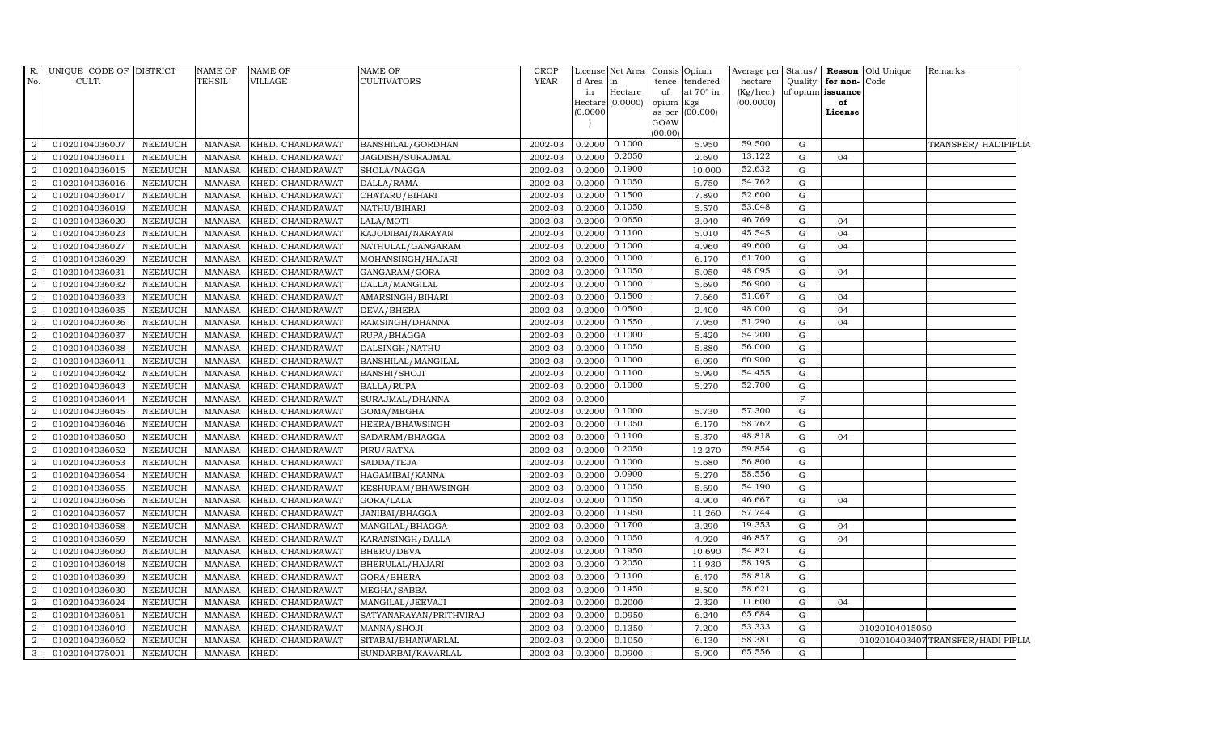| R. No. | UNIQUE CODE OF CULT. | DISTRICT | NAME OF TEHSIL | NAME OF VILLAGE | NAME OF CULTIVATORS | CROP YEAR | License d Area in Hectare (0.0000) | Net Area in Hectare (0.0000) | Consis tence of opium as per GOAW (00.00) | Opium tendered at 70° in Kgs (00.000) | Average per hectare (Kg/hec.) (00.0000) | Status/ Quality of opium | Reason for non-issuance of License | Old Unique Code | Remarks |
|---|---|---|---|---|---|---|---|---|---|---|---|---|---|---|---|
| 2 | 01020104036007 | NEEMUCH | MANASA | KHEDI CHANDRAWAT | BANSHILAL/GORDHAN | 2002-03 | 0.2000 | 0.1000 | | 5.950 | 59.500 | G | | | TRANSFER/ HADIPIPLIA |
| 2 | 01020104036011 | NEEMUCH | MANASA | KHEDI CHANDRAWAT | JAGDISH/SURAJMAL | 2002-03 | 0.2000 | 0.2050 | | 2.690 | 13.122 | G | 04 | | |
| 2 | 01020104036015 | NEEMUCH | MANASA | KHEDI CHANDRAWAT | SHOLA/NAGGA | 2002-03 | 0.2000 | 0.1900 | | 10.000 | 52.632 | G | | | |
| 2 | 01020104036016 | NEEMUCH | MANASA | KHEDI CHANDRAWAT | DALLA/RAMA | 2002-03 | 0.2000 | 0.1050 | | 5.750 | 54.762 | G | | | |
| 2 | 01020104036017 | NEEMUCH | MANASA | KHEDI CHANDRAWAT | CHATARU/BIHARI | 2002-03 | 0.2000 | 0.1500 | | 7.890 | 52.600 | G | | | |
| 2 | 01020104036019 | NEEMUCH | MANASA | KHEDI CHANDRAWAT | NATHU/BIHARI | 2002-03 | 0.2000 | 0.1050 | | 5.570 | 53.048 | G | | | |
| 2 | 01020104036020 | NEEMUCH | MANASA | KHEDI CHANDRAWAT | LALA/MOTI | 2002-03 | 0.2000 | 0.0650 | | 3.040 | 46.769 | G | 04 | | |
| 2 | 01020104036023 | NEEMUCH | MANASA | KHEDI CHANDRAWAT | KAJODIBAI/NARAYAN | 2002-03 | 0.2000 | 0.1100 | | 5.010 | 45.545 | G | 04 | | |
| 2 | 01020104036027 | NEEMUCH | MANASA | KHEDI CHANDRAWAT | NATHULAL/GANGARAM | 2002-03 | 0.2000 | 0.1000 | | 4.960 | 49.600 | G | 04 | | |
| 2 | 01020104036029 | NEEMUCH | MANASA | KHEDI CHANDRAWAT | MOHANSINGH/HAJARI | 2002-03 | 0.2000 | 0.1000 | | 6.170 | 61.700 | G | | | |
| 2 | 01020104036031 | NEEMUCH | MANASA | KHEDI CHANDRAWAT | GANGARAM/GORA | 2002-03 | 0.2000 | 0.1050 | | 5.050 | 48.095 | G | 04 | | |
| 2 | 01020104036032 | NEEMUCH | MANASA | KHEDI CHANDRAWAT | DALLA/MANGILAL | 2002-03 | 0.2000 | 0.1000 | | 5.690 | 56.900 | G | | | |
| 2 | 01020104036033 | NEEMUCH | MANASA | KHEDI CHANDRAWAT | AMARSINGH/BIHARI | 2002-03 | 0.2000 | 0.1500 | | 7.660 | 51.067 | G | 04 | | |
| 2 | 01020104036035 | NEEMUCH | MANASA | KHEDI CHANDRAWAT | DEVA/BHERA | 2002-03 | 0.2000 | 0.0500 | | 2.400 | 48.000 | G | 04 | | |
| 2 | 01020104036036 | NEEMUCH | MANASA | KHEDI CHANDRAWAT | RAMSINGH/DHANNA | 2002-03 | 0.2000 | 0.1550 | | 7.950 | 51.290 | G | 04 | | |
| 2 | 01020104036037 | NEEMUCH | MANASA | KHEDI CHANDRAWAT | RUPA/BHAGGA | 2002-03 | 0.2000 | 0.1000 | | 5.420 | 54.200 | G | | | |
| 2 | 01020104036038 | NEEMUCH | MANASA | KHEDI CHANDRAWAT | DALSINGH/NATHU | 2002-03 | 0.2000 | 0.1050 | | 5.880 | 56.000 | G | | | |
| 2 | 01020104036041 | NEEMUCH | MANASA | KHEDI CHANDRAWAT | BANSHILAL/MANGILAL | 2002-03 | 0.2000 | 0.1000 | | 6.090 | 60.900 | G | | | |
| 2 | 01020104036042 | NEEMUCH | MANASA | KHEDI CHANDRAWAT | BANSHI/SHOJI | 2002-03 | 0.2000 | 0.1100 | | 5.990 | 54.455 | G | | | |
| 2 | 01020104036043 | NEEMUCH | MANASA | KHEDI CHANDRAWAT | BALLA/RUPA | 2002-03 | 0.2000 | 0.1000 | | 5.270 | 52.700 | G | | | |
| 2 | 01020104036044 | NEEMUCH | MANASA | KHEDI CHANDRAWAT | SURAJMAL/DHANNA | 2002-03 | 0.2000 | | | | | F | | | |
| 2 | 01020104036045 | NEEMUCH | MANASA | KHEDI CHANDRAWAT | GOMA/MEGHA | 2002-03 | 0.2000 | 0.1000 | | 5.730 | 57.300 | G | | | |
| 2 | 01020104036046 | NEEMUCH | MANASA | KHEDI CHANDRAWAT | HEERA/BHAWSINGH | 2002-03 | 0.2000 | 0.1050 | | 6.170 | 58.762 | G | | | |
| 2 | 01020104036050 | NEEMUCH | MANASA | KHEDI CHANDRAWAT | SADARAM/BHAGGA | 2002-03 | 0.2000 | 0.1100 | | 5.370 | 48.818 | G | 04 | | |
| 2 | 01020104036052 | NEEMUCH | MANASA | KHEDI CHANDRAWAT | PIRU/RATNA | 2002-03 | 0.2000 | 0.2050 | | 12.270 | 59.854 | G | | | |
| 2 | 01020104036053 | NEEMUCH | MANASA | KHEDI CHANDRAWAT | SADDA/TEJA | 2002-03 | 0.2000 | 0.1000 | | 5.680 | 56.800 | G | | | |
| 2 | 01020104036054 | NEEMUCH | MANASA | KHEDI CHANDRAWAT | HAGAMIBAI/KANNA | 2002-03 | 0.2000 | 0.0900 | | 5.270 | 58.556 | G | | | |
| 2 | 01020104036055 | NEEMUCH | MANASA | KHEDI CHANDRAWAT | KESHURAM/BHAWSINGH | 2002-03 | 0.2000 | 0.1050 | | 5.690 | 54.190 | G | | | |
| 2 | 01020104036056 | NEEMUCH | MANASA | KHEDI CHANDRAWAT | GORA/LALA | 2002-03 | 0.2000 | 0.1050 | | 4.900 | 46.667 | G | 04 | | |
| 2 | 01020104036057 | NEEMUCH | MANASA | KHEDI CHANDRAWAT | JANIBAI/BHAGGA | 2002-03 | 0.2000 | 0.1950 | | 11.260 | 57.744 | G | | | |
| 2 | 01020104036058 | NEEMUCH | MANASA | KHEDI CHANDRAWAT | MANGILAL/BHAGGA | 2002-03 | 0.2000 | 0.1700 | | 3.290 | 19.353 | G | 04 | | |
| 2 | 01020104036059 | NEEMUCH | MANASA | KHEDI CHANDRAWAT | KARANSINGH/DALLA | 2002-03 | 0.2000 | 0.1050 | | 4.920 | 46.857 | G | 04 | | |
| 2 | 01020104036060 | NEEMUCH | MANASA | KHEDI CHANDRAWAT | BHERU/DEVA | 2002-03 | 0.2000 | 0.1950 | | 10.690 | 54.821 | G | | | |
| 2 | 01020104036048 | NEEMUCH | MANASA | KHEDI CHANDRAWAT | BHERULAL/HAJARI | 2002-03 | 0.2000 | 0.2050 | | 11.930 | 58.195 | G | | | |
| 2 | 01020104036039 | NEEMUCH | MANASA | KHEDI CHANDRAWAT | GORA/BHERA | 2002-03 | 0.2000 | 0.1100 | | 6.470 | 58.818 | G | | | |
| 2 | 01020104036030 | NEEMUCH | MANASA | KHEDI CHANDRAWAT | MEGHA/SABBA | 2002-03 | 0.2000 | 0.1450 | | 8.500 | 58.621 | G | | | |
| 2 | 01020104036024 | NEEMUCH | MANASA | KHEDI CHANDRAWAT | MANGILAL/JEEVAJI | 2002-03 | 0.2000 | 0.2000 | | 2.320 | 11.600 | G | 04 | | |
| 2 | 01020104036061 | NEEMUCH | MANASA | KHEDI CHANDRAWAT | SATYANARAYAN/PRITHVIRAJ | 2002-03 | 0.2000 | 0.0950 | | 6.240 | 65.684 | G | | | |
| 2 | 01020104036040 | NEEMUCH | MANASA | KHEDI CHANDRAWAT | MANNA/SHOJI | 2002-03 | 0.2000 | 0.1350 | | 7.200 | 53.333 | G | | 01020104015050 | |
| 2 | 01020104036062 | NEEMUCH | MANASA | KHEDI CHANDRAWAT | SITABAI/BHANWARLAL | 2002-03 | 0.2000 | 0.1050 | | 6.130 | 58.381 | G | | 01020104034077 | TRANSFER/HADI PIPLIA |
| 3 | 01020104075001 | NEEMUCH | MANASA | KHEDI | SUNDARBAI/KAVARLAL | 2002-03 | 0.2000 | 0.0900 | | 5.900 | 65.556 | G | | | |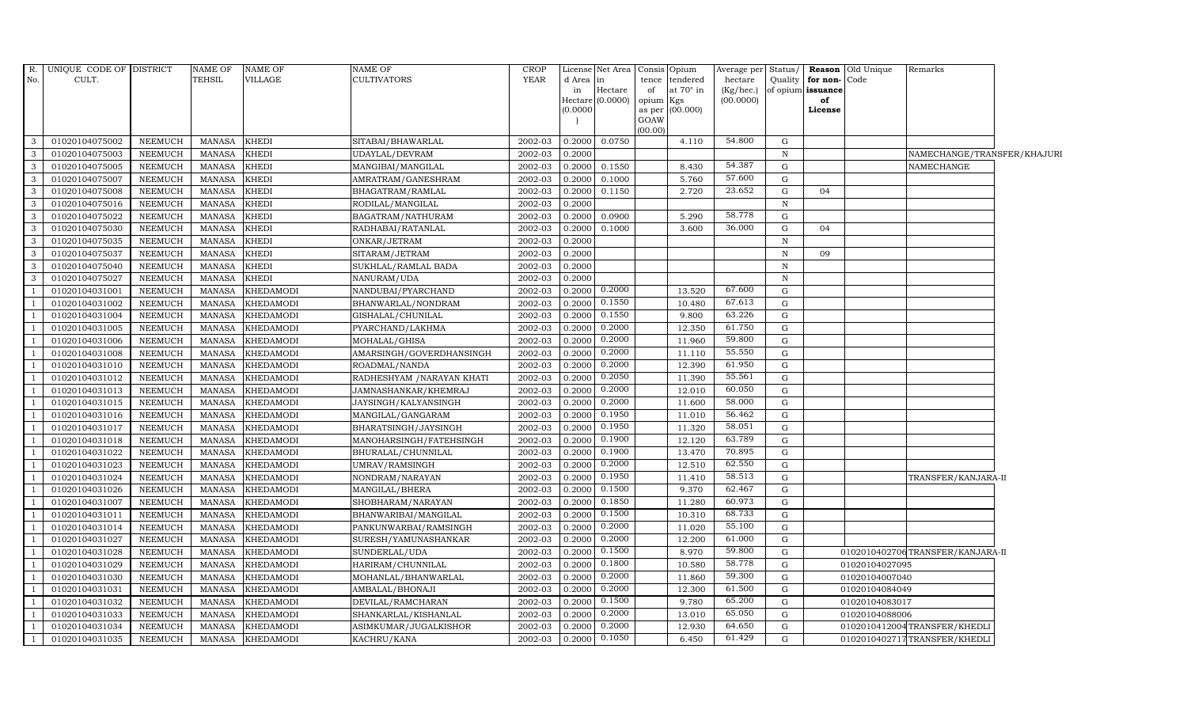| R. No. | UNIQUE CODE OF CULT. | DISTRICT | NAME OF TEHSIL | NAME OF VILLAGE | NAME OF CULTIVATORS | CROP YEAR | License d Area in Hectare (0.0000) | Net Area in Hectare (0.0000) | Consis tence of opium as per GOAW (00.00) | Opium tendered at 70° in Kgs (00.000) | Average per hectare (Kg/hec.) (00.0000) | Status/ Quality of opium | Reason for non-issuance of License | Old Unique Code | Remarks |
|---|---|---|---|---|---|---|---|---|---|---|---|---|---|---|---|
| 3 | 01020104075002 | NEEMUCH | MANASA | KHEDI | SITABAI/BHAWARLAL | 2002-03 | 0.2000 | 0.0750 | | 4.110 | 54.800 | G | | | |
| 3 | 01020104075003 | NEEMUCH | MANASA | KHEDI | UDAYLAL/DEVRAM | 2002-03 | 0.2000 | | | | | N | | | NAMECHANGE/TRANSFER/KHAJURI |
| 3 | 01020104075005 | NEEMUCH | MANASA | KHEDI | MANGIBAI/MANGILAL | 2002-03 | 0.2000 | 0.1550 | | 8.430 | 54.387 | G | | | NAMECHANGE |
| 3 | 01020104075007 | NEEMUCH | MANASA | KHEDI | AMRATRAM/GANESHRAM | 2002-03 | 0.2000 | 0.1000 | | 5.760 | 57.600 | G | | | |
| 3 | 01020104075008 | NEEMUCH | MANASA | KHEDI | BHAGATRAM/RAMLAL | 2002-03 | 0.2000 | 0.1150 | | 2.720 | 23.652 | G | 04 | | |
| 3 | 01020104075016 | NEEMUCH | MANASA | KHEDI | RODILAL/MANGILAL | 2002-03 | 0.2000 | | | | | N | | | |
| 3 | 01020104075022 | NEEMUCH | MANASA | KHEDI | BAGATRAM/NATHURAM | 2002-03 | 0.2000 | 0.0900 | | 5.290 | 58.778 | G | | | |
| 3 | 01020104075030 | NEEMUCH | MANASA | KHEDI | RADHABAI/RATANLAL | 2002-03 | 0.2000 | 0.1000 | | 3.600 | 36.000 | G | 04 | | |
| 3 | 01020104075035 | NEEMUCH | MANASA | KHEDI | ONKAR/JETRAM | 2002-03 | 0.2000 | | | | | N | | | |
| 3 | 01020104075037 | NEEMUCH | MANASA | KHEDI | SITARAM/JETRAM | 2002-03 | 0.2000 | | | | | N | 09 | | |
| 3 | 01020104075040 | NEEMUCH | MANASA | KHEDI | SUKHLAL/RAMLAL BADA | 2002-03 | 0.2000 | | | | | N | | | |
| 3 | 01020104075027 | NEEMUCH | MANASA | KHEDI | NANURAM/UDA | 2002-03 | 0.2000 | | | | | N | | | |
| 1 | 01020104031001 | NEEMUCH | MANASA | KHEDAMODI | NANDUBAI/PYARCHAND | 2002-03 | 0.2000 | 0.2000 | | 13.520 | 67.600 | G | | | |
| 1 | 01020104031002 | NEEMUCH | MANASA | KHEDAMODI | BHANWARLAL/NONDRAM | 2002-03 | 0.2000 | 0.1550 | | 10.480 | 67.613 | G | | | |
| 1 | 01020104031004 | NEEMUCH | MANASA | KHEDAMODI | GISHALAL/CHUNILAL | 2002-03 | 0.2000 | 0.1550 | | 9.800 | 63.226 | G | | | |
| 1 | 01020104031005 | NEEMUCH | MANASA | KHEDAMODI | PYARCHAND/LAKHMA | 2002-03 | 0.2000 | 0.2000 | | 12.350 | 61.750 | G | | | |
| 1 | 01020104031006 | NEEMUCH | MANASA | KHEDAMODI | MOHALAL/GHISA | 2002-03 | 0.2000 | 0.2000 | | 11.960 | 59.800 | G | | | |
| 1 | 01020104031008 | NEEMUCH | MANASA | KHEDAMODI | AMARSINGH/GOVERDHANSINGH | 2002-03 | 0.2000 | 0.2000 | | 11.110 | 55.550 | G | | | |
| 1 | 01020104031010 | NEEMUCH | MANASA | KHEDAMODI | ROADMAL/NANDA | 2002-03 | 0.2000 | 0.2000 | | 12.390 | 61.950 | G | | | |
| 1 | 01020104031012 | NEEMUCH | MANASA | KHEDAMODI | RADHESHYAM /NARAYAN KHATI | 2002-03 | 0.2000 | 0.2050 | | 11.390 | 55.561 | G | | | |
| 1 | 01020104031013 | NEEMUCH | MANASA | KHEDAMODI | JAMNASHANKAR/KHEMRAJ | 2002-03 | 0.2000 | 0.2000 | | 12.010 | 60.050 | G | | | |
| 1 | 01020104031015 | NEEMUCH | MANASA | KHEDAMODI | JAYSINGH/KALYANSINGH | 2002-03 | 0.2000 | 0.2000 | | 11.600 | 58.000 | G | | | |
| 1 | 01020104031016 | NEEMUCH | MANASA | KHEDAMODI | MANGILAL/GANGARAM | 2002-03 | 0.2000 | 0.1950 | | 11.010 | 56.462 | G | | | |
| 1 | 01020104031017 | NEEMUCH | MANASA | KHEDAMODI | BHARATSINGH/JAYSINGH | 2002-03 | 0.2000 | 0.1950 | | 11.320 | 58.051 | G | | | |
| 1 | 01020104031018 | NEEMUCH | MANASA | KHEDAMODI | MANOHARSINGH/FATEHSINGH | 2002-03 | 0.2000 | 0.1900 | | 12.120 | 63.789 | G | | | |
| 1 | 01020104031022 | NEEMUCH | MANASA | KHEDAMODI | BHURALAL/CHUNNILAL | 2002-03 | 0.2000 | 0.1900 | | 13.470 | 70.895 | G | | | |
| 1 | 01020104031023 | NEEMUCH | MANASA | KHEDAMODI | UMRAV/RAMSINGH | 2002-03 | 0.2000 | 0.2000 | | 12.510 | 62.550 | G | | | |
| 1 | 01020104031024 | NEEMUCH | MANASA | KHEDAMODI | NONDRAM/NARAYAN | 2002-03 | 0.2000 | 0.1950 | | 11.410 | 58.513 | G | | | TRANSFER/KANJARA-II |
| 1 | 01020104031026 | NEEMUCH | MANASA | KHEDAMODI | MANGILAL/BHERA | 2002-03 | 0.2000 | 0.1500 | | 9.370 | 62.467 | G | | | |
| 1 | 01020104031007 | NEEMUCH | MANASA | KHEDAMODI | SHOBHARAM/NARAYAN | 2002-03 | 0.2000 | 0.1850 | | 11.280 | 60.973 | G | | | |
| 1 | 01020104031011 | NEEMUCH | MANASA | KHEDAMODI | BHANWARIBAI/MANGILAL | 2002-03 | 0.2000 | 0.1500 | | 10.310 | 68.733 | G | | | |
| 1 | 01020104031014 | NEEMUCH | MANASA | KHEDAMODI | PANKUNWARBAI/RAMSINGH | 2002-03 | 0.2000 | 0.2000 | | 11.020 | 55.100 | G | | | |
| 1 | 01020104031027 | NEEMUCH | MANASA | KHEDAMODI | SURESH/YAMUNASHANKAR | 2002-03 | 0.2000 | 0.2000 | | 12.200 | 61.000 | G | | | |
| 1 | 01020104031028 | NEEMUCH | MANASA | KHEDAMODI | SUNDERLAL/UDA | 2002-03 | 0.2000 | 0.1500 | | 8.970 | 59.800 | G | | 01020104027062 | TRANSFER/KANJARA-II |
| 1 | 01020104031029 | NEEMUCH | MANASA | KHEDAMODI | HARIRAM/CHUNNILAL | 2002-03 | 0.2000 | 0.1800 | | 10.580 | 58.778 | G | | 01020104027095 | |
| 1 | 01020104031030 | NEEMUCH | MANASA | KHEDAMODI | MOHANLAL/BHANWARLAL | 2002-03 | 0.2000 | 0.2000 | | 11.860 | 59.300 | G | | 01020104007040 | |
| 1 | 01020104031031 | NEEMUCH | MANASA | KHEDAMODI | AMBALAL/BHONAJI | 2002-03 | 0.2000 | 0.2000 | | 12.300 | 61.500 | G | | 01020104084049 | |
| 1 | 01020104031032 | NEEMUCH | MANASA | KHEDAMODI | DEVILAL/RAMCHARAN | 2002-03 | 0.2000 | 0.1500 | | 9.780 | 65.200 | G | | 01020104083017 | |
| 1 | 01020104031033 | NEEMUCH | MANASA | KHEDAMODI | SHANKARLAL/KISHANLAL | 2002-03 | 0.2000 | 0.2000 | | 13.010 | 65.050 | G | | 01020104088006 | |
| 1 | 01020104031034 | NEEMUCH | MANASA | KHEDAMODI | ASIMKUMAR/JUGALKISHOR | 2002-03 | 0.2000 | 0.2000 | | 12.930 | 64.650 | G | | 01020104120004 | TRANSFER/KHEDLI |
| 1 | 01020104031035 | NEEMUCH | MANASA | KHEDAMODI | KACHRU/KANA | 2002-03 | 0.2000 | 0.1050 | | 6.450 | 61.429 | G | | 01020104027017 | TRANSFER/KHEDLI |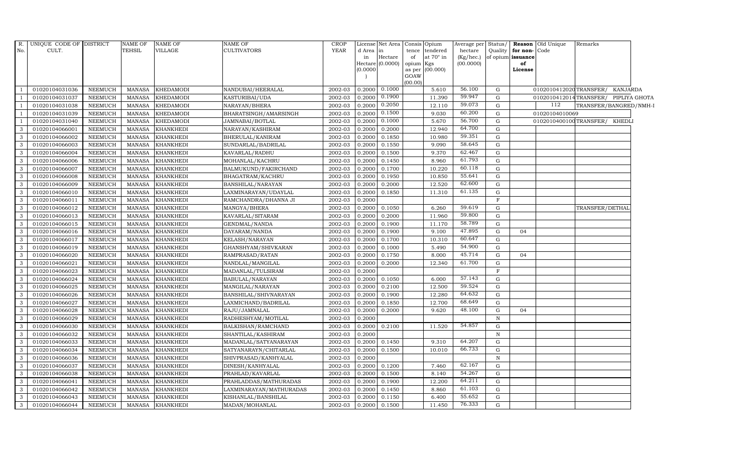| R. No. | UNIQUE CODE OF CULT. | DISTRICT | NAME OF TEHSIL | NAME OF VILLAGE | NAME OF CULTIVATORS | CROP YEAR | License d Area in Hectare (0.0000) | Net Area in Hectare (0.0000) | Consis tence of opium as per GOAW (00.00) | Opium tendered at 70° in Kgs (00.000) | Average per hectare (Kg/hec.) (00.0000) | Status/ Quality of opium | Reason for non-issuance of License | Old Unique Code | Remarks |
|---|---|---|---|---|---|---|---|---|---|---|---|---|---|---|---|
| 1 | 01020104031036 | NEEMUCH | MANASA | KHEDAMODI | NANDUBAI/HEERALAL | 2002-03 | 0.2000 | 0.1000 | | 5.610 | 56.100 | G | | 01020104120200 | TRANSFER/ KANJARDA |
| 1 | 01020104031037 | NEEMUCH | MANASA | KHEDAMODI | KASTURIBAI/UDA | 2002-03 | 0.2000 | 0.1900 | | 11.390 | 59.947 | G | | 01020104120140 | TRANSFER/ PIPLIYA GHOTA |
| 1 | 01020104031038 | NEEMUCH | MANASA | KHEDAMODI | NARAYAN/BHERA | 2002-03 | 0.2000 | 0.2050 | | 12.110 | 59.073 | G | | 112 | TRANSFER/BANGRED/NMH-I |
| 1 | 01020104031039 | NEEMUCH | MANASA | KHEDAMODI | BHARATSINGH/AMARSINGH | 2002-03 | 0.2000 | 0.1500 | | 9.030 | 60.200 | G | | 01020104010069 | |
| 1 | 01020104031040 | NEEMUCH | MANASA | KHEDAMODI | JAMNABAI/BOTLAL | 2002-03 | 0.2000 | 0.1000 | | 5.670 | 56.700 | G | | 01020104001000 | TRANSFER/ KHEDLI |
| 3 | 01020104066001 | NEEMUCH | MANASA | KHANKHEDI | NARAYAN/KASHIRAM | 2002-03 | 0.2000 | 0.2000 | | 12.940 | 64.700 | G | | | |
| 3 | 01020104066002 | NEEMUCH | MANASA | KHANKHEDI | BHERULAL/KANIRAM | 2002-03 | 0.2000 | 0.1850 | | 10.980 | 59.351 | G | | | |
| 3 | 01020104066003 | NEEMUCH | MANASA | KHANKHEDI | SUNDARLAL/BADRILAL | 2002-03 | 0.2000 | 0.1550 | | 9.090 | 58.645 | G | | | |
| 3 | 01020104066004 | NEEMUCH | MANASA | KHANKHEDI | KAVARLAL/RADHU | 2002-03 | 0.2000 | 0.1500 | | 9.370 | 62.467 | G | | | |
| 3 | 01020104066006 | NEEMUCH | MANASA | KHANKHEDI | MOHANLAL/KACHRU | 2002-03 | 0.2000 | 0.1450 | | 8.960 | 61.793 | G | | | |
| 3 | 01020104066007 | NEEMUCH | MANASA | KHANKHEDI | BALMUKUND/FAKIRCHAND | 2002-03 | 0.2000 | 0.1700 | | 10.220 | 60.118 | G | | | |
| 3 | 01020104066008 | NEEMUCH | MANASA | KHANKHEDI | BHAGATRAM/KACHRU | 2002-03 | 0.2000 | 0.1950 | | 10.850 | 55.641 | G | | | |
| 3 | 01020104066009 | NEEMUCH | MANASA | KHANKHEDI | BANSHILAL/NARAYAN | 2002-03 | 0.2000 | 0.2000 | | 12.520 | 62.600 | G | | | |
| 3 | 01020104066010 | NEEMUCH | MANASA | KHANKHEDI | LAXMINARAYAN/UDAYLAL | 2002-03 | 0.2000 | 0.1850 | | 11.310 | 61.135 | G | | | |
| 3 | 01020104066011 | NEEMUCH | MANASA | KHANKHEDI | RAMCHANDRA/DHANNA JI | 2002-03 | 0.2000 | | | | | F | | | |
| 3 | 01020104066012 | NEEMUCH | MANASA | KHANKHEDI | MANGYA/BHERA | 2002-03 | 0.2000 | 0.1050 | | 6.260 | 59.619 | G | | | TRANSFER/DETHAL |
| 3 | 01020104066013 | NEEMUCH | MANASA | KHANKHEDI | KAVARLAL/SITARAM | 2002-03 | 0.2000 | 0.2000 | | 11.960 | 59.800 | G | | | |
| 3 | 01020104066015 | NEEMUCH | MANASA | KHANKHEDI | GENDMAL/NANDA | 2002-03 | 0.2000 | 0.1900 | | 11.170 | 58.789 | G | | | |
| 3 | 01020104066016 | NEEMUCH | MANASA | KHANKHEDI | DAYARAM/NANDA | 2002-03 | 0.2000 | 0.1900 | | 9.100 | 47.895 | G | 04 | | |
| 3 | 01020104066017 | NEEMUCH | MANASA | KHANKHEDI | KELASH/NARAYAN | 2002-03 | 0.2000 | 0.1700 | | 10.310 | 60.647 | G | | | |
| 3 | 01020104066019 | NEEMUCH | MANASA | KHANKHEDI | GHANSHYAM/SHIVKARAN | 2002-03 | 0.2000 | 0.1000 | | 5.490 | 54.900 | G | | | |
| 3 | 01020104066020 | NEEMUCH | MANASA | KHANKHEDI | RAMPRASAD/RATAN | 2002-03 | 0.2000 | 0.1750 | | 8.000 | 45.714 | G | 04 | | |
| 3 | 01020104066021 | NEEMUCH | MANASA | KHANKHEDI | NANDLAL/MANGILAL | 2002-03 | 0.2000 | 0.2000 | | 12.340 | 61.700 | G | | | |
| 3 | 01020104066023 | NEEMUCH | MANASA | KHANKHEDI | MADANLAL/TULSIRAM | 2002-03 | 0.2000 | | | | | F | | | |
| 3 | 01020104066024 | NEEMUCH | MANASA | KHANKHEDI | BABULAL/NARAYAN | 2002-03 | 0.2000 | 0.1050 | | 6.000 | 57.143 | G | | | |
| 3 | 01020104066025 | NEEMUCH | MANASA | KHANKHEDI | MANGILAL/NARAYAN | 2002-03 | 0.2000 | 0.2100 | | 12.500 | 59.524 | G | | | |
| 3 | 01020104066026 | NEEMUCH | MANASA | KHANKHEDI | BANSHILAL/SHIVNARAYAN | 2002-03 | 0.2000 | 0.1900 | | 12.280 | 64.632 | G | | | |
| 3 | 01020104066027 | NEEMUCH | MANASA | KHANKHEDI | LAXMICHAND/BADRILAL | 2002-03 | 0.2000 | 0.1850 | | 12.700 | 68.649 | G | | | |
| 3 | 01020104066028 | NEEMUCH | MANASA | KHANKHEDI | RAJU/JAMNALAL | 2002-03 | 0.2000 | 0.2000 | | 9.620 | 48.100 | G | 04 | | |
| 3 | 01020104066029 | NEEMUCH | MANASA | KHANKHEDI | RADHESHYAM/MOTILAL | 2002-03 | 0.2000 | | | | | N | | | |
| 3 | 01020104066030 | NEEMUCH | MANASA | KHANKHEDI | BALKISHAN/RAMCHAND | 2002-03 | 0.2000 | 0.2100 | | 11.520 | 54.857 | G | | | |
| 3 | 01020104066032 | NEEMUCH | MANASA | KHANKHEDI | SHANTILAL/KASHIRAM | 2002-03 | 0.2000 | | | | | N | | | |
| 3 | 01020104066033 | NEEMUCH | MANASA | KHANKHEDI | MADANLAL/SATYANARAYAN | 2002-03 | 0.2000 | 0.1450 | | 9.310 | 64.207 | G | | | |
| 3 | 01020104066034 | NEEMUCH | MANASA | KHANKHEDI | SATYANARAYN/CHITARLAL | 2002-03 | 0.2000 | 0.1500 | | 10.010 | 66.733 | G | | | |
| 3 | 01020104066036 | NEEMUCH | MANASA | KHANKHEDI | SHIVPRASAD/KANHYALAL | 2002-03 | 0.2000 | | | | | N | | | |
| 3 | 01020104066037 | NEEMUCH | MANASA | KHANKHEDI | DINESH/KANHYALAL | 2002-03 | 0.2000 | 0.1200 | | 7.460 | 62.167 | G | | | |
| 3 | 01020104066038 | NEEMUCH | MANASA | KHANKHEDI | PRAHLAD/KAVARLAL | 2002-03 | 0.2000 | 0.1500 | | 8.140 | 54.267 | G | | | |
| 3 | 01020104066041 | NEEMUCH | MANASA | KHANKHEDI | PRAHLADDAS/MATHURADAS | 2002-03 | 0.2000 | 0.1900 | | 12.200 | 64.211 | G | | | |
| 3 | 01020104066042 | NEEMUCH | MANASA | KHANKHEDI | LAXMINARAYAN/MATHURADAS | 2002-03 | 0.2000 | 0.1450 | | 8.860 | 61.103 | G | | | |
| 3 | 01020104066043 | NEEMUCH | MANASA | KHANKHEDI | KISHANLAL/BANSHILAL | 2002-03 | 0.2000 | 0.1150 | | 6.400 | 55.652 | G | | | |
| 3 | 01020104066044 | NEEMUCH | MANASA | KHANKHEDI | MADAN/MOHANLAL | 2002-03 | 0.2000 | 0.1500 | | 11.450 | 76.333 | G | | | |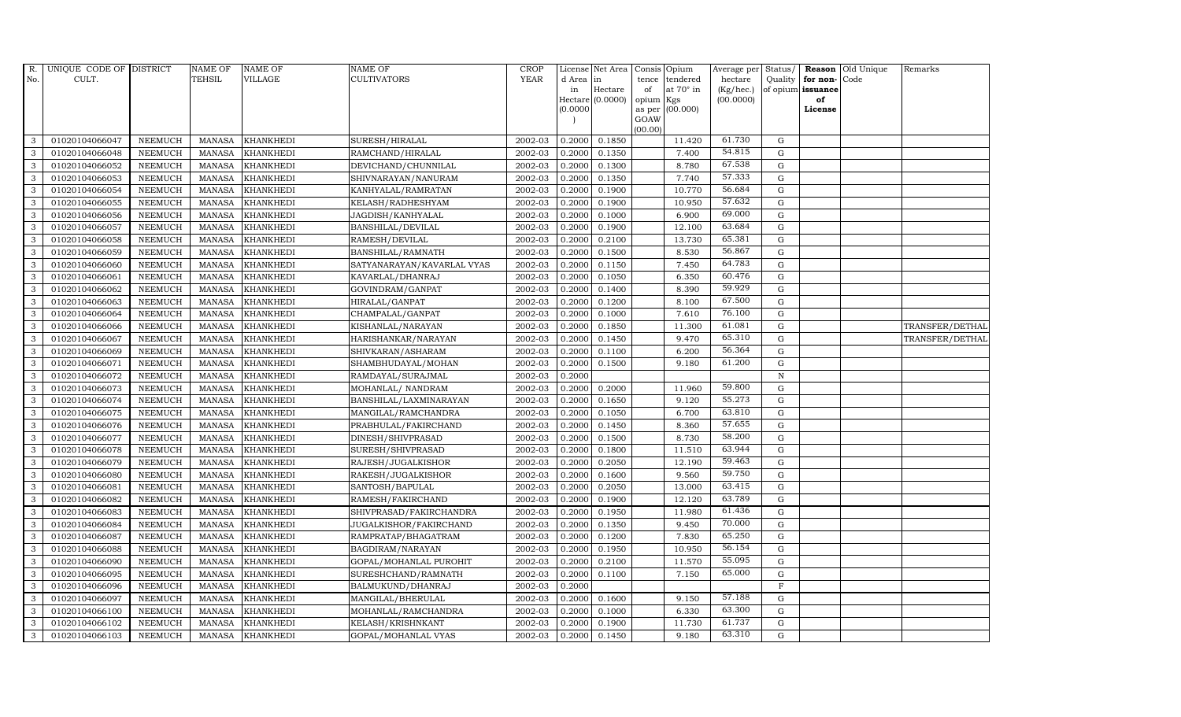| R. No. | UNIQUE CODE OF CULT. | DISTRICT | NAME OF TEHSIL | NAME OF VILLAGE | NAME OF CULTIVATORS | CROP YEAR | License d Area in Hectare (0.0000) | Net Area in Hectare (0.0000) | Consis tence of opium as per GOAW (00.00) | Opium tendered at 70° in Kgs (00.000) | Average per hectare (Kg/hec.) (00.0000) | Status/ Quality of opium | Reason for non-issuance of License | Old Unique Code | Remarks |
|---|---|---|---|---|---|---|---|---|---|---|---|---|---|---|---|
| 3 | 01020104066047 | NEEMUCH | MANASA | KHANKHEDI | SURESH/HIRALAL | 2002-03 | 0.2000 | 0.1850 | | 11.420 | 61.730 | G | | | |
| 3 | 01020104066048 | NEEMUCH | MANASA | KHANKHEDI | RAMCHAND/HIRALAL | 2002-03 | 0.2000 | 0.1350 | | 7.400 | 54.815 | G | | | |
| 3 | 01020104066052 | NEEMUCH | MANASA | KHANKHEDI | DEVICHAND/CHUNNILAL | 2002-03 | 0.2000 | 0.1300 | | 8.780 | 67.538 | G | | | |
| 3 | 01020104066053 | NEEMUCH | MANASA | KHANKHEDI | SHIVNARAYAN/NANURAM | 2002-03 | 0.2000 | 0.1350 | | 7.740 | 57.333 | G | | | |
| 3 | 01020104066054 | NEEMUCH | MANASA | KHANKHEDI | KANHYALAL/RAMRATAN | 2002-03 | 0.2000 | 0.1900 | | 10.770 | 56.684 | G | | | |
| 3 | 01020104066055 | NEEMUCH | MANASA | KHANKHEDI | KELASH/RADHESHYAM | 2002-03 | 0.2000 | 0.1900 | | 10.950 | 57.632 | G | | | |
| 3 | 01020104066056 | NEEMUCH | MANASA | KHANKHEDI | JAGDISH/KANHYALAL | 2002-03 | 0.2000 | 0.1000 | | 6.900 | 69.000 | G | | | |
| 3 | 01020104066057 | NEEMUCH | MANASA | KHANKHEDI | BANSHILAL/DEVILAL | 2002-03 | 0.2000 | 0.1900 | | 12.100 | 63.684 | G | | | |
| 3 | 01020104066058 | NEEMUCH | MANASA | KHANKHEDI | RAMESH/DEVILAL | 2002-03 | 0.2000 | 0.2100 | | 13.730 | 65.381 | G | | | |
| 3 | 01020104066059 | NEEMUCH | MANASA | KHANKHEDI | BANSHILAL/RAMNATH | 2002-03 | 0.2000 | 0.1500 | | 8.530 | 56.867 | G | | | |
| 3 | 01020104066060 | NEEMUCH | MANASA | KHANKHEDI | SATYANARAYAN/KAVARLAL VYAS | 2002-03 | 0.2000 | 0.1150 | | 7.450 | 64.783 | G | | | |
| 3 | 01020104066061 | NEEMUCH | MANASA | KHANKHEDI | KAVARLAL/DHANRAJ | 2002-03 | 0.2000 | 0.1050 | | 6.350 | 60.476 | G | | | |
| 3 | 01020104066062 | NEEMUCH | MANASA | KHANKHEDI | GOVINDRAM/GANPAT | 2002-03 | 0.2000 | 0.1400 | | 8.390 | 59.929 | G | | | |
| 3 | 01020104066063 | NEEMUCH | MANASA | KHANKHEDI | HIRALAL/GANPAT | 2002-03 | 0.2000 | 0.1200 | | 8.100 | 67.500 | G | | | |
| 3 | 01020104066064 | NEEMUCH | MANASA | KHANKHEDI | CHAMPALAL/GANPAT | 2002-03 | 0.2000 | 0.1000 | | 7.610 | 76.100 | G | | | |
| 3 | 01020104066066 | NEEMUCH | MANASA | KHANKHEDI | KISHANLAL/NARAYAN | 2002-03 | 0.2000 | 0.1850 | | 11.300 | 61.081 | G | | | TRANSFER/DETHAL |
| 3 | 01020104066067 | NEEMUCH | MANASA | KHANKHEDI | HARISHANKAR/NARAYAN | 2002-03 | 0.2000 | 0.1450 | | 9.470 | 65.310 | G | | | TRANSFER/DETHAL |
| 3 | 01020104066069 | NEEMUCH | MANASA | KHANKHEDI | SHIVKARAN/ASHARAM | 2002-03 | 0.2000 | 0.1100 | | 6.200 | 56.364 | G | | | |
| 3 | 01020104066071 | NEEMUCH | MANASA | KHANKHEDI | SHAMBHUDAYAL/MOHAN | 2002-03 | 0.2000 | 0.1500 | | 9.180 | 61.200 | G | | | |
| 3 | 01020104066072 | NEEMUCH | MANASA | KHANKHEDI | RAMDAYAL/SURAJMAL | 2002-03 | 0.2000 | | | | | N | | | |
| 3 | 01020104066073 | NEEMUCH | MANASA | KHANKHEDI | MOHANLAL/ NANDRAM | 2002-03 | 0.2000 | 0.2000 | | 11.960 | 59.800 | G | | | |
| 3 | 01020104066074 | NEEMUCH | MANASA | KHANKHEDI | BANSHILAL/LAXMINARAYAN | 2002-03 | 0.2000 | 0.1650 | | 9.120 | 55.273 | G | | | |
| 3 | 01020104066075 | NEEMUCH | MANASA | KHANKHEDI | MANGILAL/RAMCHANDRA | 2002-03 | 0.2000 | 0.1050 | | 6.700 | 63.810 | G | | | |
| 3 | 01020104066076 | NEEMUCH | MANASA | KHANKHEDI | PRABHULAL/FAKIRCHAND | 2002-03 | 0.2000 | 0.1450 | | 8.360 | 57.655 | G | | | |
| 3 | 01020104066077 | NEEMUCH | MANASA | KHANKHEDI | DINESH/SHIVPRASAD | 2002-03 | 0.2000 | 0.1500 | | 8.730 | 58.200 | G | | | |
| 3 | 01020104066078 | NEEMUCH | MANASA | KHANKHEDI | SURESH/SHIVPRASAD | 2002-03 | 0.2000 | 0.1800 | | 11.510 | 63.944 | G | | | |
| 3 | 01020104066079 | NEEMUCH | MANASA | KHANKHEDI | RAJESH/JUGALKISHOR | 2002-03 | 0.2000 | 0.2050 | | 12.190 | 59.463 | G | | | |
| 3 | 01020104066080 | NEEMUCH | MANASA | KHANKHEDI | RAKESH/JUGALKISHOR | 2002-03 | 0.2000 | 0.1600 | | 9.560 | 59.750 | G | | | |
| 3 | 01020104066081 | NEEMUCH | MANASA | KHANKHEDI | SANTOSH/BAPULAL | 2002-03 | 0.2000 | 0.2050 | | 13.000 | 63.415 | G | | | |
| 3 | 01020104066082 | NEEMUCH | MANASA | KHANKHEDI | RAMESH/FAKIRCHAND | 2002-03 | 0.2000 | 0.1900 | | 12.120 | 63.789 | G | | | |
| 3 | 01020104066083 | NEEMUCH | MANASA | KHANKHEDI | SHIVPRASAD/FAKIRCHANDRA | 2002-03 | 0.2000 | 0.1950 | | 11.980 | 61.436 | G | | | |
| 3 | 01020104066084 | NEEMUCH | MANASA | KHANKHEDI | JUGALKISHOR/FAKIRCHAND | 2002-03 | 0.2000 | 0.1350 | | 9.450 | 70.000 | G | | | |
| 3 | 01020104066087 | NEEMUCH | MANASA | KHANKHEDI | RAMPRATAP/BHAGATRAM | 2002-03 | 0.2000 | 0.1200 | | 7.830 | 65.250 | G | | | |
| 3 | 01020104066088 | NEEMUCH | MANASA | KHANKHEDI | BAGDIRAM/NARAYAN | 2002-03 | 0.2000 | 0.1950 | | 10.950 | 56.154 | G | | | |
| 3 | 01020104066090 | NEEMUCH | MANASA | KHANKHEDI | GOPAL/MOHANLAL PUROHIT | 2002-03 | 0.2000 | 0.2100 | | 11.570 | 55.095 | G | | | |
| 3 | 01020104066095 | NEEMUCH | MANASA | KHANKHEDI | SURESHCHAND/RAMNATH | 2002-03 | 0.2000 | 0.1100 | | 7.150 | 65.000 | G | | | |
| 3 | 01020104066096 | NEEMUCH | MANASA | KHANKHEDI | BALMUKUND/DHANRAJ | 2002-03 | 0.2000 | | | | | F | | | |
| 3 | 01020104066097 | NEEMUCH | MANASA | KHANKHEDI | MANGILAL/BHERULAL | 2002-03 | 0.2000 | 0.1600 | | 9.150 | 57.188 | G | | | |
| 3 | 01020104066100 | NEEMUCH | MANASA | KHANKHEDI | MOHANLAL/RAMCHANDRA | 2002-03 | 0.2000 | 0.1000 | | 6.330 | 63.300 | G | | | |
| 3 | 01020104066102 | NEEMUCH | MANASA | KHANKHEDI | KELASH/KRISHNKANT | 2002-03 | 0.2000 | 0.1900 | | 11.730 | 61.737 | G | | | |
| 3 | 01020104066103 | NEEMUCH | MANASA | KHANKHEDI | GOPAL/MOHANLAL VYAS | 2002-03 | 0.2000 | 0.1450 | | 9.180 | 63.310 | G | | | |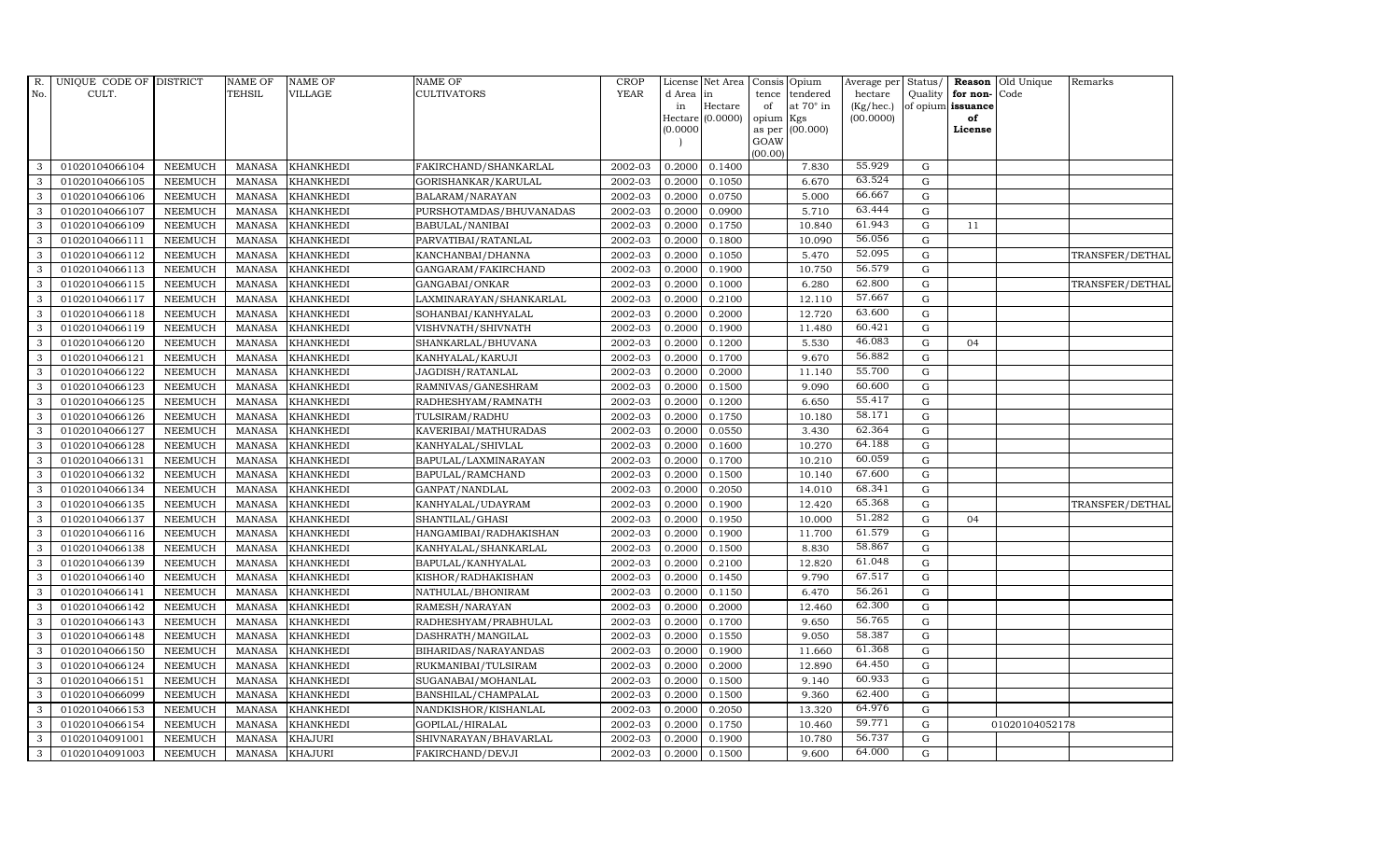| R. No. | UNIQUE CODE OF CULT. | DISTRICT | NAME OF TEHSIL | NAME OF VILLAGE | NAME OF CULTIVATORS | CROP YEAR | License d Area in Hectare (0.0000) | Net Area in Hectare (0.0000) | Consis tence of opium as per GOAW (00.00) | Opium tendered at 70° in Kgs (00.000) | Average per hectare (Kg/hec.) (00.0000) | Status/ Quality of opium | Reason for non-issuance of License | Old Unique Code | Remarks |
|---|---|---|---|---|---|---|---|---|---|---|---|---|---|---|---|
| 3 | 01020104066104 | NEEMUCH | MANASA | KHANKHEDI | FAKIRCHAND/SHANKARLAL | 2002-03 | 0.2000 | 0.1400 | | 7.830 | 55.929 | G | | | |
| 3 | 01020104066105 | NEEMUCH | MANASA | KHANKHEDI | GORISHANKAR/KARULAL | 2002-03 | 0.2000 | 0.1050 | | 6.670 | 63.524 | G | | | |
| 3 | 01020104066106 | NEEMUCH | MANASA | KHANKHEDI | BALARAM/NARAYAN | 2002-03 | 0.2000 | 0.0750 | | 5.000 | 66.667 | G | | | |
| 3 | 01020104066107 | NEEMUCH | MANASA | KHANKHEDI | PURSHOTAMDAS/BHUVANADAS | 2002-03 | 0.2000 | 0.0900 | | 5.710 | 63.444 | G | | | |
| 3 | 01020104066109 | NEEMUCH | MANASA | KHANKHEDI | BABULAL/NANIBAI | 2002-03 | 0.2000 | 0.1750 | | 10.840 | 61.943 | G | 11 | | |
| 3 | 01020104066111 | NEEMUCH | MANASA | KHANKHEDI | PARVATIBAI/RATANLAL | 2002-03 | 0.2000 | 0.1800 | | 10.090 | 56.056 | G | | | |
| 3 | 01020104066112 | NEEMUCH | MANASA | KHANKHEDI | KANCHANBAI/DHANNA | 2002-03 | 0.2000 | 0.1050 | | 5.470 | 52.095 | G | | | TRANSFER/DETHAL |
| 3 | 01020104066113 | NEEMUCH | MANASA | KHANKHEDI | GANGARAM/FAKIRCHAND | 2002-03 | 0.2000 | 0.1900 | | 10.750 | 56.579 | G | | | |
| 3 | 01020104066115 | NEEMUCH | MANASA | KHANKHEDI | GANGABAI/ONKAR | 2002-03 | 0.2000 | 0.1000 | | 6.280 | 62.800 | G | | | TRANSFER/DETHAL |
| 3 | 01020104066117 | NEEMUCH | MANASA | KHANKHEDI | LAXMINARAYAN/SHANKARLAL | 2002-03 | 0.2000 | 0.2100 | | 12.110 | 57.667 | G | | | |
| 3 | 01020104066118 | NEEMUCH | MANASA | KHANKHEDI | SOHANBAI/KANHYALAL | 2002-03 | 0.2000 | 0.2000 | | 12.720 | 63.600 | G | | | |
| 3 | 01020104066119 | NEEMUCH | MANASA | KHANKHEDI | VISHVNATH/SHIVNATH | 2002-03 | 0.2000 | 0.1900 | | 11.480 | 60.421 | G | | | |
| 3 | 01020104066120 | NEEMUCH | MANASA | KHANKHEDI | SHANKARLAL/BHUVANA | 2002-03 | 0.2000 | 0.1200 | | 5.530 | 46.083 | G | 04 | | |
| 3 | 01020104066121 | NEEMUCH | MANASA | KHANKHEDI | KANHYALAL/KARUJI | 2002-03 | 0.2000 | 0.1700 | | 9.670 | 56.882 | G | | | |
| 3 | 01020104066122 | NEEMUCH | MANASA | KHANKHEDI | JAGDISH/RATANLAL | 2002-03 | 0.2000 | 0.2000 | | 11.140 | 55.700 | G | | | |
| 3 | 01020104066123 | NEEMUCH | MANASA | KHANKHEDI | RAMNIVAS/GANESHRAM | 2002-03 | 0.2000 | 0.1500 | | 9.090 | 60.600 | G | | | |
| 3 | 01020104066125 | NEEMUCH | MANASA | KHANKHEDI | RADHESHYAM/RAMNATH | 2002-03 | 0.2000 | 0.1200 | | 6.650 | 55.417 | G | | | |
| 3 | 01020104066126 | NEEMUCH | MANASA | KHANKHEDI | TULSIRAM/RADHU | 2002-03 | 0.2000 | 0.1750 | | 10.180 | 58.171 | G | | | |
| 3 | 01020104066127 | NEEMUCH | MANASA | KHANKHEDI | KAVERIBAI/MATHURADAS | 2002-03 | 0.2000 | 0.0550 | | 3.430 | 62.364 | G | | | |
| 3 | 01020104066128 | NEEMUCH | MANASA | KHANKHEDI | KANHYALAL/SHIVLAL | 2002-03 | 0.2000 | 0.1600 | | 10.270 | 64.188 | G | | | |
| 3 | 01020104066131 | NEEMUCH | MANASA | KHANKHEDI | BAPULAL/LAXMINARAYAN | 2002-03 | 0.2000 | 0.1700 | | 10.210 | 60.059 | G | | | |
| 3 | 01020104066132 | NEEMUCH | MANASA | KHANKHEDI | BAPULAL/RAMCHAND | 2002-03 | 0.2000 | 0.1500 | | 10.140 | 67.600 | G | | | |
| 3 | 01020104066134 | NEEMUCH | MANASA | KHANKHEDI | GANPAT/NANDLAL | 2002-03 | 0.2000 | 0.2050 | | 14.010 | 68.341 | G | | | |
| 3 | 01020104066135 | NEEMUCH | MANASA | KHANKHEDI | KANHYALAL/UDAYRAM | 2002-03 | 0.2000 | 0.1900 | | 12.420 | 65.368 | G | | | TRANSFER/DETHAL |
| 3 | 01020104066137 | NEEMUCH | MANASA | KHANKHEDI | SHANTILAL/GHASI | 2002-03 | 0.2000 | 0.1950 | | 10.000 | 51.282 | G | 04 | | |
| 3 | 01020104066116 | NEEMUCH | MANASA | KHANKHEDI | HANGAMIBAI/RADHAKISHAN | 2002-03 | 0.2000 | 0.1900 | | 11.700 | 61.579 | G | | | |
| 3 | 01020104066138 | NEEMUCH | MANASA | KHANKHEDI | KANHYALAL/SHANKARLAL | 2002-03 | 0.2000 | 0.1500 | | 8.830 | 58.867 | G | | | |
| 3 | 01020104066139 | NEEMUCH | MANASA | KHANKHEDI | BAPULAL/KANHYALAL | 2002-03 | 0.2000 | 0.2100 | | 12.820 | 61.048 | G | | | |
| 3 | 01020104066140 | NEEMUCH | MANASA | KHANKHEDI | KISHOR/RADHAKISHAN | 2002-03 | 0.2000 | 0.1450 | | 9.790 | 67.517 | G | | | |
| 3 | 01020104066141 | NEEMUCH | MANASA | KHANKHEDI | NATHULAL/BHONIRAM | 2002-03 | 0.2000 | 0.1150 | | 6.470 | 56.261 | G | | | |
| 3 | 01020104066142 | NEEMUCH | MANASA | KHANKHEDI | RAMESH/NARAYAN | 2002-03 | 0.2000 | 0.2000 | | 12.460 | 62.300 | G | | | |
| 3 | 01020104066143 | NEEMUCH | MANASA | KHANKHEDI | RADHESHYAM/PRABHULAL | 2002-03 | 0.2000 | 0.1700 | | 9.650 | 56.765 | G | | | |
| 3 | 01020104066148 | NEEMUCH | MANASA | KHANKHEDI | DASHRATH/MANGILAL | 2002-03 | 0.2000 | 0.1550 | | 9.050 | 58.387 | G | | | |
| 3 | 01020104066150 | NEEMUCH | MANASA | KHANKHEDI | BIHARIDAS/NARAYANDAS | 2002-03 | 0.2000 | 0.1900 | | 11.660 | 61.368 | G | | | |
| 3 | 01020104066124 | NEEMUCH | MANASA | KHANKHEDI | RUKMANIBAI/TULSIRAM | 2002-03 | 0.2000 | 0.2000 | | 12.890 | 64.450 | G | | | |
| 3 | 01020104066151 | NEEMUCH | MANASA | KHANKHEDI | SUGANABAI/MOHANLAL | 2002-03 | 0.2000 | 0.1500 | | 9.140 | 60.933 | G | | | |
| 3 | 01020104066099 | NEEMUCH | MANASA | KHANKHEDI | BANSHILAL/CHAMPALAL | 2002-03 | 0.2000 | 0.1500 | | 9.360 | 62.400 | G | | | |
| 3 | 01020104066153 | NEEMUCH | MANASA | KHANKHEDI | NANDKISHOR/KISHANLAL | 2002-03 | 0.2000 | 0.2050 | | 13.320 | 64.976 | G | | | |
| 3 | 01020104066154 | NEEMUCH | MANASA | KHANKHEDI | GOPILAL/HIRALAL | 2002-03 | 0.2000 | 0.1750 | | 10.460 | 59.771 | G | | 01020104052178 | |
| 3 | 01020104091001 | NEEMUCH | MANASA | KHAJURI | SHIVNARAYAN/BHAVARLAL | 2002-03 | 0.2000 | 0.1900 | | 10.780 | 56.737 | G | | | |
| 3 | 01020104091003 | NEEMUCH | MANASA | KHAJURI | FAKIRCHAND/DEVJI | 2002-03 | 0.2000 | 0.1500 | | 9.600 | 64.000 | G | | | |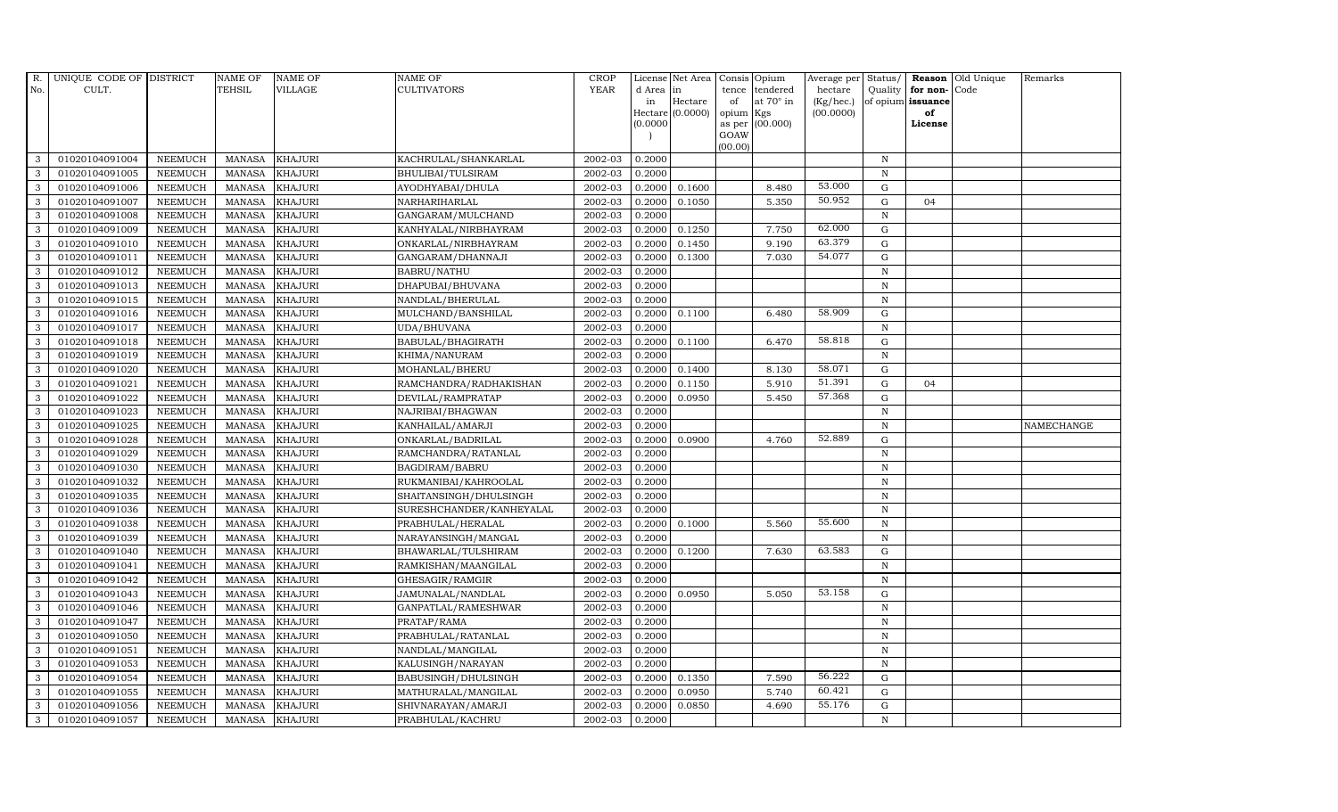| R. No. | UNIQUE CODE OF CULT. | DISTRICT | NAME OF TEHSIL | NAME OF VILLAGE | NAME OF CULTIVATORS | CROP YEAR | License d Area in Hectare (0.0000) | Net Area in Hectare (0.0000) | Consis tence of opium as per GOAW (00.00) | Opium tendered at 70° in Kgs (00.000) | Average per hectare (Kg/hec.) (00.0000) | Status/ Quality of opium | Reason for non-issuance of License | Old Unique Code | Remarks |
|---|---|---|---|---|---|---|---|---|---|---|---|---|---|---|---|
| 3 | 01020104091004 | NEEMUCH | MANASA | KHAJURI | KACHRULAL/SHANKARLAL | 2002-03 | 0.2000 | | | | | N | | | |
| 3 | 01020104091005 | NEEMUCH | MANASA | KHAJURI | BHULIBAI/TULSIRAM | 2002-03 | 0.2000 | | | | | N | | | |
| 3 | 01020104091006 | NEEMUCH | MANASA | KHAJURI | AYODHYABAI/DHULA | 2002-03 | 0.2000 | 0.1600 | | 8.480 | 53.000 | G | | | |
| 3 | 01020104091007 | NEEMUCH | MANASA | KHAJURI | NARHARIHARLAL | 2002-03 | 0.2000 | 0.1050 | | 5.350 | 50.952 | G | 04 | | |
| 3 | 01020104091008 | NEEMUCH | MANASA | KHAJURI | GANGARAM/MULCHAND | 2002-03 | 0.2000 | | | | | N | | | |
| 3 | 01020104091009 | NEEMUCH | MANASA | KHAJURI | KANHYALAL/NIRBHAYRAM | 2002-03 | 0.2000 | 0.1250 | | 7.750 | 62.000 | G | | | |
| 3 | 01020104091010 | NEEMUCH | MANASA | KHAJURI | ONKARLAL/NIRBHAYRAM | 2002-03 | 0.2000 | 0.1450 | | 9.190 | 63.379 | G | | | |
| 3 | 01020104091011 | NEEMUCH | MANASA | KHAJURI | GANGARAM/DHANNAJI | 2002-03 | 0.2000 | 0.1300 | | 7.030 | 54.077 | G | | | |
| 3 | 01020104091012 | NEEMUCH | MANASA | KHAJURI | BABRU/NATHU | 2002-03 | 0.2000 | | | | | N | | | |
| 3 | 01020104091013 | NEEMUCH | MANASA | KHAJURI | DHAPUBAI/BHUVANA | 2002-03 | 0.2000 | | | | | N | | | |
| 3 | 01020104091015 | NEEMUCH | MANASA | KHAJURI | NANDLAL/BHERULAL | 2002-03 | 0.2000 | | | | | N | | | |
| 3 | 01020104091016 | NEEMUCH | MANASA | KHAJURI | MULCHAND/BANSHILAL | 2002-03 | 0.2000 | 0.1100 | | 6.480 | 58.909 | G | | | |
| 3 | 01020104091017 | NEEMUCH | MANASA | KHAJURI | UDA/BHUVANA | 2002-03 | 0.2000 | | | | | N | | | |
| 3 | 01020104091018 | NEEMUCH | MANASA | KHAJURI | BABULAL/BHAGIRATH | 2002-03 | 0.2000 | 0.1100 | | 6.470 | 58.818 | G | | | |
| 3 | 01020104091019 | NEEMUCH | MANASA | KHAJURI | KHIMA/NANURAM | 2002-03 | 0.2000 | | | | | N | | | |
| 3 | 01020104091020 | NEEMUCH | MANASA | KHAJURI | MOHANLAL/BHERU | 2002-03 | 0.2000 | 0.1400 | | 8.130 | 58.071 | G | | | |
| 3 | 01020104091021 | NEEMUCH | MANASA | KHAJURI | RAMCHANDRA/RADHAKISHAN | 2002-03 | 0.2000 | 0.1150 | | 5.910 | 51.391 | G | 04 | | |
| 3 | 01020104091022 | NEEMUCH | MANASA | KHAJURI | DEVILAL/RAMPRATAP | 2002-03 | 0.2000 | 0.0950 | | 5.450 | 57.368 | G | | | |
| 3 | 01020104091023 | NEEMUCH | MANASA | KHAJURI | NAJRIBAI/BHAGWAN | 2002-03 | 0.2000 | | | | | N | | | |
| 3 | 01020104091025 | NEEMUCH | MANASA | KHAJURI | KANHAILAL/AMARJI | 2002-03 | 0.2000 | | | | | N | | | NAMECHANGE |
| 3 | 01020104091028 | NEEMUCH | MANASA | KHAJURI | ONKARLAL/BADRILAL | 2002-03 | 0.2000 | 0.0900 | | 4.760 | 52.889 | G | | | |
| 3 | 01020104091029 | NEEMUCH | MANASA | KHAJURI | RAMCHANDRA/RATANLAL | 2002-03 | 0.2000 | | | | | N | | | |
| 3 | 01020104091030 | NEEMUCH | MANASA | KHAJURI | BAGDIRAM/BABRU | 2002-03 | 0.2000 | | | | | N | | | |
| 3 | 01020104091032 | NEEMUCH | MANASA | KHAJURI | RUKMANIBAI/KAHROOLAL | 2002-03 | 0.2000 | | | | | N | | | |
| 3 | 01020104091035 | NEEMUCH | MANASA | KHAJURI | SHAITANSINGH/DHULSINGH | 2002-03 | 0.2000 | | | | | N | | | |
| 3 | 01020104091036 | NEEMUCH | MANASA | KHAJURI | SURESHCHANDER/KANHEYALAL | 2002-03 | 0.2000 | | | | | N | | | |
| 3 | 01020104091038 | NEEMUCH | MANASA | KHAJURI | PRABHULAL/HERALAL | 2002-03 | 0.2000 | 0.1000 | | 5.560 | 55.600 | N | | | |
| 3 | 01020104091039 | NEEMUCH | MANASA | KHAJURI | NARAYANSINGH/MANGAL | 2002-03 | 0.2000 | | | | | N | | | |
| 3 | 01020104091040 | NEEMUCH | MANASA | KHAJURI | BHAWARLAL/TULSHIRAM | 2002-03 | 0.2000 | 0.1200 | | 7.630 | 63.583 | G | | | |
| 3 | 01020104091041 | NEEMUCH | MANASA | KHAJURI | RAMKISHAN/MAANGILAL | 2002-03 | 0.2000 | | | | | N | | | |
| 3 | 01020104091042 | NEEMUCH | MANASA | KHAJURI | GHESAGIR/RAMGIR | 2002-03 | 0.2000 | | | | | N | | | |
| 3 | 01020104091043 | NEEMUCH | MANASA | KHAJURI | JAMUNALAL/NANDLAL | 2002-03 | 0.2000 | 0.0950 | | 5.050 | 53.158 | G | | | |
| 3 | 01020104091046 | NEEMUCH | MANASA | KHAJURI | GANPATLAL/RAMESHWAR | 2002-03 | 0.2000 | | | | | N | | | |
| 3 | 01020104091047 | NEEMUCH | MANASA | KHAJURI | PRATAP/RAMA | 2002-03 | 0.2000 | | | | | N | | | |
| 3 | 01020104091050 | NEEMUCH | MANASA | KHAJURI | PRABHULAL/RATANLAL | 2002-03 | 0.2000 | | | | | N | | | |
| 3 | 01020104091051 | NEEMUCH | MANASA | KHAJURI | NANDLAL/MANGILAL | 2002-03 | 0.2000 | | | | | N | | | |
| 3 | 01020104091053 | NEEMUCH | MANASA | KHAJURI | KALUSINGH/NARAYAN | 2002-03 | 0.2000 | | | | | N | | | |
| 3 | 01020104091054 | NEEMUCH | MANASA | KHAJURI | BABUSINGH/DHULSINGH | 2002-03 | 0.2000 | 0.1350 | | 7.590 | 56.222 | G | | | |
| 3 | 01020104091055 | NEEMUCH | MANASA | KHAJURI | MATHURALAL/MANGILAL | 2002-03 | 0.2000 | 0.0950 | | 5.740 | 60.421 | G | | | |
| 3 | 01020104091056 | NEEMUCH | MANASA | KHAJURI | SHIVNARAYAN/AMARJI | 2002-03 | 0.2000 | 0.0850 | | 4.690 | 55.176 | G | | | |
| 3 | 01020104091057 | NEEMUCH | MANASA | KHAJURI | PRABHULAL/KACHRU | 2002-03 | 0.2000 | | | | | N | | | |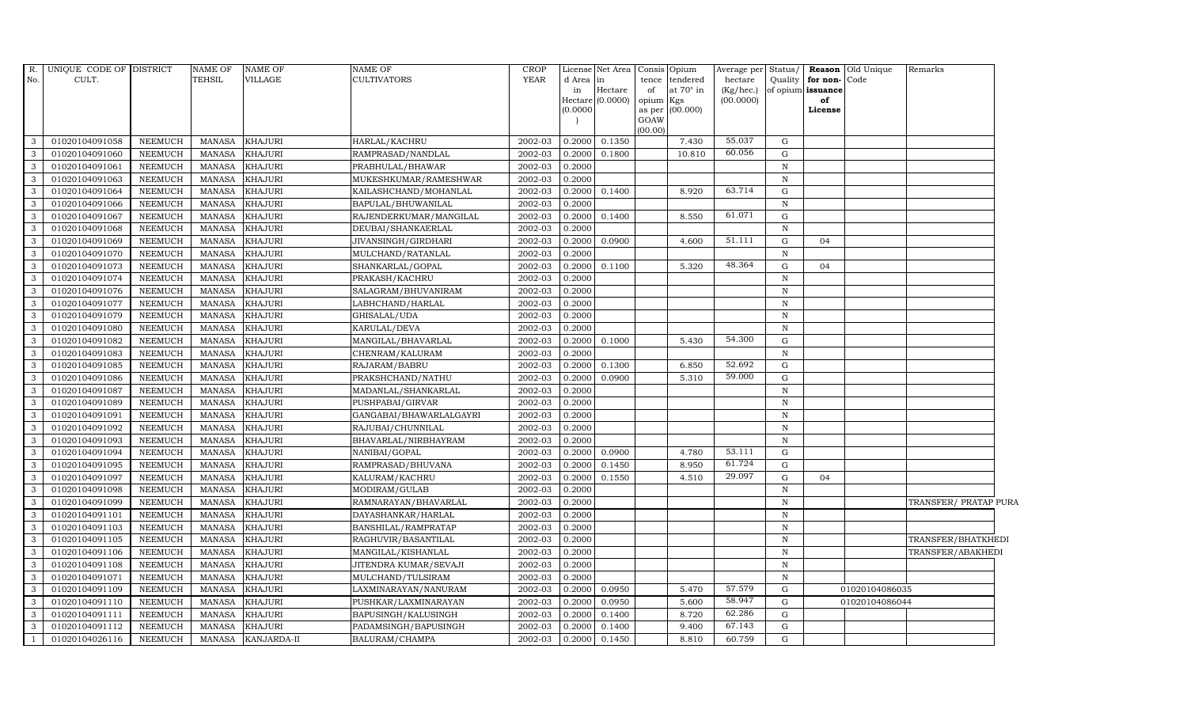| R. No. | UNIQUE CODE OF CULT. | DISTRICT | NAME OF TEHSIL | NAME OF VILLAGE | NAME OF CULTIVATORS | CROP YEAR | License d Area in Hectare (0.0000) | Net Area in Hectare (0.0000) | Consis tence of opium as per GOAW (00.00) | Opium tendered at 70° in Kgs (00.000) | Average per hectare (Kg/hec.) (00.0000) | Status/ Quality of opium | Reason for non-issuance of License | Old Unique Code | Remarks |
|---|---|---|---|---|---|---|---|---|---|---|---|---|---|---|---|
| 3 | 01020104091058 | NEEMUCH | MANASA | KHAJURI | HARLAL/KACHRU | 2002-03 | 0.2000 | 0.1350 | | 7.430 | 55.037 | G | | | |
| 3 | 01020104091060 | NEEMUCH | MANASA | KHAJURI | RAMPRASAD/NANDLAL | 2002-03 | 0.2000 | 0.1800 | | 10.810 | 60.056 | G | | | |
| 3 | 01020104091061 | NEEMUCH | MANASA | KHAJURI | PRABHULAL/BHAWAR | 2002-03 | 0.2000 | | | | | N | | | |
| 3 | 01020104091063 | NEEMUCH | MANASA | KHAJURI | MUKESHKUMAR/RAMESHWAR | 2002-03 | 0.2000 | | | | | N | | | |
| 3 | 01020104091064 | NEEMUCH | MANASA | KHAJURI | KAILASHCHAND/MOHANLAL | 2002-03 | 0.2000 | 0.1400 | | 8.920 | 63.714 | G | | | |
| 3 | 01020104091066 | NEEMUCH | MANASA | KHAJURI | BAPULAL/BHUWANILAL | 2002-03 | 0.2000 | | | | | N | | | |
| 3 | 01020104091067 | NEEMUCH | MANASA | KHAJURI | RAJENDERKUMAR/MANGILAL | 2002-03 | 0.2000 | 0.1400 | | 8.550 | 61.071 | G | | | |
| 3 | 01020104091068 | NEEMUCH | MANASA | KHAJURI | DEUBAI/SHANKAERLAL | 2002-03 | 0.2000 | | | | | N | | | |
| 3 | 01020104091069 | NEEMUCH | MANASA | KHAJURI | JIVANSINGH/GIRDHARI | 2002-03 | 0.2000 | 0.0900 | | 4.600 | 51.111 | G | 04 | | |
| 3 | 01020104091070 | NEEMUCH | MANASA | KHAJURI | MULCHAND/RATANLAL | 2002-03 | 0.2000 | | | | | N | | | |
| 3 | 01020104091073 | NEEMUCH | MANASA | KHAJURI | SHANKARLAL/GOPAL | 2002-03 | 0.2000 | 0.1100 | | 5.320 | 48.364 | G | 04 | | |
| 3 | 01020104091074 | NEEMUCH | MANASA | KHAJURI | PRAKASH/KACHRU | 2002-03 | 0.2000 | | | | | N | | | |
| 3 | 01020104091076 | NEEMUCH | MANASA | KHAJURI | SALAGRAM/BHUVANIRAM | 2002-03 | 0.2000 | | | | | N | | | |
| 3 | 01020104091077 | NEEMUCH | MANASA | KHAJURI | LABHCHAND/HARLAL | 2002-03 | 0.2000 | | | | | N | | | |
| 3 | 01020104091079 | NEEMUCH | MANASA | KHAJURI | GHISALAL/UDA | 2002-03 | 0.2000 | | | | | N | | | |
| 3 | 01020104091080 | NEEMUCH | MANASA | KHAJURI | KARULAL/DEVA | 2002-03 | 0.2000 | | | | | N | | | |
| 3 | 01020104091082 | NEEMUCH | MANASA | KHAJURI | MANGILAL/BHAVARLAL | 2002-03 | 0.2000 | 0.1000 | | 5.430 | 54.300 | G | | | |
| 3 | 01020104091083 | NEEMUCH | MANASA | KHAJURI | CHENRAM/KALURAM | 2002-03 | 0.2000 | | | | | N | | | |
| 3 | 01020104091085 | NEEMUCH | MANASA | KHAJURI | RAJARAM/BABRU | 2002-03 | 0.2000 | 0.1300 | | 6.850 | 52.692 | G | | | |
| 3 | 01020104091086 | NEEMUCH | MANASA | KHAJURI | PRAKSHCHAND/NATHU | 2002-03 | 0.2000 | 0.0900 | | 5.310 | 59.000 | G | | | |
| 3 | 01020104091087 | NEEMUCH | MANASA | KHAJURI | MADANLAL/SHANKARLAL | 2002-03 | 0.2000 | | | | | N | | | |
| 3 | 01020104091089 | NEEMUCH | MANASA | KHAJURI | PUSHPABAI/GIRVAR | 2002-03 | 0.2000 | | | | | N | | | |
| 3 | 01020104091091 | NEEMUCH | MANASA | KHAJURI | GANGABAI/BHAWARLALGAYRI | 2002-03 | 0.2000 | | | | | N | | | |
| 3 | 01020104091092 | NEEMUCH | MANASA | KHAJURI | RAJUBAI/CHUNNILAL | 2002-03 | 0.2000 | | | | | N | | | |
| 3 | 01020104091093 | NEEMUCH | MANASA | KHAJURI | BHAVARLAL/NIRBHAYRAM | 2002-03 | 0.2000 | | | | | N | | | |
| 3 | 01020104091094 | NEEMUCH | MANASA | KHAJURI | NANIBAI/GOPAL | 2002-03 | 0.2000 | 0.0900 | | 4.780 | 53.111 | G | | | |
| 3 | 01020104091095 | NEEMUCH | MANASA | KHAJURI | RAMPRASAD/BHUVANA | 2002-03 | 0.2000 | 0.1450 | | 8.950 | 61.724 | G | | | |
| 3 | 01020104091097 | NEEMUCH | MANASA | KHAJURI | KALURAM/KACHRU | 2002-03 | 0.2000 | 0.1550 | | 4.510 | 29.097 | G | 04 | | |
| 3 | 01020104091098 | NEEMUCH | MANASA | KHAJURI | MODIRAM/GULAB | 2002-03 | 0.2000 | | | | | N | | | |
| 3 | 01020104091099 | NEEMUCH | MANASA | KHAJURI | RAMNARAYAN/BHAVARLAL | 2002-03 | 0.2000 | | | | | N | | | TRANSFER/ PRATAP PURA |
| 3 | 01020104091101 | NEEMUCH | MANASA | KHAJURI | DAYASHANKAR/HARLAL | 2002-03 | 0.2000 | | | | | N | | | |
| 3 | 01020104091103 | NEEMUCH | MANASA | KHAJURI | BANSHILAL/RAMPRATAP | 2002-03 | 0.2000 | | | | | N | | | |
| 3 | 01020104091105 | NEEMUCH | MANASA | KHAJURI | RAGHUVIR/BASANTILAL | 2002-03 | 0.2000 | | | | | N | | | TRANSFER/BHATKHEDI |
| 3 | 01020104091106 | NEEMUCH | MANASA | KHAJURI | MANGILAL/KISHANLAL | 2002-03 | 0.2000 | | | | | N | | | TRANSFER/ABAKHEDI |
| 3 | 01020104091108 | NEEMUCH | MANASA | KHAJURI | JITENDRA KUMAR/SEVAJI | 2002-03 | 0.2000 | | | | | N | | | |
| 3 | 01020104091071 | NEEMUCH | MANASA | KHAJURI | MULCHAND/TULSIRAM | 2002-03 | 0.2000 | | | | | N | | | |
| 3 | 01020104091109 | NEEMUCH | MANASA | KHAJURI | LAXMINARAYAN/NANURAM | 2002-03 | 0.2000 | 0.0950 | | 5.470 | 57.579 | G | | 01020104086035 | |
| 3 | 01020104091110 | NEEMUCH | MANASA | KHAJURI | PUSHKAR/LAXMINARAYAN | 2002-03 | 0.2000 | 0.0950 | | 5.600 | 58.947 | G | | 01020104086044 | |
| 3 | 01020104091111 | NEEMUCH | MANASA | KHAJURI | BAPUSINGH/KALUSINGH | 2002-03 | 0.2000 | 0.1400 | | 8.720 | 62.286 | G | | | |
| 3 | 01020104091112 | NEEMUCH | MANASA | KHAJURI | PADAMSINGH/BAPUSINGH | 2002-03 | 0.2000 | 0.1400 | | 9.400 | 67.143 | G | | | |
| 1 | 01020104026116 | NEEMUCH | MANASA | KANJARDA-II | BALURAM/CHAMPA | 2002-03 | 0.2000 | 0.1450 | | 8.810 | 60.759 | G | | | |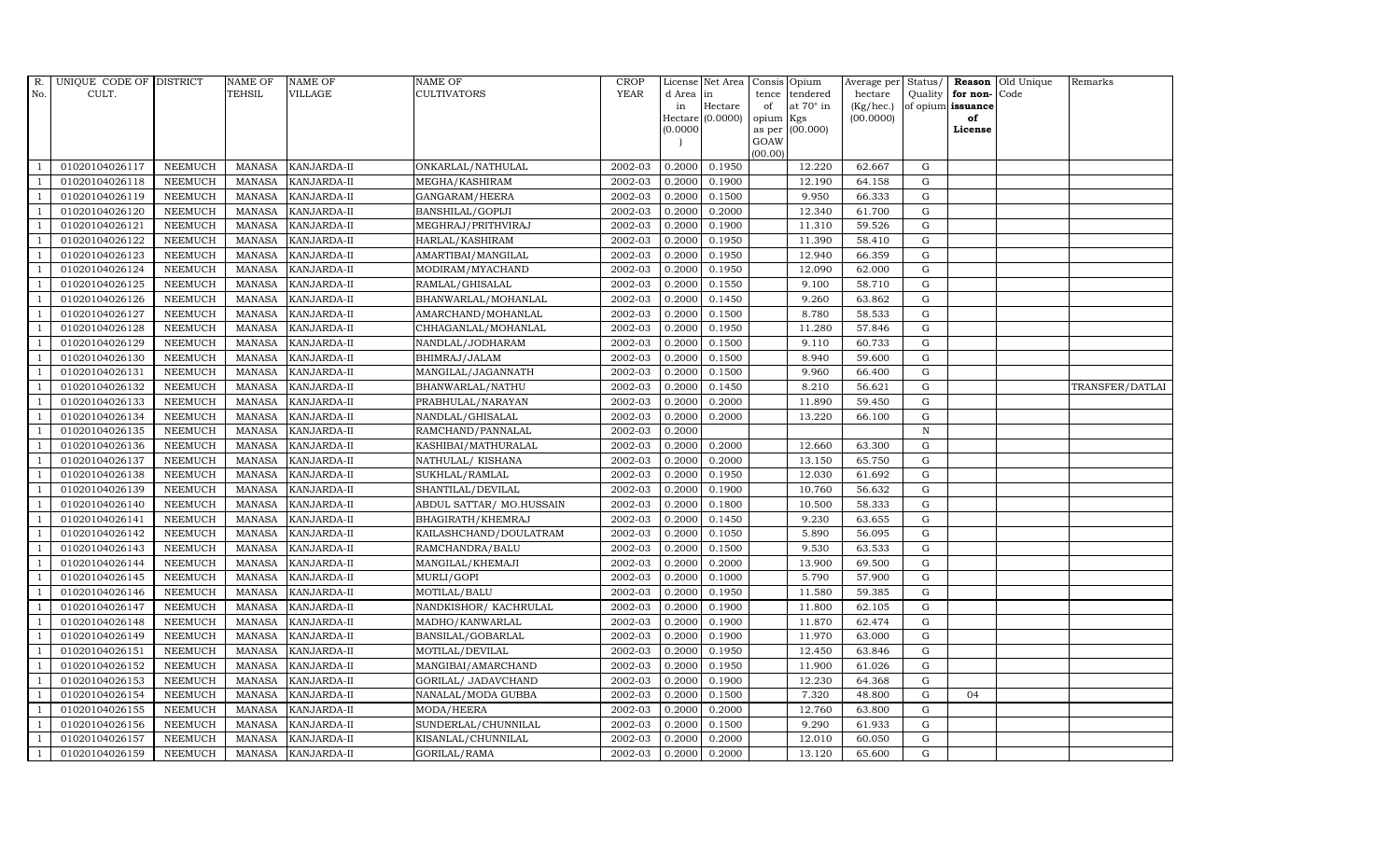| R. No. | UNIQUE CODE OF CULT. | DISTRICT | NAME OF TEHSIL | NAME OF VILLAGE | NAME OF CULTIVATORS | CROP YEAR | License d Area in Hectare (0.0000) | Net Area in Hectare (0.0000) | Consis tence of opium as per GOAW (00.00) | Opium tendered at 70° in Kgs (00.000) | Average per hectare (Kg/hec.) (00.0000) | Status/ Quality of opium | Reason for non-issuance of License | Old Unique Code | Remarks |
|---|---|---|---|---|---|---|---|---|---|---|---|---|---|---|---|
| 1 | 01020104026117 | NEEMUCH | MANASA | KANJARDA-II | ONKARLAL/NATHULAL | 2002-03 | 0.2000 | 0.1950 | | 12.220 | 62.667 | G | | | |
| 1 | 01020104026118 | NEEMUCH | MANASA | KANJARDA-II | MEGHA/KASHIRAM | 2002-03 | 0.2000 | 0.1900 | | 12.190 | 64.158 | G | | | |
| 1 | 01020104026119 | NEEMUCH | MANASA | KANJARDA-II | GANGARAM/HEERA | 2002-03 | 0.2000 | 0.1500 | | 9.950 | 66.333 | G | | | |
| 1 | 01020104026120 | NEEMUCH | MANASA | KANJARDA-II | BANSHILAL/GOPIJI | 2002-03 | 0.2000 | 0.2000 | | 12.340 | 61.700 | G | | | |
| 1 | 01020104026121 | NEEMUCH | MANASA | KANJARDA-II | MEGHRAJ/PRITHVIRAJ | 2002-03 | 0.2000 | 0.1900 | | 11.310 | 59.526 | G | | | |
| 1 | 01020104026122 | NEEMUCH | MANASA | KANJARDA-II | HARLAL/KASHIRAM | 2002-03 | 0.2000 | 0.1950 | | 11.390 | 58.410 | G | | | |
| 1 | 01020104026123 | NEEMUCH | MANASA | KANJARDA-II | AMARTIBAI/MANGILAL | 2002-03 | 0.2000 | 0.1950 | | 12.940 | 66.359 | G | | | |
| 1 | 01020104026124 | NEEMUCH | MANASA | KANJARDA-II | MODIRAM/MYACHAND | 2002-03 | 0.2000 | 0.1950 | | 12.090 | 62.000 | G | | | |
| 1 | 01020104026125 | NEEMUCH | MANASA | KANJARDA-II | RAMLAL/GHISALAL | 2002-03 | 0.2000 | 0.1550 | | 9.100 | 58.710 | G | | | |
| 1 | 01020104026126 | NEEMUCH | MANASA | KANJARDA-II | BHANWARLAL/MOHANLAL | 2002-03 | 0.2000 | 0.1450 | | 9.260 | 63.862 | G | | | |
| 1 | 01020104026127 | NEEMUCH | MANASA | KANJARDA-II | AMARCHAND/MOHANLAL | 2002-03 | 0.2000 | 0.1500 | | 8.780 | 58.533 | G | | | |
| 1 | 01020104026128 | NEEMUCH | MANASA | KANJARDA-II | CHHAGANLAL/MOHANLAL | 2002-03 | 0.2000 | 0.1950 | | 11.280 | 57.846 | G | | | |
| 1 | 01020104026129 | NEEMUCH | MANASA | KANJARDA-II | NANDLAL/JODHARAM | 2002-03 | 0.2000 | 0.1500 | | 9.110 | 60.733 | G | | | |
| 1 | 01020104026130 | NEEMUCH | MANASA | KANJARDA-II | BHIMRAJ/JALAM | 2002-03 | 0.2000 | 0.1500 | | 8.940 | 59.600 | G | | | |
| 1 | 01020104026131 | NEEMUCH | MANASA | KANJARDA-II | MANGILAL/JAGANNATH | 2002-03 | 0.2000 | 0.1500 | | 9.960 | 66.400 | G | | | |
| 1 | 01020104026132 | NEEMUCH | MANASA | KANJARDA-II | BHANWARLAL/NATHU | 2002-03 | 0.2000 | 0.1450 | | 8.210 | 56.621 | G | | | TRANSFER/DATLAI |
| 1 | 01020104026133 | NEEMUCH | MANASA | KANJARDA-II | PRABHULAL/NARAYAN | 2002-03 | 0.2000 | 0.2000 | | 11.890 | 59.450 | G | | | |
| 1 | 01020104026134 | NEEMUCH | MANASA | KANJARDA-II | NANDLAL/GHISALAL | 2002-03 | 0.2000 | 0.2000 | | 13.220 | 66.100 | G | | | |
| 1 | 01020104026135 | NEEMUCH | MANASA | KANJARDA-II | RAMCHAND/PANNALAL | 2002-03 | 0.2000 | | | | | N | | | |
| 1 | 01020104026136 | NEEMUCH | MANASA | KANJARDA-II | KASHIBAI/MATHURALAL | 2002-03 | 0.2000 | 0.2000 | | 12.660 | 63.300 | G | | | |
| 1 | 01020104026137 | NEEMUCH | MANASA | KANJARDA-II | NATHULAL/ KISHANA | 2002-03 | 0.2000 | 0.2000 | | 13.150 | 65.750 | G | | | |
| 1 | 01020104026138 | NEEMUCH | MANASA | KANJARDA-II | SUKHLAL/RAMLAL | 2002-03 | 0.2000 | 0.1950 | | 12.030 | 61.692 | G | | | |
| 1 | 01020104026139 | NEEMUCH | MANASA | KANJARDA-II | SHANTILAL/DEVILAL | 2002-03 | 0.2000 | 0.1900 | | 10.760 | 56.632 | G | | | |
| 1 | 01020104026140 | NEEMUCH | MANASA | KANJARDA-II | ABDUL SATTAR/ MO.HUSSAIN | 2002-03 | 0.2000 | 0.1800 | | 10.500 | 58.333 | G | | | |
| 1 | 01020104026141 | NEEMUCH | MANASA | KANJARDA-II | BHAGIRATH/KHEMRAJ | 2002-03 | 0.2000 | 0.1450 | | 9.230 | 63.655 | G | | | |
| 1 | 01020104026142 | NEEMUCH | MANASA | KANJARDA-II | KAILASHCHAND/DOULATRAM | 2002-03 | 0.2000 | 0.1050 | | 5.890 | 56.095 | G | | | |
| 1 | 01020104026143 | NEEMUCH | MANASA | KANJARDA-II | RAMCHANDRA/BALU | 2002-03 | 0.2000 | 0.1500 | | 9.530 | 63.533 | G | | | |
| 1 | 01020104026144 | NEEMUCH | MANASA | KANJARDA-II | MANGILAL/KHEMAJI | 2002-03 | 0.2000 | 0.2000 | | 13.900 | 69.500 | G | | | |
| 1 | 01020104026145 | NEEMUCH | MANASA | KANJARDA-II | MURLI/GOPI | 2002-03 | 0.2000 | 0.1000 | | 5.790 | 57.900 | G | | | |
| 1 | 01020104026146 | NEEMUCH | MANASA | KANJARDA-II | MOTILAL/BALU | 2002-03 | 0.2000 | 0.1950 | | 11.580 | 59.385 | G | | | |
| 1 | 01020104026147 | NEEMUCH | MANASA | KANJARDA-II | NANDKISHOR/ KACHRULAL | 2002-03 | 0.2000 | 0.1900 | | 11.800 | 62.105 | G | | | |
| 1 | 01020104026148 | NEEMUCH | MANASA | KANJARDA-II | MADHO/KANWARLAL | 2002-03 | 0.2000 | 0.1900 | | 11.870 | 62.474 | G | | | |
| 1 | 01020104026149 | NEEMUCH | MANASA | KANJARDA-II | BANSILAL/GOBARLAL | 2002-03 | 0.2000 | 0.1900 | | 11.970 | 63.000 | G | | | |
| 1 | 01020104026151 | NEEMUCH | MANASA | KANJARDA-II | MOTILAL/DEVILAL | 2002-03 | 0.2000 | 0.1950 | | 12.450 | 63.846 | G | | | |
| 1 | 01020104026152 | NEEMUCH | MANASA | KANJARDA-II | MANGIBAI/AMARCHAND | 2002-03 | 0.2000 | 0.1950 | | 11.900 | 61.026 | G | | | |
| 1 | 01020104026153 | NEEMUCH | MANASA | KANJARDA-II | GORILAL/ JADAVCHAND | 2002-03 | 0.2000 | 0.1900 | | 12.230 | 64.368 | G | | | |
| 1 | 01020104026154 | NEEMUCH | MANASA | KANJARDA-II | NANALAL/MODA GUBBA | 2002-03 | 0.2000 | 0.1500 | | 7.320 | 48.800 | G | 04 | | |
| 1 | 01020104026155 | NEEMUCH | MANASA | KANJARDA-II | MODA/HEERA | 2002-03 | 0.2000 | 0.2000 | | 12.760 | 63.800 | G | | | |
| 1 | 01020104026156 | NEEMUCH | MANASA | KANJARDA-II | SUNDERLAL/CHUNNILAL | 2002-03 | 0.2000 | 0.1500 | | 9.290 | 61.933 | G | | | |
| 1 | 01020104026157 | NEEMUCH | MANASA | KANJARDA-II | KISANLAL/CHUNNILAL | 2002-03 | 0.2000 | 0.2000 | | 12.010 | 60.050 | G | | | |
| 1 | 01020104026159 | NEEMUCH | MANASA | KANJARDA-II | GORILAL/RAMA | 2002-03 | 0.2000 | 0.2000 | | 13.120 | 65.600 | G | | | |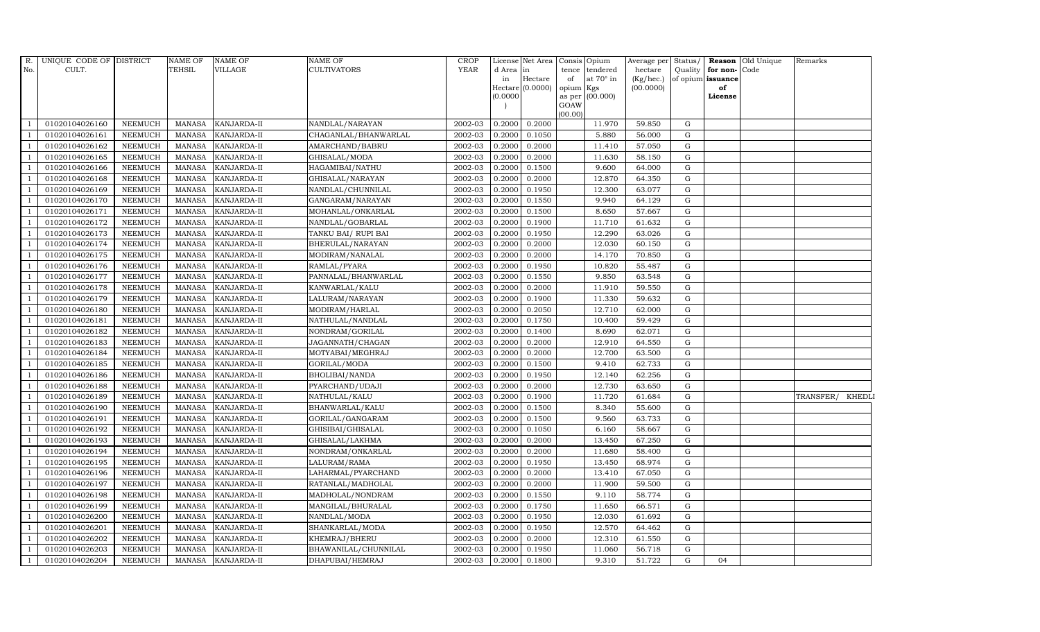| R. No. | UNIQUE CODE OF CULT. | DISTRICT | NAME OF TEHSIL | NAME OF VILLAGE | NAME OF CULTIVATORS | CROP YEAR | License d Area in Hectare (0.0000) | Net Area in Hectare (0.0000) | Consis tence of opium as per GOAW (00.00) | Opium tendered at 70° in Kgs (00.000) | Average per hectare (Kg/hec.) (00.0000) | Status/ Quality of opium | Reason for non-issuance of License | Old Unique Code | Remarks |
|---|---|---|---|---|---|---|---|---|---|---|---|---|---|---|---|
| 1 | 01020104026160 | NEEMUCH | MANASA | KANJARDA-II | NANDLAL/NARAYAN | 2002-03 | 0.2000 | 0.2000 | | 11.970 | 59.850 | G | | | |
| 1 | 01020104026161 | NEEMUCH | MANASA | KANJARDA-II | CHAGANLAL/BHANWARLAL | 2002-03 | 0.2000 | 0.1050 | | 5.880 | 56.000 | G | | | |
| 1 | 01020104026162 | NEEMUCH | MANASA | KANJARDA-II | AMARCHAND/BABRU | 2002-03 | 0.2000 | 0.2000 | | 11.410 | 57.050 | G | | | |
| 1 | 01020104026165 | NEEMUCH | MANASA | KANJARDA-II | GHISALAL/MODA | 2002-03 | 0.2000 | 0.2000 | | 11.630 | 58.150 | G | | | |
| 1 | 01020104026166 | NEEMUCH | MANASA | KANJARDA-II | HAGAMIBAI/NATHU | 2002-03 | 0.2000 | 0.1500 | | 9.600 | 64.000 | G | | | |
| 1 | 01020104026168 | NEEMUCH | MANASA | KANJARDA-II | GHISALAL/NARAYAN | 2002-03 | 0.2000 | 0.2000 | | 12.870 | 64.350 | G | | | |
| 1 | 01020104026169 | NEEMUCH | MANASA | KANJARDA-II | NANDLAL/CHUNNILAL | 2002-03 | 0.2000 | 0.1950 | | 12.300 | 63.077 | G | | | |
| 1 | 01020104026170 | NEEMUCH | MANASA | KANJARDA-II | GANGARAM/NARAYAN | 2002-03 | 0.2000 | 0.1550 | | 9.940 | 64.129 | G | | | |
| 1 | 01020104026171 | NEEMUCH | MANASA | KANJARDA-II | MOHANLAL/ONKARLAL | 2002-03 | 0.2000 | 0.1500 | | 8.650 | 57.667 | G | | | |
| 1 | 01020104026172 | NEEMUCH | MANASA | KANJARDA-II | NANDLAL/GOBARLAL | 2002-03 | 0.2000 | 0.1900 | | 11.710 | 61.632 | G | | | |
| 1 | 01020104026173 | NEEMUCH | MANASA | KANJARDA-II | TANKU BAI/ RUPI BAI | 2002-03 | 0.2000 | 0.1950 | | 12.290 | 63.026 | G | | | |
| 1 | 01020104026174 | NEEMUCH | MANASA | KANJARDA-II | BHERULAL/NARAYAN | 2002-03 | 0.2000 | 0.2000 | | 12.030 | 60.150 | G | | | |
| 1 | 01020104026175 | NEEMUCH | MANASA | KANJARDA-II | MODIRAM/NANALAL | 2002-03 | 0.2000 | 0.2000 | | 14.170 | 70.850 | G | | | |
| 1 | 01020104026176 | NEEMUCH | MANASA | KANJARDA-II | RAMLAL/PYARA | 2002-03 | 0.2000 | 0.1950 | | 10.820 | 55.487 | G | | | |
| 1 | 01020104026177 | NEEMUCH | MANASA | KANJARDA-II | PANNALAL/BHANWARLAL | 2002-03 | 0.2000 | 0.1550 | | 9.850 | 63.548 | G | | | |
| 1 | 01020104026178 | NEEMUCH | MANASA | KANJARDA-II | KANWARLAL/KALU | 2002-03 | 0.2000 | 0.2000 | | 11.910 | 59.550 | G | | | |
| 1 | 01020104026179 | NEEMUCH | MANASA | KANJARDA-II | LALURAM/NARAYAN | 2002-03 | 0.2000 | 0.1900 | | 11.330 | 59.632 | G | | | |
| 1 | 01020104026180 | NEEMUCH | MANASA | KANJARDA-II | MODIRAM/HARLAL | 2002-03 | 0.2000 | 0.2050 | | 12.710 | 62.000 | G | | | |
| 1 | 01020104026181 | NEEMUCH | MANASA | KANJARDA-II | NATHULAL/NANDLAL | 2002-03 | 0.2000 | 0.1750 | | 10.400 | 59.429 | G | | | |
| 1 | 01020104026182 | NEEMUCH | MANASA | KANJARDA-II | NONDRAM/GORILAL | 2002-03 | 0.2000 | 0.1400 | | 8.690 | 62.071 | G | | | |
| 1 | 01020104026183 | NEEMUCH | MANASA | KANJARDA-II | JAGANNATH/CHAGAN | 2002-03 | 0.2000 | 0.2000 | | 12.910 | 64.550 | G | | | |
| 1 | 01020104026184 | NEEMUCH | MANASA | KANJARDA-II | MOTYABAI/MEGHRAJ | 2002-03 | 0.2000 | 0.2000 | | 12.700 | 63.500 | G | | | |
| 1 | 01020104026185 | NEEMUCH | MANASA | KANJARDA-II | GORILAL/MODA | 2002-03 | 0.2000 | 0.1500 | | 9.410 | 62.733 | G | | | |
| 1 | 01020104026186 | NEEMUCH | MANASA | KANJARDA-II | BHOLIBAI/NANDA | 2002-03 | 0.2000 | 0.1950 | | 12.140 | 62.256 | G | | | |
| 1 | 01020104026188 | NEEMUCH | MANASA | KANJARDA-II | PYARCHAND/UDAJI | 2002-03 | 0.2000 | 0.2000 | | 12.730 | 63.650 | G | | | |
| 1 | 01020104026189 | NEEMUCH | MANASA | KANJARDA-II | NATHULAL/KALU | 2002-03 | 0.2000 | 0.1900 | | 11.720 | 61.684 | G | | | TRANSFER/ KHEDLI |
| 1 | 01020104026190 | NEEMUCH | MANASA | KANJARDA-II | BHANWARLAL/KALU | 2002-03 | 0.2000 | 0.1500 | | 8.340 | 55.600 | G | | | |
| 1 | 01020104026191 | NEEMUCH | MANASA | KANJARDA-II | GORILAL/GANGARAM | 2002-03 | 0.2000 | 0.1500 | | 9.560 | 63.733 | G | | | |
| 1 | 01020104026192 | NEEMUCH | MANASA | KANJARDA-II | GHISIBAI/GHISALAL | 2002-03 | 0.2000 | 0.1050 | | 6.160 | 58.667 | G | | | |
| 1 | 01020104026193 | NEEMUCH | MANASA | KANJARDA-II | GHISALAL/LAKHMA | 2002-03 | 0.2000 | 0.2000 | | 13.450 | 67.250 | G | | | |
| 1 | 01020104026194 | NEEMUCH | MANASA | KANJARDA-II | NONDRAM/ONKARLAL | 2002-03 | 0.2000 | 0.2000 | | 11.680 | 58.400 | G | | | |
| 1 | 01020104026195 | NEEMUCH | MANASA | KANJARDA-II | LALURAM/RAMA | 2002-03 | 0.2000 | 0.1950 | | 13.450 | 68.974 | G | | | |
| 1 | 01020104026196 | NEEMUCH | MANASA | KANJARDA-II | LAHARMAL/PYARCHAND | 2002-03 | 0.2000 | 0.2000 | | 13.410 | 67.050 | G | | | |
| 1 | 01020104026197 | NEEMUCH | MANASA | KANJARDA-II | RATANLAL/MADHOLAL | 2002-03 | 0.2000 | 0.2000 | | 11.900 | 59.500 | G | | | |
| 1 | 01020104026198 | NEEMUCH | MANASA | KANJARDA-II | MADHOLAL/NONDRAM | 2002-03 | 0.2000 | 0.1550 | | 9.110 | 58.774 | G | | | |
| 1 | 01020104026199 | NEEMUCH | MANASA | KANJARDA-II | MANGILAL/BHURALAL | 2002-03 | 0.2000 | 0.1750 | | 11.650 | 66.571 | G | | | |
| 1 | 01020104026200 | NEEMUCH | MANASA | KANJARDA-II | NANDLAL/MODA | 2002-03 | 0.2000 | 0.1950 | | 12.030 | 61.692 | G | | | |
| 1 | 01020104026201 | NEEMUCH | MANASA | KANJARDA-II | SHANKARLAL/MODA | 2002-03 | 0.2000 | 0.1950 | | 12.570 | 64.462 | G | | | |
| 1 | 01020104026202 | NEEMUCH | MANASA | KANJARDA-II | KHEMRAJ/BHERU | 2002-03 | 0.2000 | 0.2000 | | 12.310 | 61.550 | G | | | |
| 1 | 01020104026203 | NEEMUCH | MANASA | KANJARDA-II | BHAWANILAL/CHUNNILAL | 2002-03 | 0.2000 | 0.1950 | | 11.060 | 56.718 | G | | | |
| 1 | 01020104026204 | NEEMUCH | MANASA | KANJARDA-II | DHAPUBAI/HEMRAJ | 2002-03 | 0.2000 | 0.1800 | | 9.310 | 51.722 | G | 04 | | |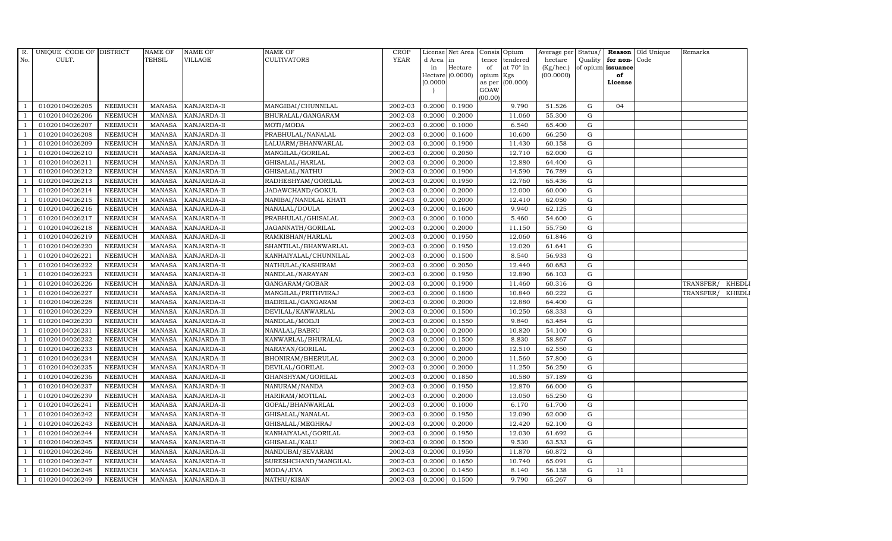| R. No. | UNIQUE CODE OF CULT. | DISTRICT | NAME OF TEHSIL | NAME OF VILLAGE | NAME OF CULTIVATORS | CROP YEAR | License d Area in Hectare (0.0000) | Net Area in Hectare (0.0000) | Consis tence of opium as per GOAW (00.00) | Opium tendered at 70° in Kgs (00.000) | Average per hectare (Kg/hec.) (00.0000) | Status/ Quality of opium | Reason for non-issuance of License | Old Unique Code | Remarks |
|---|---|---|---|---|---|---|---|---|---|---|---|---|---|---|---|
| 1 | 01020104026205 | NEEMUCH | MANASA | KANJARDA-II | MANGIBAI/CHUNNILAL | 2002-03 | 0.2000 | 0.1900 | | 9.790 | 51.526 | G | 04 | | |
| 1 | 01020104026206 | NEEMUCH | MANASA | KANJARDA-II | BHURALAL/GANGARAM | 2002-03 | 0.2000 | 0.2000 | | 11.060 | 55.300 | G | | | |
| 1 | 01020104026207 | NEEMUCH | MANASA | KANJARDA-II | MOTI/MODA | 2002-03 | 0.2000 | 0.1000 | | 6.540 | 65.400 | G | | | |
| 1 | 01020104026208 | NEEMUCH | MANASA | KANJARDA-II | PRABHULAL/NANALAL | 2002-03 | 0.2000 | 0.1600 | | 10.600 | 66.250 | G | | | |
| 1 | 01020104026209 | NEEMUCH | MANASA | KANJARDA-II | LALUARM/BHANWARLAL | 2002-03 | 0.2000 | 0.1900 | | 11.430 | 60.158 | G | | | |
| 1 | 01020104026210 | NEEMUCH | MANASA | KANJARDA-II | MANGILAL/GORILAL | 2002-03 | 0.2000 | 0.2050 | | 12.710 | 62.000 | G | | | |
| 1 | 01020104026211 | NEEMUCH | MANASA | KANJARDA-II | GHISALAL/HARLAL | 2002-03 | 0.2000 | 0.2000 | | 12.880 | 64.400 | G | | | |
| 1 | 01020104026212 | NEEMUCH | MANASA | KANJARDA-II | GHISALAL/NATHU | 2002-03 | 0.2000 | 0.1900 | | 14.590 | 76.789 | G | | | |
| 1 | 01020104026213 | NEEMUCH | MANASA | KANJARDA-II | RADHESHYAM/GORILAL | 2002-03 | 0.2000 | 0.1950 | | 12.760 | 65.436 | G | | | |
| 1 | 01020104026214 | NEEMUCH | MANASA | KANJARDA-II | JADAWCHAND/GOKUL | 2002-03 | 0.2000 | 0.2000 | | 12.000 | 60.000 | G | | | |
| 1 | 01020104026215 | NEEMUCH | MANASA | KANJARDA-II | NANIBAI/NANDLAL KHATI | 2002-03 | 0.2000 | 0.2000 | | 12.410 | 62.050 | G | | | |
| 1 | 01020104026216 | NEEMUCH | MANASA | KANJARDA-II | NANALAL/DOULA | 2002-03 | 0.2000 | 0.1600 | | 9.940 | 62.125 | G | | | |
| 1 | 01020104026217 | NEEMUCH | MANASA | KANJARDA-II | PRABHULAL/GHISALAL | 2002-03 | 0.2000 | 0.1000 | | 5.460 | 54.600 | G | | | |
| 1 | 01020104026218 | NEEMUCH | MANASA | KANJARDA-II | JAGANNATH/GORILAL | 2002-03 | 0.2000 | 0.2000 | | 11.150 | 55.750 | G | | | |
| 1 | 01020104026219 | NEEMUCH | MANASA | KANJARDA-II | RAMKISHAN/HARLAL | 2002-03 | 0.2000 | 0.1950 | | 12.060 | 61.846 | G | | | |
| 1 | 01020104026220 | NEEMUCH | MANASA | KANJARDA-II | SHANTILAL/BHANWARLAL | 2002-03 | 0.2000 | 0.1950 | | 12.020 | 61.641 | G | | | |
| 1 | 01020104026221 | NEEMUCH | MANASA | KANJARDA-II | KANHAIYALAL/CHUNNILAL | 2002-03 | 0.2000 | 0.1500 | | 8.540 | 56.933 | G | | | |
| 1 | 01020104026222 | NEEMUCH | MANASA | KANJARDA-II | NATHULAL/KASHIRAM | 2002-03 | 0.2000 | 0.2050 | | 12.440 | 60.683 | G | | | |
| 1 | 01020104026223 | NEEMUCH | MANASA | KANJARDA-II | NANDLAL/NARAYAN | 2002-03 | 0.2000 | 0.1950 | | 12.890 | 66.103 | G | | | |
| 1 | 01020104026226 | NEEMUCH | MANASA | KANJARDA-II | GANGARAM/GOBAR | 2002-03 | 0.2000 | 0.1900 | | 11.460 | 60.316 | G | | | TRANSFER/ KHEDLI |
| 1 | 01020104026227 | NEEMUCH | MANASA | KANJARDA-II | MANGILAL/PRITHVIRAJ | 2002-03 | 0.2000 | 0.1800 | | 10.840 | 60.222 | G | | | TRANSFER/ KHEDLI |
| 1 | 01020104026228 | NEEMUCH | MANASA | KANJARDA-II | BADRILAL/GANGARAM | 2002-03 | 0.2000 | 0.2000 | | 12.880 | 64.400 | G | | | |
| 1 | 01020104026229 | NEEMUCH | MANASA | KANJARDA-II | DEVILAL/KANWARLAL | 2002-03 | 0.2000 | 0.1500 | | 10.250 | 68.333 | G | | | |
| 1 | 01020104026230 | NEEMUCH | MANASA | KANJARDA-II | NANDLAL/MODJI | 2002-03 | 0.2000 | 0.1550 | | 9.840 | 63.484 | G | | | |
| 1 | 01020104026231 | NEEMUCH | MANASA | KANJARDA-II | NANALAL/BABRU | 2002-03 | 0.2000 | 0.2000 | | 10.820 | 54.100 | G | | | |
| 1 | 01020104026232 | NEEMUCH | MANASA | KANJARDA-II | KANWARLAL/BHURALAL | 2002-03 | 0.2000 | 0.1500 | | 8.830 | 58.867 | G | | | |
| 1 | 01020104026233 | NEEMUCH | MANASA | KANJARDA-II | NARAYAN/GORILAL | 2002-03 | 0.2000 | 0.2000 | | 12.510 | 62.550 | G | | | |
| 1 | 01020104026234 | NEEMUCH | MANASA | KANJARDA-II | BHONIRAM/BHERULAL | 2002-03 | 0.2000 | 0.2000 | | 11.560 | 57.800 | G | | | |
| 1 | 01020104026235 | NEEMUCH | MANASA | KANJARDA-II | DEVILAL/GORILAL | 2002-03 | 0.2000 | 0.2000 | | 11.250 | 56.250 | G | | | |
| 1 | 01020104026236 | NEEMUCH | MANASA | KANJARDA-II | GHANSHYAM/GORILAL | 2002-03 | 0.2000 | 0.1850 | | 10.580 | 57.189 | G | | | |
| 1 | 01020104026237 | NEEMUCH | MANASA | KANJARDA-II | NANURAM/NANDA | 2002-03 | 0.2000 | 0.1950 | | 12.870 | 66.000 | G | | | |
| 1 | 01020104026239 | NEEMUCH | MANASA | KANJARDA-II | HARIRAM/MOTILAL | 2002-03 | 0.2000 | 0.2000 | | 13.050 | 65.250 | G | | | |
| 1 | 01020104026241 | NEEMUCH | MANASA | KANJARDA-II | GOPAL/BHANWARLAL | 2002-03 | 0.2000 | 0.1000 | | 6.170 | 61.700 | G | | | |
| 1 | 01020104026242 | NEEMUCH | MANASA | KANJARDA-II | GHISALAL/NANALAL | 2002-03 | 0.2000 | 0.1950 | | 12.090 | 62.000 | G | | | |
| 1 | 01020104026243 | NEEMUCH | MANASA | KANJARDA-II | GHISALAL/MEGHRAJ | 2002-03 | 0.2000 | 0.2000 | | 12.420 | 62.100 | G | | | |
| 1 | 01020104026244 | NEEMUCH | MANASA | KANJARDA-II | KANHAIYALAL/GORILAL | 2002-03 | 0.2000 | 0.1950 | | 12.030 | 61.692 | G | | | |
| 1 | 01020104026245 | NEEMUCH | MANASA | KANJARDA-II | GHISALAL/KALU | 2002-03 | 0.2000 | 0.1500 | | 9.530 | 63.533 | G | | | |
| 1 | 01020104026246 | NEEMUCH | MANASA | KANJARDA-II | NANDUBAI/SEVARAM | 2002-03 | 0.2000 | 0.1950 | | 11.870 | 60.872 | G | | | |
| 1 | 01020104026247 | NEEMUCH | MANASA | KANJARDA-II | SURESHCHAND/MANGILAL | 2002-03 | 0.2000 | 0.1650 | | 10.740 | 65.091 | G | | | |
| 1 | 01020104026248 | NEEMUCH | MANASA | KANJARDA-II | MODA/JIVA | 2002-03 | 0.2000 | 0.1450 | | 8.140 | 56.138 | G | 11 | | |
| 1 | 01020104026249 | NEEMUCH | MANASA | KANJARDA-II | NATHU/KISAN | 2002-03 | 0.2000 | 0.1500 | | 9.790 | 65.267 | G | | | |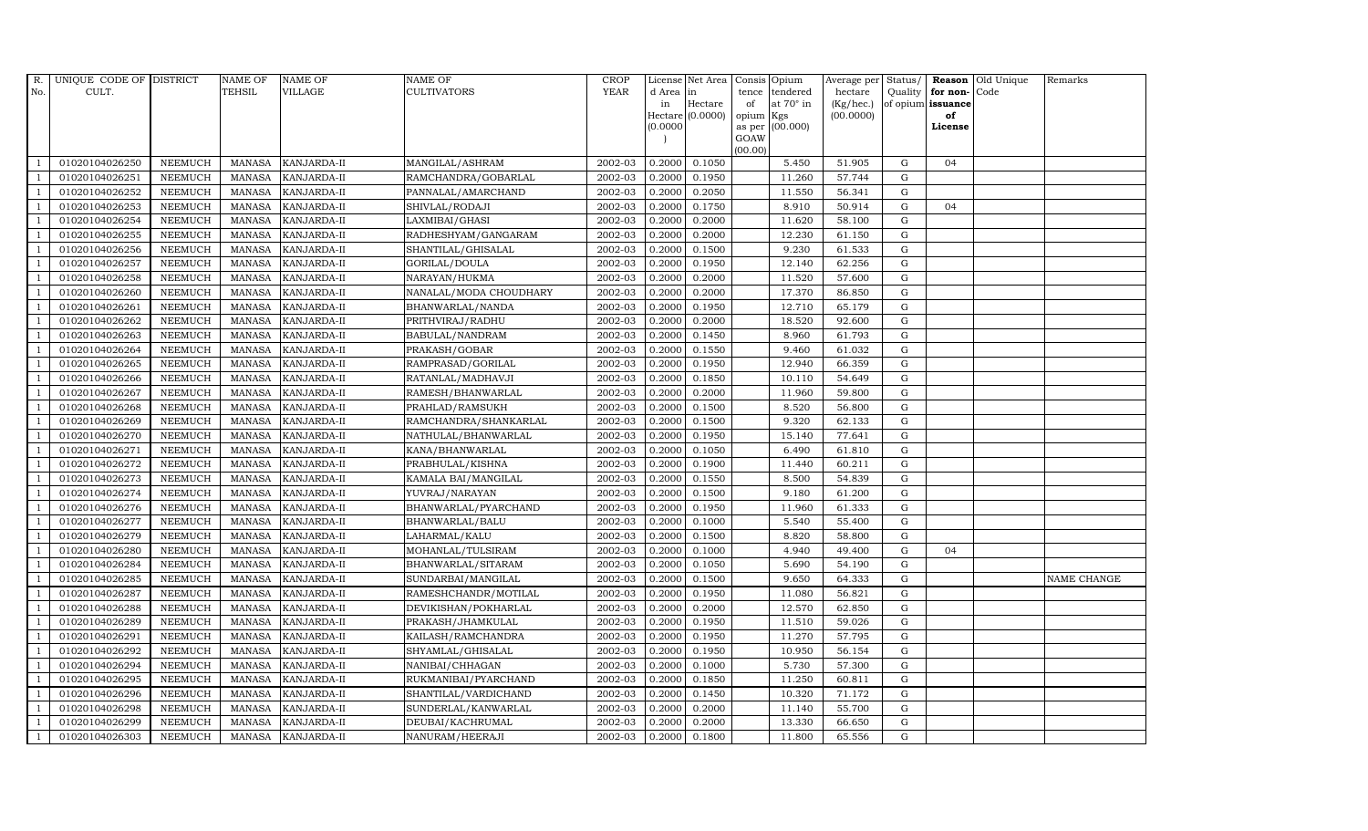| R. No. | UNIQUE CODE OF CULT. | DISTRICT | NAME OF TEHSIL | NAME OF VILLAGE | NAME OF CULTIVATORS | CROP YEAR | License d Area in Hectare (0.0000) | Net Area in Hectare (0.0000) | Consis tence of opium as per GOAW (00.00) | Opium tendered at 70° in Kgs (00.000) | Average per hectare (Kg/hec.) (00.0000) | Status/ Quality of opium | Reason for non-issuance of License | Old Unique Code | Remarks |
|---|---|---|---|---|---|---|---|---|---|---|---|---|---|---|---|
| 1 | 01020104026250 | NEEMUCH | MANASA | KANJARDA-II | MANGILAL/ASHRAM | 2002-03 | 0.2000 | 0.1050 | | 5.450 | 51.905 | G | 04 | | |
| 1 | 01020104026251 | NEEMUCH | MANASA | KANJARDA-II | RAMCHANDRA/GOBARLAL | 2002-03 | 0.2000 | 0.1950 | | 11.260 | 57.744 | G | | | |
| 1 | 01020104026252 | NEEMUCH | MANASA | KANJARDA-II | PANNALAL/AMARCHAND | 2002-03 | 0.2000 | 0.2050 | | 11.550 | 56.341 | G | | | |
| 1 | 01020104026253 | NEEMUCH | MANASA | KANJARDA-II | SHIVLAL/RODAJI | 2002-03 | 0.2000 | 0.1750 | | 8.910 | 50.914 | G | 04 | | |
| 1 | 01020104026254 | NEEMUCH | MANASA | KANJARDA-II | LAXMIBAI/GHASI | 2002-03 | 0.2000 | 0.2000 | | 11.620 | 58.100 | G | | | |
| 1 | 01020104026255 | NEEMUCH | MANASA | KANJARDA-II | RADHESHYAM/GANGARAM | 2002-03 | 0.2000 | 0.2000 | | 12.230 | 61.150 | G | | | |
| 1 | 01020104026256 | NEEMUCH | MANASA | KANJARDA-II | SHANTILAL/GHISALAL | 2002-03 | 0.2000 | 0.1500 | | 9.230 | 61.533 | G | | | |
| 1 | 01020104026257 | NEEMUCH | MANASA | KANJARDA-II | GORILAL/DOULA | 2002-03 | 0.2000 | 0.1950 | | 12.140 | 62.256 | G | | | |
| 1 | 01020104026258 | NEEMUCH | MANASA | KANJARDA-II | NARAYAN/HUKMA | 2002-03 | 0.2000 | 0.2000 | | 11.520 | 57.600 | G | | | |
| 1 | 01020104026260 | NEEMUCH | MANASA | KANJARDA-II | NANALAL/MODA CHOUDHARY | 2002-03 | 0.2000 | 0.2000 | | 17.370 | 86.850 | G | | | |
| 1 | 01020104026261 | NEEMUCH | MANASA | KANJARDA-II | BHANWARLAL/NANDA | 2002-03 | 0.2000 | 0.1950 | | 12.710 | 65.179 | G | | | |
| 1 | 01020104026262 | NEEMUCH | MANASA | KANJARDA-II | PRITHVIRAJ/RADHU | 2002-03 | 0.2000 | 0.2000 | | 18.520 | 92.600 | G | | | |
| 1 | 01020104026263 | NEEMUCH | MANASA | KANJARDA-II | BABULAL/NANDRAM | 2002-03 | 0.2000 | 0.1450 | | 8.960 | 61.793 | G | | | |
| 1 | 01020104026264 | NEEMUCH | MANASA | KANJARDA-II | PRAKASH/GOBAR | 2002-03 | 0.2000 | 0.1550 | | 9.460 | 61.032 | G | | | |
| 1 | 01020104026265 | NEEMUCH | MANASA | KANJARDA-II | RAMPRASAD/GORILAL | 2002-03 | 0.2000 | 0.1950 | | 12.940 | 66.359 | G | | | |
| 1 | 01020104026266 | NEEMUCH | MANASA | KANJARDA-II | RATANLAL/MADHAVJI | 2002-03 | 0.2000 | 0.1850 | | 10.110 | 54.649 | G | | | |
| 1 | 01020104026267 | NEEMUCH | MANASA | KANJARDA-II | RAMESH/BHANWARLAL | 2002-03 | 0.2000 | 0.2000 | | 11.960 | 59.800 | G | | | |
| 1 | 01020104026268 | NEEMUCH | MANASA | KANJARDA-II | PRAHLAD/RAMSUKH | 2002-03 | 0.2000 | 0.1500 | | 8.520 | 56.800 | G | | | |
| 1 | 01020104026269 | NEEMUCH | MANASA | KANJARDA-II | RAMCHANDRA/SHANKARLAL | 2002-03 | 0.2000 | 0.1500 | | 9.320 | 62.133 | G | | | |
| 1 | 01020104026270 | NEEMUCH | MANASA | KANJARDA-II | NATHULAL/BHANWARLAL | 2002-03 | 0.2000 | 0.1950 | | 15.140 | 77.641 | G | | | |
| 1 | 01020104026271 | NEEMUCH | MANASA | KANJARDA-II | KANA/BHANWARLAL | 2002-03 | 0.2000 | 0.1050 | | 6.490 | 61.810 | G | | | |
| 1 | 01020104026272 | NEEMUCH | MANASA | KANJARDA-II | PRABHULAL/KISHNA | 2002-03 | 0.2000 | 0.1900 | | 11.440 | 60.211 | G | | | |
| 1 | 01020104026273 | NEEMUCH | MANASA | KANJARDA-II | KAMALA BAI/MANGILAL | 2002-03 | 0.2000 | 0.1550 | | 8.500 | 54.839 | G | | | |
| 1 | 01020104026274 | NEEMUCH | MANASA | KANJARDA-II | YUVRAJ/NARAYAN | 2002-03 | 0.2000 | 0.1500 | | 9.180 | 61.200 | G | | | |
| 1 | 01020104026276 | NEEMUCH | MANASA | KANJARDA-II | BHANWARLAL/PYARCHAND | 2002-03 | 0.2000 | 0.1950 | | 11.960 | 61.333 | G | | | |
| 1 | 01020104026277 | NEEMUCH | MANASA | KANJARDA-II | BHANWARLAL/BALU | 2002-03 | 0.2000 | 0.1000 | | 5.540 | 55.400 | G | | | |
| 1 | 01020104026279 | NEEMUCH | MANASA | KANJARDA-II | LAHARMAL/KALU | 2002-03 | 0.2000 | 0.1500 | | 8.820 | 58.800 | G | | | |
| 1 | 01020104026280 | NEEMUCH | MANASA | KANJARDA-II | MOHANLAL/TULSIRAM | 2002-03 | 0.2000 | 0.1000 | | 4.940 | 49.400 | G | 04 | | |
| 1 | 01020104026284 | NEEMUCH | MANASA | KANJARDA-II | BHANWARLAL/SITARAM | 2002-03 | 0.2000 | 0.1050 | | 5.690 | 54.190 | G | | | |
| 1 | 01020104026285 | NEEMUCH | MANASA | KANJARDA-II | SUNDARBAI/MANGILAL | 2002-03 | 0.2000 | 0.1500 | | 9.650 | 64.333 | G | | | NAME CHANGE |
| 1 | 01020104026287 | NEEMUCH | MANASA | KANJARDA-II | RAMESHCHANDR/MOTILAL | 2002-03 | 0.2000 | 0.1950 | | 11.080 | 56.821 | G | | | |
| 1 | 01020104026288 | NEEMUCH | MANASA | KANJARDA-II | DEVIKISHAN/POKHARLAL | 2002-03 | 0.2000 | 0.2000 | | 12.570 | 62.850 | G | | | |
| 1 | 01020104026289 | NEEMUCH | MANASA | KANJARDA-II | PRAKASH/JHAMKULAL | 2002-03 | 0.2000 | 0.1950 | | 11.510 | 59.026 | G | | | |
| 1 | 01020104026291 | NEEMUCH | MANASA | KANJARDA-II | KAILASH/RAMCHANDRA | 2002-03 | 0.2000 | 0.1950 | | 11.270 | 57.795 | G | | | |
| 1 | 01020104026292 | NEEMUCH | MANASA | KANJARDA-II | SHYAMLAL/GHISALAL | 2002-03 | 0.2000 | 0.1950 | | 10.950 | 56.154 | G | | | |
| 1 | 01020104026294 | NEEMUCH | MANASA | KANJARDA-II | NANIBAI/CHHAGAN | 2002-03 | 0.2000 | 0.1000 | | 5.730 | 57.300 | G | | | |
| 1 | 01020104026295 | NEEMUCH | MANASA | KANJARDA-II | RUKMANIBAI/PYARCHAND | 2002-03 | 0.2000 | 0.1850 | | 11.250 | 60.811 | G | | | |
| 1 | 01020104026296 | NEEMUCH | MANASA | KANJARDA-II | SHANTILAL/VARDICHAND | 2002-03 | 0.2000 | 0.1450 | | 10.320 | 71.172 | G | | | |
| 1 | 01020104026298 | NEEMUCH | MANASA | KANJARDA-II | SUNDERLAL/KANWARLAL | 2002-03 | 0.2000 | 0.2000 | | 11.140 | 55.700 | G | | | |
| 1 | 01020104026299 | NEEMUCH | MANASA | KANJARDA-II | DEUBAI/KACHRUMAL | 2002-03 | 0.2000 | 0.2000 | | 13.330 | 66.650 | G | | | |
| 1 | 01020104026303 | NEEMUCH | MANASA | KANJARDA-II | NANURAM/HEERAJI | 2002-03 | 0.2000 | 0.1800 | | 11.800 | 65.556 | G | | | |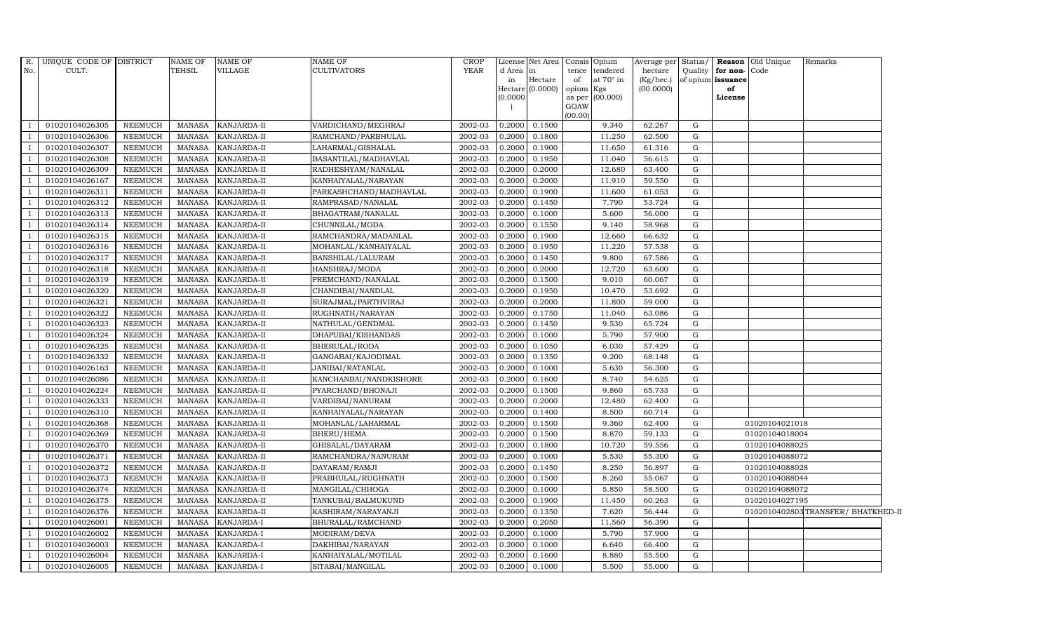| R. No. | UNIQUE CODE OF CULT. | DISTRICT | NAME OF TEHSIL | NAME OF VILLAGE | NAME OF CULTIVATORS | CROP YEAR | License d Area in Hectare (0.0000) | Net Area in Hectare (0.0000) | Consis tence of opium as per GOAW (00.00) | Opium tendered at 70° in Kgs (00.000) | Average per hectare (Kg/hec.) (00.0000) | Status/ Quality of opium | Reason for non- issuance of License | Old Unique Code | Remarks |
|---|---|---|---|---|---|---|---|---|---|---|---|---|---|---|---|
| 1 | 01020104026305 | NEEMUCH | MANASA | KANJARDA-II | VARDICHAND/MEGHRAJ | 2002-03 | 0.2000 | 0.1500 | | 9.340 | 62.267 | G | | | |
| 1 | 01020104026306 | NEEMUCH | MANASA | KANJARDA-II | RAMCHAND/PARBHULAL | 2002-03 | 0.2000 | 0.1800 | | 11.250 | 62.500 | G | | | |
| 1 | 01020104026307 | NEEMUCH | MANASA | KANJARDA-II | LAHARMAL/GISHALAL | 2002-03 | 0.2000 | 0.1900 | | 11.650 | 61.316 | G | | | |
| 1 | 01020104026308 | NEEMUCH | MANASA | KANJARDA-II | BASANTILAL/MADHAVLAL | 2002-03 | 0.2000 | 0.1950 | | 11.040 | 56.615 | G | | | |
| 1 | 01020104026309 | NEEMUCH | MANASA | KANJARDA-II | RADHESHYAM/NANALAL | 2002-03 | 0.2000 | 0.2000 | | 12.680 | 63.400 | G | | | |
| 1 | 01020104026167 | NEEMUCH | MANASA | KANJARDA-II | KANHAIYALAL/NARAYAN | 2002-03 | 0.2000 | 0.2000 | | 11.910 | 59.550 | G | | | |
| 1 | 01020104026311 | NEEMUCH | MANASA | KANJARDA-II | PARKASHCHAND/MADHAVLAL | 2002-03 | 0.2000 | 0.1900 | | 11.600 | 61.053 | G | | | |
| 1 | 01020104026312 | NEEMUCH | MANASA | KANJARDA-II | RAMPRASAD/NANALAL | 2002-03 | 0.2000 | 0.1450 | | 7.790 | 53.724 | G | | | |
| 1 | 01020104026313 | NEEMUCH | MANASA | KANJARDA-II | BHAGATRAM/NANALAL | 2002-03 | 0.2000 | 0.1000 | | 5.600 | 56.000 | G | | | |
| 1 | 01020104026314 | NEEMUCH | MANASA | KANJARDA-II | CHUNNILAL/MODA | 2002-03 | 0.2000 | 0.1550 | | 9.140 | 58.968 | G | | | |
| 1 | 01020104026315 | NEEMUCH | MANASA | KANJARDA-II | RAMCHANDRA/MADANLAL | 2002-03 | 0.2000 | 0.1900 | | 12.660 | 66.632 | G | | | |
| 1 | 01020104026316 | NEEMUCH | MANASA | KANJARDA-II | MOHANLAL/KANHAIYALAL | 2002-03 | 0.2000 | 0.1950 | | 11.220 | 57.538 | G | | | |
| 1 | 01020104026317 | NEEMUCH | MANASA | KANJARDA-II | BANSHILAL/LALURAM | 2002-03 | 0.2000 | 0.1450 | | 9.800 | 67.586 | G | | | |
| 1 | 01020104026318 | NEEMUCH | MANASA | KANJARDA-II | HANSHRAJ/MODA | 2002-03 | 0.2000 | 0.2000 | | 12.720 | 63.600 | G | | | |
| 1 | 01020104026319 | NEEMUCH | MANASA | KANJARDA-II | PREMCHAND/NANALAL | 2002-03 | 0.2000 | 0.1500 | | 9.010 | 60.067 | G | | | |
| 1 | 01020104026320 | NEEMUCH | MANASA | KANJARDA-II | CHANDIBAI/NANDLAL | 2002-03 | 0.2000 | 0.1950 | | 10.470 | 53.692 | G | | | |
| 1 | 01020104026321 | NEEMUCH | MANASA | KANJARDA-II | SURAJMAL/PARTHVIRAJ | 2002-03 | 0.2000 | 0.2000 | | 11.800 | 59.000 | G | | | |
| 1 | 01020104026322 | NEEMUCH | MANASA | KANJARDA-II | RUGHNATH/NARAYAN | 2002-03 | 0.2000 | 0.1750 | | 11.040 | 63.086 | G | | | |
| 1 | 01020104026323 | NEEMUCH | MANASA | KANJARDA-II | NATHULAL/GENDMAL | 2002-03 | 0.2000 | 0.1450 | | 9.530 | 65.724 | G | | | |
| 1 | 01020104026324 | NEEMUCH | MANASA | KANJARDA-II | DHAPUBAI/KISHANDAS | 2002-03 | 0.2000 | 0.1000 | | 5.790 | 57.900 | G | | | |
| 1 | 01020104026325 | NEEMUCH | MANASA | KANJARDA-II | BHERULAL/RODA | 2002-03 | 0.2000 | 0.1050 | | 6.030 | 57.429 | G | | | |
| 1 | 01020104026332 | NEEMUCH | MANASA | KANJARDA-II | GANGABAI/KAJODIMAL | 2002-03 | 0.2000 | 0.1350 | | 9.200 | 68.148 | G | | | |
| 1 | 01020104026163 | NEEMUCH | MANASA | KANJARDA-II | JANIBAI/RATANLAL | 2002-03 | 0.2000 | 0.1000 | | 5.630 | 56.300 | G | | | |
| 1 | 01020104026086 | NEEMUCH | MANASA | KANJARDA-II | KANCHANBAI/NANDKISHORE | 2002-03 | 0.2000 | 0.1600 | | 8.740 | 54.625 | G | | | |
| 1 | 01020104026224 | NEEMUCH | MANASA | KANJARDA-II | PYARCHAND/BHONAJI | 2002-03 | 0.2000 | 0.1500 | | 9.860 | 65.733 | G | | | |
| 1 | 01020104026333 | NEEMUCH | MANASA | KANJARDA-II | VARDIBAI/NANURAM | 2002-03 | 0.2000 | 0.2000 | | 12.480 | 62.400 | G | | | |
| 1 | 01020104026310 | NEEMUCH | MANASA | KANJARDA-II | KANHAIYALAL/NARAYAN | 2002-03 | 0.2000 | 0.1400 | | 8.500 | 60.714 | G | | | |
| 1 | 01020104026368 | NEEMUCH | MANASA | KANJARDA-II | MOHANLAL/LAHARMAL | 2002-03 | 0.2000 | 0.1500 | | 9.360 | 62.400 | G | | 01020104021018 | |
| 1 | 01020104026369 | NEEMUCH | MANASA | KANJARDA-II | BHERU/HEMA | 2002-03 | 0.2000 | 0.1500 | | 8.870 | 59.133 | G | | 01020104018004 | |
| 1 | 01020104026370 | NEEMUCH | MANASA | KANJARDA-II | GHISALAL/DAYARAM | 2002-03 | 0.2000 | 0.1800 | | 10.720 | 59.556 | G | | 01020104088025 | |
| 1 | 01020104026371 | NEEMUCH | MANASA | KANJARDA-II | RAMCHANDRA/NANURAM | 2002-03 | 0.2000 | 0.1000 | | 5.530 | 55.300 | G | | 01020104088072 | |
| 1 | 01020104026372 | NEEMUCH | MANASA | KANJARDA-II | DAYARAM/RAMJI | 2002-03 | 0.2000 | 0.1450 | | 8.250 | 56.897 | G | | 01020104088028 | |
| 1 | 01020104026373 | NEEMUCH | MANASA | KANJARDA-II | PRABHULAL/RUGHNATH | 2002-03 | 0.2000 | 0.1500 | | 8.260 | 55.067 | G | | 01020104088044 | |
| 1 | 01020104026374 | NEEMUCH | MANASA | KANJARDA-II | MANGILAL/CHHOGA | 2002-03 | 0.2000 | 0.1000 | | 5.850 | 58.500 | G | | 01020104088072 | |
| 1 | 01020104026375 | NEEMUCH | MANASA | KANJARDA-II | TANKUBAI/BALMUKUND | 2002-03 | 0.2000 | 0.1900 | | 11.450 | 60.263 | G | | 01020104027195 | |
| 1 | 01020104026376 | NEEMUCH | MANASA | KANJARDA-II | KASHIRAM/NARAYANJI | 2002-03 | 0.2000 | 0.1350 | | 7.620 | 56.444 | G | | 01020104028003 | TRANSFER/ BHATKHED-II |
| 1 | 01020104026001 | NEEMUCH | MANASA | KANJARDA-I | BHURALAL/RAMCHAND | 2002-03 | 0.2000 | 0.2050 | | 11.560 | 56.390 | G | | | |
| 1 | 01020104026002 | NEEMUCH | MANASA | KANJARDA-I | MODIRAM/DEVA | 2002-03 | 0.2000 | 0.1000 | | 5.790 | 57.900 | G | | | |
| 1 | 01020104026003 | NEEMUCH | MANASA | KANJARDA-I | DAKHIBAI/NARAYAN | 2002-03 | 0.2000 | 0.1000 | | 6.640 | 66.400 | G | | | |
| 1 | 01020104026004 | NEEMUCH | MANASA | KANJARDA-I | KANHAIYALAL/MOTILAL | 2002-03 | 0.2000 | 0.1600 | | 8.880 | 55.500 | G | | | |
| 1 | 01020104026005 | NEEMUCH | MANASA | KANJARDA-I | SITABAI/MANGILAL | 2002-03 | 0.2000 | 0.1000 | | 5.500 | 55.000 | G | | | |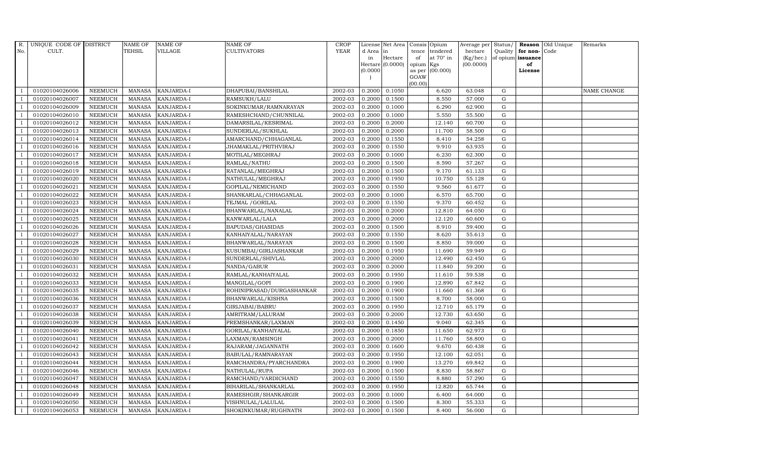| R. No. | UNIQUE CODE OF CULT. | DISTRICT | NAME OF TEHSIL | NAME OF VILLAGE | NAME OF CULTIVATORS | CROP YEAR | License d Area in Hectare (0.0000) | Net Area in Hectare (0.0000) | Consis tence of opium as per GOAW (00.00) | Opium tendered at 70° in Kgs (00.000) | Average per hectare (Kg/hec.) (00.0000) | Status/ Quality of opium | Reason for non- issuance of License | Old Unique Code | Remarks |
|---|---|---|---|---|---|---|---|---|---|---|---|---|---|---|---|
| 1 | 01020104026006 | NEEMUCH | MANASA | KANJARDA-I | DHAPUBAI/BANSHILAL | 2002-03 | 0.2000 | 0.1050 | | 6.620 | 63.048 | G | | | NAME CHANGE |
| 1 | 01020104026007 | NEEMUCH | MANASA | KANJARDA-I | RAMSUKH/LALU | 2002-03 | 0.2000 | 0.1500 | | 8.550 | 57.000 | G | | | |
| 1 | 01020104026009 | NEEMUCH | MANASA | KANJARDA-I | SOKINKUMAR/RAMNARAYAN | 2002-03 | 0.2000 | 0.1000 | | 6.290 | 62.900 | G | | | |
| 1 | 01020104026010 | NEEMUCH | MANASA | KANJARDA-I | RAMESHCHAND/CHUNNILAL | 2002-03 | 0.2000 | 0.1000 | | 5.550 | 55.500 | G | | | |
| 1 | 01020104026012 | NEEMUCH | MANASA | KANJARDA-I | DAMARSILAL/KESRIMAL | 2002-03 | 0.2000 | 0.2000 | | 12.140 | 60.700 | G | | | |
| 1 | 01020104026013 | NEEMUCH | MANASA | KANJARDA-I | SUNDERLAL/SUKHLAL | 2002-03 | 0.2000 | 0.2000 | | 11.700 | 58.500 | G | | | |
| 1 | 01020104026014 | NEEMUCH | MANASA | KANJARDA-I | AMARCHAND/CHHAGANLAL | 2002-03 | 0.2000 | 0.1550 | | 8.410 | 54.258 | G | | | |
| 1 | 01020104026016 | NEEMUCH | MANASA | KANJARDA-I | JHAMAKLAL/PRITHVIRAJ | 2002-03 | 0.2000 | 0.1550 | | 9.910 | 63.935 | G | | | |
| 1 | 01020104026017 | NEEMUCH | MANASA | KANJARDA-I | MOTILAL/MEGHRAJ | 2002-03 | 0.2000 | 0.1000 | | 6.230 | 62.300 | G | | | |
| 1 | 01020104026018 | NEEMUCH | MANASA | KANJARDA-I | RAMLAL/NATHU | 2002-03 | 0.2000 | 0.1500 | | 8.590 | 57.267 | G | | | |
| 1 | 01020104026019 | NEEMUCH | MANASA | KANJARDA-I | RATANLAL/MEGHRAJ | 2002-03 | 0.2000 | 0.1500 | | 9.170 | 61.133 | G | | | |
| 1 | 01020104026020 | NEEMUCH | MANASA | KANJARDA-I | NATHULAL/MEGHRAJ | 2002-03 | 0.2000 | 0.1950 | | 10.750 | 55.128 | G | | | |
| 1 | 01020104026021 | NEEMUCH | MANASA | KANJARDA-I | GOPILAL/NEMICHAND | 2002-03 | 0.2000 | 0.1550 | | 9.560 | 61.677 | G | | | |
| 1 | 01020104026022 | NEEMUCH | MANASA | KANJARDA-I | SHANKARLAL/CHHAGANLAL | 2002-03 | 0.2000 | 0.1000 | | 6.570 | 65.700 | G | | | |
| 1 | 01020104026023 | NEEMUCH | MANASA | KANJARDA-I | TEJMAL /GORILAL | 2002-03 | 0.2000 | 0.1550 | | 9.370 | 60.452 | G | | | |
| 1 | 01020104026024 | NEEMUCH | MANASA | KANJARDA-I | BHANWARLAL/NANALAL | 2002-03 | 0.2000 | 0.2000 | | 12.810 | 64.050 | G | | | |
| 1 | 01020104026025 | NEEMUCH | MANASA | KANJARDA-I | KANWARLAL/LALA | 2002-03 | 0.2000 | 0.2000 | | 12.120 | 60.600 | G | | | |
| 1 | 01020104026026 | NEEMUCH | MANASA | KANJARDA-I | BAPUDAS/GHASIDAS | 2002-03 | 0.2000 | 0.1500 | | 8.910 | 59.400 | G | | | |
| 1 | 01020104026027 | NEEMUCH | MANASA | KANJARDA-I | KANHAIYALAL/NARAYAN | 2002-03 | 0.2000 | 0.1550 | | 8.620 | 55.613 | G | | | |
| 1 | 01020104026028 | NEEMUCH | MANASA | KANJARDA-I | BHANWARLAL/NARAYAN | 2002-03 | 0.2000 | 0.1500 | | 8.850 | 59.000 | G | | | |
| 1 | 01020104026029 | NEEMUCH | MANASA | KANJARDA-I | KUSUMBAI/GIRIJASHANKAR | 2002-03 | 0.2000 | 0.1950 | | 11.690 | 59.949 | G | | | |
| 1 | 01020104026030 | NEEMUCH | MANASA | KANJARDA-I | SUNDERLAL/SHIVLAL | 2002-03 | 0.2000 | 0.2000 | | 12.490 | 62.450 | G | | | |
| 1 | 01020104026031 | NEEMUCH | MANASA | KANJARDA-I | NANDA/GABUR | 2002-03 | 0.2000 | 0.2000 | | 11.840 | 59.200 | G | | | |
| 1 | 01020104026032 | NEEMUCH | MANASA | KANJARDA-I | RAMLAL/KANHAIYALAL | 2002-03 | 0.2000 | 0.1950 | | 11.610 | 59.538 | G | | | |
| 1 | 01020104026033 | NEEMUCH | MANASA | KANJARDA-I | MANGILAL/GOPI | 2002-03 | 0.2000 | 0.1900 | | 12.890 | 67.842 | G | | | |
| 1 | 01020104026035 | NEEMUCH | MANASA | KANJARDA-I | ROHINIPRASAD/DURGASHANKAR | 2002-03 | 0.2000 | 0.1900 | | 11.660 | 61.368 | G | | | |
| 1 | 01020104026036 | NEEMUCH | MANASA | KANJARDA-I | BHANWARLAL/KISHNA | 2002-03 | 0.2000 | 0.1500 | | 8.700 | 58.000 | G | | | |
| 1 | 01020104026037 | NEEMUCH | MANASA | KANJARDA-I | GIRIJABAI/BABRU | 2002-03 | 0.2000 | 0.1950 | | 12.710 | 65.179 | G | | | |
| 1 | 01020104026038 | NEEMUCH | MANASA | KANJARDA-I | AMRITRAM/LALURAM | 2002-03 | 0.2000 | 0.2000 | | 12.730 | 63.650 | G | | | |
| 1 | 01020104026039 | NEEMUCH | MANASA | KANJARDA-I | PREMSHANKAR/LAXMAN | 2002-03 | 0.2000 | 0.1450 | | 9.040 | 62.345 | G | | | |
| 1 | 01020104026040 | NEEMUCH | MANASA | KANJARDA-I | GORILAL/KANHAIYALAL | 2002-03 | 0.2000 | 0.1850 | | 11.650 | 62.973 | G | | | |
| 1 | 01020104026041 | NEEMUCH | MANASA | KANJARDA-I | LAXMAN/RAMSINGH | 2002-03 | 0.2000 | 0.2000 | | 11.760 | 58.800 | G | | | |
| 1 | 01020104026042 | NEEMUCH | MANASA | KANJARDA-I | RAJARAM/JAGANNATH | 2002-03 | 0.2000 | 0.1600 | | 9.670 | 60.438 | G | | | |
| 1 | 01020104026043 | NEEMUCH | MANASA | KANJARDA-I | BABULAL/RAMNARAYAN | 2002-03 | 0.2000 | 0.1950 | | 12.100 | 62.051 | G | | | |
| 1 | 01020104026044 | NEEMUCH | MANASA | KANJARDA-I | RAMCHANDRA/PYARCHANDRA | 2002-03 | 0.2000 | 0.1900 | | 13.270 | 69.842 | G | | | |
| 1 | 01020104026046 | NEEMUCH | MANASA | KANJARDA-I | NATHULAL/RUPA | 2002-03 | 0.2000 | 0.1500 | | 8.830 | 58.867 | G | | | |
| 1 | 01020104026047 | NEEMUCH | MANASA | KANJARDA-I | RAMCHAND/VARDICHAND | 2002-03 | 0.2000 | 0.1550 | | 8.880 | 57.290 | G | | | |
| 1 | 01020104026048 | NEEMUCH | MANASA | KANJARDA-I | BIHARILAL/SHANKARLAL | 2002-03 | 0.2000 | 0.1950 | | 12.820 | 65.744 | G | | | |
| 1 | 01020104026049 | NEEMUCH | MANASA | KANJARDA-I | RAMESHGIR/SHANKARGIR | 2002-03 | 0.2000 | 0.1000 | | 6.400 | 64.000 | G | | | |
| 1 | 01020104026050 | NEEMUCH | MANASA | KANJARDA-I | VISHNULAL/LALULAL | 2002-03 | 0.2000 | 0.1500 | | 8.300 | 55.333 | G | | | |
| 1 | 01020104026053 | NEEMUCH | MANASA | KANJARDA-I | SHOKINKUMAR/RUGHNATH | 2002-03 | 0.2000 | 0.1500 | | 8.400 | 56.000 | G | | | |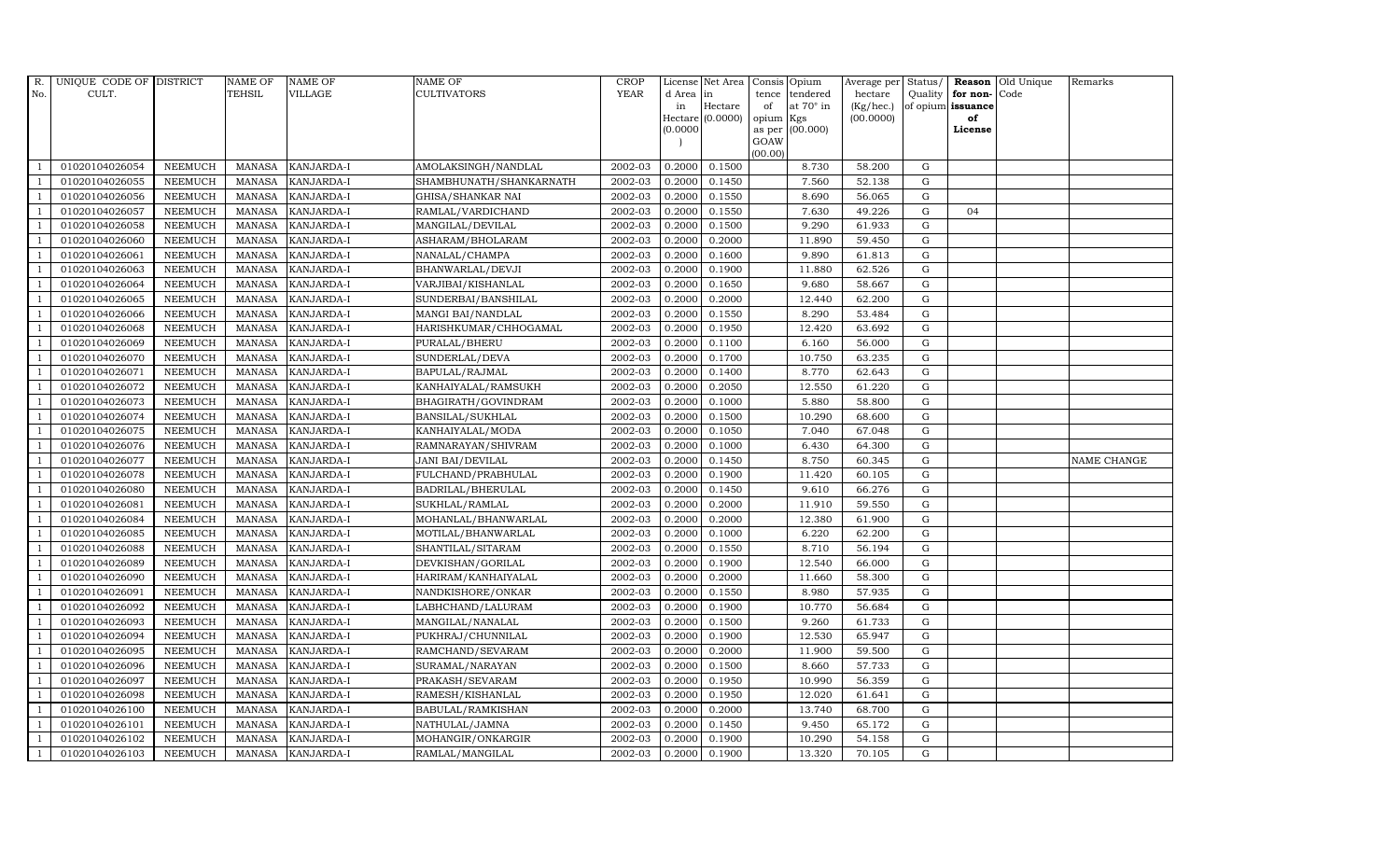| R. No. | UNIQUE CODE OF CULT. | DISTRICT | NAME OF TEHSIL | NAME OF VILLAGE | NAME OF CULTIVATORS | CROP YEAR | License d Area in Hectare (0.0000) | Net Area in Hectare (0.0000) | Consis tence of opium as per GOAW (00.00) | Opium tendered at 70° in Kgs (00.000) | Average per hectare (Kg/hec.) (00.0000) | Status/ Quality of opium | Reason for non-issuance of License | Old Unique Code | Remarks |
|---|---|---|---|---|---|---|---|---|---|---|---|---|---|---|---|
| 1 | 01020104026054 | NEEMUCH | MANASA | KANJARDA-I | AMOLAKSINGH/NANDLAL | 2002-03 | 0.2000 | 0.1500 | | 8.730 | 58.200 | G | | | |
| 1 | 01020104026055 | NEEMUCH | MANASA | KANJARDA-I | SHAMBHUNATH/SHANKARNATH | 2002-03 | 0.2000 | 0.1450 | | 7.560 | 52.138 | G | | | |
| 1 | 01020104026056 | NEEMUCH | MANASA | KANJARDA-I | GHISA/SHANKAR NAI | 2002-03 | 0.2000 | 0.1550 | | 8.690 | 56.065 | G | | | |
| 1 | 01020104026057 | NEEMUCH | MANASA | KANJARDA-I | RAMLAL/VARDICHAND | 2002-03 | 0.2000 | 0.1550 | | 7.630 | 49.226 | G | 04 | | |
| 1 | 01020104026058 | NEEMUCH | MANASA | KANJARDA-I | MANGILAL/DEVILAL | 2002-03 | 0.2000 | 0.1500 | | 9.290 | 61.933 | G | | | |
| 1 | 01020104026060 | NEEMUCH | MANASA | KANJARDA-I | ASHARAM/BHOLARAM | 2002-03 | 0.2000 | 0.2000 | | 11.890 | 59.450 | G | | | |
| 1 | 01020104026061 | NEEMUCH | MANASA | KANJARDA-I | NANALAL/CHAMPA | 2002-03 | 0.2000 | 0.1600 | | 9.890 | 61.813 | G | | | |
| 1 | 01020104026063 | NEEMUCH | MANASA | KANJARDA-I | BHANWARLAL/DEVJI | 2002-03 | 0.2000 | 0.1900 | | 11.880 | 62.526 | G | | | |
| 1 | 01020104026064 | NEEMUCH | MANASA | KANJARDA-I | VARJIBAI/KISHANLAL | 2002-03 | 0.2000 | 0.1650 | | 9.680 | 58.667 | G | | | |
| 1 | 01020104026065 | NEEMUCH | MANASA | KANJARDA-I | SUNDERBAI/BANSHILAL | 2002-03 | 0.2000 | 0.2000 | | 12.440 | 62.200 | G | | | |
| 1 | 01020104026066 | NEEMUCH | MANASA | KANJARDA-I | MANGI BAI/NANDLAL | 2002-03 | 0.2000 | 0.1550 | | 8.290 | 53.484 | G | | | |
| 1 | 01020104026068 | NEEMUCH | MANASA | KANJARDA-I | HARISHKUMAR/CHHOGAMAL | 2002-03 | 0.2000 | 0.1950 | | 12.420 | 63.692 | G | | | |
| 1 | 01020104026069 | NEEMUCH | MANASA | KANJARDA-I | PURALAL/BHERU | 2002-03 | 0.2000 | 0.1100 | | 6.160 | 56.000 | G | | | |
| 1 | 01020104026070 | NEEMUCH | MANASA | KANJARDA-I | SUNDERLAL/DEVA | 2002-03 | 0.2000 | 0.1700 | | 10.750 | 63.235 | G | | | |
| 1 | 01020104026071 | NEEMUCH | MANASA | KANJARDA-I | BAPULAL/RAJMAL | 2002-03 | 0.2000 | 0.1400 | | 8.770 | 62.643 | G | | | |
| 1 | 01020104026072 | NEEMUCH | MANASA | KANJARDA-I | KANHAIYALAL/RAMSUKH | 2002-03 | 0.2000 | 0.2050 | | 12.550 | 61.220 | G | | | |
| 1 | 01020104026073 | NEEMUCH | MANASA | KANJARDA-I | BHAGIRATH/GOVINDRAM | 2002-03 | 0.2000 | 0.1000 | | 5.880 | 58.800 | G | | | |
| 1 | 01020104026074 | NEEMUCH | MANASA | KANJARDA-I | BANSILAL/SUKHLAL | 2002-03 | 0.2000 | 0.1500 | | 10.290 | 68.600 | G | | | |
| 1 | 01020104026075 | NEEMUCH | MANASA | KANJARDA-I | KANHAIYALAL/MODA | 2002-03 | 0.2000 | 0.1050 | | 7.040 | 67.048 | G | | | |
| 1 | 01020104026076 | NEEMUCH | MANASA | KANJARDA-I | RAMNARAYAN/SHIVRAM | 2002-03 | 0.2000 | 0.1000 | | 6.430 | 64.300 | G | | | |
| 1 | 01020104026077 | NEEMUCH | MANASA | KANJARDA-I | JANI BAI/DEVILAL | 2002-03 | 0.2000 | 0.1450 | | 8.750 | 60.345 | G | | | NAME CHANGE |
| 1 | 01020104026078 | NEEMUCH | MANASA | KANJARDA-I | FULCHAND/PRABHULAL | 2002-03 | 0.2000 | 0.1900 | | 11.420 | 60.105 | G | | | |
| 1 | 01020104026080 | NEEMUCH | MANASA | KANJARDA-I | BADRILAL/BHERULAL | 2002-03 | 0.2000 | 0.1450 | | 9.610 | 66.276 | G | | | |
| 1 | 01020104026081 | NEEMUCH | MANASA | KANJARDA-I | SUKHLAL/RAMLAL | 2002-03 | 0.2000 | 0.2000 | | 11.910 | 59.550 | G | | | |
| 1 | 01020104026084 | NEEMUCH | MANASA | KANJARDA-I | MOHANLAL/BHANWARLAL | 2002-03 | 0.2000 | 0.2000 | | 12.380 | 61.900 | G | | | |
| 1 | 01020104026085 | NEEMUCH | MANASA | KANJARDA-I | MOTILAL/BHANWARLAL | 2002-03 | 0.2000 | 0.1000 | | 6.220 | 62.200 | G | | | |
| 1 | 01020104026088 | NEEMUCH | MANASA | KANJARDA-I | SHANTILAL/SITARAM | 2002-03 | 0.2000 | 0.1550 | | 8.710 | 56.194 | G | | | |
| 1 | 01020104026089 | NEEMUCH | MANASA | KANJARDA-I | DEVKISHAN/GORILAL | 2002-03 | 0.2000 | 0.1900 | | 12.540 | 66.000 | G | | | |
| 1 | 01020104026090 | NEEMUCH | MANASA | KANJARDA-I | HARIRAM/KANHAIYALAL | 2002-03 | 0.2000 | 0.2000 | | 11.660 | 58.300 | G | | | |
| 1 | 01020104026091 | NEEMUCH | MANASA | KANJARDA-I | NANDKISHORE/ONKAR | 2002-03 | 0.2000 | 0.1550 | | 8.980 | 57.935 | G | | | |
| 1 | 01020104026092 | NEEMUCH | MANASA | KANJARDA-I | LABHCHAND/LALURAM | 2002-03 | 0.2000 | 0.1900 | | 10.770 | 56.684 | G | | | |
| 1 | 01020104026093 | NEEMUCH | MANASA | KANJARDA-I | MANGILAL/NANALAL | 2002-03 | 0.2000 | 0.1500 | | 9.260 | 61.733 | G | | | |
| 1 | 01020104026094 | NEEMUCH | MANASA | KANJARDA-I | PUKHRAJ/CHUNNILAL | 2002-03 | 0.2000 | 0.1900 | | 12.530 | 65.947 | G | | | |
| 1 | 01020104026095 | NEEMUCH | MANASA | KANJARDA-I | RAMCHAND/SEVARAM | 2002-03 | 0.2000 | 0.2000 | | 11.900 | 59.500 | G | | | |
| 1 | 01020104026096 | NEEMUCH | MANASA | KANJARDA-I | SURAMAL/NARAYAN | 2002-03 | 0.2000 | 0.1500 | | 8.660 | 57.733 | G | | | |
| 1 | 01020104026097 | NEEMUCH | MANASA | KANJARDA-I | PRAKASH/SEVARAM | 2002-03 | 0.2000 | 0.1950 | | 10.990 | 56.359 | G | | | |
| 1 | 01020104026098 | NEEMUCH | MANASA | KANJARDA-I | RAMESH/KISHANLAL | 2002-03 | 0.2000 | 0.1950 | | 12.020 | 61.641 | G | | | |
| 1 | 01020104026100 | NEEMUCH | MANASA | KANJARDA-I | BABULAL/RAMKISHAN | 2002-03 | 0.2000 | 0.2000 | | 13.740 | 68.700 | G | | | |
| 1 | 01020104026101 | NEEMUCH | MANASA | KANJARDA-I | NATHULAL/JAMNA | 2002-03 | 0.2000 | 0.1450 | | 9.450 | 65.172 | G | | | |
| 1 | 01020104026102 | NEEMUCH | MANASA | KANJARDA-I | MOHANGIR/ONKARGIR | 2002-03 | 0.2000 | 0.1900 | | 10.290 | 54.158 | G | | | |
| 1 | 01020104026103 | NEEMUCH | MANASA | KANJARDA-I | RAMLAL/MANGILAL | 2002-03 | 0.2000 | 0.1900 | | 13.320 | 70.105 | G | | | |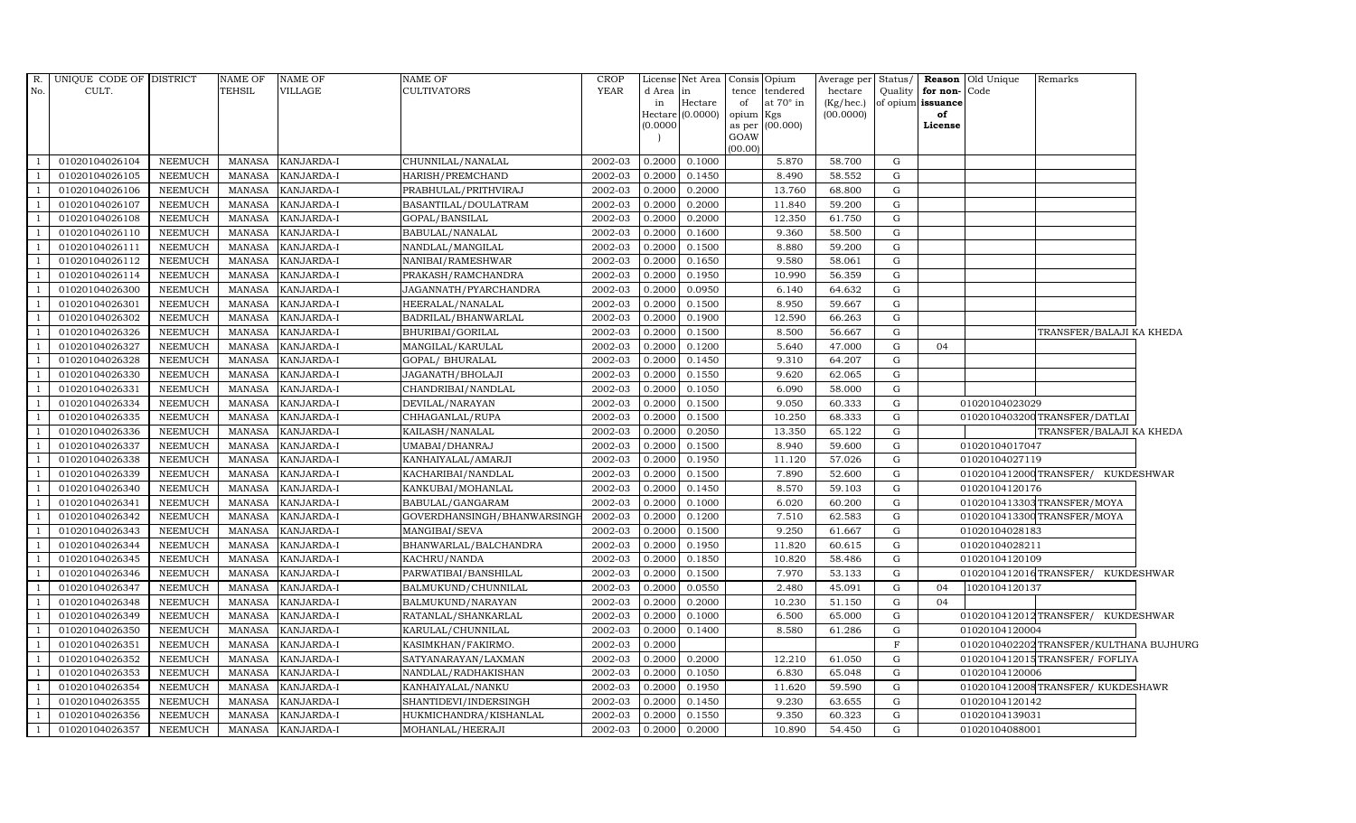| R. No. | UNIQUE CODE OF CULT. | DISTRICT | NAME OF TEHSIL | NAME OF VILLAGE | NAME OF CULTIVATORS | CROP YEAR | License d Area in Hectare (0.0000) | Net Area in Hectare (0.0000) | Consis tence of opium as per GOAW (00.00) | Opium tendered at 70° in Kgs (00.000) | Average per hectare (Kg/hec.) (00.0000) | Status/ Quality of opium | Reason for non-issuance of License | Old Unique Code | Remarks |
|---|---|---|---|---|---|---|---|---|---|---|---|---|---|---|---|
| 1 | 01020104026104 | NEEMUCH | MANASA | KANJARDA-I | CHUNNILAL/NANALAL | 2002-03 | 0.2000 | 0.1000 | | 5.870 | 58.700 | G | | | |
| 1 | 01020104026105 | NEEMUCH | MANASA | KANJARDA-I | HARISH/PREMCHAND | 2002-03 | 0.2000 | 0.1450 | | 8.490 | 58.552 | G | | | |
| 1 | 01020104026106 | NEEMUCH | MANASA | KANJARDA-I | PRABHULAL/PRITHVIRAJ | 2002-03 | 0.2000 | 0.2000 | | 13.760 | 68.800 | G | | | |
| 1 | 01020104026107 | NEEMUCH | MANASA | KANJARDA-I | BASANTILAL/DOULATRAM | 2002-03 | 0.2000 | 0.2000 | | 11.840 | 59.200 | G | | | |
| 1 | 01020104026108 | NEEMUCH | MANASA | KANJARDA-I | GOPAL/BANSILAL | 2002-03 | 0.2000 | 0.2000 | | 12.350 | 61.750 | G | | | |
| 1 | 01020104026110 | NEEMUCH | MANASA | KANJARDA-I | BABULAL/NANALAL | 2002-03 | 0.2000 | 0.1600 | | 9.360 | 58.500 | G | | | |
| 1 | 01020104026111 | NEEMUCH | MANASA | KANJARDA-I | NANDLAL/MANGILAL | 2002-03 | 0.2000 | 0.1500 | | 8.880 | 59.200 | G | | | |
| 1 | 01020104026112 | NEEMUCH | MANASA | KANJARDA-I | NANIBAI/RAMESHWAR | 2002-03 | 0.2000 | 0.1650 | | 9.580 | 58.061 | G | | | |
| 1 | 01020104026114 | NEEMUCH | MANASA | KANJARDA-I | PRAKASH/RAMCHANDRA | 2002-03 | 0.2000 | 0.1950 | | 10.990 | 56.359 | G | | | |
| 1 | 01020104026300 | NEEMUCH | MANASA | KANJARDA-I | JAGANNATH/PYARCHANDRA | 2002-03 | 0.2000 | 0.0950 | | 6.140 | 64.632 | G | | | |
| 1 | 01020104026301 | NEEMUCH | MANASA | KANJARDA-I | HEERALAL/NANALAL | 2002-03 | 0.2000 | 0.1500 | | 8.950 | 59.667 | G | | | |
| 1 | 01020104026302 | NEEMUCH | MANASA | KANJARDA-I | BADRILAL/BHANWARLAL | 2002-03 | 0.2000 | 0.1900 | | 12.590 | 66.263 | G | | | |
| 1 | 01020104026326 | NEEMUCH | MANASA | KANJARDA-I | BHURIBAI/GORILAL | 2002-03 | 0.2000 | 0.1500 | | 8.500 | 56.667 | G | | | TRANSFER/BALAJI KA KHEDA |
| 1 | 01020104026327 | NEEMUCH | MANASA | KANJARDA-I | MANGILAL/KARULAL | 2002-03 | 0.2000 | 0.1200 | | 5.640 | 47.000 | G | 04 | | |
| 1 | 01020104026328 | NEEMUCH | MANASA | KANJARDA-I | GOPAL/ BHURALAL | 2002-03 | 0.2000 | 0.1450 | | 9.310 | 64.207 | G | | | |
| 1 | 01020104026330 | NEEMUCH | MANASA | KANJARDA-I | JAGANATH/BHOLAJI | 2002-03 | 0.2000 | 0.1550 | | 9.620 | 62.065 | G | | | |
| 1 | 01020104026331 | NEEMUCH | MANASA | KANJARDA-I | CHANDRIBAI/NANDLAL | 2002-03 | 0.2000 | 0.1050 | | 6.090 | 58.000 | G | | | |
| 1 | 01020104026334 | NEEMUCH | MANASA | KANJARDA-I | DEVILAL/NARAYAN | 2002-03 | 0.2000 | 0.1500 | | 9.050 | 60.333 | G | | 01020104023029 | |
| 1 | 01020104026335 | NEEMUCH | MANASA | KANJARDA-I | CHHAGANLAL/RUPA | 2002-03 | 0.2000 | 0.1500 | | 10.250 | 68.333 | G | | 01020104032002 | TRANSFER/DATLAI |
| 1 | 01020104026336 | NEEMUCH | MANASA | KANJARDA-I | KAILASH/NANALAL | 2002-03 | 0.2000 | 0.2050 | | 13.350 | 65.122 | G | | | TRANSFER/BALAJI KA KHEDA |
| 1 | 01020104026337 | NEEMUCH | MANASA | KANJARDA-I | UMABAI/DHANRAJ | 2002-03 | 0.2000 | 0.1500 | | 8.940 | 59.600 | G | | 01020104017047 | |
| 1 | 01020104026338 | NEEMUCH | MANASA | KANJARDA-I | KANHAIYALAL/AMARJI | 2002-03 | 0.2000 | 0.1950 | | 11.120 | 57.026 | G | | 01020104027119 | |
| 1 | 01020104026339 | NEEMUCH | MANASA | KANJARDA-I | KACHARIBAI/NANDLAL | 2002-03 | 0.2000 | 0.1500 | | 7.890 | 52.600 | G | | 01020104120001 | TRANSFER/ KUKDESHWAR |
| 1 | 01020104026340 | NEEMUCH | MANASA | KANJARDA-I | KANKUBAI/MOHANLAL | 2002-03 | 0.2000 | 0.1450 | | 8.570 | 59.103 | G | | 01020104120176 | |
| 1 | 01020104026341 | NEEMUCH | MANASA | KANJARDA-I | BABULAL/GANGARAM | 2002-03 | 0.2000 | 0.1000 | | 6.020 | 60.200 | G | | 01020104133003 | TRANSFER/MOYA |
| 1 | 01020104026342 | NEEMUCH | MANASA | KANJARDA-I | GOVERDHANSINGH/BHANWARSINGH | 2002-03 | 0.2000 | 0.1200 | | 7.510 | 62.583 | G | | 01020104133001 | TRANSFER/MOYA |
| 1 | 01020104026343 | NEEMUCH | MANASA | KANJARDA-I | MANGIBAI/SEVA | 2002-03 | 0.2000 | 0.1500 | | 9.250 | 61.667 | G | | 01020104028183 | |
| 1 | 01020104026344 | NEEMUCH | MANASA | KANJARDA-I | BHANWARLAL/BALCHANDRA | 2002-03 | 0.2000 | 0.1950 | | 11.820 | 60.615 | G | | 01020104028211 | |
| 1 | 01020104026345 | NEEMUCH | MANASA | KANJARDA-I | KACHRU/NANDA | 2002-03 | 0.2000 | 0.1850 | | 10.820 | 58.486 | G | | 01020104120109 | |
| 1 | 01020104026346 | NEEMUCH | MANASA | KANJARDA-I | PARWATIBAI/BANSHILAL | 2002-03 | 0.2000 | 0.1500 | | 7.970 | 53.133 | G | | 01020104120016 | TRANSFER/ KUKDESHWAR |
| 1 | 01020104026347 | NEEMUCH | MANASA | KANJARDA-I | BALMUKUND/CHUNNILAL | 2002-03 | 0.2000 | 0.0550 | | 2.480 | 45.091 | G | 04 | 1020104120137 | |
| 1 | 01020104026348 | NEEMUCH | MANASA | KANJARDA-I | BALMUKUND/NARAYAN | 2002-03 | 0.2000 | 0.2000 | | 10.230 | 51.150 | G | 04 | | |
| 1 | 01020104026349 | NEEMUCH | MANASA | KANJARDA-I | RATANLAL/SHANKARLAL | 2002-03 | 0.2000 | 0.1000 | | 6.500 | 65.000 | G | | 01020104120012 | TRANSFER/ KUKDESHWAR |
| 1 | 01020104026350 | NEEMUCH | MANASA | KANJARDA-I | KARULAL/CHUNNILAL | 2002-03 | 0.2000 | 0.1400 | | 8.580 | 61.286 | G | | 01020104120004 | |
| 1 | 01020104026351 | NEEMUCH | MANASA | KANJARDA-I | KASIMKHAN/FAKIRMO. | 2002-03 | 0.2000 | | | | | F | | 01020104022002 | TRANSFER/KULTHANA BUJHURG |
| 1 | 01020104026352 | NEEMUCH | MANASA | KANJARDA-I | SATYANARAYAN/LAXMAN | 2002-03 | 0.2000 | 0.2000 | | 12.210 | 61.050 | G | | 01020104120015 | TRANSFER/ FOFLIYA |
| 1 | 01020104026353 | NEEMUCH | MANASA | KANJARDA-I | NANDLAL/RADHAKISHAN | 2002-03 | 0.2000 | 0.1050 | | 6.830 | 65.048 | G | | 01020104120006 | |
| 1 | 01020104026354 | NEEMUCH | MANASA | KANJARDA-I | KANHAIYALAL/NANKU | 2002-03 | 0.2000 | 0.1950 | | 11.620 | 59.590 | G | | 01020104120008 | TRANSFER/ KUKDESHAWR |
| 1 | 01020104026355 | NEEMUCH | MANASA | KANJARDA-I | SHANTIDEVI/INDERSINGH | 2002-03 | 0.2000 | 0.1450 | | 9.230 | 63.655 | G | | 01020104120142 | |
| 1 | 01020104026356 | NEEMUCH | MANASA | KANJARDA-I | HUKMICHANDRA/KISHANLAL | 2002-03 | 0.2000 | 0.1550 | | 9.350 | 60.323 | G | | 01020104139031 | |
| 1 | 01020104026357 | NEEMUCH | MANASA | KANJARDA-I | MOHANLAL/HEERAJI | 2002-03 | 0.2000 | 0.2000 | | 10.890 | 54.450 | G | | 01020104088001 | |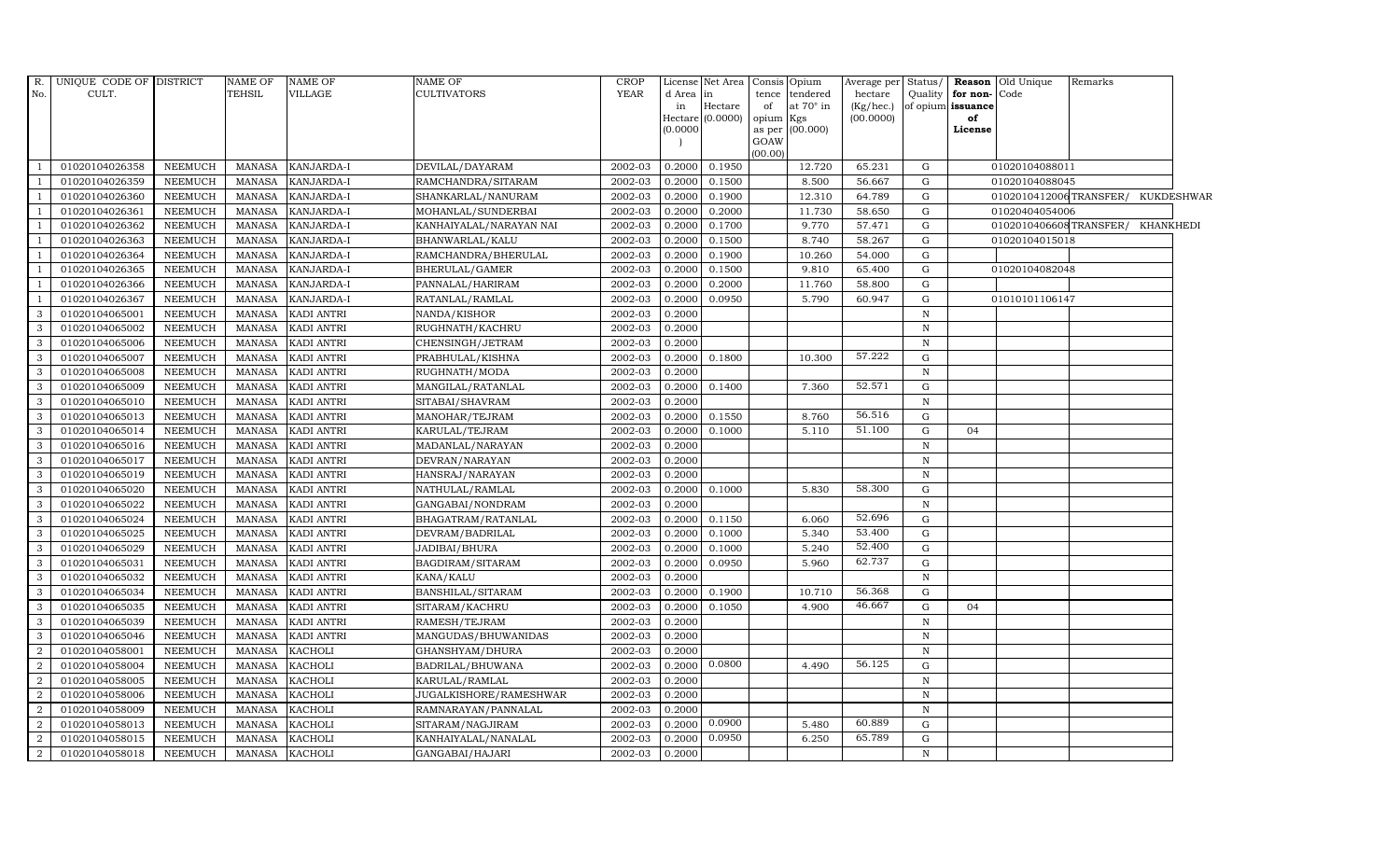| R. No. | UNIQUE CODE OF CULT. | DISTRICT | NAME OF TEHSIL | NAME OF VILLAGE | NAME OF CULTIVATORS | CROP YEAR | License d Area in Hectare (0.0000) | Net Area in Hectare (0.0000) | Consis tence of opium as per GOAW (00.00) | Opium tendered at 70° in Kgs (00.000) | Average per hectare (Kg/hec.) (00.0000) | Status/ Quality of opium | Reason for non-issuance of License | Old Unique Code | Remarks |
|---|---|---|---|---|---|---|---|---|---|---|---|---|---|---|---|
| 1 | 01020104026358 | NEEMUCH | MANASA | KANJARDA-I | DEVILAL/DAYARAM | 2002-03 | 0.2000 | 0.1950 | | 12.720 | 65.231 | G | | 01020104088011 | |
| 1 | 01020104026359 | NEEMUCH | MANASA | KANJARDA-I | RAMCHANDRA/SITARAM | 2002-03 | 0.2000 | 0.1500 | | 8.500 | 56.667 | G | | 01020104088045 | |
| 1 | 01020104026360 | NEEMUCH | MANASA | KANJARDA-I | SHANKARLAL/NANURAM | 2002-03 | 0.2000 | 0.1900 | | 12.310 | 64.789 | G | | 01020104120064 | TRANSFER/ KUKDESHWAR |
| 1 | 01020104026361 | NEEMUCH | MANASA | KANJARDA-I | MOHANLAL/SUNDERBAI | 2002-03 | 0.2000 | 0.2000 | | 11.730 | 58.650 | G | | 01020404054006 | |
| 1 | 01020104026362 | NEEMUCH | MANASA | KANJARDA-I | KANHAIYALAL/NARAYAN NAI | 2002-03 | 0.2000 | 0.1700 | | 9.770 | 57.471 | G | | 01020104066089 | TRANSFER/ KHANKHEDI |
| 1 | 01020104026363 | NEEMUCH | MANASA | KANJARDA-I | BHANWARLAL/KALU | 2002-03 | 0.2000 | 0.1500 | | 8.740 | 58.267 | G | | 01020104015018 | |
| 1 | 01020104026364 | NEEMUCH | MANASA | KANJARDA-I | RAMCHANDRA/BHERULAL | 2002-03 | 0.2000 | 0.1900 | | 10.260 | 54.000 | G | | | |
| 1 | 01020104026365 | NEEMUCH | MANASA | KANJARDA-I | BHERULAL/GAMER | 2002-03 | 0.2000 | 0.1500 | | 9.810 | 65.400 | G | | 01020104082048 | |
| 1 | 01020104026366 | NEEMUCH | MANASA | KANJARDA-I | PANNALAL/HARIRAM | 2002-03 | 0.2000 | 0.2000 | | 11.760 | 58.800 | G | | | |
| 1 | 01020104026367 | NEEMUCH | MANASA | KANJARDA-I | RATANLAL/RAMLAL | 2002-03 | 0.2000 | 0.0950 | | 5.790 | 60.947 | G | | 01010101106147 | |
| 3 | 01020104065001 | NEEMUCH | MANASA | KADI ANTRI | NANDA/KISHOR | 2002-03 | 0.2000 | | | | | N | | | |
| 3 | 01020104065002 | NEEMUCH | MANASA | KADI ANTRI | RUGHNATH/KACHRU | 2002-03 | 0.2000 | | | | | N | | | |
| 3 | 01020104065006 | NEEMUCH | MANASA | KADI ANTRI | CHENSINGH/JETRAM | 2002-03 | 0.2000 | | | | | N | | | |
| 3 | 01020104065007 | NEEMUCH | MANASA | KADI ANTRI | PRABHULAL/KISHNA | 2002-03 | 0.2000 | 0.1800 | | 10.300 | 57.222 | G | | | |
| 3 | 01020104065008 | NEEMUCH | MANASA | KADI ANTRI | RUGHNATH/MODA | 2002-03 | 0.2000 | | | | | N | | | |
| 3 | 01020104065009 | NEEMUCH | MANASA | KADI ANTRI | MANGILAL/RATANLAL | 2002-03 | 0.2000 | 0.1400 | | 7.360 | 52.571 | G | | | |
| 3 | 01020104065010 | NEEMUCH | MANASA | KADI ANTRI | SITABAI/SHAVRAM | 2002-03 | 0.2000 | | | | | N | | | |
| 3 | 01020104065013 | NEEMUCH | MANASA | KADI ANTRI | MANOHAR/TEJRAM | 2002-03 | 0.2000 | 0.1550 | | 8.760 | 56.516 | G | | | |
| 3 | 01020104065014 | NEEMUCH | MANASA | KADI ANTRI | KARULAL/TEJRAM | 2002-03 | 0.2000 | 0.1000 | | 5.110 | 51.100 | G | 04 | | |
| 3 | 01020104065016 | NEEMUCH | MANASA | KADI ANTRI | MADANLAL/NARAYAN | 2002-03 | 0.2000 | | | | | N | | | |
| 3 | 01020104065017 | NEEMUCH | MANASA | KADI ANTRI | DEVRAN/NARAYAN | 2002-03 | 0.2000 | | | | | N | | | |
| 3 | 01020104065019 | NEEMUCH | MANASA | KADI ANTRI | HANSRAJ/NARAYAN | 2002-03 | 0.2000 | | | | | N | | | |
| 3 | 01020104065020 | NEEMUCH | MANASA | KADI ANTRI | NATHULAL/RAMLAL | 2002-03 | 0.2000 | 0.1000 | | 5.830 | 58.300 | G | | | |
| 3 | 01020104065022 | NEEMUCH | MANASA | KADI ANTRI | GANGABAI/NONDRAM | 2002-03 | 0.2000 | | | | | N | | | |
| 3 | 01020104065024 | NEEMUCH | MANASA | KADI ANTRI | BHAGATRAM/RATANLAL | 2002-03 | 0.2000 | 0.1150 | | 6.060 | 52.696 | G | | | |
| 3 | 01020104065025 | NEEMUCH | MANASA | KADI ANTRI | DEVRAM/BADRILAL | 2002-03 | 0.2000 | 0.1000 | | 5.340 | 53.400 | G | | | |
| 3 | 01020104065029 | NEEMUCH | MANASA | KADI ANTRI | JADIBAI/BHURA | 2002-03 | 0.2000 | 0.1000 | | 5.240 | 52.400 | G | | | |
| 3 | 01020104065031 | NEEMUCH | MANASA | KADI ANTRI | BAGDIRAM/SITARAM | 2002-03 | 0.2000 | 0.0950 | | 5.960 | 62.737 | G | | | |
| 3 | 01020104065032 | NEEMUCH | MANASA | KADI ANTRI | KANA/KALU | 2002-03 | 0.2000 | | | | | N | | | |
| 3 | 01020104065034 | NEEMUCH | MANASA | KADI ANTRI | BANSHILAL/SITARAM | 2002-03 | 0.2000 | 0.1900 | | 10.710 | 56.368 | G | | | |
| 3 | 01020104065035 | NEEMUCH | MANASA | KADI ANTRI | SITARAM/KACHRU | 2002-03 | 0.2000 | 0.1050 | | 4.900 | 46.667 | G | 04 | | |
| 3 | 01020104065039 | NEEMUCH | MANASA | KADI ANTRI | RAMESH/TEJRAM | 2002-03 | 0.2000 | | | | | N | | | |
| 3 | 01020104065046 | NEEMUCH | MANASA | KADI ANTRI | MANGUDAS/BHUWANIDAS | 2002-03 | 0.2000 | | | | | N | | | |
| 2 | 01020104058001 | NEEMUCH | MANASA | KACHOLI | GHANSHYAM/DHURA | 2002-03 | 0.2000 | | | | | N | | | |
| 2 | 01020104058004 | NEEMUCH | MANASA | KACHOLI | BADRILAL/BHUWANA | 2002-03 | 0.2000 | 0.0800 | | 4.490 | 56.125 | G | | | |
| 2 | 01020104058005 | NEEMUCH | MANASA | KACHOLI | KARULAL/RAMLAL | 2002-03 | 0.2000 | | | | | N | | | |
| 2 | 01020104058006 | NEEMUCH | MANASA | KACHOLI | JUGALKISHORE/RAMESHWAR | 2002-03 | 0.2000 | | | | | N | | | |
| 2 | 01020104058009 | NEEMUCH | MANASA | KACHOLI | RAMNARAYAN/PANNALAL | 2002-03 | 0.2000 | | | | | N | | | |
| 2 | 01020104058013 | NEEMUCH | MANASA | KACHOLI | SITARAM/NAGJIRAM | 2002-03 | 0.2000 | 0.0900 | | 5.480 | 60.889 | G | | | |
| 2 | 01020104058015 | NEEMUCH | MANASA | KACHOLI | KANHAIYALAL/NANALAL | 2002-03 | 0.2000 | 0.0950 | | 6.250 | 65.789 | G | | | |
| 2 | 01020104058018 | NEEMUCH | MANASA | KACHOLI | GANGABAI/HAJARI | 2002-03 | 0.2000 | | | | | N | | | |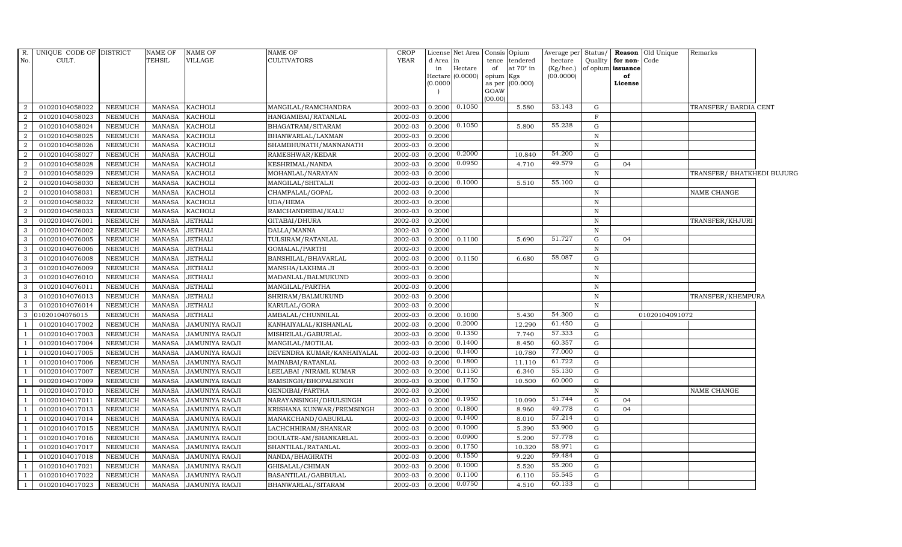| R. No. | UNIQUE CODE OF CULT. | DISTRICT | NAME OF TEHSIL | NAME OF VILLAGE | NAME OF CULTIVATORS | CROP YEAR | License d Area in Hectare (0.0000) | Net Area in Hectare (0.0000) | Consis tence of opium as per GOAW (00.00) | Opium tendered at 70° in Kgs (00.000) | Average per hectare (Kg/hec.) (00.0000) | Status/ Quality of opium | Reason for non-issuance of License | Old Unique Code | Remarks |
|---|---|---|---|---|---|---|---|---|---|---|---|---|---|---|---|
| 2 | 01020104058022 | NEEMUCH | MANASA | KACHOLI | MANGILAL/RAMCHANDRA | 2002-03 | 0.2000 | 0.1050 | | 5.580 | 53.143 | G | | | TRANSFER/ BARDIA CENT |
| 2 | 01020104058023 | NEEMUCH | MANASA | KACHOLI | HANGAMIBAI/RATANLAL | 2002-03 | 0.2000 | | | | | F | | | |
| 2 | 01020104058024 | NEEMUCH | MANASA | KACHOLI | BHAGATRAM/SITARAM | 2002-03 | 0.2000 | 0.1050 | | 5.800 | 55.238 | G | | | |
| 2 | 01020104058025 | NEEMUCH | MANASA | KACHOLI | BHANWARLAL/LAXMAN | 2002-03 | 0.2000 | | | | | N | | | |
| 2 | 01020104058026 | NEEMUCH | MANASA | KACHOLI | SHAMBHUNATH/MANNANATH | 2002-03 | 0.2000 | | | | | N | | | |
| 2 | 01020104058027 | NEEMUCH | MANASA | KACHOLI | RAMESHWAR/KEDAR | 2002-03 | 0.2000 | 0.2000 | | 10.840 | 54.200 | G | | | |
| 2 | 01020104058028 | NEEMUCH | MANASA | KACHOLI | KESHRIMAL/NANDA | 2002-03 | 0.2000 | 0.0950 | | 4.710 | 49.579 | G | 04 | | |
| 2 | 01020104058029 | NEEMUCH | MANASA | KACHOLI | MOHANLAL/NARAYAN | 2002-03 | 0.2000 | | | | | N | | | TRANSFER/ BHATKHEDI BUJURG |
| 2 | 01020104058030 | NEEMUCH | MANASA | KACHOLI | MANGILAL/SHITALJI | 2002-03 | 0.2000 | 0.1000 | | 5.510 | 55.100 | G | | | |
| 2 | 01020104058031 | NEEMUCH | MANASA | KACHOLI | CHAMPALAL/GOPAL | 2002-03 | 0.2000 | | | | | N | | | NAME CHANGE |
| 2 | 01020104058032 | NEEMUCH | MANASA | KACHOLI | UDA/HEMA | 2002-03 | 0.2000 | | | | | N | | | |
| 2 | 01020104058033 | NEEMUCH | MANASA | KACHOLI | RAMCHANDRIBAI/KALU | 2002-03 | 0.2000 | | | | | N | | | |
| 3 | 01020104076001 | NEEMUCH | MANASA | JETHALI | GITABAI/DHURA | 2002-03 | 0.2000 | | | | | N | | | TRANSFER/KHJURI |
| 3 | 01020104076002 | NEEMUCH | MANASA | JETHALI | DALLA/MANNA | 2002-03 | 0.2000 | | | | | N | | | |
| 3 | 01020104076005 | NEEMUCH | MANASA | JETHALI | TULSIRAM/RATANLAL | 2002-03 | 0.2000 | 0.1100 | | 5.690 | 51.727 | G | 04 | | |
| 3 | 01020104076006 | NEEMUCH | MANASA | JETHALI | GOMALAL/PARTHI | 2002-03 | 0.2000 | | | | | N | | | |
| 3 | 01020104076008 | NEEMUCH | MANASA | JETHALI | BANSHILAL/BHAVARLAL | 2002-03 | 0.2000 | 0.1150 | | 6.680 | 58.087 | G | | | |
| 3 | 01020104076009 | NEEMUCH | MANASA | JETHALI | MANSHA/LAKHMA JI | 2002-03 | 0.2000 | | | | | N | | | |
| 3 | 01020104076010 | NEEMUCH | MANASA | JETHALI | MADANLAL/BALMUKUND | 2002-03 | 0.2000 | | | | | N | | | |
| 3 | 01020104076011 | NEEMUCH | MANASA | JETHALI | MANGILAL/PARTHA | 2002-03 | 0.2000 | | | | | N | | | |
| 3 | 01020104076013 | NEEMUCH | MANASA | JETHALI | SHRIRAM/BALMUKUND | 2002-03 | 0.2000 | | | | | N | | | TRANSFER/KHEMPURA |
| 3 | 01020104076014 | NEEMUCH | MANASA | JETHALI | KARULAL/GORA | 2002-03 | 0.2000 | | | | | N | | | |
| 3 | 01020104076015 | NEEMUCH | MANASA | JETHALI | AMBALAL/CHUNNILAL | 2002-03 | 0.2000 | 0.1000 | | 5.430 | 54.300 | G | | 01020104091072 | |
| 1 | 01020104017002 | NEEMUCH | MANASA | JAMUNIYA RAOJI | KANHAIYALAL/KISHANLAL | 2002-03 | 0.2000 | 0.2000 | | 12.290 | 61.450 | G | | | |
| 1 | 01020104017003 | NEEMUCH | MANASA | JAMUNIYA RAOJI | MISHRILAL/GABURLAL | 2002-03 | 0.2000 | 0.1350 | | 7.740 | 57.333 | G | | | |
| 1 | 01020104017004 | NEEMUCH | MANASA | JAMUNIYA RAOJI | MANGILAL/MOTILAL | 2002-03 | 0.2000 | 0.1400 | | 8.450 | 60.357 | G | | | |
| 1 | 01020104017005 | NEEMUCH | MANASA | JAMUNIYA RAOJI | DEVENDRA KUMAR/KANHAIYALAL | 2002-03 | 0.2000 | 0.1400 | | 10.780 | 77.000 | G | | | |
| 1 | 01020104017006 | NEEMUCH | MANASA | JAMUNIYA RAOJI | MAINABAI/RATANLAL | 2002-03 | 0.2000 | 0.1800 | | 11.110 | 61.722 | G | | | |
| 1 | 01020104017007 | NEEMUCH | MANASA | JAMUNIYA RAOJI | LEELABAI /NIRAML KUMAR | 2002-03 | 0.2000 | 0.1150 | | 6.340 | 55.130 | G | | | |
| 1 | 01020104017009 | NEEMUCH | MANASA | JAMUNIYA RAOJI | RAMSINGH/BHOPALSINGH | 2002-03 | 0.2000 | 0.1750 | | 10.500 | 60.000 | G | | | |
| 1 | 01020104017010 | NEEMUCH | MANASA | JAMUNIYA RAOJI | GENDIBAI/PARTHA | 2002-03 | 0.2000 | | | | | N | | | NAME CHANGE |
| 1 | 01020104017011 | NEEMUCH | MANASA | JAMUNIYA RAOJI | NARAYANSINGH/DHULSINGH | 2002-03 | 0.2000 | 0.1950 | | 10.090 | 51.744 | G | 04 | | |
| 1 | 01020104017013 | NEEMUCH | MANASA | JAMUNIYA RAOJI | KRISHANA KUNWAR/PREMSINGH | 2002-03 | 0.2000 | 0.1800 | | 8.960 | 49.778 | G | 04 | | |
| 1 | 01020104017014 | NEEMUCH | MANASA | JAMUNIYA RAOJI | MANAKCHAND/GABURLAL | 2002-03 | 0.2000 | 0.1400 | | 8.010 | 57.214 | G | | | |
| 1 | 01020104017015 | NEEMUCH | MANASA | JAMUNIYA RAOJI | LACHCHHIRAM/SHANKAR | 2002-03 | 0.2000 | 0.1000 | | 5.390 | 53.900 | G | | | |
| 1 | 01020104017016 | NEEMUCH | MANASA | JAMUNIYA RAOJI | DOULATR-AM/SHANKARLAL | 2002-03 | 0.2000 | 0.0900 | | 5.200 | 57.778 | G | | | |
| 1 | 01020104017017 | NEEMUCH | MANASA | JAMUNIYA RAOJI | SHANTILAL/RATANLAL | 2002-03 | 0.2000 | 0.1750 | | 10.320 | 58.971 | G | | | |
| 1 | 01020104017018 | NEEMUCH | MANASA | JAMUNIYA RAOJI | NANDA/BHAGIRATH | 2002-03 | 0.2000 | 0.1550 | | 9.220 | 59.484 | G | | | |
| 1 | 01020104017021 | NEEMUCH | MANASA | JAMUNIYA RAOJI | GHISALAL/CHIMAN | 2002-03 | 0.2000 | 0.1000 | | 5.520 | 55.200 | G | | | |
| 1 | 01020104017022 | NEEMUCH | MANASA | JAMUNIYA RAOJI | BASANTILAL/GABBULAL | 2002-03 | 0.2000 | 0.1100 | | 6.110 | 55.545 | G | | | |
| 1 | 01020104017023 | NEEMUCH | MANASA | JAMUNIYA RAOJI | BHANWARLAL/SITARAM | 2002-03 | 0.2000 | 0.0750 | | 4.510 | 60.133 | G | | | |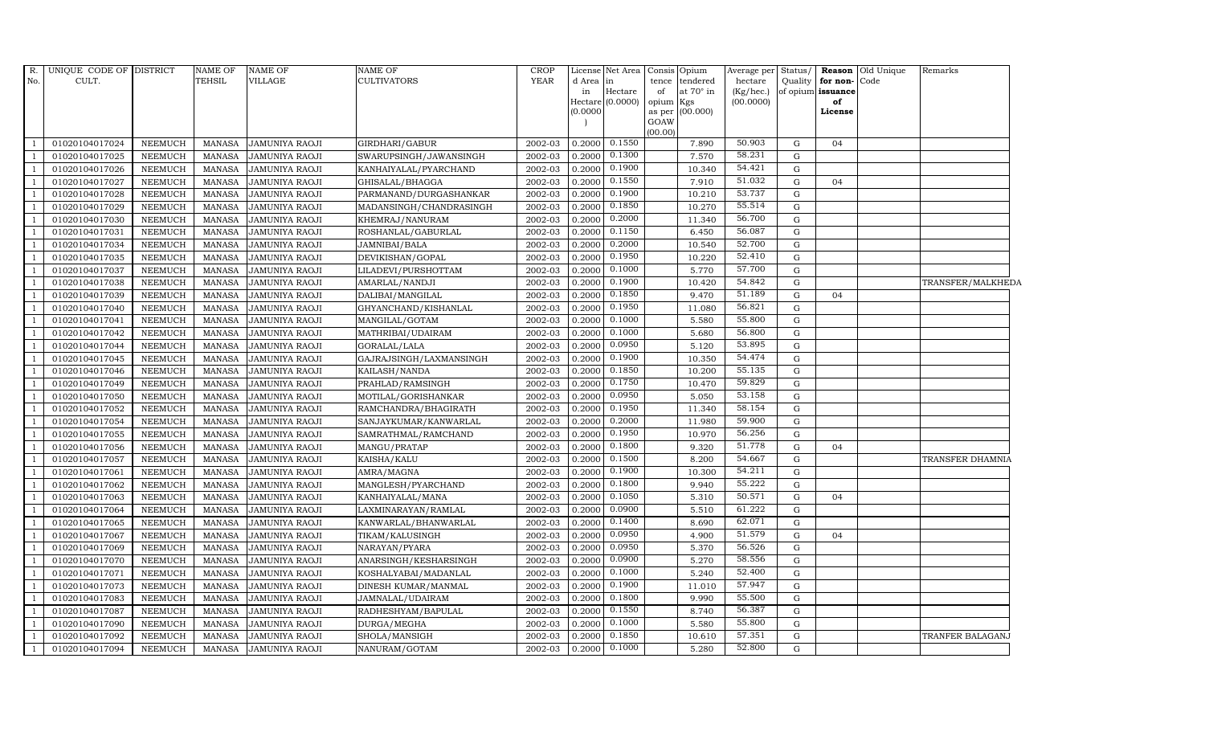| R. No. | UNIQUE CODE OF CULT. | DISTRICT | NAME OF TEHSIL | NAME OF VILLAGE | NAME OF CULTIVATORS | CROP YEAR | License d Area in Hectare (0.0000) | Net Area in Hectare (0.0000) | Consis tence of opium as per GOAW (00.00) | Opium tendered at 70° in Kgs (00.000) | Average per hectare (Kg/hec.) (00.0000) | Status/ Quality of opium | Reason for non-issuance of License | Old Unique Code | Remarks |
|---|---|---|---|---|---|---|---|---|---|---|---|---|---|---|---|
| 1 | 01020104017024 | NEEMUCH | MANASA | JAMUNIYA RAOJI | GIRDHARI/GABUR | 2002-03 | 0.2000 | 0.1550 | | 7.890 | 50.903 | G | 04 | | |
| 1 | 01020104017025 | NEEMUCH | MANASA | JAMUNIYA RAOJI | SWARUPSINGH/JAWANSINGH | 2002-03 | 0.2000 | 0.1300 | | 7.570 | 58.231 | G | | | |
| 1 | 01020104017026 | NEEMUCH | MANASA | JAMUNIYA RAOJI | KANHAIYALAL/PYARCHAND | 2002-03 | 0.2000 | 0.1900 | | 10.340 | 54.421 | G | | | |
| 1 | 01020104017027 | NEEMUCH | MANASA | JAMUNIYA RAOJI | GHISALAL/BHAGGA | 2002-03 | 0.2000 | 0.1550 | | 7.910 | 51.032 | G | 04 | | |
| 1 | 01020104017028 | NEEMUCH | MANASA | JAMUNIYA RAOJI | PARMANAND/DURGASHANKAR | 2002-03 | 0.2000 | 0.1900 | | 10.210 | 53.737 | G | | | |
| 1 | 01020104017029 | NEEMUCH | MANASA | JAMUNIYA RAOJI | MADANSINGH/CHANDRASINGH | 2002-03 | 0.2000 | 0.1850 | | 10.270 | 55.514 | G | | | |
| 1 | 01020104017030 | NEEMUCH | MANASA | JAMUNIYA RAOJI | KHEMRAJ/NANURAM | 2002-03 | 0.2000 | 0.2000 | | 11.340 | 56.700 | G | | | |
| 1 | 01020104017031 | NEEMUCH | MANASA | JAMUNIYA RAOJI | ROSHANLAL/GABURLAL | 2002-03 | 0.2000 | 0.1150 | | 6.450 | 56.087 | G | | | |
| 1 | 01020104017034 | NEEMUCH | MANASA | JAMUNIYA RAOJI | JAMNIBAI/BALA | 2002-03 | 0.2000 | 0.2000 | | 10.540 | 52.700 | G | | | |
| 1 | 01020104017035 | NEEMUCH | MANASA | JAMUNIYA RAOJI | DEVIKISHAN/GOPAL | 2002-03 | 0.2000 | 0.1950 | | 10.220 | 52.410 | G | | | |
| 1 | 01020104017037 | NEEMUCH | MANASA | JAMUNIYA RAOJI | LILADEVI/PURSHOTTAM | 2002-03 | 0.2000 | 0.1000 | | 5.770 | 57.700 | G | | | |
| 1 | 01020104017038 | NEEMUCH | MANASA | JAMUNIYA RAOJI | AMARLAL/NANDJI | 2002-03 | 0.2000 | 0.1900 | | 10.420 | 54.842 | G | | | TRANSFER/MALKHEDA |
| 1 | 01020104017039 | NEEMUCH | MANASA | JAMUNIYA RAOJI | DALIBAI/MANGILAL | 2002-03 | 0.2000 | 0.1850 | | 9.470 | 51.189 | G | 04 | | |
| 1 | 01020104017040 | NEEMUCH | MANASA | JAMUNIYA RAOJI | GHYANCHAND/KISHANLAL | 2002-03 | 0.2000 | 0.1950 | | 11.080 | 56.821 | G | | | |
| 1 | 01020104017041 | NEEMUCH | MANASA | JAMUNIYA RAOJI | MANGILAL/GOTAM | 2002-03 | 0.2000 | 0.1000 | | 5.580 | 55.800 | G | | | |
| 1 | 01020104017042 | NEEMUCH | MANASA | JAMUNIYA RAOJI | MATHRIBAI/UDAIRAM | 2002-03 | 0.2000 | 0.1000 | | 5.680 | 56.800 | G | | | |
| 1 | 01020104017044 | NEEMUCH | MANASA | JAMUNIYA RAOJI | GORALAL/LALA | 2002-03 | 0.2000 | 0.0950 | | 5.120 | 53.895 | G | | | |
| 1 | 01020104017045 | NEEMUCH | MANASA | JAMUNIYA RAOJI | GAJRAJSINGH/LAXMANSINGH | 2002-03 | 0.2000 | 0.1900 | | 10.350 | 54.474 | G | | | |
| 1 | 01020104017046 | NEEMUCH | MANASA | JAMUNIYA RAOJI | KAILASH/NANDA | 2002-03 | 0.2000 | 0.1850 | | 10.200 | 55.135 | G | | | |
| 1 | 01020104017049 | NEEMUCH | MANASA | JAMUNIYA RAOJI | PRAHLAD/RAMSINGH | 2002-03 | 0.2000 | 0.1750 | | 10.470 | 59.829 | G | | | |
| 1 | 01020104017050 | NEEMUCH | MANASA | JAMUNIYA RAOJI | MOTILAL/GORISHANKAR | 2002-03 | 0.2000 | 0.0950 | | 5.050 | 53.158 | G | | | |
| 1 | 01020104017052 | NEEMUCH | MANASA | JAMUNIYA RAOJI | RAMCHANDRA/BHAGIRATH | 2002-03 | 0.2000 | 0.1950 | | 11.340 | 58.154 | G | | | |
| 1 | 01020104017054 | NEEMUCH | MANASA | JAMUNIYA RAOJI | SANJAYKUMAR/KANWARLAL | 2002-03 | 0.2000 | 0.2000 | | 11.980 | 59.900 | G | | | |
| 1 | 01020104017055 | NEEMUCH | MANASA | JAMUNIYA RAOJI | SAMRATHMAL/RAMCHAND | 2002-03 | 0.2000 | 0.1950 | | 10.970 | 56.256 | G | | | |
| 1 | 01020104017056 | NEEMUCH | MANASA | JAMUNIYA RAOJI | MANGU/PRATAP | 2002-03 | 0.2000 | 0.1800 | | 9.320 | 51.778 | G | 04 | | |
| 1 | 01020104017057 | NEEMUCH | MANASA | JAMUNIYA RAOJI | KAISHA/KALU | 2002-03 | 0.2000 | 0.1500 | | 8.200 | 54.667 | G | | | TRANSFER DHAMNIA |
| 1 | 01020104017061 | NEEMUCH | MANASA | JAMUNIYA RAOJI | AMRA/MAGNA | 2002-03 | 0.2000 | 0.1900 | | 10.300 | 54.211 | G | | | |
| 1 | 01020104017062 | NEEMUCH | MANASA | JAMUNIYA RAOJI | MANGLESH/PYARCHAND | 2002-03 | 0.2000 | 0.1800 | | 9.940 | 55.222 | G | | | |
| 1 | 01020104017063 | NEEMUCH | MANASA | JAMUNIYA RAOJI | KANHAIYALAL/MANA | 2002-03 | 0.2000 | 0.1050 | | 5.310 | 50.571 | G | 04 | | |
| 1 | 01020104017064 | NEEMUCH | MANASA | JAMUNIYA RAOJI | LAXMINARAYAN/RAMLAL | 2002-03 | 0.2000 | 0.0900 | | 5.510 | 61.222 | G | | | |
| 1 | 01020104017065 | NEEMUCH | MANASA | JAMUNIYA RAOJI | KANWARLAL/BHANWARLAL | 2002-03 | 0.2000 | 0.1400 | | 8.690 | 62.071 | G | | | |
| 1 | 01020104017067 | NEEMUCH | MANASA | JAMUNIYA RAOJI | TIKAM/KALUSINGH | 2002-03 | 0.2000 | 0.0950 | | 4.900 | 51.579 | G | 04 | | |
| 1 | 01020104017069 | NEEMUCH | MANASA | JAMUNIYA RAOJI | NARAYAN/PYARA | 2002-03 | 0.2000 | 0.0950 | | 5.370 | 56.526 | G | | | |
| 1 | 01020104017070 | NEEMUCH | MANASA | JAMUNIYA RAOJI | ANARSINGH/KESHARSINGH | 2002-03 | 0.2000 | 0.0900 | | 5.270 | 58.556 | G | | | |
| 1 | 01020104017071 | NEEMUCH | MANASA | JAMUNIYA RAOJI | KOSHALYABAI/MADANLAL | 2002-03 | 0.2000 | 0.1000 | | 5.240 | 52.400 | G | | | |
| 1 | 01020104017073 | NEEMUCH | MANASA | JAMUNIYA RAOJI | DINESH KUMAR/MANMAL | 2002-03 | 0.2000 | 0.1900 | | 11.010 | 57.947 | G | | | |
| 1 | 01020104017083 | NEEMUCH | MANASA | JAMUNIYA RAOJI | JAMNALAL/UDAIRAM | 2002-03 | 0.2000 | 0.1800 | | 9.990 | 55.500 | G | | | |
| 1 | 01020104017087 | NEEMUCH | MANASA | JAMUNIYA RAOJI | RADHESHYAM/BAPULAL | 2002-03 | 0.2000 | 0.1550 | | 8.740 | 56.387 | G | | | |
| 1 | 01020104017090 | NEEMUCH | MANASA | JAMUNIYA RAOJI | DURGA/MEGHA | 2002-03 | 0.2000 | 0.1000 | | 5.580 | 55.800 | G | | | |
| 1 | 01020104017092 | NEEMUCH | MANASA | JAMUNIYA RAOJI | SHOLA/MANSIGH | 2002-03 | 0.2000 | 0.1850 | | 10.610 | 57.351 | G | | | TRANFER BALAGANJ |
| 1 | 01020104017094 | NEEMUCH | MANASA | JAMUNIYA RAOJI | NANURAM/GOTAM | 2002-03 | 0.2000 | 0.1000 | | 5.280 | 52.800 | G | | | |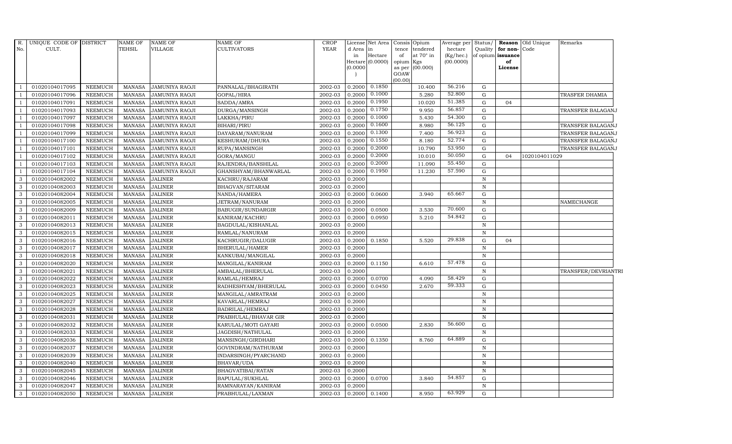| R. No. | UNIQUE CODE OF CULT. | DISTRICT | NAME OF TEHSIL | NAME OF VILLAGE | NAME OF CULTIVATORS | CROP YEAR | License d Area in Hectare (0.0000) | Net Area in Hectare (0.0000) | Consis tence of opium as per GOAW (00.00) | Opium tendered at 70° in Kgs (00.000) | Average per hectare (Kg/hec.) (00.0000) | Status/ Quality of opium | Reason for non-issuance of License | Old Unique Code | Remarks |
|---|---|---|---|---|---|---|---|---|---|---|---|---|---|---|---|
| 1 | 01020104017095 | NEEMUCH | MANASA | JAMUNIYA RAOJI | PANNALAL/BHAGIRATH | 2002-03 | 0.2000 | 0.1850 | | 10.400 | 56.216 | G | | | |
| 1 | 01020104017096 | NEEMUCH | MANASA | JAMUNIYA RAOJI | GOPAL/HIRA | 2002-03 | 0.2000 | 0.1000 | | 5.280 | 52.800 | G | | | TRASFER DHAMIA |
| 1 | 01020104017091 | NEEMUCH | MANASA | JAMUNIYA RAOJI | SADDA/AMRA | 2002-03 | 0.2000 | 0.1950 | | 10.020 | 51.385 | G | 04 | | |
| 1 | 01020104017093 | NEEMUCH | MANASA | JAMUNIYA RAOJI | DURGA/MANSINGH | 2002-03 | 0.2000 | 0.1750 | | 9.950 | 56.857 | G | | | TRANSFER BALAGANJ |
| 1 | 01020104017097 | NEEMUCH | MANASA | JAMUNIYA RAOJI | LAKKHA/PIRU | 2002-03 | 0.2000 | 0.1000 | | 5.430 | 54.300 | G | | | |
| 1 | 01020104017098 | NEEMUCH | MANASA | JAMUNIYA RAOJI | BIHARI/PIRU | 2002-03 | 0.2000 | 0.1600 | | 8.980 | 56.125 | G | | | TRANSFER BALAGANJ |
| 1 | 01020104017099 | NEEMUCH | MANASA | JAMUNIYA RAOJI | DAYARAM/NANURAM | 2002-03 | 0.2000 | 0.1300 | | 7.400 | 56.923 | G | | | TRANSFER BALAGANJ |
| 1 | 01020104017100 | NEEMUCH | MANASA | JAMUNIYA RAOJI | KESHURAM/DHURA | 2002-03 | 0.2000 | 0.1550 | | 8.180 | 52.774 | G | | | TRANSFER BALAGANJ |
| 1 | 01020104017101 | NEEMUCH | MANASA | JAMUNIYA RAOJI | RUPA/MANSINGH | 2002-03 | 0.2000 | 0.2000 | | 10.790 | 53.950 | G | | | TRANSFER BALAGANJ |
| 1 | 01020104017102 | NEEMUCH | MANASA | JAMUNIYA RAOJI | GORA/MANGU | 2002-03 | 0.2000 | 0.2000 | | 10.010 | 50.050 | G | 04 | 1020104011029 | |
| 1 | 01020104017103 | NEEMUCH | MANASA | JAMUNIYA RAOJI | RAJENDRA/BANSHILAL | 2002-03 | 0.2000 | 0.2000 | | 11.090 | 55.450 | G | | | |
| 1 | 01020104017104 | NEEMUCH | MANASA | JAMUNIYA RAOJI | GHANSHYAM/BHANWARLAL | 2002-03 | 0.2000 | 0.1950 | | 11.230 | 57.590 | G | | | |
| 3 | 01020104082002 | NEEMUCH | MANASA | JALINER | KACHRU/RAJARAM | 2002-03 | 0.2000 | | | | | N | | | |
| 3 | 01020104082003 | NEEMUCH | MANASA | JALINER | BHAGVAN/SITARAM | 2002-03 | 0.2000 | | | | | N | | | |
| 3 | 01020104082004 | NEEMUCH | MANASA | JALINER | NANDA/HAMERA | 2002-03 | 0.2000 | 0.0600 | | 3.940 | 65.667 | G | | | |
| 3 | 01020104082005 | NEEMUCH | MANASA | JALINER | JETRAM/NANURAM | 2002-03 | 0.2000 | | | | | N | | | NAMECHANGE |
| 3 | 01020104082009 | NEEMUCH | MANASA | JALINER | BABUGIR/SUNDARGIR | 2002-03 | 0.2000 | 0.0500 | | 3.530 | 70.600 | G | | | |
| 3 | 01020104082011 | NEEMUCH | MANASA | JALINER | KANIRAM/KACHRU | 2002-03 | 0.2000 | 0.0950 | | 5.210 | 54.842 | G | | | |
| 3 | 01020104082013 | NEEMUCH | MANASA | JALINER | BAGDULAL/KISHANLAL | 2002-03 | 0.2000 | | | | | N | | | |
| 3 | 01020104082015 | NEEMUCH | MANASA | JALINER | RAMLAL/NANURAM | 2002-03 | 0.2000 | | | | | N | | | |
| 3 | 01020104082016 | NEEMUCH | MANASA | JALINER | KACHRUGIR/DALUGIR | 2002-03 | 0.2000 | 0.1850 | | 5.520 | 29.838 | G | 04 | | |
| 3 | 01020104082017 | NEEMUCH | MANASA | JALINER | BHERULAL/HAMER | 2002-03 | 0.2000 | | | | | N | | | |
| 3 | 01020104082018 | NEEMUCH | MANASA | JALINER | KANKUBAI/MANGILAL | 2002-03 | 0.2000 | | | | | N | | | |
| 3 | 01020104082020 | NEEMUCH | MANASA | JALINER | MANGILAL/KANIRAM | 2002-03 | 0.2000 | 0.1150 | | 6.610 | 57.478 | G | | | |
| 3 | 01020104082021 | NEEMUCH | MANASA | JALINER | AMBALAL/BHERULAL | 2002-03 | 0.2000 | | | | | N | | | TRANSFER/DEVRIANTRI |
| 3 | 01020104082022 | NEEMUCH | MANASA | JALINER | RAMLAL/HEMRAJ | 2002-03 | 0.2000 | 0.0700 | | 4.090 | 58.429 | G | | | |
| 3 | 01020104082023 | NEEMUCH | MANASA | JALINER | RADHESHYAM/BHERULAL | 2002-03 | 0.2000 | 0.0450 | | 2.670 | 59.333 | G | | | |
| 3 | 01020104082025 | NEEMUCH | MANASA | JALINER | MANGILAL/AMRATRAM | 2002-03 | 0.2000 | | | | | N | | | |
| 3 | 01020104082027 | NEEMUCH | MANASA | JALINER | KAVARLAL/HEMRAJ | 2002-03 | 0.2000 | | | | | N | | | |
| 3 | 01020104082028 | NEEMUCH | MANASA | JALINER | BADRILAL/HEMRAJ | 2002-03 | 0.2000 | | | | | N | | | |
| 3 | 01020104082031 | NEEMUCH | MANASA | JALINER | PRABHULAL/BHAVAR GIR | 2002-03 | 0.2000 | | | | | N | | | |
| 3 | 01020104082032 | NEEMUCH | MANASA | JALINER | KARULAL/MOTI GAYARI | 2002-03 | 0.2000 | 0.0500 | | 2.830 | 56.600 | G | | | |
| 3 | 01020104082033 | NEEMUCH | MANASA | JALINER | JAGDISH/NATHULAL | 2002-03 | 0.2000 | | | | | N | | | |
| 3 | 01020104082036 | NEEMUCH | MANASA | JALINER | MANSINGH/GIRDHARI | 2002-03 | 0.2000 | 0.1350 | | 8.760 | 64.889 | G | | | |
| 3 | 01020104082037 | NEEMUCH | MANASA | JALINER | GOVINDRAM/NATHURAM | 2002-03 | 0.2000 | | | | | N | | | |
| 3 | 01020104082039 | NEEMUCH | MANASA | JALINER | INDARSINGH/PYARCHAND | 2002-03 | 0.2000 | | | | | N | | | |
| 3 | 01020104082040 | NEEMUCH | MANASA | JALINER | BHAVAR/UDA | 2002-03 | 0.2000 | | | | | N | | | |
| 3 | 01020104082045 | NEEMUCH | MANASA | JALINER | BHAGVATIBAI/RATAN | 2002-03 | 0.2000 | | | | | N | | | |
| 3 | 01020104082046 | NEEMUCH | MANASA | JALINER | BAPULAL/SUKHLAL | 2002-03 | 0.2000 | 0.0700 | | 3.840 | 54.857 | G | | | |
| 3 | 01020104082047 | NEEMUCH | MANASA | JALINER | RAMNARAYAN/KANIRAM | 2002-03 | 0.2000 | | | | | N | | | |
| 3 | 01020104082050 | NEEMUCH | MANASA | JALINER | PRABHULAL/LAXMAN | 2002-03 | 0.2000 | 0.1400 | | 8.950 | 63.929 | G | | | |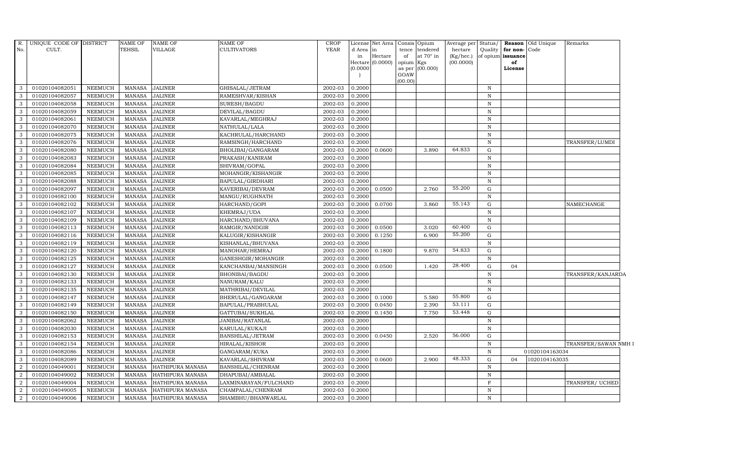| R. No. | UNIQUE CODE OF CULT. | DISTRICT | NAME OF TEHSIL | NAME OF VILLAGE | NAME OF CULTIVATORS | CROP YEAR | License d Area in Hectare (0.0000) | Net Area in Hectare (0.0000) | Consis tence of opium as per GOAW (00.00) | Opium tendered at 70° in Kgs (00.000) | Average per hectare (Kg/hec.) (00.0000) | Status/ Quality of opium | Reason for non-issuance of License | Old Unique Code | Remarks |
|---|---|---|---|---|---|---|---|---|---|---|---|---|---|---|---|
| 3 | 01020104082051 | NEEMUCH | MANASA | JALINER | GHISALAL/JETRAM | 2002-03 | 0.2000 | | | | | N | | | |
| 3 | 01020104082057 | NEEMUCH | MANASA | JALINER | RAMESHVAR/KISHAN | 2002-03 | 0.2000 | | | | | N | | | |
| 3 | 01020104082058 | NEEMUCH | MANASA | JALINER | SURESH/BAGDU | 2002-03 | 0.2000 | | | | | N | | | |
| 3 | 01020104082059 | NEEMUCH | MANASA | JALINER | DEVILAL/BAGDU | 2002-03 | 0.2000 | | | | | N | | | |
| 3 | 01020104082061 | NEEMUCH | MANASA | JALINER | KAVARLAL/MEGHRAJ | 2002-03 | 0.2000 | | | | | N | | | |
| 3 | 01020104082070 | NEEMUCH | MANASA | JALINER | NATHULAL/LALA | 2002-03 | 0.2000 | | | | | N | | | |
| 3 | 01020104082075 | NEEMUCH | MANASA | JALINER | KACHRULAL/HARCHAND | 2002-03 | 0.2000 | | | | | N | | | |
| 3 | 01020104082076 | NEEMUCH | MANASA | JALINER | RAMSINGH/HARCHAND | 2002-03 | 0.2000 | | | | | N | | | TRANSFER/LUMDI |
| 3 | 01020104082080 | NEEMUCH | MANASA | JALINER | BHOLIBAI/GANGARAM | 2002-03 | 0.2000 | 0.0600 | | 3.890 | 64.833 | G | | | |
| 3 | 01020104082083 | NEEMUCH | MANASA | JALINER | PRAKASH/KANIRAM | 2002-03 | 0.2000 | | | | | N | | | |
| 3 | 01020104082084 | NEEMUCH | MANASA | JALINER | SHIVRAM/GOPAL | 2002-03 | 0.2000 | | | | | N | | | |
| 3 | 01020104082085 | NEEMUCH | MANASA | JALINER | MOHANGIR/KISHANGIR | 2002-03 | 0.2000 | | | | | N | | | |
| 3 | 01020104082088 | NEEMUCH | MANASA | JALINER | BAPULAL/GIRDHARI | 2002-03 | 0.2000 | | | | | N | | | |
| 3 | 01020104082097 | NEEMUCH | MANASA | JALINER | KAVERIBAI/DEVRAM | 2002-03 | 0.2000 | 0.0500 | | 2.760 | 55.200 | G | | | |
| 3 | 01020104082100 | NEEMUCH | MANASA | JALINER | MANGU/RUGHNATH | 2002-03 | 0.2000 | | | | | N | | | |
| 3 | 01020104082102 | NEEMUCH | MANASA | JALINER | HARCHAND/GOPI | 2002-03 | 0.2000 | 0.0700 | | 3.860 | 55.143 | G | | | NAMECHANGE |
| 3 | 01020104082107 | NEEMUCH | MANASA | JALINER | KHEMRAJ/UDA | 2002-03 | 0.2000 | | | | | N | | | |
| 3 | 01020104082109 | NEEMUCH | MANASA | JALINER | HARCHAND/BHUVANA | 2002-03 | 0.2000 | | | | | N | | | |
| 3 | 01020104082113 | NEEMUCH | MANASA | JALINER | RAMGIR/NANDGIR | 2002-03 | 0.2000 | 0.0500 | | 3.020 | 60.400 | G | | | |
| 3 | 01020104082116 | NEEMUCH | MANASA | JALINER | KALUGIR/KISHANGIR | 2002-03 | 0.2000 | 0.1250 | | 6.900 | 55.200 | G | | | |
| 3 | 01020104082119 | NEEMUCH | MANASA | JALINER | KISHANLAL/BHUVANA | 2002-03 | 0.2000 | | | | | N | | | |
| 3 | 01020104082120 | NEEMUCH | MANASA | JALINER | MANOHAR/HEMRAJ | 2002-03 | 0.2000 | 0.1800 | | 9.870 | 54.833 | G | | | |
| 3 | 01020104082125 | NEEMUCH | MANASA | JALINER | GANESHGIR/MOHANGIR | 2002-03 | 0.2000 | | | | | N | | | |
| 3 | 01020104082127 | NEEMUCH | MANASA | JALINER | KANCHANBAI/MANSINGH | 2002-03 | 0.2000 | 0.0500 | | 1.420 | 28.400 | G | 04 | | |
| 3 | 01020104082130 | NEEMUCH | MANASA | JALINER | BHONIBAI/BAGDU | 2002-03 | 0.2000 | | | | | N | | | TRANSFER/KANJARDA |
| 3 | 01020104082133 | NEEMUCH | MANASA | JALINER | NANURAM/KALU | 2002-03 | 0.2000 | | | | | N | | | |
| 3 | 01020104082135 | NEEMUCH | MANASA | JALINER | MATHRIBAI/DEVILAL | 2002-03 | 0.2000 | | | | | N | | | |
| 3 | 01020104082147 | NEEMUCH | MANASA | JALINER | BHERULAL/GANGARAM | 2002-03 | 0.2000 | 0.1000 | | 5.580 | 55.800 | G | | | |
| 3 | 01020104082149 | NEEMUCH | MANASA | JALINER | BAPULAL/PRABHULAL | 2002-03 | 0.2000 | 0.0450 | | 2.390 | 53.111 | G | | | |
| 3 | 01020104082150 | NEEMUCH | MANASA | JALINER | GATTUBAI/SUKHLAL | 2002-03 | 0.2000 | 0.1450 | | 7.750 | 53.448 | G | | | |
| 3 | 01020104082062 | NEEMUCH | MANASA | JALINER | JANIBAI/RATANLAL | 2002-03 | 0.2000 | | | | | N | | | |
| 3 | 01020104082030 | NEEMUCH | MANASA | JALINER | KARULAL/KUKAJI | 2002-03 | 0.2000 | | | | | N | | | |
| 3 | 01020104082153 | NEEMUCH | MANASA | JALINER | BANSHILAL/JETRAM | 2002-03 | 0.2000 | 0.0450 | | 2.520 | 56.000 | G | | | |
| 3 | 01020104082154 | NEEMUCH | MANASA | JALINER | HIRALAL/KISHOR | 2002-03 | 0.2000 | | | | | N | | | TRANSFER/SAWAN NMH I |
| 3 | 01020104082086 | NEEMUCH | MANASA | JALINER | GANGARAM/KUKA | 2002-03 | 0.2000 | | | | | N | | 01020104163034 | |
| 3 | 01020104082089 | NEEMUCH | MANASA | JALINER | KAVARLAL/SHIVRAM | 2002-03 | 0.2000 | 0.0600 | | 2.900 | 48.333 | G | 04 | 1020104163035 | |
| 2 | 01020104049001 | NEEMUCH | MANASA | HATHIPURA MANASA | BANSHILAL/CHENRAM | 2002-03 | 0.2000 | | | | | N | | | |
| 2 | 01020104049002 | NEEMUCH | MANASA | HATHIPURA MANASA | DHAPUBAI/AMBALAL | 2002-03 | 0.2000 | | | | | N | | | |
| 2 | 01020104049004 | NEEMUCH | MANASA | HATHIPURA MANASA | LAXMINARAYAN/FULCHAND | 2002-03 | 0.2000 | | | | | F | | | TRANSFER/ UCHED |
| 2 | 01020104049005 | NEEMUCH | MANASA | HATHIPURA MANASA | CHAMPALAL/CHENRAM | 2002-03 | 0.2000 | | | | | N | | | |
| 2 | 01020104049006 | NEEMUCH | MANASA | HATHIPURA MANASA | SHAMBHU/BHANWARLAL | 2002-03 | 0.2000 | | | | | N | | | |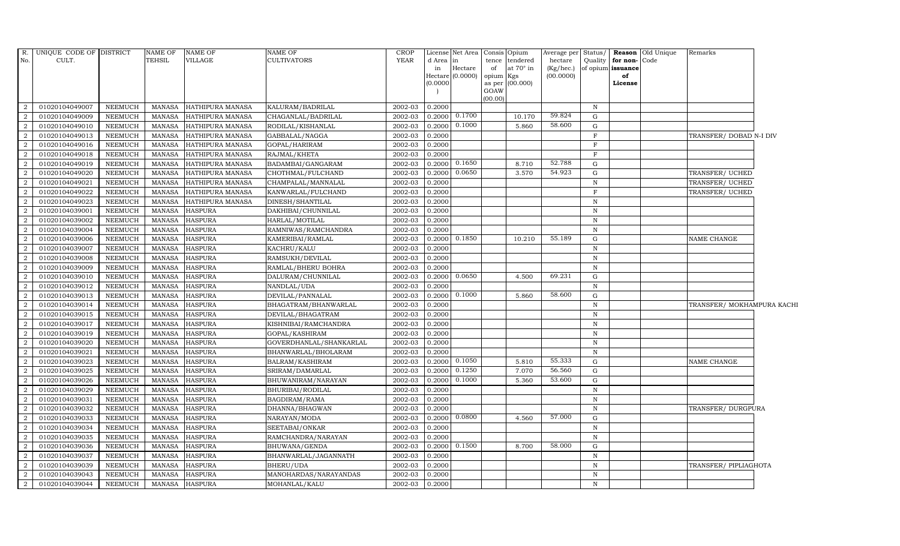| R. No. | UNIQUE CODE OF CULT. | DISTRICT | NAME OF TEHSIL | NAME OF VILLAGE | NAME OF CULTIVATORS | CROP YEAR | License d Area in Hectare (0.0000) | Net Area in Hectare (0.0000) | Consis tence of opium as per GOAW (00.00) | Opium tendered at 70° in Kgs (00.000) | Average per hectare (Kg/hec.) (00.0000) | Status/ Quality of opium | Reason for non-issuance of License | Old Unique Code | Remarks |
|---|---|---|---|---|---|---|---|---|---|---|---|---|---|---|---|
| 2 | 01020104049007 | NEEMUCH | MANASA | HATHIPURA MANASA | KALURAM/BADRILAL | 2002-03 | 0.2000 | | | | | N | | | |
| 2 | 01020104049009 | NEEMUCH | MANASA | HATHIPURA MANASA | CHAGANLAL/BADRILAL | 2002-03 | 0.2000 | 0.1700 | | 10.170 | 59.824 | G | | | |
| 2 | 01020104049010 | NEEMUCH | MANASA | HATHIPURA MANASA | RODILAL/KISHANLAL | 2002-03 | 0.2000 | 0.1000 | | 5.860 | 58.600 | G | | | |
| 2 | 01020104049013 | NEEMUCH | MANASA | HATHIPURA MANASA | GABBALAL/NAGGA | 2002-03 | 0.2000 | | | | | F | | | TRANSFER/ DOBAD N-I DIV |
| 2 | 01020104049016 | NEEMUCH | MANASA | HATHIPURA MANASA | GOPAL/HARIRAM | 2002-03 | 0.2000 | | | | | F | | | |
| 2 | 01020104049018 | NEEMUCH | MANASA | HATHIPURA MANASA | RAJMAL/KHETA | 2002-03 | 0.2000 | | | | | F | | | |
| 2 | 01020104049019 | NEEMUCH | MANASA | HATHIPURA MANASA | BADAMBAI/GANGARAM | 2002-03 | 0.2000 | 0.1650 | | 8.710 | 52.788 | G | | | |
| 2 | 01020104049020 | NEEMUCH | MANASA | HATHIPURA MANASA | CHOTHMAL/FULCHAND | 2002-03 | 0.2000 | 0.0650 | | 3.570 | 54.923 | G | | | TRANSFER/ UCHED |
| 2 | 01020104049021 | NEEMUCH | MANASA | HATHIPURA MANASA | CHAMPALAL/MANNALAL | 2002-03 | 0.2000 | | | | | N | | | TRANSFER/ UCHED |
| 2 | 01020104049022 | NEEMUCH | MANASA | HATHIPURA MANASA | KANWARLAL/FULCHAND | 2002-03 | 0.2000 | | | | | F | | | TRANSFER/ UCHED |
| 2 | 01020104049023 | NEEMUCH | MANASA | HATHIPURA MANASA | DINESH/SHANTILAL | 2002-03 | 0.2000 | | | | | N | | | |
| 2 | 01020104039001 | NEEMUCH | MANASA | HASPURA | DAKHIBAI/CHUNNILAL | 2002-03 | 0.2000 | | | | | N | | | |
| 2 | 01020104039002 | NEEMUCH | MANASA | HASPURA | HARLAL/MOTILAL | 2002-03 | 0.2000 | | | | | N | | | |
| 2 | 01020104039004 | NEEMUCH | MANASA | HASPURA | RAMNIWAS/RAMCHANDRA | 2002-03 | 0.2000 | | | | | N | | | |
| 2 | 01020104039006 | NEEMUCH | MANASA | HASPURA | KAMERIBAI/RAMLAL | 2002-03 | 0.2000 | 0.1850 | | 10.210 | 55.189 | G | | | NAME CHANGE |
| 2 | 01020104039007 | NEEMUCH | MANASA | HASPURA | KACHRU/KALU | 2002-03 | 0.2000 | | | | | N | | | |
| 2 | 01020104039008 | NEEMUCH | MANASA | HASPURA | RAMSUKH/DEVILAL | 2002-03 | 0.2000 | | | | | N | | | |
| 2 | 01020104039009 | NEEMUCH | MANASA | HASPURA | RAMLAL/BHERU BOHRA | 2002-03 | 0.2000 | | | | | N | | | |
| 2 | 01020104039010 | NEEMUCH | MANASA | HASPURA | DALURAM/CHUNNILAL | 2002-03 | 0.2000 | 0.0650 | | 4.500 | 69.231 | G | | | |
| 2 | 01020104039012 | NEEMUCH | MANASA | HASPURA | NANDLAL/UDA | 2002-03 | 0.2000 | | | | | N | | | |
| 2 | 01020104039013 | NEEMUCH | MANASA | HASPURA | DEVILAL/PANNALAL | 2002-03 | 0.2000 | 0.1000 | | 5.860 | 58.600 | G | | | |
| 2 | 01020104039014 | NEEMUCH | MANASA | HASPURA | BHAGATRAM/BHANWARLAL | 2002-03 | 0.2000 | | | | | N | | | TRANSFER/ MOKHAMPURA KACHI |
| 2 | 01020104039015 | NEEMUCH | MANASA | HASPURA | DEVILAL/BHAGATRAM | 2002-03 | 0.2000 | | | | | N | | | |
| 2 | 01020104039017 | NEEMUCH | MANASA | HASPURA | KISHNIBAI/RAMCHANDRA | 2002-03 | 0.2000 | | | | | N | | | |
| 2 | 01020104039019 | NEEMUCH | MANASA | HASPURA | GOPAL/KASHIRAM | 2002-03 | 0.2000 | | | | | N | | | |
| 2 | 01020104039020 | NEEMUCH | MANASA | HASPURA | GOVERDHANLAL/SHANKARLAL | 2002-03 | 0.2000 | | | | | N | | | |
| 2 | 01020104039021 | NEEMUCH | MANASA | HASPURA | BHANWARLAL/BHOLARAM | 2002-03 | 0.2000 | | | | | N | | | |
| 2 | 01020104039023 | NEEMUCH | MANASA | HASPURA | BALRAM/KASHIRAM | 2002-03 | 0.2000 | 0.1050 | | 5.810 | 55.333 | G | | | NAME CHANGE |
| 2 | 01020104039025 | NEEMUCH | MANASA | HASPURA | SRIRAM/DAMARLAL | 2002-03 | 0.2000 | 0.1250 | | 7.070 | 56.560 | G | | | |
| 2 | 01020104039026 | NEEMUCH | MANASA | HASPURA | BHUWANIRAM/NARAYAN | 2002-03 | 0.2000 | 0.1000 | | 5.360 | 53.600 | G | | | |
| 2 | 01020104039029 | NEEMUCH | MANASA | HASPURA | BHURIBAI/RODILAL | 2002-03 | 0.2000 | | | | | N | | | |
| 2 | 01020104039031 | NEEMUCH | MANASA | HASPURA | BAGDIRAM/RAMA | 2002-03 | 0.2000 | | | | | N | | | |
| 2 | 01020104039032 | NEEMUCH | MANASA | HASPURA | DHANNA/BHAGWAN | 2002-03 | 0.2000 | | | | | N | | | TRANSFER/ DURGPURA |
| 2 | 01020104039033 | NEEMUCH | MANASA | HASPURA | NARAYAN/MODA | 2002-03 | 0.2000 | 0.0800 | | 4.560 | 57.000 | G | | | |
| 2 | 01020104039034 | NEEMUCH | MANASA | HASPURA | SEETABAI/ONKAR | 2002-03 | 0.2000 | | | | | N | | | |
| 2 | 01020104039035 | NEEMUCH | MANASA | HASPURA | RAMCHANDRA/NARAYAN | 2002-03 | 0.2000 | | | | | N | | | |
| 2 | 01020104039036 | NEEMUCH | MANASA | HASPURA | BHUWANA/GENDA | 2002-03 | 0.2000 | 0.1500 | | 8.700 | 58.000 | G | | | |
| 2 | 01020104039037 | NEEMUCH | MANASA | HASPURA | BHANWARLAL/JAGANNATH | 2002-03 | 0.2000 | | | | | N | | | |
| 2 | 01020104039039 | NEEMUCH | MANASA | HASPURA | BHERU/UDA | 2002-03 | 0.2000 | | | | | N | | | TRANSFER/ PIPLIAGHOTA |
| 2 | 01020104039043 | NEEMUCH | MANASA | HASPURA | MANOHARDAS/NARAYANDAS | 2002-03 | 0.2000 | | | | | N | | | |
| 2 | 01020104039044 | NEEMUCH | MANASA | HASPURA | MOHANLAL/KALU | 2002-03 | 0.2000 | | | | | N | | | |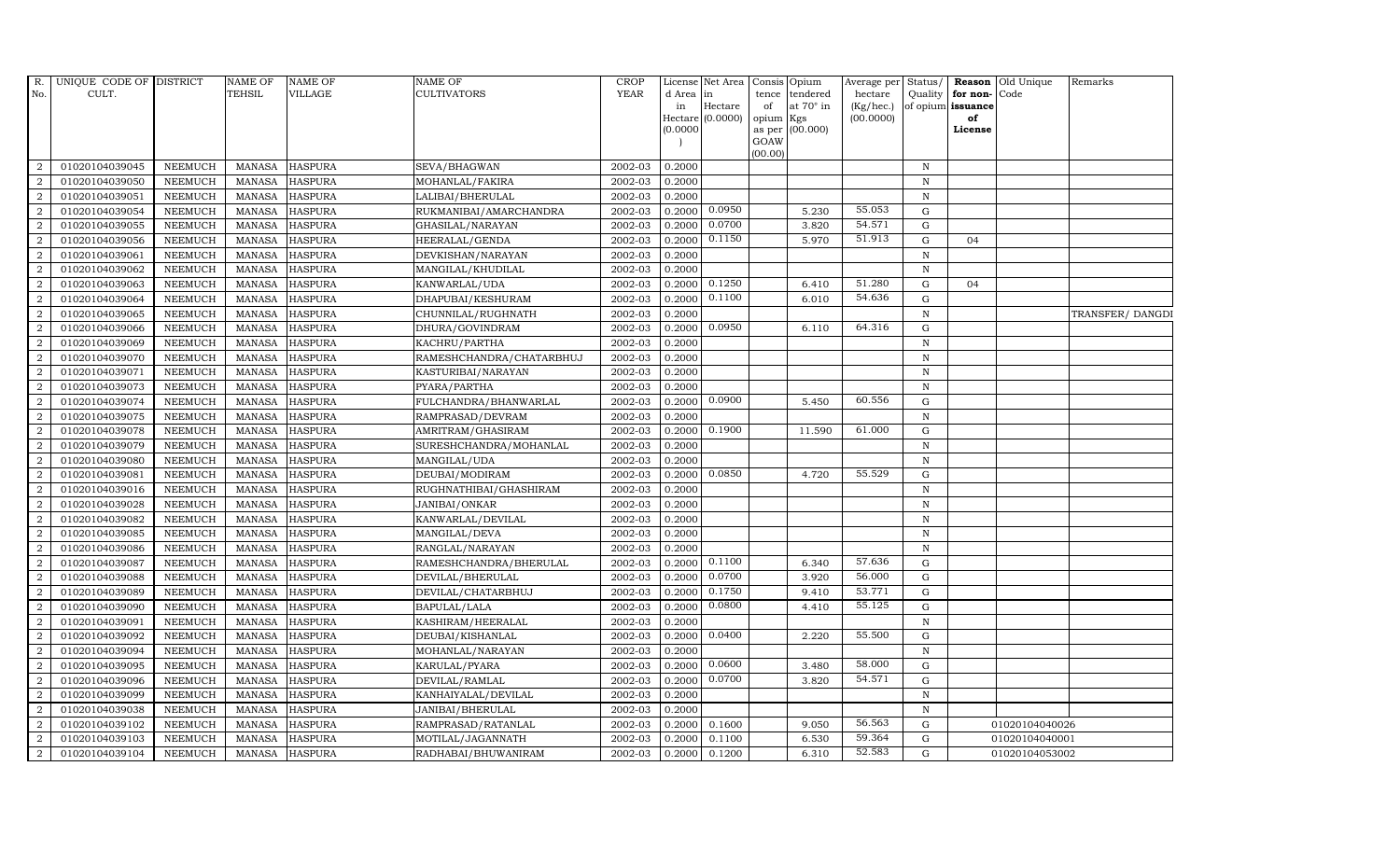| R. No. | UNIQUE CODE OF CULT. | DISTRICT | NAME OF TEHSIL | NAME OF VILLAGE | NAME OF CULTIVATORS | CROP YEAR | License d Area in Hectare (0.0000) | Net Area in Hectare (0.0000) | Consis tence of opium as per GOAW (00.00) | Opium tendered at 70° in Kgs (00.000) | Average per hectare (Kg/hec.) (00.0000) | Status/ Quality of opium | Reason for non-issuance of License | Old Unique Code | Remarks |
|---|---|---|---|---|---|---|---|---|---|---|---|---|---|---|---|
| 2 | 01020104039045 | NEEMUCH | MANASA | HASPURA | SEVA/BHAGWAN | 2002-03 | 0.2000 | | | | | N | | | |
| 2 | 01020104039050 | NEEMUCH | MANASA | HASPURA | MOHANLAL/FAKIRA | 2002-03 | 0.2000 | | | | | N | | | |
| 2 | 01020104039051 | NEEMUCH | MANASA | HASPURA | LALIBAI/BHERULAL | 2002-03 | 0.2000 | | | | | N | | | |
| 2 | 01020104039054 | NEEMUCH | MANASA | HASPURA | RUKMANIBAI/AMARCHANDRA | 2002-03 | 0.2000 | 0.0950 | | 5.230 | 55.053 | G | | | |
| 2 | 01020104039055 | NEEMUCH | MANASA | HASPURA | GHASILAL/NARAYAN | 2002-03 | 0.2000 | 0.0700 | | 3.820 | 54.571 | G | | | |
| 2 | 01020104039056 | NEEMUCH | MANASA | HASPURA | HEERALAL/GENDA | 2002-03 | 0.2000 | 0.1150 | | 5.970 | 51.913 | G | 04 | | |
| 2 | 01020104039061 | NEEMUCH | MANASA | HASPURA | DEVKISHAN/NARAYAN | 2002-03 | 0.2000 | | | | | N | | | |
| 2 | 01020104039062 | NEEMUCH | MANASA | HASPURA | MANGILAL/KHUDILAL | 2002-03 | 0.2000 | | | | | N | | | |
| 2 | 01020104039063 | NEEMUCH | MANASA | HASPURA | KANWARLAL/UDA | 2002-03 | 0.2000 | 0.1250 | | 6.410 | 51.280 | G | 04 | | |
| 2 | 01020104039064 | NEEMUCH | MANASA | HASPURA | DHAPUBAI/KESHURAM | 2002-03 | 0.2000 | 0.1100 | | 6.010 | 54.636 | G | | | |
| 2 | 01020104039065 | NEEMUCH | MANASA | HASPURA | CHUNNILAL/RUGHNATH | 2002-03 | 0.2000 | | | | | N | | | TRANSFER/ DANGDI |
| 2 | 01020104039066 | NEEMUCH | MANASA | HASPURA | DHURA/GOVINDRAM | 2002-03 | 0.2000 | 0.0950 | | 6.110 | 64.316 | G | | | |
| 2 | 01020104039069 | NEEMUCH | MANASA | HASPURA | KACHRU/PARTHA | 2002-03 | 0.2000 | | | | | N | | | |
| 2 | 01020104039070 | NEEMUCH | MANASA | HASPURA | RAMESHCHANDRA/CHATARBHUJ | 2002-03 | 0.2000 | | | | | N | | | |
| 2 | 01020104039071 | NEEMUCH | MANASA | HASPURA | KASTURIBAI/NARAYAN | 2002-03 | 0.2000 | | | | | N | | | |
| 2 | 01020104039073 | NEEMUCH | MANASA | HASPURA | PYARA/PARTHA | 2002-03 | 0.2000 | | | | | N | | | |
| 2 | 01020104039074 | NEEMUCH | MANASA | HASPURA | FULCHANDRA/BHANWARLAL | 2002-03 | 0.2000 | 0.0900 | | 5.450 | 60.556 | G | | | |
| 2 | 01020104039075 | NEEMUCH | MANASA | HASPURA | RAMPRASAD/DEVRAM | 2002-03 | 0.2000 | | | | | N | | | |
| 2 | 01020104039078 | NEEMUCH | MANASA | HASPURA | AMRITRAM/GHASIRAM | 2002-03 | 0.2000 | 0.1900 | | 11.590 | 61.000 | G | | | |
| 2 | 01020104039079 | NEEMUCH | MANASA | HASPURA | SURESHCHANDRA/MOHANLAL | 2002-03 | 0.2000 | | | | | N | | | |
| 2 | 01020104039080 | NEEMUCH | MANASA | HASPURA | MANGILAL/UDA | 2002-03 | 0.2000 | | | | | N | | | |
| 2 | 01020104039081 | NEEMUCH | MANASA | HASPURA | DEUBAI/MODIRAM | 2002-03 | 0.2000 | 0.0850 | | 4.720 | 55.529 | G | | | |
| 2 | 01020104039016 | NEEMUCH | MANASA | HASPURA | RUGHNATHIBAI/GHASHIRAM | 2002-03 | 0.2000 | | | | | N | | | |
| 2 | 01020104039028 | NEEMUCH | MANASA | HASPURA | JANIBAI/ONKAR | 2002-03 | 0.2000 | | | | | N | | | |
| 2 | 01020104039082 | NEEMUCH | MANASA | HASPURA | KANWARLAL/DEVILAL | 2002-03 | 0.2000 | | | | | N | | | |
| 2 | 01020104039085 | NEEMUCH | MANASA | HASPURA | MANGILAL/DEVA | 2002-03 | 0.2000 | | | | | N | | | |
| 2 | 01020104039086 | NEEMUCH | MANASA | HASPURA | RANGLAL/NARAYAN | 2002-03 | 0.2000 | | | | | N | | | |
| 2 | 01020104039087 | NEEMUCH | MANASA | HASPURA | RAMESHCHANDRA/BHERULAL | 2002-03 | 0.2000 | 0.1100 | | 6.340 | 57.636 | G | | | |
| 2 | 01020104039088 | NEEMUCH | MANASA | HASPURA | DEVILAL/BHERULAL | 2002-03 | 0.2000 | 0.0700 | | 3.920 | 56.000 | G | | | |
| 2 | 01020104039089 | NEEMUCH | MANASA | HASPURA | DEVILAL/CHATARBHUJ | 2002-03 | 0.2000 | 0.1750 | | 9.410 | 53.771 | G | | | |
| 2 | 01020104039090 | NEEMUCH | MANASA | HASPURA | BAPULAL/LALA | 2002-03 | 0.2000 | 0.0800 | | 4.410 | 55.125 | G | | | |
| 2 | 01020104039091 | NEEMUCH | MANASA | HASPURA | KASHIRAM/HEERALAL | 2002-03 | 0.2000 | | | | | N | | | |
| 2 | 01020104039092 | NEEMUCH | MANASA | HASPURA | DEUBAI/KISHANLAL | 2002-03 | 0.2000 | 0.0400 | | 2.220 | 55.500 | G | | | |
| 2 | 01020104039094 | NEEMUCH | MANASA | HASPURA | MOHANLAL/NARAYAN | 2002-03 | 0.2000 | | | | | N | | | |
| 2 | 01020104039095 | NEEMUCH | MANASA | HASPURA | KARULAL/PYARA | 2002-03 | 0.2000 | 0.0600 | | 3.480 | 58.000 | G | | | |
| 2 | 01020104039096 | NEEMUCH | MANASA | HASPURA | DEVILAL/RAMLAL | 2002-03 | 0.2000 | 0.0700 | | 3.820 | 54.571 | G | | | |
| 2 | 01020104039099 | NEEMUCH | MANASA | HASPURA | KANHAIYALAL/DEVILAL | 2002-03 | 0.2000 | | | | | N | | | |
| 2 | 01020104039038 | NEEMUCH | MANASA | HASPURA | JANIBAI/BHERULAL | 2002-03 | 0.2000 | | | | | N | | | |
| 2 | 01020104039102 | NEEMUCH | MANASA | HASPURA | RAMPRASAD/RATANLAL | 2002-03 | 0.2000 | 0.1600 | | 9.050 | 56.563 | G | | 01020104040026 | |
| 2 | 01020104039103 | NEEMUCH | MANASA | HASPURA | MOTILAL/JAGANNATH | 2002-03 | 0.2000 | 0.1100 | | 6.530 | 59.364 | G | | 01020104040001 | |
| 2 | 01020104039104 | NEEMUCH | MANASA | HASPURA | RADHABAI/BHUWANIRAM | 2002-03 | 0.2000 | 0.1200 | | 6.310 | 52.583 | G | | 01020104053002 | |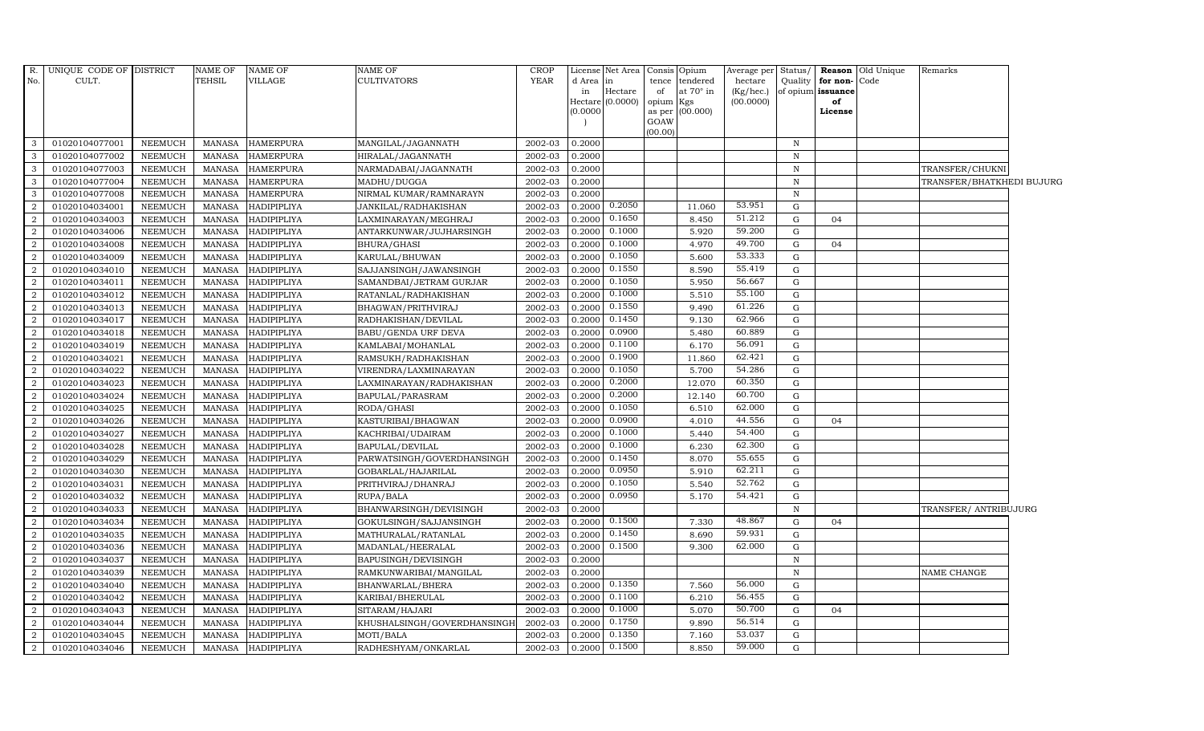| R. No. | UNIQUE CODE OF CULT. | DISTRICT | NAME OF TEHSIL | NAME OF VILLAGE | NAME OF CULTIVATORS | CROP YEAR | License d Area in Hectare (0.0000) | Net Area in Hectare (0.0000) | Consis tence of opium as per GOAW (00.00) | Opium tendered at 70° in Kgs (00.000) | Average per hectare (Kg/hec.) (00.0000) | Status/ Quality of opium | Reason for non-issuance of License | Old Unique Code | Remarks |
|---|---|---|---|---|---|---|---|---|---|---|---|---|---|---|---|
| 3 | 01020104077001 | NEEMUCH | MANASA | HAMERPURA | MANGILAL/JAGANNATH | 2002-03 | 0.2000 | | | | | N | | | |
| 3 | 01020104077002 | NEEMUCH | MANASA | HAMERPURA | HIRALAL/JAGANNATH | 2002-03 | 0.2000 | | | | | N | | | |
| 3 | 01020104077003 | NEEMUCH | MANASA | HAMERPURA | NARMADABAI/JAGANNATH | 2002-03 | 0.2000 | | | | | N | | | TRANSFER/CHUKNI |
| 3 | 01020104077004 | NEEMUCH | MANASA | HAMERPURA | MADHU/DUGGA | 2002-03 | 0.2000 | | | | | N | | | TRANSFER/BHATKHEDI BUJURG |
| 3 | 01020104077008 | NEEMUCH | MANASA | HAMERPURA | NIRMAL KUMAR/RAMNARAYN | 2002-03 | 0.2000 | | | | | N | | | |
| 2 | 01020104034001 | NEEMUCH | MANASA | HADIPIPLIYA | JANKILAL/RADHAKISHAN | 2002-03 | 0.2000 | 0.2050 | | 11.060 | 53.951 | G | | | |
| 2 | 01020104034003 | NEEMUCH | MANASA | HADIPIPLIYA | LAXMINARAYAN/MEGHRAJ | 2002-03 | 0.2000 | 0.1650 | | 8.450 | 51.212 | G | 04 | | |
| 2 | 01020104034006 | NEEMUCH | MANASA | HADIPIPLIYA | ANTARKUNWAR/JUJHARSINGH | 2002-03 | 0.2000 | 0.1000 | | 5.920 | 59.200 | G | | | |
| 2 | 01020104034008 | NEEMUCH | MANASA | HADIPIPLIYA | BHURA/GHASI | 2002-03 | 0.2000 | 0.1000 | | 4.970 | 49.700 | G | 04 | | |
| 2 | 01020104034009 | NEEMUCH | MANASA | HADIPIPLIYA | KARULAL/BHUWAN | 2002-03 | 0.2000 | 0.1050 | | 5.600 | 53.333 | G | | | |
| 2 | 01020104034010 | NEEMUCH | MANASA | HADIPIPLIYA | SAJJANSINGH/JAWANSINGH | 2002-03 | 0.2000 | 0.1550 | | 8.590 | 55.419 | G | | | |
| 2 | 01020104034011 | NEEMUCH | MANASA | HADIPIPLIYA | SAMANDBAI/JETRAM GURJAR | 2002-03 | 0.2000 | 0.1050 | | 5.950 | 56.667 | G | | | |
| 2 | 01020104034012 | NEEMUCH | MANASA | HADIPIPLIYA | RATANLAL/RADHAKISHAN | 2002-03 | 0.2000 | 0.1000 | | 5.510 | 55.100 | G | | | |
| 2 | 01020104034013 | NEEMUCH | MANASA | HADIPIPLIYA | BHAGWAN/PRITHVIRAJ | 2002-03 | 0.2000 | 0.1550 | | 9.490 | 61.226 | G | | | |
| 2 | 01020104034017 | NEEMUCH | MANASA | HADIPIPLIYA | RADHAKISHAN/DEVILAL | 2002-03 | 0.2000 | 0.1450 | | 9.130 | 62.966 | G | | | |
| 2 | 01020104034018 | NEEMUCH | MANASA | HADIPIPLIYA | BABU/GENDA URF DEVA | 2002-03 | 0.2000 | 0.0900 | | 5.480 | 60.889 | G | | | |
| 2 | 01020104034019 | NEEMUCH | MANASA | HADIPIPLIYA | KAMLABAI/MOHANLAL | 2002-03 | 0.2000 | 0.1100 | | 6.170 | 56.091 | G | | | |
| 2 | 01020104034021 | NEEMUCH | MANASA | HADIPIPLIYA | RAMSUKH/RADHAKISHAN | 2002-03 | 0.2000 | 0.1900 | | 11.860 | 62.421 | G | | | |
| 2 | 01020104034022 | NEEMUCH | MANASA | HADIPIPLIYA | VIRENDRA/LAXMINARAYAN | 2002-03 | 0.2000 | 0.1050 | | 5.700 | 54.286 | G | | | |
| 2 | 01020104034023 | NEEMUCH | MANASA | HADIPIPLIYA | LAXMINARAYAN/RADHAKISHAN | 2002-03 | 0.2000 | 0.2000 | | 12.070 | 60.350 | G | | | |
| 2 | 01020104034024 | NEEMUCH | MANASA | HADIPIPLIYA | BAPULAL/PARASRAM | 2002-03 | 0.2000 | 0.2000 | | 12.140 | 60.700 | G | | | |
| 2 | 01020104034025 | NEEMUCH | MANASA | HADIPIPLIYA | RODA/GHASI | 2002-03 | 0.2000 | 0.1050 | | 6.510 | 62.000 | G | | | |
| 2 | 01020104034026 | NEEMUCH | MANASA | HADIPIPLIYA | KASTURIBAI/BHAGWAN | 2002-03 | 0.2000 | 0.0900 | | 4.010 | 44.556 | G | 04 | | |
| 2 | 01020104034027 | NEEMUCH | MANASA | HADIPIPLIYA | KACHRIBAI/UDAIRAM | 2002-03 | 0.2000 | 0.1000 | | 5.440 | 54.400 | G | | | |
| 2 | 01020104034028 | NEEMUCH | MANASA | HADIPIPLIYA | BAPULAL/DEVILAL | 2002-03 | 0.2000 | 0.1000 | | 6.230 | 62.300 | G | | | |
| 2 | 01020104034029 | NEEMUCH | MANASA | HADIPIPLIYA | PARWATSINGH/GOVERDHANSINGH | 2002-03 | 0.2000 | 0.1450 | | 8.070 | 55.655 | G | | | |
| 2 | 01020104034030 | NEEMUCH | MANASA | HADIPIPLIYA | GOBARLAL/HAJARILAL | 2002-03 | 0.2000 | 0.0950 | | 5.910 | 62.211 | G | | | |
| 2 | 01020104034031 | NEEMUCH | MANASA | HADIPIPLIYA | PRITHVIRAJ/DHANRAJ | 2002-03 | 0.2000 | 0.1050 | | 5.540 | 52.762 | G | | | |
| 2 | 01020104034032 | NEEMUCH | MANASA | HADIPIPLIYA | RUPA/BALA | 2002-03 | 0.2000 | 0.0950 | | 5.170 | 54.421 | G | | | |
| 2 | 01020104034033 | NEEMUCH | MANASA | HADIPIPLIYA | BHANWARSINGH/DEVISINGH | 2002-03 | 0.2000 | | | | | N | | | TRANSFER/ ANTRIBUJURG |
| 2 | 01020104034034 | NEEMUCH | MANASA | HADIPIPLIYA | GOKULSINGH/SAJJANSINGH | 2002-03 | 0.2000 | 0.1500 | | 7.330 | 48.867 | G | 04 | | |
| 2 | 01020104034035 | NEEMUCH | MANASA | HADIPIPLIYA | MATHURALAL/RATANLAL | 2002-03 | 0.2000 | 0.1450 | | 8.690 | 59.931 | G | | | |
| 2 | 01020104034036 | NEEMUCH | MANASA | HADIPIPLIYA | MADANLAL/HEERALAL | 2002-03 | 0.2000 | 0.1500 | | 9.300 | 62.000 | G | | | |
| 2 | 01020104034037 | NEEMUCH | MANASA | HADIPIPLIYA | BAPUSINGH/DEVISINGH | 2002-03 | 0.2000 | | | | | N | | | |
| 2 | 01020104034039 | NEEMUCH | MANASA | HADIPIPLIYA | RAMKUNWARIBAI/MANGILAL | 2002-03 | 0.2000 | | | | | N | | | NAME CHANGE |
| 2 | 01020104034040 | NEEMUCH | MANASA | HADIPIPLIYA | BHANWARLAL/BHERA | 2002-03 | 0.2000 | 0.1350 | | 7.560 | 56.000 | G | | | |
| 2 | 01020104034042 | NEEMUCH | MANASA | HADIPIPLIYA | KARIBAI/BHERULAL | 2002-03 | 0.2000 | 0.1100 | | 6.210 | 56.455 | G | | | |
| 2 | 01020104034043 | NEEMUCH | MANASA | HADIPIPLIYA | SITARAM/HAJARI | 2002-03 | 0.2000 | 0.1000 | | 5.070 | 50.700 | G | 04 | | |
| 2 | 01020104034044 | NEEMUCH | MANASA | HADIPIPLIYA | KHUSHALSINGH/GOVERDHANSINGH | 2002-03 | 0.2000 | 0.1750 | | 9.890 | 56.514 | G | | | |
| 2 | 01020104034045 | NEEMUCH | MANASA | HADIPIPLIYA | MOTI/BALA | 2002-03 | 0.2000 | 0.1350 | | 7.160 | 53.037 | G | | | |
| 2 | 01020104034046 | NEEMUCH | MANASA | HADIPIPLIYA | RADHESHYAM/ONKARLAL | 2002-03 | 0.2000 | 0.1500 | | 8.850 | 59.000 | G | | | |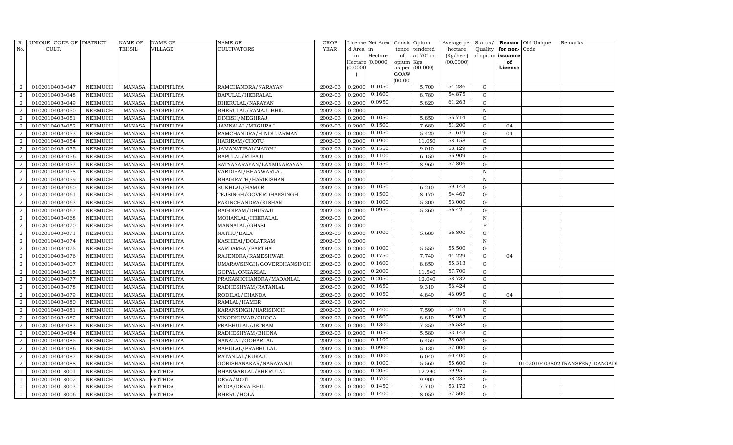| R. No. | UNIQUE CODE OF CULT. | DISTRICT | NAME OF TEHSIL | NAME OF VILLAGE | NAME OF CULTIVATORS | CROP YEAR | License d Area in Hectare (0.0000) | Net Area in Hectare (0.0000) | Consis tence of opium as per GOAW (00.00) | Opium tendered at 70° in Kgs (00.000) | Average per hectare (Kg/hec.) (00.0000) | Status/ Quality of opium | Reason for non-issuance of License | Old Unique Code | Remarks |
|---|---|---|---|---|---|---|---|---|---|---|---|---|---|---|---|
| 2 | 01020104034047 | NEEMUCH | MANASA | HADIPIPLIYA | RAMCHANDRA/NARAYAN | 2002-03 | 0.2000 | 0.1050 | | 5.700 | 54.286 | G | | | |
| 2 | 01020104034048 | NEEMUCH | MANASA | HADIPIPLIYA | BAPULAL/HEERALAL | 2002-03 | 0.2000 | 0.1600 | | 8.780 | 54.875 | G | | | |
| 2 | 01020104034049 | NEEMUCH | MANASA | HADIPIPLIYA | BHERULAL/NARAYAN | 2002-03 | 0.2000 | 0.0950 | | 5.820 | 61.263 | G | | | |
| 2 | 01020104034050 | NEEMUCH | MANASA | HADIPIPLIYA | BHERULAL/RAMAJI BHIL | 2002-03 | 0.2000 | | | | | N | | | |
| 2 | 01020104034051 | NEEMUCH | MANASA | HADIPIPLIYA | DINESH/MEGHRAJ | 2002-03 | 0.2000 | 0.1050 | | 5.850 | 55.714 | G | | | |
| 2 | 01020104034052 | NEEMUCH | MANASA | HADIPIPLIYA | JAMNALAL/MEGHRAJ | 2002-03 | 0.2000 | 0.1500 | | 7.680 | 51.200 | G | 04 | | |
| 2 | 01020104034053 | NEEMUCH | MANASA | HADIPIPLIYA | RAMCHANDRA/HINDUJARMAN | 2002-03 | 0.2000 | 0.1050 | | 5.420 | 51.619 | G | 04 | | |
| 2 | 01020104034054 | NEEMUCH | MANASA | HADIPIPLIYA | HARIRAM/CHOTU | 2002-03 | 0.2000 | 0.1900 | | 11.050 | 58.158 | G | | | |
| 2 | 01020104034055 | NEEMUCH | MANASA | HADIPIPLIYA | JAMANATIBAI/MANGU | 2002-03 | 0.2000 | 0.1550 | | 9.010 | 58.129 | G | | | |
| 2 | 01020104034056 | NEEMUCH | MANASA | HADIPIPLIYA | BAPULAL/RUPAJI | 2002-03 | 0.2000 | 0.1100 | | 6.150 | 55.909 | G | | | |
| 2 | 01020104034057 | NEEMUCH | MANASA | HADIPIPLIYA | SATYANARAYAN/LAXMINARAYAN | 2002-03 | 0.2000 | 0.1550 | | 8.960 | 57.806 | G | | | |
| 2 | 01020104034058 | NEEMUCH | MANASA | HADIPIPLIYA | VARDIBAI/BHANWARLAL | 2002-03 | 0.2000 | | | | | N | | | |
| 2 | 01020104034059 | NEEMUCH | MANASA | HADIPIPLIYA | BHAGIRATH/HARIKISHAN | 2002-03 | 0.2000 | | | | | N | | | |
| 2 | 01020104034060 | NEEMUCH | MANASA | HADIPIPLIYA | SUKHLAL/HAMER | 2002-03 | 0.2000 | 0.1050 | | 6.210 | 59.143 | G | | | |
| 2 | 01020104034061 | NEEMUCH | MANASA | HADIPIPLIYA | TEJSINGH/GOVERDHANSINGH | 2002-03 | 0.2000 | 0.1500 | | 8.170 | 54.467 | G | | | |
| 2 | 01020104034063 | NEEMUCH | MANASA | HADIPIPLIYA | FAKIRCHANDRA/KISHAN | 2002-03 | 0.2000 | 0.1000 | | 5.300 | 53.000 | G | | | |
| 2 | 01020104034067 | NEEMUCH | MANASA | HADIPIPLIYA | BAGDIRAM/DHURAJI | 2002-03 | 0.2000 | 0.0950 | | 5.360 | 56.421 | G | | | |
| 2 | 01020104034068 | NEEMUCH | MANASA | HADIPIPLIYA | MOHANLAL/HEERALAL | 2002-03 | 0.2000 | | | | | N | | | |
| 2 | 01020104034070 | NEEMUCH | MANASA | HADIPIPLIYA | MANNALAL/GHASI | 2002-03 | 0.2000 | | | | | F | | | |
| 2 | 01020104034071 | NEEMUCH | MANASA | HADIPIPLIYA | NATHU/BALA | 2002-03 | 0.2000 | 0.1000 | | 5.680 | 56.800 | G | | | |
| 2 | 01020104034074 | NEEMUCH | MANASA | HADIPIPLIYA | KASHIBAI/DOLATRAM | 2002-03 | 0.2000 | | | | | N | | | |
| 2 | 01020104034075 | NEEMUCH | MANASA | HADIPIPLIYA | SARDARBAI/PARTHA | 2002-03 | 0.2000 | 0.1000 | | 5.550 | 55.500 | G | | | |
| 2 | 01020104034076 | NEEMUCH | MANASA | HADIPIPLIYA | RAJENDRA/RAMESHWAR | 2002-03 | 0.2000 | 0.1750 | | 7.740 | 44.229 | G | 04 | | |
| 2 | 01020104034007 | NEEMUCH | MANASA | HADIPIPLIYA | UMARAVSINGH/GOVERDHANSINGH | 2002-03 | 0.2000 | 0.1600 | | 8.850 | 55.313 | G | | | |
| 2 | 01020104034015 | NEEMUCH | MANASA | HADIPIPLIYA | GOPAL/ONKARLAL | 2002-03 | 0.2000 | 0.2000 | | 11.540 | 57.700 | G | | | |
| 2 | 01020104034077 | NEEMUCH | MANASA | HADIPIPLIYA | PRAKASHCHANDRA/MADANLAL | 2002-03 | 0.2000 | 0.2050 | | 12.040 | 58.732 | G | | | |
| 2 | 01020104034078 | NEEMUCH | MANASA | HADIPIPLIYA | RADHESHYAM/RATANLAL | 2002-03 | 0.2000 | 0.1650 | | 9.310 | 56.424 | G | | | |
| 2 | 01020104034079 | NEEMUCH | MANASA | HADIPIPLIYA | RODILAL/CHANDA | 2002-03 | 0.2000 | 0.1050 | | 4.840 | 46.095 | G | 04 | | |
| 2 | 01020104034080 | NEEMUCH | MANASA | HADIPIPLIYA | RAMLAL/HAMER | 2002-03 | 0.2000 | | | | | N | | | |
| 2 | 01020104034081 | NEEMUCH | MANASA | HADIPIPLIYA | KARANSINGH/HARISINGH | 2002-03 | 0.2000 | 0.1400 | | 7.590 | 54.214 | G | | | |
| 2 | 01020104034082 | NEEMUCH | MANASA | HADIPIPLIYA | VINODKUMAR/CHOGA | 2002-03 | 0.2000 | 0.1600 | | 8.810 | 55.063 | G | | | |
| 2 | 01020104034083 | NEEMUCH | MANASA | HADIPIPLIYA | PRABHULAL/JETRAM | 2002-03 | 0.2000 | 0.1300 | | 7.350 | 56.538 | G | | | |
| 2 | 01020104034084 | NEEMUCH | MANASA | HADIPIPLIYA | RADHESHYAM/BHONA | 2002-03 | 0.2000 | 0.1050 | | 5.580 | 53.143 | G | | | |
| 2 | 01020104034085 | NEEMUCH | MANASA | HADIPIPLIYA | NANALAL/GOBARLAL | 2002-03 | 0.2000 | 0.1100 | | 6.450 | 58.636 | G | | | |
| 2 | 01020104034086 | NEEMUCH | MANASA | HADIPIPLIYA | BABULAL/PRABHULAL | 2002-03 | 0.2000 | 0.0900 | | 5.130 | 57.000 | G | | | |
| 2 | 01020104034087 | NEEMUCH | MANASA | HADIPIPLIYA | RATANLAL/KUKAJI | 2002-03 | 0.2000 | 0.1000 | | 6.040 | 60.400 | G | | | |
| 2 | 01020104034088 | NEEMUCH | MANASA | HADIPIPLIYA | GORISHANAKAR/NARAYANJI | 2002-03 | 0.2000 | 0.1000 | | 5.560 | 55.600 | G | | 01020104038002 | TRANSFER/ DANGADI |
| 1 | 01020104018001 | NEEMUCH | MANASA | GOTHDA | BHANWARLAL/BHERULAL | 2002-03 | 0.2000 | 0.2050 | | 12.290 | 59.951 | G | | | |
| 1 | 01020104018002 | NEEMUCH | MANASA | GOTHDA | DEVA/MOTI | 2002-03 | 0.2000 | 0.1700 | | 9.900 | 58.235 | G | | | |
| 1 | 01020104018003 | NEEMUCH | MANASA | GOTHDA | RODA/DEVA BHIL | 2002-03 | 0.2000 | 0.1450 | | 7.710 | 53.172 | G | | | |
| 1 | 01020104018006 | NEEMUCH | MANASA | GOTHDA | BHERU/HOLA | 2002-03 | 0.2000 | 0.1400 | | 8.050 | 57.500 | G | | | |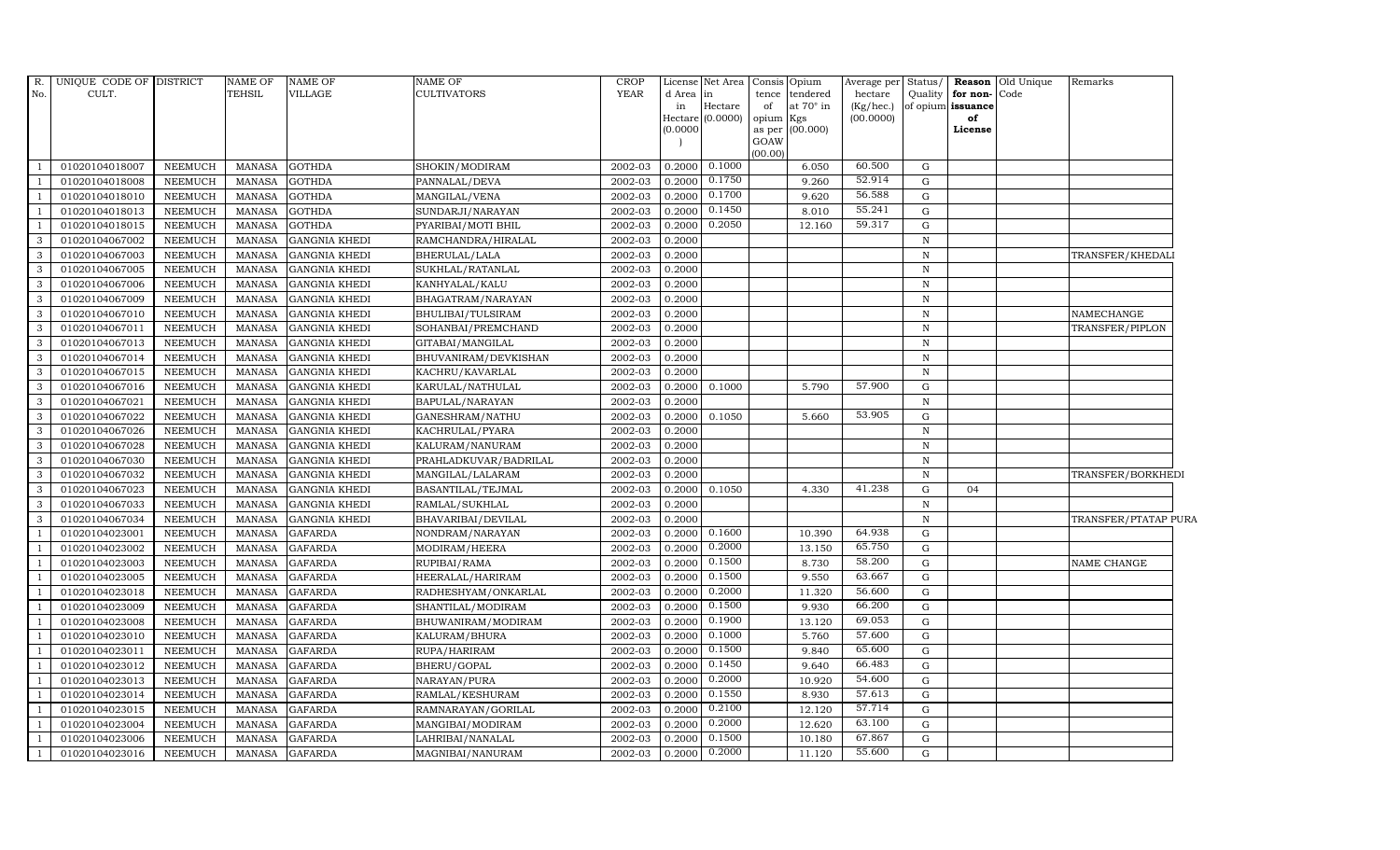| R. No. | UNIQUE CODE OF CULT. | DISTRICT | NAME OF TEHSIL | NAME OF VILLAGE | NAME OF CULTIVATORS | CROP YEAR | License d Area in Hectare (0.0000) | Net Area in Hectare (0.0000) | Consis tence of opium as per GOAW (00.00) | Opium tendered at 70° in Kgs (00.000) | Average per hectare (Kg/hec.) (00.0000) | Status/ Quality of opium | Reason for non-issuance of License | Old Unique Code | Remarks |
|---|---|---|---|---|---|---|---|---|---|---|---|---|---|---|---|
| 1 | 01020104018007 | NEEMUCH | MANASA | GOTHDA | SHOKIN/MODIRAM | 2002-03 | 0.2000 | 0.1000 | | 6.050 | 60.500 | G | | | |
| 1 | 01020104018008 | NEEMUCH | MANASA | GOTHDA | PANNALAL/DEVA | 2002-03 | 0.2000 | 0.1750 | | 9.260 | 52.914 | G | | | |
| 1 | 01020104018010 | NEEMUCH | MANASA | GOTHDA | MANGILAL/VENA | 2002-03 | 0.2000 | 0.1700 | | 9.620 | 56.588 | G | | | |
| 1 | 01020104018013 | NEEMUCH | MANASA | GOTHDA | SUNDARJI/NARAYAN | 2002-03 | 0.2000 | 0.1450 | | 8.010 | 55.241 | G | | | |
| 1 | 01020104018015 | NEEMUCH | MANASA | GOTHDA | PYARIBAI/MOTI BHIL | 2002-03 | 0.2000 | 0.2050 | | 12.160 | 59.317 | G | | | |
| 3 | 01020104067002 | NEEMUCH | MANASA | GANGNIA KHEDI | RAMCHANDRA/HIRALAL | 2002-03 | 0.2000 | | | | | N | | | |
| 3 | 01020104067003 | NEEMUCH | MANASA | GANGNIA KHEDI | BHERULAL/LALA | 2002-03 | 0.2000 | | | | | N | | | TRANSFER/KHEDALI |
| 3 | 01020104067005 | NEEMUCH | MANASA | GANGNIA KHEDI | SUKHLAL/RATANLAL | 2002-03 | 0.2000 | | | | | N | | | |
| 3 | 01020104067006 | NEEMUCH | MANASA | GANGNIA KHEDI | KANHYALAL/KALU | 2002-03 | 0.2000 | | | | | N | | | |
| 3 | 01020104067009 | NEEMUCH | MANASA | GANGNIA KHEDI | BHAGATRAM/NARAYAN | 2002-03 | 0.2000 | | | | | N | | | |
| 3 | 01020104067010 | NEEMUCH | MANASA | GANGNIA KHEDI | BHULIBAI/TULSIRAM | 2002-03 | 0.2000 | | | | | N | | | NAMECHANGE |
| 3 | 01020104067011 | NEEMUCH | MANASA | GANGNIA KHEDI | SOHANBAI/PREMCHAND | 2002-03 | 0.2000 | | | | | N | | | TRANSFER/PIPLON |
| 3 | 01020104067013 | NEEMUCH | MANASA | GANGNIA KHEDI | GITABAI/MANGILAL | 2002-03 | 0.2000 | | | | | N | | | |
| 3 | 01020104067014 | NEEMUCH | MANASA | GANGNIA KHEDI | BHUVANIRAM/DEVKISHAN | 2002-03 | 0.2000 | | | | | N | | | |
| 3 | 01020104067015 | NEEMUCH | MANASA | GANGNIA KHEDI | KACHRU/KAVARLAL | 2002-03 | 0.2000 | | | | | N | | | |
| 3 | 01020104067016 | NEEMUCH | MANASA | GANGNIA KHEDI | KARULAL/NATHULAL | 2002-03 | 0.2000 | 0.1000 | | 5.790 | 57.900 | G | | | |
| 3 | 01020104067021 | NEEMUCH | MANASA | GANGNIA KHEDI | BAPULAL/NARAYAN | 2002-03 | 0.2000 | | | | | N | | | |
| 3 | 01020104067022 | NEEMUCH | MANASA | GANGNIA KHEDI | GANESHRAM/NATHU | 2002-03 | 0.2000 | 0.1050 | | 5.660 | 53.905 | G | | | |
| 3 | 01020104067026 | NEEMUCH | MANASA | GANGNIA KHEDI | KACHRULAL/PYARA | 2002-03 | 0.2000 | | | | | N | | | |
| 3 | 01020104067028 | NEEMUCH | MANASA | GANGNIA KHEDI | KALURAM/NANURAM | 2002-03 | 0.2000 | | | | | N | | | |
| 3 | 01020104067030 | NEEMUCH | MANASA | GANGNIA KHEDI | PRAHLADKUVAR/BADRILAL | 2002-03 | 0.2000 | | | | | N | | | |
| 3 | 01020104067032 | NEEMUCH | MANASA | GANGNIA KHEDI | MANGILAL/LALARAM | 2002-03 | 0.2000 | | | | | N | | | TRANSFER/BORKHEDI |
| 3 | 01020104067023 | NEEMUCH | MANASA | GANGNIA KHEDI | BASANTILAL/TEJMAL | 2002-03 | 0.2000 | 0.1050 | | 4.330 | 41.238 | G | 04 | | |
| 3 | 01020104067033 | NEEMUCH | MANASA | GANGNIA KHEDI | RAMLAL/SUKHLAL | 2002-03 | 0.2000 | | | | | N | | | |
| 3 | 01020104067034 | NEEMUCH | MANASA | GANGNIA KHEDI | BHAVARIBAI/DEVILAL | 2002-03 | 0.2000 | | | | | N | | | TRANSFER/PTATAP PURA |
| 1 | 01020104023001 | NEEMUCH | MANASA | GAFARDA | NONDRAM/NARAYAN | 2002-03 | 0.2000 | 0.1600 | | 10.390 | 64.938 | G | | | |
| 1 | 01020104023002 | NEEMUCH | MANASA | GAFARDA | MODIRAM/HEERA | 2002-03 | 0.2000 | 0.2000 | | 13.150 | 65.750 | G | | | |
| 1 | 01020104023003 | NEEMUCH | MANASA | GAFARDA | RUPIBAI/RAMA | 2002-03 | 0.2000 | 0.1500 | | 8.730 | 58.200 | G | | | NAME CHANGE |
| 1 | 01020104023005 | NEEMUCH | MANASA | GAFARDA | HEERALAL/HARIRAM | 2002-03 | 0.2000 | 0.1500 | | 9.550 | 63.667 | G | | | |
| 1 | 01020104023018 | NEEMUCH | MANASA | GAFARDA | RADHESHYAM/ONKARLAL | 2002-03 | 0.2000 | 0.2000 | | 11.320 | 56.600 | G | | | |
| 1 | 01020104023009 | NEEMUCH | MANASA | GAFARDA | SHANTILAL/MODIRAM | 2002-03 | 0.2000 | 0.1500 | | 9.930 | 66.200 | G | | | |
| 1 | 01020104023008 | NEEMUCH | MANASA | GAFARDA | BHUWANIRAM/MODIRAM | 2002-03 | 0.2000 | 0.1900 | | 13.120 | 69.053 | G | | | |
| 1 | 01020104023010 | NEEMUCH | MANASA | GAFARDA | KALURAM/BHURA | 2002-03 | 0.2000 | 0.1000 | | 5.760 | 57.600 | G | | | |
| 1 | 01020104023011 | NEEMUCH | MANASA | GAFARDA | RUPA/HARIRAM | 2002-03 | 0.2000 | 0.1500 | | 9.840 | 65.600 | G | | | |
| 1 | 01020104023012 | NEEMUCH | MANASA | GAFARDA | BHERU/GOPAL | 2002-03 | 0.2000 | 0.1450 | | 9.640 | 66.483 | G | | | |
| 1 | 01020104023013 | NEEMUCH | MANASA | GAFARDA | NARAYAN/PURA | 2002-03 | 0.2000 | 0.2000 | | 10.920 | 54.600 | G | | | |
| 1 | 01020104023014 | NEEMUCH | MANASA | GAFARDA | RAMLAL/KESHURAM | 2002-03 | 0.2000 | 0.1550 | | 8.930 | 57.613 | G | | | |
| 1 | 01020104023015 | NEEMUCH | MANASA | GAFARDA | RAMNARAYAN/GORILAL | 2002-03 | 0.2000 | 0.2100 | | 12.120 | 57.714 | G | | | |
| 1 | 01020104023004 | NEEMUCH | MANASA | GAFARDA | MANGIBAI/MODIRAM | 2002-03 | 0.2000 | 0.2000 | | 12.620 | 63.100 | G | | | |
| 1 | 01020104023006 | NEEMUCH | MANASA | GAFARDA | LAHRIBAI/NANALAL | 2002-03 | 0.2000 | 0.1500 | | 10.180 | 67.867 | G | | | |
| 1 | 01020104023016 | NEEMUCH | MANASA | GAFARDA | MAGNIBAI/NANURAM | 2002-03 | 0.2000 | 0.2000 | | 11.120 | 55.600 | G | | | |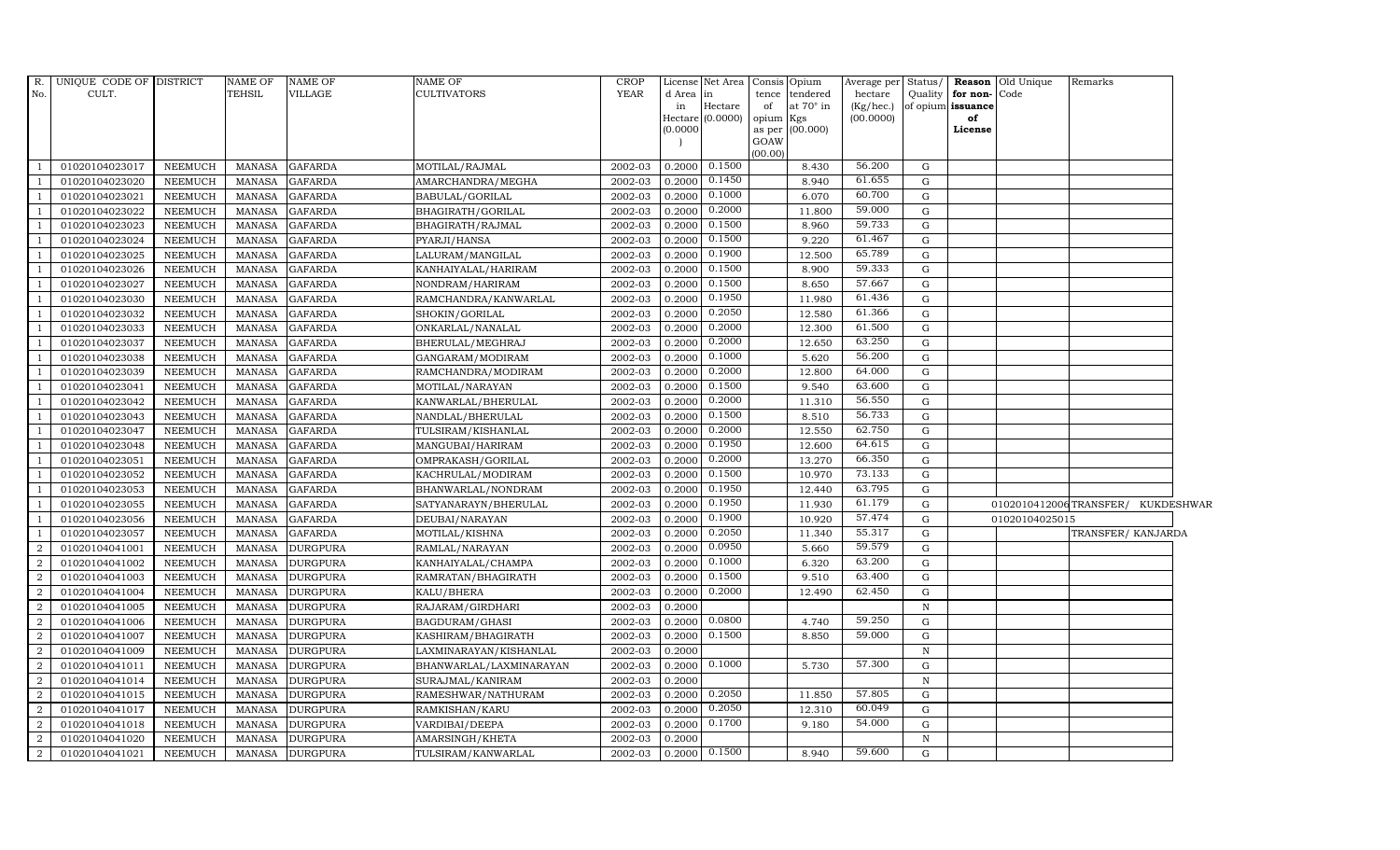| R. No. | UNIQUE CODE OF CULT. | DISTRICT | NAME OF TEHSIL | NAME OF VILLAGE | NAME OF CULTIVATORS | CROP YEAR | License d Area in Hectare (0.0000) | Net Area in Hectare (0.0000) | Consis tence of opium as per GOAW (00.00) | Opium tendered at 70° in Kgs (00.000) | Average per hectare (Kg/hec.) (00.0000) | Status/ Quality of opium | Reason for non-issuance of License | Old Unique Code | Remarks |
|---|---|---|---|---|---|---|---|---|---|---|---|---|---|---|---|
| 1 | 01020104023017 | NEEMUCH | MANASA | GAFARDA | MOTILAL/RAJMAL | 2002-03 | 0.2000 | 0.1500 | | 8.430 | 56.200 | G | | | |
| 1 | 01020104023020 | NEEMUCH | MANASA | GAFARDA | AMARCHANDRA/MEGHA | 2002-03 | 0.2000 | 0.1450 | | 8.940 | 61.655 | G | | | |
| 1 | 01020104023021 | NEEMUCH | MANASA | GAFARDA | BABULAL/GORILAL | 2002-03 | 0.2000 | 0.1000 | | 6.070 | 60.700 | G | | | |
| 1 | 01020104023022 | NEEMUCH | MANASA | GAFARDA | BHAGIRATH/GORILAL | 2002-03 | 0.2000 | 0.2000 | | 11.800 | 59.000 | G | | | |
| 1 | 01020104023023 | NEEMUCH | MANASA | GAFARDA | BHAGIRATH/RAJMAL | 2002-03 | 0.2000 | 0.1500 | | 8.960 | 59.733 | G | | | |
| 1 | 01020104023024 | NEEMUCH | MANASA | GAFARDA | PYARJI/HANSA | 2002-03 | 0.2000 | 0.1500 | | 9.220 | 61.467 | G | | | |
| 1 | 01020104023025 | NEEMUCH | MANASA | GAFARDA | LALURAM/MANGILAL | 2002-03 | 0.2000 | 0.1900 | | 12.500 | 65.789 | G | | | |
| 1 | 01020104023026 | NEEMUCH | MANASA | GAFARDA | KANHAIYALAL/HARIRAM | 2002-03 | 0.2000 | 0.1500 | | 8.900 | 59.333 | G | | | |
| 1 | 01020104023027 | NEEMUCH | MANASA | GAFARDA | NONDRAM/HARIRAM | 2002-03 | 0.2000 | 0.1500 | | 8.650 | 57.667 | G | | | |
| 1 | 01020104023030 | NEEMUCH | MANASA | GAFARDA | RAMCHANDRA/KANWARLAL | 2002-03 | 0.2000 | 0.1950 | | 11.980 | 61.436 | G | | | |
| 1 | 01020104023032 | NEEMUCH | MANASA | GAFARDA | SHOKIN/GORILAL | 2002-03 | 0.2000 | 0.2050 | | 12.580 | 61.366 | G | | | |
| 1 | 01020104023033 | NEEMUCH | MANASA | GAFARDA | ONKARLAL/NANALAL | 2002-03 | 0.2000 | 0.2000 | | 12.300 | 61.500 | G | | | |
| 1 | 01020104023037 | NEEMUCH | MANASA | GAFARDA | BHERULAL/MEGHRAJ | 2002-03 | 0.2000 | 0.2000 | | 12.650 | 63.250 | G | | | |
| 1 | 01020104023038 | NEEMUCH | MANASA | GAFARDA | GANGARAM/MODIRAM | 2002-03 | 0.2000 | 0.1000 | | 5.620 | 56.200 | G | | | |
| 1 | 01020104023039 | NEEMUCH | MANASA | GAFARDA | RAMCHANDRA/MODIRAM | 2002-03 | 0.2000 | 0.2000 | | 12.800 | 64.000 | G | | | |
| 1 | 01020104023041 | NEEMUCH | MANASA | GAFARDA | MOTILAL/NARAYAN | 2002-03 | 0.2000 | 0.1500 | | 9.540 | 63.600 | G | | | |
| 1 | 01020104023042 | NEEMUCH | MANASA | GAFARDA | KANWARLAL/BHERULAL | 2002-03 | 0.2000 | 0.2000 | | 11.310 | 56.550 | G | | | |
| 1 | 01020104023043 | NEEMUCH | MANASA | GAFARDA | NANDLAL/BHERULAL | 2002-03 | 0.2000 | 0.1500 | | 8.510 | 56.733 | G | | | |
| 1 | 01020104023047 | NEEMUCH | MANASA | GAFARDA | TULSIRAM/KISHANLAL | 2002-03 | 0.2000 | 0.2000 | | 12.550 | 62.750 | G | | | |
| 1 | 01020104023048 | NEEMUCH | MANASA | GAFARDA | MANGUBAI/HARIRAM | 2002-03 | 0.2000 | 0.1950 | | 12.600 | 64.615 | G | | | |
| 1 | 01020104023051 | NEEMUCH | MANASA | GAFARDA | OMPRAKASH/GORILAL | 2002-03 | 0.2000 | 0.2000 | | 13.270 | 66.350 | G | | | |
| 1 | 01020104023052 | NEEMUCH | MANASA | GAFARDA | KACHRULAL/MODIRAM | 2002-03 | 0.2000 | 0.1500 | | 10.970 | 73.133 | G | | | |
| 1 | 01020104023053 | NEEMUCH | MANASA | GAFARDA | BHANWARLAL/NONDRAM | 2002-03 | 0.2000 | 0.1950 | | 12.440 | 63.795 | G | | | |
| 1 | 01020104023055 | NEEMUCH | MANASA | GAFARDA | SATYANARAYN/BHERULAL | 2002-03 | 0.2000 | 0.1950 | | 11.930 | 61.179 | G | | 01020104120006 | TRANSFER/ KUKDESHWAR |
| 1 | 01020104023056 | NEEMUCH | MANASA | GAFARDA | DEUBAI/NARAYAN | 2002-03 | 0.2000 | 0.1900 | | 10.920 | 57.474 | G | | 01020104025015 | |
| 1 | 01020104023057 | NEEMUCH | MANASA | GAFARDA | MOTILAL/KISHNA | 2002-03 | 0.2000 | 0.2050 | | 11.340 | 55.317 | G | | | TRANSFER/ KANJARDA |
| 2 | 01020104041001 | NEEMUCH | MANASA | DURGPURA | RAMLAL/NARAYAN | 2002-03 | 0.2000 | 0.0950 | | 5.660 | 59.579 | G | | | |
| 2 | 01020104041002 | NEEMUCH | MANASA | DURGPURA | KANHAIYALAL/CHAMPA | 2002-03 | 0.2000 | 0.1000 | | 6.320 | 63.200 | G | | | |
| 2 | 01020104041003 | NEEMUCH | MANASA | DURGPURA | RAMRATAN/BHAGIRATH | 2002-03 | 0.2000 | 0.1500 | | 9.510 | 63.400 | G | | | |
| 2 | 01020104041004 | NEEMUCH | MANASA | DURGPURA | KALU/BHERA | 2002-03 | 0.2000 | 0.2000 | | 12.490 | 62.450 | G | | | |
| 2 | 01020104041005 | NEEMUCH | MANASA | DURGPURA | RAJARAM/GIRDHARI | 2002-03 | 0.2000 | | | | | N | | | |
| 2 | 01020104041006 | NEEMUCH | MANASA | DURGPURA | BAGDURAM/GHASI | 2002-03 | 0.2000 | 0.0800 | | 4.740 | 59.250 | G | | | |
| 2 | 01020104041007 | NEEMUCH | MANASA | DURGPURA | KASHIRAM/BHAGIRATH | 2002-03 | 0.2000 | 0.1500 | | 8.850 | 59.000 | G | | | |
| 2 | 01020104041009 | NEEMUCH | MANASA | DURGPURA | LAXMINARAYAN/KISHANLAL | 2002-03 | 0.2000 | | | | | N | | | |
| 2 | 01020104041011 | NEEMUCH | MANASA | DURGPURA | BHANWARLAL/LAXMINARAYAN | 2002-03 | 0.2000 | 0.1000 | | 5.730 | 57.300 | G | | | |
| 2 | 01020104041014 | NEEMUCH | MANASA | DURGPURA | SURAJMAL/KANIRAM | 2002-03 | 0.2000 | | | | | N | | | |
| 2 | 01020104041015 | NEEMUCH | MANASA | DURGPURA | RAMESHWAR/NATHURAM | 2002-03 | 0.2000 | 0.2050 | | 11.850 | 57.805 | G | | | |
| 2 | 01020104041017 | NEEMUCH | MANASA | DURGPURA | RAMKISHAN/KARU | 2002-03 | 0.2000 | 0.2050 | | 12.310 | 60.049 | G | | | |
| 2 | 01020104041018 | NEEMUCH | MANASA | DURGPURA | VARDIBAI/DEEPA | 2002-03 | 0.2000 | 0.1700 | | 9.180 | 54.000 | G | | | |
| 2 | 01020104041020 | NEEMUCH | MANASA | DURGPURA | AMARSINGH/KHETA | 2002-03 | 0.2000 | | | | | N | | | |
| 2 | 01020104041021 | NEEMUCH | MANASA | DURGPURA | TULSIRAM/KANWARLAL | 2002-03 | 0.2000 | 0.1500 | | 8.940 | 59.600 | G | | | |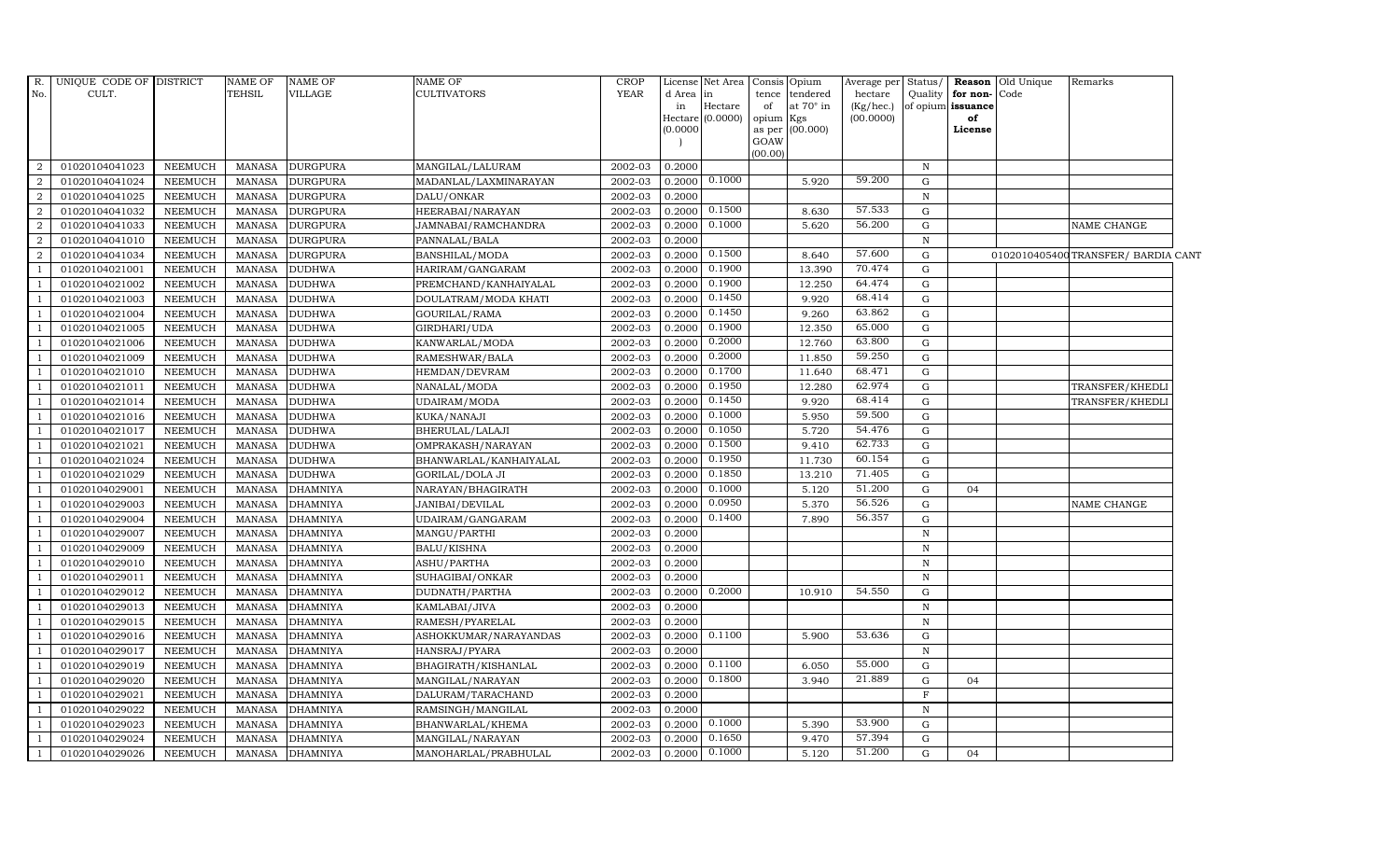| R. No. | UNIQUE CODE OF CULT. | DISTRICT | NAME OF TEHSIL | NAME OF VILLAGE | NAME OF CULTIVATORS | CROP YEAR | License d Area in Hectare (0.0000) | Net Area in Hectare (0.0000) | Consis tence of opium as per GOAW (00.00) | Opium tendered at 70° in Kgs (00.000) | Average per hectare (Kg/hec.) (00.0000) | Status/ Quality of opium | Reason for non-issuance of License | Old Unique Code | Remarks |
|---|---|---|---|---|---|---|---|---|---|---|---|---|---|---|---|
| 2 | 01020104041023 | NEEMUCH | MANASA | DURGPURA | MANGILAL/LALURAM | 2002-03 | 0.2000 | | | | | N | | | |
| 2 | 01020104041024 | NEEMUCH | MANASA | DURGPURA | MADANLAL/LAXMINARAYAN | 2002-03 | 0.2000 | 0.1000 | | 5.920 | 59.200 | G | | | |
| 2 | 01020104041025 | NEEMUCH | MANASA | DURGPURA | DALU/ONKAR | 2002-03 | 0.2000 | | | | | N | | | |
| 2 | 01020104041032 | NEEMUCH | MANASA | DURGPURA | HEERABAI/NARAYAN | 2002-03 | 0.2000 | 0.1500 | | 8.630 | 57.533 | G | | | |
| 2 | 01020104041033 | NEEMUCH | MANASA | DURGPURA | JAMNABAI/RAMCHANDRA | 2002-03 | 0.2000 | 0.1000 | | 5.620 | 56.200 | G | | | NAME CHANGE |
| 2 | 01020104041010 | NEEMUCH | MANASA | DURGPURA | PANNALAL/BALA | 2002-03 | 0.2000 | | | | | N | | | |
| 2 | 01020104041034 | NEEMUCH | MANASA | DURGPURA | BANSHILAL/MODA | 2002-03 | 0.2000 | 0.1500 | | 8.640 | 57.600 | G | | 01020104054001 | TRANSFER/ BARDIA CANT |
| 1 | 01020104021001 | NEEMUCH | MANASA | DUDHWA | HARIRAM/GANGARAM | 2002-03 | 0.2000 | 0.1900 | | 13.390 | 70.474 | G | | | |
| 1 | 01020104021002 | NEEMUCH | MANASA | DUDHWA | PREMCHAND/KANHAIYALAL | 2002-03 | 0.2000 | 0.1900 | | 12.250 | 64.474 | G | | | |
| 1 | 01020104021003 | NEEMUCH | MANASA | DUDHWA | DOULATRAM/MODA KHATI | 2002-03 | 0.2000 | 0.1450 | | 9.920 | 68.414 | G | | | |
| 1 | 01020104021004 | NEEMUCH | MANASA | DUDHWA | GOURILAL/RAMA | 2002-03 | 0.2000 | 0.1450 | | 9.260 | 63.862 | G | | | |
| 1 | 01020104021005 | NEEMUCH | MANASA | DUDHWA | GIRDHARI/UDA | 2002-03 | 0.2000 | 0.1900 | | 12.350 | 65.000 | G | | | |
| 1 | 01020104021006 | NEEMUCH | MANASA | DUDHWA | KANWARLAL/MODA | 2002-03 | 0.2000 | 0.2000 | | 12.760 | 63.800 | G | | | |
| 1 | 01020104021009 | NEEMUCH | MANASA | DUDHWA | RAMESHWAR/BALA | 2002-03 | 0.2000 | 0.2000 | | 11.850 | 59.250 | G | | | |
| 1 | 01020104021010 | NEEMUCH | MANASA | DUDHWA | HEMDAN/DEVRAM | 2002-03 | 0.2000 | 0.1700 | | 11.640 | 68.471 | G | | | |
| 1 | 01020104021011 | NEEMUCH | MANASA | DUDHWA | NANALAL/MODA | 2002-03 | 0.2000 | 0.1950 | | 12.280 | 62.974 | G | | | TRANSFER/KHEDLI |
| 1 | 01020104021014 | NEEMUCH | MANASA | DUDHWA | UDAIRAM/MODA | 2002-03 | 0.2000 | 0.1450 | | 9.920 | 68.414 | G | | | TRANSFER/KHEDLI |
| 1 | 01020104021016 | NEEMUCH | MANASA | DUDHWA | KUKA/NANAJI | 2002-03 | 0.2000 | 0.1000 | | 5.950 | 59.500 | G | | | |
| 1 | 01020104021017 | NEEMUCH | MANASA | DUDHWA | BHERULAL/LALAJI | 2002-03 | 0.2000 | 0.1050 | | 5.720 | 54.476 | G | | | |
| 1 | 01020104021021 | NEEMUCH | MANASA | DUDHWA | OMPRAKASH/NARAYAN | 2002-03 | 0.2000 | 0.1500 | | 9.410 | 62.733 | G | | | |
| 1 | 01020104021024 | NEEMUCH | MANASA | DUDHWA | BHANWARLAL/KANHAIYALAL | 2002-03 | 0.2000 | 0.1950 | | 11.730 | 60.154 | G | | | |
| 1 | 01020104021029 | NEEMUCH | MANASA | DUDHWA | GORILAL/DOLA JI | 2002-03 | 0.2000 | 0.1850 | | 13.210 | 71.405 | G | | | |
| 1 | 01020104029001 | NEEMUCH | MANASA | DHAMNIYA | NARAYAN/BHAGIRATH | 2002-03 | 0.2000 | 0.1000 | | 5.120 | 51.200 | G | 04 | | |
| 1 | 01020104029003 | NEEMUCH | MANASA | DHAMNIYA | JANIBAI/DEVILAL | 2002-03 | 0.2000 | 0.0950 | | 5.370 | 56.526 | G | | | NAME CHANGE |
| 1 | 01020104029004 | NEEMUCH | MANASA | DHAMNIYA | UDAIRAM/GANGARAM | 2002-03 | 0.2000 | 0.1400 | | 7.890 | 56.357 | G | | | |
| 1 | 01020104029007 | NEEMUCH | MANASA | DHAMNIYA | MANGU/PARTHI | 2002-03 | 0.2000 | | | | | N | | | |
| 1 | 01020104029009 | NEEMUCH | MANASA | DHAMNIYA | BALU/KISHNA | 2002-03 | 0.2000 | | | | | N | | | |
| 1 | 01020104029010 | NEEMUCH | MANASA | DHAMNIYA | ASHU/PARTHA | 2002-03 | 0.2000 | | | | | N | | | |
| 1 | 01020104029011 | NEEMUCH | MANASA | DHAMNIYA | SUHAGIBAI/ONKAR | 2002-03 | 0.2000 | | | | | N | | | |
| 1 | 01020104029012 | NEEMUCH | MANASA | DHAMNIYA | DUDNATH/PARTHA | 2002-03 | 0.2000 | 0.2000 | | 10.910 | 54.550 | G | | | |
| 1 | 01020104029013 | NEEMUCH | MANASA | DHAMNIYA | KAMLABAI/JIVA | 2002-03 | 0.2000 | | | | | N | | | |
| 1 | 01020104029015 | NEEMUCH | MANASA | DHAMNIYA | RAMESH/PYARELAL | 2002-03 | 0.2000 | | | | | N | | | |
| 1 | 01020104029016 | NEEMUCH | MANASA | DHAMNIYA | ASHOKKUMAR/NARAYANDAS | 2002-03 | 0.2000 | 0.1100 | | 5.900 | 53.636 | G | | | |
| 1 | 01020104029017 | NEEMUCH | MANASA | DHAMNIYA | HANSRAJ/PYARA | 2002-03 | 0.2000 | | | | | N | | | |
| 1 | 01020104029019 | NEEMUCH | MANASA | DHAMNIYA | BHAGIRATH/KISHANLAL | 2002-03 | 0.2000 | 0.1100 | | 6.050 | 55.000 | G | | | |
| 1 | 01020104029020 | NEEMUCH | MANASA | DHAMNIYA | MANGILAL/NARAYAN | 2002-03 | 0.2000 | 0.1800 | | 3.940 | 21.889 | G | 04 | | |
| 1 | 01020104029021 | NEEMUCH | MANASA | DHAMNIYA | DALURAM/TARACHAND | 2002-03 | 0.2000 | | | | | F | | | |
| 1 | 01020104029022 | NEEMUCH | MANASA | DHAMNIYA | RAMSINGH/MANGILAL | 2002-03 | 0.2000 | | | | | N | | | |
| 1 | 01020104029023 | NEEMUCH | MANASA | DHAMNIYA | BHANWARLAL/KHEMA | 2002-03 | 0.2000 | 0.1000 | | 5.390 | 53.900 | G | | | |
| 1 | 01020104029024 | NEEMUCH | MANASA | DHAMNIYA | MANGILAL/NARAYAN | 2002-03 | 0.2000 | 0.1650 | | 9.470 | 57.394 | G | | | |
| 1 | 01020104029026 | NEEMUCH | MANASA | DHAMNIYA | MANOHARLAL/PRABHULAL | 2002-03 | 0.2000 | 0.1000 | | 5.120 | 51.200 | G | 04 | | |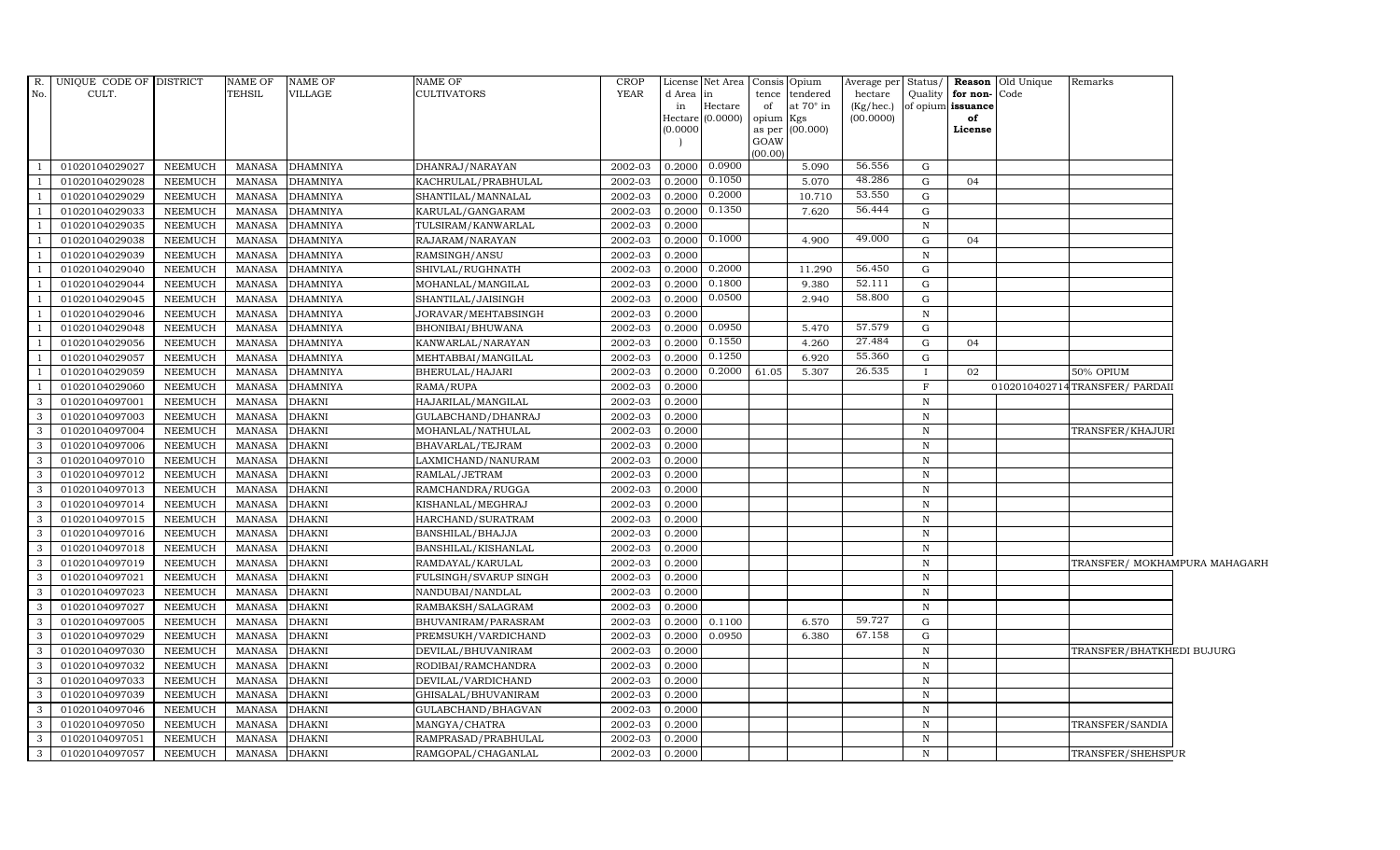| R. No. | UNIQUE CODE OF CULT. | DISTRICT | NAME OF TEHSIL | NAME OF VILLAGE | NAME OF CULTIVATORS | CROP YEAR | License d Area in Hectare (0.0000) | Net Area in Hectare (0.0000) | Consis tence of opium as per GOAW (00.00) | Opium tendered at 70° in Kgs (00.000) | Average per hectare (Kg/hec.) (00.0000) | Status/ Quality of opium | Reason for non-issuance of License | Old Unique Code | Remarks |
|---|---|---|---|---|---|---|---|---|---|---|---|---|---|---|---|
| 1 | 01020104029027 | NEEMUCH | MANASA | DHAMNIYA | DHANRAJ/NARAYAN | 2002-03 | 0.2000 | 0.0900 | | 5.090 | 56.556 | G | | | |
| 1 | 01020104029028 | NEEMUCH | MANASA | DHAMNIYA | KACHRULAL/PRABHULAL | 2002-03 | 0.2000 | 0.1050 | | 5.070 | 48.286 | G | 04 | | |
| 1 | 01020104029029 | NEEMUCH | MANASA | DHAMNIYA | SHANTILAL/MANNALAL | 2002-03 | 0.2000 | 0.2000 | | 10.710 | 53.550 | G | | | |
| 1 | 01020104029033 | NEEMUCH | MANASA | DHAMNIYA | KARULAL/GANGARAM | 2002-03 | 0.2000 | 0.1350 | | 7.620 | 56.444 | G | | | |
| 1 | 01020104029035 | NEEMUCH | MANASA | DHAMNIYA | TULSIRAM/KANWARLAL | 2002-03 | 0.2000 | | | | | N | | | |
| 1 | 01020104029038 | NEEMUCH | MANASA | DHAMNIYA | RAJARAM/NARAYAN | 2002-03 | 0.2000 | 0.1000 | | 4.900 | 49.000 | G | 04 | | |
| 1 | 01020104029039 | NEEMUCH | MANASA | DHAMNIYA | RAMSINGH/ANSU | 2002-03 | 0.2000 | | | | | N | | | |
| 1 | 01020104029040 | NEEMUCH | MANASA | DHAMNIYA | SHIVLAL/RUGHNATH | 2002-03 | 0.2000 | 0.2000 | | 11.290 | 56.450 | G | | | |
| 1 | 01020104029044 | NEEMUCH | MANASA | DHAMNIYA | MOHANLAL/MANGILAL | 2002-03 | 0.2000 | 0.1800 | | 9.380 | 52.111 | G | | | |
| 1 | 01020104029045 | NEEMUCH | MANASA | DHAMNIYA | SHANTILAL/JAISINGH | 2002-03 | 0.2000 | 0.0500 | | 2.940 | 58.800 | G | | | |
| 1 | 01020104029046 | NEEMUCH | MANASA | DHAMNIYA | JORAVAR/MEHTABSINGH | 2002-03 | 0.2000 | | | | | N | | | |
| 1 | 01020104029048 | NEEMUCH | MANASA | DHAMNIYA | BHONIBAI/BHUWANA | 2002-03 | 0.2000 | 0.0950 | | 5.470 | 57.579 | G | | | |
| 1 | 01020104029056 | NEEMUCH | MANASA | DHAMNIYA | KANWARLAL/NARAYAN | 2002-03 | 0.2000 | 0.1550 | | 4.260 | 27.484 | G | 04 | | |
| 1 | 01020104029057 | NEEMUCH | MANASA | DHAMNIYA | MEHTABBAI/MANGILAL | 2002-03 | 0.2000 | 0.1250 | | 6.920 | 55.360 | G | | | |
| 1 | 01020104029059 | NEEMUCH | MANASA | DHAMNIYA | BHERULAL/HAJARI | 2002-03 | 0.2000 | 0.2000 | 61.05 | 5.307 | 26.535 | I | 02 | | 50% OPIUM |
| 1 | 01020104029060 | NEEMUCH | MANASA | DHAMNIYA | RAMA/RUPA | 2002-03 | 0.2000 | | | | | F | | 0102010402714 | TRANSFER/ PARDAII |
| 3 | 01020104097001 | NEEMUCH | MANASA | DHAKNI | HAJARILAL/MANGILAL | 2002-03 | 0.2000 | | | | | N | | | |
| 3 | 01020104097003 | NEEMUCH | MANASA | DHAKNI | GULABCHAND/DHANRAJ | 2002-03 | 0.2000 | | | | | N | | | |
| 3 | 01020104097004 | NEEMUCH | MANASA | DHAKNI | MOHANLAL/NATHULAL | 2002-03 | 0.2000 | | | | | N | | | TRANSFER/KHAJURI |
| 3 | 01020104097006 | NEEMUCH | MANASA | DHAKNI | BHAVARLAL/TEJRAM | 2002-03 | 0.2000 | | | | | N | | | |
| 3 | 01020104097010 | NEEMUCH | MANASA | DHAKNI | LAXMICHAND/NANURAM | 2002-03 | 0.2000 | | | | | N | | | |
| 3 | 01020104097012 | NEEMUCH | MANASA | DHAKNI | RAMLAL/JETRAM | 2002-03 | 0.2000 | | | | | N | | | |
| 3 | 01020104097013 | NEEMUCH | MANASA | DHAKNI | RAMCHANDRA/RUGGA | 2002-03 | 0.2000 | | | | | N | | | |
| 3 | 01020104097014 | NEEMUCH | MANASA | DHAKNI | KISHANLAL/MEGHRAJ | 2002-03 | 0.2000 | | | | | N | | | |
| 3 | 01020104097015 | NEEMUCH | MANASA | DHAKNI | HARCHAND/SURATRAM | 2002-03 | 0.2000 | | | | | N | | | |
| 3 | 01020104097016 | NEEMUCH | MANASA | DHAKNI | BANSHILAL/BHAJJA | 2002-03 | 0.2000 | | | | | N | | | |
| 3 | 01020104097018 | NEEMUCH | MANASA | DHAKNI | BANSHILAL/KISHANLAL | 2002-03 | 0.2000 | | | | | N | | | |
| 3 | 01020104097019 | NEEMUCH | MANASA | DHAKNI | RAMDAYAL/KARULAL | 2002-03 | 0.2000 | | | | | N | | | TRANSFER/ MOKHAMPURA MAHAGARH |
| 3 | 01020104097021 | NEEMUCH | MANASA | DHAKNI | FULSINGH/SVARUP SINGH | 2002-03 | 0.2000 | | | | | N | | | |
| 3 | 01020104097023 | NEEMUCH | MANASA | DHAKNI | NANDUBAI/NANDLAL | 2002-03 | 0.2000 | | | | | N | | | |
| 3 | 01020104097027 | NEEMUCH | MANASA | DHAKNI | RAMBAKSH/SALAGRAM | 2002-03 | 0.2000 | | | | | N | | | |
| 3 | 01020104097005 | NEEMUCH | MANASA | DHAKNI | BHUVANIRAM/PARASRAM | 2002-03 | 0.2000 | 0.1100 | | 6.570 | 59.727 | G | | | |
| 3 | 01020104097029 | NEEMUCH | MANASA | DHAKNI | PREMSUKH/VARDICHAND | 2002-03 | 0.2000 | 0.0950 | | 6.380 | 67.158 | G | | | |
| 3 | 01020104097030 | NEEMUCH | MANASA | DHAKNI | DEVILAL/BHUVANIRAM | 2002-03 | 0.2000 | | | | | N | | | TRANSFER/BHATKHEDI BUJURG |
| 3 | 01020104097032 | NEEMUCH | MANASA | DHAKNI | RODIBAI/RAMCHANDRA | 2002-03 | 0.2000 | | | | | N | | | |
| 3 | 01020104097033 | NEEMUCH | MANASA | DHAKNI | DEVILAL/VARDICHAND | 2002-03 | 0.2000 | | | | | N | | | |
| 3 | 01020104097039 | NEEMUCH | MANASA | DHAKNI | GHISALAL/BHUVANIRAM | 2002-03 | 0.2000 | | | | | N | | | |
| 3 | 01020104097046 | NEEMUCH | MANASA | DHAKNI | GULABCHAND/BHAGVAN | 2002-03 | 0.2000 | | | | | N | | | |
| 3 | 01020104097050 | NEEMUCH | MANASA | DHAKNI | MANGYA/CHATRA | 2002-03 | 0.2000 | | | | | N | | | TRANSFER/SANDIA |
| 3 | 01020104097051 | NEEMUCH | MANASA | DHAKNI | RAMPRASAD/PRABHULAL | 2002-03 | 0.2000 | | | | | N | | | |
| 3 | 01020104097057 | NEEMUCH | MANASA | DHAKNI | RAMGOPAL/CHAGANLAL | 2002-03 | 0.2000 | | | | | N | | | TRANSFER/SHEHSPUR |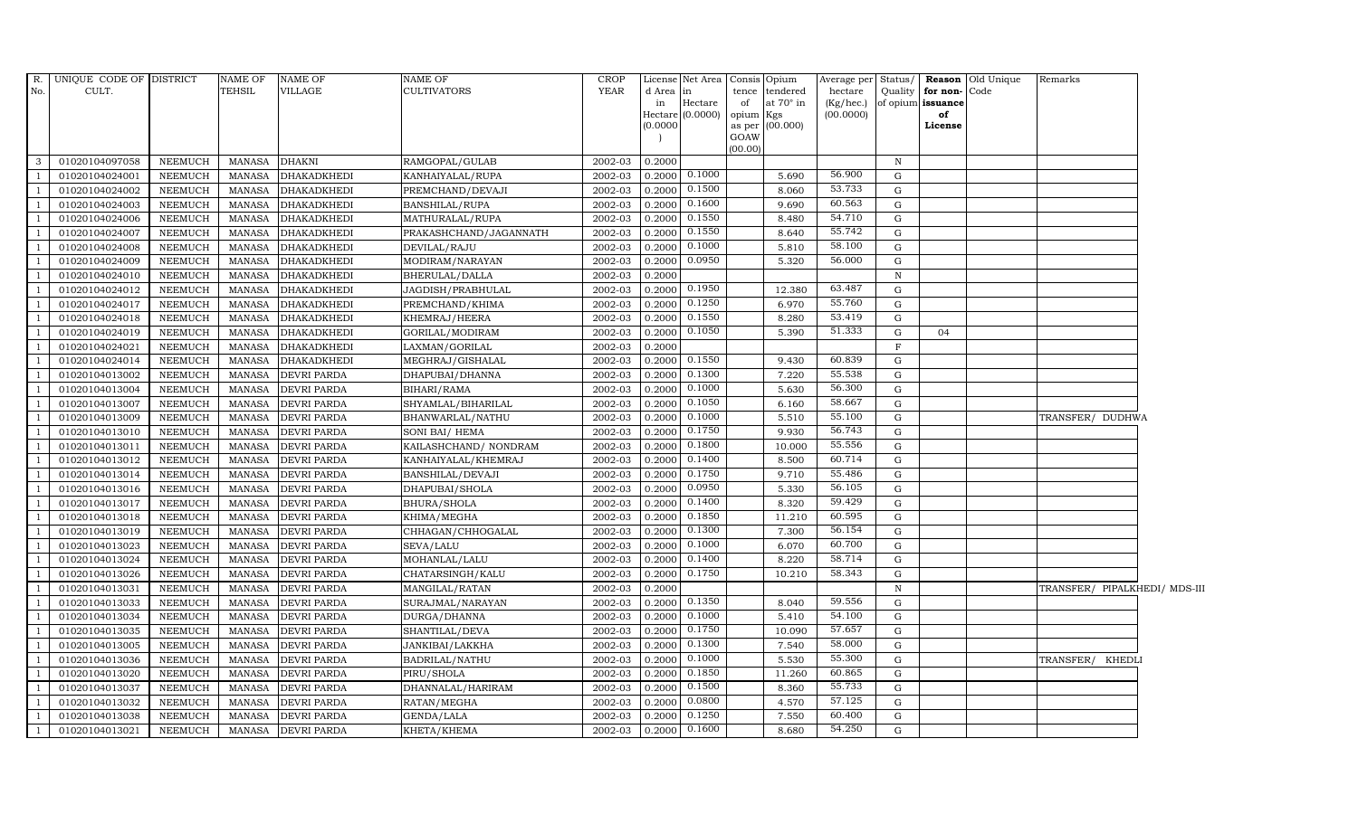| R. No. | UNIQUE CODE OF CULT. | DISTRICT | NAME OF TEHSIL | NAME OF VILLAGE | NAME OF CULTIVATORS | CROP YEAR | License d Area in Hectare (0.0000) | Net Area in Hectare (0.0000) | Consis tence of opium as per GOAW (00.00) | Opium tendered at 70° in Kgs (00.000) | Average per hectare (Kg/hec.) (00.0000) | Status/ Quality of opium | Reason for non-issuance of License | Old Unique Code | Remarks |
|---|---|---|---|---|---|---|---|---|---|---|---|---|---|---|---|
| 3 | 01020104097058 | NEEMUCH | MANASA | DHAKNI | RAMGOPAL/GULAB | 2002-03 | 0.2000 | | | | | N | | | |
| 1 | 01020104024001 | NEEMUCH | MANASA | DHAKADKHEDI | KANHAIYALAL/RUPA | 2002-03 | 0.2000 | 0.1000 | | 5.690 | 56.900 | G | | | |
| 1 | 01020104024002 | NEEMUCH | MANASA | DHAKADKHEDI | PREMCHAND/DEVAJI | 2002-03 | 0.2000 | 0.1500 | | 8.060 | 53.733 | G | | | |
| 1 | 01020104024003 | NEEMUCH | MANASA | DHAKADKHEDI | BANSHILAL/RUPA | 2002-03 | 0.2000 | 0.1600 | | 9.690 | 60.563 | G | | | |
| 1 | 01020104024006 | NEEMUCH | MANASA | DHAKADKHEDI | MATHURALAL/RUPA | 2002-03 | 0.2000 | 0.1550 | | 8.480 | 54.710 | G | | | |
| 1 | 01020104024007 | NEEMUCH | MANASA | DHAKADKHEDI | PRAKASHCHAND/JAGANNATH | 2002-03 | 0.2000 | 0.1550 | | 8.640 | 55.742 | G | | | |
| 1 | 01020104024008 | NEEMUCH | MANASA | DHAKADKHEDI | DEVILAL/RAJU | 2002-03 | 0.2000 | 0.1000 | | 5.810 | 58.100 | G | | | |
| 1 | 01020104024009 | NEEMUCH | MANASA | DHAKADKHEDI | MODIRAM/NARAYAN | 2002-03 | 0.2000 | 0.0950 | | 5.320 | 56.000 | G | | | |
| 1 | 01020104024010 | NEEMUCH | MANASA | DHAKADKHEDI | BHERULAL/DALLA | 2002-03 | 0.2000 | | | | | N | | | |
| 1 | 01020104024012 | NEEMUCH | MANASA | DHAKADKHEDI | JAGDISH/PRABHULAL | 2002-03 | 0.2000 | 0.1950 | | 12.380 | 63.487 | G | | | |
| 1 | 01020104024017 | NEEMUCH | MANASA | DHAKADKHEDI | PREMCHAND/KHIMA | 2002-03 | 0.2000 | 0.1250 | | 6.970 | 55.760 | G | | | |
| 1 | 01020104024018 | NEEMUCH | MANASA | DHAKADKHEDI | KHEMRAJ/HEERA | 2002-03 | 0.2000 | 0.1550 | | 8.280 | 53.419 | G | | | |
| 1 | 01020104024019 | NEEMUCH | MANASA | DHAKADKHEDI | GORILAL/MODIRAM | 2002-03 | 0.2000 | 0.1050 | | 5.390 | 51.333 | G | 04 | | |
| 1 | 01020104024021 | NEEMUCH | MANASA | DHAKADKHEDI | LAXMAN/GORILAL | 2002-03 | 0.2000 | | | | | F | | | |
| 1 | 01020104024014 | NEEMUCH | MANASA | DHAKADKHEDI | MEGHRAJ/GISHALAL | 2002-03 | 0.2000 | 0.1550 | | 9.430 | 60.839 | G | | | |
| 1 | 01020104013002 | NEEMUCH | MANASA | DEVRI PARDA | DHAPUBAI/DHANNA | 2002-03 | 0.2000 | 0.1300 | | 7.220 | 55.538 | G | | | |
| 1 | 01020104013004 | NEEMUCH | MANASA | DEVRI PARDA | BIHARI/RAMA | 2002-03 | 0.2000 | 0.1000 | | 5.630 | 56.300 | G | | | |
| 1 | 01020104013007 | NEEMUCH | MANASA | DEVRI PARDA | SHYAMLAL/BIHARILAL | 2002-03 | 0.2000 | 0.1050 | | 6.160 | 58.667 | G | | | |
| 1 | 01020104013009 | NEEMUCH | MANASA | DEVRI PARDA | BHANWARLAL/NATHU | 2002-03 | 0.2000 | 0.1000 | | 5.510 | 55.100 | G | | | TRANSFER/ DUDHWA |
| 1 | 01020104013010 | NEEMUCH | MANASA | DEVRI PARDA | SONI BAI/ HEMA | 2002-03 | 0.2000 | 0.1750 | | 9.930 | 56.743 | G | | | |
| 1 | 01020104013011 | NEEMUCH | MANASA | DEVRI PARDA | KAILASHCHAND/ NONDRAM | 2002-03 | 0.2000 | 0.1800 | | 10.000 | 55.556 | G | | | |
| 1 | 01020104013012 | NEEMUCH | MANASA | DEVRI PARDA | KANHAIYALAL/KHEMRAJ | 2002-03 | 0.2000 | 0.1400 | | 8.500 | 60.714 | G | | | |
| 1 | 01020104013014 | NEEMUCH | MANASA | DEVRI PARDA | BANSHILAL/DEVAJI | 2002-03 | 0.2000 | 0.1750 | | 9.710 | 55.486 | G | | | |
| 1 | 01020104013016 | NEEMUCH | MANASA | DEVRI PARDA | DHAPUBAI/SHOLA | 2002-03 | 0.2000 | 0.0950 | | 5.330 | 56.105 | G | | | |
| 1 | 01020104013017 | NEEMUCH | MANASA | DEVRI PARDA | BHURA/SHOLA | 2002-03 | 0.2000 | 0.1400 | | 8.320 | 59.429 | G | | | |
| 1 | 01020104013018 | NEEMUCH | MANASA | DEVRI PARDA | KHIMA/MEGHA | 2002-03 | 0.2000 | 0.1850 | | 11.210 | 60.595 | G | | | |
| 1 | 01020104013019 | NEEMUCH | MANASA | DEVRI PARDA | CHHAGAN/CHHOGALAL | 2002-03 | 0.2000 | 0.1300 | | 7.300 | 56.154 | G | | | |
| 1 | 01020104013023 | NEEMUCH | MANASA | DEVRI PARDA | SEVA/LALU | 2002-03 | 0.2000 | 0.1000 | | 6.070 | 60.700 | G | | | |
| 1 | 01020104013024 | NEEMUCH | MANASA | DEVRI PARDA | MOHANLAL/LALU | 2002-03 | 0.2000 | 0.1400 | | 8.220 | 58.714 | G | | | |
| 1 | 01020104013026 | NEEMUCH | MANASA | DEVRI PARDA | CHATARSINGH/KALU | 2002-03 | 0.2000 | 0.1750 | | 10.210 | 58.343 | G | | | |
| 1 | 01020104013031 | NEEMUCH | MANASA | DEVRI PARDA | MANGILAL/RATAN | 2002-03 | 0.2000 | | | | | N | | | TRANSFER/ PIPALKHEDI/ MDS-III |
| 1 | 01020104013033 | NEEMUCH | MANASA | DEVRI PARDA | SURAJMAL/NARAYAN | 2002-03 | 0.2000 | 0.1350 | | 8.040 | 59.556 | G | | | |
| 1 | 01020104013034 | NEEMUCH | MANASA | DEVRI PARDA | DURGA/DHANNA | 2002-03 | 0.2000 | 0.1000 | | 5.410 | 54.100 | G | | | |
| 1 | 01020104013035 | NEEMUCH | MANASA | DEVRI PARDA | SHANTILAL/DEVA | 2002-03 | 0.2000 | 0.1750 | | 10.090 | 57.657 | G | | | |
| 1 | 01020104013005 | NEEMUCH | MANASA | DEVRI PARDA | JANKIBAI/LAKKHA | 2002-03 | 0.2000 | 0.1300 | | 7.540 | 58.000 | G | | | |
| 1 | 01020104013036 | NEEMUCH | MANASA | DEVRI PARDA | BADRILAL/NATHU | 2002-03 | 0.2000 | 0.1000 | | 5.530 | 55.300 | G | | | TRANSFER/ KHEDLI |
| 1 | 01020104013020 | NEEMUCH | MANASA | DEVRI PARDA | PIRU/SHOLA | 2002-03 | 0.2000 | 0.1850 | | 11.260 | 60.865 | G | | | |
| 1 | 01020104013037 | NEEMUCH | MANASA | DEVRI PARDA | DHANNALAL/HARIRAM | 2002-03 | 0.2000 | 0.1500 | | 8.360 | 55.733 | G | | | |
| 1 | 01020104013032 | NEEMUCH | MANASA | DEVRI PARDA | RATAN/MEGHA | 2002-03 | 0.2000 | 0.0800 | | 4.570 | 57.125 | G | | | |
| 1 | 01020104013038 | NEEMUCH | MANASA | DEVRI PARDA | GENDA/LALA | 2002-03 | 0.2000 | 0.1250 | | 7.550 | 60.400 | G | | | |
| 1 | 01020104013021 | NEEMUCH | MANASA | DEVRI PARDA | KHETA/KHEMA | 2002-03 | 0.2000 | 0.1600 | | 8.680 | 54.250 | G | | | |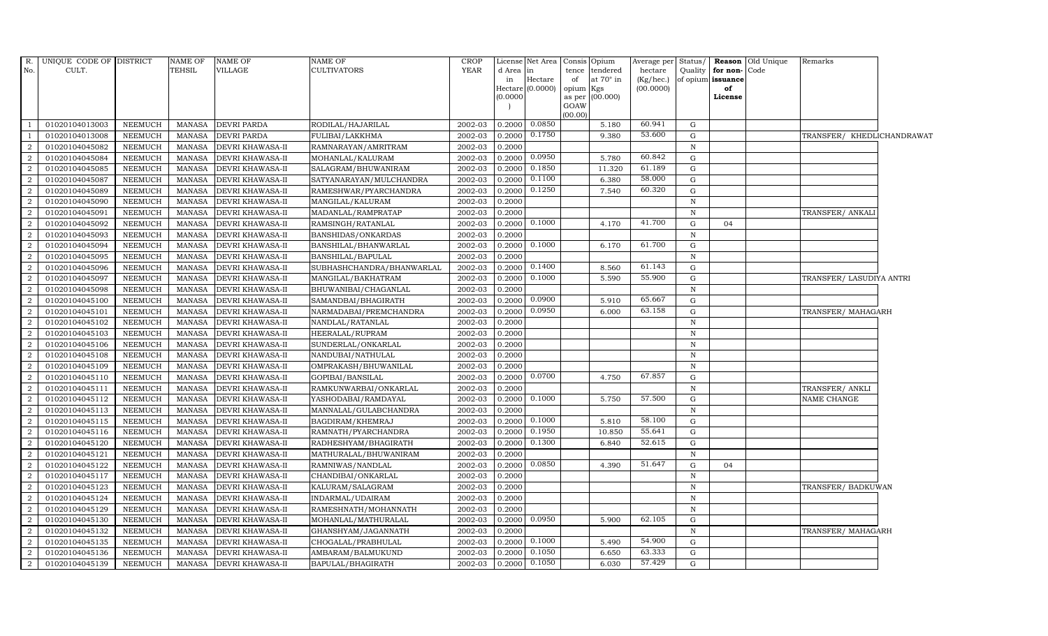| R. No. | UNIQUE CODE OF CULT. | DISTRICT | NAME OF TEHSIL | NAME OF VILLAGE | NAME OF CULTIVATORS | CROP YEAR | License d Area in Hectare (0.0000) | Net Area in Hectare (0.0000) | Consis tence of opium as per GOAW (00.00) | Opium tendered at 70° in Kgs (00.000) | Average per hectare (Kg/hec.) (00.0000) | Status/ Quality of opium | Reason for non-issuance of License | Old Unique Code | Remarks |
|---|---|---|---|---|---|---|---|---|---|---|---|---|---|---|---|
| 1 | 01020104013003 | NEEMUCH | MANASA | DEVRI PARDA | RODILAL/HAJARILAL | 2002-03 | 0.2000 | 0.0850 | | 5.180 | 60.941 | G | | | |
| 1 | 01020104013008 | NEEMUCH | MANASA | DEVRI PARDA | FULIBAI/LAKKHMA | 2002-03 | 0.2000 | 0.1750 | | 9.380 | 53.600 | G | | | TRANSFER/ KHEDLICHANDRAWAT |
| 2 | 01020104045082 | NEEMUCH | MANASA | DEVRI KHAWASA-II | RAMNARAYAN/AMRITRAM | 2002-03 | 0.2000 | | | | | N | | | |
| 2 | 01020104045084 | NEEMUCH | MANASA | DEVRI KHAWASA-II | MOHANLAL/KALURAM | 2002-03 | 0.2000 | 0.0950 | | 5.780 | 60.842 | G | | | |
| 2 | 01020104045085 | NEEMUCH | MANASA | DEVRI KHAWASA-II | SALAGRAM/BHUWANIRAM | 2002-03 | 0.2000 | 0.1850 | | 11.320 | 61.189 | G | | | |
| 2 | 01020104045087 | NEEMUCH | MANASA | DEVRI KHAWASA-II | SATYANARAYAN/MULCHANDRA | 2002-03 | 0.2000 | 0.1100 | | 6.380 | 58.000 | G | | | |
| 2 | 01020104045089 | NEEMUCH | MANASA | DEVRI KHAWASA-II | RAMESHWAR/PYARCHANDRA | 2002-03 | 0.2000 | 0.1250 | | 7.540 | 60.320 | G | | | |
| 2 | 01020104045090 | NEEMUCH | MANASA | DEVRI KHAWASA-II | MANGILAL/KALURAM | 2002-03 | 0.2000 | | | | | N | | | |
| 2 | 01020104045091 | NEEMUCH | MANASA | DEVRI KHAWASA-II | MADANLAL/RAMPRATAP | 2002-03 | 0.2000 | | | | | N | | | TRANSFER/ ANKALI |
| 2 | 01020104045092 | NEEMUCH | MANASA | DEVRI KHAWASA-II | RAMSINGH/RATANLAL | 2002-03 | 0.2000 | 0.1000 | | 4.170 | 41.700 | G | 04 | | |
| 2 | 01020104045093 | NEEMUCH | MANASA | DEVRI KHAWASA-II | BANSHIDAS/ONKARDAS | 2002-03 | 0.2000 | | | | | N | | | |
| 2 | 01020104045094 | NEEMUCH | MANASA | DEVRI KHAWASA-II | BANSHILAL/BHANWARLAL | 2002-03 | 0.2000 | 0.1000 | | 6.170 | 61.700 | G | | | |
| 2 | 01020104045095 | NEEMUCH | MANASA | DEVRI KHAWASA-II | BANSHILAL/BAPULAL | 2002-03 | 0.2000 | | | | | N | | | |
| 2 | 01020104045096 | NEEMUCH | MANASA | DEVRI KHAWASA-II | SUBHASHCHANDRA/BHANWARLAL | 2002-03 | 0.2000 | 0.1400 | | 8.560 | 61.143 | G | | | |
| 2 | 01020104045097 | NEEMUCH | MANASA | DEVRI KHAWASA-II | MANGILAL/BAKHATRAM | 2002-03 | 0.2000 | 0.1000 | | 5.590 | 55.900 | G | | | TRANSFER/ LASUDIYA ANTRI |
| 2 | 01020104045098 | NEEMUCH | MANASA | DEVRI KHAWASA-II | BHUWANIBAI/CHAGANLAL | 2002-03 | 0.2000 | | | | | N | | | |
| 2 | 01020104045100 | NEEMUCH | MANASA | DEVRI KHAWASA-II | SAMANDBAI/BHAGIRATH | 2002-03 | 0.2000 | 0.0900 | | 5.910 | 65.667 | G | | | |
| 2 | 01020104045101 | NEEMUCH | MANASA | DEVRI KHAWASA-II | NARMADABAI/PREMCHANDRA | 2002-03 | 0.2000 | 0.0950 | | 6.000 | 63.158 | G | | | TRANSFER/ MAHAGARH |
| 2 | 01020104045102 | NEEMUCH | MANASA | DEVRI KHAWASA-II | NANDLAL/RATANLAL | 2002-03 | 0.2000 | | | | | N | | | |
| 2 | 01020104045103 | NEEMUCH | MANASA | DEVRI KHAWASA-II | HEERALAL/RUPRAM | 2002-03 | 0.2000 | | | | | N | | | |
| 2 | 01020104045106 | NEEMUCH | MANASA | DEVRI KHAWASA-II | SUNDERLAL/ONKARLAL | 2002-03 | 0.2000 | | | | | N | | | |
| 2 | 01020104045108 | NEEMUCH | MANASA | DEVRI KHAWASA-II | NANDUBAI/NATHULAL | 2002-03 | 0.2000 | | | | | N | | | |
| 2 | 01020104045109 | NEEMUCH | MANASA | DEVRI KHAWASA-II | OMPRAKASH/BHUWANILAL | 2002-03 | 0.2000 | | | | | N | | | |
| 2 | 01020104045110 | NEEMUCH | MANASA | DEVRI KHAWASA-II | GOPIBAI/BANSILAL | 2002-03 | 0.2000 | 0.0700 | | 4.750 | 67.857 | G | | | |
| 2 | 01020104045111 | NEEMUCH | MANASA | DEVRI KHAWASA-II | RAMKUNWARBAI/ONKARLAL | 2002-03 | 0.2000 | | | | | N | | | TRANSFER/ ANKLI |
| 2 | 01020104045112 | NEEMUCH | MANASA | DEVRI KHAWASA-II | YASHODABAI/RAMDAYAL | 2002-03 | 0.2000 | 0.1000 | | 5.750 | 57.500 | G | | | NAME CHANGE |
| 2 | 01020104045113 | NEEMUCH | MANASA | DEVRI KHAWASA-II | MANNALAL/GULABCHANDRA | 2002-03 | 0.2000 | | | | | N | | | |
| 2 | 01020104045115 | NEEMUCH | MANASA | DEVRI KHAWASA-II | BAGDIRAM/KHEMRAJ | 2002-03 | 0.2000 | 0.1000 | | 5.810 | 58.100 | G | | | |
| 2 | 01020104045116 | NEEMUCH | MANASA | DEVRI KHAWASA-II | RAMNATH/PYARCHANDRA | 2002-03 | 0.2000 | 0.1950 | | 10.850 | 55.641 | G | | | |
| 2 | 01020104045120 | NEEMUCH | MANASA | DEVRI KHAWASA-II | RADHESHYAM/BHAGIRATH | 2002-03 | 0.2000 | 0.1300 | | 6.840 | 52.615 | G | | | |
| 2 | 01020104045121 | NEEMUCH | MANASA | DEVRI KHAWASA-II | MATHURALAL/BHUWANIRAM | 2002-03 | 0.2000 | | | | | N | | | |
| 2 | 01020104045122 | NEEMUCH | MANASA | DEVRI KHAWASA-II | RAMNIWAS/NANDLAL | 2002-03 | 0.2000 | 0.0850 | | 4.390 | 51.647 | G | 04 | | |
| 2 | 01020104045117 | NEEMUCH | MANASA | DEVRI KHAWASA-II | CHANDIBAI/ONKARLAL | 2002-03 | 0.2000 | | | | | N | | | |
| 2 | 01020104045123 | NEEMUCH | MANASA | DEVRI KHAWASA-II | KALURAM/SALAGRAM | 2002-03 | 0.2000 | | | | | N | | | TRANSFER/ BADKUWAN |
| 2 | 01020104045124 | NEEMUCH | MANASA | DEVRI KHAWASA-II | INDARMAL/UDAIRAM | 2002-03 | 0.2000 | | | | | N | | | |
| 2 | 01020104045129 | NEEMUCH | MANASA | DEVRI KHAWASA-II | RAMESHNATH/MOHANNATH | 2002-03 | 0.2000 | | | | | N | | | |
| 2 | 01020104045130 | NEEMUCH | MANASA | DEVRI KHAWASA-II | MOHANLAL/MATHURALAL | 2002-03 | 0.2000 | 0.0950 | | 5.900 | 62.105 | G | | | |
| 2 | 01020104045132 | NEEMUCH | MANASA | DEVRI KHAWASA-II | GHANSHYAM/JAGANNATH | 2002-03 | 0.2000 | | | | | N | | | TRANSFER/ MAHAGARH |
| 2 | 01020104045135 | NEEMUCH | MANASA | DEVRI KHAWASA-II | CHOGALAL/PRABHULAL | 2002-03 | 0.2000 | 0.1000 | | 5.490 | 54.900 | G | | | |
| 2 | 01020104045136 | NEEMUCH | MANASA | DEVRI KHAWASA-II | AMBARAM/BALMUKUND | 2002-03 | 0.2000 | 0.1050 | | 6.650 | 63.333 | G | | | |
| 2 | 01020104045139 | NEEMUCH | MANASA | DEVRI KHAWASA-II | BAPULAL/BHAGIRATH | 2002-03 | 0.2000 | 0.1050 | | 6.030 | 57.429 | G | | | |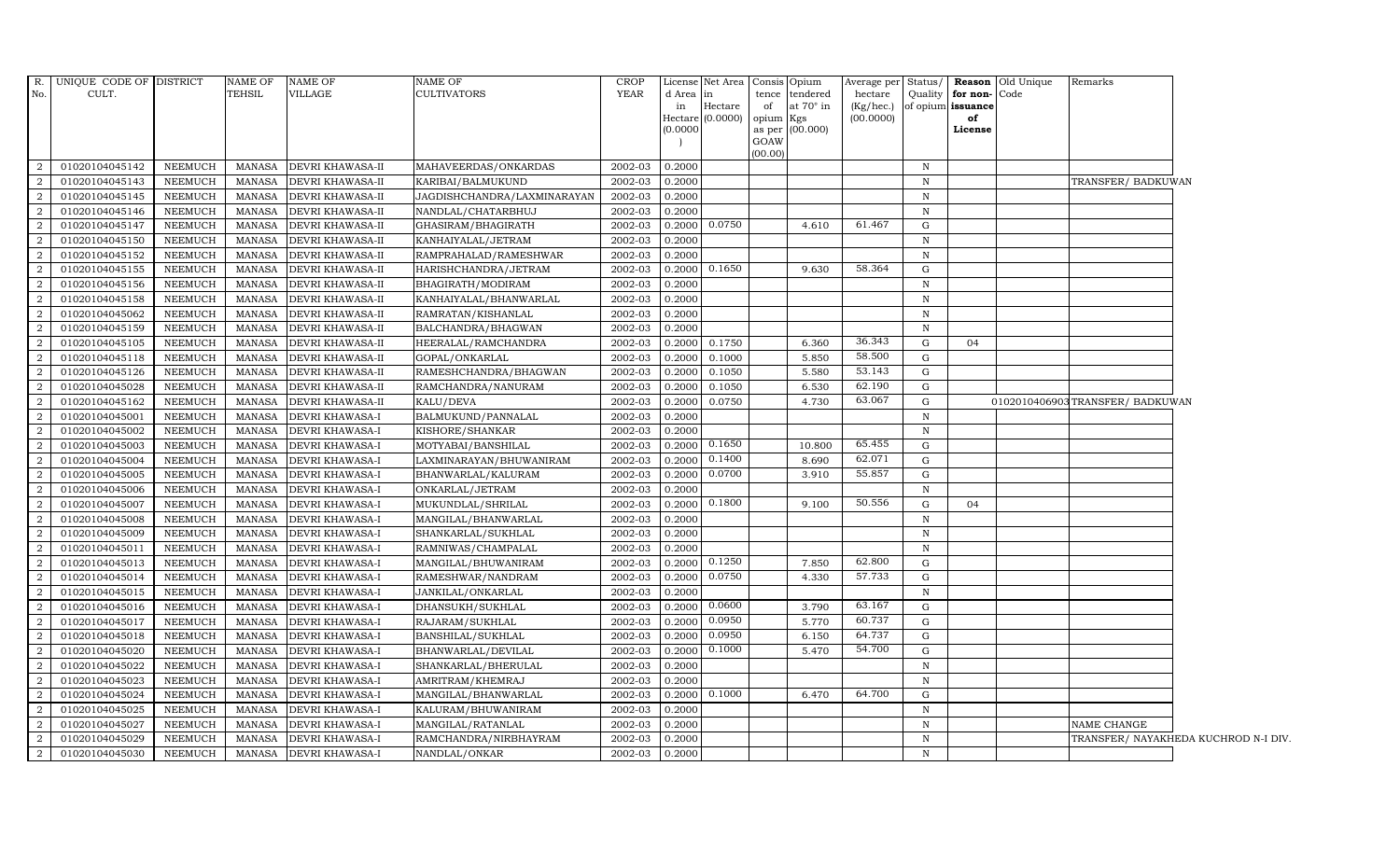| R. No. | UNIQUE CODE OF CULT. | DISTRICT | NAME OF TEHSIL | NAME OF VILLAGE | NAME OF CULTIVATORS | CROP YEAR | License d Area in Hectare (0.0000) | Net Area in Hectare (0.0000) | Consis tence of opium as per GOAW (00.00) | Opium tendered at 70° in Kgs (00.000) | Average per hectare (Kg/hec.) (00.0000) | Status/ Quality of opium | Reason for non-issuance of License | Old Unique Code | Remarks |
|---|---|---|---|---|---|---|---|---|---|---|---|---|---|---|---|
| 2 | 01020104045142 | NEEMUCH | MANASA | DEVRI KHAWASA-II | MAHAVEERDAS/ONKARDAS | 2002-03 | 0.2000 | | | | | N | | | |
| 2 | 01020104045143 | NEEMUCH | MANASA | DEVRI KHAWASA-II | KARIBAI/BALMUKUND | 2002-03 | 0.2000 | | | | | N | | | TRANSFER/ BADKUWAN |
| 2 | 01020104045145 | NEEMUCH | MANASA | DEVRI KHAWASA-II | JAGDISHCHANDRA/LAXMINARAYAN | 2002-03 | 0.2000 | | | | | N | | | |
| 2 | 01020104045146 | NEEMUCH | MANASA | DEVRI KHAWASA-II | NANDLAL/CHATARBHUJ | 2002-03 | 0.2000 | | | | | N | | | |
| 2 | 01020104045147 | NEEMUCH | MANASA | DEVRI KHAWASA-II | GHASIRAM/BHAGIRATH | 2002-03 | 0.2000 | 0.0750 | | 4.610 | 61.467 | G | | | |
| 2 | 01020104045150 | NEEMUCH | MANASA | DEVRI KHAWASA-II | KANHAIYALAL/JETRAM | 2002-03 | 0.2000 | | | | | N | | | |
| 2 | 01020104045152 | NEEMUCH | MANASA | DEVRI KHAWASA-II | RAMPRAHALAD/RAMESHWAR | 2002-03 | 0.2000 | | | | | N | | | |
| 2 | 01020104045155 | NEEMUCH | MANASA | DEVRI KHAWASA-II | HARISHCHANDRA/JETRAM | 2002-03 | 0.2000 | 0.1650 | | 9.630 | 58.364 | G | | | |
| 2 | 01020104045156 | NEEMUCH | MANASA | DEVRI KHAWASA-II | BHAGIRATH/MODIRAM | 2002-03 | 0.2000 | | | | | N | | | |
| 2 | 01020104045158 | NEEMUCH | MANASA | DEVRI KHAWASA-II | KANHAIYALAL/BHANWARLAL | 2002-03 | 0.2000 | | | | | N | | | |
| 2 | 01020104045062 | NEEMUCH | MANASA | DEVRI KHAWASA-II | RAMRATAN/KISHANLAL | 2002-03 | 0.2000 | | | | | N | | | |
| 2 | 01020104045159 | NEEMUCH | MANASA | DEVRI KHAWASA-II | BALCHANDRA/BHAGWAN | 2002-03 | 0.2000 | | | | | N | | | |
| 2 | 01020104045105 | NEEMUCH | MANASA | DEVRI KHAWASA-II | HEERALAL/RAMCHANDRA | 2002-03 | 0.2000 | 0.1750 | | 6.360 | 36.343 | G | 04 | | |
| 2 | 01020104045118 | NEEMUCH | MANASA | DEVRI KHAWASA-II | GOPAL/ONKARLAL | 2002-03 | 0.2000 | 0.1000 | | 5.850 | 58.500 | G | | | |
| 2 | 01020104045126 | NEEMUCH | MANASA | DEVRI KHAWASA-II | RAMESHCHANDRA/BHAGWAN | 2002-03 | 0.2000 | 0.1050 | | 5.580 | 53.143 | G | | | |
| 2 | 01020104045028 | NEEMUCH | MANASA | DEVRI KHAWASA-II | RAMCHANDRA/NANURAM | 2002-03 | 0.2000 | 0.1050 | | 6.530 | 62.190 | G | | | |
| 2 | 01020104045162 | NEEMUCH | MANASA | DEVRI KHAWASA-II | KALU/DEVA | 2002-03 | 0.2000 | 0.0750 | | 4.730 | 63.067 | G | | 01020104069030 | TRANSFER/ BADKUWAN |
| 2 | 01020104045001 | NEEMUCH | MANASA | DEVRI KHAWASA-I | BALMUKUND/PANNALAL | 2002-03 | 0.2000 | | | | | N | | | |
| 2 | 01020104045002 | NEEMUCH | MANASA | DEVRI KHAWASA-I | KISHORE/SHANKAR | 2002-03 | 0.2000 | | | | | N | | | |
| 2 | 01020104045003 | NEEMUCH | MANASA | DEVRI KHAWASA-I | MOTYABAI/BANSHILAL | 2002-03 | 0.2000 | 0.1650 | | 10.800 | 65.455 | G | | | |
| 2 | 01020104045004 | NEEMUCH | MANASA | DEVRI KHAWASA-I | LAXMINARAYAN/BHUWANIRAM | 2002-03 | 0.2000 | 0.1400 | | 8.690 | 62.071 | G | | | |
| 2 | 01020104045005 | NEEMUCH | MANASA | DEVRI KHAWASA-I | BHANWARLAL/KALURAM | 2002-03 | 0.2000 | 0.0700 | | 3.910 | 55.857 | G | | | |
| 2 | 01020104045006 | NEEMUCH | MANASA | DEVRI KHAWASA-I | ONKARLAL/JETRAM | 2002-03 | 0.2000 | | | | | N | | | |
| 2 | 01020104045007 | NEEMUCH | MANASA | DEVRI KHAWASA-I | MUKUNDLAL/SHRILAL | 2002-03 | 0.2000 | 0.1800 | | 9.100 | 50.556 | G | 04 | | |
| 2 | 01020104045008 | NEEMUCH | MANASA | DEVRI KHAWASA-I | MANGILAL/BHANWARLAL | 2002-03 | 0.2000 | | | | | N | | | |
| 2 | 01020104045009 | NEEMUCH | MANASA | DEVRI KHAWASA-I | SHANKARLAL/SUKHLAL | 2002-03 | 0.2000 | | | | | N | | | |
| 2 | 01020104045011 | NEEMUCH | MANASA | DEVRI KHAWASA-I | RAMNIWAS/CHAMPALAL | 2002-03 | 0.2000 | | | | | N | | | |
| 2 | 01020104045013 | NEEMUCH | MANASA | DEVRI KHAWASA-I | MANGILAL/BHUWANIRAM | 2002-03 | 0.2000 | 0.1250 | | 7.850 | 62.800 | G | | | |
| 2 | 01020104045014 | NEEMUCH | MANASA | DEVRI KHAWASA-I | RAMESHWAR/NANDRAM | 2002-03 | 0.2000 | 0.0750 | | 4.330 | 57.733 | G | | | |
| 2 | 01020104045015 | NEEMUCH | MANASA | DEVRI KHAWASA-I | JANKILAL/ONKARLAL | 2002-03 | 0.2000 | | | | | N | | | |
| 2 | 01020104045016 | NEEMUCH | MANASA | DEVRI KHAWASA-I | DHANSUKH/SUKHLAL | 2002-03 | 0.2000 | 0.0600 | | 3.790 | 63.167 | G | | | |
| 2 | 01020104045017 | NEEMUCH | MANASA | DEVRI KHAWASA-I | RAJARAM/SUKHLAL | 2002-03 | 0.2000 | 0.0950 | | 5.770 | 60.737 | G | | | |
| 2 | 01020104045018 | NEEMUCH | MANASA | DEVRI KHAWASA-I | BANSHILAL/SUKHLAL | 2002-03 | 0.2000 | 0.0950 | | 6.150 | 64.737 | G | | | |
| 2 | 01020104045020 | NEEMUCH | MANASA | DEVRI KHAWASA-I | BHANWARLAL/DEVILAL | 2002-03 | 0.2000 | 0.1000 | | 5.470 | 54.700 | G | | | |
| 2 | 01020104045022 | NEEMUCH | MANASA | DEVRI KHAWASA-I | SHANKARLAL/BHERULAL | 2002-03 | 0.2000 | | | | | N | | | |
| 2 | 01020104045023 | NEEMUCH | MANASA | DEVRI KHAWASA-I | AMRITRAM/KHEMRAJ | 2002-03 | 0.2000 | | | | | N | | | |
| 2 | 01020104045024 | NEEMUCH | MANASA | DEVRI KHAWASA-I | MANGILAL/BHANWARLAL | 2002-03 | 0.2000 | 0.1000 | | 6.470 | 64.700 | G | | | |
| 2 | 01020104045025 | NEEMUCH | MANASA | DEVRI KHAWASA-I | KALURAM/BHUWANIRAM | 2002-03 | 0.2000 | | | | | N | | | |
| 2 | 01020104045027 | NEEMUCH | MANASA | DEVRI KHAWASA-I | MANGILAL/RATANLAL | 2002-03 | 0.2000 | | | | | N | | | NAME CHANGE |
| 2 | 01020104045029 | NEEMUCH | MANASA | DEVRI KHAWASA-I | RAMCHANDRA/NIRBHAYRAM | 2002-03 | 0.2000 | | | | | N | | | TRANSFER/ NAYAKHEDA KUCHROD N-I DIV. |
| 2 | 01020104045030 | NEEMUCH | MANASA | DEVRI KHAWASA-I | NANDLAL/ONKAR | 2002-03 | 0.2000 | | | | | N | | | |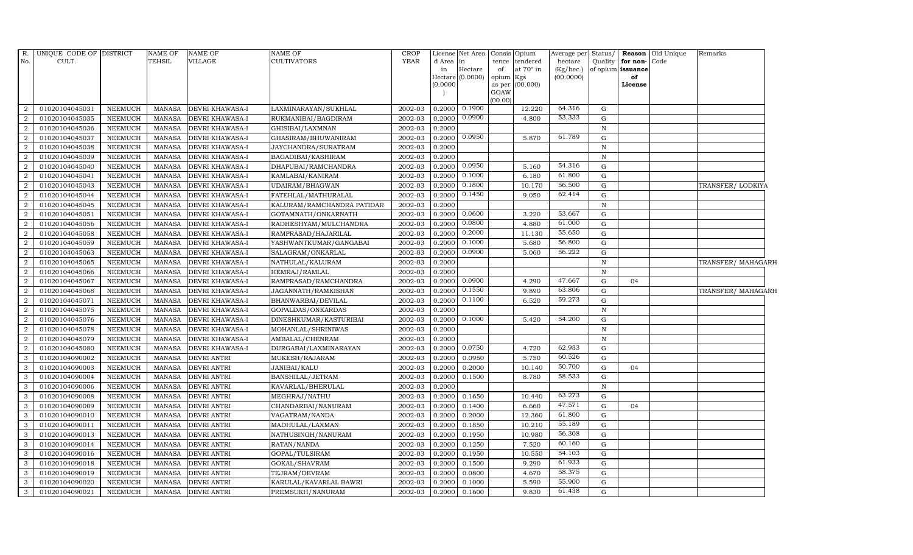| R. No. | UNIQUE CODE OF CULT. | DISTRICT | NAME OF TEHSIL | NAME OF VILLAGE | NAME OF CULTIVATORS | CROP YEAR | License d Area in Hectare (0.0000) | Net Area in Hectare (0.0000) | Consis tence of opium as per GOAW (00.00) | Opium tendered at 70° in Kgs (00.000) | Average per hectare (Kg/hec.) (00.0000) | Status/ Quality of opium | Reason for non-issuance of License | Old Unique Code | Remarks |
|---|---|---|---|---|---|---|---|---|---|---|---|---|---|---|---|
| 2 | 01020104045031 | NEEMUCH | MANASA | DEVRI KHAWASA-I | LAXMINARAYAN/SUKHLAL | 2002-03 | 0.2000 | 0.1900 | | 12.220 | 64.316 | G | | | |
| 2 | 01020104045035 | NEEMUCH | MANASA | DEVRI KHAWASA-I | RUKMANIBAI/BAGDIRAM | 2002-03 | 0.2000 | 0.0900 | | 4.800 | 53.333 | G | | | |
| 2 | 01020104045036 | NEEMUCH | MANASA | DEVRI KHAWASA-I | GHISIBAI/LAXMNAN | 2002-03 | 0.2000 | | | | | N | | | |
| 2 | 01020104045037 | NEEMUCH | MANASA | DEVRI KHAWASA-I | GHASIRAM/BHUWANIRAM | 2002-03 | 0.2000 | 0.0950 | | 5.870 | 61.789 | G | | | |
| 2 | 01020104045038 | NEEMUCH | MANASA | DEVRI KHAWASA-I | JAYCHANDRA/SURATRAM | 2002-03 | 0.2000 | | | | | N | | | |
| 2 | 01020104045039 | NEEMUCH | MANASA | DEVRI KHAWASA-I | BAGADIBAI/KASHIRAM | 2002-03 | 0.2000 | | | | | N | | | |
| 2 | 01020104045040 | NEEMUCH | MANASA | DEVRI KHAWASA-I | DHAPUBAI/RAMCHANDRA | 2002-03 | 0.2000 | 0.0950 | | 5.160 | 54.316 | G | | | |
| 2 | 01020104045041 | NEEMUCH | MANASA | DEVRI KHAWASA-I | KAMLABAI/KANIRAM | 2002-03 | 0.2000 | 0.1000 | | 6.180 | 61.800 | G | | | |
| 2 | 01020104045043 | NEEMUCH | MANASA | DEVRI KHAWASA-I | UDAIRAM/BHAGWAN | 2002-03 | 0.2000 | 0.1800 | | 10.170 | 56.500 | G | | | TRANSFER/ LODKIYA |
| 2 | 01020104045044 | NEEMUCH | MANASA | DEVRI KHAWASA-I | FATEHLAL/MATHURALAL | 2002-03 | 0.2000 | 0.1450 | | 9.050 | 62.414 | G | | | |
| 2 | 01020104045045 | NEEMUCH | MANASA | DEVRI KHAWASA-I | KALURAM/RAMCHANDRA PATIDAR | 2002-03 | 0.2000 | | | | | N | | | |
| 2 | 01020104045051 | NEEMUCH | MANASA | DEVRI KHAWASA-I | GOTAMNATH/ONKARNATH | 2002-03 | 0.2000 | 0.0600 | | 3.220 | 53.667 | G | | | |
| 2 | 01020104045056 | NEEMUCH | MANASA | DEVRI KHAWASA-I | RADHESHYAM/MULCHANDRA | 2002-03 | 0.2000 | 0.0800 | | 4.880 | 61.000 | G | | | |
| 2 | 01020104045058 | NEEMUCH | MANASA | DEVRI KHAWASA-I | RAMPRASAD/HAJARILAL | 2002-03 | 0.2000 | 0.2000 | | 11.130 | 55.650 | G | | | |
| 2 | 01020104045059 | NEEMUCH | MANASA | DEVRI KHAWASA-I | YASHWANTKUMAR/GANGABAI | 2002-03 | 0.2000 | 0.1000 | | 5.680 | 56.800 | G | | | |
| 2 | 01020104045063 | NEEMUCH | MANASA | DEVRI KHAWASA-I | SALAGRAM/ONKARLAL | 2002-03 | 0.2000 | 0.0900 | | 5.060 | 56.222 | G | | | |
| 2 | 01020104045065 | NEEMUCH | MANASA | DEVRI KHAWASA-I | NATHULAL/KALURAM | 2002-03 | 0.2000 | | | | | N | | | TRANSFER/ MAHAGARH |
| 2 | 01020104045066 | NEEMUCH | MANASA | DEVRI KHAWASA-I | HEMRAJ/RAMLAL | 2002-03 | 0.2000 | | | | | N | | | |
| 2 | 01020104045067 | NEEMUCH | MANASA | DEVRI KHAWASA-I | RAMPRASAD/RAMCHANDRA | 2002-03 | 0.2000 | 0.0900 | | 4.290 | 47.667 | G | 04 | | |
| 2 | 01020104045068 | NEEMUCH | MANASA | DEVRI KHAWASA-I | JAGANNATH/RAMKISHAN | 2002-03 | 0.2000 | 0.1550 | | 9.890 | 63.806 | G | | | TRANSFER/ MAHAGARH |
| 2 | 01020104045071 | NEEMUCH | MANASA | DEVRI KHAWASA-I | BHANWARBAI/DEVILAL | 2002-03 | 0.2000 | 0.1100 | | 6.520 | 59.273 | G | | | |
| 2 | 01020104045075 | NEEMUCH | MANASA | DEVRI KHAWASA-I | GOPALDAS/ONKARDAS | 2002-03 | 0.2000 | | | | | N | | | |
| 2 | 01020104045076 | NEEMUCH | MANASA | DEVRI KHAWASA-I | DINESHKUMAR/KASTURIBAI | 2002-03 | 0.2000 | 0.1000 | | 5.420 | 54.200 | G | | | |
| 2 | 01020104045078 | NEEMUCH | MANASA | DEVRI KHAWASA-I | MOHANLAL/SHRINIWAS | 2002-03 | 0.2000 | | | | | N | | | |
| 2 | 01020104045079 | NEEMUCH | MANASA | DEVRI KHAWASA-I | AMBALAL/CHENRAM | 2002-03 | 0.2000 | | | | | N | | | |
| 2 | 01020104045080 | NEEMUCH | MANASA | DEVRI KHAWASA-I | DURGABAI/LAXMINARAYAN | 2002-03 | 0.2000 | 0.0750 | | 4.720 | 62.933 | G | | | |
| 3 | 01020104090002 | NEEMUCH | MANASA | DEVRI ANTRI | MUKESH/RAJARAM | 2002-03 | 0.2000 | 0.0950 | | 5.750 | 60.526 | G | | | |
| 3 | 01020104090003 | NEEMUCH | MANASA | DEVRI ANTRI | JANIBAI/KALU | 2002-03 | 0.2000 | 0.2000 | | 10.140 | 50.700 | G | 04 | | |
| 3 | 01020104090004 | NEEMUCH | MANASA | DEVRI ANTRI | BANSHILAL/JETRAM | 2002-03 | 0.2000 | 0.1500 | | 8.780 | 58.533 | G | | | |
| 3 | 01020104090006 | NEEMUCH | MANASA | DEVRI ANTRI | KAVARLAL/BHERULAL | 2002-03 | 0.2000 | | | | | N | | | |
| 3 | 01020104090008 | NEEMUCH | MANASA | DEVRI ANTRI | MEGHRAJ/NATHU | 2002-03 | 0.2000 | 0.1650 | | 10.440 | 63.273 | G | | | |
| 3 | 01020104090009 | NEEMUCH | MANASA | DEVRI ANTRI | CHANDARBAI/NANURAM | 2002-03 | 0.2000 | 0.1400 | | 6.660 | 47.571 | G | 04 | | |
| 3 | 01020104090010 | NEEMUCH | MANASA | DEVRI ANTRI | VAGATRAM/NANDA | 2002-03 | 0.2000 | 0.2000 | | 12.360 | 61.800 | G | | | |
| 3 | 01020104090011 | NEEMUCH | MANASA | DEVRI ANTRI | MADHULAL/LAXMAN | 2002-03 | 0.2000 | 0.1850 | | 10.210 | 55.189 | G | | | |
| 3 | 01020104090013 | NEEMUCH | MANASA | DEVRI ANTRI | NATHUSINGH/NANURAM | 2002-03 | 0.2000 | 0.1950 | | 10.980 | 56.308 | G | | | |
| 3 | 01020104090014 | NEEMUCH | MANASA | DEVRI ANTRI | RATAN/NANDA | 2002-03 | 0.2000 | 0.1250 | | 7.520 | 60.160 | G | | | |
| 3 | 01020104090016 | NEEMUCH | MANASA | DEVRI ANTRI | GOPAL/TULSIRAM | 2002-03 | 0.2000 | 0.1950 | | 10.550 | 54.103 | G | | | |
| 3 | 01020104090018 | NEEMUCH | MANASA | DEVRI ANTRI | GOKAL/SHAVRAM | 2002-03 | 0.2000 | 0.1500 | | 9.290 | 61.933 | G | | | |
| 3 | 01020104090019 | NEEMUCH | MANASA | DEVRI ANTRI | TEJRAM/DEVRAM | 2002-03 | 0.2000 | 0.0800 | | 4.670 | 58.375 | G | | | |
| 3 | 01020104090020 | NEEMUCH | MANASA | DEVRI ANTRI | KARULAL/KAVARLAL BAWRI | 2002-03 | 0.2000 | 0.1000 | | 5.590 | 55.900 | G | | | |
| 3 | 01020104090021 | NEEMUCH | MANASA | DEVRI ANTRI | PREMSUKH/NANURAM | 2002-03 | 0.2000 | 0.1600 | | 9.830 | 61.438 | G | | | |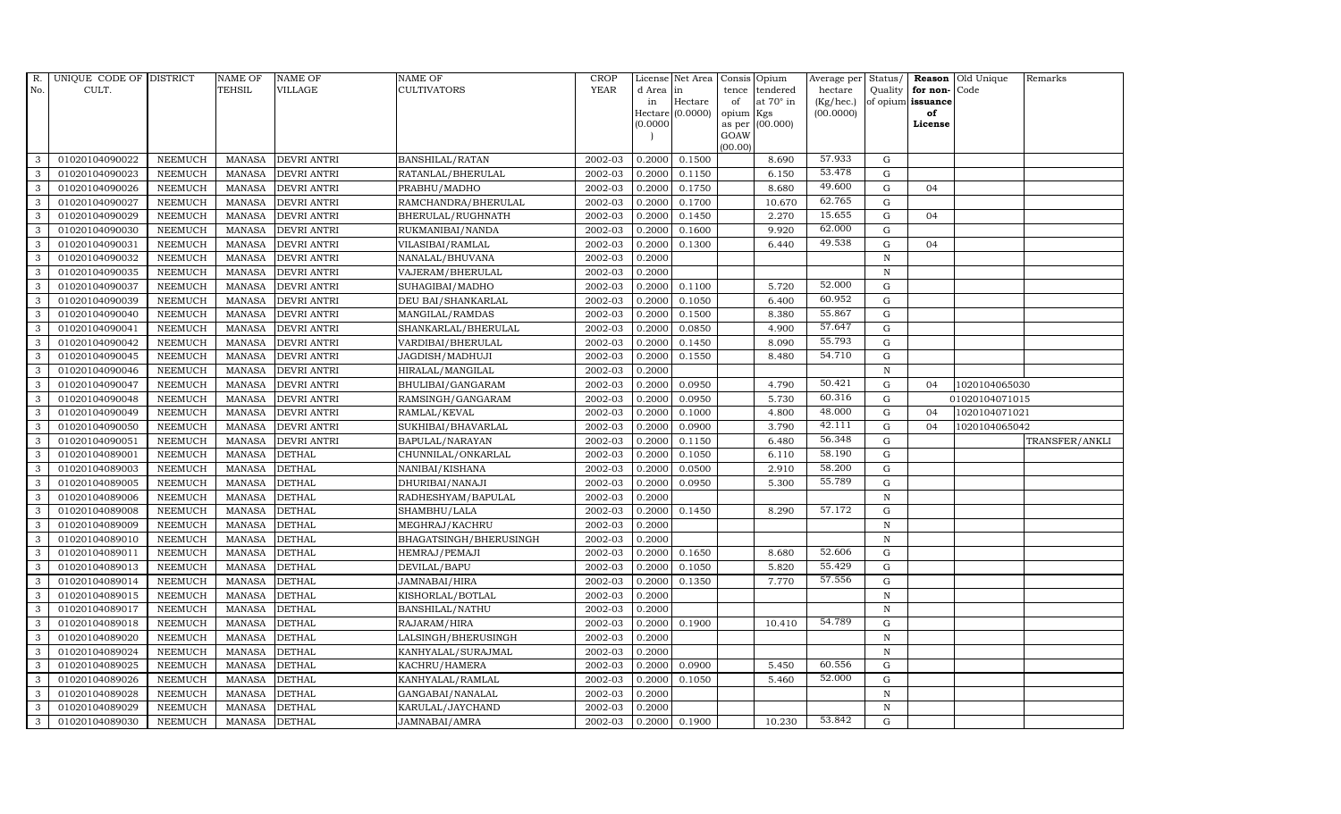| R. No. | UNIQUE CODE OF CULT. | DISTRICT | NAME OF TEHSIL | NAME OF VILLAGE | NAME OF CULTIVATORS | CROP YEAR | License d Area in Hectare (0.0000) | Net Area in Hectare (0.0000) | Consis tence of opium as per GOAW (00.00) | Opium tendered at 70° in Kgs (00.000) | Average per hectare (Kg/hec.) (00.0000) | Status/ Quality of opium | Reason for non-issuance of License | Old Unique Code | Remarks |
|---|---|---|---|---|---|---|---|---|---|---|---|---|---|---|---|
| 3 | 01020104090022 | NEEMUCH | MANASA | DEVRI ANTRI | BANSHILAL/RATAN | 2002-03 | 0.2000 | 0.1500 | | 8.690 | 57.933 | G | | | |
| 3 | 01020104090023 | NEEMUCH | MANASA | DEVRI ANTRI | RATANLAL/BHERULAL | 2002-03 | 0.2000 | 0.1150 | | 6.150 | 53.478 | G | | | |
| 3 | 01020104090026 | NEEMUCH | MANASA | DEVRI ANTRI | PRABHU/MADHO | 2002-03 | 0.2000 | 0.1750 | | 8.680 | 49.600 | G | 04 | | |
| 3 | 01020104090027 | NEEMUCH | MANASA | DEVRI ANTRI | RAMCHANDRA/BHERULAL | 2002-03 | 0.2000 | 0.1700 | | 10.670 | 62.765 | G | | | |
| 3 | 01020104090029 | NEEMUCH | MANASA | DEVRI ANTRI | BHERULAL/RUGHNATH | 2002-03 | 0.2000 | 0.1450 | | 2.270 | 15.655 | G | 04 | | |
| 3 | 01020104090030 | NEEMUCH | MANASA | DEVRI ANTRI | RUKMANIBAI/NANDA | 2002-03 | 0.2000 | 0.1600 | | 9.920 | 62.000 | G | | | |
| 3 | 01020104090031 | NEEMUCH | MANASA | DEVRI ANTRI | VILASIBAI/RAMLAL | 2002-03 | 0.2000 | 0.1300 | | 6.440 | 49.538 | G | 04 | | |
| 3 | 01020104090032 | NEEMUCH | MANASA | DEVRI ANTRI | NANALAL/BHUVANA | 2002-03 | 0.2000 | | | | | N | | | |
| 3 | 01020104090035 | NEEMUCH | MANASA | DEVRI ANTRI | VAJERAM/BHERULAL | 2002-03 | 0.2000 | | | | | N | | | |
| 3 | 01020104090037 | NEEMUCH | MANASA | DEVRI ANTRI | SUHAGIBAI/MADHO | 2002-03 | 0.2000 | 0.1100 | | 5.720 | 52.000 | G | | | |
| 3 | 01020104090039 | NEEMUCH | MANASA | DEVRI ANTRI | DEU BAI/SHANKARLAL | 2002-03 | 0.2000 | 0.1050 | | 6.400 | 60.952 | G | | | |
| 3 | 01020104090040 | NEEMUCH | MANASA | DEVRI ANTRI | MANGILAL/RAMDAS | 2002-03 | 0.2000 | 0.1500 | | 8.380 | 55.867 | G | | | |
| 3 | 01020104090041 | NEEMUCH | MANASA | DEVRI ANTRI | SHANKARLAL/BHERULAL | 2002-03 | 0.2000 | 0.0850 | | 4.900 | 57.647 | G | | | |
| 3 | 01020104090042 | NEEMUCH | MANASA | DEVRI ANTRI | VARDIBAI/BHERULAL | 2002-03 | 0.2000 | 0.1450 | | 8.090 | 55.793 | G | | | |
| 3 | 01020104090045 | NEEMUCH | MANASA | DEVRI ANTRI | JAGDISH/MADHUJI | 2002-03 | 0.2000 | 0.1550 | | 8.480 | 54.710 | G | | | |
| 3 | 01020104090046 | NEEMUCH | MANASA | DEVRI ANTRI | HIRALAL/MANGILAL | 2002-03 | 0.2000 | | | | | N | | | |
| 3 | 01020104090047 | NEEMUCH | MANASA | DEVRI ANTRI | BHULIBAI/GANGARAM | 2002-03 | 0.2000 | 0.0950 | | 4.790 | 50.421 | G | 04 | 1020104065030 | |
| 3 | 01020104090048 | NEEMUCH | MANASA | DEVRI ANTRI | RAMSINGH/GANGARAM | 2002-03 | 0.2000 | 0.0950 | | 5.730 | 60.316 | G | | 01020104071015 | |
| 3 | 01020104090049 | NEEMUCH | MANASA | DEVRI ANTRI | RAMLAL/KEVAL | 2002-03 | 0.2000 | 0.1000 | | 4.800 | 48.000 | G | 04 | 1020104071021 | |
| 3 | 01020104090050 | NEEMUCH | MANASA | DEVRI ANTRI | SUKHIBAI/BHAVARLAL | 2002-03 | 0.2000 | 0.0900 | | 3.790 | 42.111 | G | 04 | 1020104065042 | |
| 3 | 01020104090051 | NEEMUCH | MANASA | DEVRI ANTRI | BAPULAL/NARAYAN | 2002-03 | 0.2000 | 0.1150 | | 6.480 | 56.348 | G | | | TRANSFER/ANKLI |
| 3 | 01020104089001 | NEEMUCH | MANASA | DETHAL | CHUNNILAL/ONKARLAL | 2002-03 | 0.2000 | 0.1050 | | 6.110 | 58.190 | G | | | |
| 3 | 01020104089003 | NEEMUCH | MANASA | DETHAL | NANIBAI/KISHANA | 2002-03 | 0.2000 | 0.0500 | | 2.910 | 58.200 | G | | | |
| 3 | 01020104089005 | NEEMUCH | MANASA | DETHAL | DHURIBAI/NANAJI | 2002-03 | 0.2000 | 0.0950 | | 5.300 | 55.789 | G | | | |
| 3 | 01020104089006 | NEEMUCH | MANASA | DETHAL | RADHESHYAM/BAPULAL | 2002-03 | 0.2000 | | | | | N | | | |
| 3 | 01020104089008 | NEEMUCH | MANASA | DETHAL | SHAMBHU/LALA | 2002-03 | 0.2000 | 0.1450 | | 8.290 | 57.172 | G | | | |
| 3 | 01020104089009 | NEEMUCH | MANASA | DETHAL | MEGHRAJ/KACHRU | 2002-03 | 0.2000 | | | | | N | | | |
| 3 | 01020104089010 | NEEMUCH | MANASA | DETHAL | BHAGATSINGH/BHERUSINGH | 2002-03 | 0.2000 | | | | | N | | | |
| 3 | 01020104089011 | NEEMUCH | MANASA | DETHAL | HEMRAJ/PEMAJI | 2002-03 | 0.2000 | 0.1650 | | 8.680 | 52.606 | G | | | |
| 3 | 01020104089013 | NEEMUCH | MANASA | DETHAL | DEVILAL/BAPU | 2002-03 | 0.2000 | 0.1050 | | 5.820 | 55.429 | G | | | |
| 3 | 01020104089014 | NEEMUCH | MANASA | DETHAL | JAMNABAI/HIRA | 2002-03 | 0.2000 | 0.1350 | | 7.770 | 57.556 | G | | | |
| 3 | 01020104089015 | NEEMUCH | MANASA | DETHAL | KISHORLAL/BOTLAL | 2002-03 | 0.2000 | | | | | N | | | |
| 3 | 01020104089017 | NEEMUCH | MANASA | DETHAL | BANSHILAL/NATHU | 2002-03 | 0.2000 | | | | | N | | | |
| 3 | 01020104089018 | NEEMUCH | MANASA | DETHAL | RAJARAM/HIRA | 2002-03 | 0.2000 | 0.1900 | | 10.410 | 54.789 | G | | | |
| 3 | 01020104089020 | NEEMUCH | MANASA | DETHAL | LALSINGH/BHERUSINGH | 2002-03 | 0.2000 | | | | | N | | | |
| 3 | 01020104089024 | NEEMUCH | MANASA | DETHAL | KANHYALAL/SURAJMAL | 2002-03 | 0.2000 | | | | | N | | | |
| 3 | 01020104089025 | NEEMUCH | MANASA | DETHAL | KACHRU/HAMERA | 2002-03 | 0.2000 | 0.0900 | | 5.450 | 60.556 | G | | | |
| 3 | 01020104089026 | NEEMUCH | MANASA | DETHAL | KANHYALAL/RAMLAL | 2002-03 | 0.2000 | 0.1050 | | 5.460 | 52.000 | G | | | |
| 3 | 01020104089028 | NEEMUCH | MANASA | DETHAL | GANGABAI/NANALAL | 2002-03 | 0.2000 | | | | | N | | | |
| 3 | 01020104089029 | NEEMUCH | MANASA | DETHAL | KARULAL/JAYCHAND | 2002-03 | 0.2000 | | | | | N | | | |
| 3 | 01020104089030 | NEEMUCH | MANASA | DETHAL | JAMNABAI/AMRA | 2002-03 | 0.2000 | 0.1900 | | 10.230 | 53.842 | G | | | |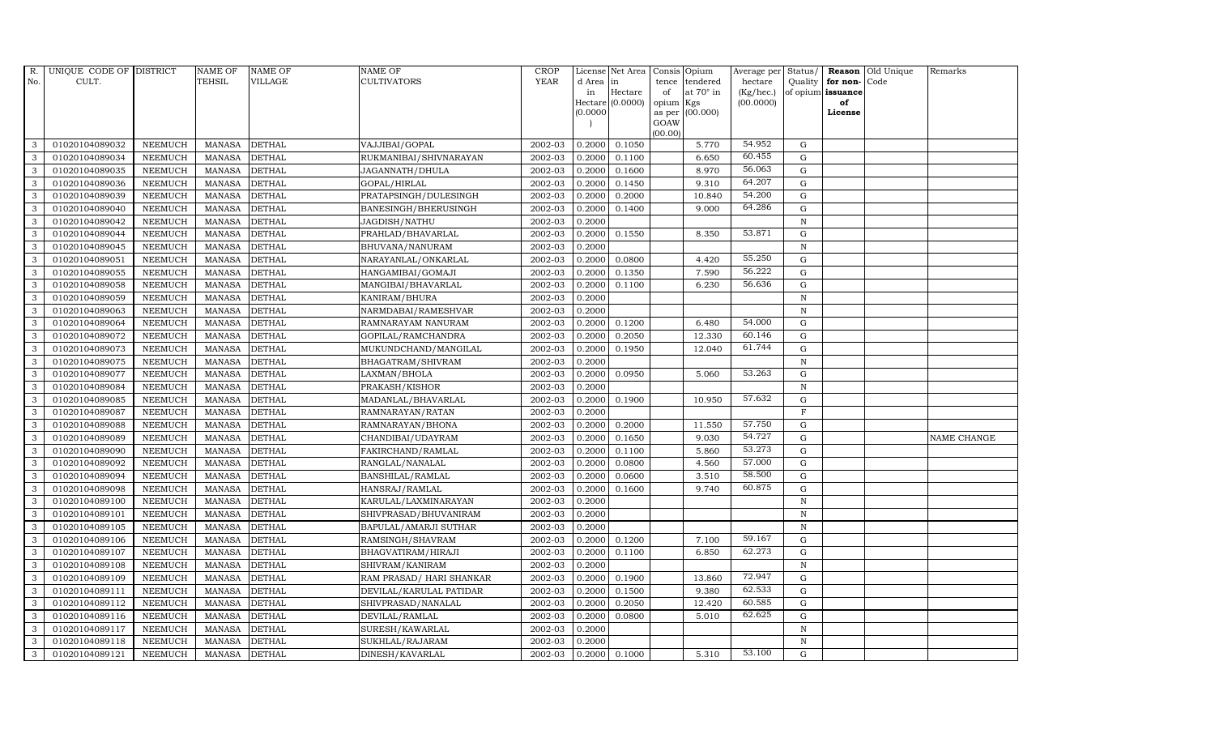| R. No. | UNIQUE CODE OF CULT. | DISTRICT | NAME OF TEHSIL | NAME OF VILLAGE | NAME OF CULTIVATORS | CROP YEAR | License d Area in Hectare (0.0000) | Net Area in Hectare (0.0000) | Consis tence of opium as per GOAW (00.00) | Opium tendered at 70° in Kgs (00.000) | Average per hectare (Kg/hec.) (00.0000) | Status/ Quality of opium | Reason for non-issuance of License | Old Unique Code | Remarks |
|---|---|---|---|---|---|---|---|---|---|---|---|---|---|---|---|
| 3 | 01020104089032 | NEEMUCH | MANASA | DETHAL | VAJJIBAI/GOPAL | 2002-03 | 0.2000 | 0.1050 | | 5.770 | 54.952 | G | | | |
| 3 | 01020104089034 | NEEMUCH | MANASA | DETHAL | RUKMANIBAI/SHIVNARAYAN | 2002-03 | 0.2000 | 0.1100 | | 6.650 | 60.455 | G | | | |
| 3 | 01020104089035 | NEEMUCH | MANASA | DETHAL | JAGANNATH/DHULA | 2002-03 | 0.2000 | 0.1600 | | 8.970 | 56.063 | G | | | |
| 3 | 01020104089036 | NEEMUCH | MANASA | DETHAL | GOPAL/HIRLAL | 2002-03 | 0.2000 | 0.1450 | | 9.310 | 64.207 | G | | | |
| 3 | 01020104089039 | NEEMUCH | MANASA | DETHAL | PRATAPSINGH/DULESINGH | 2002-03 | 0.2000 | 0.2000 | | 10.840 | 54.200 | G | | | |
| 3 | 01020104089040 | NEEMUCH | MANASA | DETHAL | BANESINGH/BHERUSINGH | 2002-03 | 0.2000 | 0.1400 | | 9.000 | 64.286 | G | | | |
| 3 | 01020104089042 | NEEMUCH | MANASA | DETHAL | JAGDISH/NATHU | 2002-03 | 0.2000 | | | | | N | | | |
| 3 | 01020104089044 | NEEMUCH | MANASA | DETHAL | PRAHLAD/BHAVARLAL | 2002-03 | 0.2000 | 0.1550 | | 8.350 | 53.871 | G | | | |
| 3 | 01020104089045 | NEEMUCH | MANASA | DETHAL | BHUVANA/NANURAM | 2002-03 | 0.2000 | | | | | N | | | |
| 3 | 01020104089051 | NEEMUCH | MANASA | DETHAL | NARAYANLAL/ONKARLAL | 2002-03 | 0.2000 | 0.0800 | | 4.420 | 55.250 | G | | | |
| 3 | 01020104089055 | NEEMUCH | MANASA | DETHAL | HANGAMIBAI/GOMAJI | 2002-03 | 0.2000 | 0.1350 | | 7.590 | 56.222 | G | | | |
| 3 | 01020104089058 | NEEMUCH | MANASA | DETHAL | MANGIBAI/BHAVARLAL | 2002-03 | 0.2000 | 0.1100 | | 6.230 | 56.636 | G | | | |
| 3 | 01020104089059 | NEEMUCH | MANASA | DETHAL | KANIRAM/BHURA | 2002-03 | 0.2000 | | | | | N | | | |
| 3 | 01020104089063 | NEEMUCH | MANASA | DETHAL | NARMDABAI/RAMESHVAR | 2002-03 | 0.2000 | | | | | N | | | |
| 3 | 01020104089064 | NEEMUCH | MANASA | DETHAL | RAMNARAYAM NANURAM | 2002-03 | 0.2000 | 0.1200 | | 6.480 | 54.000 | G | | | |
| 3 | 01020104089072 | NEEMUCH | MANASA | DETHAL | GOPILAL/RAMCHANDRA | 2002-03 | 0.2000 | 0.2050 | | 12.330 | 60.146 | G | | | |
| 3 | 01020104089073 | NEEMUCH | MANASA | DETHAL | MUKUNDCHAND/MANGILAL | 2002-03 | 0.2000 | 0.1950 | | 12.040 | 61.744 | G | | | |
| 3 | 01020104089075 | NEEMUCH | MANASA | DETHAL | BHAGATRAM/SHIVRAM | 2002-03 | 0.2000 | | | | | N | | | |
| 3 | 01020104089077 | NEEMUCH | MANASA | DETHAL | LAXMAN/BHOLA | 2002-03 | 0.2000 | 0.0950 | | 5.060 | 53.263 | G | | | |
| 3 | 01020104089084 | NEEMUCH | MANASA | DETHAL | PRAKASH/KISHOR | 2002-03 | 0.2000 | | | | | N | | | |
| 3 | 01020104089085 | NEEMUCH | MANASA | DETHAL | MADANLAL/BHAVARLAL | 2002-03 | 0.2000 | 0.1900 | | 10.950 | 57.632 | G | | | |
| 3 | 01020104089087 | NEEMUCH | MANASA | DETHAL | RAMNARAYAN/RATAN | 2002-03 | 0.2000 | | | | | F | | | |
| 3 | 01020104089088 | NEEMUCH | MANASA | DETHAL | RAMNARAYAN/BHONA | 2002-03 | 0.2000 | 0.2000 | | 11.550 | 57.750 | G | | | |
| 3 | 01020104089089 | NEEMUCH | MANASA | DETHAL | CHANDIBAI/UDAYRAM | 2002-03 | 0.2000 | 0.1650 | | 9.030 | 54.727 | G | | | NAME CHANGE |
| 3 | 01020104089090 | NEEMUCH | MANASA | DETHAL | FAKIRCHAND/RAMLAL | 2002-03 | 0.2000 | 0.1100 | | 5.860 | 53.273 | G | | | |
| 3 | 01020104089092 | NEEMUCH | MANASA | DETHAL | RANGLAL/NANALAL | 2002-03 | 0.2000 | 0.0800 | | 4.560 | 57.000 | G | | | |
| 3 | 01020104089094 | NEEMUCH | MANASA | DETHAL | BANSHILAL/RAMLAL | 2002-03 | 0.2000 | 0.0600 | | 3.510 | 58.500 | G | | | |
| 3 | 01020104089098 | NEEMUCH | MANASA | DETHAL | HANSRAJ/RAMLAL | 2002-03 | 0.2000 | 0.1600 | | 9.740 | 60.875 | G | | | |
| 3 | 01020104089100 | NEEMUCH | MANASA | DETHAL | KARULAL/LAXMINARAYAN | 2002-03 | 0.2000 | | | | | N | | | |
| 3 | 01020104089101 | NEEMUCH | MANASA | DETHAL | SHIVPRASAD/BHUVANIRAM | 2002-03 | 0.2000 | | | | | N | | | |
| 3 | 01020104089105 | NEEMUCH | MANASA | DETHAL | BAPULAL/AMARJI SUTHAR | 2002-03 | 0.2000 | | | | | N | | | |
| 3 | 01020104089106 | NEEMUCH | MANASA | DETHAL | RAMSINGH/SHAVRAM | 2002-03 | 0.2000 | 0.1200 | | 7.100 | 59.167 | G | | | |
| 3 | 01020104089107 | NEEMUCH | MANASA | DETHAL | BHAGVATIRAM/HIRAJI | 2002-03 | 0.2000 | 0.1100 | | 6.850 | 62.273 | G | | | |
| 3 | 01020104089108 | NEEMUCH | MANASA | DETHAL | SHIVRAM/KANIRAM | 2002-03 | 0.2000 | | | | | N | | | |
| 3 | 01020104089109 | NEEMUCH | MANASA | DETHAL | RAM PRASAD/ HARI SHANKAR | 2002-03 | 0.2000 | 0.1900 | | 13.860 | 72.947 | G | | | |
| 3 | 01020104089111 | NEEMUCH | MANASA | DETHAL | DEVILAL/KARULAL PATIDAR | 2002-03 | 0.2000 | 0.1500 | | 9.380 | 62.533 | G | | | |
| 3 | 01020104089112 | NEEMUCH | MANASA | DETHAL | SHIVPRASAD/NANALAL | 2002-03 | 0.2000 | 0.2050 | | 12.420 | 60.585 | G | | | |
| 3 | 01020104089116 | NEEMUCH | MANASA | DETHAL | DEVILAL/RAMLAL | 2002-03 | 0.2000 | 0.0800 | | 5.010 | 62.625 | G | | | |
| 3 | 01020104089117 | NEEMUCH | MANASA | DETHAL | SURESH/KAWARLAL | 2002-03 | 0.2000 | | | | | N | | | |
| 3 | 01020104089118 | NEEMUCH | MANASA | DETHAL | SUKHLAL/RAJARAM | 2002-03 | 0.2000 | | | | | N | | | |
| 3 | 01020104089121 | NEEMUCH | MANASA | DETHAL | DINESH/KAVARLAL | 2002-03 | 0.2000 | 0.1000 | | 5.310 | 53.100 | G | | | |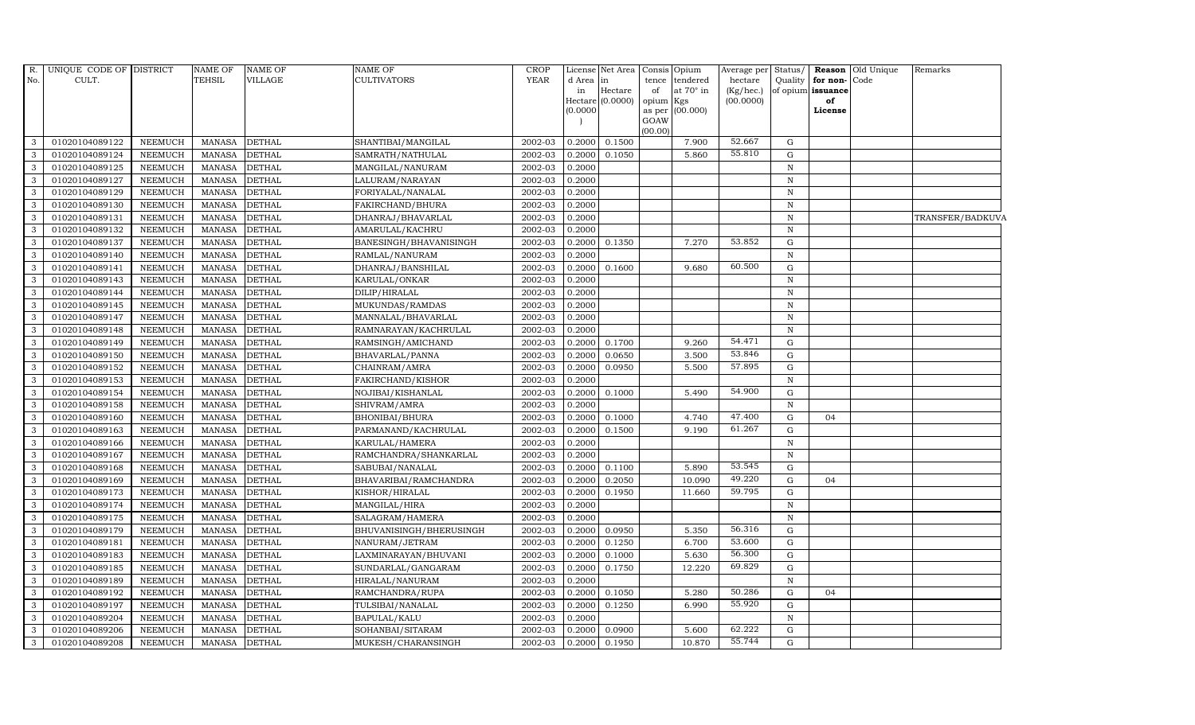| R. No. | UNIQUE CODE OF CULT. | DISTRICT | NAME OF TEHSIL | NAME OF VILLAGE | NAME OF CULTIVATORS | CROP YEAR | License d Area in Hectare (0.0000) | Net Area in Hectare (0.0000) | Consis tence of opium as per GOAW (00.00) | Opium tendered at 70° in Kgs (00.000) | Average per hectare (Kg/hec.) (00.0000) | Status/ Quality of opium | Reason for non-issuance of License | Old Unique Code | Remarks |
|---|---|---|---|---|---|---|---|---|---|---|---|---|---|---|---|
| 3 | 01020104089122 | NEEMUCH | MANASA | DETHAL | SHANTIBAI/MANGILAL | 2002-03 | 0.2000 | 0.1500 | | 7.900 | 52.667 | G | | | |
| 3 | 01020104089124 | NEEMUCH | MANASA | DETHAL | SAMRATH/NATHULAL | 2002-03 | 0.2000 | 0.1050 | | 5.860 | 55.810 | G | | | |
| 3 | 01020104089125 | NEEMUCH | MANASA | DETHAL | MANGILAL/NANURAM | 2002-03 | 0.2000 | | | | | N | | | |
| 3 | 01020104089127 | NEEMUCH | MANASA | DETHAL | LALURAM/NARAYAN | 2002-03 | 0.2000 | | | | | N | | | |
| 3 | 01020104089129 | NEEMUCH | MANASA | DETHAL | FORIYALAL/NANALAL | 2002-03 | 0.2000 | | | | | N | | | |
| 3 | 01020104089130 | NEEMUCH | MANASA | DETHAL | FAKIRCHAND/BHURA | 2002-03 | 0.2000 | | | | | N | | | |
| 3 | 01020104089131 | NEEMUCH | MANASA | DETHAL | DHANRAJ/BHAVARLAL | 2002-03 | 0.2000 | | | | | N | | | TRANSFER/BADKUVA |
| 3 | 01020104089132 | NEEMUCH | MANASA | DETHAL | AMARULAL/KACHRU | 2002-03 | 0.2000 | | | | | N | | | |
| 3 | 01020104089137 | NEEMUCH | MANASA | DETHAL | BANESINGH/BHAVANISINGH | 2002-03 | 0.2000 | 0.1350 | | 7.270 | 53.852 | G | | | |
| 3 | 01020104089140 | NEEMUCH | MANASA | DETHAL | RAMLAL/NANURAM | 2002-03 | 0.2000 | | | | | N | | | |
| 3 | 01020104089141 | NEEMUCH | MANASA | DETHAL | DHANRAJ/BANSHILAL | 2002-03 | 0.2000 | 0.1600 | | 9.680 | 60.500 | G | | | |
| 3 | 01020104089143 | NEEMUCH | MANASA | DETHAL | KARULAL/ONKAR | 2002-03 | 0.2000 | | | | | N | | | |
| 3 | 01020104089144 | NEEMUCH | MANASA | DETHAL | DILIP/HIRALAL | 2002-03 | 0.2000 | | | | | N | | | |
| 3 | 01020104089145 | NEEMUCH | MANASA | DETHAL | MUKUNDAS/RAMDAS | 2002-03 | 0.2000 | | | | | N | | | |
| 3 | 01020104089147 | NEEMUCH | MANASA | DETHAL | MANNALAL/BHAVARLAL | 2002-03 | 0.2000 | | | | | N | | | |
| 3 | 01020104089148 | NEEMUCH | MANASA | DETHAL | RAMNARAYAN/KACHRULAL | 2002-03 | 0.2000 | | | | | N | | | |
| 3 | 01020104089149 | NEEMUCH | MANASA | DETHAL | RAMSINGH/AMICHAND | 2002-03 | 0.2000 | 0.1700 | | 9.260 | 54.471 | G | | | |
| 3 | 01020104089150 | NEEMUCH | MANASA | DETHAL | BHAVARLAL/PANNA | 2002-03 | 0.2000 | 0.0650 | | 3.500 | 53.846 | G | | | |
| 3 | 01020104089152 | NEEMUCH | MANASA | DETHAL | CHAINRAM/AMRA | 2002-03 | 0.2000 | 0.0950 | | 5.500 | 57.895 | G | | | |
| 3 | 01020104089153 | NEEMUCH | MANASA | DETHAL | FAKIRCHAND/KISHOR | 2002-03 | 0.2000 | | | | | N | | | |
| 3 | 01020104089154 | NEEMUCH | MANASA | DETHAL | NOJIBAI/KISHANLAL | 2002-03 | 0.2000 | 0.1000 | | 5.490 | 54.900 | G | | | |
| 3 | 01020104089158 | NEEMUCH | MANASA | DETHAL | SHIVRAM/AMRA | 2002-03 | 0.2000 | | | | | N | | | |
| 3 | 01020104089160 | NEEMUCH | MANASA | DETHAL | BHONIBAI/BHURA | 2002-03 | 0.2000 | 0.1000 | | 4.740 | 47.400 | G | 04 | | |
| 3 | 01020104089163 | NEEMUCH | MANASA | DETHAL | PARMANAND/KACHRULAL | 2002-03 | 0.2000 | 0.1500 | | 9.190 | 61.267 | G | | | |
| 3 | 01020104089166 | NEEMUCH | MANASA | DETHAL | KARULAL/HAMERA | 2002-03 | 0.2000 | | | | | N | | | |
| 3 | 01020104089167 | NEEMUCH | MANASA | DETHAL | RAMCHANDRA/SHANKARLAL | 2002-03 | 0.2000 | | | | | N | | | |
| 3 | 01020104089168 | NEEMUCH | MANASA | DETHAL | SABUBAI/NANALAL | 2002-03 | 0.2000 | 0.1100 | | 5.890 | 53.545 | G | | | |
| 3 | 01020104089169 | NEEMUCH | MANASA | DETHAL | BHAVARIBAI/RAMCHANDRA | 2002-03 | 0.2000 | 0.2050 | | 10.090 | 49.220 | G | 04 | | |
| 3 | 01020104089173 | NEEMUCH | MANASA | DETHAL | KISHOR/HIRALAL | 2002-03 | 0.2000 | 0.1950 | | 11.660 | 59.795 | G | | | |
| 3 | 01020104089174 | NEEMUCH | MANASA | DETHAL | MANGILAL/HIRA | 2002-03 | 0.2000 | | | | | N | | | |
| 3 | 01020104089175 | NEEMUCH | MANASA | DETHAL | SALAGRAM/HAMERA | 2002-03 | 0.2000 | | | | | N | | | |
| 3 | 01020104089179 | NEEMUCH | MANASA | DETHAL | BHUVANISINGH/BHERUSINGH | 2002-03 | 0.2000 | 0.0950 | | 5.350 | 56.316 | G | | | |
| 3 | 01020104089181 | NEEMUCH | MANASA | DETHAL | NANURAM/JETRAM | 2002-03 | 0.2000 | 0.1250 | | 6.700 | 53.600 | G | | | |
| 3 | 01020104089183 | NEEMUCH | MANASA | DETHAL | LAXMINARAYAN/BHUVANI | 2002-03 | 0.2000 | 0.1000 | | 5.630 | 56.300 | G | | | |
| 3 | 01020104089185 | NEEMUCH | MANASA | DETHAL | SUNDARLAL/GANGARAM | 2002-03 | 0.2000 | 0.1750 | | 12.220 | 69.829 | G | | | |
| 3 | 01020104089189 | NEEMUCH | MANASA | DETHAL | HIRALAL/NANURAM | 2002-03 | 0.2000 | | | | | N | | | |
| 3 | 01020104089192 | NEEMUCH | MANASA | DETHAL | RAMCHANDRA/RUPA | 2002-03 | 0.2000 | 0.1050 | | 5.280 | 50.286 | G | 04 | | |
| 3 | 01020104089197 | NEEMUCH | MANASA | DETHAL | TULSIBAI/NANALAL | 2002-03 | 0.2000 | 0.1250 | | 6.990 | 55.920 | G | | | |
| 3 | 01020104089204 | NEEMUCH | MANASA | DETHAL | BAPULAL/KALU | 2002-03 | 0.2000 | | | | | N | | | |
| 3 | 01020104089206 | NEEMUCH | MANASA | DETHAL | SOHANBAI/SITARAM | 2002-03 | 0.2000 | 0.0900 | | 5.600 | 62.222 | G | | | |
| 3 | 01020104089208 | NEEMUCH | MANASA | DETHAL | MUKESH/CHARANSINGH | 2002-03 | 0.2000 | 0.1950 | | 10.870 | 55.744 | G | | | |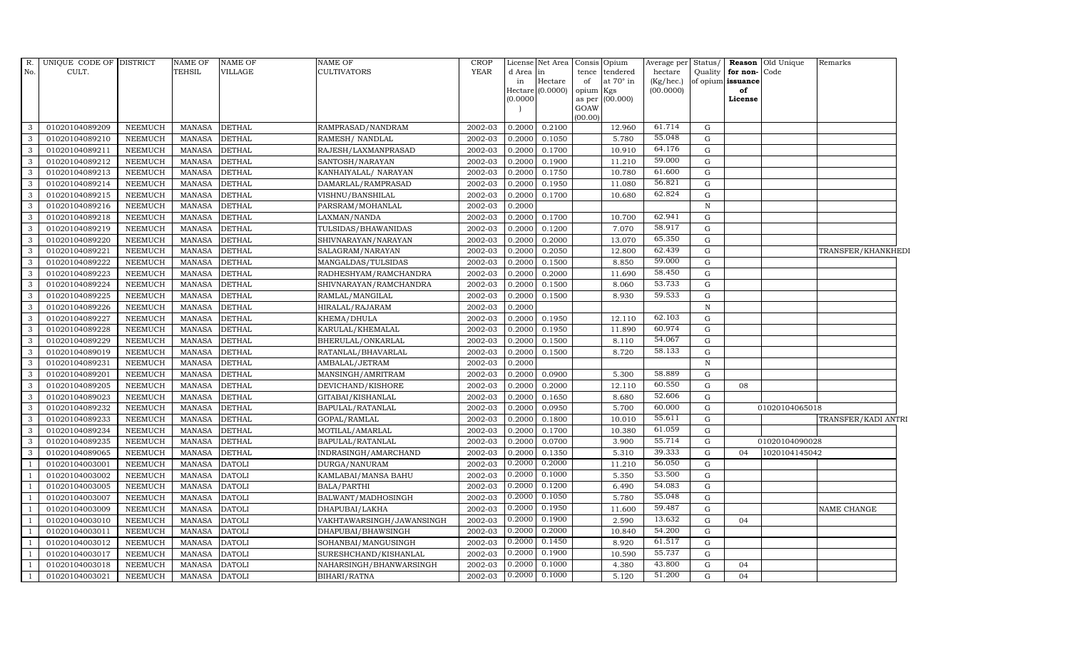| R. No. | UNIQUE CODE OF CULT. | DISTRICT | NAME OF TEHSIL | NAME OF VILLAGE | NAME OF CULTIVATORS | CROP YEAR | License d Area in Hectare (0.0000) | Net Area in Hectare (0.0000) | Consis tence of opium as per GOAW (00.00) | Opium tendered at 70° in Kgs (00.000) | Average per hectare (Kg/hec.) (00.0000) | Status/ Quality of opium | Reason for non-issuance of License | Old Unique Code | Remarks |
|---|---|---|---|---|---|---|---|---|---|---|---|---|---|---|---|
| 3 | 01020104089209 | NEEMUCH | MANASA | DETHAL | RAMPRASAD/NANDRAM | 2002-03 | 0.2000 | 0.2100 | | 12.960 | 61.714 | G | | | |
| 3 | 01020104089210 | NEEMUCH | MANASA | DETHAL | RAMESH/ NANDLAL | 2002-03 | 0.2000 | 0.1050 | | 5.780 | 55.048 | G | | | |
| 3 | 01020104089211 | NEEMUCH | MANASA | DETHAL | RAJESH/LAXMANPRASAD | 2002-03 | 0.2000 | 0.1700 | | 10.910 | 64.176 | G | | | |
| 3 | 01020104089212 | NEEMUCH | MANASA | DETHAL | SANTOSH/NARAYAN | 2002-03 | 0.2000 | 0.1900 | | 11.210 | 59.000 | G | | | |
| 3 | 01020104089213 | NEEMUCH | MANASA | DETHAL | KANHAIYALAL/ NARAYAN | 2002-03 | 0.2000 | 0.1750 | | 10.780 | 61.600 | G | | | |
| 3 | 01020104089214 | NEEMUCH | MANASA | DETHAL | DAMARLAL/RAMPRASAD | 2002-03 | 0.2000 | 0.1950 | | 11.080 | 56.821 | G | | | |
| 3 | 01020104089215 | NEEMUCH | MANASA | DETHAL | VISHNU/BANSHILAL | 2002-03 | 0.2000 | 0.1700 | | 10.680 | 62.824 | G | | | |
| 3 | 01020104089216 | NEEMUCH | MANASA | DETHAL | PARSRAM/MOHANLAL | 2002-03 | 0.2000 | | | | | N | | | |
| 3 | 01020104089218 | NEEMUCH | MANASA | DETHAL | LAXMAN/NANDA | 2002-03 | 0.2000 | 0.1700 | | 10.700 | 62.941 | G | | | |
| 3 | 01020104089219 | NEEMUCH | MANASA | DETHAL | TULSIDAS/BHAWANIDAS | 2002-03 | 0.2000 | 0.1200 | | 7.070 | 58.917 | G | | | |
| 3 | 01020104089220 | NEEMUCH | MANASA | DETHAL | SHIVNARAYAN/NARAYAN | 2002-03 | 0.2000 | 0.2000 | | 13.070 | 65.350 | G | | | |
| 3 | 01020104089221 | NEEMUCH | MANASA | DETHAL | SALAGRAM/NARAYAN | 2002-03 | 0.2000 | 0.2050 | | 12.800 | 62.439 | G | | | TRANSFER/KHANKHEDI |
| 3 | 01020104089222 | NEEMUCH | MANASA | DETHAL | MANGALDAS/TULSIDAS | 2002-03 | 0.2000 | 0.1500 | | 8.850 | 59.000 | G | | | |
| 3 | 01020104089223 | NEEMUCH | MANASA | DETHAL | RADHESHYAM/RAMCHANDRA | 2002-03 | 0.2000 | 0.2000 | | 11.690 | 58.450 | G | | | |
| 3 | 01020104089224 | NEEMUCH | MANASA | DETHAL | SHIVNARAYAN/RAMCHANDRA | 2002-03 | 0.2000 | 0.1500 | | 8.060 | 53.733 | G | | | |
| 3 | 01020104089225 | NEEMUCH | MANASA | DETHAL | RAMLAL/MANGILAL | 2002-03 | 0.2000 | 0.1500 | | 8.930 | 59.533 | G | | | |
| 3 | 01020104089226 | NEEMUCH | MANASA | DETHAL | HIRALAL/RAJARAM | 2002-03 | 0.2000 | | | | | N | | | |
| 3 | 01020104089227 | NEEMUCH | MANASA | DETHAL | KHEMA/DHULA | 2002-03 | 0.2000 | 0.1950 | | 12.110 | 62.103 | G | | | |
| 3 | 01020104089228 | NEEMUCH | MANASA | DETHAL | KARULAL/KHEMALAL | 2002-03 | 0.2000 | 0.1950 | | 11.890 | 60.974 | G | | | |
| 3 | 01020104089229 | NEEMUCH | MANASA | DETHAL | BHERULAL/ONKARLAL | 2002-03 | 0.2000 | 0.1500 | | 8.110 | 54.067 | G | | | |
| 3 | 01020104089019 | NEEMUCH | MANASA | DETHAL | RATANLAL/BHAVARLAL | 2002-03 | 0.2000 | 0.1500 | | 8.720 | 58.133 | G | | | |
| 3 | 01020104089231 | NEEMUCH | MANASA | DETHAL | AMBALAL/JETRAM | 2002-03 | 0.2000 | | | | | N | | | |
| 3 | 01020104089201 | NEEMUCH | MANASA | DETHAL | MANSINGH/AMRITRAM | 2002-03 | 0.2000 | 0.0900 | | 5.300 | 58.889 | G | | | |
| 3 | 01020104089205 | NEEMUCH | MANASA | DETHAL | DEVICHAND/KISHORE | 2002-03 | 0.2000 | 0.2000 | | 12.110 | 60.550 | G | 08 | | |
| 3 | 01020104089023 | NEEMUCH | MANASA | DETHAL | GITABAI/KISHANLAL | 2002-03 | 0.2000 | 0.1650 | | 8.680 | 52.606 | G | | | |
| 3 | 01020104089232 | NEEMUCH | MANASA | DETHAL | BAPULAL/RATANLAL | 2002-03 | 0.2000 | 0.0950 | | 5.700 | 60.000 | G | | 01020104065018 | |
| 3 | 01020104089233 | NEEMUCH | MANASA | DETHAL | GOPAL/RAMLAL | 2002-03 | 0.2000 | 0.1800 | | 10.010 | 55.611 | G | | | TRANSFER/KADI ANTRI |
| 3 | 01020104089234 | NEEMUCH | MANASA | DETHAL | MOTILAL/AMARLAL | 2002-03 | 0.2000 | 0.1700 | | 10.380 | 61.059 | G | | | |
| 3 | 01020104089235 | NEEMUCH | MANASA | DETHAL | BAPULAL/RATANLAL | 2002-03 | 0.2000 | 0.0700 | | 3.900 | 55.714 | G | | 01020104090028 | |
| 3 | 01020104089065 | NEEMUCH | MANASA | DETHAL | INDRASINGH/AMARCHAND | 2002-03 | 0.2000 | 0.1350 | | 5.310 | 39.333 | G | 04 | 1020104145042 | |
| 1 | 01020104003001 | NEEMUCH | MANASA | DATOLI | DURGA/NANURAM | 2002-03 | 0.2000 | 0.2000 | | 11.210 | 56.050 | G | | | |
| 1 | 01020104003002 | NEEMUCH | MANASA | DATOLI | KAMLABAI/MANSA BAHU | 2002-03 | 0.2000 | 0.1000 | | 5.350 | 53.500 | G | | | |
| 1 | 01020104003005 | NEEMUCH | MANASA | DATOLI | BALA/PARTHI | 2002-03 | 0.2000 | 0.1200 | | 6.490 | 54.083 | G | | | |
| 1 | 01020104003007 | NEEMUCH | MANASA | DATOLI | BALWANT/MADHOSINGH | 2002-03 | 0.2000 | 0.1050 | | 5.780 | 55.048 | G | | | |
| 1 | 01020104003009 | NEEMUCH | MANASA | DATOLI | DHAPUBAI/LAKHA | 2002-03 | 0.2000 | 0.1950 | | 11.600 | 59.487 | G | | | NAME CHANGE |
| 1 | 01020104003010 | NEEMUCH | MANASA | DATOLI | VAKHTAWARSINGH/JAWANSINGH | 2002-03 | 0.2000 | 0.1900 | | 2.590 | 13.632 | G | 04 | | |
| 1 | 01020104003011 | NEEMUCH | MANASA | DATOLI | DHAPUBAI/BHAWSINGH | 2002-03 | 0.2000 | 0.2000 | | 10.840 | 54.200 | G | | | |
| 1 | 01020104003012 | NEEMUCH | MANASA | DATOLI | SOHANBAI/MANGUSINGH | 2002-03 | 0.2000 | 0.1450 | | 8.920 | 61.517 | G | | | |
| 1 | 01020104003017 | NEEMUCH | MANASA | DATOLI | SURESHCHAND/KISHANLAL | 2002-03 | 0.2000 | 0.1900 | | 10.590 | 55.737 | G | | | |
| 1 | 01020104003018 | NEEMUCH | MANASA | DATOLI | NAHARSINGH/BHANWARSINGH | 2002-03 | 0.2000 | 0.1000 | | 4.380 | 43.800 | G | 04 | | |
| 1 | 01020104003021 | NEEMUCH | MANASA | DATOLI | BIHARI/RATNA | 2002-03 | 0.2000 | 0.1000 | | 5.120 | 51.200 | G | 04 | | |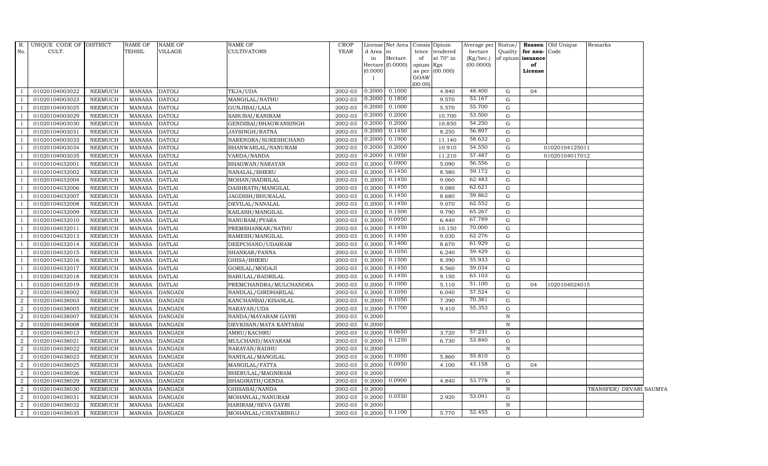| R. No. | UNIQUE CODE OF CULT. | DISTRICT | NAME OF TEHSIL | NAME OF VILLAGE | NAME OF CULTIVATORS | CROP YEAR | License d Area in Hectare (0.0000) | Net Area in Hectare (0.0000) | Consis tence of opium as per GOAW (00.00) | Opium tendered at 70° in Kgs (00.000) | Average per hectare (Kg/hec.) (00.0000) | Status/ Quality of opium | Reason for non-issuance of License | Old Unique Code | Remarks |
|---|---|---|---|---|---|---|---|---|---|---|---|---|---|---|---|
| 1 | 01020104003022 | NEEMUCH | MANASA | DATOLI | TEJA/UDA | 2002-03 | 0.2000 | 0.1000 | | 4.840 | 48.400 | G | 04 | | |
| 1 | 01020104003023 | NEEMUCH | MANASA | DATOLI | MANGILAL/NATHU | 2002-03 | 0.2000 | 0.1800 | | 9.570 | 53.167 | G | | | |
| 1 | 01020104003025 | NEEMUCH | MANASA | DATOLI | GUNJIBAI/LALA | 2002-03 | 0.2000 | 0.1000 | | 5.570 | 55.700 | G | | | |
| 1 | 01020104003029 | NEEMUCH | MANASA | DATOLI | SABUBAI/KANIRAM | 2002-03 | 0.2000 | 0.2000 | | 10.700 | 53.500 | G | | | |
| 1 | 01020104003030 | NEEMUCH | MANASA | DATOLI | GENDIBAI/BHAGWANSINGH | 2002-03 | 0.2000 | 0.2000 | | 10.850 | 54.250 | G | | | |
| 1 | 01020104003031 | NEEMUCH | MANASA | DATOLI | JAYSINGH/RATNA | 2002-03 | 0.2000 | 0.1450 | | 8.250 | 56.897 | G | | | |
| 1 | 01020104003033 | NEEMUCH | MANASA | DATOLI | NARENDRA/SURESHCHAND | 2002-03 | 0.2000 | 0.1900 | | 11.140 | 58.632 | G | | | |
| 1 | 01020104003034 | NEEMUCH | MANASA | DATOLI | BHANWARLAL/NANURAM | 2002-03 | 0.2000 | 0.2000 | | 10.910 | 54.550 | G | | 01020104125011 | |
| 1 | 01020104003035 | NEEMUCH | MANASA | DATOLI | VARDA/NANDA | 2002-03 | 0.2000 | 0.1950 | | 11.210 | 57.487 | G | | 01020104017012 | |
| 1 | 01020104032001 | NEEMUCH | MANASA | DATLAI | BHAGWAN/NARAYAN | 2002-03 | 0.2000 | 0.0900 | | 5.090 | 56.556 | G | | | |
| 1 | 01020104032002 | NEEMUCH | MANASA | DATLAI | NANALAL/BHERU | 2002-03 | 0.2000 | 0.1450 | | 8.580 | 59.172 | G | | | |
| 1 | 01020104032004 | NEEMUCH | MANASA | DATLAI | MOHAN/BADRILAL | 2002-03 | 0.2000 | 0.1450 | | 9.060 | 62.483 | G | | | |
| 1 | 01020104032006 | NEEMUCH | MANASA | DATLAI | DASHRATH/MANGILAL | 2002-03 | 0.2000 | 0.1450 | | 9.080 | 62.621 | G | | | |
| 1 | 01020104032007 | NEEMUCH | MANASA | DATLAI | JAGDISH/BHURALAL | 2002-03 | 0.2000 | 0.1450 | | 8.680 | 59.862 | G | | | |
| 1 | 01020104032008 | NEEMUCH | MANASA | DATLAI | DEVILAL/NANALAL | 2002-03 | 0.2000 | 0.1450 | | 9.070 | 62.552 | G | | | |
| 1 | 01020104032009 | NEEMUCH | MANASA | DATLAI | KAILASH/MANGILAL | 2002-03 | 0.2000 | 0.1500 | | 9.790 | 65.267 | G | | | |
| 1 | 01020104032010 | NEEMUCH | MANASA | DATLAI | NANURAM/PYARA | 2002-03 | 0.2000 | 0.0950 | | 6.440 | 67.789 | G | | | |
| 1 | 01020104032011 | NEEMUCH | MANASA | DATLAI | PREMSHANKAR/NATHU | 2002-03 | 0.2000 | 0.1450 | | 10.150 | 70.000 | G | | | |
| 1 | 01020104032013 | NEEMUCH | MANASA | DATLAI | RAMESH/MANGILAL | 2002-03 | 0.2000 | 0.1450 | | 9.030 | 62.276 | G | | | |
| 1 | 01020104032014 | NEEMUCH | MANASA | DATLAI | DEEPCHAND/UDAIRAM | 2002-03 | 0.2000 | 0.1400 | | 8.670 | 61.929 | G | | | |
| 1 | 01020104032015 | NEEMUCH | MANASA | DATLAI | SHANKAR/PANNA | 2002-03 | 0.2000 | 0.1050 | | 6.240 | 59.429 | G | | | |
| 1 | 01020104032016 | NEEMUCH | MANASA | DATLAI | GHISA/BHERU | 2002-03 | 0.2000 | 0.1500 | | 8.390 | 55.933 | G | | | |
| 1 | 01020104032017 | NEEMUCH | MANASA | DATLAI | GORILAL/MODAJI | 2002-03 | 0.2000 | 0.1450 | | 8.560 | 59.034 | G | | | |
| 1 | 01020104032018 | NEEMUCH | MANASA | DATLAI | BABULAL/BADRILAL | 2002-03 | 0.2000 | 0.1450 | | 9.150 | 63.103 | G | | | |
| 1 | 01020104032019 | NEEMUCH | MANASA | DATLAI | PREMCHANDRA/MULCHANDRA | 2002-03 | 0.2000 | 0.1000 | | 5.110 | 51.100 | G | 04 | 1020104024015 | |
| 2 | 01020104038002 | NEEMUCH | MANASA | DANGADI | NANDLAL/GIRDHARILAL | 2002-03 | 0.2000 | 0.1050 | | 6.040 | 57.524 | G | | | |
| 2 | 01020104038003 | NEEMUCH | MANASA | DANGADI | KANCHANBAI/KISANLAL | 2002-03 | 0.2000 | 0.1050 | | 7.390 | 70.381 | G | | | |
| 2 | 01020104038005 | NEEMUCH | MANASA | DANGADI | NARAYAN/UDA | 2002-03 | 0.2000 | 0.1700 | | 9.410 | 55.353 | G | | | |
| 2 | 01020104038007 | NEEMUCH | MANASA | DANGADI | NANDA/MAYARAM GAYRI | 2002-03 | 0.2000 | | | | | N | | | |
| 2 | 01020104038008 | NEEMUCH | MANASA | DANGADI | DEVKISAN/MATA KANTABAI | 2002-03 | 0.2000 | | | | | N | | | |
| 2 | 01020104038013 | NEEMUCH | MANASA | DANGADI | AMRU/KACHRU | 2002-03 | 0.2000 | 0.0650 | | 3.720 | 57.231 | G | | | |
| 2 | 01020104038021 | NEEMUCH | MANASA | DANGADI | MULCHAND/MAYARAM | 2002-03 | 0.2000 | 0.1250 | | 6.730 | 53.840 | G | | | |
| 2 | 01020104038022 | NEEMUCH | MANASA | DANGADI | NARAYAN/RADHU | 2002-03 | 0.2000 | | | | | N | | | |
| 2 | 01020104038023 | NEEMUCH | MANASA | DANGADI | NANDLAL/MANGILAL | 2002-03 | 0.2000 | 0.1050 | | 5.860 | 55.810 | G | | | |
| 2 | 01020104038025 | NEEMUCH | MANASA | DANGADI | MANGILAL/FATTA | 2002-03 | 0.2000 | 0.0950 | | 4.100 | 43.158 | G | 04 | | |
| 2 | 01020104038026 | NEEMUCH | MANASA | DANGADI | BHERULAL/MAGNIRAM | 2002-03 | 0.2000 | | | | | N | | | |
| 2 | 01020104038029 | NEEMUCH | MANASA | DANGADI | BHAGIRATH/GENDA | 2002-03 | 0.2000 | 0.0900 | | 4.840 | 53.778 | G | | | |
| 2 | 01020104038030 | NEEMUCH | MANASA | DANGADI | GHISABAI/NANDA | 2002-03 | 0.2000 | | | | | N | | | TRANSFER/ DEVARI SAUMYA |
| 2 | 01020104038031 | NEEMUCH | MANASA | DANGADI | MOHANLAL/NANURAM | 2002-03 | 0.2000 | 0.0550 | | 2.920 | 53.091 | G | | | |
| 2 | 01020104038032 | NEEMUCH | MANASA | DANGADI | HARIRAM/SEVA GAYRI | 2002-03 | 0.2000 | | | | | N | | | |
| 2 | 01020104038035 | NEEMUCH | MANASA | DANGADI | MOHANLAL/CHATARBHUJ | 2002-03 | 0.2000 | 0.1100 | | 5.770 | 52.455 | G | | | |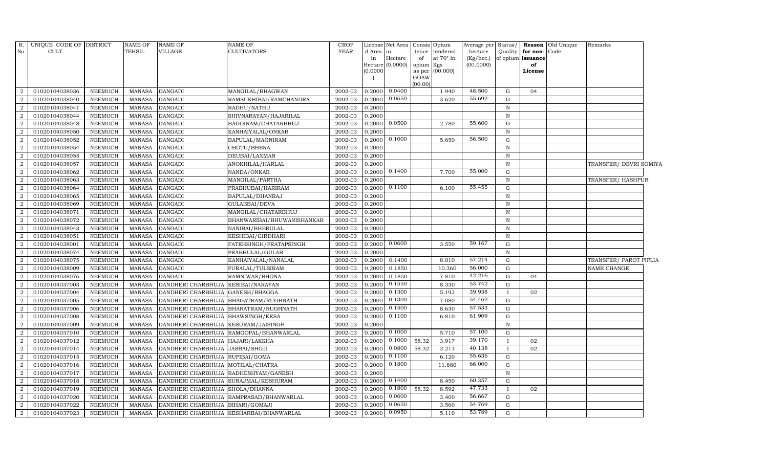| R. No. | UNIQUE CODE OF CULT. | DISTRICT | NAME OF TEHSIL | NAME OF VILLAGE | NAME OF CULTIVATORS | CROP YEAR | License d Area in Hectare (0.0000) | Net Area in Hectare (0.0000) | Consis tence of opium as per GOAW (00.00) | Opium tendered at 70° in Kgs (00.000) | Average per hectare (Kg/hec.) (00.0000) | Status/ Quality of opium | Reason for non-issuance of License | Old Unique Code | Remarks |
|---|---|---|---|---|---|---|---|---|---|---|---|---|---|---|---|
| 2 | 01020104038036 | NEEMUCH | MANASA | DANGADI | MANGILAL/BHAGWAN | 2002-03 | 0.2000 | 0.0400 | | 1.940 | 48.500 | G | 04 | | |
| 2 | 01020104038040 | NEEMUCH | MANASA | DANGADI | RAMSUKHIBAI/RAMCHANDRA | 2002-03 | 0.2000 | 0.0650 | | 3.620 | 55.692 | G | | | |
| 2 | 01020104038041 | NEEMUCH | MANASA | DANGADI | RADHU/NATHU | 2002-03 | 0.2000 | | | | | N | | | |
| 2 | 01020104038044 | NEEMUCH | MANASA | DANGADI | SHIVNARAYAN/HAJARILAL | 2002-03 | 0.2000 | | | | | N | | | |
| 2 | 01020104038048 | NEEMUCH | MANASA | DANGADI | BAGDIRAM/CHATARBHUJ | 2002-03 | 0.2000 | 0.0500 | | 2.780 | 55.600 | G | | | |
| 2 | 01020104038050 | NEEMUCH | MANASA | DANGADI | KANHAIYALAL/ONKAR | 2002-03 | 0.2000 | | | | | N | | | |
| 2 | 01020104038052 | NEEMUCH | MANASA | DANGADI | BAPULAL/MAGNIRAM | 2002-03 | 0.2000 | 0.1000 | | 5.650 | 56.500 | G | | | |
| 2 | 01020104038054 | NEEMUCH | MANASA | DANGADI | CHOTU/BHERA | 2002-03 | 0.2000 | | | | | N | | | |
| 2 | 01020104038055 | NEEMUCH | MANASA | DANGADI | DEUBAI/LAXMAN | 2002-03 | 0.2000 | | | | | N | | | |
| 2 | 01020104038057 | NEEMUCH | MANASA | DANGADI | ANOKHILAL/HARLAL | 2002-03 | 0.2000 | | | | | N | | | TRANSFER/ DEVRI SOMIYA |
| 2 | 01020104038062 | NEEMUCH | MANASA | DANGADI | NANDA/ONKAR | 2002-03 | 0.2000 | 0.1400 | | 7.700 | 55.000 | G | | | |
| 2 | 01020104038063 | NEEMUCH | MANASA | DANGADI | MANGILAL/PARTHA | 2002-03 | 0.2000 | | | | | N | | | TRANSFER/ HASHPUR |
| 2 | 01020104038064 | NEEMUCH | MANASA | DANGADI | PRABHUBAI/HARIRAM | 2002-03 | 0.2000 | 0.1100 | | 6.100 | 55.455 | G | | | |
| 2 | 01020104038065 | NEEMUCH | MANASA | DANGADI | BAPULAL/DHANRAJ | 2002-03 | 0.2000 | | | | | N | | | |
| 2 | 01020104038069 | NEEMUCH | MANASA | DANGADI | GULABBAI/DEVA | 2002-03 | 0.2000 | | | | | N | | | |
| 2 | 01020104038071 | NEEMUCH | MANASA | DANGADI | MANGILAL/CHATARBHUJ | 2002-03 | 0.2000 | | | | | N | | | |
| 2 | 01020104038072 | NEEMUCH | MANASA | DANGADI | BHANWARIBAI/BHUWANISHANKAR | 2002-03 | 0.2000 | | | | | N | | | |
| 2 | 01020104038043 | NEEMUCH | MANASA | DANGADI | NANIBAI/BHERULAL | 2002-03 | 0.2000 | | | | | N | | | |
| 2 | 01020104038051 | NEEMUCH | MANASA | DANGADI | KESHIBAI/GIRDHARI | 2002-03 | 0.2000 | | | | | N | | | |
| 2 | 01020104038001 | NEEMUCH | MANASA | DANGADI | FATEHSINGH/PRATAPSINGH | 2002-03 | 0.2000 | 0.0600 | | 3.550 | 59.167 | G | | | |
| 2 | 01020104038074 | NEEMUCH | MANASA | DANGADI | PRABHULAL/GULAB | 2002-03 | 0.2000 | | | | | N | | | |
| 2 | 01020104038075 | NEEMUCH | MANASA | DANGADI | KANHAIYALAL/NANALAL | 2002-03 | 0.2000 | 0.1400 | | 8.010 | 57.214 | G | | | TRANSFER/ PAROT PIPLIA |
| 2 | 01020104038009 | NEEMUCH | MANASA | DANGADI | PURALAL/TULSIRAM | 2002-03 | 0.2000 | 0.1850 | | 10.360 | 56.000 | G | | | NAME CHANGE |
| 2 | 01020104038076 | NEEMUCH | MANASA | DANGADI | RAMNIWAS/BHONA | 2002-03 | 0.2000 | 0.1850 | | 7.810 | 42.216 | G | 04 | | |
| 2 | 01020104037003 | NEEMUCH | MANASA | DANDHERI CHARBHUJA | KESIBAI/NARAYAN | 2002-03 | 0.2000 | 0.1550 | | 8.330 | 53.742 | G | | | |
| 2 | 01020104037004 | NEEMUCH | MANASA | DANDHERI CHARBHUJA | GANESH/BHAGGA | 2002-03 | 0.2000 | 0.1300 | | 5.192 | 39.938 | I | 02 | | |
| 2 | 01020104037005 | NEEMUCH | MANASA | DANDHERI CHARBHUJA | BHAGATRAM/RUGHNATH | 2002-03 | 0.2000 | 0.1300 | | 7.080 | 54.462 | G | | | |
| 2 | 01020104037006 | NEEMUCH | MANASA | DANDHERI CHARBHUJA | BHARATRAM/RUGHNATH | 2002-03 | 0.2000 | 0.1500 | | 8.630 | 57.533 | G | | | |
| 2 | 01020104037008 | NEEMUCH | MANASA | DANDHERI CHARBHUJA | BHAWSINGH/KESA | 2002-03 | 0.2000 | 0.1100 | | 6.810 | 61.909 | G | | | |
| 2 | 01020104037009 | NEEMUCH | MANASA | DANDHERI CHARBHUJA | KESURAM/JAISINGH | 2002-03 | 0.2000 | | | | | N | | | |
| 2 | 01020104037010 | NEEMUCH | MANASA | DANDHERI CHARBHUJA | RAMGOPAL/BHANWARLAL | 2002-03 | 0.2000 | 0.1000 | | 5.710 | 57.100 | G | | | |
| 2 | 01020104037012 | NEEMUCH | MANASA | DANDHERI CHARBHUJA | HAJARI/LAKKHA | 2002-03 | 0.2000 | 0.1000 | 58.32 | 3.917 | 39.170 | I | 02 | | |
| 2 | 01020104037014 | NEEMUCH | MANASA | DANDHERI CHARBHUJA | JASBAI/SHOJI | 2002-03 | 0.2000 | 0.0800 | 58.32 | 3.211 | 40.138 | I | 02 | | |
| 2 | 01020104037015 | NEEMUCH | MANASA | DANDHERI CHARBHUJA | RUPIBAI/GOMA | 2002-03 | 0.2000 | 0.1100 | | 6.120 | 55.636 | G | | | |
| 2 | 01020104037016 | NEEMUCH | MANASA | DANDHERI CHARBHUJA | MOTILAL/CHATRA | 2002-03 | 0.2000 | 0.1800 | | 11.880 | 66.000 | G | | | |
| 2 | 01020104037017 | NEEMUCH | MANASA | DANDHERI CHARBHUJA | RADHESHYAM/GANESH | 2002-03 | 0.2000 | | | | | N | | | |
| 2 | 01020104037018 | NEEMUCH | MANASA | DANDHERI CHARBHUJA | SURAJMAL/KESHURAM | 2002-03 | 0.2000 | 0.1400 | | 8.450 | 60.357 | G | | | |
| 2 | 01020104037019 | NEEMUCH | MANASA | DANDHERI CHARBHUJA | SHOLA/DHANNA | 2002-03 | 0.2000 | 0.1800 | 58.32 | 8.592 | 47.733 | I | 02 | | |
| 2 | 01020104037020 | NEEMUCH | MANASA | DANDHERI CHARBHUJA | RAMPRASAD/BHANWARLAL | 2002-03 | 0.2000 | 0.0600 | | 3.400 | 56.667 | G | | | |
| 2 | 01020104037022 | NEEMUCH | MANASA | DANDHERI CHARBHUJA | BIHARI/GOMAJI | 2002-03 | 0.2000 | 0.0650 | | 3.560 | 54.769 | G | | | |
| 2 | 01020104037023 | NEEMUCH | MANASA | DANDHERI CHARBHUJA | KESHARBAI/BHANWARLAL | 2002-03 | 0.2000 | 0.0950 | | 5.110 | 53.789 | G | | | |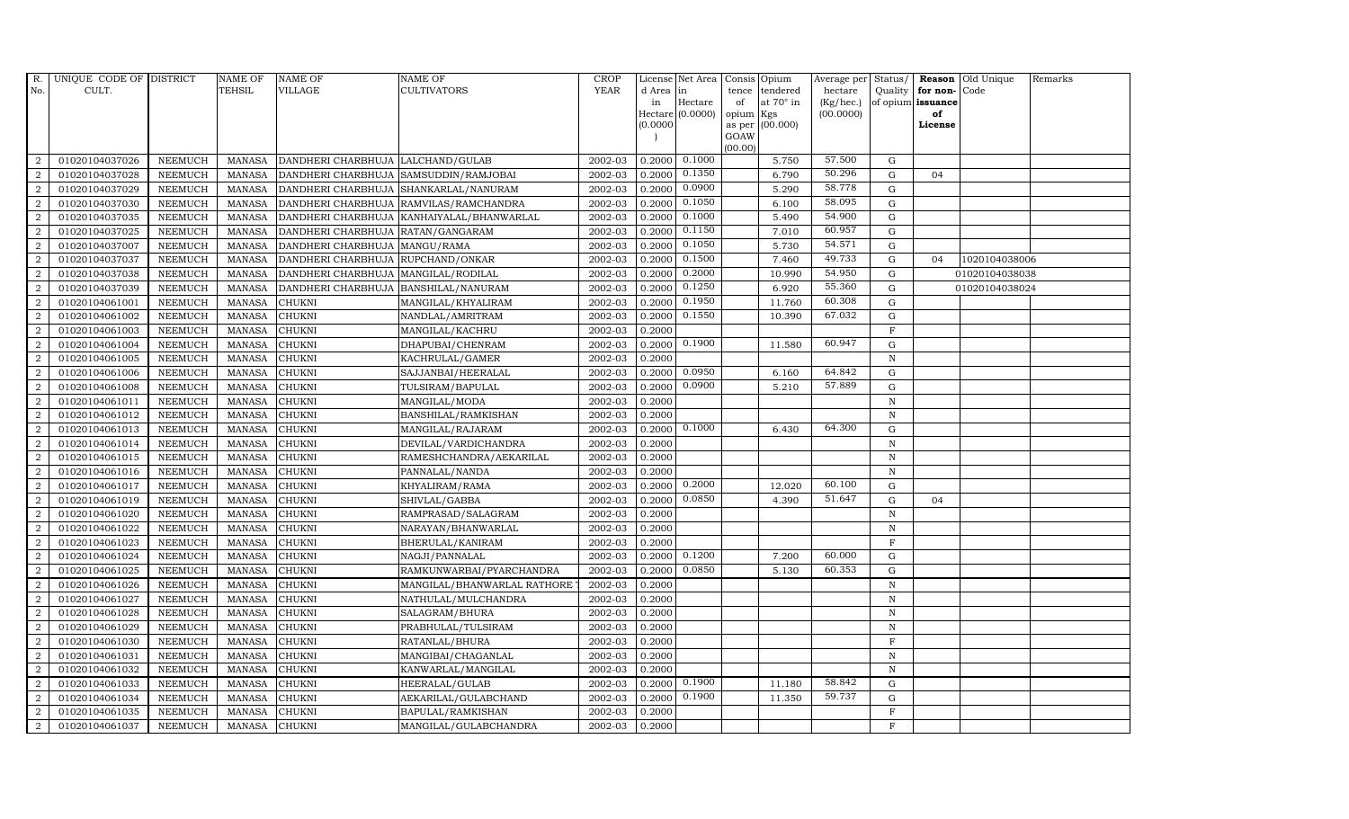| R. No. | UNIQUE CODE OF CULT. | DISTRICT | NAME OF TEHSIL | NAME OF VILLAGE | NAME OF CULTIVATORS | CROP YEAR | License d Area in Hectare (0.0000) | Net Area in Hectare (0.0000) | Consis tence of opium as per GOAW (00.00) | Opium tendered at 70° in Kgs (00.000) | Average per hectare (Kg/hec.) (00.0000) | Status/ Quality of opium | Reason for non- issuance of License | Old Unique Code | Remarks |
|---|---|---|---|---|---|---|---|---|---|---|---|---|---|---|---|
| 2 | 01020104037026 | NEEMUCH | MANASA | DANDHERI CHARBHUJA | LALCHAND/GULAB | 2002-03 | 0.2000 | 0.1000 | | 5.750 | 57.500 | G | | | |
| 2 | 01020104037028 | NEEMUCH | MANASA | DANDHERI CHARBHUJA | SAMSUDDIN/RAMJOBAI | 2002-03 | 0.2000 | 0.1350 | | 6.790 | 50.296 | G | 04 | | |
| 2 | 01020104037029 | NEEMUCH | MANASA | DANDHERI CHARBHUJA | SHANKARLAL/NANURAM | 2002-03 | 0.2000 | 0.0900 | | 5.290 | 58.778 | G | | | |
| 2 | 01020104037030 | NEEMUCH | MANASA | DANDHERI CHARBHUJA | RAMVILAS/RAMCHANDRA | 2002-03 | 0.2000 | 0.1050 | | 6.100 | 58.095 | G | | | |
| 2 | 01020104037035 | NEEMUCH | MANASA | DANDHERI CHARBHUJA | KANHAIYALAL/BHANWARLAL | 2002-03 | 0.2000 | 0.1000 | | 5.490 | 54.900 | G | | | |
| 2 | 01020104037025 | NEEMUCH | MANASA | DANDHERI CHARBHUJA | RATAN/GANGARAM | 2002-03 | 0.2000 | 0.1150 | | 7.010 | 60.957 | G | | | |
| 2 | 01020104037007 | NEEMUCH | MANASA | DANDHERI CHARBHUJA | MANGU/RAMA | 2002-03 | 0.2000 | 0.1050 | | 5.730 | 54.571 | G | | | |
| 2 | 01020104037037 | NEEMUCH | MANASA | DANDHERI CHARBHUJA | RUPCHAND/ONKAR | 2002-03 | 0.2000 | 0.1500 | | 7.460 | 49.733 | G | 04 | 1020104038006 | |
| 2 | 01020104037038 | NEEMUCH | MANASA | DANDHERI CHARBHUJA | MANGILAL/RODILAL | 2002-03 | 0.2000 | 0.2000 | | 10.990 | 54.950 | G | | 01020104038038 | |
| 2 | 01020104037039 | NEEMUCH | MANASA | DANDHERI CHARBHUJA | BANSHILAL/NANURAM | 2002-03 | 0.2000 | 0.1250 | | 6.920 | 55.360 | G | | 01020104038024 | |
| 2 | 01020104061001 | NEEMUCH | MANASA | CHUKNI | MANGILAL/KHYALIRAM | 2002-03 | 0.2000 | 0.1950 | | 11.760 | 60.308 | G | | | |
| 2 | 01020104061002 | NEEMUCH | MANASA | CHUKNI | NANDLAL/AMRITRAM | 2002-03 | 0.2000 | 0.1550 | | 10.390 | 67.032 | G | | | |
| 2 | 01020104061003 | NEEMUCH | MANASA | CHUKNI | MANGILAL/KACHRU | 2002-03 | 0.2000 | | | | | F | | | |
| 2 | 01020104061004 | NEEMUCH | MANASA | CHUKNI | DHAPUBAI/CHENRAM | 2002-03 | 0.2000 | 0.1900 | | 11.580 | 60.947 | G | | | |
| 2 | 01020104061005 | NEEMUCH | MANASA | CHUKNI | KACHRULAL/GAMER | 2002-03 | 0.2000 | | | | | N | | | |
| 2 | 01020104061006 | NEEMUCH | MANASA | CHUKNI | SAJJANBAI/HEERALAL | 2002-03 | 0.2000 | 0.0950 | | 6.160 | 64.842 | G | | | |
| 2 | 01020104061008 | NEEMUCH | MANASA | CHUKNI | TULSIRAM/BAPULAL | 2002-03 | 0.2000 | 0.0900 | | 5.210 | 57.889 | G | | | |
| 2 | 01020104061011 | NEEMUCH | MANASA | CHUKNI | MANGILAL/MODA | 2002-03 | 0.2000 | | | | | N | | | |
| 2 | 01020104061012 | NEEMUCH | MANASA | CHUKNI | BANSHILAL/RAMKISHAN | 2002-03 | 0.2000 | | | | | N | | | |
| 2 | 01020104061013 | NEEMUCH | MANASA | CHUKNI | MANGILAL/RAJARAM | 2002-03 | 0.2000 | 0.1000 | | 6.430 | 64.300 | G | | | |
| 2 | 01020104061014 | NEEMUCH | MANASA | CHUKNI | DEVILAL/VARDICHANDRA | 2002-03 | 0.2000 | | | | | N | | | |
| 2 | 01020104061015 | NEEMUCH | MANASA | CHUKNI | RAMESHCHANDRA/AEKARILAL | 2002-03 | 0.2000 | | | | | N | | | |
| 2 | 01020104061016 | NEEMUCH | MANASA | CHUKNI | PANNALAL/NANDA | 2002-03 | 0.2000 | | | | | N | | | |
| 2 | 01020104061017 | NEEMUCH | MANASA | CHUKNI | KHYALIRAM/RAMA | 2002-03 | 0.2000 | 0.2000 | | 12.020 | 60.100 | G | | | |
| 2 | 01020104061019 | NEEMUCH | MANASA | CHUKNI | SHIVLAL/GABBA | 2002-03 | 0.2000 | 0.0850 | | 4.390 | 51.647 | G | 04 | | |
| 2 | 01020104061020 | NEEMUCH | MANASA | CHUKNI | RAMPRASAD/SALAGRAM | 2002-03 | 0.2000 | | | | | N | | | |
| 2 | 01020104061022 | NEEMUCH | MANASA | CHUKNI | NARAYAN/BHANWARLAL | 2002-03 | 0.2000 | | | | | N | | | |
| 2 | 01020104061023 | NEEMUCH | MANASA | CHUKNI | BHERULAL/KANIRAM | 2002-03 | 0.2000 | | | | | F | | | |
| 2 | 01020104061024 | NEEMUCH | MANASA | CHUKNI | NAGJI/PANNALAL | 2002-03 | 0.2000 | 0.1200 | | 7.200 | 60.000 | G | | | |
| 2 | 01020104061025 | NEEMUCH | MANASA | CHUKNI | RAMKUNWARBAI/PYARCHANDRA | 2002-03 | 0.2000 | 0.0850 | | 5.130 | 60.353 | G | | | |
| 2 | 01020104061026 | NEEMUCH | MANASA | CHUKNI | MANGILAL/BHANWARLAL RATHORE | 2002-03 | 0.2000 | | | | | N | | | |
| 2 | 01020104061027 | NEEMUCH | MANASA | CHUKNI | NATHULAL/MULCHANDRA | 2002-03 | 0.2000 | | | | | N | | | |
| 2 | 01020104061028 | NEEMUCH | MANASA | CHUKNI | SALAGRAM/BHURA | 2002-03 | 0.2000 | | | | | N | | | |
| 2 | 01020104061029 | NEEMUCH | MANASA | CHUKNI | PRABHULAL/TULSIRAM | 2002-03 | 0.2000 | | | | | N | | | |
| 2 | 01020104061030 | NEEMUCH | MANASA | CHUKNI | RATANLAL/BHURA | 2002-03 | 0.2000 | | | | | F | | | |
| 2 | 01020104061031 | NEEMUCH | MANASA | CHUKNI | MANGIBAI/CHAGANLAL | 2002-03 | 0.2000 | | | | | N | | | |
| 2 | 01020104061032 | NEEMUCH | MANASA | CHUKNI | KANWARLAL/MANGILAL | 2002-03 | 0.2000 | | | | | N | | | |
| 2 | 01020104061033 | NEEMUCH | MANASA | CHUKNI | HEERALAL/GULAB | 2002-03 | 0.2000 | 0.1900 | | 11.180 | 58.842 | G | | | |
| 2 | 01020104061034 | NEEMUCH | MANASA | CHUKNI | AEKARILAL/GULABCHAND | 2002-03 | 0.2000 | 0.1900 | | 11.350 | 59.737 | G | | | |
| 2 | 01020104061035 | NEEMUCH | MANASA | CHUKNI | BAPULAL/RAMKISHAN | 2002-03 | 0.2000 | | | | | F | | | |
| 2 | 01020104061037 | NEEMUCH | MANASA | CHUKNI | MANGILAL/GULABCHANDRA | 2002-03 | 0.2000 | | | | | F | | | |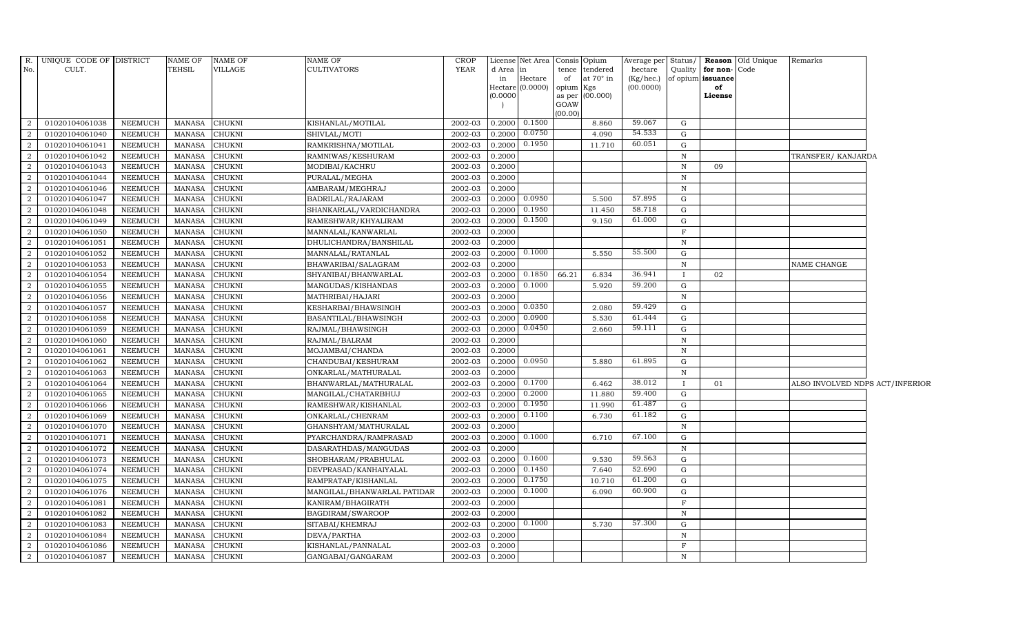| R. No. | UNIQUE CODE OF CULT. | DISTRICT | NAME OF TEHSIL | NAME OF VILLAGE | NAME OF CULTIVATORS | CROP YEAR | License d Area in Hectare (0.0000) | Net Area in Hectare (0.0000) | Consis tence of opium as per GOAW (00.00) | Opium tendered at 70° in Kgs (00.000) | Average per hectare (Kg/hec.) (00.0000) | Status/ Quality of opium | Reason for non-issuance of License | Old Unique Code | Remarks |
|---|---|---|---|---|---|---|---|---|---|---|---|---|---|---|---|
| 2 | 01020104061038 | NEEMUCH | MANASA | CHUKNI | KISHANLAL/MOTILAL | 2002-03 | 0.2000 | 0.1500 | | 8.860 | 59.067 | G | | | |
| 2 | 01020104061040 | NEEMUCH | MANASA | CHUKNI | SHIVLAL/MOTI | 2002-03 | 0.2000 | 0.0750 | | 4.090 | 54.533 | G | | | |
| 2 | 01020104061041 | NEEMUCH | MANASA | CHUKNI | RAMKRISHNA/MOTILAL | 2002-03 | 0.2000 | 0.1950 | | 11.710 | 60.051 | G | | | |
| 2 | 01020104061042 | NEEMUCH | MANASA | CHUKNI | RAMNIWAS/KESHURAM | 2002-03 | 0.2000 | | | | | N | | | TRANSFER/ KANJARDA |
| 2 | 01020104061043 | NEEMUCH | MANASA | CHUKNI | MODIBAI/KACHRU | 2002-03 | 0.2000 | | | | | N | 09 | | |
| 2 | 01020104061044 | NEEMUCH | MANASA | CHUKNI | PURALAL/MEGHA | 2002-03 | 0.2000 | | | | | N | | | |
| 2 | 01020104061046 | NEEMUCH | MANASA | CHUKNI | AMBARAM/MEGHRAJ | 2002-03 | 0.2000 | | | | | N | | | |
| 2 | 01020104061047 | NEEMUCH | MANASA | CHUKNI | BADRILAL/RAJARAM | 2002-03 | 0.2000 | 0.0950 | | 5.500 | 57.895 | G | | | |
| 2 | 01020104061048 | NEEMUCH | MANASA | CHUKNI | SHANKARLAL/VARDICHANDRA | 2002-03 | 0.2000 | 0.1950 | | 11.450 | 58.718 | G | | | |
| 2 | 01020104061049 | NEEMUCH | MANASA | CHUKNI | RAMESHWAR/KHYALIRAM | 2002-03 | 0.2000 | 0.1500 | | 9.150 | 61.000 | G | | | |
| 2 | 01020104061050 | NEEMUCH | MANASA | CHUKNI | MANNALAL/KANWARLAL | 2002-03 | 0.2000 | | | | | F | | | |
| 2 | 01020104061051 | NEEMUCH | MANASA | CHUKNI | DHULICHANDRA/BANSHILAL | 2002-03 | 0.2000 | | | | | N | | | |
| 2 | 01020104061052 | NEEMUCH | MANASA | CHUKNI | MANNALAL/RATANLAL | 2002-03 | 0.2000 | 0.1000 | | 5.550 | 55.500 | G | | | |
| 2 | 01020104061053 | NEEMUCH | MANASA | CHUKNI | BHAWARIBAI/SALAGRAM | 2002-03 | 0.2000 | | | | | N | | | NAME CHANGE |
| 2 | 01020104061054 | NEEMUCH | MANASA | CHUKNI | SHYANIBAI/BHANWARLAL | 2002-03 | 0.2000 | 0.1850 | 66.21 | 6.834 | 36.941 | I | 02 | | |
| 2 | 01020104061055 | NEEMUCH | MANASA | CHUKNI | MANGUDAS/KISHANDAS | 2002-03 | 0.2000 | 0.1000 | | 5.920 | 59.200 | G | | | |
| 2 | 01020104061056 | NEEMUCH | MANASA | CHUKNI | MATHRIBAI/HAJARI | 2002-03 | 0.2000 | | | | | N | | | |
| 2 | 01020104061057 | NEEMUCH | MANASA | CHUKNI | KESHARBAI/BHAWSINGH | 2002-03 | 0.2000 | 0.0350 | | 2.080 | 59.429 | G | | | |
| 2 | 01020104061058 | NEEMUCH | MANASA | CHUKNI | BASANTILAL/BHAWSINGH | 2002-03 | 0.2000 | 0.0900 | | 5.530 | 61.444 | G | | | |
| 2 | 01020104061059 | NEEMUCH | MANASA | CHUKNI | RAJMAL/BHAWSINGH | 2002-03 | 0.2000 | 0.0450 | | 2.660 | 59.111 | G | | | |
| 2 | 01020104061060 | NEEMUCH | MANASA | CHUKNI | RAJMAL/BALRAM | 2002-03 | 0.2000 | | | | | N | | | |
| 2 | 01020104061061 | NEEMUCH | MANASA | CHUKNI | MOJAMBAI/CHANDA | 2002-03 | 0.2000 | | | | | N | | | |
| 2 | 01020104061062 | NEEMUCH | MANASA | CHUKNI | CHANDUBAI/KESHURAM | 2002-03 | 0.2000 | 0.0950 | | 5.880 | 61.895 | G | | | |
| 2 | 01020104061063 | NEEMUCH | MANASA | CHUKNI | ONKARLAL/MATHURALAL | 2002-03 | 0.2000 | | | | | N | | | |
| 2 | 01020104061064 | NEEMUCH | MANASA | CHUKNI | BHANWARLAL/MATHURALAL | 2002-03 | 0.2000 | 0.1700 | | 6.462 | 38.012 | I | 01 | | ALSO INVOLVED NDPS ACT/INFERIOR |
| 2 | 01020104061065 | NEEMUCH | MANASA | CHUKNI | MANGILAL/CHATARBHUJ | 2002-03 | 0.2000 | 0.2000 | | 11.880 | 59.400 | G | | | |
| 2 | 01020104061066 | NEEMUCH | MANASA | CHUKNI | RAMESHWAR/KISHANLAL | 2002-03 | 0.2000 | 0.1950 | | 11.990 | 61.487 | G | | | |
| 2 | 01020104061069 | NEEMUCH | MANASA | CHUKNI | ONKARLAL/CHENRAM | 2002-03 | 0.2000 | 0.1100 | | 6.730 | 61.182 | G | | | |
| 2 | 01020104061070 | NEEMUCH | MANASA | CHUKNI | GHANSHYAM/MATHURALAL | 2002-03 | 0.2000 | | | | | N | | | |
| 2 | 01020104061071 | NEEMUCH | MANASA | CHUKNI | PYARCHANDRA/RAMPRASAD | 2002-03 | 0.2000 | 0.1000 | | 6.710 | 67.100 | G | | | |
| 2 | 01020104061072 | NEEMUCH | MANASA | CHUKNI | DASARATHDAS/MANGUDAS | 2002-03 | 0.2000 | | | | | N | | | |
| 2 | 01020104061073 | NEEMUCH | MANASA | CHUKNI | SHOBHARAM/PRABHULAL | 2002-03 | 0.2000 | 0.1600 | | 9.530 | 59.563 | G | | | |
| 2 | 01020104061074 | NEEMUCH | MANASA | CHUKNI | DEVPRASAD/KANHAIYALAL | 2002-03 | 0.2000 | 0.1450 | | 7.640 | 52.690 | G | | | |
| 2 | 01020104061075 | NEEMUCH | MANASA | CHUKNI | RAMPRATAP/KISHANLAL | 2002-03 | 0.2000 | 0.1750 | | 10.710 | 61.200 | G | | | |
| 2 | 01020104061076 | NEEMUCH | MANASA | CHUKNI | MANGILAL/BHANWARLAL PATIDAR | 2002-03 | 0.2000 | 0.1000 | | 6.090 | 60.900 | G | | | |
| 2 | 01020104061081 | NEEMUCH | MANASA | CHUKNI | KANIRAM/BHAGIRATH | 2002-03 | 0.2000 | | | | | F | | | |
| 2 | 01020104061082 | NEEMUCH | MANASA | CHUKNI | BAGDIRAM/SWAROOP | 2002-03 | 0.2000 | | | | | N | | | |
| 2 | 01020104061083 | NEEMUCH | MANASA | CHUKNI | SITABAI/KHEMRAJ | 2002-03 | 0.2000 | 0.1000 | | 5.730 | 57.300 | G | | | |
| 2 | 01020104061084 | NEEMUCH | MANASA | CHUKNI | DEVA/PARTHA | 2002-03 | 0.2000 | | | | | N | | | |
| 2 | 01020104061086 | NEEMUCH | MANASA | CHUKNI | KISHANLAL/PANNALAL | 2002-03 | 0.2000 | | | | | F | | | |
| 2 | 01020104061087 | NEEMUCH | MANASA | CHUKNI | GANGABAI/GANGARAM | 2002-03 | 0.2000 | | | | | N | | | |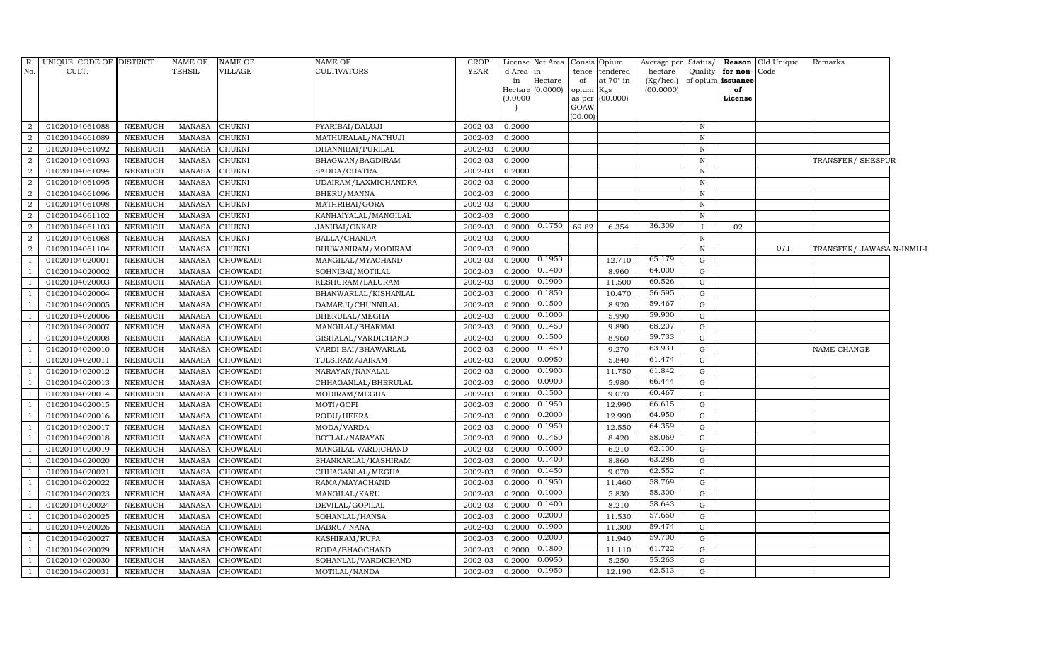| R. No. | UNIQUE CODE OF CULT. | DISTRICT | NAME OF TEHSIL | NAME OF VILLAGE | NAME OF CULTIVATORS | CROP YEAR | License d Area in Hectare (0.0000) | Net Area in Hectare (0.0000) | Consis tence of opium as per GOAW (00.00) | Opium tendered at 70° in Kgs (00.000) | Average per hectare (Kg/hec.) (00.0000) | Status/ Quality of opium | Reason for non- issuance of License | Old Unique Code | Remarks |
|---|---|---|---|---|---|---|---|---|---|---|---|---|---|---|---|
| 2 | 01020104061088 | NEEMUCH | MANASA | CHUKNI | PYARIBAI/DALUJI | 2002-03 | 0.2000 | | | | | N | | | |
| 2 | 01020104061089 | NEEMUCH | MANASA | CHUKNI | MATHURALAL/NATHUJI | 2002-03 | 0.2000 | | | | | N | | | |
| 2 | 01020104061092 | NEEMUCH | MANASA | CHUKNI | DHANNIBAI/PURILAL | 2002-03 | 0.2000 | | | | | N | | | |
| 2 | 01020104061093 | NEEMUCH | MANASA | CHUKNI | BHAGWAN/BAGDIRAM | 2002-03 | 0.2000 | | | | | N | | | TRANSFER/ SHESPUR |
| 2 | 01020104061094 | NEEMUCH | MANASA | CHUKNI | SADDA/CHATRA | 2002-03 | 0.2000 | | | | | N | | | |
| 2 | 01020104061095 | NEEMUCH | MANASA | CHUKNI | UDAIRAM/LAXMICHANDRA | 2002-03 | 0.2000 | | | | | N | | | |
| 2 | 01020104061096 | NEEMUCH | MANASA | CHUKNI | BHERU/MANNA | 2002-03 | 0.2000 | | | | | N | | | |
| 2 | 01020104061098 | NEEMUCH | MANASA | CHUKNI | MATHRIBAI/GORA | 2002-03 | 0.2000 | | | | | N | | | |
| 2 | 01020104061102 | NEEMUCH | MANASA | CHUKNI | KANHAIYALAL/MANGILAL | 2002-03 | 0.2000 | | | | | N | | | |
| 2 | 01020104061103 | NEEMUCH | MANASA | CHUKNI | JANIBAI/ONKAR | 2002-03 | 0.2000 | 0.1750 | 69.82 | 6.354 | 36.309 | I | 02 | | |
| 2 | 01020104061068 | NEEMUCH | MANASA | CHUKNI | BALLA/CHANDA | 2002-03 | 0.2000 | | | | | N | | | |
| 2 | 01020104061104 | NEEMUCH | MANASA | CHUKNI | BHUWANIRAM/MODIRAM | 2002-03 | 0.2000 | | | | | N | | 071 | TRANSFER/ JAWASA N-INMH-I |
| 1 | 01020104020001 | NEEMUCH | MANASA | CHOWKADI | MANGILAL/MYACHAND | 2002-03 | 0.2000 | 0.1950 | | 12.710 | 65.179 | G | | | |
| 1 | 01020104020002 | NEEMUCH | MANASA | CHOWKADI | SOHNIBAI/MOTILAL | 2002-03 | 0.2000 | 0.1400 | | 8.960 | 64.000 | G | | | |
| 1 | 01020104020003 | NEEMUCH | MANASA | CHOWKADI | KESHURAM/LALURAM | 2002-03 | 0.2000 | 0.1900 | | 11.500 | 60.526 | G | | | |
| 1 | 01020104020004 | NEEMUCH | MANASA | CHOWKADI | BHANWARLAL/KISHANLAL | 2002-03 | 0.2000 | 0.1850 | | 10.470 | 56.595 | G | | | |
| 1 | 01020104020005 | NEEMUCH | MANASA | CHOWKADI | DAMARJI/CHUNNILAL | 2002-03 | 0.2000 | 0.1500 | | 8.920 | 59.467 | G | | | |
| 1 | 01020104020006 | NEEMUCH | MANASA | CHOWKADI | BHERULAL/MEGHA | 2002-03 | 0.2000 | 0.1000 | | 5.990 | 59.900 | G | | | |
| 1 | 01020104020007 | NEEMUCH | MANASA | CHOWKADI | MANGILAL/BHARMAL | 2002-03 | 0.2000 | 0.1450 | | 9.890 | 68.207 | G | | | |
| 1 | 01020104020008 | NEEMUCH | MANASA | CHOWKADI | GISHALAL/VARDICHAND | 2002-03 | 0.2000 | 0.1500 | | 8.960 | 59.733 | G | | | |
| 1 | 01020104020010 | NEEMUCH | MANASA | CHOWKADI | VARDI BAI/BHAWARLAL | 2002-03 | 0.2000 | 0.1450 | | 9.270 | 63.931 | G | | | NAME CHANGE |
| 1 | 01020104020011 | NEEMUCH | MANASA | CHOWKADI | TULSIRAM/JAIRAM | 2002-03 | 0.2000 | 0.0950 | | 5.840 | 61.474 | G | | | |
| 1 | 01020104020012 | NEEMUCH | MANASA | CHOWKADI | NARAYAN/NANALAL | 2002-03 | 0.2000 | 0.1900 | | 11.750 | 61.842 | G | | | |
| 1 | 01020104020013 | NEEMUCH | MANASA | CHOWKADI | CHHAGANLAL/BHERULAL | 2002-03 | 0.2000 | 0.0900 | | 5.980 | 66.444 | G | | | |
| 1 | 01020104020014 | NEEMUCH | MANASA | CHOWKADI | MODIRAM/MEGHA | 2002-03 | 0.2000 | 0.1500 | | 9.070 | 60.467 | G | | | |
| 1 | 01020104020015 | NEEMUCH | MANASA | CHOWKADI | MOTI/GOPI | 2002-03 | 0.2000 | 0.1950 | | 12.990 | 66.615 | G | | | |
| 1 | 01020104020016 | NEEMUCH | MANASA | CHOWKADI | RODU/HEERA | 2002-03 | 0.2000 | 0.2000 | | 12.990 | 64.950 | G | | | |
| 1 | 01020104020017 | NEEMUCH | MANASA | CHOWKADI | MODA/VARDA | 2002-03 | 0.2000 | 0.1950 | | 12.550 | 64.359 | G | | | |
| 1 | 01020104020018 | NEEMUCH | MANASA | CHOWKADI | BOTLAL/NARAYAN | 2002-03 | 0.2000 | 0.1450 | | 8.420 | 58.069 | G | | | |
| 1 | 01020104020019 | NEEMUCH | MANASA | CHOWKADI | MANGILAL VARDICHAND | 2002-03 | 0.2000 | 0.1000 | | 6.210 | 62.100 | G | | | |
| 1 | 01020104020020 | NEEMUCH | MANASA | CHOWKADI | SHANKARLAL/KASHIRAM | 2002-03 | 0.2000 | 0.1400 | | 8.860 | 63.286 | G | | | |
| 1 | 01020104020021 | NEEMUCH | MANASA | CHOWKADI | CHHAGANLAL/MEGHA | 2002-03 | 0.2000 | 0.1450 | | 9.070 | 62.552 | G | | | |
| 1 | 01020104020022 | NEEMUCH | MANASA | CHOWKADI | RAMA/MAYACHAND | 2002-03 | 0.2000 | 0.1950 | | 11.460 | 58.769 | G | | | |
| 1 | 01020104020023 | NEEMUCH | MANASA | CHOWKADI | MANGILAL/KARU | 2002-03 | 0.2000 | 0.1000 | | 5.830 | 58.300 | G | | | |
| 1 | 01020104020024 | NEEMUCH | MANASA | CHOWKADI | DEVILAL/GOPILAL | 2002-03 | 0.2000 | 0.1400 | | 8.210 | 58.643 | G | | | |
| 1 | 01020104020025 | NEEMUCH | MANASA | CHOWKADI | SOHANLAL/HANSA | 2002-03 | 0.2000 | 0.2000 | | 11.530 | 57.650 | G | | | |
| 1 | 01020104020026 | NEEMUCH | MANASA | CHOWKADI | BABRU/ NANA | 2002-03 | 0.2000 | 0.1900 | | 11.300 | 59.474 | G | | | |
| 1 | 01020104020027 | NEEMUCH | MANASA | CHOWKADI | KASHIRAM/RUPA | 2002-03 | 0.2000 | 0.2000 | | 11.940 | 59.700 | G | | | |
| 1 | 01020104020029 | NEEMUCH | MANASA | CHOWKADI | RODA/BHAGCHAND | 2002-03 | 0.2000 | 0.1800 | | 11.110 | 61.722 | G | | | |
| 1 | 01020104020030 | NEEMUCH | MANASA | CHOWKADI | SOHANLAL/VARDICHAND | 2002-03 | 0.2000 | 0.0950 | | 5.250 | 55.263 | G | | | |
| 1 | 01020104020031 | NEEMUCH | MANASA | CHOWKADI | MOTILAL/NANDA | 2002-03 | 0.2000 | 0.1950 | | 12.190 | 62.513 | G | | | |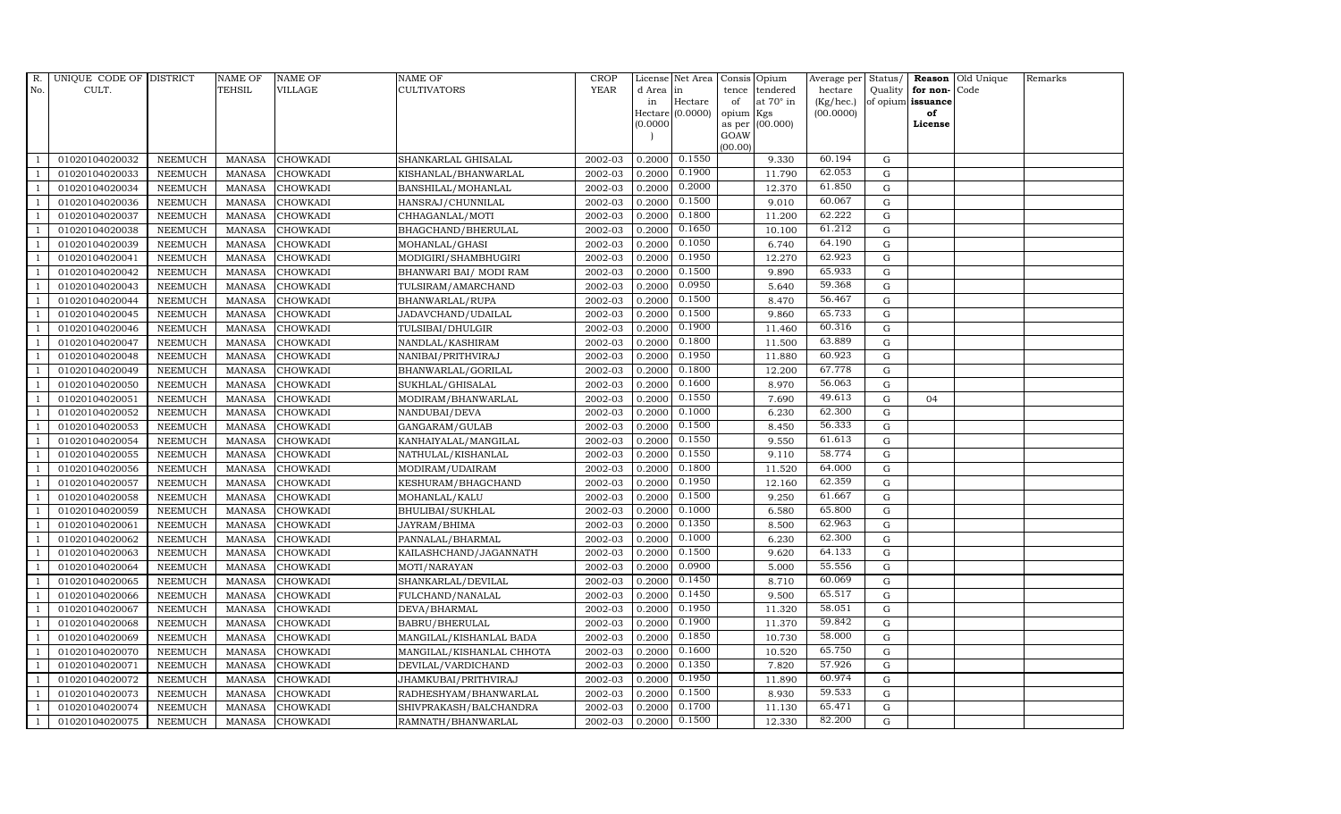| R. No. | UNIQUE CODE OF CULT. | DISTRICT | NAME OF TEHSIL | NAME OF VILLAGE | NAME OF CULTIVATORS | CROP YEAR | License d Area in Hectare (0.0000) | Net Area in Hectare (0.0000) | Consis tence of opium as per GOAW (00.00) | Opium tendered at 70° in Kgs (00.000) | Average per hectare (Kg/hec.) (00.0000) | Status/ Quality of opium | Reason for non-issuance of License | Old Unique Code | Remarks |
|---|---|---|---|---|---|---|---|---|---|---|---|---|---|---|---|
| 1 | 01020104020032 | NEEMUCH | MANASA | CHOWKADI | SHANKARLAL GHISALAL | 2002-03 | 0.2000 | 0.1550 | | 9.330 | 60.194 | G | | | |
| 1 | 01020104020033 | NEEMUCH | MANASA | CHOWKADI | KISHANLAL/BHANWARLAL | 2002-03 | 0.2000 | 0.1900 | | 11.790 | 62.053 | G | | | |
| 1 | 01020104020034 | NEEMUCH | MANASA | CHOWKADI | BANSHILAL/MOHANLAL | 2002-03 | 0.2000 | 0.2000 | | 12.370 | 61.850 | G | | | |
| 1 | 01020104020036 | NEEMUCH | MANASA | CHOWKADI | HANSRAJ/CHUNNILAL | 2002-03 | 0.2000 | 0.1500 | | 9.010 | 60.067 | G | | | |
| 1 | 01020104020037 | NEEMUCH | MANASA | CHOWKADI | CHHAGANLAL/MOTI | 2002-03 | 0.2000 | 0.1800 | | 11.200 | 62.222 | G | | | |
| 1 | 01020104020038 | NEEMUCH | MANASA | CHOWKADI | BHAGCHAND/BHERULAL | 2002-03 | 0.2000 | 0.1650 | | 10.100 | 61.212 | G | | | |
| 1 | 01020104020039 | NEEMUCH | MANASA | CHOWKADI | MOHANLAL/GHASI | 2002-03 | 0.2000 | 0.1050 | | 6.740 | 64.190 | G | | | |
| 1 | 01020104020041 | NEEMUCH | MANASA | CHOWKADI | MODIGIRI/SHAMBHUGIRI | 2002-03 | 0.2000 | 0.1950 | | 12.270 | 62.923 | G | | | |
| 1 | 01020104020042 | NEEMUCH | MANASA | CHOWKADI | BHANWARI BAI/ MODI RAM | 2002-03 | 0.2000 | 0.1500 | | 9.890 | 65.933 | G | | | |
| 1 | 01020104020043 | NEEMUCH | MANASA | CHOWKADI | TULSIRAM/AMARCHAND | 2002-03 | 0.2000 | 0.0950 | | 5.640 | 59.368 | G | | | |
| 1 | 01020104020044 | NEEMUCH | MANASA | CHOWKADI | BHANWARLAL/RUPA | 2002-03 | 0.2000 | 0.1500 | | 8.470 | 56.467 | G | | | |
| 1 | 01020104020045 | NEEMUCH | MANASA | CHOWKADI | JADAVCHAND/UDAILAL | 2002-03 | 0.2000 | 0.1500 | | 9.860 | 65.733 | G | | | |
| 1 | 01020104020046 | NEEMUCH | MANASA | CHOWKADI | TULSIBAI/DHULGIR | 2002-03 | 0.2000 | 0.1900 | | 11.460 | 60.316 | G | | | |
| 1 | 01020104020047 | NEEMUCH | MANASA | CHOWKADI | NANDLAL/KASHIRAM | 2002-03 | 0.2000 | 0.1800 | | 11.500 | 63.889 | G | | | |
| 1 | 01020104020048 | NEEMUCH | MANASA | CHOWKADI | NANIBAI/PRITHVIRAJ | 2002-03 | 0.2000 | 0.1950 | | 11.880 | 60.923 | G | | | |
| 1 | 01020104020049 | NEEMUCH | MANASA | CHOWKADI | BHANWARLAL/GORILAL | 2002-03 | 0.2000 | 0.1800 | | 12.200 | 67.778 | G | | | |
| 1 | 01020104020050 | NEEMUCH | MANASA | CHOWKADI | SUKHLAL/GHISALAL | 2002-03 | 0.2000 | 0.1600 | | 8.970 | 56.063 | G | | | |
| 1 | 01020104020051 | NEEMUCH | MANASA | CHOWKADI | MODIRAM/BHANWARLAL | 2002-03 | 0.2000 | 0.1550 | | 7.690 | 49.613 | G | 04 | | |
| 1 | 01020104020052 | NEEMUCH | MANASA | CHOWKADI | NANDUBAI/DEVA | 2002-03 | 0.2000 | 0.1000 | | 6.230 | 62.300 | G | | | |
| 1 | 01020104020053 | NEEMUCH | MANASA | CHOWKADI | GANGARAM/GULAB | 2002-03 | 0.2000 | 0.1500 | | 8.450 | 56.333 | G | | | |
| 1 | 01020104020054 | NEEMUCH | MANASA | CHOWKADI | KANHAIYALAL/MANGILAL | 2002-03 | 0.2000 | 0.1550 | | 9.550 | 61.613 | G | | | |
| 1 | 01020104020055 | NEEMUCH | MANASA | CHOWKADI | NATHULAL/KISHANLAL | 2002-03 | 0.2000 | 0.1550 | | 9.110 | 58.774 | G | | | |
| 1 | 01020104020056 | NEEMUCH | MANASA | CHOWKADI | MODIRAM/UDAIRAM | 2002-03 | 0.2000 | 0.1800 | | 11.520 | 64.000 | G | | | |
| 1 | 01020104020057 | NEEMUCH | MANASA | CHOWKADI | KESHURAM/BHAGCHAND | 2002-03 | 0.2000 | 0.1950 | | 12.160 | 62.359 | G | | | |
| 1 | 01020104020058 | NEEMUCH | MANASA | CHOWKADI | MOHANLAL/KALU | 2002-03 | 0.2000 | 0.1500 | | 9.250 | 61.667 | G | | | |
| 1 | 01020104020059 | NEEMUCH | MANASA | CHOWKADI | BHULIBAI/SUKHLAL | 2002-03 | 0.2000 | 0.1000 | | 6.580 | 65.800 | G | | | |
| 1 | 01020104020061 | NEEMUCH | MANASA | CHOWKADI | JAYRAM/BHIMA | 2002-03 | 0.2000 | 0.1350 | | 8.500 | 62.963 | G | | | |
| 1 | 01020104020062 | NEEMUCH | MANASA | CHOWKADI | PANNALAL/BHARMAL | 2002-03 | 0.2000 | 0.1000 | | 6.230 | 62.300 | G | | | |
| 1 | 01020104020063 | NEEMUCH | MANASA | CHOWKADI | KAILASHCHAND/JAGANNATH | 2002-03 | 0.2000 | 0.1500 | | 9.620 | 64.133 | G | | | |
| 1 | 01020104020064 | NEEMUCH | MANASA | CHOWKADI | MOTI/NARAYAN | 2002-03 | 0.2000 | 0.0900 | | 5.000 | 55.556 | G | | | |
| 1 | 01020104020065 | NEEMUCH | MANASA | CHOWKADI | SHANKARLAL/DEVILAL | 2002-03 | 0.2000 | 0.1450 | | 8.710 | 60.069 | G | | | |
| 1 | 01020104020066 | NEEMUCH | MANASA | CHOWKADI | FULCHAND/NANALAL | 2002-03 | 0.2000 | 0.1450 | | 9.500 | 65.517 | G | | | |
| 1 | 01020104020067 | NEEMUCH | MANASA | CHOWKADI | DEVA/BHARMAL | 2002-03 | 0.2000 | 0.1950 | | 11.320 | 58.051 | G | | | |
| 1 | 01020104020068 | NEEMUCH | MANASA | CHOWKADI | BABRU/BHERULAL | 2002-03 | 0.2000 | 0.1900 | | 11.370 | 59.842 | G | | | |
| 1 | 01020104020069 | NEEMUCH | MANASA | CHOWKADI | MANGILAL/KISHANLAL BADA | 2002-03 | 0.2000 | 0.1850 | | 10.730 | 58.000 | G | | | |
| 1 | 01020104020070 | NEEMUCH | MANASA | CHOWKADI | MANGILAL/KISHANLAL CHHOTA | 2002-03 | 0.2000 | 0.1600 | | 10.520 | 65.750 | G | | | |
| 1 | 01020104020071 | NEEMUCH | MANASA | CHOWKADI | DEVILAL/VARDICHAND | 2002-03 | 0.2000 | 0.1350 | | 7.820 | 57.926 | G | | | |
| 1 | 01020104020072 | NEEMUCH | MANASA | CHOWKADI | JHAMKUBAI/PRITHVIRAJ | 2002-03 | 0.2000 | 0.1950 | | 11.890 | 60.974 | G | | | |
| 1 | 01020104020073 | NEEMUCH | MANASA | CHOWKADI | RADHESHYAM/BHANWARLAL | 2002-03 | 0.2000 | 0.1500 | | 8.930 | 59.533 | G | | | |
| 1 | 01020104020074 | NEEMUCH | MANASA | CHOWKADI | SHIVPRAKASH/BALCHANDRA | 2002-03 | 0.2000 | 0.1700 | | 11.130 | 65.471 | G | | | |
| 1 | 01020104020075 | NEEMUCH | MANASA | CHOWKADI | RAMNATH/BHANWARLAL | 2002-03 | 0.2000 | 0.1500 | | 12.330 | 82.200 | G | | | |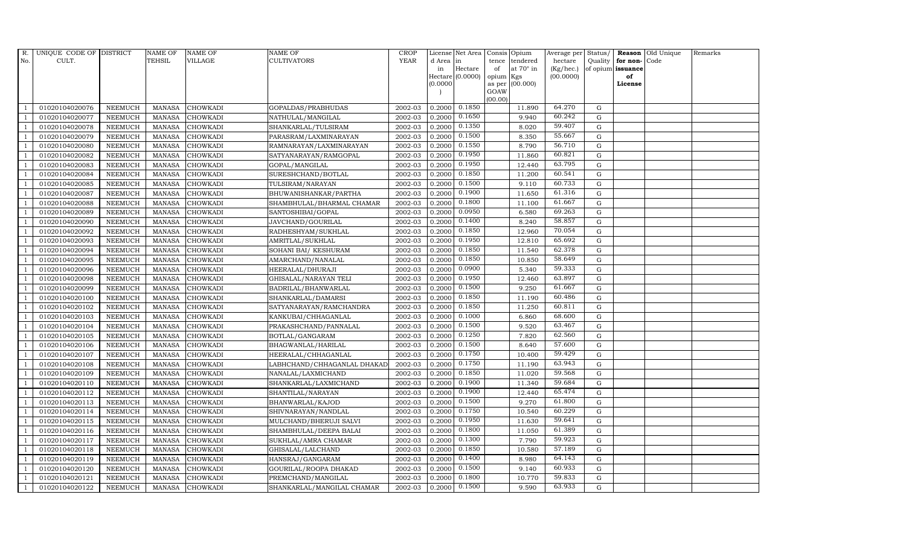| R. No. | UNIQUE CODE OF CULT. | DISTRICT | NAME OF TEHSIL | NAME OF VILLAGE | NAME OF CULTIVATORS | CROP YEAR | License d Area in Hectare (0.0000) | Net Area in Hectare (0.0000) | Consis tence of opium as per GOAW (00.00) | Opium tendered at 70° in Kgs (00.000) | Average per hectare (Kg/hec.) (00.0000) | Status/ Quality of opium | Reason for non-issuance of License | Old Unique Code | Remarks |
|---|---|---|---|---|---|---|---|---|---|---|---|---|---|---|---|
| 1 | 01020104020076 | NEEMUCH | MANASA | CHOWKADI | GOPALDAS/PRABHUDAS | 2002-03 | 0.2000 | 0.1850 | | 11.890 | 64.270 | G | | | |
| 1 | 01020104020077 | NEEMUCH | MANASA | CHOWKADI | NATHULAL/MANGILAL | 2002-03 | 0.2000 | 0.1650 | | 9.940 | 60.242 | G | | | |
| 1 | 01020104020078 | NEEMUCH | MANASA | CHOWKADI | SHANKARLAL/TULSIRAM | 2002-03 | 0.2000 | 0.1350 | | 8.020 | 59.407 | G | | | |
| 1 | 01020104020079 | NEEMUCH | MANASA | CHOWKADI | PARASRAM/LAXMINARAYAN | 2002-03 | 0.2000 | 0.1500 | | 8.350 | 55.667 | G | | | |
| 1 | 01020104020080 | NEEMUCH | MANASA | CHOWKADI | RAMNARAYAN/LAXMINARAYAN | 2002-03 | 0.2000 | 0.1550 | | 8.790 | 56.710 | G | | | |
| 1 | 01020104020082 | NEEMUCH | MANASA | CHOWKADI | SATYANARAYAN/RAMGOPAL | 2002-03 | 0.2000 | 0.1950 | | 11.860 | 60.821 | G | | | |
| 1 | 01020104020083 | NEEMUCH | MANASA | CHOWKADI | GOPAL/MANGILAL | 2002-03 | 0.2000 | 0.1950 | | 12.440 | 63.795 | G | | | |
| 1 | 01020104020084 | NEEMUCH | MANASA | CHOWKADI | SURESHCHAND/BOTLAL | 2002-03 | 0.2000 | 0.1850 | | 11.200 | 60.541 | G | | | |
| 1 | 01020104020085 | NEEMUCH | MANASA | CHOWKADI | TULSIRAM/NARAYAN | 2002-03 | 0.2000 | 0.1500 | | 9.110 | 60.733 | G | | | |
| 1 | 01020104020087 | NEEMUCH | MANASA | CHOWKADI | BHUWANISHANKAR/PARTHA | 2002-03 | 0.2000 | 0.1900 | | 11.650 | 61.316 | G | | | |
| 1 | 01020104020088 | NEEMUCH | MANASA | CHOWKADI | SHAMBHULAL/BHARMAL CHAMAR | 2002-03 | 0.2000 | 0.1800 | | 11.100 | 61.667 | G | | | |
| 1 | 01020104020089 | NEEMUCH | MANASA | CHOWKADI | SANTOSHIBAI/GOPAL | 2002-03 | 0.2000 | 0.0950 | | 6.580 | 69.263 | G | | | |
| 1 | 01020104020090 | NEEMUCH | MANASA | CHOWKADI | JAVCHAND/GOURILAL | 2002-03 | 0.2000 | 0.1400 | | 8.240 | 58.857 | G | | | |
| 1 | 01020104020092 | NEEMUCH | MANASA | CHOWKADI | RADHESHYAM/SUKHLAL | 2002-03 | 0.2000 | 0.1850 | | 12.960 | 70.054 | G | | | |
| 1 | 01020104020093 | NEEMUCH | MANASA | CHOWKADI | AMRITLAL/SUKHLAL | 2002-03 | 0.2000 | 0.1950 | | 12.810 | 65.692 | G | | | |
| 1 | 01020104020094 | NEEMUCH | MANASA | CHOWKADI | SOHANI BAI/ KESHURAM | 2002-03 | 0.2000 | 0.1850 | | 11.540 | 62.378 | G | | | |
| 1 | 01020104020095 | NEEMUCH | MANASA | CHOWKADI | AMARCHAND/NANALAL | 2002-03 | 0.2000 | 0.1850 | | 10.850 | 58.649 | G | | | |
| 1 | 01020104020096 | NEEMUCH | MANASA | CHOWKADI | HEERALAL/DHURAJI | 2002-03 | 0.2000 | 0.0900 | | 5.340 | 59.333 | G | | | |
| 1 | 01020104020098 | NEEMUCH | MANASA | CHOWKADI | GHISALAL/NARAYAN TELI | 2002-03 | 0.2000 | 0.1950 | | 12.460 | 63.897 | G | | | |
| 1 | 01020104020099 | NEEMUCH | MANASA | CHOWKADI | BADRILAL/BHANWARLAL | 2002-03 | 0.2000 | 0.1500 | | 9.250 | 61.667 | G | | | |
| 1 | 01020104020100 | NEEMUCH | MANASA | CHOWKADI | SHANKARLAL/DAMARSI | 2002-03 | 0.2000 | 0.1850 | | 11.190 | 60.486 | G | | | |
| 1 | 01020104020102 | NEEMUCH | MANASA | CHOWKADI | SATYANARAYAN/RAMCHANDRA | 2002-03 | 0.2000 | 0.1850 | | 11.250 | 60.811 | G | | | |
| 1 | 01020104020103 | NEEMUCH | MANASA | CHOWKADI | KANKUBAI/CHHAGANLAL | 2002-03 | 0.2000 | 0.1000 | | 6.860 | 68.600 | G | | | |
| 1 | 01020104020104 | NEEMUCH | MANASA | CHOWKADI | PRAKASHCHAND/PANNALAL | 2002-03 | 0.2000 | 0.1500 | | 9.520 | 63.467 | G | | | |
| 1 | 01020104020105 | NEEMUCH | MANASA | CHOWKADI | BOTLAL/GANGARAM | 2002-03 | 0.2000 | 0.1250 | | 7.820 | 62.560 | G | | | |
| 1 | 01020104020106 | NEEMUCH | MANASA | CHOWKADI | BHAGWANLAL/HARILAL | 2002-03 | 0.2000 | 0.1500 | | 8.640 | 57.600 | G | | | |
| 1 | 01020104020107 | NEEMUCH | MANASA | CHOWKADI | HEERALAL/CHHAGANLAL | 2002-03 | 0.2000 | 0.1750 | | 10.400 | 59.429 | G | | | |
| 1 | 01020104020108 | NEEMUCH | MANASA | CHOWKADI | LABHCHAND/CHHAGANLAL DHAKAD | 2002-03 | 0.2000 | 0.1750 | | 11.190 | 63.943 | G | | | |
| 1 | 01020104020109 | NEEMUCH | MANASA | CHOWKADI | NANALAL/LAXMICHAND | 2002-03 | 0.2000 | 0.1850 | | 11.020 | 59.568 | G | | | |
| 1 | 01020104020110 | NEEMUCH | MANASA | CHOWKADI | SHANKARLAL/LAXMICHAND | 2002-03 | 0.2000 | 0.1900 | | 11.340 | 59.684 | G | | | |
| 1 | 01020104020112 | NEEMUCH | MANASA | CHOWKADI | SHANTILAL/NARAYAN | 2002-03 | 0.2000 | 0.1900 | | 12.440 | 65.474 | G | | | |
| 1 | 01020104020113 | NEEMUCH | MANASA | CHOWKADI | BHANWARLAL/KAJOD | 2002-03 | 0.2000 | 0.1500 | | 9.270 | 61.800 | G | | | |
| 1 | 01020104020114 | NEEMUCH | MANASA | CHOWKADI | SHIVNARAYAN/NANDLAL | 2002-03 | 0.2000 | 0.1750 | | 10.540 | 60.229 | G | | | |
| 1 | 01020104020115 | NEEMUCH | MANASA | CHOWKADI | MULCHAND/BHERUJI SALVI | 2002-03 | 0.2000 | 0.1950 | | 11.630 | 59.641 | G | | | |
| 1 | 01020104020116 | NEEMUCH | MANASA | CHOWKADI | SHAMBHULAL/DEEPA BALAI | 2002-03 | 0.2000 | 0.1800 | | 11.050 | 61.389 | G | | | |
| 1 | 01020104020117 | NEEMUCH | MANASA | CHOWKADI | SUKHLAL/AMRA CHAMAR | 2002-03 | 0.2000 | 0.1300 | | 7.790 | 59.923 | G | | | |
| 1 | 01020104020118 | NEEMUCH | MANASA | CHOWKADI | GHISALAL/LALCHAND | 2002-03 | 0.2000 | 0.1850 | | 10.580 | 57.189 | G | | | |
| 1 | 01020104020119 | NEEMUCH | MANASA | CHOWKADI | HANSRAJ/GANGARAM | 2002-03 | 0.2000 | 0.1400 | | 8.980 | 64.143 | G | | | |
| 1 | 01020104020120 | NEEMUCH | MANASA | CHOWKADI | GOURILAL/ROOPA DHAKAD | 2002-03 | 0.2000 | 0.1500 | | 9.140 | 60.933 | G | | | |
| 1 | 01020104020121 | NEEMUCH | MANASA | CHOWKADI | PREMCHAND/MANGILAL | 2002-03 | 0.2000 | 0.1800 | | 10.770 | 59.833 | G | | | |
| 1 | 01020104020122 | NEEMUCH | MANASA | CHOWKADI | SHANKARLAL/MANGILAL CHAMAR | 2002-03 | 0.2000 | 0.1500 | | 9.590 | 63.933 | G | | | |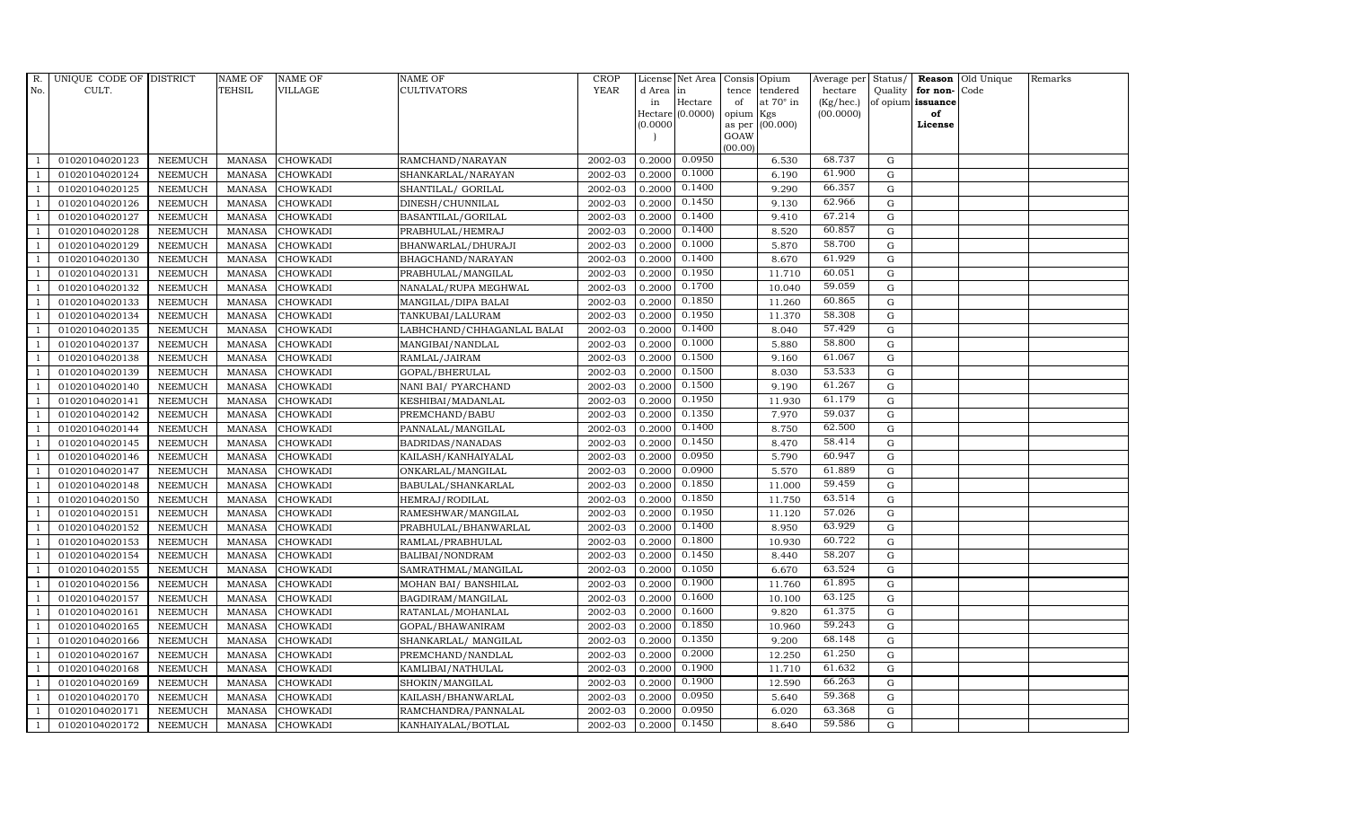| R. No. | UNIQUE CODE OF CULT. | DISTRICT | NAME OF TEHSIL | NAME OF VILLAGE | NAME OF CULTIVATORS | CROP YEAR | License d Area in Hectare (0.0000) | Net Area in Hectare (0.0000) | Consis tence of opium as per GOAW (00.00) | Opium tendered at 70° in Kgs (00.000) | Average per hectare (Kg/hec.) (00.0000) | Status/ Quality of opium | Reason for non-issuance of License | Old Unique Code | Remarks |
|---|---|---|---|---|---|---|---|---|---|---|---|---|---|---|---|
| 1 | 01020104020123 | NEEMUCH | MANASA | CHOWKADI | RAMCHAND/NARAYAN | 2002-03 | 0.2000 | 0.0950 | | 6.530 | 68.737 | G | | | |
| 1 | 01020104020124 | NEEMUCH | MANASA | CHOWKADI | SHANKARLAL/NARAYAN | 2002-03 | 0.2000 | 0.1000 | | 6.190 | 61.900 | G | | | |
| 1 | 01020104020125 | NEEMUCH | MANASA | CHOWKADI | SHANTILAL/ GORILAL | 2002-03 | 0.2000 | 0.1400 | | 9.290 | 66.357 | G | | | |
| 1 | 01020104020126 | NEEMUCH | MANASA | CHOWKADI | DINESH/CHUNNILAL | 2002-03 | 0.2000 | 0.1450 | | 9.130 | 62.966 | G | | | |
| 1 | 01020104020127 | NEEMUCH | MANASA | CHOWKADI | BASANTILAL/GORILAL | 2002-03 | 0.2000 | 0.1400 | | 9.410 | 67.214 | G | | | |
| 1 | 01020104020128 | NEEMUCH | MANASA | CHOWKADI | PRABHULAL/HEMRAJ | 2002-03 | 0.2000 | 0.1400 | | 8.520 | 60.857 | G | | | |
| 1 | 01020104020129 | NEEMUCH | MANASA | CHOWKADI | BHANWARLAL/DHURAJI | 2002-03 | 0.2000 | 0.1000 | | 5.870 | 58.700 | G | | | |
| 1 | 01020104020130 | NEEMUCH | MANASA | CHOWKADI | BHAGCHAND/NARAYAN | 2002-03 | 0.2000 | 0.1400 | | 8.670 | 61.929 | G | | | |
| 1 | 01020104020131 | NEEMUCH | MANASA | CHOWKADI | PRABHULAL/MANGILAL | 2002-03 | 0.2000 | 0.1950 | | 11.710 | 60.051 | G | | | |
| 1 | 01020104020132 | NEEMUCH | MANASA | CHOWKADI | NANALAL/RUPA MEGHWAL | 2002-03 | 0.2000 | 0.1700 | | 10.040 | 59.059 | G | | | |
| 1 | 01020104020133 | NEEMUCH | MANASA | CHOWKADI | MANGILAL/DIPA BALAI | 2002-03 | 0.2000 | 0.1850 | | 11.260 | 60.865 | G | | | |
| 1 | 01020104020134 | NEEMUCH | MANASA | CHOWKADI | TANKUBAI/LALURAM | 2002-03 | 0.2000 | 0.1950 | | 11.370 | 58.308 | G | | | |
| 1 | 01020104020135 | NEEMUCH | MANASA | CHOWKADI | LABHCHAND/CHHAGANLAL BALAI | 2002-03 | 0.2000 | 0.1400 | | 8.040 | 57.429 | G | | | |
| 1 | 01020104020137 | NEEMUCH | MANASA | CHOWKADI | MANGIBAI/NANDLAL | 2002-03 | 0.2000 | 0.1000 | | 5.880 | 58.800 | G | | | |
| 1 | 01020104020138 | NEEMUCH | MANASA | CHOWKADI | RAMLAL/JAIRAM | 2002-03 | 0.2000 | 0.1500 | | 9.160 | 61.067 | G | | | |
| 1 | 01020104020139 | NEEMUCH | MANASA | CHOWKADI | GOPAL/BHERULAL | 2002-03 | 0.2000 | 0.1500 | | 8.030 | 53.533 | G | | | |
| 1 | 01020104020140 | NEEMUCH | MANASA | CHOWKADI | NANI BAI/ PYARCHAND | 2002-03 | 0.2000 | 0.1500 | | 9.190 | 61.267 | G | | | |
| 1 | 01020104020141 | NEEMUCH | MANASA | CHOWKADI | KESHIBAI/MADANLAL | 2002-03 | 0.2000 | 0.1950 | | 11.930 | 61.179 | G | | | |
| 1 | 01020104020142 | NEEMUCH | MANASA | CHOWKADI | PREMCHAND/BABU | 2002-03 | 0.2000 | 0.1350 | | 7.970 | 59.037 | G | | | |
| 1 | 01020104020144 | NEEMUCH | MANASA | CHOWKADI | PANNALAL/MANGILAL | 2002-03 | 0.2000 | 0.1400 | | 8.750 | 62.500 | G | | | |
| 1 | 01020104020145 | NEEMUCH | MANASA | CHOWKADI | BADRIDAS/NANADAS | 2002-03 | 0.2000 | 0.1450 | | 8.470 | 58.414 | G | | | |
| 1 | 01020104020146 | NEEMUCH | MANASA | CHOWKADI | KAILASH/KANHAIYALAL | 2002-03 | 0.2000 | 0.0950 | | 5.790 | 60.947 | G | | | |
| 1 | 01020104020147 | NEEMUCH | MANASA | CHOWKADI | ONKARLAL/MANGILAL | 2002-03 | 0.2000 | 0.0900 | | 5.570 | 61.889 | G | | | |
| 1 | 01020104020148 | NEEMUCH | MANASA | CHOWKADI | BABULAL/SHANKARLAL | 2002-03 | 0.2000 | 0.1850 | | 11.000 | 59.459 | G | | | |
| 1 | 01020104020150 | NEEMUCH | MANASA | CHOWKADI | HEMRAJ/RODILAL | 2002-03 | 0.2000 | 0.1850 | | 11.750 | 63.514 | G | | | |
| 1 | 01020104020151 | NEEMUCH | MANASA | CHOWKADI | RAMESHWAR/MANGILAL | 2002-03 | 0.2000 | 0.1950 | | 11.120 | 57.026 | G | | | |
| 1 | 01020104020152 | NEEMUCH | MANASA | CHOWKADI | PRABHULAL/BHANWARLAL | 2002-03 | 0.2000 | 0.1400 | | 8.950 | 63.929 | G | | | |
| 1 | 01020104020153 | NEEMUCH | MANASA | CHOWKADI | RAMLAL/PRABHULAL | 2002-03 | 0.2000 | 0.1800 | | 10.930 | 60.722 | G | | | |
| 1 | 01020104020154 | NEEMUCH | MANASA | CHOWKADI | BALIBAI/NONDRAM | 2002-03 | 0.2000 | 0.1450 | | 8.440 | 58.207 | G | | | |
| 1 | 01020104020155 | NEEMUCH | MANASA | CHOWKADI | SAMRATHMAL/MANGILAL | 2002-03 | 0.2000 | 0.1050 | | 6.670 | 63.524 | G | | | |
| 1 | 01020104020156 | NEEMUCH | MANASA | CHOWKADI | MOHAN BAI/ BANSHILAL | 2002-03 | 0.2000 | 0.1900 | | 11.760 | 61.895 | G | | | |
| 1 | 01020104020157 | NEEMUCH | MANASA | CHOWKADI | BAGDIRAM/MANGILAL | 2002-03 | 0.2000 | 0.1600 | | 10.100 | 63.125 | G | | | |
| 1 | 01020104020161 | NEEMUCH | MANASA | CHOWKADI | RATANLAL/MOHANLAL | 2002-03 | 0.2000 | 0.1600 | | 9.820 | 61.375 | G | | | |
| 1 | 01020104020165 | NEEMUCH | MANASA | CHOWKADI | GOPAL/BHAWANIRAM | 2002-03 | 0.2000 | 0.1850 | | 10.960 | 59.243 | G | | | |
| 1 | 01020104020166 | NEEMUCH | MANASA | CHOWKADI | SHANKARLAL/ MANGILAL | 2002-03 | 0.2000 | 0.1350 | | 9.200 | 68.148 | G | | | |
| 1 | 01020104020167 | NEEMUCH | MANASA | CHOWKADI | PREMCHAND/NANDLAL | 2002-03 | 0.2000 | 0.2000 | | 12.250 | 61.250 | G | | | |
| 1 | 01020104020168 | NEEMUCH | MANASA | CHOWKADI | KAMLIBAI/NATHULAL | 2002-03 | 0.2000 | 0.1900 | | 11.710 | 61.632 | G | | | |
| 1 | 01020104020169 | NEEMUCH | MANASA | CHOWKADI | SHOKIN/MANGILAL | 2002-03 | 0.2000 | 0.1900 | | 12.590 | 66.263 | G | | | |
| 1 | 01020104020170 | NEEMUCH | MANASA | CHOWKADI | KAILASH/BHANWARLAL | 2002-03 | 0.2000 | 0.0950 | | 5.640 | 59.368 | G | | | |
| 1 | 01020104020171 | NEEMUCH | MANASA | CHOWKADI | RAMCHANDRA/PANNALAL | 2002-03 | 0.2000 | 0.0950 | | 6.020 | 63.368 | G | | | |
| 1 | 01020104020172 | NEEMUCH | MANASA | CHOWKADI | KANHAIYALAL/BOTLAL | 2002-03 | 0.2000 | 0.1450 | | 8.640 | 59.586 | G | | | |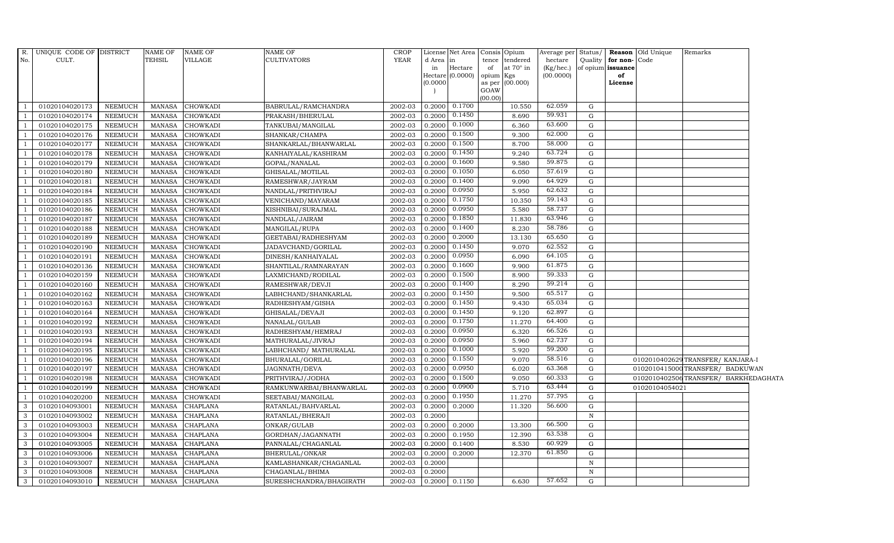| R. No. | UNIQUE CODE OF CULT. | DISTRICT | NAME OF TEHSIL | NAME OF VILLAGE | NAME OF CULTIVATORS | CROP YEAR | License d Area in Hectare (0.0000) | Net Area in Hectare (0.0000) | Consis tence of opium as per GOAW (00.00) | Opium tendered at 70° in Kgs (00.000) | Average per hectare (Kg/hec.) (00.0000) | Status/ Quality of opium | Reason for non-issuance of License | Old Unique Code | Remarks |
|---|---|---|---|---|---|---|---|---|---|---|---|---|---|---|---|
| 1 | 01020104020173 | NEEMUCH | MANASA | CHOWKADI | BABRULAL/RAMCHANDRA | 2002-03 | 0.2000 | 0.1700 | | 10.550 | 62.059 | G | | | |
| 1 | 01020104020174 | NEEMUCH | MANASA | CHOWKADI | PRAKASH/BHERULAL | 2002-03 | 0.2000 | 0.1450 | | 8.690 | 59.931 | G | | | |
| 1 | 01020104020175 | NEEMUCH | MANASA | CHOWKADI | TANKUBAI/MANGILAL | 2002-03 | 0.2000 | 0.1000 | | 6.360 | 63.600 | G | | | |
| 1 | 01020104020176 | NEEMUCH | MANASA | CHOWKADI | SHANKAR/CHAMPA | 2002-03 | 0.2000 | 0.1500 | | 9.300 | 62.000 | G | | | |
| 1 | 01020104020177 | NEEMUCH | MANASA | CHOWKADI | SHANKARLAL/BHANWARLAL | 2002-03 | 0.2000 | 0.1500 | | 8.700 | 58.000 | G | | | |
| 1 | 01020104020178 | NEEMUCH | MANASA | CHOWKADI | KANHAIYALAL/KASHIRAM | 2002-03 | 0.2000 | 0.1450 | | 9.240 | 63.724 | G | | | |
| 1 | 01020104020179 | NEEMUCH | MANASA | CHOWKADI | GOPAL/NANALAL | 2002-03 | 0.2000 | 0.1600 | | 9.580 | 59.875 | G | | | |
| 1 | 01020104020180 | NEEMUCH | MANASA | CHOWKADI | GHISALAL/MOTILAL | 2002-03 | 0.2000 | 0.1050 | | 6.050 | 57.619 | G | | | |
| 1 | 01020104020181 | NEEMUCH | MANASA | CHOWKADI | RAMESHWAR/JAYRAM | 2002-03 | 0.2000 | 0.1400 | | 9.090 | 64.929 | G | | | |
| 1 | 01020104020184 | NEEMUCH | MANASA | CHOWKADI | NANDLAL/PRITHVIRAJ | 2002-03 | 0.2000 | 0.0950 | | 5.950 | 62.632 | G | | | |
| 1 | 01020104020185 | NEEMUCH | MANASA | CHOWKADI | VENICHAND/MAYARAM | 2002-03 | 0.2000 | 0.1750 | | 10.350 | 59.143 | G | | | |
| 1 | 01020104020186 | NEEMUCH | MANASA | CHOWKADI | KISHNIBAI/SURAJMAL | 2002-03 | 0.2000 | 0.0950 | | 5.580 | 58.737 | G | | | |
| 1 | 01020104020187 | NEEMUCH | MANASA | CHOWKADI | NANDLAL/JAIRAM | 2002-03 | 0.2000 | 0.1850 | | 11.830 | 63.946 | G | | | |
| 1 | 01020104020188 | NEEMUCH | MANASA | CHOWKADI | MANGILAL/RUPA | 2002-03 | 0.2000 | 0.1400 | | 8.230 | 58.786 | G | | | |
| 1 | 01020104020189 | NEEMUCH | MANASA | CHOWKADI | GEETABAI/RADHESHYAM | 2002-03 | 0.2000 | 0.2000 | | 13.130 | 65.650 | G | | | |
| 1 | 01020104020190 | NEEMUCH | MANASA | CHOWKADI | JADAVCHAND/GORILAL | 2002-03 | 0.2000 | 0.1450 | | 9.070 | 62.552 | G | | | |
| 1 | 01020104020191 | NEEMUCH | MANASA | CHOWKADI | DINESH/KANHAIYALAL | 2002-03 | 0.2000 | 0.0950 | | 6.090 | 64.105 | G | | | |
| 1 | 01020104020136 | NEEMUCH | MANASA | CHOWKADI | SHANTILAL/RAMNARAYAN | 2002-03 | 0.2000 | 0.1600 | | 9.900 | 61.875 | G | | | |
| 1 | 01020104020159 | NEEMUCH | MANASA | CHOWKADI | LAXMICHAND/RODILAL | 2002-03 | 0.2000 | 0.1500 | | 8.900 | 59.333 | G | | | |
| 1 | 01020104020160 | NEEMUCH | MANASA | CHOWKADI | RAMESHWAR/DEVJI | 2002-03 | 0.2000 | 0.1400 | | 8.290 | 59.214 | G | | | |
| 1 | 01020104020162 | NEEMUCH | MANASA | CHOWKADI | LABHCHAND/SHANKARLAL | 2002-03 | 0.2000 | 0.1450 | | 9.500 | 65.517 | G | | | |
| 1 | 01020104020163 | NEEMUCH | MANASA | CHOWKADI | RADHESHYAM/GISHA | 2002-03 | 0.2000 | 0.1450 | | 9.430 | 65.034 | G | | | |
| 1 | 01020104020164 | NEEMUCH | MANASA | CHOWKADI | GHISALAL/DEVAJI | 2002-03 | 0.2000 | 0.1450 | | 9.120 | 62.897 | G | | | |
| 1 | 01020104020192 | NEEMUCH | MANASA | CHOWKADI | NANALAL/GULAB | 2002-03 | 0.2000 | 0.1750 | | 11.270 | 64.400 | G | | | |
| 1 | 01020104020193 | NEEMUCH | MANASA | CHOWKADI | RADHESHYAM/HEMRAJ | 2002-03 | 0.2000 | 0.0950 | | 6.320 | 66.526 | G | | | |
| 1 | 01020104020194 | NEEMUCH | MANASA | CHOWKADI | MATHURALAL/JIVRAJ | 2002-03 | 0.2000 | 0.0950 | | 5.960 | 62.737 | G | | | |
| 1 | 01020104020195 | NEEMUCH | MANASA | CHOWKADI | LABHCHAND/ MATHURALAL | 2002-03 | 0.2000 | 0.1000 | | 5.920 | 59.200 | G | | | |
| 1 | 01020104020196 | NEEMUCH | MANASA | CHOWKADI | BHURALAL/GORILAL | 2002-03 | 0.2000 | 0.1550 | | 9.070 | 58.516 | G | | 01020104026029 | TRANSFER/ KANJARA-I |
| 1 | 01020104020197 | NEEMUCH | MANASA | CHOWKADI | JAGNNATH/DEVA | 2002-03 | 0.2000 | 0.0950 | | 6.020 | 63.368 | G | | 01020104150000 | TRANSFER/ BADKUWAN |
| 1 | 01020104020198 | NEEMUCH | MANASA | CHOWKADI | PRITHVIRAJ/JODHA | 2002-03 | 0.2000 | 0.1500 | | 9.050 | 60.333 | G | | 01020104025006 | TRANSFER/ BARKHEDAGHATA |
| 1 | 01020104020199 | NEEMUCH | MANASA | CHOWKADI | RAMKUNWARBAI/BHANWARLAL | 2002-03 | 0.2000 | 0.0900 | | 5.710 | 63.444 | G | | 01020104054021 | |
| 1 | 01020104020200 | NEEMUCH | MANASA | CHOWKADI | SEETABAI/MANGILAL | 2002-03 | 0.2000 | 0.1950 | | 11.270 | 57.795 | G | | | |
| 3 | 01020104093001 | NEEMUCH | MANASA | CHAPLANA | RATANLAL/BAHVARLAL | 2002-03 | 0.2000 | 0.2000 | | 11.320 | 56.600 | G | | | |
| 3 | 01020104093002 | NEEMUCH | MANASA | CHAPLANA | RATANLAL/BHERAJI | 2002-03 | 0.2000 | | | | | N | | | |
| 3 | 01020104093003 | NEEMUCH | MANASA | CHAPLANA | ONKAR/GULAB | 2002-03 | 0.2000 | 0.2000 | | 13.300 | 66.500 | G | | | |
| 3 | 01020104093004 | NEEMUCH | MANASA | CHAPLANA | GORDHAN/JAGANNATH | 2002-03 | 0.2000 | 0.1950 | | 12.390 | 63.538 | G | | | |
| 3 | 01020104093005 | NEEMUCH | MANASA | CHAPLANA | PANNALAL/CHAGANLAL | 2002-03 | 0.2000 | 0.1400 | | 8.530 | 60.929 | G | | | |
| 3 | 01020104093006 | NEEMUCH | MANASA | CHAPLANA | BHERULAL/ONKAR | 2002-03 | 0.2000 | 0.2000 | | 12.370 | 61.850 | G | | | |
| 3 | 01020104093007 | NEEMUCH | MANASA | CHAPLANA | KAMLASHANKAR/CHAGANLAL | 2002-03 | 0.2000 | | | | | N | | | |
| 3 | 01020104093008 | NEEMUCH | MANASA | CHAPLANA | CHAGANLAL/BHIMA | 2002-03 | 0.2000 | | | | | N | | | |
| 3 | 01020104093010 | NEEMUCH | MANASA | CHAPLANA | SURESHCHANDRA/BHAGIRATH | 2002-03 | 0.2000 | 0.1150 | | 6.630 | 57.652 | G | | | |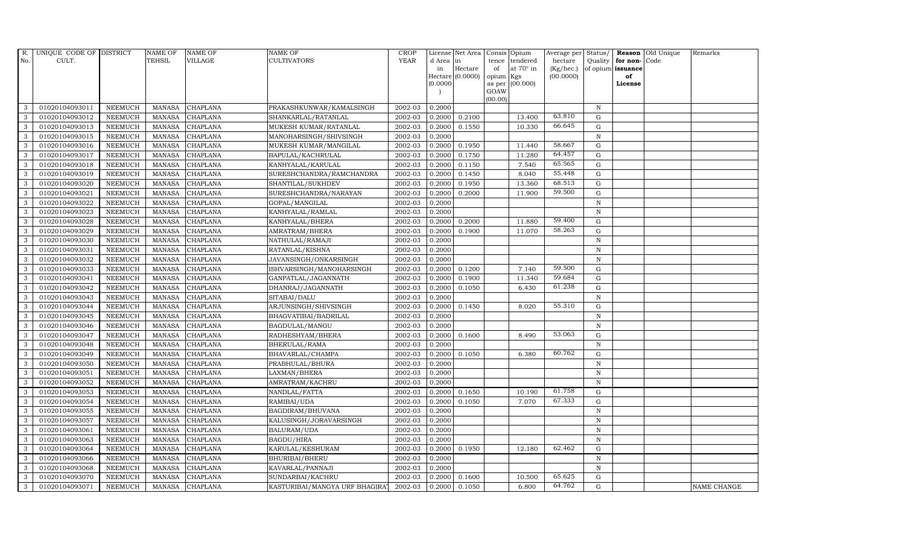| R. No. | UNIQUE CODE OF CULT. | DISTRICT | NAME OF TEHSIL | NAME OF VILLAGE | NAME OF CULTIVATORS | CROP YEAR | License d Area in Hectare (0.0000) | Net Area in Hectare (0.0000) | Consis tence of opium as per GOAW (00.00) | Opium tendered at 70° in Kgs (00.000) | Average per hectare (Kg/hec.) (00.0000) | Status/ Quality of opium | Reason for non-issuance of License | Old Unique Code | Remarks |
|---|---|---|---|---|---|---|---|---|---|---|---|---|---|---|---|
| 3 | 01020104093011 | NEEMUCH | MANASA | CHAPLANA | PRAKASHKUNWAR/KAMALSINGH | 2002-03 | 0.2000 | | | | | N | | | |
| 3 | 01020104093012 | NEEMUCH | MANASA | CHAPLANA | SHANKARLAL/RATANLAL | 2002-03 | 0.2000 | 0.2100 | | 13.400 | 63.810 | G | | | |
| 3 | 01020104093013 | NEEMUCH | MANASA | CHAPLANA | MUKESH KUMAR/RATANLAL | 2002-03 | 0.2000 | 0.1550 | | 10.330 | 66.645 | G | | | |
| 3 | 01020104093015 | NEEMUCH | MANASA | CHAPLANA | MANOHARSINGH/SHIVSINGH | 2002-03 | 0.2000 | | | | | N | | | |
| 3 | 01020104093016 | NEEMUCH | MANASA | CHAPLANA | MUKESH KUMAR/MANGILAL | 2002-03 | 0.2000 | 0.1950 | | 11.440 | 58.667 | G | | | |
| 3 | 01020104093017 | NEEMUCH | MANASA | CHAPLANA | BAPULAL/KACHRULAL | 2002-03 | 0.2000 | 0.1750 | | 11.280 | 64.457 | G | | | |
| 3 | 01020104093018 | NEEMUCH | MANASA | CHAPLANA | KANHYALAL/KARULAL | 2002-03 | 0.2000 | 0.1150 | | 7.540 | 65.565 | G | | | |
| 3 | 01020104093019 | NEEMUCH | MANASA | CHAPLANA | SURESHCHANDRA/RAMCHANDRA | 2002-03 | 0.2000 | 0.1450 | | 8.040 | 55.448 | G | | | |
| 3 | 01020104093020 | NEEMUCH | MANASA | CHAPLANA | SHANTILAL/SUKHDEV | 2002-03 | 0.2000 | 0.1950 | | 13.360 | 68.513 | G | | | |
| 3 | 01020104093021 | NEEMUCH | MANASA | CHAPLANA | SURESHCHANDRA/NARAYAN | 2002-03 | 0.2000 | 0.2000 | | 11.900 | 59.500 | G | | | |
| 3 | 01020104093022 | NEEMUCH | MANASA | CHAPLANA | GOPAL/MANGILAL | 2002-03 | 0.2000 | | | | | N | | | |
| 3 | 01020104093023 | NEEMUCH | MANASA | CHAPLANA | KANHYALAL/RAMLAL | 2002-03 | 0.2000 | | | | | N | | | |
| 3 | 01020104093028 | NEEMUCH | MANASA | CHAPLANA | KANHYALAL/BHERA | 2002-03 | 0.2000 | 0.2000 | | 11.880 | 59.400 | G | | | |
| 3 | 01020104093029 | NEEMUCH | MANASA | CHAPLANA | AMRATRAM/BHERA | 2002-03 | 0.2000 | 0.1900 | | 11.070 | 58.263 | G | | | |
| 3 | 01020104093030 | NEEMUCH | MANASA | CHAPLANA | NATHULAL/RAMAJI | 2002-03 | 0.2000 | | | | | N | | | |
| 3 | 01020104093031 | NEEMUCH | MANASA | CHAPLANA | RATANLAL/KISHNA | 2002-03 | 0.2000 | | | | | N | | | |
| 3 | 01020104093032 | NEEMUCH | MANASA | CHAPLANA | JAVANSINGH/ONKARSINGH | 2002-03 | 0.2000 | | | | | N | | | |
| 3 | 01020104093033 | NEEMUCH | MANASA | CHAPLANA | ISHVARSINGH/MANOHARSINGH | 2002-03 | 0.2000 | 0.1200 | | 7.140 | 59.500 | G | | | |
| 3 | 01020104093041 | NEEMUCH | MANASA | CHAPLANA | GANPATLAL/JAGANNATH | 2002-03 | 0.2000 | 0.1900 | | 11.340 | 59.684 | G | | | |
| 3 | 01020104093042 | NEEMUCH | MANASA | CHAPLANA | DHANRAJ/JAGANNATH | 2002-03 | 0.2000 | 0.1050 | | 6.430 | 61.238 | G | | | |
| 3 | 01020104093043 | NEEMUCH | MANASA | CHAPLANA | SITABAI/DALU | 2002-03 | 0.2000 | | | | | N | | | |
| 3 | 01020104093044 | NEEMUCH | MANASA | CHAPLANA | ARJUNSINGH/SHIVSINGH | 2002-03 | 0.2000 | 0.1450 | | 8.020 | 55.310 | G | | | |
| 3 | 01020104093045 | NEEMUCH | MANASA | CHAPLANA | BHAGVATIBAI/BADRILAL | 2002-03 | 0.2000 | | | | | N | | | |
| 3 | 01020104093046 | NEEMUCH | MANASA | CHAPLANA | BAGDULAL/MANGU | 2002-03 | 0.2000 | | | | | N | | | |
| 3 | 01020104093047 | NEEMUCH | MANASA | CHAPLANA | RADHESHYAM/BHERA | 2002-03 | 0.2000 | 0.1600 | | 8.490 | 53.063 | G | | | |
| 3 | 01020104093048 | NEEMUCH | MANASA | CHAPLANA | BHERULAL/RAMA | 2002-03 | 0.2000 | | | | | N | | | |
| 3 | 01020104093049 | NEEMUCH | MANASA | CHAPLANA | BHAVARLAL/CHAMPA | 2002-03 | 0.2000 | 0.1050 | | 6.380 | 60.762 | G | | | |
| 3 | 01020104093050 | NEEMUCH | MANASA | CHAPLANA | PRABHULAL/BHURA | 2002-03 | 0.2000 | | | | | N | | | |
| 3 | 01020104093051 | NEEMUCH | MANASA | CHAPLANA | LAXMAN/BHERA | 2002-03 | 0.2000 | | | | | N | | | |
| 3 | 01020104093052 | NEEMUCH | MANASA | CHAPLANA | AMRATRAM/KACHRU | 2002-03 | 0.2000 | | | | | N | | | |
| 3 | 01020104093053 | NEEMUCH | MANASA | CHAPLANA | NANDLAL/FATTA | 2002-03 | 0.2000 | 0.1650 | | 10.190 | 61.758 | G | | | |
| 3 | 01020104093054 | NEEMUCH | MANASA | CHAPLANA | RAMIBAI/UDA | 2002-03 | 0.2000 | 0.1050 | | 7.070 | 67.333 | G | | | |
| 3 | 01020104093055 | NEEMUCH | MANASA | CHAPLANA | BAGDIRAM/BHUVANA | 2002-03 | 0.2000 | | | | | N | | | |
| 3 | 01020104093057 | NEEMUCH | MANASA | CHAPLANA | KALUSINGH/JORAVARSINGH | 2002-03 | 0.2000 | | | | | N | | | |
| 3 | 01020104093061 | NEEMUCH | MANASA | CHAPLANA | BALURAM/UDA | 2002-03 | 0.2000 | | | | | N | | | |
| 3 | 01020104093063 | NEEMUCH | MANASA | CHAPLANA | BAGDU/HIRA | 2002-03 | 0.2000 | | | | | N | | | |
| 3 | 01020104093064 | NEEMUCH | MANASA | CHAPLANA | KARULAL/KESHURAM | 2002-03 | 0.2000 | 0.1950 | | 12.180 | 62.462 | G | | | |
| 3 | 01020104093066 | NEEMUCH | MANASA | CHAPLANA | BHURIBAI/BHERU | 2002-03 | 0.2000 | | | | | N | | | |
| 3 | 01020104093068 | NEEMUCH | MANASA | CHAPLANA | KAVARLAL/PANNAJI | 2002-03 | 0.2000 | | | | | N | | | |
| 3 | 01020104093070 | NEEMUCH | MANASA | CHAPLANA | SUNDARBAI/KACHRU | 2002-03 | 0.2000 | 0.1600 | | 10.500 | 65.625 | G | | | |
| 3 | 01020104093071 | NEEMUCH | MANASA | CHAPLANA | KASTURIBAI/MANGYA URF BHAGIRAT | 2002-03 | 0.2000 | 0.1050 | | 6.800 | 64.762 | G | | | NAME CHANGE |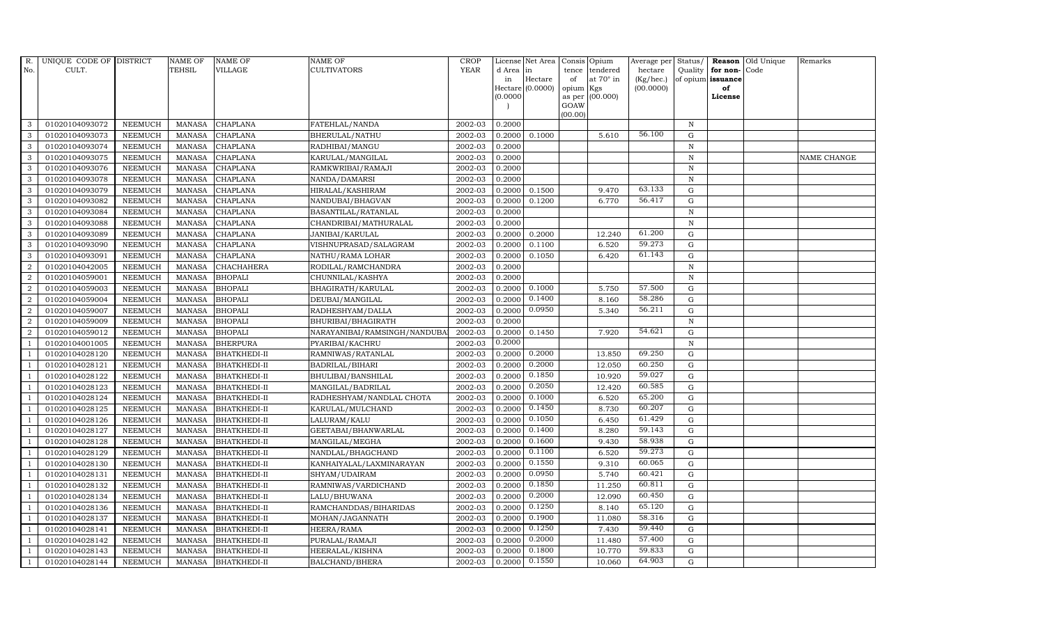| R. No. | UNIQUE CODE OF CULT. | DISTRICT | NAME OF TEHSIL | NAME OF VILLAGE | NAME OF CULTIVATORS | CROP YEAR | License d Area in Hectare (0.0000) | Net Area in Hectare (0.0000) | Consis tence of opium as per GOAW (00.00) | Opium tendered at 70° in Kgs (00.000) | Average per hectare (Kg/hec.) (00.0000) | Status/ Quality of opium | Reason for non-issuance of License | Old Unique Code | Remarks |
|---|---|---|---|---|---|---|---|---|---|---|---|---|---|---|---|
| 3 | 01020104093072 | NEEMUCH | MANASA | CHAPLANA | FATEHLAL/NANDA | 2002-03 | 0.2000 | | | | | N | | | |
| 3 | 01020104093073 | NEEMUCH | MANASA | CHAPLANA | BHERULAL/NATHU | 2002-03 | 0.2000 | 0.1000 | | 5.610 | 56.100 | G | | | |
| 3 | 01020104093074 | NEEMUCH | MANASA | CHAPLANA | RADHIBAI/MANGU | 2002-03 | 0.2000 | | | | | N | | | |
| 3 | 01020104093075 | NEEMUCH | MANASA | CHAPLANA | KARULAL/MANGILAL | 2002-03 | 0.2000 | | | | | N | | | NAME CHANGE |
| 3 | 01020104093076 | NEEMUCH | MANASA | CHAPLANA | RAMKWRIBAI/RAMAJI | 2002-03 | 0.2000 | | | | | N | | | |
| 3 | 01020104093078 | NEEMUCH | MANASA | CHAPLANA | NANDA/DAMARSI | 2002-03 | 0.2000 | | | | | N | | | |
| 3 | 01020104093079 | NEEMUCH | MANASA | CHAPLANA | HIRALAL/KASHIRAM | 2002-03 | 0.2000 | 0.1500 | | 9.470 | 63.133 | G | | | |
| 3 | 01020104093082 | NEEMUCH | MANASA | CHAPLANA | NANDUBAI/BHAGVAN | 2002-03 | 0.2000 | 0.1200 | | 6.770 | 56.417 | G | | | |
| 3 | 01020104093084 | NEEMUCH | MANASA | CHAPLANA | BASANTILAL/RATANLAL | 2002-03 | 0.2000 | | | | | N | | | |
| 3 | 01020104093088 | NEEMUCH | MANASA | CHAPLANA | CHANDRIBAI/MATHURALAL | 2002-03 | 0.2000 | | | | | N | | | |
| 3 | 01020104093089 | NEEMUCH | MANASA | CHAPLANA | JANIBAI/KARULAL | 2002-03 | 0.2000 | 0.2000 | | 12.240 | 61.200 | G | | | |
| 3 | 01020104093090 | NEEMUCH | MANASA | CHAPLANA | VISHNUPRASAD/SALAGRAM | 2002-03 | 0.2000 | 0.1100 | | 6.520 | 59.273 | G | | | |
| 3 | 01020104093091 | NEEMUCH | MANASA | CHAPLANA | NATHU/RAMA LOHAR | 2002-03 | 0.2000 | 0.1050 | | 6.420 | 61.143 | G | | | |
| 2 | 01020104042005 | NEEMUCH | MANASA | CHACHAHERA | RODILAL/RAMCHANDRA | 2002-03 | 0.2000 | | | | | N | | | |
| 2 | 01020104059001 | NEEMUCH | MANASA | BHOPALI | CHUNNILAL/KASHYA | 2002-03 | 0.2000 | | | | | N | | | |
| 2 | 01020104059003 | NEEMUCH | MANASA | BHOPALI | BHAGIRATH/KARULAL | 2002-03 | 0.2000 | 0.1000 | | 5.750 | 57.500 | G | | | |
| 2 | 01020104059004 | NEEMUCH | MANASA | BHOPALI | DEUBAI/MANGILAL | 2002-03 | 0.2000 | 0.1400 | | 8.160 | 58.286 | G | | | |
| 2 | 01020104059007 | NEEMUCH | MANASA | BHOPALI | RADHESHYAM/DALLA | 2002-03 | 0.2000 | 0.0950 | | 5.340 | 56.211 | G | | | |
| 2 | 01020104059009 | NEEMUCH | MANASA | BHOPALI | BHURIBAI/BHAGIRATH | 2002-03 | 0.2000 | | | | | N | | | |
| 2 | 01020104059012 | NEEMUCH | MANASA | BHOPALI | NARAYANIBAI/RAMSINGH/NANDUBA | 2002-03 | 0.2000 | 0.1450 | | 7.920 | 54.621 | G | | | |
| 1 | 01020104001005 | NEEMUCH | MANASA | BHERPURA | PYARIBAI/KACHRU | 2002-03 | 0.2000 | | | | | N | | | |
| 1 | 01020104028120 | NEEMUCH | MANASA | BHATKHEDI-II | RAMNIWAS/RATANLAL | 2002-03 | 0.2000 | 0.2000 | | 13.850 | 69.250 | G | | | |
| 1 | 01020104028121 | NEEMUCH | MANASA | BHATKHEDI-II | BADRILAL/BIHARI | 2002-03 | 0.2000 | 0.2000 | | 12.050 | 60.250 | G | | | |
| 1 | 01020104028122 | NEEMUCH | MANASA | BHATKHEDI-II | BHULIBAI/BANSHILAL | 2002-03 | 0.2000 | 0.1850 | | 10.920 | 59.027 | G | | | |
| 1 | 01020104028123 | NEEMUCH | MANASA | BHATKHEDI-II | MANGILAL/BADRILAL | 2002-03 | 0.2000 | 0.2050 | | 12.420 | 60.585 | G | | | |
| 1 | 01020104028124 | NEEMUCH | MANASA | BHATKHEDI-II | RADHESHYAM/NANDLAL CHOTA | 2002-03 | 0.2000 | 0.1000 | | 6.520 | 65.200 | G | | | |
| 1 | 01020104028125 | NEEMUCH | MANASA | BHATKHEDI-II | KARULAL/MULCHAND | 2002-03 | 0.2000 | 0.1450 | | 8.730 | 60.207 | G | | | |
| 1 | 01020104028126 | NEEMUCH | MANASA | BHATKHEDI-II | LALURAM/KALU | 2002-03 | 0.2000 | 0.1050 | | 6.450 | 61.429 | G | | | |
| 1 | 01020104028127 | NEEMUCH | MANASA | BHATKHEDI-II | GEETABAI/BHANWARLAL | 2002-03 | 0.2000 | 0.1400 | | 8.280 | 59.143 | G | | | |
| 1 | 01020104028128 | NEEMUCH | MANASA | BHATKHEDI-II | MANGILAL/MEGHA | 2002-03 | 0.2000 | 0.1600 | | 9.430 | 58.938 | G | | | |
| 1 | 01020104028129 | NEEMUCH | MANASA | BHATKHEDI-II | NANDLAL/BHAGCHAND | 2002-03 | 0.2000 | 0.1100 | | 6.520 | 59.273 | G | | | |
| 1 | 01020104028130 | NEEMUCH | MANASA | BHATKHEDI-II | KANHAIYALAL/LAXMINARAYAN | 2002-03 | 0.2000 | 0.1550 | | 9.310 | 60.065 | G | | | |
| 1 | 01020104028131 | NEEMUCH | MANASA | BHATKHEDI-II | SHYAM/UDAIRAM | 2002-03 | 0.2000 | 0.0950 | | 5.740 | 60.421 | G | | | |
| 1 | 01020104028132 | NEEMUCH | MANASA | BHATKHEDI-II | RAMNIWAS/VARDICHAND | 2002-03 | 0.2000 | 0.1850 | | 11.250 | 60.811 | G | | | |
| 1 | 01020104028134 | NEEMUCH | MANASA | BHATKHEDI-II | LALU/BHUWANA | 2002-03 | 0.2000 | 0.2000 | | 12.090 | 60.450 | G | | | |
| 1 | 01020104028136 | NEEMUCH | MANASA | BHATKHEDI-II | RAMCHANDDAS/BIHARIDAS | 2002-03 | 0.2000 | 0.1250 | | 8.140 | 65.120 | G | | | |
| 1 | 01020104028137 | NEEMUCH | MANASA | BHATKHEDI-II | MOHAN/JAGANNATH | 2002-03 | 0.2000 | 0.1900 | | 11.080 | 58.316 | G | | | |
| 1 | 01020104028141 | NEEMUCH | MANASA | BHATKHEDI-II | HEERA/RAMA | 2002-03 | 0.2000 | 0.1250 | | 7.430 | 59.440 | G | | | |
| 1 | 01020104028142 | NEEMUCH | MANASA | BHATKHEDI-II | PURALAL/RAMAJI | 2002-03 | 0.2000 | 0.2000 | | 11.480 | 57.400 | G | | | |
| 1 | 01020104028143 | NEEMUCH | MANASA | BHATKHEDI-II | HEERALAL/KISHNA | 2002-03 | 0.2000 | 0.1800 | | 10.770 | 59.833 | G | | | |
| 1 | 01020104028144 | NEEMUCH | MANASA | BHATKHEDI-II | BALCHAND/BHERA | 2002-03 | 0.2000 | 0.1550 | | 10.060 | 64.903 | G | | | |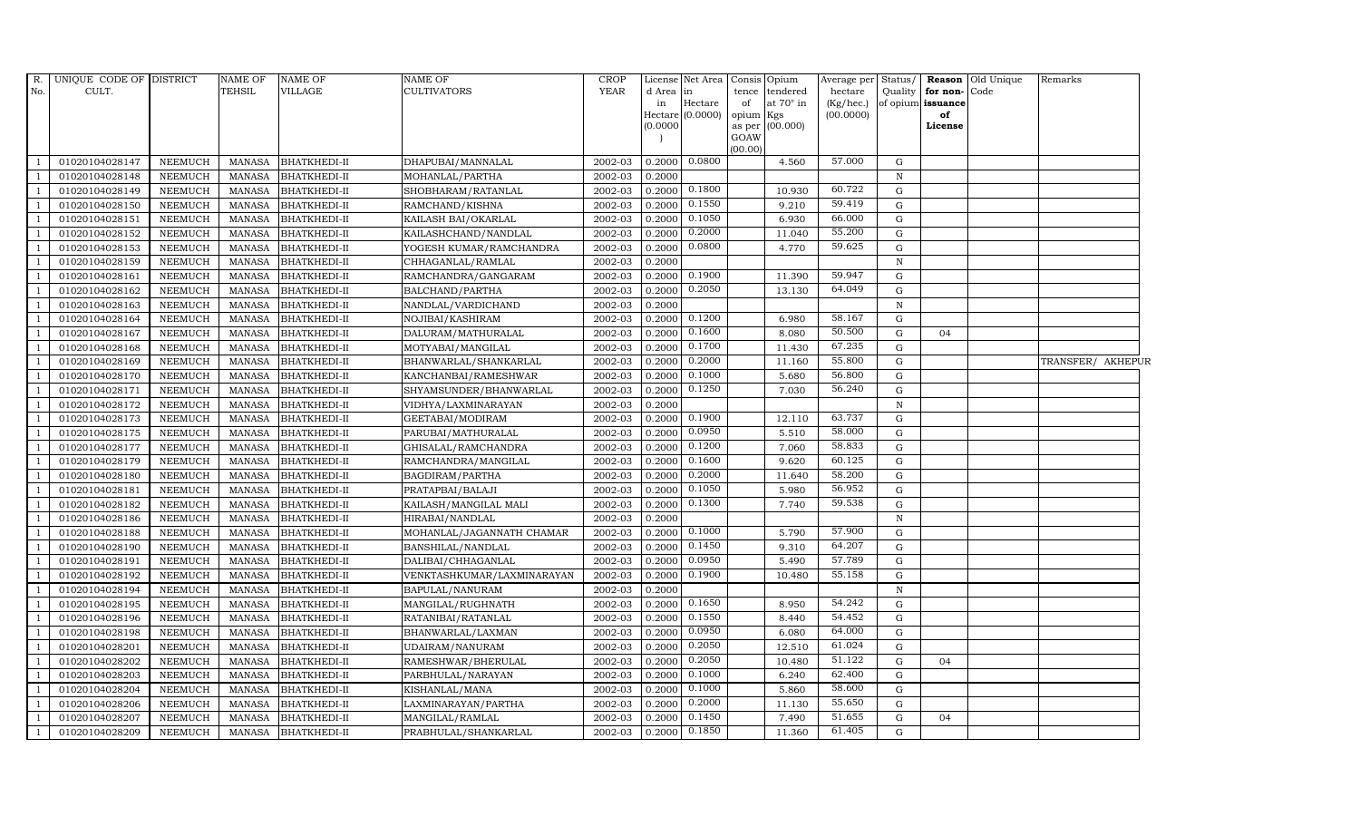| R. No. | UNIQUE CODE OF CULT. | DISTRICT | NAME OF TEHSIL | NAME OF VILLAGE | NAME OF CULTIVATORS | CROP YEAR | License d Area in Hectare (0.0000) | Net Area in Hectare (0.0000) | Consis tence of opium as per GOAW (00.00) | Opium tendered at 70° in Kgs (00.000) | Average per hectare (Kg/hec.) (00.0000) | Status/ Quality of opium | Reason for non-issuance of License | Old Unique Code | Remarks |
|---|---|---|---|---|---|---|---|---|---|---|---|---|---|---|---|
| 1 | 01020104028147 | NEEMUCH | MANASA | BHATKHEDI-II | DHAPUBAI/MANNALAL | 2002-03 | 0.2000 | 0.0800 | | 4.560 | 57.000 | G | | | |
| 1 | 01020104028148 | NEEMUCH | MANASA | BHATKHEDI-II | MOHANLAL/PARTHA | 2002-03 | 0.2000 | | | | | N | | | |
| 1 | 01020104028149 | NEEMUCH | MANASA | BHATKHEDI-II | SHOBHARAM/RATANLAL | 2002-03 | 0.2000 | 0.1800 | | 10.930 | 60.722 | G | | | |
| 1 | 01020104028150 | NEEMUCH | MANASA | BHATKHEDI-II | RAMCHAND/KISHNA | 2002-03 | 0.2000 | 0.1550 | | 9.210 | 59.419 | G | | | |
| 1 | 01020104028151 | NEEMUCH | MANASA | BHATKHEDI-II | KAILASH BAI/OKARLAL | 2002-03 | 0.2000 | 0.1050 | | 6.930 | 66.000 | G | | | |
| 1 | 01020104028152 | NEEMUCH | MANASA | BHATKHEDI-II | KAILASHCHAND/NANDLAL | 2002-03 | 0.2000 | 0.2000 | | 11.040 | 55.200 | G | | | |
| 1 | 01020104028153 | NEEMUCH | MANASA | BHATKHEDI-II | YOGESH KUMAR/RAMCHANDRA | 2002-03 | 0.2000 | 0.0800 | | 4.770 | 59.625 | G | | | |
| 1 | 01020104028159 | NEEMUCH | MANASA | BHATKHEDI-II | CHHAGANLAL/RAMLAL | 2002-03 | 0.2000 | | | | | N | | | |
| 1 | 01020104028161 | NEEMUCH | MANASA | BHATKHEDI-II | RAMCHANDRA/GANGARAM | 2002-03 | 0.2000 | 0.1900 | | 11.390 | 59.947 | G | | | |
| 1 | 01020104028162 | NEEMUCH | MANASA | BHATKHEDI-II | BALCHAND/PARTHA | 2002-03 | 0.2000 | 0.2050 | | 13.130 | 64.049 | G | | | |
| 1 | 01020104028163 | NEEMUCH | MANASA | BHATKHEDI-II | NANDLAL/VARDICHAND | 2002-03 | 0.2000 | | | | | N | | | |
| 1 | 01020104028164 | NEEMUCH | MANASA | BHATKHEDI-II | NOJIBAI/KASHIRAM | 2002-03 | 0.2000 | 0.1200 | | 6.980 | 58.167 | G | | | |
| 1 | 01020104028167 | NEEMUCH | MANASA | BHATKHEDI-II | DALURAM/MATHURALAL | 2002-03 | 0.2000 | 0.1600 | | 8.080 | 50.500 | G | 04 | | |
| 1 | 01020104028168 | NEEMUCH | MANASA | BHATKHEDI-II | MOTYABAI/MANGILAL | 2002-03 | 0.2000 | 0.1700 | | 11.430 | 67.235 | G | | | |
| 1 | 01020104028169 | NEEMUCH | MANASA | BHATKHEDI-II | BHANWARLAL/SHANKARLAL | 2002-03 | 0.2000 | 0.2000 | | 11.160 | 55.800 | G | | | TRANSFER/ AKHEPUR |
| 1 | 01020104028170 | NEEMUCH | MANASA | BHATKHEDI-II | KANCHANBAI/RAMESHWAR | 2002-03 | 0.2000 | 0.1000 | | 5.680 | 56.800 | G | | | |
| 1 | 01020104028171 | NEEMUCH | MANASA | BHATKHEDI-II | SHYAMSUNDER/BHANWARLAL | 2002-03 | 0.2000 | 0.1250 | | 7.030 | 56.240 | G | | | |
| 1 | 01020104028172 | NEEMUCH | MANASA | BHATKHEDI-II | VIDHYA/LAXMINARAYAN | 2002-03 | 0.2000 | | | | | N | | | |
| 1 | 01020104028173 | NEEMUCH | MANASA | BHATKHEDI-II | GEETABAI/MODIRAM | 2002-03 | 0.2000 | 0.1900 | | 12.110 | 63.737 | G | | | |
| 1 | 01020104028175 | NEEMUCH | MANASA | BHATKHEDI-II | PARUBAI/MATHURALAL | 2002-03 | 0.2000 | 0.0950 | | 5.510 | 58.000 | G | | | |
| 1 | 01020104028177 | NEEMUCH | MANASA | BHATKHEDI-II | GHISALAL/RAMCHANDRA | 2002-03 | 0.2000 | 0.1200 | | 7.060 | 58.833 | G | | | |
| 1 | 01020104028179 | NEEMUCH | MANASA | BHATKHEDI-II | RAMCHANDRA/MANGILAL | 2002-03 | 0.2000 | 0.1600 | | 9.620 | 60.125 | G | | | |
| 1 | 01020104028180 | NEEMUCH | MANASA | BHATKHEDI-II | BAGDIRAM/PARTHA | 2002-03 | 0.2000 | 0.2000 | | 11.640 | 58.200 | G | | | |
| 1 | 01020104028181 | NEEMUCH | MANASA | BHATKHEDI-II | PRATAPBAI/BALAJI | 2002-03 | 0.2000 | 0.1050 | | 5.980 | 56.952 | G | | | |
| 1 | 01020104028182 | NEEMUCH | MANASA | BHATKHEDI-II | KAILASH/MANGILAL MALI | 2002-03 | 0.2000 | 0.1300 | | 7.740 | 59.538 | G | | | |
| 1 | 01020104028186 | NEEMUCH | MANASA | BHATKHEDI-II | HIRABAI/NANDLAL | 2002-03 | 0.2000 | | | | | N | | | |
| 1 | 01020104028188 | NEEMUCH | MANASA | BHATKHEDI-II | MOHANLAL/JAGANNATH CHAMAR | 2002-03 | 0.2000 | 0.1000 | | 5.790 | 57.900 | G | | | |
| 1 | 01020104028190 | NEEMUCH | MANASA | BHATKHEDI-II | BANSHILAL/NANDLAL | 2002-03 | 0.2000 | 0.1450 | | 9.310 | 64.207 | G | | | |
| 1 | 01020104028191 | NEEMUCH | MANASA | BHATKHEDI-II | DALIBAI/CHHAGANLAL | 2002-03 | 0.2000 | 0.0950 | | 5.490 | 57.789 | G | | | |
| 1 | 01020104028192 | NEEMUCH | MANASA | BHATKHEDI-II | VENKTASHKUMAR/LAXMINARAYAN | 2002-03 | 0.2000 | 0.1900 | | 10.480 | 55.158 | G | | | |
| 1 | 01020104028194 | NEEMUCH | MANASA | BHATKHEDI-II | BAPULAL/NANURAM | 2002-03 | 0.2000 | | | | | N | | | |
| 1 | 01020104028195 | NEEMUCH | MANASA | BHATKHEDI-II | MANGILAL/RUGHNATH | 2002-03 | 0.2000 | 0.1650 | | 8.950 | 54.242 | G | | | |
| 1 | 01020104028196 | NEEMUCH | MANASA | BHATKHEDI-II | RATANIBAI/RATANLAL | 2002-03 | 0.2000 | 0.1550 | | 8.440 | 54.452 | G | | | |
| 1 | 01020104028198 | NEEMUCH | MANASA | BHATKHEDI-II | BHANWARLAL/LAXMAN | 2002-03 | 0.2000 | 0.0950 | | 6.080 | 64.000 | G | | | |
| 1 | 01020104028201 | NEEMUCH | MANASA | BHATKHEDI-II | UDAIRAM/NANURAM | 2002-03 | 0.2000 | 0.2050 | | 12.510 | 61.024 | G | | | |
| 1 | 01020104028202 | NEEMUCH | MANASA | BHATKHEDI-II | RAMESHWAR/BHERULAL | 2002-03 | 0.2000 | 0.2050 | | 10.480 | 51.122 | G | 04 | | |
| 1 | 01020104028203 | NEEMUCH | MANASA | BHATKHEDI-II | PARBHULAL/NARAYAN | 2002-03 | 0.2000 | 0.1000 | | 6.240 | 62.400 | G | | | |
| 1 | 01020104028204 | NEEMUCH | MANASA | BHATKHEDI-II | KISHANLAL/MANA | 2002-03 | 0.2000 | 0.1000 | | 5.860 | 58.600 | G | | | |
| 1 | 01020104028206 | NEEMUCH | MANASA | BHATKHEDI-II | LAXMINARAYAN/PARTHA | 2002-03 | 0.2000 | 0.2000 | | 11.130 | 55.650 | G | | | |
| 1 | 01020104028207 | NEEMUCH | MANASA | BHATKHEDI-II | MANGILAL/RAMLAL | 2002-03 | 0.2000 | 0.1450 | | 7.490 | 51.655 | G | 04 | | |
| 1 | 01020104028209 | NEEMUCH | MANASA | BHATKHEDI-II | PRABHULAL/SHANKARLAL | 2002-03 | 0.2000 | 0.1850 | | 11.360 | 61.405 | G | | | |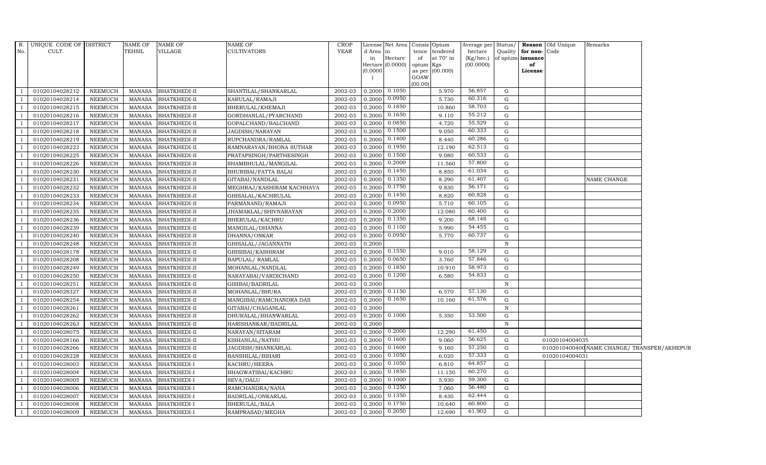| R. No. | UNIQUE CODE OF CULT. | DISTRICT | NAME OF TEHSIL | NAME OF VILLAGE | NAME OF CULTIVATORS | CROP YEAR | License d Area in Hectare (0.0000) | Net Area in Hectare (0.0000) | Consis tence of opium as per GOAW (00.00) | Opium tendered at 70° in Kgs (00.000) | Average per hectare (Kg/hec.) (00.0000) | Status/ Quality of opium | Reason for non-issuance of License | Old Unique Code | Remarks |
|---|---|---|---|---|---|---|---|---|---|---|---|---|---|---|---|
| 1 | 01020104028212 | NEEMUCH | MANASA | BHATKHEDI-II | SHANTILAL/SHANKARLAL | 2002-03 | 0.2000 | 0.1050 | | 5.970 | 56.857 | G | | | |
| 1 | 01020104028214 | NEEMUCH | MANASA | BHATKHEDI-II | KARULAL/RAMAJI | 2002-03 | 0.2000 | 0.0950 | | 5.730 | 60.316 | G | | | |
| 1 | 01020104028215 | NEEMUCH | MANASA | BHATKHEDI-II | BHERULAL/KHEMAJI | 2002-03 | 0.2000 | 0.1850 | | 10.860 | 58.703 | G | | | |
| 1 | 01020104028216 | NEEMUCH | MANASA | BHATKHEDI-II | GORDHANLAL/PYARCHAND | 2002-03 | 0.2000 | 0.1650 | | 9.110 | 55.212 | G | | | |
| 1 | 01020104028217 | NEEMUCH | MANASA | BHATKHEDI-II | GOPALCHAND/BALCHAND | 2002-03 | 0.2000 | 0.0850 | | 4.720 | 55.529 | G | | | |
| 1 | 01020104028218 | NEEMUCH | MANASA | BHATKHEDI-II | JAGDISH/NARAYAN | 2002-03 | 0.2000 | 0.1500 | | 9.050 | 60.333 | G | | | |
| 1 | 01020104028219 | NEEMUCH | MANASA | BHATKHEDI-II | RUPCHANDRA/RAMLAL | 2002-03 | 0.2000 | 0.1400 | | 8.440 | 60.286 | G | | | |
| 1 | 01020104028223 | NEEMUCH | MANASA | BHATKHEDI-II | RAMNARAYAN/BHONA SUTHAR | 2002-03 | 0.2000 | 0.1950 | | 12.190 | 62.513 | G | | | |
| 1 | 01020104028225 | NEEMUCH | MANASA | BHATKHEDI-II | PRATAPSINGH/PARTHESINGH | 2002-03 | 0.2000 | 0.1500 | | 9.080 | 60.533 | G | | | |
| 1 | 01020104028226 | NEEMUCH | MANASA | BHATKHEDI-II | SHAMBHULAL/MANGILAL | 2002-03 | 0.2000 | 0.2000 | | 11.560 | 57.800 | G | | | |
| 1 | 01020104028230 | NEEMUCH | MANASA | BHATKHEDI-II | BHURIBAI/FATTA BALAI | 2002-03 | 0.2000 | 0.1450 | | 8.850 | 61.034 | G | | | |
| 1 | 01020104028231 | NEEMUCH | MANASA | BHATKHEDI-II | GITABAI/NANDLAL | 2002-03 | 0.2000 | 0.1350 | | 8.290 | 61.407 | G | | | NAME CHANGE |
| 1 | 01020104028232 | NEEMUCH | MANASA | BHATKHEDI-II | MEGHRAJ/KASHIRAM KACHHAVA | 2002-03 | 0.2000 | 0.1750 | | 9.830 | 56.171 | G | | | |
| 1 | 01020104028233 | NEEMUCH | MANASA | BHATKHEDI-II | GHISALAL/KACHRULAL | 2002-03 | 0.2000 | 0.1450 | | 8.820 | 60.828 | G | | | |
| 1 | 01020104028234 | NEEMUCH | MANASA | BHATKHEDI-II | PARMANAND/RAMAJI | 2002-03 | 0.2000 | 0.0950 | | 5.710 | 60.105 | G | | | |
| 1 | 01020104028235 | NEEMUCH | MANASA | BHATKHEDI-II | JHAMAKLAL/SHIVNARAYAN | 2002-03 | 0.2000 | 0.2000 | | 12.080 | 60.400 | G | | | |
| 1 | 01020104028236 | NEEMUCH | MANASA | BHATKHEDI-II | BHERULAL/KACHRU | 2002-03 | 0.2000 | 0.1350 | | 9.200 | 68.148 | G | | | |
| 1 | 01020104028239 | NEEMUCH | MANASA | BHATKHEDI-II | MANGILAL/DHANNA | 2002-03 | 0.2000 | 0.1100 | | 5.990 | 54.455 | G | | | |
| 1 | 01020104028240 | NEEMUCH | MANASA | BHATKHEDI-II | DHANNA/ONKAR | 2002-03 | 0.2000 | 0.0950 | | 5.770 | 60.737 | G | | | |
| 1 | 01020104028248 | NEEMUCH | MANASA | BHATKHEDI-II | GHISALAL/JAGANNATH | 2002-03 | 0.2000 | | | | | N | | | |
| 1 | 01020104028178 | NEEMUCH | MANASA | BHATKHEDI-II | GHISIBAI/KASHIRAM | 2002-03 | 0.2000 | 0.1550 | | 9.010 | 58.129 | G | | | |
| 1 | 01020104028208 | NEEMUCH | MANASA | BHATKHEDI-II | BAPULAL/ RAMLAL | 2002-03 | 0.2000 | 0.0650 | | 3.760 | 57.846 | G | | | |
| 1 | 01020104028249 | NEEMUCH | MANASA | BHATKHEDI-II | MOHANLAL/NANDLAL | 2002-03 | 0.2000 | 0.1850 | | 10.910 | 58.973 | G | | | |
| 1 | 01020104028250 | NEEMUCH | MANASA | BHATKHEDI-II | NARAYABAI/VARDICHAND | 2002-03 | 0.2000 | 0.1200 | | 6.580 | 54.833 | G | | | |
| 1 | 01020104028251 | NEEMUCH | MANASA | BHATKHEDI-II | GISIBAI/BADRILAL | 2002-03 | 0.2000 | | | | | N | | | |
| 1 | 01020104028327 | NEEMUCH | MANASA | BHATKHEDI-II | MOHANLAL/BHURA | 2002-03 | 0.2000 | 0.1150 | | 6.570 | 57.130 | G | | | |
| 1 | 01020104028254 | NEEMUCH | MANASA | BHATKHEDI-II | MANGIBAI/RAMCHANDRA DAS | 2002-03 | 0.2000 | 0.1650 | | 10.160 | 61.576 | G | | | |
| 1 | 01020104028261 | NEEMUCH | MANASA | BHATKHEDI-II | GITABAI/CHAGANLAL | 2002-03 | 0.2000 | | | | | N | | | |
| 1 | 01020104028262 | NEEMUCH | MANASA | BHATKHEDI-II | DHURALAL/BHANWARLAL | 2002-03 | 0.2000 | 0.1000 | | 5.350 | 53.500 | G | | | |
| 1 | 01020104028263 | NEEMUCH | MANASA | BHATKHEDI-II | HARISHANKAR/BADRILAL | 2002-03 | 0.2000 | | | | | N | | | |
| 1 | 01020104028075 | NEEMUCH | MANASA | BHATKHEDI-II | NARAYAN/SITARAM | 2002-03 | 0.2000 | 0.2000 | | 12.290 | 61.450 | G | | | |
| 1 | 01020104028166 | NEEMUCH | MANASA | BHATKHEDI-II | KISHANLAL/NATHU | 2002-03 | 0.2000 | 0.1600 | | 9.060 | 56.625 | G | | 01020104004035 | |
| 1 | 01020104028266 | NEEMUCH | MANASA | BHATKHEDI-II | JAGDISH/SHANKARLAL | 2002-03 | 0.2000 | 0.1600 | | 9.160 | 57.250 | G | | 01020104004004 | NAME CHANGE/ TRANSFER/AKHEPUR |
| 1 | 01020104028228 | NEEMUCH | MANASA | BHATKHEDI-II | BANSHILAL/BIHARI | 2002-03 | 0.2000 | 0.1050 | | 6.020 | 57.333 | G | | 01020104004031 | |
| 1 | 01020104028003 | NEEMUCH | MANASA | BHATKHEDI-I | KACHRU/HEERA | 2002-03 | 0.2000 | 0.1050 | | 6.810 | 64.857 | G | | | |
| 1 | 01020104028004 | NEEMUCH | MANASA | BHATKHEDI-I | BHAGWATIBAI/KACHRU | 2002-03 | 0.2000 | 0.1850 | | 11.150 | 60.270 | G | | | |
| 1 | 01020104028005 | NEEMUCH | MANASA | BHATKHEDI-I | SEVA/DALU | 2002-03 | 0.2000 | 0.1000 | | 5.930 | 59.300 | G | | | |
| 1 | 01020104028006 | NEEMUCH | MANASA | BHATKHEDI-I | RAMCHANDRA/NANA | 2002-03 | 0.2000 | 0.1250 | | 7.060 | 56.480 | G | | | |
| 1 | 01020104028007 | NEEMUCH | MANASA | BHATKHEDI-I | BADRILAL/ONKARLAL | 2002-03 | 0.2000 | 0.1350 | | 8.430 | 62.444 | G | | | |
| 1 | 01020104028008 | NEEMUCH | MANASA | BHATKHEDI-I | BHERULAL/BALA | 2002-03 | 0.2000 | 0.1750 | | 10.640 | 60.800 | G | | | |
| 1 | 01020104028009 | NEEMUCH | MANASA | BHATKHEDI-I | RAMPRASAD/MEGHA | 2002-03 | 0.2000 | 0.2050 | | 12.690 | 61.902 | G | | | |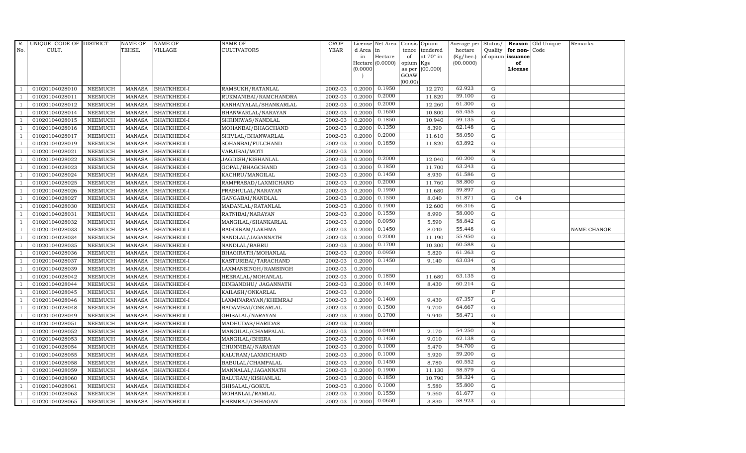| R. No. | UNIQUE CODE OF CULT. | DISTRICT | NAME OF TEHSIL | NAME OF VILLAGE | NAME OF CULTIVATORS | CROP YEAR | License d Area in Hectare (0.0000) | Net Area in Hectare (0.0000) | Consis tence of opium as per GOAW (00.00) | Opium tendered at 70° in Kgs (00.000) | Average per hectare (Kg/hec.) (00.0000) | Status/ Quality of opium | Reason for non-issuance of License | Old Unique Code | Remarks |
|---|---|---|---|---|---|---|---|---|---|---|---|---|---|---|---|
| 1 | 01020104028010 | NEEMUCH | MANASA | BHATKHEDI-I | RAMSUKH/RATANLAL | 2002-03 | 0.2000 | 0.1950 | | 12.270 | 62.923 | G | | | |
| 1 | 01020104028011 | NEEMUCH | MANASA | BHATKHEDI-I | RUKMANIBAI/RAMCHANDRA | 2002-03 | 0.2000 | 0.2000 | | 11.820 | 59.100 | G | | | |
| 1 | 01020104028012 | NEEMUCH | MANASA | BHATKHEDI-I | KANHAIYALAL/SHANKARLAL | 2002-03 | 0.2000 | 0.2000 | | 12.260 | 61.300 | G | | | |
| 1 | 01020104028014 | NEEMUCH | MANASA | BHATKHEDI-I | BHANWARLAL/NARAYAN | 2002-03 | 0.2000 | 0.1650 | | 10.800 | 65.455 | G | | | |
| 1 | 01020104028015 | NEEMUCH | MANASA | BHATKHEDI-I | SHRINIWAS/NANDLAL | 2002-03 | 0.2000 | 0.1850 | | 10.940 | 59.135 | G | | | |
| 1 | 01020104028016 | NEEMUCH | MANASA | BHATKHEDI-I | MOHANBAI/BHAGCHAND | 2002-03 | 0.2000 | 0.1350 | | 8.390 | 62.148 | G | | | |
| 1 | 01020104028017 | NEEMUCH | MANASA | BHATKHEDI-I | SHIVLAL/BHANWARLAL | 2002-03 | 0.2000 | 0.2000 | | 11.610 | 58.050 | G | | | |
| 1 | 01020104028019 | NEEMUCH | MANASA | BHATKHEDI-I | SOHANBAI/FULCHAND | 2002-03 | 0.2000 | 0.1850 | | 11.820 | 63.892 | G | | | |
| 1 | 01020104028021 | NEEMUCH | MANASA | BHATKHEDI-I | VARJIBAI/MOTI | 2002-03 | 0.2000 | | | | | N | | | |
| 1 | 01020104028022 | NEEMUCH | MANASA | BHATKHEDI-I | JAGDISH/KISHANLAL | 2002-03 | 0.2000 | 0.2000 | | 12.040 | 60.200 | G | | | |
| 1 | 01020104028023 | NEEMUCH | MANASA | BHATKHEDI-I | GOPAL/BHAGCHAND | 2002-03 | 0.2000 | 0.1850 | | 11.700 | 63.243 | G | | | |
| 1 | 01020104028024 | NEEMUCH | MANASA | BHATKHEDI-I | KACHRU/MANGILAL | 2002-03 | 0.2000 | 0.1450 | | 8.930 | 61.586 | G | | | |
| 1 | 01020104028025 | NEEMUCH | MANASA | BHATKHEDI-I | RAMPRASAD/LAXMICHAND | 2002-03 | 0.2000 | 0.2000 | | 11.760 | 58.800 | G | | | |
| 1 | 01020104028026 | NEEMUCH | MANASA | BHATKHEDI-I | PRABHULAL/NARAYAN | 2002-03 | 0.2000 | 0.1950 | | 11.680 | 59.897 | G | | | |
| 1 | 01020104028027 | NEEMUCH | MANASA | BHATKHEDI-I | GANGABAI/NANDLAL | 2002-03 | 0.2000 | 0.1550 | | 8.040 | 51.871 | G | 04 | | |
| 1 | 01020104028030 | NEEMUCH | MANASA | BHATKHEDI-I | MADANLAL/RATANLAL | 2002-03 | 0.2000 | 0.1900 | | 12.600 | 66.316 | G | | | |
| 1 | 01020104028031 | NEEMUCH | MANASA | BHATKHEDI-I | RATNIBAI/NARAYAN | 2002-03 | 0.2000 | 0.1550 | | 8.990 | 58.000 | G | | | |
| 1 | 01020104028032 | NEEMUCH | MANASA | BHATKHEDI-I | MANGILAL/SHANKARLAL | 2002-03 | 0.2000 | 0.0950 | | 5.590 | 58.842 | G | | | |
| 1 | 01020104028033 | NEEMUCH | MANASA | BHATKHEDI-I | BAGDIRAM/LAKHMA | 2002-03 | 0.2000 | 0.1450 | | 8.040 | 55.448 | G | | | NAME CHANGE |
| 1 | 01020104028034 | NEEMUCH | MANASA | BHATKHEDI-I | NANDLAL/JAGANNATH | 2002-03 | 0.2000 | 0.2000 | | 11.190 | 55.950 | G | | | |
| 1 | 01020104028035 | NEEMUCH | MANASA | BHATKHEDI-I | NANDLAL/BABRU | 2002-03 | 0.2000 | 0.1700 | | 10.300 | 60.588 | G | | | |
| 1 | 01020104028036 | NEEMUCH | MANASA | BHATKHEDI-I | BHAGIRATH/MOHANLAL | 2002-03 | 0.2000 | 0.0950 | | 5.820 | 61.263 | G | | | |
| 1 | 01020104028037 | NEEMUCH | MANASA | BHATKHEDI-I | KASTURIBAI/TARACHAND | 2002-03 | 0.2000 | 0.1450 | | 9.140 | 63.034 | G | | | |
| 1 | 01020104028039 | NEEMUCH | MANASA | BHATKHEDI-I | LAXMANSINGH/RAMSINGH | 2002-03 | 0.2000 | | | | | N | | | |
| 1 | 01020104028042 | NEEMUCH | MANASA | BHATKHEDI-I | HEERALAL/MOHANLAL | 2002-03 | 0.2000 | 0.1850 | | 11.680 | 63.135 | G | | | |
| 1 | 01020104028044 | NEEMUCH | MANASA | BHATKHEDI-I | DINBANDHU/ JAGANNATH | 2002-03 | 0.2000 | 0.1400 | | 8.430 | 60.214 | G | | | |
| 1 | 01020104028045 | NEEMUCH | MANASA | BHATKHEDI-I | KAILASH/ONKARLAL | 2002-03 | 0.2000 | | | | | F | | | |
| 1 | 01020104028046 | NEEMUCH | MANASA | BHATKHEDI-I | LAXMINARAYAN/KHEMRAJ | 2002-03 | 0.2000 | 0.1400 | | 9.430 | 67.357 | G | | | |
| 1 | 01020104028048 | NEEMUCH | MANASA | BHATKHEDI-I | BADAMBAI/ONKARLAL | 2002-03 | 0.2000 | 0.1500 | | 9.700 | 64.667 | G | | | |
| 1 | 01020104028049 | NEEMUCH | MANASA | BHATKHEDI-I | GHISALAL/NARAYAN | 2002-03 | 0.2000 | 0.1700 | | 9.940 | 58.471 | G | | | |
| 1 | 01020104028051 | NEEMUCH | MANASA | BHATKHEDI-I | MADHUDAS/HARIDAS | 2002-03 | 0.2000 | | | | | N | | | |
| 1 | 01020104028052 | NEEMUCH | MANASA | BHATKHEDI-I | MANGILAL/CHAMPALAL | 2002-03 | 0.2000 | 0.0400 | | 2.170 | 54.250 | G | | | |
| 1 | 01020104028053 | NEEMUCH | MANASA | BHATKHEDI-I | MANGILAL/BHERA | 2002-03 | 0.2000 | 0.1450 | | 9.010 | 62.138 | G | | | |
| 1 | 01020104028054 | NEEMUCH | MANASA | BHATKHEDI-I | CHUNNIBAI/NARAYAN | 2002-03 | 0.2000 | 0.1000 | | 5.470 | 54.700 | G | | | |
| 1 | 01020104028055 | NEEMUCH | MANASA | BHATKHEDI-I | KALURAM/LAXMICHAND | 2002-03 | 0.2000 | 0.1000 | | 5.920 | 59.200 | G | | | |
| 1 | 01020104028058 | NEEMUCH | MANASA | BHATKHEDI-I | BABULAL/CHAMPALAL | 2002-03 | 0.2000 | 0.1450 | | 8.780 | 60.552 | G | | | |
| 1 | 01020104028059 | NEEMUCH | MANASA | BHATKHEDI-I | MANNALAL/JAGANNATH | 2002-03 | 0.2000 | 0.1900 | | 11.130 | 58.579 | G | | | |
| 1 | 01020104028060 | NEEMUCH | MANASA | BHATKHEDI-I | BALURAM/KISHANLAL | 2002-03 | 0.2000 | 0.1850 | | 10.790 | 58.324 | G | | | |
| 1 | 01020104028061 | NEEMUCH | MANASA | BHATKHEDI-I | GHISALAL/GOKUL | 2002-03 | 0.2000 | 0.1000 | | 5.580 | 55.800 | G | | | |
| 1 | 01020104028063 | NEEMUCH | MANASA | BHATKHEDI-I | MOHANLAL/RAMLAL | 2002-03 | 0.2000 | 0.1550 | | 9.560 | 61.677 | G | | | |
| 1 | 01020104028065 | NEEMUCH | MANASA | BHATKHEDI-I | KHEMRAJ/CHHAGAN | 2002-03 | 0.2000 | 0.0650 | | 3.830 | 58.923 | G | | | |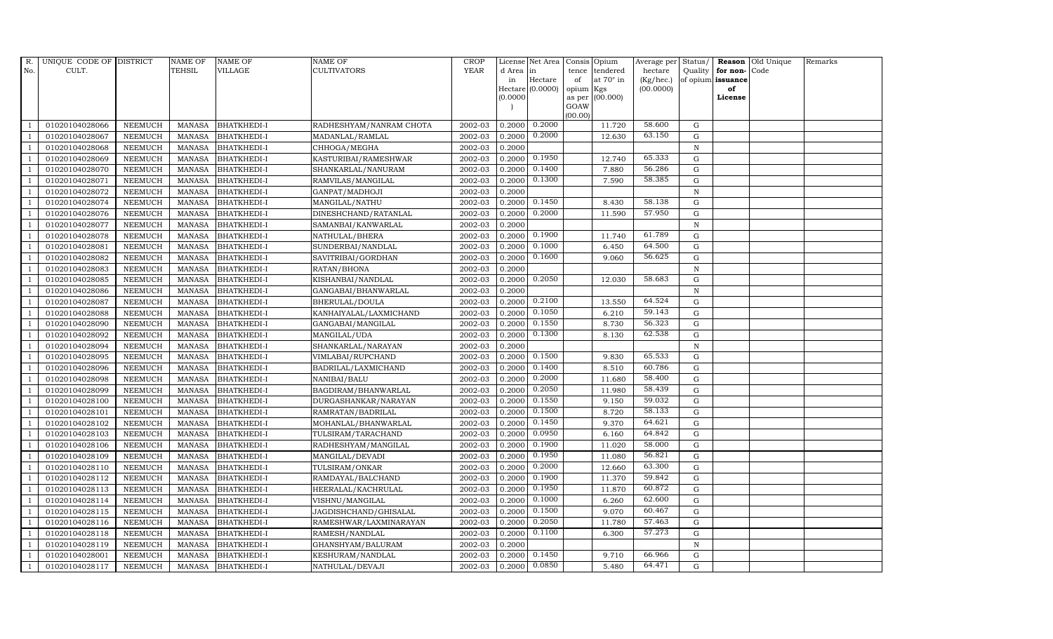| R. No. | UNIQUE CODE OF CULT. | DISTRICT | NAME OF TEHSIL | NAME OF VILLAGE | NAME OF CULTIVATORS | CROP YEAR | License d Area in Hectare (0.0000) | Net Area in Hectare (0.0000) | Consis tence of opium as per GOAW (00.00) | Opium tendered at 70° in Kgs (00.000) | Average per hectare (Kg/hec.) (00.0000) | Status/ Quality of opium | Reason for non-issuance of License | Old Unique Code | Remarks |
|---|---|---|---|---|---|---|---|---|---|---|---|---|---|---|---|
| 1 | 01020104028066 | NEEMUCH | MANASA | BHATKHEDI-I | RADHESHYAM/NANRAM CHOTA | 2002-03 | 0.2000 | 0.2000 | | 11.720 | 58.600 | G | | | |
| 1 | 01020104028067 | NEEMUCH | MANASA | BHATKHEDI-I | MADANLAL/RAMLAL | 2002-03 | 0.2000 | 0.2000 | | 12.630 | 63.150 | G | | | |
| 1 | 01020104028068 | NEEMUCH | MANASA | BHATKHEDI-I | CHHOGA/MEGHA | 2002-03 | 0.2000 | | | | | N | | | |
| 1 | 01020104028069 | NEEMUCH | MANASA | BHATKHEDI-I | KASTURIBAI/RAMESHWAR | 2002-03 | 0.2000 | 0.1950 | | 12.740 | 65.333 | G | | | |
| 1 | 01020104028070 | NEEMUCH | MANASA | BHATKHEDI-I | SHANKARLAL/NANURAM | 2002-03 | 0.2000 | 0.1400 | | 7.880 | 56.286 | G | | | |
| 1 | 01020104028071 | NEEMUCH | MANASA | BHATKHEDI-I | RAMVILAS/MANGILAL | 2002-03 | 0.2000 | 0.1300 | | 7.590 | 58.385 | G | | | |
| 1 | 01020104028072 | NEEMUCH | MANASA | BHATKHEDI-I | GANPAT/MADHOJI | 2002-03 | 0.2000 | | | | | N | | | |
| 1 | 01020104028074 | NEEMUCH | MANASA | BHATKHEDI-I | MANGILAL/NATHU | 2002-03 | 0.2000 | 0.1450 | | 8.430 | 58.138 | G | | | |
| 1 | 01020104028076 | NEEMUCH | MANASA | BHATKHEDI-I | DINESHCHAND/RATANLAL | 2002-03 | 0.2000 | 0.2000 | | 11.590 | 57.950 | G | | | |
| 1 | 01020104028077 | NEEMUCH | MANASA | BHATKHEDI-I | SAMANBAI/KANWARLAL | 2002-03 | 0.2000 | | | | | N | | | |
| 1 | 01020104028078 | NEEMUCH | MANASA | BHATKHEDI-I | NATHULAL/BHERA | 2002-03 | 0.2000 | 0.1900 | | 11.740 | 61.789 | G | | | |
| 1 | 01020104028081 | NEEMUCH | MANASA | BHATKHEDI-I | SUNDERBAI/NANDLAL | 2002-03 | 0.2000 | 0.1000 | | 6.450 | 64.500 | G | | | |
| 1 | 01020104028082 | NEEMUCH | MANASA | BHATKHEDI-I | SAVITRIBAI/GORDHAN | 2002-03 | 0.2000 | 0.1600 | | 9.060 | 56.625 | G | | | |
| 1 | 01020104028083 | NEEMUCH | MANASA | BHATKHEDI-I | RATAN/BHONA | 2002-03 | 0.2000 | | | | | N | | | |
| 1 | 01020104028085 | NEEMUCH | MANASA | BHATKHEDI-I | KISHANBAI/NANDLAL | 2002-03 | 0.2000 | 0.2050 | | 12.030 | 58.683 | G | | | |
| 1 | 01020104028086 | NEEMUCH | MANASA | BHATKHEDI-I | GANGABAI/BHANWARLAL | 2002-03 | 0.2000 | | | | | N | | | |
| 1 | 01020104028087 | NEEMUCH | MANASA | BHATKHEDI-I | BHERULAL/DOULA | 2002-03 | 0.2000 | 0.2100 | | 13.550 | 64.524 | G | | | |
| 1 | 01020104028088 | NEEMUCH | MANASA | BHATKHEDI-I | KANHAIYALAL/LAXMICHAND | 2002-03 | 0.2000 | 0.1050 | | 6.210 | 59.143 | G | | | |
| 1 | 01020104028090 | NEEMUCH | MANASA | BHATKHEDI-I | GANGABAI/MANGILAL | 2002-03 | 0.2000 | 0.1550 | | 8.730 | 56.323 | G | | | |
| 1 | 01020104028092 | NEEMUCH | MANASA | BHATKHEDI-I | MANGILAL/UDA | 2002-03 | 0.2000 | 0.1300 | | 8.130 | 62.538 | G | | | |
| 1 | 01020104028094 | NEEMUCH | MANASA | BHATKHEDI-I | SHANKARLAL/NARAYAN | 2002-03 | 0.2000 | | | | | N | | | |
| 1 | 01020104028095 | NEEMUCH | MANASA | BHATKHEDI-I | VIMLABAI/RUPCHAND | 2002-03 | 0.2000 | 0.1500 | | 9.830 | 65.533 | G | | | |
| 1 | 01020104028096 | NEEMUCH | MANASA | BHATKHEDI-I | BADRILAL/LAXMICHAND | 2002-03 | 0.2000 | 0.1400 | | 8.510 | 60.786 | G | | | |
| 1 | 01020104028098 | NEEMUCH | MANASA | BHATKHEDI-I | NANIBAI/BALU | 2002-03 | 0.2000 | 0.2000 | | 11.680 | 58.400 | G | | | |
| 1 | 01020104028099 | NEEMUCH | MANASA | BHATKHEDI-I | BAGDIRAM/BHANWARLAL | 2002-03 | 0.2000 | 0.2050 | | 11.980 | 58.439 | G | | | |
| 1 | 01020104028100 | NEEMUCH | MANASA | BHATKHEDI-I | DURGASHANKAR/NARAYAN | 2002-03 | 0.2000 | 0.1550 | | 9.150 | 59.032 | G | | | |
| 1 | 01020104028101 | NEEMUCH | MANASA | BHATKHEDI-I | RAMRATAN/BADRILAL | 2002-03 | 0.2000 | 0.1500 | | 8.720 | 58.133 | G | | | |
| 1 | 01020104028102 | NEEMUCH | MANASA | BHATKHEDI-I | MOHANLAL/BHANWARLAL | 2002-03 | 0.2000 | 0.1450 | | 9.370 | 64.621 | G | | | |
| 1 | 01020104028103 | NEEMUCH | MANASA | BHATKHEDI-I | TULSIRAM/TARACHAND | 2002-03 | 0.2000 | 0.0950 | | 6.160 | 64.842 | G | | | |
| 1 | 01020104028106 | NEEMUCH | MANASA | BHATKHEDI-I | RADHESHYAM/MANGILAL | 2002-03 | 0.2000 | 0.1900 | | 11.020 | 58.000 | G | | | |
| 1 | 01020104028109 | NEEMUCH | MANASA | BHATKHEDI-I | MANGILAL/DEVADI | 2002-03 | 0.2000 | 0.1950 | | 11.080 | 56.821 | G | | | |
| 1 | 01020104028110 | NEEMUCH | MANASA | BHATKHEDI-I | TULSIRAM/ONKAR | 2002-03 | 0.2000 | 0.2000 | | 12.660 | 63.300 | G | | | |
| 1 | 01020104028112 | NEEMUCH | MANASA | BHATKHEDI-I | RAMDAYAL/BALCHAND | 2002-03 | 0.2000 | 0.1900 | | 11.370 | 59.842 | G | | | |
| 1 | 01020104028113 | NEEMUCH | MANASA | BHATKHEDI-I | HEERALAL/KACHRULAL | 2002-03 | 0.2000 | 0.1950 | | 11.870 | 60.872 | G | | | |
| 1 | 01020104028114 | NEEMUCH | MANASA | BHATKHEDI-I | VISHNU/MANGILAL | 2002-03 | 0.2000 | 0.1000 | | 6.260 | 62.600 | G | | | |
| 1 | 01020104028115 | NEEMUCH | MANASA | BHATKHEDI-I | JAGDISHCHAND/GHISALAL | 2002-03 | 0.2000 | 0.1500 | | 9.070 | 60.467 | G | | | |
| 1 | 01020104028116 | NEEMUCH | MANASA | BHATKHEDI-I | RAMESHWAR/LAXMINARAYAN | 2002-03 | 0.2000 | 0.2050 | | 11.780 | 57.463 | G | | | |
| 1 | 01020104028118 | NEEMUCH | MANASA | BHATKHEDI-I | RAMESH/NANDLAL | 2002-03 | 0.2000 | 0.1100 | | 6.300 | 57.273 | G | | | |
| 1 | 01020104028119 | NEEMUCH | MANASA | BHATKHEDI-I | GHANSHYAM/BALURAM | 2002-03 | 0.2000 | | | | | N | | | |
| 1 | 01020104028001 | NEEMUCH | MANASA | BHATKHEDI-I | KESHURAM/NANDLAL | 2002-03 | 0.2000 | 0.1450 | | 9.710 | 66.966 | G | | | |
| 1 | 01020104028117 | NEEMUCH | MANASA | BHATKHEDI-I | NATHULAL/DEVAJI | 2002-03 | 0.2000 | 0.0850 | | 5.480 | 64.471 | G | | | |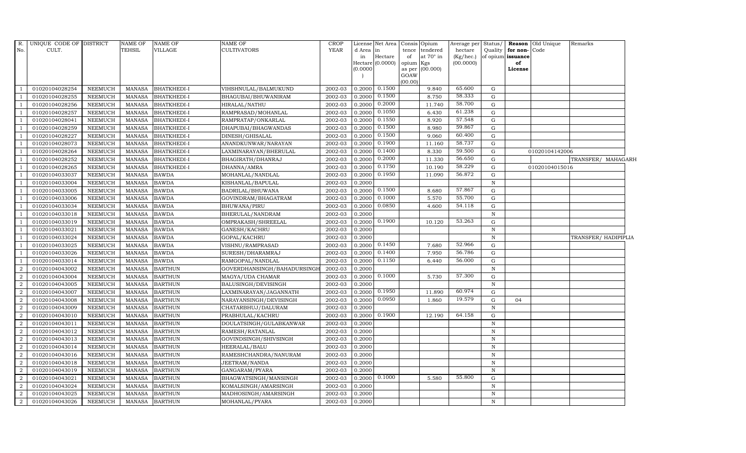| R. No. | UNIQUE CODE OF CULT. | DISTRICT | NAME OF TEHSIL | NAME OF VILLAGE | NAME OF CULTIVATORS | CROP YEAR | License d Area in Hectare (0.0000) | Net Area in Hectare (0.0000) | Consis tence of opium as per GOAW (00.00) | Opium tendered at 70° in Kgs (00.000) | Average per hectare (Kg/hec.) (00.0000) | Status/ Quality of opium | Reason for non-issuance of License | Old Unique Code | Remarks |
|---|---|---|---|---|---|---|---|---|---|---|---|---|---|---|---|
| 1 | 01020104028254 | NEEMUCH | MANASA | BHATKHEDI-I | VIHSHNULAL/BALMUKUND | 2002-03 | 0.2000 | 0.1500 | | 9.840 | 65.600 | G | | | |
| 1 | 01020104028255 | NEEMUCH | MANASA | BHATKHEDI-I | BHAGUBAI/BHUWANIRAM | 2002-03 | 0.2000 | 0.1500 | | 8.750 | 58.333 | G | | | |
| 1 | 01020104028256 | NEEMUCH | MANASA | BHATKHEDI-I | HIRALAL/NATHU | 2002-03 | 0.2000 | 0.2000 | | 11.740 | 58.700 | G | | | |
| 1 | 01020104028257 | NEEMUCH | MANASA | BHATKHEDI-I | RAMPRASAD/MOHANLAL | 2002-03 | 0.2000 | 0.1050 | | 6.430 | 61.238 | G | | | |
| 1 | 01020104028041 | NEEMUCH | MANASA | BHATKHEDI-I | RAMPRATAP/ONKARLAL | 2002-03 | 0.2000 | 0.1550 | | 8.920 | 57.548 | G | | | |
| 1 | 01020104028259 | NEEMUCH | MANASA | BHATKHEDI-I | DHAPUBAI/BHAGWANDAS | 2002-03 | 0.2000 | 0.1500 | | 8.980 | 59.867 | G | | | |
| 1 | 01020104028227 | NEEMUCH | MANASA | BHATKHEDI-I | DINESH/GHISALAL | 2002-03 | 0.2000 | 0.1500 | | 9.060 | 60.400 | G | | | |
| 1 | 01020104028073 | NEEMUCH | MANASA | BHATKHEDI-I | ANANDKUNWAR/NARAYAN | 2002-03 | 0.2000 | 0.1900 | | 11.160 | 58.737 | G | | | |
| 1 | 01020104028264 | NEEMUCH | MANASA | BHATKHEDI-I | LAXMINARAYAN/BHERULAL | 2002-03 | 0.2000 | 0.1400 | | 8.330 | 59.500 | G | | 01020104142006 | |
| 1 | 01020104028252 | NEEMUCH | MANASA | BHATKHEDI-I | BHAGIRATH/DHANRAJ | 2002-03 | 0.2000 | 0.2000 | | 11.330 | 56.650 | G | | | TRANSFER/ MAHAGARH |
| 1 | 01020104028265 | NEEMUCH | MANASA | BHATKHEDI-I | DHANNA/AMRA | 2002-03 | 0.2000 | 0.1750 | | 10.190 | 58.229 | G | | 01020104015016 | |
| 1 | 01020104033037 | NEEMUCH | MANASA | BAWDA | MOHANLAL/NANDLAL | 2002-03 | 0.2000 | 0.1950 | | 11.090 | 56.872 | G | | | |
| 1 | 01020104033004 | NEEMUCH | MANASA | BAWDA | KISHANLAL/BAPULAL | 2002-03 | 0.2000 | | | | | N | | | |
| 1 | 01020104033005 | NEEMUCH | MANASA | BAWDA | BADRILAL/BHUWANA | 2002-03 | 0.2000 | 0.1500 | | 8.680 | 57.867 | G | | | |
| 1 | 01020104033006 | NEEMUCH | MANASA | BAWDA | GOVINDRAM/BHAGATRAM | 2002-03 | 0.2000 | 0.1000 | | 5.570 | 55.700 | G | | | |
| 1 | 01020104033034 | NEEMUCH | MANASA | BAWDA | BHUWANA/PIRU | 2002-03 | 0.2000 | 0.0850 | | 4.600 | 54.118 | G | | | |
| 1 | 01020104033018 | NEEMUCH | MANASA | BAWDA | BHERULAL/NANDRAM | 2002-03 | 0.2000 | | | | | N | | | |
| 1 | 01020104033019 | NEEMUCH | MANASA | BAWDA | OMPRAKASH/SHREELAL | 2002-03 | 0.2000 | 0.1900 | | 10.120 | 53.263 | G | | | |
| 1 | 01020104033021 | NEEMUCH | MANASA | BAWDA | GANESH/KACHRU | 2002-03 | 0.2000 | | | | | N | | | |
| 1 | 01020104033024 | NEEMUCH | MANASA | BAWDA | GOPAL/KACHRU | 2002-03 | 0.2000 | | | | | N | | | TRANSFER/ HADIPIPLIA |
| 1 | 01020104033025 | NEEMUCH | MANASA | BAWDA | VISHNU/RAMPRASAD | 2002-03 | 0.2000 | 0.1450 | | 7.680 | 52.966 | G | | | |
| 1 | 01020104033026 | NEEMUCH | MANASA | BAWDA | SURESH/DHARAMRAJ | 2002-03 | 0.2000 | 0.1400 | | 7.950 | 56.786 | G | | | |
| 1 | 01020104033014 | NEEMUCH | MANASA | BAWDA | RAMGOPAL/NANDLAL | 2002-03 | 0.2000 | 0.1150 | | 6.440 | 56.000 | G | | | |
| 2 | 01020104043002 | NEEMUCH | MANASA | BARTHUN | GOVERDHANSINGH/BAHADURSINGH | 2002-03 | 0.2000 | | | | | N | | | |
| 2 | 01020104043004 | NEEMUCH | MANASA | BARTHUN | MAGYA/UDA CHAMAR | 2002-03 | 0.2000 | 0.1000 | | 5.730 | 57.300 | G | | | |
| 2 | 01020104043005 | NEEMUCH | MANASA | BARTHUN | BALUSINGH/DEVISINGH | 2002-03 | 0.2000 | | | | | N | | | |
| 2 | 01020104043007 | NEEMUCH | MANASA | BARTHUN | LAXMINARAYAN/JAGANNATH | 2002-03 | 0.2000 | 0.1950 | | 11.890 | 60.974 | G | | | |
| 2 | 01020104043008 | NEEMUCH | MANASA | BARTHUN | NARAYANSINGH/DEVISINGH | 2002-03 | 0.2000 | 0.0950 | | 1.860 | 19.579 | G | 04 | | |
| 2 | 01020104043009 | NEEMUCH | MANASA | BARTHUN | CHATARBHUJ/DALURAM | 2002-03 | 0.2000 | | | | | N | | | |
| 2 | 01020104043010 | NEEMUCH | MANASA | BARTHUN | PRABHULAL/KACHRU | 2002-03 | 0.2000 | 0.1900 | | 12.190 | 64.158 | G | | | |
| 2 | 01020104043011 | NEEMUCH | MANASA | BARTHUN | DOULATSINGH/GULABKANWAR | 2002-03 | 0.2000 | | | | | N | | | |
| 2 | 01020104043012 | NEEMUCH | MANASA | BARTHUN | RAMESH/RATANLAL | 2002-03 | 0.2000 | | | | | N | | | |
| 2 | 01020104043013 | NEEMUCH | MANASA | BARTHUN | GOVINDSINGH/SHIVSINGH | 2002-03 | 0.2000 | | | | | N | | | |
| 2 | 01020104043014 | NEEMUCH | MANASA | BARTHUN | HEERALAL/BALU | 2002-03 | 0.2000 | | | | | N | | | |
| 2 | 01020104043016 | NEEMUCH | MANASA | BARTHUN | RAMESHCHANDRA/NANURAM | 2002-03 | 0.2000 | | | | | N | | | |
| 2 | 01020104043018 | NEEMUCH | MANASA | BARTHUN | JEETRAM/NANDA | 2002-03 | 0.2000 | | | | | N | | | |
| 2 | 01020104043019 | NEEMUCH | MANASA | BARTHUN | GANGARAM/PYARA | 2002-03 | 0.2000 | | | | | N | | | |
| 2 | 01020104043021 | NEEMUCH | MANASA | BARTHUN | BHAGWATSINGH/MANSINGH | 2002-03 | 0.2000 | 0.1000 | | 5.580 | 55.800 | G | | | |
| 2 | 01020104043024 | NEEMUCH | MANASA | BARTHUN | KOMALSINGH/AMARSINGH | 2002-03 | 0.2000 | | | | | N | | | |
| 2 | 01020104043025 | NEEMUCH | MANASA | BARTHUN | MADHOSINGH/AMARSINGH | 2002-03 | 0.2000 | | | | | N | | | |
| 2 | 01020104043026 | NEEMUCH | MANASA | BARTHUN | MOHANLAL/PYARA | 2002-03 | 0.2000 | | | | | N | | | |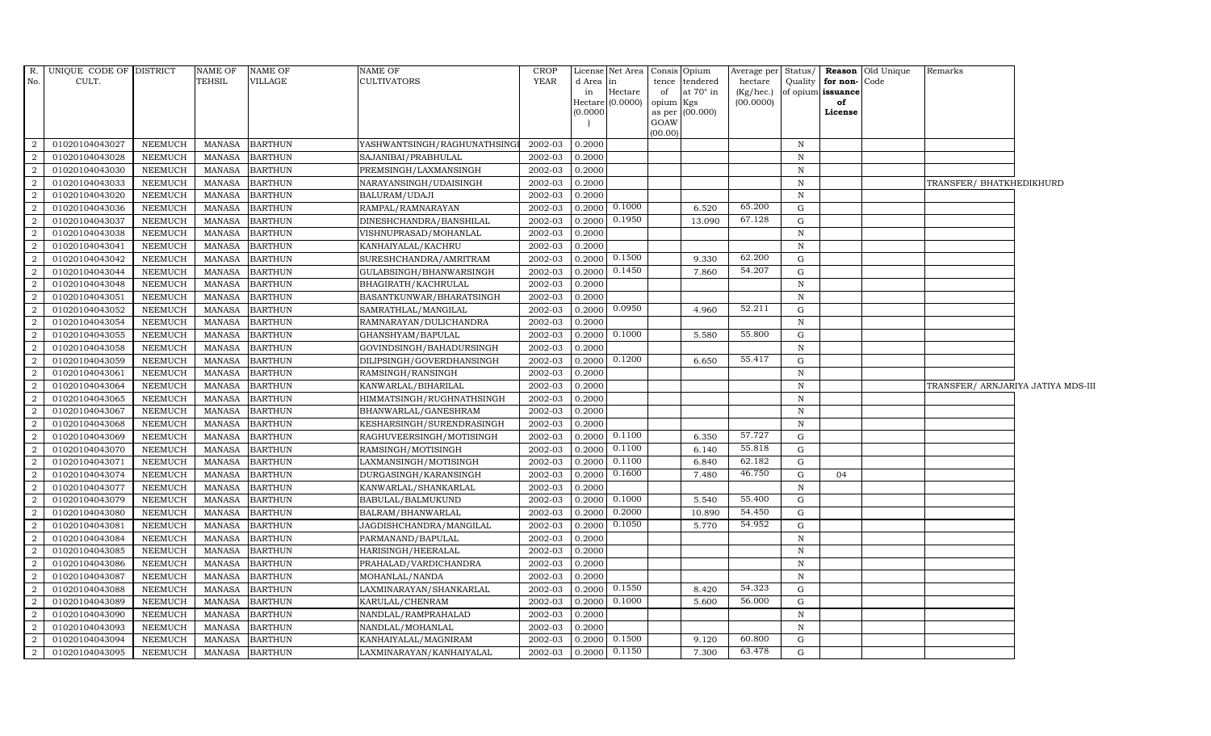| R. No. | UNIQUE CODE OF CULT. | DISTRICT | NAME OF TEHSIL | NAME OF VILLAGE | NAME OF CULTIVATORS | CROP YEAR | License d Area in Hectare (0.0000) | Net Area in Hectare (0.0000) | Consis tence of opium as per GOAW (00.00) | Opium tendered at 70° in Kgs (00.000) | Average per hectare (Kg/hec.) (00.0000) | Status/ Quality of opium | Reason for non- issuance of License | Old Unique Code | Remarks |
|---|---|---|---|---|---|---|---|---|---|---|---|---|---|---|---|
| 2 | 01020104043027 | NEEMUCH | MANASA | BARTHUN | YASHWANTSINGH/RAGHUNATHSINGH | 2002-03 | 0.2000 | | | | | N | | | |
| 2 | 01020104043028 | NEEMUCH | MANASA | BARTHUN | SAJANIBAI/PRABHULAL | 2002-03 | 0.2000 | | | | | N | | | |
| 2 | 01020104043030 | NEEMUCH | MANASA | BARTHUN | PREMSINGH/LAXMANSINGH | 2002-03 | 0.2000 | | | | | N | | | |
| 2 | 01020104043033 | NEEMUCH | MANASA | BARTHUN | NARAYANSINGH/UDAISINGH | 2002-03 | 0.2000 | | | | | N | | | TRANSFER/ BHATKHEDIKHURD |
| 2 | 01020104043020 | NEEMUCH | MANASA | BARTHUN | BALURAM/UDAJI | 2002-03 | 0.2000 | | | | | N | | | |
| 2 | 01020104043036 | NEEMUCH | MANASA | BARTHUN | RAMPAL/RAMNARAYAN | 2002-03 | 0.2000 | 0.1000 | | 6.520 | 65.200 | G | | | |
| 2 | 01020104043037 | NEEMUCH | MANASA | BARTHUN | DINESHCHANDRA/BANSHILAL | 2002-03 | 0.2000 | 0.1950 | | 13.090 | 67.128 | G | | | |
| 2 | 01020104043038 | NEEMUCH | MANASA | BARTHUN | VISHNUPRASAD/MOHANLAL | 2002-03 | 0.2000 | | | | | N | | | |
| 2 | 01020104043041 | NEEMUCH | MANASA | BARTHUN | KANHAIYALAL/KACHRU | 2002-03 | 0.2000 | | | | | N | | | |
| 2 | 01020104043042 | NEEMUCH | MANASA | BARTHUN | SURESHCHANDRA/AMRITRAM | 2002-03 | 0.2000 | 0.1500 | | 9.330 | 62.200 | G | | | |
| 2 | 01020104043044 | NEEMUCH | MANASA | BARTHUN | GULABSINGH/BHANWARSINGH | 2002-03 | 0.2000 | 0.1450 | | 7.860 | 54.207 | G | | | |
| 2 | 01020104043048 | NEEMUCH | MANASA | BARTHUN | BHAGIRATH/KACHRULAL | 2002-03 | 0.2000 | | | | | N | | | |
| 2 | 01020104043051 | NEEMUCH | MANASA | BARTHUN | BASANTKUNWAR/BHARATSINGH | 2002-03 | 0.2000 | | | | | N | | | |
| 2 | 01020104043052 | NEEMUCH | MANASA | BARTHUN | SAMRATHLAL/MANGILAL | 2002-03 | 0.2000 | 0.0950 | | 4.960 | 52.211 | G | | | |
| 2 | 01020104043054 | NEEMUCH | MANASA | BARTHUN | RAMNARAYAN/DULICHANDRA | 2002-03 | 0.2000 | | | | | N | | | |
| 2 | 01020104043055 | NEEMUCH | MANASA | BARTHUN | GHANSHYAM/BAPULAL | 2002-03 | 0.2000 | 0.1000 | | 5.580 | 55.800 | G | | | |
| 2 | 01020104043058 | NEEMUCH | MANASA | BARTHUN | GOVINDSINGH/BAHADURSINGH | 2002-03 | 0.2000 | | | | | N | | | |
| 2 | 01020104043059 | NEEMUCH | MANASA | BARTHUN | DILIPSINGH/GOVERDHANSINGH | 2002-03 | 0.2000 | 0.1200 | | 6.650 | 55.417 | G | | | |
| 2 | 01020104043061 | NEEMUCH | MANASA | BARTHUN | RAMSINGH/RANSINGH | 2002-03 | 0.2000 | | | | | N | | | |
| 2 | 01020104043064 | NEEMUCH | MANASA | BARTHUN | KANWARLAL/BIHARILAL | 2002-03 | 0.2000 | | | | | N | | | TRANSFER/ ARNJARIYA JATIYA MDS-III |
| 2 | 01020104043065 | NEEMUCH | MANASA | BARTHUN | HIMMATSINGH/RUGHNATHSINGH | 2002-03 | 0.2000 | | | | | N | | | |
| 2 | 01020104043067 | NEEMUCH | MANASA | BARTHUN | BHANWARLAL/GANESHRAM | 2002-03 | 0.2000 | | | | | N | | | |
| 2 | 01020104043068 | NEEMUCH | MANASA | BARTHUN | KESHARSINGH/SURENDRASINGH | 2002-03 | 0.2000 | | | | | N | | | |
| 2 | 01020104043069 | NEEMUCH | MANASA | BARTHUN | RAGHUVEERSINGH/MOTISINGH | 2002-03 | 0.2000 | 0.1100 | | 6.350 | 57.727 | G | | | |
| 2 | 01020104043070 | NEEMUCH | MANASA | BARTHUN | RAMSINGH/MOTISINGH | 2002-03 | 0.2000 | 0.1100 | | 6.140 | 55.818 | G | | | |
| 2 | 01020104043071 | NEEMUCH | MANASA | BARTHUN | LAXMANSINGH/MOTISINGH | 2002-03 | 0.2000 | 0.1100 | | 6.840 | 62.182 | G | | | |
| 2 | 01020104043074 | NEEMUCH | MANASA | BARTHUN | DURGASINGH/KARANSINGH | 2002-03 | 0.2000 | 0.1600 | | 7.480 | 46.750 | G | 04 | | |
| 2 | 01020104043077 | NEEMUCH | MANASA | BARTHUN | KANWARLAL/SHANKARLAL | 2002-03 | 0.2000 | | | | | N | | | |
| 2 | 01020104043079 | NEEMUCH | MANASA | BARTHUN | BABULAL/BALMUKUND | 2002-03 | 0.2000 | 0.1000 | | 5.540 | 55.400 | G | | | |
| 2 | 01020104043080 | NEEMUCH | MANASA | BARTHUN | BALRAM/BHANWARLAL | 2002-03 | 0.2000 | 0.2000 | | 10.890 | 54.450 | G | | | |
| 2 | 01020104043081 | NEEMUCH | MANASA | BARTHUN | JAGDISHCHANDRA/MANGILAL | 2002-03 | 0.2000 | 0.1050 | | 5.770 | 54.952 | G | | | |
| 2 | 01020104043084 | NEEMUCH | MANASA | BARTHUN | PARMANAND/BAPULAL | 2002-03 | 0.2000 | | | | | N | | | |
| 2 | 01020104043085 | NEEMUCH | MANASA | BARTHUN | HARISINGH/HEERALAL | 2002-03 | 0.2000 | | | | | N | | | |
| 2 | 01020104043086 | NEEMUCH | MANASA | BARTHUN | PRAHALAD/VARDICHANDRA | 2002-03 | 0.2000 | | | | | N | | | |
| 2 | 01020104043087 | NEEMUCH | MANASA | BARTHUN | MOHANLAL/NANDA | 2002-03 | 0.2000 | | | | | N | | | |
| 2 | 01020104043088 | NEEMUCH | MANASA | BARTHUN | LAXMINARAYAN/SHANKARLAL | 2002-03 | 0.2000 | 0.1550 | | 8.420 | 54.323 | G | | | |
| 2 | 01020104043089 | NEEMUCH | MANASA | BARTHUN | KARULAL/CHENRAM | 2002-03 | 0.2000 | 0.1000 | | 5.600 | 56.000 | G | | | |
| 2 | 01020104043090 | NEEMUCH | MANASA | BARTHUN | NANDLAL/RAMPRAHALAD | 2002-03 | 0.2000 | | | | | N | | | |
| 2 | 01020104043093 | NEEMUCH | MANASA | BARTHUN | NANDLAL/MOHANLAL | 2002-03 | 0.2000 | | | | | N | | | |
| 2 | 01020104043094 | NEEMUCH | MANASA | BARTHUN | KANHAIYALAL/MAGNIRAM | 2002-03 | 0.2000 | 0.1500 | | 9.120 | 60.800 | G | | | |
| 2 | 01020104043095 | NEEMUCH | MANASA | BARTHUN | LAXMINARAYAN/KANHAIYALAL | 2002-03 | 0.2000 | 0.1150 | | 7.300 | 63.478 | G | | | |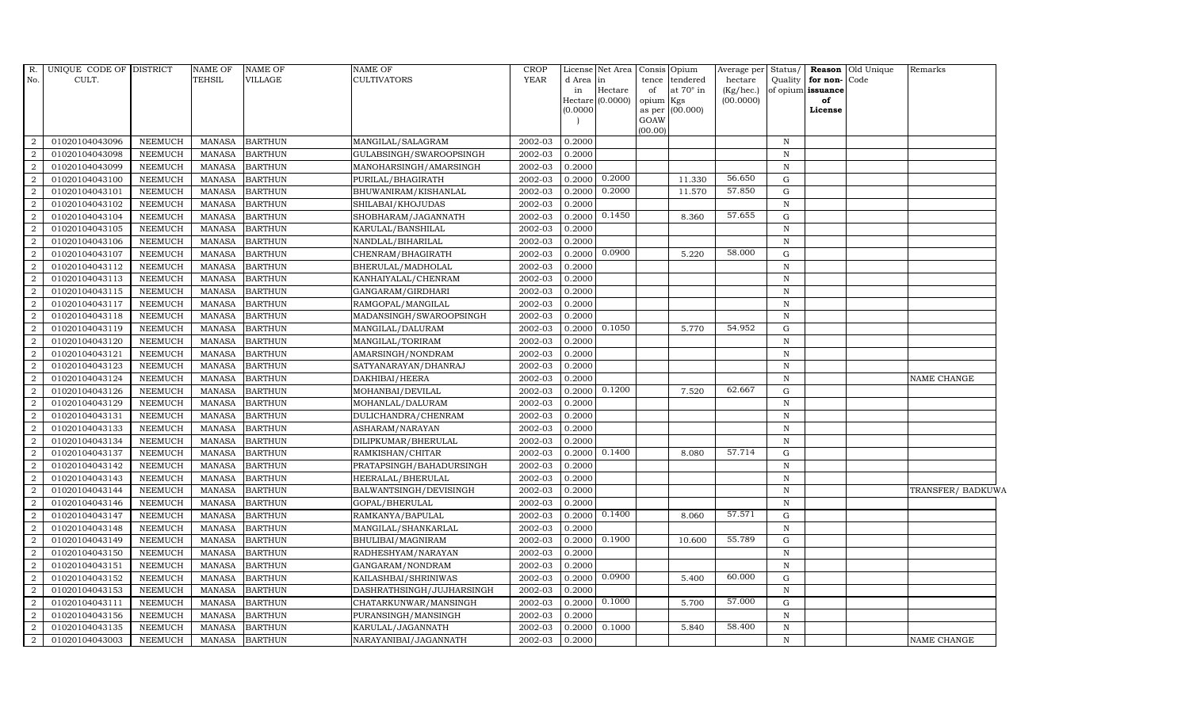| R. No. | UNIQUE CODE OF CULT. | DISTRICT | NAME OF TEHSIL | NAME OF VILLAGE | NAME OF CULTIVATORS | CROP YEAR | License d Area in Hectare (0.0000) | Net Area in Hectare (0.0000) | Consis tence of opium as per GOAW (00.00) | Opium tendered at 70° in Kgs (00.000) | Average per hectare (Kg/hec.) (00.0000) | Status/ Quality of opium | Reason for non-issuance of License | Old Unique Code | Remarks |
|---|---|---|---|---|---|---|---|---|---|---|---|---|---|---|---|
| 2 | 01020104043096 | NEEMUCH | MANASA | BARTHUN | MANGILAL/SALAGRAM | 2002-03 | 0.2000 | | | | | N | | | |
| 2 | 01020104043098 | NEEMUCH | MANASA | BARTHUN | GULABSINGH/SWAROOPSINGH | 2002-03 | 0.2000 | | | | | N | | | |
| 2 | 01020104043099 | NEEMUCH | MANASA | BARTHUN | MANOHARSINGH/AMARSINGH | 2002-03 | 0.2000 | | | | | N | | | |
| 2 | 01020104043100 | NEEMUCH | MANASA | BARTHUN | PURILAL/BHAGIRATH | 2002-03 | 0.2000 | 0.2000 | | 11.330 | 56.650 | G | | | |
| 2 | 01020104043101 | NEEMUCH | MANASA | BARTHUN | BHUWANIRAM/KISHANLAL | 2002-03 | 0.2000 | 0.2000 | | 11.570 | 57.850 | G | | | |
| 2 | 01020104043102 | NEEMUCH | MANASA | BARTHUN | SHILABAI/KHOJUDAS | 2002-03 | 0.2000 | | | | | N | | | |
| 2 | 01020104043104 | NEEMUCH | MANASA | BARTHUN | SHOBHARAM/JAGANNATH | 2002-03 | 0.2000 | 0.1450 | | 8.360 | 57.655 | G | | | |
| 2 | 01020104043105 | NEEMUCH | MANASA | BARTHUN | KARULAL/BANSHILAL | 2002-03 | 0.2000 | | | | | N | | | |
| 2 | 01020104043106 | NEEMUCH | MANASA | BARTHUN | NANDLAL/BIHARILAL | 2002-03 | 0.2000 | | | | | N | | | |
| 2 | 01020104043107 | NEEMUCH | MANASA | BARTHUN | CHENRAM/BHAGIRATH | 2002-03 | 0.2000 | 0.0900 | | 5.220 | 58.000 | G | | | |
| 2 | 01020104043112 | NEEMUCH | MANASA | BARTHUN | BHERULAL/MADHOLAL | 2002-03 | 0.2000 | | | | | N | | | |
| 2 | 01020104043113 | NEEMUCH | MANASA | BARTHUN | KANHAIYALAL/CHENRAM | 2002-03 | 0.2000 | | | | | N | | | |
| 2 | 01020104043115 | NEEMUCH | MANASA | BARTHUN | GANGARAM/GIRDHARI | 2002-03 | 0.2000 | | | | | N | | | |
| 2 | 01020104043117 | NEEMUCH | MANASA | BARTHUN | RAMGOPAL/MANGILAL | 2002-03 | 0.2000 | | | | | N | | | |
| 2 | 01020104043118 | NEEMUCH | MANASA | BARTHUN | MADANSINGH/SWAROOPSINGH | 2002-03 | 0.2000 | | | | | N | | | |
| 2 | 01020104043119 | NEEMUCH | MANASA | BARTHUN | MANGILAL/DALURAM | 2002-03 | 0.2000 | 0.1050 | | 5.770 | 54.952 | G | | | |
| 2 | 01020104043120 | NEEMUCH | MANASA | BARTHUN | MANGILAL/TORIRAM | 2002-03 | 0.2000 | | | | | N | | | |
| 2 | 01020104043121 | NEEMUCH | MANASA | BARTHUN | AMARSINGH/NONDRAM | 2002-03 | 0.2000 | | | | | N | | | |
| 2 | 01020104043123 | NEEMUCH | MANASA | BARTHUN | SATYANARAYAN/DHANRAJ | 2002-03 | 0.2000 | | | | | N | | | |
| 2 | 01020104043124 | NEEMUCH | MANASA | BARTHUN | DAKHIBAI/HEERA | 2002-03 | 0.2000 | | | | | N | | | NAME CHANGE |
| 2 | 01020104043126 | NEEMUCH | MANASA | BARTHUN | MOHANBAI/DEVILAL | 2002-03 | 0.2000 | 0.1200 | | 7.520 | 62.667 | G | | | |
| 2 | 01020104043129 | NEEMUCH | MANASA | BARTHUN | MOHANLAL/DALURAM | 2002-03 | 0.2000 | | | | | N | | | |
| 2 | 01020104043131 | NEEMUCH | MANASA | BARTHUN | DULICHANDRA/CHENRAM | 2002-03 | 0.2000 | | | | | N | | | |
| 2 | 01020104043133 | NEEMUCH | MANASA | BARTHUN | ASHARAM/NARAYAN | 2002-03 | 0.2000 | | | | | N | | | |
| 2 | 01020104043134 | NEEMUCH | MANASA | BARTHUN | DILIPKUMAR/BHERULAL | 2002-03 | 0.2000 | | | | | N | | | |
| 2 | 01020104043137 | NEEMUCH | MANASA | BARTHUN | RAMKISHAN/CHITAR | 2002-03 | 0.2000 | 0.1400 | | 8.080 | 57.714 | G | | | |
| 2 | 01020104043142 | NEEMUCH | MANASA | BARTHUN | PRATAPSINGH/BAHADURSINGH | 2002-03 | 0.2000 | | | | | N | | | |
| 2 | 01020104043143 | NEEMUCH | MANASA | BARTHUN | HEERALAL/BHERULAL | 2002-03 | 0.2000 | | | | | N | | | |
| 2 | 01020104043144 | NEEMUCH | MANASA | BARTHUN | BALWANTSINGH/DEVISINGH | 2002-03 | 0.2000 | | | | | N | | | TRANSFER/ BADKUWA |
| 2 | 01020104043146 | NEEMUCH | MANASA | BARTHUN | GOPAL/BHERULAL | 2002-03 | 0.2000 | | | | | N | | | |
| 2 | 01020104043147 | NEEMUCH | MANASA | BARTHUN | RAMKANYA/BAPULAL | 2002-03 | 0.2000 | 0.1400 | | 8.060 | 57.571 | G | | | |
| 2 | 01020104043148 | NEEMUCH | MANASA | BARTHUN | MANGILAL/SHANKARLAL | 2002-03 | 0.2000 | | | | | N | | | |
| 2 | 01020104043149 | NEEMUCH | MANASA | BARTHUN | BHULIBAI/MAGNIRAM | 2002-03 | 0.2000 | 0.1900 | | 10.600 | 55.789 | G | | | |
| 2 | 01020104043150 | NEEMUCH | MANASA | BARTHUN | RADHESHYAM/NARAYAN | 2002-03 | 0.2000 | | | | | N | | | |
| 2 | 01020104043151 | NEEMUCH | MANASA | BARTHUN | GANGARAM/NONDRAM | 2002-03 | 0.2000 | | | | | N | | | |
| 2 | 01020104043152 | NEEMUCH | MANASA | BARTHUN | KAILASHBAI/SHRINIWAS | 2002-03 | 0.2000 | 0.0900 | | 5.400 | 60.000 | G | | | |
| 2 | 01020104043153 | NEEMUCH | MANASA | BARTHUN | DASHRATHSINGH/JUJHARSINGH | 2002-03 | 0.2000 | | | | | N | | | |
| 2 | 01020104043111 | NEEMUCH | MANASA | BARTHUN | CHATARKUNWAR/MANSINGH | 2002-03 | 0.2000 | 0.1000 | | 5.700 | 57.000 | G | | | |
| 2 | 01020104043156 | NEEMUCH | MANASA | BARTHUN | PURANSINGH/MANSINGH | 2002-03 | 0.2000 | | | | | N | | | |
| 2 | 01020104043135 | NEEMUCH | MANASA | BARTHUN | KARULAL/JAGANNATH | 2002-03 | 0.2000 | 0.1000 | | 5.840 | 58.400 | N | | | |
| 2 | 01020104043003 | NEEMUCH | MANASA | BARTHUN | NARAYANIBAI/JAGANNATH | 2002-03 | 0.2000 | | | | | N | | | NAME CHANGE |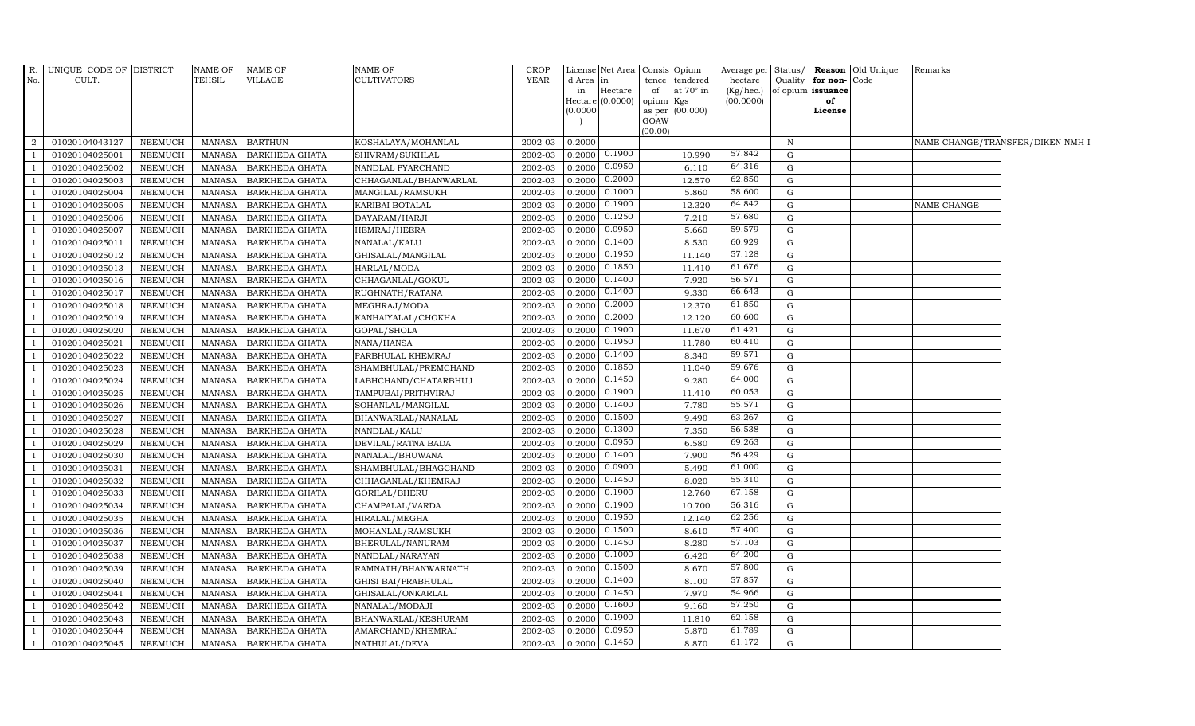| R. No. | UNIQUE CODE OF CULT. | DISTRICT | NAME OF TEHSIL | NAME OF VILLAGE | NAME OF CULTIVATORS | CROP YEAR | License d Area in Hectare (0.0000) | Net Area in Hectare (0.0000) | Consis tence of opium as per GOAW (00.00) | Opium tendered at 70° in Kgs (00.000) | Average per hectare (Kg/hec.) (00.0000) | Status/ Quality of opium | Reason for non-issuance of License | Old Unique Code | Remarks |
|---|---|---|---|---|---|---|---|---|---|---|---|---|---|---|---|
| 2 | 01020104043127 | NEEMUCH | MANASA | BARTHUN | KOSHALAYA/MOHANLAL | 2002-03 | 0.2000 | | | | | N | | | NAME CHANGE/TRANSFER/DIKEN NMH-I |
| 1 | 01020104025001 | NEEMUCH | MANASA | BARKHEDA GHATA | SHIVRAM/SUKHLAL | 2002-03 | 0.2000 | 0.1900 | | 10.990 | 57.842 | G | | | |
| 1 | 01020104025002 | NEEMUCH | MANASA | BARKHEDA GHATA | NANDLAL PYARCHAND | 2002-03 | 0.2000 | 0.0950 | | 6.110 | 64.316 | G | | | |
| 1 | 01020104025003 | NEEMUCH | MANASA | BARKHEDA GHATA | CHHAGANLAL/BHANWARLAL | 2002-03 | 0.2000 | 0.2000 | | 12.570 | 62.850 | G | | | |
| 1 | 01020104025004 | NEEMUCH | MANASA | BARKHEDA GHATA | MANGILAL/RAMSUKH | 2002-03 | 0.2000 | 0.1000 | | 5.860 | 58.600 | G | | | |
| 1 | 01020104025005 | NEEMUCH | MANASA | BARKHEDA GHATA | KARIBAI BOTALAL | 2002-03 | 0.2000 | 0.1900 | | 12.320 | 64.842 | G | | | NAME CHANGE |
| 1 | 01020104025006 | NEEMUCH | MANASA | BARKHEDA GHATA | DAYARAM/HARJI | 2002-03 | 0.2000 | 0.1250 | | 7.210 | 57.680 | G | | | |
| 1 | 01020104025007 | NEEMUCH | MANASA | BARKHEDA GHATA | HEMRAJ/HEERA | 2002-03 | 0.2000 | 0.0950 | | 5.660 | 59.579 | G | | | |
| 1 | 01020104025011 | NEEMUCH | MANASA | BARKHEDA GHATA | NANALAL/KALU | 2002-03 | 0.2000 | 0.1400 | | 8.530 | 60.929 | G | | | |
| 1 | 01020104025012 | NEEMUCH | MANASA | BARKHEDA GHATA | GHISALAL/MANGILAL | 2002-03 | 0.2000 | 0.1950 | | 11.140 | 57.128 | G | | | |
| 1 | 01020104025013 | NEEMUCH | MANASA | BARKHEDA GHATA | HARLAL/MODA | 2002-03 | 0.2000 | 0.1850 | | 11.410 | 61.676 | G | | | |
| 1 | 01020104025016 | NEEMUCH | MANASA | BARKHEDA GHATA | CHHAGANLAL/GOKUL | 2002-03 | 0.2000 | 0.1400 | | 7.920 | 56.571 | G | | | |
| 1 | 01020104025017 | NEEMUCH | MANASA | BARKHEDA GHATA | RUGHNATH/RATANA | 2002-03 | 0.2000 | 0.1400 | | 9.330 | 66.643 | G | | | |
| 1 | 01020104025018 | NEEMUCH | MANASA | BARKHEDA GHATA | MEGHRAJ/MODA | 2002-03 | 0.2000 | 0.2000 | | 12.370 | 61.850 | G | | | |
| 1 | 01020104025019 | NEEMUCH | MANASA | BARKHEDA GHATA | KANHAIYALAL/CHOKHA | 2002-03 | 0.2000 | 0.2000 | | 12.120 | 60.600 | G | | | |
| 1 | 01020104025020 | NEEMUCH | MANASA | BARKHEDA GHATA | GOPAL/SHOLA | 2002-03 | 0.2000 | 0.1900 | | 11.670 | 61.421 | G | | | |
| 1 | 01020104025021 | NEEMUCH | MANASA | BARKHEDA GHATA | NANA/HANSA | 2002-03 | 0.2000 | 0.1950 | | 11.780 | 60.410 | G | | | |
| 1 | 01020104025022 | NEEMUCH | MANASA | BARKHEDA GHATA | PARBHULAL KHEMRAJ | 2002-03 | 0.2000 | 0.1400 | | 8.340 | 59.571 | G | | | |
| 1 | 01020104025023 | NEEMUCH | MANASA | BARKHEDA GHATA | SHAMBHULAL/PREMCHAND | 2002-03 | 0.2000 | 0.1850 | | 11.040 | 59.676 | G | | | |
| 1 | 01020104025024 | NEEMUCH | MANASA | BARKHEDA GHATA | LABHCHAND/CHATARBHUJ | 2002-03 | 0.2000 | 0.1450 | | 9.280 | 64.000 | G | | | |
| 1 | 01020104025025 | NEEMUCH | MANASA | BARKHEDA GHATA | TAMPUBAI/PRITHVIRAJ | 2002-03 | 0.2000 | 0.1900 | | 11.410 | 60.053 | G | | | |
| 1 | 01020104025026 | NEEMUCH | MANASA | BARKHEDA GHATA | SOHANLAL/MANGILAL | 2002-03 | 0.2000 | 0.1400 | | 7.780 | 55.571 | G | | | |
| 1 | 01020104025027 | NEEMUCH | MANASA | BARKHEDA GHATA | BHANWARLAL/NANALAL | 2002-03 | 0.2000 | 0.1500 | | 9.490 | 63.267 | G | | | |
| 1 | 01020104025028 | NEEMUCH | MANASA | BARKHEDA GHATA | NANDLAL/KALU | 2002-03 | 0.2000 | 0.1300 | | 7.350 | 56.538 | G | | | |
| 1 | 01020104025029 | NEEMUCH | MANASA | BARKHEDA GHATA | DEVILAL/RATNA BADA | 2002-03 | 0.2000 | 0.0950 | | 6.580 | 69.263 | G | | | |
| 1 | 01020104025030 | NEEMUCH | MANASA | BARKHEDA GHATA | NANALAL/BHUWANA | 2002-03 | 0.2000 | 0.1400 | | 7.900 | 56.429 | G | | | |
| 1 | 01020104025031 | NEEMUCH | MANASA | BARKHEDA GHATA | SHAMBHULAL/BHAGCHAND | 2002-03 | 0.2000 | 0.0900 | | 5.490 | 61.000 | G | | | |
| 1 | 01020104025032 | NEEMUCH | MANASA | BARKHEDA GHATA | CHHAGANLAL/KHEMRAJ | 2002-03 | 0.2000 | 0.1450 | | 8.020 | 55.310 | G | | | |
| 1 | 01020104025033 | NEEMUCH | MANASA | BARKHEDA GHATA | GORILAL/BHERU | 2002-03 | 0.2000 | 0.1900 | | 12.760 | 67.158 | G | | | |
| 1 | 01020104025034 | NEEMUCH | MANASA | BARKHEDA GHATA | CHAMPALAL/VARDA | 2002-03 | 0.2000 | 0.1900 | | 10.700 | 56.316 | G | | | |
| 1 | 01020104025035 | NEEMUCH | MANASA | BARKHEDA GHATA | HIRALAL/MEGHA | 2002-03 | 0.2000 | 0.1950 | | 12.140 | 62.256 | G | | | |
| 1 | 01020104025036 | NEEMUCH | MANASA | BARKHEDA GHATA | MOHANLAL/RAMSUKH | 2002-03 | 0.2000 | 0.1500 | | 8.610 | 57.400 | G | | | |
| 1 | 01020104025037 | NEEMUCH | MANASA | BARKHEDA GHATA | BHERULAL/NANURAM | 2002-03 | 0.2000 | 0.1450 | | 8.280 | 57.103 | G | | | |
| 1 | 01020104025038 | NEEMUCH | MANASA | BARKHEDA GHATA | NANDLAL/NARAYAN | 2002-03 | 0.2000 | 0.1000 | | 6.420 | 64.200 | G | | | |
| 1 | 01020104025039 | NEEMUCH | MANASA | BARKHEDA GHATA | RAMNATH/BHANWARNATH | 2002-03 | 0.2000 | 0.1500 | | 8.670 | 57.800 | G | | | |
| 1 | 01020104025040 | NEEMUCH | MANASA | BARKHEDA GHATA | GHISI BAI/PRABHULAL | 2002-03 | 0.2000 | 0.1400 | | 8.100 | 57.857 | G | | | |
| 1 | 01020104025041 | NEEMUCH | MANASA | BARKHEDA GHATA | GHISALAL/ONKARLAL | 2002-03 | 0.2000 | 0.1450 | | 7.970 | 54.966 | G | | | |
| 1 | 01020104025042 | NEEMUCH | MANASA | BARKHEDA GHATA | NANALAL/MODAJI | 2002-03 | 0.2000 | 0.1600 | | 9.160 | 57.250 | G | | | |
| 1 | 01020104025043 | NEEMUCH | MANASA | BARKHEDA GHATA | BHANWARLAL/KESHURAM | 2002-03 | 0.2000 | 0.1900 | | 11.810 | 62.158 | G | | | |
| 1 | 01020104025044 | NEEMUCH | MANASA | BARKHEDA GHATA | AMARCHAND/KHEMRAJ | 2002-03 | 0.2000 | 0.0950 | | 5.870 | 61.789 | G | | | |
| 1 | 01020104025045 | NEEMUCH | MANASA | BARKHEDA GHATA | NATHULAL/DEVA | 2002-03 | 0.2000 | 0.1450 | | 8.870 | 61.172 | G | | | |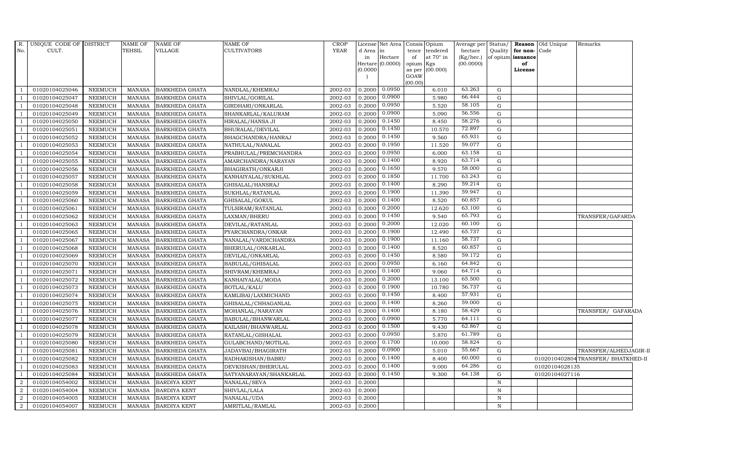| R. No. | UNIQUE CODE OF CULT. | DISTRICT | NAME OF TEHSIL | NAME OF VILLAGE | NAME OF CULTIVATORS | CROP YEAR | License d Area in Hectare (0.0000) | Net Area in Hectare (0.0000) | Consis tence of opium as per GOAW (00.00) | Opium tendered at 70° in Kgs (00.000) | Average per hectare (Kg/hec.) (00.0000) | Status/ Quality of opium | Reason for non-issuance of License | Old Unique Code | Remarks |
|---|---|---|---|---|---|---|---|---|---|---|---|---|---|---|---|
| 1 | 01020104025046 | NEEMUCH | MANASA | BARKHEDA GHATA | NANDLAL/KHEMRAJ | 2002-03 | 0.2000 | 0.0950 | | 6.010 | 63.263 | G | | | |
| 1 | 01020104025047 | NEEMUCH | MANASA | BARKHEDA GHATA | SHIVLAL/GORILAL | 2002-03 | 0.2000 | 0.0900 | | 5.980 | 66.444 | G | | | |
| 1 | 01020104025048 | NEEMUCH | MANASA | BARKHEDA GHATA | GIRDHARI/ONKARLAL | 2002-03 | 0.2000 | 0.0950 | | 5.520 | 58.105 | G | | | |
| 1 | 01020104025049 | NEEMUCH | MANASA | BARKHEDA GHATA | SHANKARLAL/KALURAM | 2002-03 | 0.2000 | 0.0900 | | 5.090 | 56.556 | G | | | |
| 1 | 01020104025050 | NEEMUCH | MANASA | BARKHEDA GHATA | HIRALAL/HANSA JI | 2002-03 | 0.2000 | 0.1450 | | 8.450 | 58.276 | G | | | |
| 1 | 01020104025051 | NEEMUCH | MANASA | BARKHEDA GHATA | BHURALAL/DEVILAL | 2002-03 | 0.2000 | 0.1450 | | 10.570 | 72.897 | G | | | |
| 1 | 01020104025052 | NEEMUCH | MANASA | BARKHEDA GHATA | BHAGCHANDRA/HANRAJ | 2002-03 | 0.2000 | 0.1450 | | 9.560 | 65.931 | G | | | |
| 1 | 01020104025053 | NEEMUCH | MANASA | BARKHEDA GHATA | NATHULAL/NANALAL | 2002-03 | 0.2000 | 0.1950 | | 11.520 | 59.077 | G | | | |
| 1 | 01020104025054 | NEEMUCH | MANASA | BARKHEDA GHATA | PRABHULAL/PREMCHANDRA | 2002-03 | 0.2000 | 0.0950 | | 6.000 | 63.158 | G | | | |
| 1 | 01020104025055 | NEEMUCH | MANASA | BARKHEDA GHATA | AMARCHANDRA/NARAYAN | 2002-03 | 0.2000 | 0.1400 | | 8.920 | 63.714 | G | | | |
| 1 | 01020104025056 | NEEMUCH | MANASA | BARKHEDA GHATA | BHAGIRATH/ONKARJI | 2002-03 | 0.2000 | 0.1650 | | 9.570 | 58.000 | G | | | |
| 1 | 01020104025057 | NEEMUCH | MANASA | BARKHEDA GHATA | KANHAIYALAL/SUKHLAL | 2002-03 | 0.2000 | 0.1850 | | 11.700 | 63.243 | G | | | |
| 1 | 01020104025058 | NEEMUCH | MANASA | BARKHEDA GHATA | GHISALAL/HANSRAJ | 2002-03 | 0.2000 | 0.1400 | | 8.290 | 59.214 | G | | | |
| 1 | 01020104025059 | NEEMUCH | MANASA | BARKHEDA GHATA | SUKHLAL/RATANLAL | 2002-03 | 0.2000 | 0.1900 | | 11.390 | 59.947 | G | | | |
| 1 | 01020104025060 | NEEMUCH | MANASA | BARKHEDA GHATA | GHISALAL/GOKUL | 2002-03 | 0.2000 | 0.1400 | | 8.520 | 60.857 | G | | | |
| 1 | 01020104025061 | NEEMUCH | MANASA | BARKHEDA GHATA | TULSIRAM/RATANLAL | 2002-03 | 0.2000 | 0.2000 | | 12.620 | 63.100 | G | | | |
| 1 | 01020104025062 | NEEMUCH | MANASA | BARKHEDA GHATA | LAXMAN/BHERU | 2002-03 | 0.2000 | 0.1450 | | 9.540 | 65.793 | G | | | TRANSFER/GAFARDA |
| 1 | 01020104025063 | NEEMUCH | MANASA | BARKHEDA GHATA | DEVILAL/RATANLAL | 2002-03 | 0.2000 | 0.2000 | | 12.020 | 60.100 | G | | | |
| 1 | 01020104025065 | NEEMUCH | MANASA | BARKHEDA GHATA | PYARCHANDRA/ONKAR | 2002-03 | 0.2000 | 0.1900 | | 12.490 | 65.737 | G | | | |
| 1 | 01020104025067 | NEEMUCH | MANASA | BARKHEDA GHATA | NANALAL/VARDICHANDRA | 2002-03 | 0.2000 | 0.1900 | | 11.160 | 58.737 | G | | | |
| 1 | 01020104025068 | NEEMUCH | MANASA | BARKHEDA GHATA | BHERULAL/ONKARLAL | 2002-03 | 0.2000 | 0.1400 | | 8.520 | 60.857 | G | | | |
| 1 | 01020104025069 | NEEMUCH | MANASA | BARKHEDA GHATA | DEVILAL/ONKARLAL | 2002-03 | 0.2000 | 0.1450 | | 8.580 | 59.172 | G | | | |
| 1 | 01020104025070 | NEEMUCH | MANASA | BARKHEDA GHATA | BABULAL/GHISALAL | 2002-03 | 0.2000 | 0.0950 | | 6.160 | 64.842 | G | | | |
| 1 | 01020104025071 | NEEMUCH | MANASA | BARKHEDA GHATA | SHIVRAM/KHEMRAJ | 2002-03 | 0.2000 | 0.1400 | | 9.060 | 64.714 | G | | | |
| 1 | 01020104025072 | NEEMUCH | MANASA | BARKHEDA GHATA | KANHAIYALAL/MODA | 2002-03 | 0.2000 | 0.2000 | | 13.100 | 65.500 | G | | | |
| 1 | 01020104025073 | NEEMUCH | MANASA | BARKHEDA GHATA | BOTLAL/KALU | 2002-03 | 0.2000 | 0.1900 | | 10.780 | 56.737 | G | | | |
| 1 | 01020104025074 | NEEMUCH | MANASA | BARKHEDA GHATA | KAMLIBAI/LAXMICHAND | 2002-03 | 0.2000 | 0.1450 | | 8.400 | 57.931 | G | | | |
| 1 | 01020104025075 | NEEMUCH | MANASA | BARKHEDA GHATA | GHISALAL/CHHAGANLAL | 2002-03 | 0.2000 | 0.1400 | | 8.260 | 59.000 | G | | | |
| 1 | 01020104025076 | NEEMUCH | MANASA | BARKHEDA GHATA | MOHANLAL/NARAYAN | 2002-03 | 0.2000 | 0.1400 | | 8.180 | 58.429 | G | | | TRANSFER/ GAFARADA |
| 1 | 01020104025077 | NEEMUCH | MANASA | BARKHEDA GHATA | BABULAL/BHANWARLAL | 2002-03 | 0.2000 | 0.0900 | | 5.770 | 64.111 | G | | | |
| 1 | 01020104025078 | NEEMUCH | MANASA | BARKHEDA GHATA | KAILASH/BHANWARLAL | 2002-03 | 0.2000 | 0.1500 | | 9.430 | 62.867 | G | | | |
| 1 | 01020104025079 | NEEMUCH | MANASA | BARKHEDA GHATA | RATANLAL/GISHALAL | 2002-03 | 0.2000 | 0.0950 | | 5.870 | 61.789 | G | | | |
| 1 | 01020104025080 | NEEMUCH | MANASA | BARKHEDA GHATA | GULABCHAND/MOTILAL | 2002-03 | 0.2000 | 0.1700 | | 10.000 | 58.824 | G | | | |
| 1 | 01020104025081 | NEEMUCH | MANASA | BARKHEDA GHATA | JADAVBAI/BHAGIRATH | 2002-03 | 0.2000 | 0.0900 | | 5.010 | 55.667 | G | | | TRANSFER/ALHEDJAGIR-II |
| 1 | 01020104025082 | NEEMUCH | MANASA | BARKHEDA GHATA | RADHAKISHAN/BABRU | 2002-03 | 0.2000 | 0.1400 | | 8.400 | 60.000 | G | | 01020104028040 | TRANSFER/ BHATKHED-II |
| 1 | 01020104025083 | NEEMUCH | MANASA | BARKHEDA GHATA | DEVKISHAN/BHERULAL | 2002-03 | 0.2000 | 0.1400 | | 9.000 | 64.286 | G | | 01020104028135 | |
| 1 | 01020104025084 | NEEMUCH | MANASA | BARKHEDA GHATA | SATYANARAYAN/SHANKARLAL | 2002-03 | 0.2000 | 0.1450 | | 9.300 | 64.138 | G | | 01020104027116 | |
| 2 | 01020104054002 | NEEMUCH | MANASA | BARDIYA KENT | NANALAL/SEVA | 2002-03 | 0.2000 | | | | | N | | | |
| 2 | 01020104054004 | NEEMUCH | MANASA | BARDIYA KENT | SHIVLAL/LALA | 2002-03 | 0.2000 | | | | | N | | | |
| 2 | 01020104054005 | NEEMUCH | MANASA | BARDIYA KENT | NANALAL/UDA | 2002-03 | 0.2000 | | | | | N | | | |
| 2 | 01020104054007 | NEEMUCH | MANASA | BARDIYA KENT | AMRITLAL/RAMLAL | 2002-03 | 0.2000 | | | | | N | | | |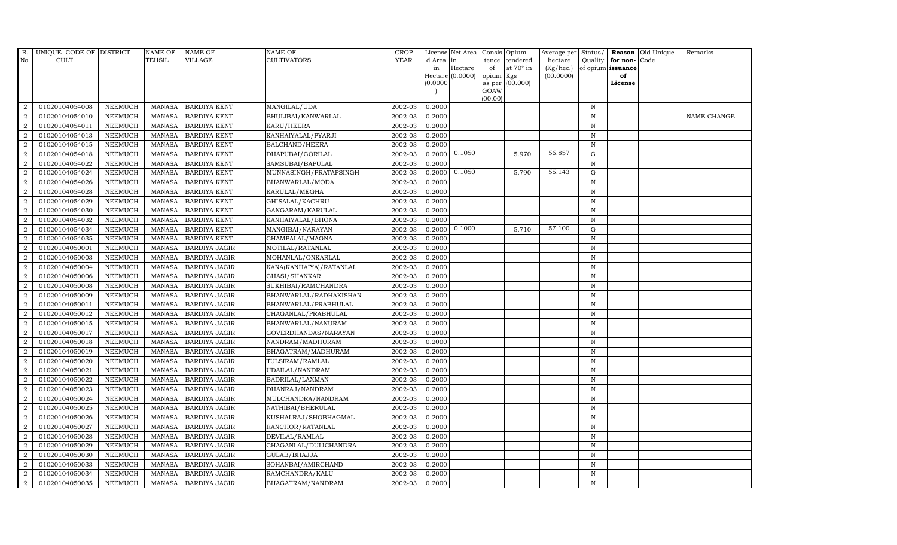| R. No. | UNIQUE CODE OF CULT. | DISTRICT | NAME OF TEHSIL | NAME OF VILLAGE | NAME OF CULTIVATORS | CROP YEAR | License d Area in Hectare (0.0000) | Net Area in Hectare (0.0000) | Consis tence of opium as per GOAW (00.00) | Opium tendered at 70° in Kgs (00.000) | Average per hectare (Kg/hec.) (00.0000) | Status/ Quality of opium | Reason for non-issuance of License | Old Unique Code | Remarks |
|---|---|---|---|---|---|---|---|---|---|---|---|---|---|---|---|
| 2 | 01020104054008 | NEEMUCH | MANASA | BARDIYA KENT | MANGILAL/UDA | 2002-03 | 0.2000 | | | | | N | | | |
| 2 | 01020104054010 | NEEMUCH | MANASA | BARDIYA KENT | BHULIBAI/KANWARLAL | 2002-03 | 0.2000 | | | | | N | | | NAME CHANGE |
| 2 | 01020104054011 | NEEMUCH | MANASA | BARDIYA KENT | KARU/HEERA | 2002-03 | 0.2000 | | | | | N | | | |
| 2 | 01020104054013 | NEEMUCH | MANASA | BARDIYA KENT | KANHAIYALAL/PYARJI | 2002-03 | 0.2000 | | | | | N | | | |
| 2 | 01020104054015 | NEEMUCH | MANASA | BARDIYA KENT | BALCHAND/HEERA | 2002-03 | 0.2000 | | | | | N | | | |
| 2 | 01020104054018 | NEEMUCH | MANASA | BARDIYA KENT | DHAPUBAI/GORILAL | 2002-03 | 0.2000 | 0.1050 | | 5.970 | 56.857 | G | | | |
| 2 | 01020104054022 | NEEMUCH | MANASA | BARDIYA KENT | SAMSUBAI/BAPULAL | 2002-03 | 0.2000 | | | | | N | | | |
| 2 | 01020104054024 | NEEMUCH | MANASA | BARDIYA KENT | MUNNASINGH/PRATAPSINGH | 2002-03 | 0.2000 | 0.1050 | | 5.790 | 55.143 | G | | | |
| 2 | 01020104054026 | NEEMUCH | MANASA | BARDIYA KENT | BHANWARLAL/MODA | 2002-03 | 0.2000 | | | | | N | | | |
| 2 | 01020104054028 | NEEMUCH | MANASA | BARDIYA KENT | KARULAL/MEGHA | 2002-03 | 0.2000 | | | | | N | | | |
| 2 | 01020104054029 | NEEMUCH | MANASA | BARDIYA KENT | GHISALAL/KACHRU | 2002-03 | 0.2000 | | | | | N | | | |
| 2 | 01020104054030 | NEEMUCH | MANASA | BARDIYA KENT | GANGARAM/KARULAL | 2002-03 | 0.2000 | | | | | N | | | |
| 2 | 01020104054032 | NEEMUCH | MANASA | BARDIYA KENT | KANHAIYALAL/BHONA | 2002-03 | 0.2000 | | | | | N | | | |
| 2 | 01020104054034 | NEEMUCH | MANASA | BARDIYA KENT | MANGIBAI/NARAYAN | 2002-03 | 0.2000 | 0.1000 | | 5.710 | 57.100 | G | | | |
| 2 | 01020104054035 | NEEMUCH | MANASA | BARDIYA KENT | CHAMPALAL/MAGNA | 2002-03 | 0.2000 | | | | | N | | | |
| 2 | 01020104050001 | NEEMUCH | MANASA | BARDIYA JAGIR | MOTILAL/RATANLAL | 2002-03 | 0.2000 | | | | | N | | | |
| 2 | 01020104050003 | NEEMUCH | MANASA | BARDIYA JAGIR | MOHANLAL/ONKARLAL | 2002-03 | 0.2000 | | | | | N | | | |
| 2 | 01020104050004 | NEEMUCH | MANASA | BARDIYA JAGIR | KANA(KANHAIYA)/RATANLAL | 2002-03 | 0.2000 | | | | | N | | | |
| 2 | 01020104050006 | NEEMUCH | MANASA | BARDIYA JAGIR | GHASI/SHANKAR | 2002-03 | 0.2000 | | | | | N | | | |
| 2 | 01020104050008 | NEEMUCH | MANASA | BARDIYA JAGIR | SUKHIBAI/RAMCHANDRA | 2002-03 | 0.2000 | | | | | N | | | |
| 2 | 01020104050009 | NEEMUCH | MANASA | BARDIYA JAGIR | BHANWARLAL/RADHAKISHAN | 2002-03 | 0.2000 | | | | | N | | | |
| 2 | 01020104050011 | NEEMUCH | MANASA | BARDIYA JAGIR | BHANWARLAL/PRABHULAL | 2002-03 | 0.2000 | | | | | N | | | |
| 2 | 01020104050012 | NEEMUCH | MANASA | BARDIYA JAGIR | CHAGANLAL/PRABHULAL | 2002-03 | 0.2000 | | | | | N | | | |
| 2 | 01020104050015 | NEEMUCH | MANASA | BARDIYA JAGIR | BHANWARLAL/NANURAM | 2002-03 | 0.2000 | | | | | N | | | |
| 2 | 01020104050017 | NEEMUCH | MANASA | BARDIYA JAGIR | GOVERDHANDAS/NARAYAN | 2002-03 | 0.2000 | | | | | N | | | |
| 2 | 01020104050018 | NEEMUCH | MANASA | BARDIYA JAGIR | NANDRAM/MADHURAM | 2002-03 | 0.2000 | | | | | N | | | |
| 2 | 01020104050019 | NEEMUCH | MANASA | BARDIYA JAGIR | BHAGATRAM/MADHURAM | 2002-03 | 0.2000 | | | | | N | | | |
| 2 | 01020104050020 | NEEMUCH | MANASA | BARDIYA JAGIR | TULSIRAM/RAMLAL | 2002-03 | 0.2000 | | | | | N | | | |
| 2 | 01020104050021 | NEEMUCH | MANASA | BARDIYA JAGIR | UDAILAL/NANDRAM | 2002-03 | 0.2000 | | | | | N | | | |
| 2 | 01020104050022 | NEEMUCH | MANASA | BARDIYA JAGIR | BADRILAL/LAXMAN | 2002-03 | 0.2000 | | | | | N | | | |
| 2 | 01020104050023 | NEEMUCH | MANASA | BARDIYA JAGIR | DHANRAJ/NANDRAM | 2002-03 | 0.2000 | | | | | N | | | |
| 2 | 01020104050024 | NEEMUCH | MANASA | BARDIYA JAGIR | MULCHANDRA/NANDRAM | 2002-03 | 0.2000 | | | | | N | | | |
| 2 | 01020104050025 | NEEMUCH | MANASA | BARDIYA JAGIR | NATHIBAI/BHERULAL | 2002-03 | 0.2000 | | | | | N | | | |
| 2 | 01020104050026 | NEEMUCH | MANASA | BARDIYA JAGIR | KUSHALRAJ/SHOBHAGMAL | 2002-03 | 0.2000 | | | | | N | | | |
| 2 | 01020104050027 | NEEMUCH | MANASA | BARDIYA JAGIR | RANCHOR/RATANLAL | 2002-03 | 0.2000 | | | | | N | | | |
| 2 | 01020104050028 | NEEMUCH | MANASA | BARDIYA JAGIR | DEVILAL/RAMLAL | 2002-03 | 0.2000 | | | | | N | | | |
| 2 | 01020104050029 | NEEMUCH | MANASA | BARDIYA JAGIR | CHAGANLAL/DULICHANDRA | 2002-03 | 0.2000 | | | | | N | | | |
| 2 | 01020104050030 | NEEMUCH | MANASA | BARDIYA JAGIR | GULAB/BHAJJA | 2002-03 | 0.2000 | | | | | N | | | |
| 2 | 01020104050033 | NEEMUCH | MANASA | BARDIYA JAGIR | SOHANBAI/AMIRCHAND | 2002-03 | 0.2000 | | | | | N | | | |
| 2 | 01020104050034 | NEEMUCH | MANASA | BARDIYA JAGIR | RAMCHANDRA/KALU | 2002-03 | 0.2000 | | | | | N | | | |
| 2 | 01020104050035 | NEEMUCH | MANASA | BARDIYA JAGIR | BHAGATRAM/NANDRAM | 2002-03 | 0.2000 | | | | | N | | | |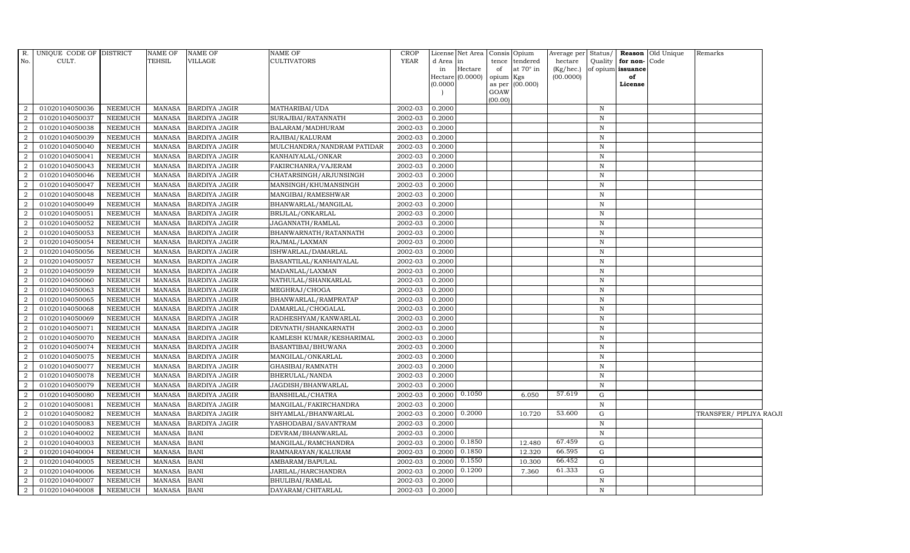| R. No. | UNIQUE CODE OF CULT. | DISTRICT | NAME OF TEHSIL | NAME OF VILLAGE | NAME OF CULTIVATORS | CROP YEAR | License d Area in Hectare (0.0000) | Net Area in Hectare (0.0000) | Consis tence of opium as per GOAW (00.00) | Opium tendered at 70° in Kgs (00.000) | Average per hectare (Kg/hec.) (00.0000) | Status/ Quality of opium | Reason for non-issuance of License | Old Unique Code | Remarks |
|---|---|---|---|---|---|---|---|---|---|---|---|---|---|---|---|
| 2 | 01020104050036 | NEEMUCH | MANASA | BARDIYA JAGIR | MATHARIBAI/UDA | 2002-03 | 0.2000 | | | | | N | | | |
| 2 | 01020104050037 | NEEMUCH | MANASA | BARDIYA JAGIR | SURAJBAI/RATANNATH | 2002-03 | 0.2000 | | | | | N | | | |
| 2 | 01020104050038 | NEEMUCH | MANASA | BARDIYA JAGIR | BALARAM/MADHURAM | 2002-03 | 0.2000 | | | | | N | | | |
| 2 | 01020104050039 | NEEMUCH | MANASA | BARDIYA JAGIR | RAJIBAI/KALURAM | 2002-03 | 0.2000 | | | | | N | | | |
| 2 | 01020104050040 | NEEMUCH | MANASA | BARDIYA JAGIR | MULCHANDRA/NANDRAM PATIDAR | 2002-03 | 0.2000 | | | | | N | | | |
| 2 | 01020104050041 | NEEMUCH | MANASA | BARDIYA JAGIR | KANHAIYALAL/ONKAR | 2002-03 | 0.2000 | | | | | N | | | |
| 2 | 01020104050043 | NEEMUCH | MANASA | BARDIYA JAGIR | FAKIRCHANRA/VAJERAM | 2002-03 | 0.2000 | | | | | N | | | |
| 2 | 01020104050046 | NEEMUCH | MANASA | BARDIYA JAGIR | CHATARSINGH/ARJUNSINGH | 2002-03 | 0.2000 | | | | | N | | | |
| 2 | 01020104050047 | NEEMUCH | MANASA | BARDIYA JAGIR | MANSINGH/KHUMANSINGH | 2002-03 | 0.2000 | | | | | N | | | |
| 2 | 01020104050048 | NEEMUCH | MANASA | BARDIYA JAGIR | MANGIBAI/RAMESHWAR | 2002-03 | 0.2000 | | | | | N | | | |
| 2 | 01020104050049 | NEEMUCH | MANASA | BARDIYA JAGIR | BHANWARLAL/MANGILAL | 2002-03 | 0.2000 | | | | | N | | | |
| 2 | 01020104050051 | NEEMUCH | MANASA | BARDIYA JAGIR | BRIJLAL/ONKARLAL | 2002-03 | 0.2000 | | | | | N | | | |
| 2 | 01020104050052 | NEEMUCH | MANASA | BARDIYA JAGIR | JAGANNATH/RAMLAL | 2002-03 | 0.2000 | | | | | N | | | |
| 2 | 01020104050053 | NEEMUCH | MANASA | BARDIYA JAGIR | BHANWARNATH/RATANNATH | 2002-03 | 0.2000 | | | | | N | | | |
| 2 | 01020104050054 | NEEMUCH | MANASA | BARDIYA JAGIR | RAJMAL/LAXMAN | 2002-03 | 0.2000 | | | | | N | | | |
| 2 | 01020104050056 | NEEMUCH | MANASA | BARDIYA JAGIR | ISHWARLAL/DAMARLAL | 2002-03 | 0.2000 | | | | | N | | | |
| 2 | 01020104050057 | NEEMUCH | MANASA | BARDIYA JAGIR | BASANTILAL/KANHAIYALAL | 2002-03 | 0.2000 | | | | | N | | | |
| 2 | 01020104050059 | NEEMUCH | MANASA | BARDIYA JAGIR | MADANLAL/LAXMAN | 2002-03 | 0.2000 | | | | | N | | | |
| 2 | 01020104050060 | NEEMUCH | MANASA | BARDIYA JAGIR | NATHULAL/SHANKARLAL | 2002-03 | 0.2000 | | | | | N | | | |
| 2 | 01020104050063 | NEEMUCH | MANASA | BARDIYA JAGIR | MEGHRAJ/CHOGA | 2002-03 | 0.2000 | | | | | N | | | |
| 2 | 01020104050065 | NEEMUCH | MANASA | BARDIYA JAGIR | BHANWARLAL/RAMPRATAP | 2002-03 | 0.2000 | | | | | N | | | |
| 2 | 01020104050068 | NEEMUCH | MANASA | BARDIYA JAGIR | DAMARLAL/CHOGALAL | 2002-03 | 0.2000 | | | | | N | | | |
| 2 | 01020104050069 | NEEMUCH | MANASA | BARDIYA JAGIR | RADHESHYAM/KANWARLAL | 2002-03 | 0.2000 | | | | | N | | | |
| 2 | 01020104050071 | NEEMUCH | MANASA | BARDIYA JAGIR | DEVNATH/SHANKARNATH | 2002-03 | 0.2000 | | | | | N | | | |
| 2 | 01020104050070 | NEEMUCH | MANASA | BARDIYA JAGIR | KAMLESH KUMAR/KESHARIMAL | 2002-03 | 0.2000 | | | | | N | | | |
| 2 | 01020104050074 | NEEMUCH | MANASA | BARDIYA JAGIR | BASANTIBAI/BHUWANA | 2002-03 | 0.2000 | | | | | N | | | |
| 2 | 01020104050075 | NEEMUCH | MANASA | BARDIYA JAGIR | MANGILAL/ONKARLAL | 2002-03 | 0.2000 | | | | | N | | | |
| 2 | 01020104050077 | NEEMUCH | MANASA | BARDIYA JAGIR | GHASIBAI/RAMNATH | 2002-03 | 0.2000 | | | | | N | | | |
| 2 | 01020104050078 | NEEMUCH | MANASA | BARDIYA JAGIR | BHERULAL/NANDA | 2002-03 | 0.2000 | | | | | N | | | |
| 2 | 01020104050079 | NEEMUCH | MANASA | BARDIYA JAGIR | JAGDISH/BHANWARLAL | 2002-03 | 0.2000 | | | | | N | | | |
| 2 | 01020104050080 | NEEMUCH | MANASA | BARDIYA JAGIR | BANSHILAL/CHATRA | 2002-03 | 0.2000 | 0.1050 | | 6.050 | 57.619 | G | | | |
| 2 | 01020104050081 | NEEMUCH | MANASA | BARDIYA JAGIR | MANGILAL/FAKIRCHANDRA | 2002-03 | 0.2000 | | | | | N | | | |
| 2 | 01020104050082 | NEEMUCH | MANASA | BARDIYA JAGIR | SHYAMLAL/BHANWARLAL | 2002-03 | 0.2000 | 0.2000 | | 10.720 | 53.600 | G | | | TRANSFER/ PIPLIYA RAOJI |
| 2 | 01020104050083 | NEEMUCH | MANASA | BARDIYA JAGIR | YASHODABAI/SAVANTRAM | 2002-03 | 0.2000 | | | | | N | | | |
| 2 | 01020104040002 | NEEMUCH | MANASA | BANI | DEVRAM/BHANWARLAL | 2002-03 | 0.2000 | | | | | N | | | |
| 2 | 01020104040003 | NEEMUCH | MANASA | BANI | MANGILAL/RAMCHANDRA | 2002-03 | 0.2000 | 0.1850 | | 12.480 | 67.459 | G | | | |
| 2 | 01020104040004 | NEEMUCH | MANASA | BANI | RAMNARAYAN/KALURAM | 2002-03 | 0.2000 | 0.1850 | | 12.320 | 66.595 | G | | | |
| 2 | 01020104040005 | NEEMUCH | MANASA | BANI | AMBARAM/BAPULAL | 2002-03 | 0.2000 | 0.1550 | | 10.300 | 66.452 | G | | | |
| 2 | 01020104040006 | NEEMUCH | MANASA | BANI | JARILAL/HARCHANDRA | 2002-03 | 0.2000 | 0.1200 | | 7.360 | 61.333 | G | | | |
| 2 | 01020104040007 | NEEMUCH | MANASA | BANI | BHULIBAI/RAMLAL | 2002-03 | 0.2000 | | | | | N | | | |
| 2 | 01020104040008 | NEEMUCH | MANASA | BANI | DAYARAM/CHITARLAL | 2002-03 | 0.2000 | | | | | N | | | |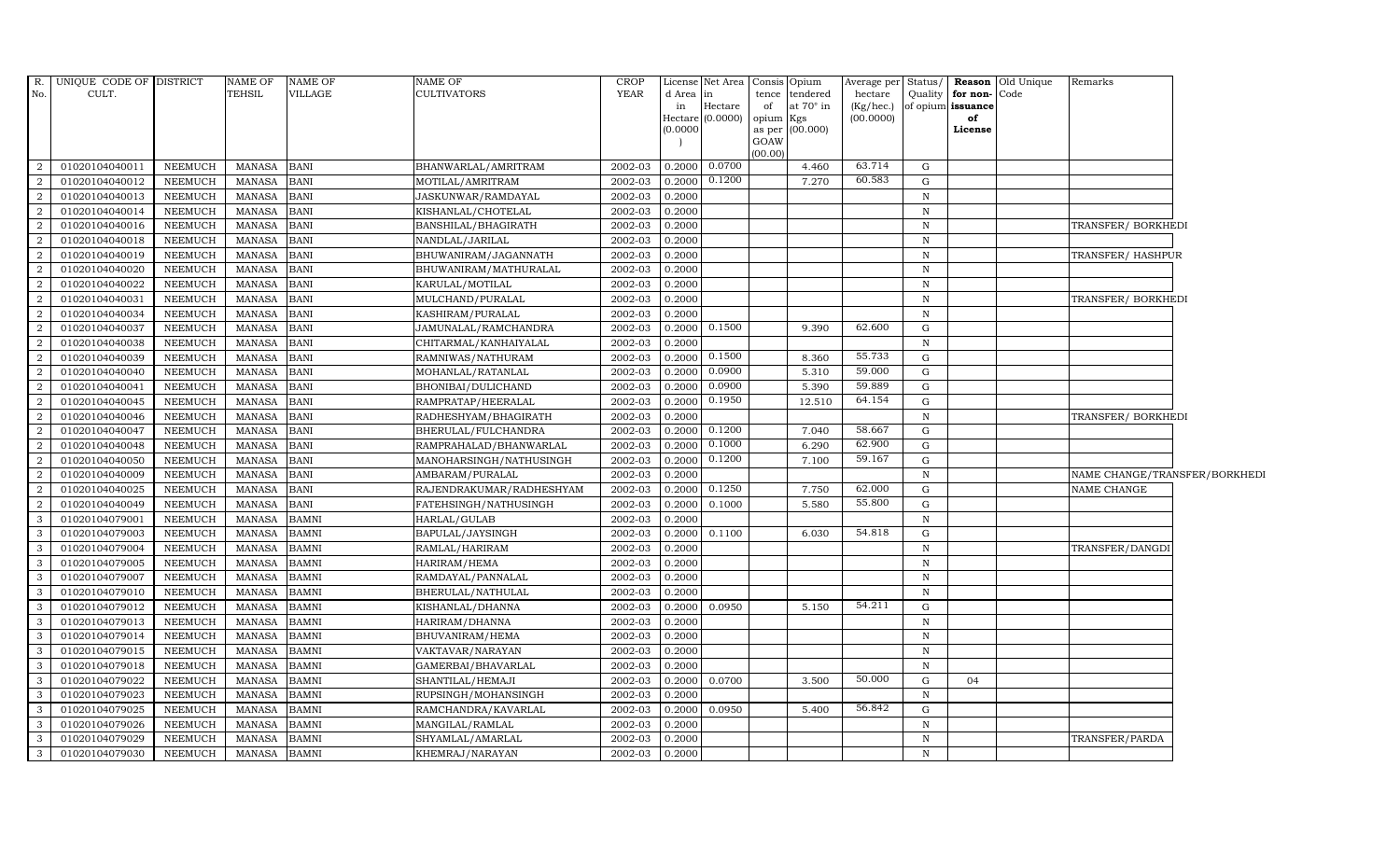| R. No. | UNIQUE CODE OF CULT. | DISTRICT | NAME OF TEHSIL | NAME OF VILLAGE | NAME OF CULTIVATORS | CROP YEAR | License d Area in Hectare (0.0000) | Net Area in Hectare (0.0000) | Consis tence of opium as per GOAW (00.00) | Opium tendered at 70° in Kgs (00.000) | Average per hectare (Kg/hec.) (00.0000) | Status/ Quality of opium | Reason for non-issuance of License | Old Unique Code | Remarks |
|---|---|---|---|---|---|---|---|---|---|---|---|---|---|---|---|
| 2 | 01020104040011 | NEEMUCH | MANASA | BANI | BHANWARLAL/AMRITRAM | 2002-03 | 0.2000 | 0.0700 | | 4.460 | 63.714 | G | | | |
| 2 | 01020104040012 | NEEMUCH | MANASA | BANI | MOTILAL/AMRITRAM | 2002-03 | 0.2000 | 0.1200 | | 7.270 | 60.583 | G | | | |
| 2 | 01020104040013 | NEEMUCH | MANASA | BANI | JASKUNWAR/RAMDAYAL | 2002-03 | 0.2000 | | | | | N | | | |
| 2 | 01020104040014 | NEEMUCH | MANASA | BANI | KISHANLAL/CHOTELAL | 2002-03 | 0.2000 | | | | | N | | | |
| 2 | 01020104040016 | NEEMUCH | MANASA | BANI | BANSHILAL/BHAGIRATH | 2002-03 | 0.2000 | | | | | N | | | TRANSFER/ BORKHEDI |
| 2 | 01020104040018 | NEEMUCH | MANASA | BANI | NANDLAL/JARILAL | 2002-03 | 0.2000 | | | | | N | | | |
| 2 | 01020104040019 | NEEMUCH | MANASA | BANI | BHUWANIRAM/JAGANNATH | 2002-03 | 0.2000 | | | | | N | | | TRANSFER/ HASHPUR |
| 2 | 01020104040020 | NEEMUCH | MANASA | BANI | BHUWANIRAM/MATHURALAL | 2002-03 | 0.2000 | | | | | N | | | |
| 2 | 01020104040022 | NEEMUCH | MANASA | BANI | KARULAL/MOTILAL | 2002-03 | 0.2000 | | | | | N | | | |
| 2 | 01020104040031 | NEEMUCH | MANASA | BANI | MULCHAND/PURALAL | 2002-03 | 0.2000 | | | | | N | | | TRANSFER/ BORKHEDI |
| 2 | 01020104040034 | NEEMUCH | MANASA | BANI | KASHIRAM/PURALAL | 2002-03 | 0.2000 | | | | | N | | | |
| 2 | 01020104040037 | NEEMUCH | MANASA | BANI | JAMUNALAL/RAMCHANDRA | 2002-03 | 0.2000 | 0.1500 | | 9.390 | 62.600 | G | | | |
| 2 | 01020104040038 | NEEMUCH | MANASA | BANI | CHITARMAL/KANHAIYALAL | 2002-03 | 0.2000 | | | | | N | | | |
| 2 | 01020104040039 | NEEMUCH | MANASA | BANI | RAMNIWAS/NATHURAM | 2002-03 | 0.2000 | 0.1500 | | 8.360 | 55.733 | G | | | |
| 2 | 01020104040040 | NEEMUCH | MANASA | BANI | MOHANLAL/RATANLAL | 2002-03 | 0.2000 | 0.0900 | | 5.310 | 59.000 | G | | | |
| 2 | 01020104040041 | NEEMUCH | MANASA | BANI | BHONIBAI/DULICHAND | 2002-03 | 0.2000 | 0.0900 | | 5.390 | 59.889 | G | | | |
| 2 | 01020104040045 | NEEMUCH | MANASA | BANI | RAMPRATAP/HEERALAL | 2002-03 | 0.2000 | 0.1950 | | 12.510 | 64.154 | G | | | |
| 2 | 01020104040046 | NEEMUCH | MANASA | BANI | RADHESHYAM/BHAGIRATH | 2002-03 | 0.2000 | | | | | N | | | TRANSFER/ BORKHEDI |
| 2 | 01020104040047 | NEEMUCH | MANASA | BANI | BHERULAL/FULCHANDRA | 2002-03 | 0.2000 | 0.1200 | | 7.040 | 58.667 | G | | | |
| 2 | 01020104040048 | NEEMUCH | MANASA | BANI | RAMPRAHALAD/BHANWARLAL | 2002-03 | 0.2000 | 0.1000 | | 6.290 | 62.900 | G | | | |
| 2 | 01020104040050 | NEEMUCH | MANASA | BANI | MANOHARSINGH/NATHUSINGH | 2002-03 | 0.2000 | 0.1200 | | 7.100 | 59.167 | G | | | |
| 2 | 01020104040009 | NEEMUCH | MANASA | BANI | AMBARAM/PURALAL | 2002-03 | 0.2000 | | | | | N | | | NAME CHANGE/TRANSFER/BORKHEDI |
| 2 | 01020104040025 | NEEMUCH | MANASA | BANI | RAJENDRAKUMAR/RADHESHYAM | 2002-03 | 0.2000 | 0.1250 | | 7.750 | 62.000 | G | | | NAME CHANGE |
| 2 | 01020104040049 | NEEMUCH | MANASA | BANI | FATEHSINGH/NATHUSINGH | 2002-03 | 0.2000 | 0.1000 | | 5.580 | 55.800 | G | | | |
| 3 | 01020104079001 | NEEMUCH | MANASA | BAMNI | HARLAL/GULAB | 2002-03 | 0.2000 | | | | | N | | | |
| 3 | 01020104079003 | NEEMUCH | MANASA | BAMNI | BAPULAL/JAYSINGH | 2002-03 | 0.2000 | 0.1100 | | 6.030 | 54.818 | G | | | |
| 3 | 01020104079004 | NEEMUCH | MANASA | BAMNI | RAMLAL/HARIRAM | 2002-03 | 0.2000 | | | | | N | | | TRANSFER/DANGDI |
| 3 | 01020104079005 | NEEMUCH | MANASA | BAMNI | HARIRAM/HEMA | 2002-03 | 0.2000 | | | | | N | | | |
| 3 | 01020104079007 | NEEMUCH | MANASA | BAMNI | RAMDAYAL/PANNALAL | 2002-03 | 0.2000 | | | | | N | | | |
| 3 | 01020104079010 | NEEMUCH | MANASA | BAMNI | BHERULAL/NATHULAL | 2002-03 | 0.2000 | | | | | N | | | |
| 3 | 01020104079012 | NEEMUCH | MANASA | BAMNI | KISHANLAL/DHANNA | 2002-03 | 0.2000 | 0.0950 | | 5.150 | 54.211 | G | | | |
| 3 | 01020104079013 | NEEMUCH | MANASA | BAMNI | HARIRAM/DHANNA | 2002-03 | 0.2000 | | | | | N | | | |
| 3 | 01020104079014 | NEEMUCH | MANASA | BAMNI | BHUVANIRAM/HEMA | 2002-03 | 0.2000 | | | | | N | | | |
| 3 | 01020104079015 | NEEMUCH | MANASA | BAMNI | VAKTAVAR/NARAYAN | 2002-03 | 0.2000 | | | | | N | | | |
| 3 | 01020104079018 | NEEMUCH | MANASA | BAMNI | GAMERBAI/BHAVARLAL | 2002-03 | 0.2000 | | | | | N | | | |
| 3 | 01020104079022 | NEEMUCH | MANASA | BAMNI | SHANTILAL/HEMAJI | 2002-03 | 0.2000 | 0.0700 | | 3.500 | 50.000 | G | 04 | | |
| 3 | 01020104079023 | NEEMUCH | MANASA | BAMNI | RUPSINGH/MOHANSINGH | 2002-03 | 0.2000 | | | | | N | | | |
| 3 | 01020104079025 | NEEMUCH | MANASA | BAMNI | RAMCHANDRA/KAVARLAL | 2002-03 | 0.2000 | 0.0950 | | 5.400 | 56.842 | G | | | |
| 3 | 01020104079026 | NEEMUCH | MANASA | BAMNI | MANGILAL/RAMLAL | 2002-03 | 0.2000 | | | | | N | | | |
| 3 | 01020104079029 | NEEMUCH | MANASA | BAMNI | SHYAMLAL/AMARLAL | 2002-03 | 0.2000 | | | | | N | | | TRANSFER/PARDA |
| 3 | 01020104079030 | NEEMUCH | MANASA | BAMNI | KHEMRAJ/NARAYAN | 2002-03 | 0.2000 | | | | | N | | | |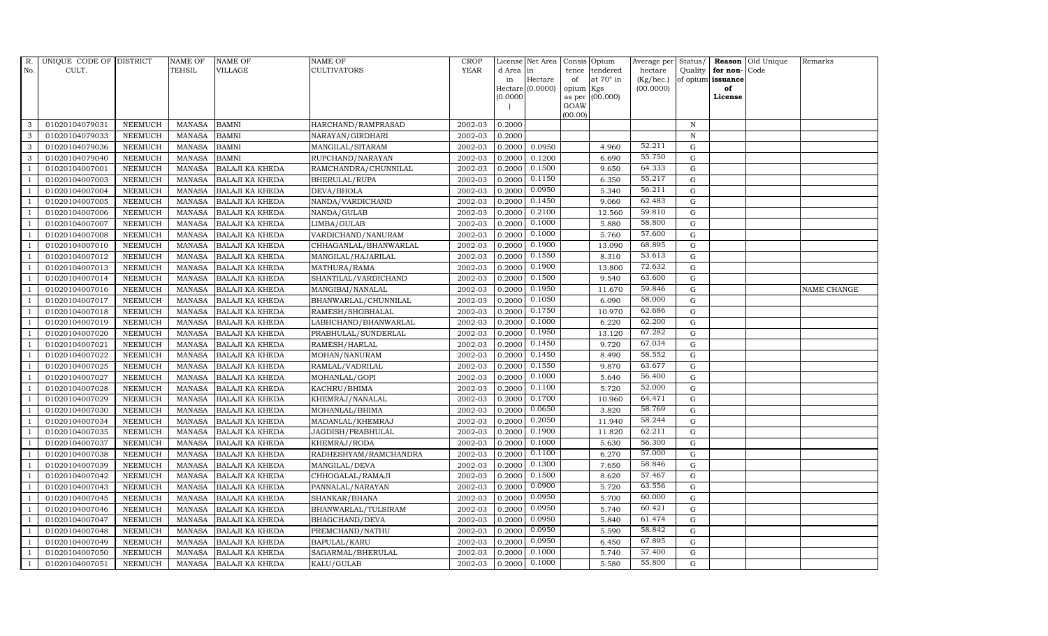| R. No. | UNIQUE CODE OF CULT. | DISTRICT | NAME OF TEHSIL | NAME OF VILLAGE | NAME OF CULTIVATORS | CROP YEAR | License d Area in Hectare (0.0000) | Net Area in Hectare (0.0000) | Consis tence of opium as per GOAW (00.00) | Opium tendered at 70° in Kgs (00.000) | Average per hectare (Kg/hec.) (00.0000) | Status/ Quality of opium | Reason for non- issuance of License | Old Unique Code | Remarks |
|---|---|---|---|---|---|---|---|---|---|---|---|---|---|---|---|
| 3 | 01020104079031 | NEEMUCH | MANASA | BAMNI | HARCHAND/RAMPRASAD | 2002-03 | 0.2000 | | | | | N | | | |
| 3 | 01020104079033 | NEEMUCH | MANASA | BAMNI | NARAYAN/GIRDHARI | 2002-03 | 0.2000 | | | | | N | | | |
| 3 | 01020104079036 | NEEMUCH | MANASA | BAMNI | MANGILAL/SITARAM | 2002-03 | 0.2000 | 0.0950 | | 4.960 | 52.211 | G | | | |
| 3 | 01020104079040 | NEEMUCH | MANASA | BAMNI | RUPCHAND/NARAYAN | 2002-03 | 0.2000 | 0.1200 | | 6.690 | 55.750 | G | | | |
| 1 | 01020104007001 | NEEMUCH | MANASA | BALAJI KA KHEDA | RAMCHANDRA/CHUNNILAL | 2002-03 | 0.2000 | 0.1500 | | 9.650 | 64.333 | G | | | |
| 1 | 01020104007003 | NEEMUCH | MANASA | BALAJI KA KHEDA | BHERULAL/RUPA | 2002-03 | 0.2000 | 0.1150 | | 6.350 | 55.217 | G | | | |
| 1 | 01020104007004 | NEEMUCH | MANASA | BALAJI KA KHEDA | DEVA/BHOLA | 2002-03 | 0.2000 | 0.0950 | | 5.340 | 56.211 | G | | | |
| 1 | 01020104007005 | NEEMUCH | MANASA | BALAJI KA KHEDA | NANDA/VARDICHAND | 2002-03 | 0.2000 | 0.1450 | | 9.060 | 62.483 | G | | | |
| 1 | 01020104007006 | NEEMUCH | MANASA | BALAJI KA KHEDA | NANDA/GULAB | 2002-03 | 0.2000 | 0.2100 | | 12.560 | 59.810 | G | | | |
| 1 | 01020104007007 | NEEMUCH | MANASA | BALAJI KA KHEDA | LIMBA/GULAB | 2002-03 | 0.2000 | 0.1000 | | 5.880 | 58.800 | G | | | |
| 1 | 01020104007008 | NEEMUCH | MANASA | BALAJI KA KHEDA | VARDICHAND/NANURAM | 2002-03 | 0.2000 | 0.1000 | | 5.760 | 57.600 | G | | | |
| 1 | 01020104007010 | NEEMUCH | MANASA | BALAJI KA KHEDA | CHHAGANLAL/BHANWARLAL | 2002-03 | 0.2000 | 0.1900 | | 13.090 | 68.895 | G | | | |
| 1 | 01020104007012 | NEEMUCH | MANASA | BALAJI KA KHEDA | MANGILAL/HAJARILAL | 2002-03 | 0.2000 | 0.1550 | | 8.310 | 53.613 | G | | | |
| 1 | 01020104007013 | NEEMUCH | MANASA | BALAJI KA KHEDA | MATHURA/RAMA | 2002-03 | 0.2000 | 0.1900 | | 13.800 | 72.632 | G | | | |
| 1 | 01020104007014 | NEEMUCH | MANASA | BALAJI KA KHEDA | SHANTILAL/VARDICHAND | 2002-03 | 0.2000 | 0.1500 | | 9.540 | 63.600 | G | | | |
| 1 | 01020104007016 | NEEMUCH | MANASA | BALAJI KA KHEDA | MANGIBAI/NANALAL | 2002-03 | 0.2000 | 0.1950 | | 11.670 | 59.846 | G | | | NAME CHANGE |
| 1 | 01020104007017 | NEEMUCH | MANASA | BALAJI KA KHEDA | BHANWARLAL/CHUNNILAL | 2002-03 | 0.2000 | 0.1050 | | 6.090 | 58.000 | G | | | |
| 1 | 01020104007018 | NEEMUCH | MANASA | BALAJI KA KHEDA | RAMESH/SHOBHALAL | 2002-03 | 0.2000 | 0.1750 | | 10.970 | 62.686 | G | | | |
| 1 | 01020104007019 | NEEMUCH | MANASA | BALAJI KA KHEDA | LABHCHAND/BHANWARLAL | 2002-03 | 0.2000 | 0.1000 | | 6.220 | 62.200 | G | | | |
| 1 | 01020104007020 | NEEMUCH | MANASA | BALAJI KA KHEDA | PRABHULAL/SUNDERLAL | 2002-03 | 0.2000 | 0.1950 | | 13.120 | 67.282 | G | | | |
| 1 | 01020104007021 | NEEMUCH | MANASA | BALAJI KA KHEDA | RAMESH/HARLAL | 2002-03 | 0.2000 | 0.1450 | | 9.720 | 67.034 | G | | | |
| 1 | 01020104007022 | NEEMUCH | MANASA | BALAJI KA KHEDA | MOHAN/NANURAM | 2002-03 | 0.2000 | 0.1450 | | 8.490 | 58.552 | G | | | |
| 1 | 01020104007025 | NEEMUCH | MANASA | BALAJI KA KHEDA | RAMLAL/VADRILAL | 2002-03 | 0.2000 | 0.1550 | | 9.870 | 63.677 | G | | | |
| 1 | 01020104007027 | NEEMUCH | MANASA | BALAJI KA KHEDA | MOHANLAL/GOPI | 2002-03 | 0.2000 | 0.1000 | | 5.640 | 56.400 | G | | | |
| 1 | 01020104007028 | NEEMUCH | MANASA | BALAJI KA KHEDA | KACHRU/BHIMA | 2002-03 | 0.2000 | 0.1100 | | 5.720 | 52.000 | G | | | |
| 1 | 01020104007029 | NEEMUCH | MANASA | BALAJI KA KHEDA | KHEMRAJ/NANALAL | 2002-03 | 0.2000 | 0.1700 | | 10.960 | 64.471 | G | | | |
| 1 | 01020104007030 | NEEMUCH | MANASA | BALAJI KA KHEDA | MOHANLAL/BHIMA | 2002-03 | 0.2000 | 0.0650 | | 3.820 | 58.769 | G | | | |
| 1 | 01020104007034 | NEEMUCH | MANASA | BALAJI KA KHEDA | MADANLAL/KHEMRAJ | 2002-03 | 0.2000 | 0.2050 | | 11.940 | 58.244 | G | | | |
| 1 | 01020104007035 | NEEMUCH | MANASA | BALAJI KA KHEDA | JAGDISH/PRABHULAL | 2002-03 | 0.2000 | 0.1900 | | 11.820 | 62.211 | G | | | |
| 1 | 01020104007037 | NEEMUCH | MANASA | BALAJI KA KHEDA | KHEMRAJ/RODA | 2002-03 | 0.2000 | 0.1000 | | 5.630 | 56.300 | G | | | |
| 1 | 01020104007038 | NEEMUCH | MANASA | BALAJI KA KHEDA | RADHESHYAM/RAMCHANDRA | 2002-03 | 0.2000 | 0.1100 | | 6.270 | 57.000 | G | | | |
| 1 | 01020104007039 | NEEMUCH | MANASA | BALAJI KA KHEDA | MANGILAL/DEVA | 2002-03 | 0.2000 | 0.1300 | | 7.650 | 58.846 | G | | | |
| 1 | 01020104007042 | NEEMUCH | MANASA | BALAJI KA KHEDA | CHHOGALAL/RAMAJI | 2002-03 | 0.2000 | 0.1500 | | 8.620 | 57.467 | G | | | |
| 1 | 01020104007043 | NEEMUCH | MANASA | BALAJI KA KHEDA | PANNALAL/NARAYAN | 2002-03 | 0.2000 | 0.0900 | | 5.720 | 63.556 | G | | | |
| 1 | 01020104007045 | NEEMUCH | MANASA | BALAJI KA KHEDA | SHANKAR/BHANA | 2002-03 | 0.2000 | 0.0950 | | 5.700 | 60.000 | G | | | |
| 1 | 01020104007046 | NEEMUCH | MANASA | BALAJI KA KHEDA | BHANWARLAL/TULSIRAM | 2002-03 | 0.2000 | 0.0950 | | 5.740 | 60.421 | G | | | |
| 1 | 01020104007047 | NEEMUCH | MANASA | BALAJI KA KHEDA | BHAGCHAND/DEVA | 2002-03 | 0.2000 | 0.0950 | | 5.840 | 61.474 | G | | | |
| 1 | 01020104007048 | NEEMUCH | MANASA | BALAJI KA KHEDA | PREMCHAND/NATHU | 2002-03 | 0.2000 | 0.0950 | | 5.590 | 58.842 | G | | | |
| 1 | 01020104007049 | NEEMUCH | MANASA | BALAJI KA KHEDA | BAPULAL/KARU | 2002-03 | 0.2000 | 0.0950 | | 6.450 | 67.895 | G | | | |
| 1 | 01020104007050 | NEEMUCH | MANASA | BALAJI KA KHEDA | SAGARMAL/BHERULAL | 2002-03 | 0.2000 | 0.1000 | | 5.740 | 57.400 | G | | | |
| 1 | 01020104007051 | NEEMUCH | MANASA | BALAJI KA KHEDA | KALU/GULAB | 2002-03 | 0.2000 | 0.1000 | | 5.580 | 55.800 | G | | | |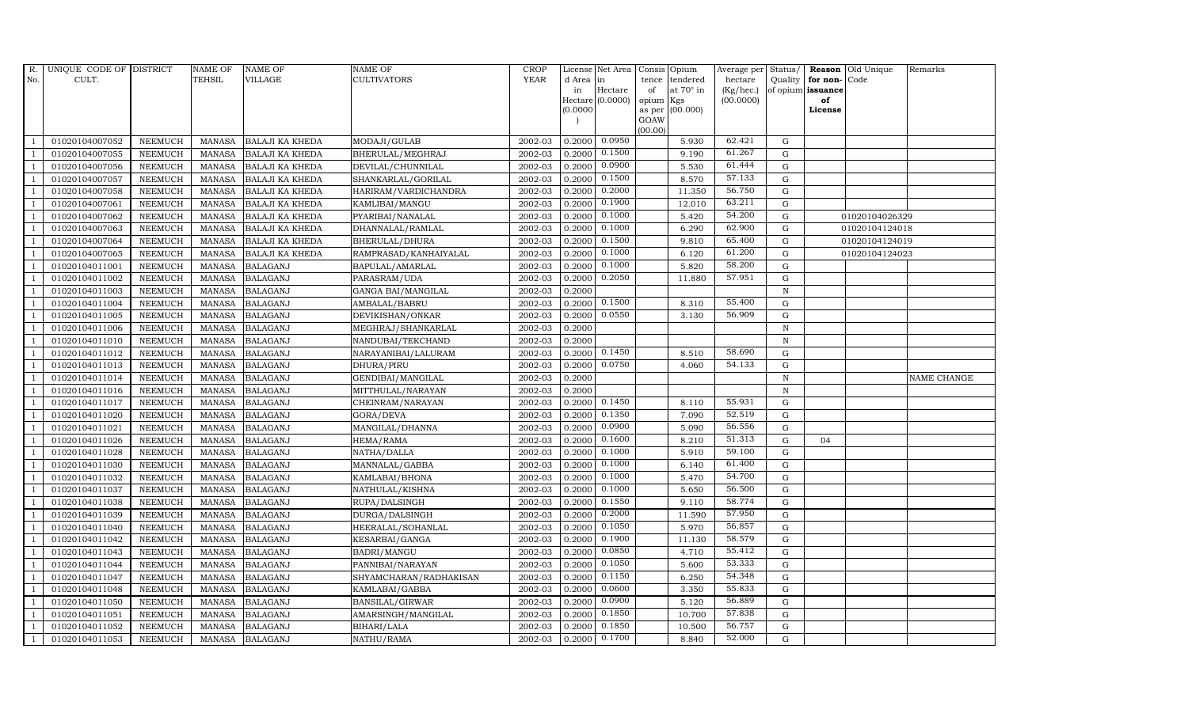| R. No. | UNIQUE CODE OF CULT. | DISTRICT | NAME OF TEHSIL | NAME OF VILLAGE | NAME OF CULTIVATORS | CROP YEAR | License d Area in Hectare (0.0000) | Net Area in Hectare (0.0000) | Consis tence of opium as per GOAW (00.00) | Opium tendered at 70° in Kgs (00.000) | Average per hectare (Kg/hec.) (00.0000) | Status/ Quality of opium | Reason for non-issuance of License | Old Unique Code | Remarks |
|---|---|---|---|---|---|---|---|---|---|---|---|---|---|---|---|
| 1 | 01020104007052 | NEEMUCH | MANASA | BALAJI KA KHEDA | MODAJI/GULAB | 2002-03 | 0.2000 | 0.0950 | | 5.930 | 62.421 | G | | | |
| 1 | 01020104007055 | NEEMUCH | MANASA | BALAJI KA KHEDA | BHERULAL/MEGHRAJ | 2002-03 | 0.2000 | 0.1500 | | 9.190 | 61.267 | G | | | |
| 1 | 01020104007056 | NEEMUCH | MANASA | BALAJI KA KHEDA | DEVILAL/CHUNNILAL | 2002-03 | 0.2000 | 0.0900 | | 5.530 | 61.444 | G | | | |
| 1 | 01020104007057 | NEEMUCH | MANASA | BALAJI KA KHEDA | SHANKARLAL/GORILAL | 2002-03 | 0.2000 | 0.1500 | | 8.570 | 57.133 | G | | | |
| 1 | 01020104007058 | NEEMUCH | MANASA | BALAJI KA KHEDA | HARIRAM/VARDICHANDRA | 2002-03 | 0.2000 | 0.2000 | | 11.350 | 56.750 | G | | | |
| 1 | 01020104007061 | NEEMUCH | MANASA | BALAJI KA KHEDA | KAMLIBAI/MANGU | 2002-03 | 0.2000 | 0.1900 | | 12.010 | 63.211 | G | | | |
| 1 | 01020104007062 | NEEMUCH | MANASA | BALAJI KA KHEDA | PYARIBAI/NANALAL | 2002-03 | 0.2000 | 0.1000 | | 5.420 | 54.200 | G | | 01020104026329 | |
| 1 | 01020104007063 | NEEMUCH | MANASA | BALAJI KA KHEDA | DHANNALAL/RAMLAL | 2002-03 | 0.2000 | 0.1000 | | 6.290 | 62.900 | G | | 01020104124018 | |
| 1 | 01020104007064 | NEEMUCH | MANASA | BALAJI KA KHEDA | BHERULAL/DHURA | 2002-03 | 0.2000 | 0.1500 | | 9.810 | 65.400 | G | | 01020104124019 | |
| 1 | 01020104007065 | NEEMUCH | MANASA | BALAJI KA KHEDA | RAMPRASAD/KANHAIYALAL | 2002-03 | 0.2000 | 0.1000 | | 6.120 | 61.200 | G | | 01020104124023 | |
| 1 | 01020104011001 | NEEMUCH | MANASA | BALAGANJ | BAPULAL/AMARLAL | 2002-03 | 0.2000 | 0.1000 | | 5.820 | 58.200 | G | | | |
| 1 | 01020104011002 | NEEMUCH | MANASA | BALAGANJ | PARASRAM/UDA | 2002-03 | 0.2000 | 0.2050 | | 11.880 | 57.951 | G | | | |
| 1 | 01020104011003 | NEEMUCH | MANASA | BALAGANJ | GANGA BAI/MANGILAL | 2002-03 | 0.2000 | | | | | N | | | |
| 1 | 01020104011004 | NEEMUCH | MANASA | BALAGANJ | AMBALAL/BABRU | 2002-03 | 0.2000 | 0.1500 | | 8.310 | 55.400 | G | | | |
| 1 | 01020104011005 | NEEMUCH | MANASA | BALAGANJ | DEVIKISHAN/ONKAR | 2002-03 | 0.2000 | 0.0550 | | 3.130 | 56.909 | G | | | |
| 1 | 01020104011006 | NEEMUCH | MANASA | BALAGANJ | MEGHRAJ/SHANKARLAL | 2002-03 | 0.2000 | | | | | N | | | |
| 1 | 01020104011010 | NEEMUCH | MANASA | BALAGANJ | NANDUBAI/TEKCHAND | 2002-03 | 0.2000 | | | | | N | | | |
| 1 | 01020104011012 | NEEMUCH | MANASA | BALAGANJ | NARAYANIBAI/LALURAM | 2002-03 | 0.2000 | 0.1450 | | 8.510 | 58.690 | G | | | |
| 1 | 01020104011013 | NEEMUCH | MANASA | BALAGANJ | DHURA/PIRU | 2002-03 | 0.2000 | 0.0750 | | 4.060 | 54.133 | G | | | |
| 1 | 01020104011014 | NEEMUCH | MANASA | BALAGANJ | GENDIBAI/MANGILAL | 2002-03 | 0.2000 | | | | | N | | | NAME CHANGE |
| 1 | 01020104011016 | NEEMUCH | MANASA | BALAGANJ | MITTHULAL/NARAYAN | 2002-03 | 0.2000 | | | | | N | | | |
| 1 | 01020104011017 | NEEMUCH | MANASA | BALAGANJ | CHEINRAM/NARAYAN | 2002-03 | 0.2000 | 0.1450 | | 8.110 | 55.931 | G | | | |
| 1 | 01020104011020 | NEEMUCH | MANASA | BALAGANJ | GORA/DEVA | 2002-03 | 0.2000 | 0.1350 | | 7.090 | 52.519 | G | | | |
| 1 | 01020104011021 | NEEMUCH | MANASA | BALAGANJ | MANGILAL/DHANNA | 2002-03 | 0.2000 | 0.0900 | | 5.090 | 56.556 | G | | | |
| 1 | 01020104011026 | NEEMUCH | MANASA | BALAGANJ | HEMA/RAMA | 2002-03 | 0.2000 | 0.1600 | | 8.210 | 51.313 | G | 04 | | |
| 1 | 01020104011028 | NEEMUCH | MANASA | BALAGANJ | NATHA/DALLA | 2002-03 | 0.2000 | 0.1000 | | 5.910 | 59.100 | G | | | |
| 1 | 01020104011030 | NEEMUCH | MANASA | BALAGANJ | MANNALAL/GABBA | 2002-03 | 0.2000 | 0.1000 | | 6.140 | 61.400 | G | | | |
| 1 | 01020104011032 | NEEMUCH | MANASA | BALAGANJ | KAMLABAI/BHONA | 2002-03 | 0.2000 | 0.1000 | | 5.470 | 54.700 | G | | | |
| 1 | 01020104011037 | NEEMUCH | MANASA | BALAGANJ | NATHULAL/KISHNA | 2002-03 | 0.2000 | 0.1000 | | 5.650 | 56.500 | G | | | |
| 1 | 01020104011038 | NEEMUCH | MANASA | BALAGANJ | RUPA/DALSINGH | 2002-03 | 0.2000 | 0.1550 | | 9.110 | 58.774 | G | | | |
| 1 | 01020104011039 | NEEMUCH | MANASA | BALAGANJ | DURGA/DALSINGH | 2002-03 | 0.2000 | 0.2000 | | 11.590 | 57.950 | G | | | |
| 1 | 01020104011040 | NEEMUCH | MANASA | BALAGANJ | HEERALAL/SOHANLAL | 2002-03 | 0.2000 | 0.1050 | | 5.970 | 56.857 | G | | | |
| 1 | 01020104011042 | NEEMUCH | MANASA | BALAGANJ | KESARBAI/GANGA | 2002-03 | 0.2000 | 0.1900 | | 11.130 | 58.579 | G | | | |
| 1 | 01020104011043 | NEEMUCH | MANASA | BALAGANJ | BADRI/MANGU | 2002-03 | 0.2000 | 0.0850 | | 4.710 | 55.412 | G | | | |
| 1 | 01020104011044 | NEEMUCH | MANASA | BALAGANJ | PANNIBAI/NARAYAN | 2002-03 | 0.2000 | 0.1050 | | 5.600 | 53.333 | G | | | |
| 1 | 01020104011047 | NEEMUCH | MANASA | BALAGANJ | SHYAMCHARAN/RADHAKISAN | 2002-03 | 0.2000 | 0.1150 | | 6.250 | 54.348 | G | | | |
| 1 | 01020104011048 | NEEMUCH | MANASA | BALAGANJ | KAMLABAI/GABBA | 2002-03 | 0.2000 | 0.0600 | | 3.350 | 55.833 | G | | | |
| 1 | 01020104011050 | NEEMUCH | MANASA | BALAGANJ | BANSILAL/GIRWAR | 2002-03 | 0.2000 | 0.0900 | | 5.120 | 56.889 | G | | | |
| 1 | 01020104011051 | NEEMUCH | MANASA | BALAGANJ | AMARSINGH/MANGILAL | 2002-03 | 0.2000 | 0.1850 | | 10.700 | 57.838 | G | | | |
| 1 | 01020104011052 | NEEMUCH | MANASA | BALAGANJ | BIHARI/LALA | 2002-03 | 0.2000 | 0.1850 | | 10.500 | 56.757 | G | | | |
| 1 | 01020104011053 | NEEMUCH | MANASA | BALAGANJ | NATHU/RAMA | 2002-03 | 0.2000 | 0.1700 | | 8.840 | 52.000 | G | | | |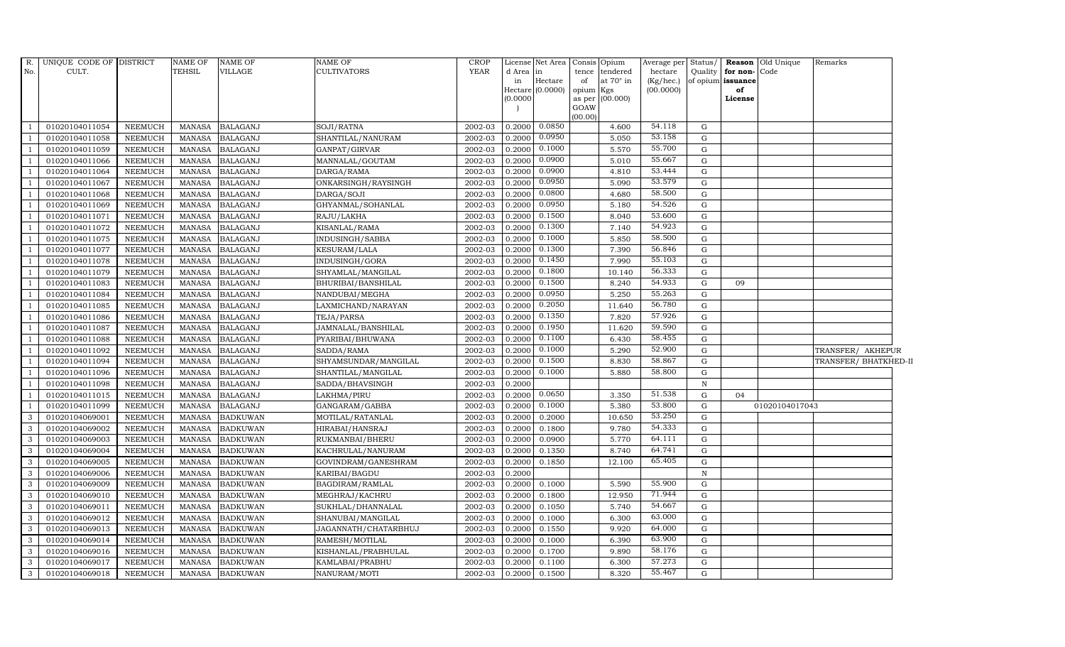| R. No. | UNIQUE CODE OF CULT. | DISTRICT | NAME OF TEHSIL | NAME OF VILLAGE | NAME OF CULTIVATORS | CROP YEAR | License d Area in Hectare (0.0000) | Net Area in Hectare (0.0000) | Consis tence of opium as per GOAW (00.00) | Opium tendered at 70° in Kgs (00.000) | Average per hectare (Kg/hec.) (00.0000) | Status/ Quality of opium | Reason for non-issuance of License | Old Unique Code | Remarks |
|---|---|---|---|---|---|---|---|---|---|---|---|---|---|---|---|
| 1 | 01020104011054 | NEEMUCH | MANASA | BALAGANJ | SOJI/RATNA | 2002-03 | 0.2000 | 0.0850 | | 4.600 | 54.118 | G | | | |
| 1 | 01020104011058 | NEEMUCH | MANASA | BALAGANJ | SHANTILAL/NANURAM | 2002-03 | 0.2000 | 0.0950 | | 5.050 | 53.158 | G | | | |
| 1 | 01020104011059 | NEEMUCH | MANASA | BALAGANJ | GANPAT/GIRVAR | 2002-03 | 0.2000 | 0.1000 | | 5.570 | 55.700 | G | | | |
| 1 | 01020104011066 | NEEMUCH | MANASA | BALAGANJ | MANNALAL/GOUTAM | 2002-03 | 0.2000 | 0.0900 | | 5.010 | 55.667 | G | | | |
| 1 | 01020104011064 | NEEMUCH | MANASA | BALAGANJ | DARGA/RAMA | 2002-03 | 0.2000 | 0.0900 | | 4.810 | 53.444 | G | | | |
| 1 | 01020104011067 | NEEMUCH | MANASA | BALAGANJ | ONKARSINGH/RAYSINGH | 2002-03 | 0.2000 | 0.0950 | | 5.090 | 53.579 | G | | | |
| 1 | 01020104011068 | NEEMUCH | MANASA | BALAGANJ | DARGA/SOJI | 2002-03 | 0.2000 | 0.0800 | | 4.680 | 58.500 | G | | | |
| 1 | 01020104011069 | NEEMUCH | MANASA | BALAGANJ | GHYANMAL/SOHANLAL | 2002-03 | 0.2000 | 0.0950 | | 5.180 | 54.526 | G | | | |
| 1 | 01020104011071 | NEEMUCH | MANASA | BALAGANJ | RAJU/LAKHA | 2002-03 | 0.2000 | 0.1500 | | 8.040 | 53.600 | G | | | |
| 1 | 01020104011072 | NEEMUCH | MANASA | BALAGANJ | KISANLAL/RAMA | 2002-03 | 0.2000 | 0.1300 | | 7.140 | 54.923 | G | | | |
| 1 | 01020104011075 | NEEMUCH | MANASA | BALAGANJ | INDUSINGH/SABBA | 2002-03 | 0.2000 | 0.1000 | | 5.850 | 58.500 | G | | | |
| 1 | 01020104011077 | NEEMUCH | MANASA | BALAGANJ | KESURAM/LALA | 2002-03 | 0.2000 | 0.1300 | | 7.390 | 56.846 | G | | | |
| 1 | 01020104011078 | NEEMUCH | MANASA | BALAGANJ | INDUSINGH/GORA | 2002-03 | 0.2000 | 0.1450 | | 7.990 | 55.103 | G | | | |
| 1 | 01020104011079 | NEEMUCH | MANASA | BALAGANJ | SHYAMLAL/MANGILAL | 2002-03 | 0.2000 | 0.1800 | | 10.140 | 56.333 | G | | | |
| 1 | 01020104011083 | NEEMUCH | MANASA | BALAGANJ | BHURIBAI/BANSHILAL | 2002-03 | 0.2000 | 0.1500 | | 8.240 | 54.933 | G | 09 | | |
| 1 | 01020104011084 | NEEMUCH | MANASA | BALAGANJ | NANDUBAI/MEGHA | 2002-03 | 0.2000 | 0.0950 | | 5.250 | 55.263 | G | | | |
| 1 | 01020104011085 | NEEMUCH | MANASA | BALAGANJ | LAXMICHAND/NARAYAN | 2002-03 | 0.2000 | 0.2050 | | 11.640 | 56.780 | G | | | |
| 1 | 01020104011086 | NEEMUCH | MANASA | BALAGANJ | TEJA/PARSA | 2002-03 | 0.2000 | 0.1350 | | 7.820 | 57.926 | G | | | |
| 1 | 01020104011087 | NEEMUCH | MANASA | BALAGANJ | JAMNALAL/BANSHILAL | 2002-03 | 0.2000 | 0.1950 | | 11.620 | 59.590 | G | | | |
| 1 | 01020104011088 | NEEMUCH | MANASA | BALAGANJ | PYARIBAI/BHUWANA | 2002-03 | 0.2000 | 0.1100 | | 6.430 | 58.455 | G | | | |
| 1 | 01020104011092 | NEEMUCH | MANASA | BALAGANJ | SADDA/RAMA | 2002-03 | 0.2000 | 0.1000 | | 5.290 | 52.900 | G | | | TRANSFER/ AKHEPUR |
| 1 | 01020104011094 | NEEMUCH | MANASA | BALAGANJ | SHYAMSUNDAR/MANGILAL | 2002-03 | 0.2000 | 0.1500 | | 8.830 | 58.867 | G | | | TRANSFER/ BHATKHED-II |
| 1 | 01020104011096 | NEEMUCH | MANASA | BALAGANJ | SHANTILAL/MANGILAL | 2002-03 | 0.2000 | 0.1000 | | 5.880 | 58.800 | G | | | |
| 1 | 01020104011098 | NEEMUCH | MANASA | BALAGANJ | SADDA/BHAVSINGH | 2002-03 | 0.2000 | | | | | N | | | |
| 1 | 01020104011015 | NEEMUCH | MANASA | BALAGANJ | LAKHMA/PIRU | 2002-03 | 0.2000 | 0.0650 | | 3.350 | 51.538 | G | 04 | | |
| 1 | 01020104011099 | NEEMUCH | MANASA | BALAGANJ | GANGARAM/GABBA | 2002-03 | 0.2000 | 0.1000 | | 5.380 | 53.800 | G | | 01020104017043 | |
| 3 | 01020104069001 | NEEMUCH | MANASA | BADKUWAN | MOTILAL/RATANLAL | 2002-03 | 0.2000 | 0.2000 | | 10.650 | 53.250 | G | | | |
| 3 | 01020104069002 | NEEMUCH | MANASA | BADKUWAN | HIRABAI/HANSRAJ | 2002-03 | 0.2000 | 0.1800 | | 9.780 | 54.333 | G | | | |
| 3 | 01020104069003 | NEEMUCH | MANASA | BADKUWAN | RUKMANBAI/BHERU | 2002-03 | 0.2000 | 0.0900 | | 5.770 | 64.111 | G | | | |
| 3 | 01020104069004 | NEEMUCH | MANASA | BADKUWAN | KACHRULAL/NANURAM | 2002-03 | 0.2000 | 0.1350 | | 8.740 | 64.741 | G | | | |
| 3 | 01020104069005 | NEEMUCH | MANASA | BADKUWAN | GOVINDRAM/GANESHRAM | 2002-03 | 0.2000 | 0.1850 | | 12.100 | 65.405 | G | | | |
| 3 | 01020104069006 | NEEMUCH | MANASA | BADKUWAN | KARIBAI/BAGDU | 2002-03 | 0.2000 | | | | | N | | | |
| 3 | 01020104069009 | NEEMUCH | MANASA | BADKUWAN | BAGDIRAM/RAMLAL | 2002-03 | 0.2000 | 0.1000 | | 5.590 | 55.900 | G | | | |
| 3 | 01020104069010 | NEEMUCH | MANASA | BADKUWAN | MEGHRAJ/KACHRU | 2002-03 | 0.2000 | 0.1800 | | 12.950 | 71.944 | G | | | |
| 3 | 01020104069011 | NEEMUCH | MANASA | BADKUWAN | SUKHLAL/DHANNALAL | 2002-03 | 0.2000 | 0.1050 | | 5.740 | 54.667 | G | | | |
| 3 | 01020104069012 | NEEMUCH | MANASA | BADKUWAN | SHANUBAI/MANGILAL | 2002-03 | 0.2000 | 0.1000 | | 6.300 | 63.000 | G | | | |
| 3 | 01020104069013 | NEEMUCH | MANASA | BADKUWAN | JAGANNATH/CHATARBHUJ | 2002-03 | 0.2000 | 0.1550 | | 9.920 | 64.000 | G | | | |
| 3 | 01020104069014 | NEEMUCH | MANASA | BADKUWAN | RAMESH/MOTILAL | 2002-03 | 0.2000 | 0.1000 | | 6.390 | 63.900 | G | | | |
| 3 | 01020104069016 | NEEMUCH | MANASA | BADKUWAN | KISHANLAL/PRABHULAL | 2002-03 | 0.2000 | 0.1700 | | 9.890 | 58.176 | G | | | |
| 3 | 01020104069017 | NEEMUCH | MANASA | BADKUWAN | KAMLABAI/PRABHU | 2002-03 | 0.2000 | 0.1100 | | 6.300 | 57.273 | G | | | |
| 3 | 01020104069018 | NEEMUCH | MANASA | BADKUWAN | NANURAM/MOTI | 2002-03 | 0.2000 | 0.1500 | | 8.320 | 55.467 | G | | | |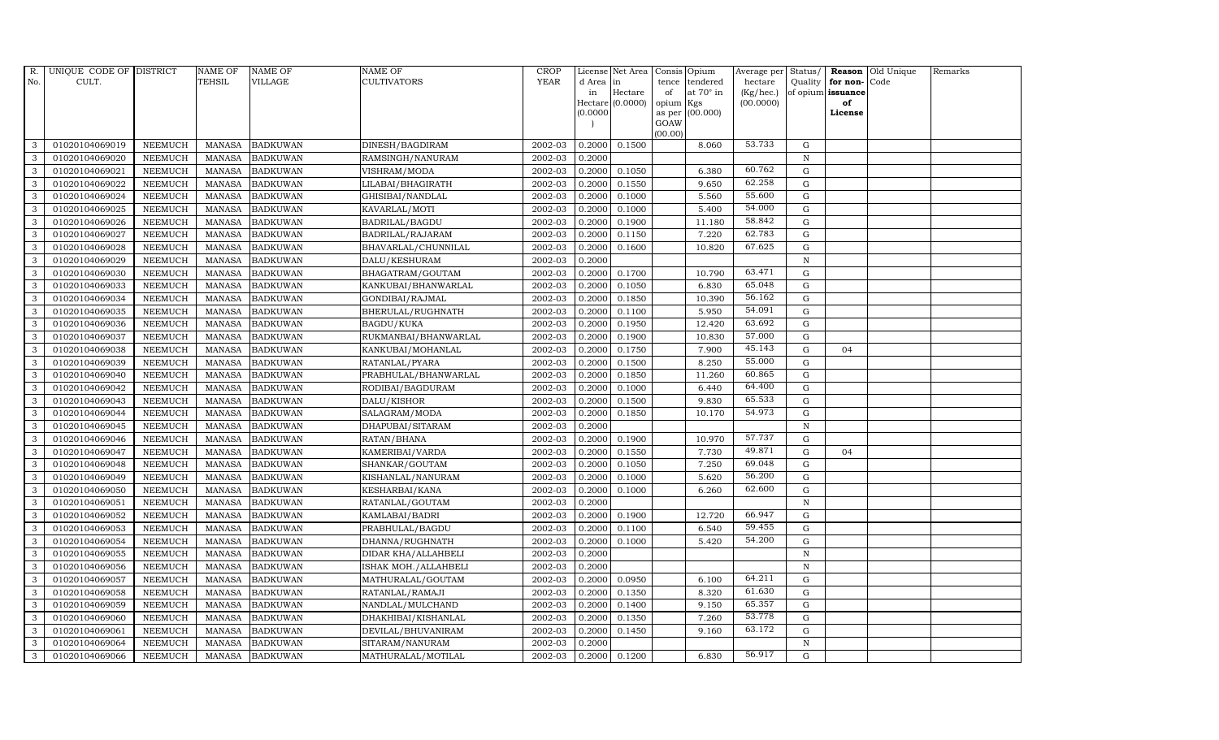| R. No. | UNIQUE CODE OF CULT. | DISTRICT | NAME OF TEHSIL | NAME OF VILLAGE | NAME OF CULTIVATORS | CROP YEAR | License d Area in Hectare (0.0000) | Net Area in Hectare (0.0000) | Consis tence of opium as per GOAW (00.00) | Opium tendered at 70° in Kgs (00.000) | Average per hectare (Kg/hec.) (00.0000) | Status/ Quality of opium | Reason for non-issuance of License | Old Unique Code | Remarks |
|---|---|---|---|---|---|---|---|---|---|---|---|---|---|---|---|
| 3 | 01020104069019 | NEEMUCH | MANASA | BADKUWAN | DINESH/BAGDIRAM | 2002-03 | 0.2000 | 0.1500 | | 8.060 | 53.733 | G | | | |
| 3 | 01020104069020 | NEEMUCH | MANASA | BADKUWAN | RAMSINGH/NANURAM | 2002-03 | 0.2000 | | | | | N | | | |
| 3 | 01020104069021 | NEEMUCH | MANASA | BADKUWAN | VISHRAM/MODA | 2002-03 | 0.2000 | 0.1050 | | 6.380 | 60.762 | G | | | |
| 3 | 01020104069022 | NEEMUCH | MANASA | BADKUWAN | LILABAI/BHAGIRATH | 2002-03 | 0.2000 | 0.1550 | | 9.650 | 62.258 | G | | | |
| 3 | 01020104069024 | NEEMUCH | MANASA | BADKUWAN | GHISIBAI/NANDLAL | 2002-03 | 0.2000 | 0.1000 | | 5.560 | 55.600 | G | | | |
| 3 | 01020104069025 | NEEMUCH | MANASA | BADKUWAN | KAVARLAL/MOTI | 2002-03 | 0.2000 | 0.1000 | | 5.400 | 54.000 | G | | | |
| 3 | 01020104069026 | NEEMUCH | MANASA | BADKUWAN | BADRILAL/BAGDU | 2002-03 | 0.2000 | 0.1900 | | 11.180 | 58.842 | G | | | |
| 3 | 01020104069027 | NEEMUCH | MANASA | BADKUWAN | BADRILAL/RAJARAM | 2002-03 | 0.2000 | 0.1150 | | 7.220 | 62.783 | G | | | |
| 3 | 01020104069028 | NEEMUCH | MANASA | BADKUWAN | BHAVARLAL/CHUNNILAL | 2002-03 | 0.2000 | 0.1600 | | 10.820 | 67.625 | G | | | |
| 3 | 01020104069029 | NEEMUCH | MANASA | BADKUWAN | DALU/KESHURAM | 2002-03 | 0.2000 | | | | | N | | | |
| 3 | 01020104069030 | NEEMUCH | MANASA | BADKUWAN | BHAGATRAM/GOUTAM | 2002-03 | 0.2000 | 0.1700 | | 10.790 | 63.471 | G | | | |
| 3 | 01020104069033 | NEEMUCH | MANASA | BADKUWAN | KANKUBAI/BHANWARLAL | 2002-03 | 0.2000 | 0.1050 | | 6.830 | 65.048 | G | | | |
| 3 | 01020104069034 | NEEMUCH | MANASA | BADKUWAN | GONDIBAI/RAJMAL | 2002-03 | 0.2000 | 0.1850 | | 10.390 | 56.162 | G | | | |
| 3 | 01020104069035 | NEEMUCH | MANASA | BADKUWAN | BHERULAL/RUGHNATH | 2002-03 | 0.2000 | 0.1100 | | 5.950 | 54.091 | G | | | |
| 3 | 01020104069036 | NEEMUCH | MANASA | BADKUWAN | BAGDU/KUKA | 2002-03 | 0.2000 | 0.1950 | | 12.420 | 63.692 | G | | | |
| 3 | 01020104069037 | NEEMUCH | MANASA | BADKUWAN | RUKMANBAI/BHANWARLAL | 2002-03 | 0.2000 | 0.1900 | | 10.830 | 57.000 | G | | | |
| 3 | 01020104069038 | NEEMUCH | MANASA | BADKUWAN | KANKUBAI/MOHANLAL | 2002-03 | 0.2000 | 0.1750 | | 7.900 | 45.143 | G | 04 | | |
| 3 | 01020104069039 | NEEMUCH | MANASA | BADKUWAN | RATANLAL/PYARA | 2002-03 | 0.2000 | 0.1500 | | 8.250 | 55.000 | G | | | |
| 3 | 01020104069040 | NEEMUCH | MANASA | BADKUWAN | PRABHULAL/BHANWARLAL | 2002-03 | 0.2000 | 0.1850 | | 11.260 | 60.865 | G | | | |
| 3 | 01020104069042 | NEEMUCH | MANASA | BADKUWAN | RODIBAI/BAGDURAM | 2002-03 | 0.2000 | 0.1000 | | 6.440 | 64.400 | G | | | |
| 3 | 01020104069043 | NEEMUCH | MANASA | BADKUWAN | DALU/KISHOR | 2002-03 | 0.2000 | 0.1500 | | 9.830 | 65.533 | G | | | |
| 3 | 01020104069044 | NEEMUCH | MANASA | BADKUWAN | SALAGRAM/MODA | 2002-03 | 0.2000 | 0.1850 | | 10.170 | 54.973 | G | | | |
| 3 | 01020104069045 | NEEMUCH | MANASA | BADKUWAN | DHAPUBAI/SITARAM | 2002-03 | 0.2000 | | | | | N | | | |
| 3 | 01020104069046 | NEEMUCH | MANASA | BADKUWAN | RATAN/BHANA | 2002-03 | 0.2000 | 0.1900 | | 10.970 | 57.737 | G | | | |
| 3 | 01020104069047 | NEEMUCH | MANASA | BADKUWAN | KAMERIBAI/VARDA | 2002-03 | 0.2000 | 0.1550 | | 7.730 | 49.871 | G | 04 | | |
| 3 | 01020104069048 | NEEMUCH | MANASA | BADKUWAN | SHANKAR/GOUTAM | 2002-03 | 0.2000 | 0.1050 | | 7.250 | 69.048 | G | | | |
| 3 | 01020104069049 | NEEMUCH | MANASA | BADKUWAN | KISHANLAL/NANURAM | 2002-03 | 0.2000 | 0.1000 | | 5.620 | 56.200 | G | | | |
| 3 | 01020104069050 | NEEMUCH | MANASA | BADKUWAN | KESHARBAI/KANA | 2002-03 | 0.2000 | 0.1000 | | 6.260 | 62.600 | G | | | |
| 3 | 01020104069051 | NEEMUCH | MANASA | BADKUWAN | RATANLAL/GOUTAM | 2002-03 | 0.2000 | | | | | N | | | |
| 3 | 01020104069052 | NEEMUCH | MANASA | BADKUWAN | KAMLABAI/BADRI | 2002-03 | 0.2000 | 0.1900 | | 12.720 | 66.947 | G | | | |
| 3 | 01020104069053 | NEEMUCH | MANASA | BADKUWAN | PRABHULAL/BAGDU | 2002-03 | 0.2000 | 0.1100 | | 6.540 | 59.455 | G | | | |
| 3 | 01020104069054 | NEEMUCH | MANASA | BADKUWAN | DHANNA/RUGHNATH | 2002-03 | 0.2000 | 0.1000 | | 5.420 | 54.200 | G | | | |
| 3 | 01020104069055 | NEEMUCH | MANASA | BADKUWAN | DIDAR KHA/ALLAHBELI | 2002-03 | 0.2000 | | | | | N | | | |
| 3 | 01020104069056 | NEEMUCH | MANASA | BADKUWAN | ISHAK MOH./ALLAHBELI | 2002-03 | 0.2000 | | | | | N | | | |
| 3 | 01020104069057 | NEEMUCH | MANASA | BADKUWAN | MATHURALAL/GOUTAM | 2002-03 | 0.2000 | 0.0950 | | 6.100 | 64.211 | G | | | |
| 3 | 01020104069058 | NEEMUCH | MANASA | BADKUWAN | RATANLAL/RAMAJI | 2002-03 | 0.2000 | 0.1350 | | 8.320 | 61.630 | G | | | |
| 3 | 01020104069059 | NEEMUCH | MANASA | BADKUWAN | NANDLAL/MULCHAND | 2002-03 | 0.2000 | 0.1400 | | 9.150 | 65.357 | G | | | |
| 3 | 01020104069060 | NEEMUCH | MANASA | BADKUWAN | DHAKHIBAI/KISHANLAL | 2002-03 | 0.2000 | 0.1350 | | 7.260 | 53.778 | G | | | |
| 3 | 01020104069061 | NEEMUCH | MANASA | BADKUWAN | DEVILAL/BHUVANIRAM | 2002-03 | 0.2000 | 0.1450 | | 9.160 | 63.172 | G | | | |
| 3 | 01020104069064 | NEEMUCH | MANASA | BADKUWAN | SITARAM/NANURAM | 2002-03 | 0.2000 | | | | | N | | | |
| 3 | 01020104069066 | NEEMUCH | MANASA | BADKUWAN | MATHURALAL/MOTILAL | 2002-03 | 0.2000 | 0.1200 | | 6.830 | 56.917 | G | | | |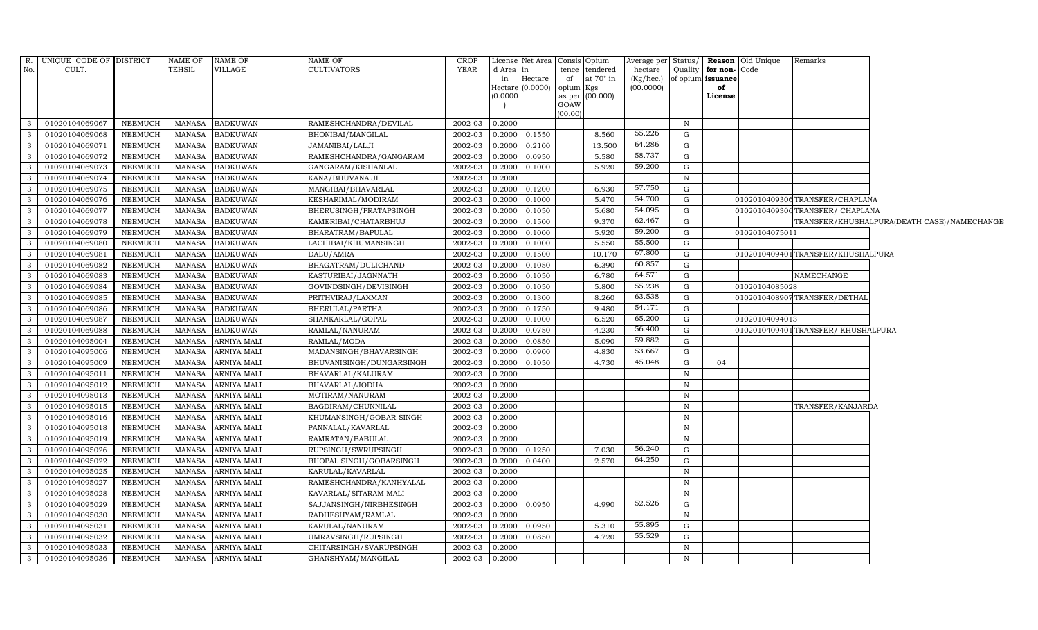| R. No. | UNIQUE CODE OF CULT. | DISTRICT | NAME OF TEHSIL | NAME OF VILLAGE | NAME OF CULTIVATORS | CROP YEAR | License d Area in Hectare (0.0000) | Net Area in Hectare (0.0000) | Consis tence of opium as per GOAW (00.00) | Opium tendered at 70° in Kgs (00.000) | Average per hectare (Kg/hec.) (00.0000) | Status/ Quality of opium | Reason for non-issuance of License | Old Unique Code | Remarks |
|---|---|---|---|---|---|---|---|---|---|---|---|---|---|---|---|
| 3 | 01020104069067 | NEEMUCH | MANASA | BADKUWAN | RAMESHCHANDRA/DEVILAL | 2002-03 | 0.2000 | | | | | N | | | |
| 3 | 01020104069068 | NEEMUCH | MANASA | BADKUWAN | BHONIBAI/MANGILAL | 2002-03 | 0.2000 | 0.1550 | | 8.560 | 55.226 | G | | | |
| 3 | 01020104069071 | NEEMUCH | MANASA | BADKUWAN | JAMANIBAI/LALJI | 2002-03 | 0.2000 | 0.2100 | | 13.500 | 64.286 | G | | | |
| 3 | 01020104069072 | NEEMUCH | MANASA | BADKUWAN | RAMESHCHANDRA/GANGARAM | 2002-03 | 0.2000 | 0.0950 | | 5.580 | 58.737 | G | | | |
| 3 | 01020104069073 | NEEMUCH | MANASA | BADKUWAN | GANGARAM/KISHANLAL | 2002-03 | 0.2000 | 0.1000 | | 5.920 | 59.200 | G | | | |
| 3 | 01020104069074 | NEEMUCH | MANASA | BADKUWAN | KANA/BHUVANA JI | 2002-03 | 0.2000 | | | | | N | | | |
| 3 | 01020104069075 | NEEMUCH | MANASA | BADKUWAN | MANGIBAI/BHAVARLAL | 2002-03 | 0.2000 | 0.1200 | | 6.930 | 57.750 | G | | | |
| 3 | 01020104069076 | NEEMUCH | MANASA | BADKUWAN | KESHARIMAL/MODIRAM | 2002-03 | 0.2000 | 0.1000 | | 5.470 | 54.700 | G | | 0102010409306 | TRANSFER/CHAPLANA |
| 3 | 01020104069077 | NEEMUCH | MANASA | BADKUWAN | BHERUSINGH/PRATAPSINGH | 2002-03 | 0.2000 | 0.1050 | | 5.680 | 54.095 | G | | 0102010409306 | TRANSFER/ CHAPLANA |
| 3 | 01020104069078 | NEEMUCH | MANASA | BADKUWAN | KAMERIBAI/CHATARBHUJ | 2002-03 | 0.2000 | 0.1500 | | 9.370 | 62.467 | G | | | TRANSFER/KHUSHALPURA(DEATH CASE)/NAMECHANGE |
| 3 | 01020104069079 | NEEMUCH | MANASA | BADKUWAN | BHARATRAM/BAPULAL | 2002-03 | 0.2000 | 0.1000 | | 5.920 | 59.200 | G | | 01020104075011 | |
| 3 | 01020104069080 | NEEMUCH | MANASA | BADKUWAN | LACHIBAI/KHUMANSINGH | 2002-03 | 0.2000 | 0.1000 | | 5.550 | 55.500 | G | | | |
| 3 | 01020104069081 | NEEMUCH | MANASA | BADKUWAN | DALU/AMRA | 2002-03 | 0.2000 | 0.1500 | | 10.170 | 67.800 | G | | 0102010409401 | TRANSFER/KHUSHALPURA |
| 3 | 01020104069082 | NEEMUCH | MANASA | BADKUWAN | BHAGATRAM/DULICHAND | 2002-03 | 0.2000 | 0.1050 | | 6.390 | 60.857 | G | | | |
| 3 | 01020104069083 | NEEMUCH | MANASA | BADKUWAN | KASTURIBAI/JAGNNATH | 2002-03 | 0.2000 | 0.1050 | | 6.780 | 64.571 | G | | | NAMECHANGE |
| 3 | 01020104069084 | NEEMUCH | MANASA | BADKUWAN | GOVINDSINGH/DEVISINGH | 2002-03 | 0.2000 | 0.1050 | | 5.800 | 55.238 | G | | 01020104085028 | |
| 3 | 01020104069085 | NEEMUCH | MANASA | BADKUWAN | PRITHVIRAJ/LAXMAN | 2002-03 | 0.2000 | 0.1300 | | 8.260 | 63.538 | G | | 0102010408907 | TRANSFER/DETHAL |
| 3 | 01020104069086 | NEEMUCH | MANASA | BADKUWAN | BHERULAL/PARTHA | 2002-03 | 0.2000 | 0.1750 | | 9.480 | 54.171 | G | | | |
| 3 | 01020104069087 | NEEMUCH | MANASA | BADKUWAN | SHANKARLAL/GOPAL | 2002-03 | 0.2000 | 0.1000 | | 6.520 | 65.200 | G | | 01020104094013 | |
| 3 | 01020104069088 | NEEMUCH | MANASA | BADKUWAN | RAMLAL/NANURAM | 2002-03 | 0.2000 | 0.0750 | | 4.230 | 56.400 | G | | 0102010409401 | TRANSFER/ KHUSHALPURA |
| 3 | 01020104095004 | NEEMUCH | MANASA | ARNIYA MALI | RAMLAL/MODA | 2002-03 | 0.2000 | 0.0850 | | 5.090 | 59.882 | G | | | |
| 3 | 01020104095006 | NEEMUCH | MANASA | ARNIYA MALI | MADANSINGH/BHAVARSINGH | 2002-03 | 0.2000 | 0.0900 | | 4.830 | 53.667 | G | | | |
| 3 | 01020104095009 | NEEMUCH | MANASA | ARNIYA MALI | BHUVANISINGH/DUNGARSINGH | 2002-03 | 0.2000 | 0.1050 | | 4.730 | 45.048 | G | 04 | | |
| 3 | 01020104095011 | NEEMUCH | MANASA | ARNIYA MALI | BHAVARLAL/KALURAM | 2002-03 | 0.2000 | | | | | N | | | |
| 3 | 01020104095012 | NEEMUCH | MANASA | ARNIYA MALI | BHAVARLAL/JODHA | 2002-03 | 0.2000 | | | | | N | | | |
| 3 | 01020104095013 | NEEMUCH | MANASA | ARNIYA MALI | MOTIRAM/NANURAM | 2002-03 | 0.2000 | | | | | N | | | |
| 3 | 01020104095015 | NEEMUCH | MANASA | ARNIYA MALI | BAGDIRAM/CHUNNILAL | 2002-03 | 0.2000 | | | | | N | | | TRANSFER/KANJARDA |
| 3 | 01020104095016 | NEEMUCH | MANASA | ARNIYA MALI | KHUMANSINGH/GOBAR SINGH | 2002-03 | 0.2000 | | | | | N | | | |
| 3 | 01020104095018 | NEEMUCH | MANASA | ARNIYA MALI | PANNALAL/KAVARLAL | 2002-03 | 0.2000 | | | | | N | | | |
| 3 | 01020104095019 | NEEMUCH | MANASA | ARNIYA MALI | RAMRATAN/BABULAL | 2002-03 | 0.2000 | | | | | N | | | |
| 3 | 01020104095026 | NEEMUCH | MANASA | ARNIYA MALI | RUPSINGH/SWRUPSINGH | 2002-03 | 0.2000 | 0.1250 | | 7.030 | 56.240 | G | | | |
| 3 | 01020104095022 | NEEMUCH | MANASA | ARNIYA MALI | BHOPAL SINGH/GOBARSINGH | 2002-03 | 0.2000 | 0.0400 | | 2.570 | 64.250 | G | | | |
| 3 | 01020104095025 | NEEMUCH | MANASA | ARNIYA MALI | KARULAL/KAVARLAL | 2002-03 | 0.2000 | | | | | N | | | |
| 3 | 01020104095027 | NEEMUCH | MANASA | ARNIYA MALI | RAMESHCHANDRA/KANHYALAL | 2002-03 | 0.2000 | | | | | N | | | |
| 3 | 01020104095028 | NEEMUCH | MANASA | ARNIYA MALI | KAVARLAL/SITARAM MALI | 2002-03 | 0.2000 | | | | | N | | | |
| 3 | 01020104095029 | NEEMUCH | MANASA | ARNIYA MALI | SAJJANSINGH/NIRBHESINGH | 2002-03 | 0.2000 | 0.0950 | | 4.990 | 52.526 | G | | | |
| 3 | 01020104095030 | NEEMUCH | MANASA | ARNIYA MALI | RADHESHYAM/RAMLAL | 2002-03 | 0.2000 | | | | | N | | | |
| 3 | 01020104095031 | NEEMUCH | MANASA | ARNIYA MALI | KARULAL/NANURAM | 2002-03 | 0.2000 | 0.0950 | | 5.310 | 55.895 | G | | | |
| 3 | 01020104095032 | NEEMUCH | MANASA | ARNIYA MALI | UMRAVSINGH/RUPSINGH | 2002-03 | 0.2000 | 0.0850 | | 4.720 | 55.529 | G | | | |
| 3 | 01020104095033 | NEEMUCH | MANASA | ARNIYA MALI | CHITARSINGH/SVARUPSINGH | 2002-03 | 0.2000 | | | | | N | | | |
| 3 | 01020104095036 | NEEMUCH | MANASA | ARNIYA MALI | GHANSHYAM/MANGILAL | 2002-03 | 0.2000 | | | | | N | | | |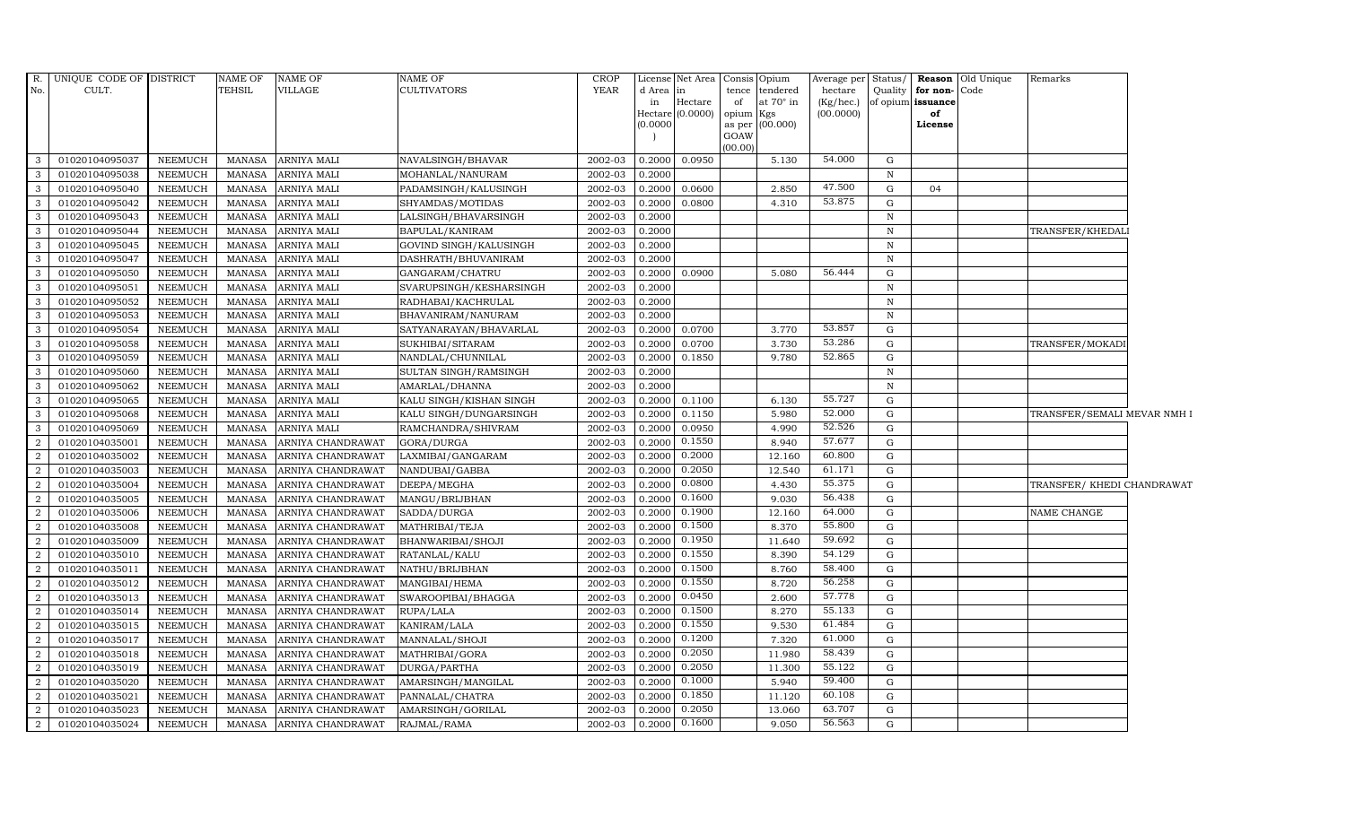| R. No. | UNIQUE CODE OF CULT. | DISTRICT | NAME OF TEHSIL | NAME OF VILLAGE | NAME OF CULTIVATORS | CROP YEAR | License d Area in Hectare (0.0000) | Net Area in Hectare (0.0000) | Consis tence of opium as per GOAW (00.00) | Opium tendered at 70° in Kgs (00.000) | Average per hectare (Kg/hec.) (00.0000) | Status/ Quality of opium | Reason for non-issuance of License | Old Unique Code | Remarks |
|---|---|---|---|---|---|---|---|---|---|---|---|---|---|---|---|
| 3 | 01020104095037 | NEEMUCH | MANASA | ARNIYA MALI | NAVALSINGH/BHAVAR | 2002-03 | 0.2000 | 0.0950 | | 5.130 | 54.000 | G | | | |
| 3 | 01020104095038 | NEEMUCH | MANASA | ARNIYA MALI | MOHANLAL/NANURAM | 2002-03 | 0.2000 | | | | | N | | | |
| 3 | 01020104095040 | NEEMUCH | MANASA | ARNIYA MALI | PADAMSINGH/KALUSINGH | 2002-03 | 0.2000 | 0.0600 | | 2.850 | 47.500 | G | 04 | | |
| 3 | 01020104095042 | NEEMUCH | MANASA | ARNIYA MALI | SHYAMDAS/MOTIDAS | 2002-03 | 0.2000 | 0.0800 | | 4.310 | 53.875 | G | | | |
| 3 | 01020104095043 | NEEMUCH | MANASA | ARNIYA MALI | LALSINGH/BHAVARSINGH | 2002-03 | 0.2000 | | | | | N | | | |
| 3 | 01020104095044 | NEEMUCH | MANASA | ARNIYA MALI | BAPULAL/KANIRAM | 2002-03 | 0.2000 | | | | | N | | | TRANSFER/KHEDALI |
| 3 | 01020104095045 | NEEMUCH | MANASA | ARNIYA MALI | GOVIND SINGH/KALUSINGH | 2002-03 | 0.2000 | | | | | N | | | |
| 3 | 01020104095047 | NEEMUCH | MANASA | ARNIYA MALI | DASHRATH/BHUVANIRAM | 2002-03 | 0.2000 | | | | | N | | | |
| 3 | 01020104095050 | NEEMUCH | MANASA | ARNIYA MALI | GANGARAM/CHATRU | 2002-03 | 0.2000 | 0.0900 | | 5.080 | 56.444 | G | | | |
| 3 | 01020104095051 | NEEMUCH | MANASA | ARNIYA MALI | SVARUPSINGH/KESHARSINGH | 2002-03 | 0.2000 | | | | | N | | | |
| 3 | 01020104095052 | NEEMUCH | MANASA | ARNIYA MALI | RADHABAI/KACHRULAL | 2002-03 | 0.2000 | | | | | N | | | |
| 3 | 01020104095053 | NEEMUCH | MANASA | ARNIYA MALI | BHAVANIRAM/NANURAM | 2002-03 | 0.2000 | | | | | N | | | |
| 3 | 01020104095054 | NEEMUCH | MANASA | ARNIYA MALI | SATYANARAYAN/BHAVARLAL | 2002-03 | 0.2000 | 0.0700 | | 3.770 | 53.857 | G | | | |
| 3 | 01020104095058 | NEEMUCH | MANASA | ARNIYA MALI | SUKHIBAI/SITARAM | 2002-03 | 0.2000 | 0.0700 | | 3.730 | 53.286 | G | | | TRANSFER/MOKADI |
| 3 | 01020104095059 | NEEMUCH | MANASA | ARNIYA MALI | NANDLAL/CHUNNILAL | 2002-03 | 0.2000 | 0.1850 | | 9.780 | 52.865 | G | | | |
| 3 | 01020104095060 | NEEMUCH | MANASA | ARNIYA MALI | SULTAN SINGH/RAMSINGH | 2002-03 | 0.2000 | | | | | N | | | |
| 3 | 01020104095062 | NEEMUCH | MANASA | ARNIYA MALI | AMARLAL/DHANNA | 2002-03 | 0.2000 | | | | | N | | | |
| 3 | 01020104095065 | NEEMUCH | MANASA | ARNIYA MALI | KALU SINGH/KISHAN SINGH | 2002-03 | 0.2000 | 0.1100 | | 6.130 | 55.727 | G | | | |
| 3 | 01020104095068 | NEEMUCH | MANASA | ARNIYA MALI | KALU SINGH/DUNGARSINGH | 2002-03 | 0.2000 | 0.1150 | | 5.980 | 52.000 | G | | | TRANSFER/SEMALI MEVAR NMH I |
| 3 | 01020104095069 | NEEMUCH | MANASA | ARNIYA MALI | RAMCHANDRA/SHIVRAM | 2002-03 | 0.2000 | 0.0950 | | 4.990 | 52.526 | G | | | |
| 2 | 01020104035001 | NEEMUCH | MANASA | ARNIYA CHANDRAWAT | GORA/DURGA | 2002-03 | 0.2000 | 0.1550 | | 8.940 | 57.677 | G | | | |
| 2 | 01020104035002 | NEEMUCH | MANASA | ARNIYA CHANDRAWAT | LAXMIBAI/GANGARAM | 2002-03 | 0.2000 | 0.2000 | | 12.160 | 60.800 | G | | | |
| 2 | 01020104035003 | NEEMUCH | MANASA | ARNIYA CHANDRAWAT | NANDUBAI/GABBA | 2002-03 | 0.2000 | 0.2050 | | 12.540 | 61.171 | G | | | |
| 2 | 01020104035004 | NEEMUCH | MANASA | ARNIYA CHANDRAWAT | DEEPA/MEGHA | 2002-03 | 0.2000 | 0.0800 | | 4.430 | 55.375 | G | | | TRANSFER/ KHEDI CHANDRAWAT |
| 2 | 01020104035005 | NEEMUCH | MANASA | ARNIYA CHANDRAWAT | MANGU/BRIJBHAN | 2002-03 | 0.2000 | 0.1600 | | 9.030 | 56.438 | G | | | |
| 2 | 01020104035006 | NEEMUCH | MANASA | ARNIYA CHANDRAWAT | SADDA/DURGA | 2002-03 | 0.2000 | 0.1900 | | 12.160 | 64.000 | G | | | NAME CHANGE |
| 2 | 01020104035008 | NEEMUCH | MANASA | ARNIYA CHANDRAWAT | MATHRIBAI/TEJA | 2002-03 | 0.2000 | 0.1500 | | 8.370 | 55.800 | G | | | |
| 2 | 01020104035009 | NEEMUCH | MANASA | ARNIYA CHANDRAWAT | BHANWARIBAI/SHOJI | 2002-03 | 0.2000 | 0.1950 | | 11.640 | 59.692 | G | | | |
| 2 | 01020104035010 | NEEMUCH | MANASA | ARNIYA CHANDRAWAT | RATANLAL/KALU | 2002-03 | 0.2000 | 0.1550 | | 8.390 | 54.129 | G | | | |
| 2 | 01020104035011 | NEEMUCH | MANASA | ARNIYA CHANDRAWAT | NATHU/BRIJBHAN | 2002-03 | 0.2000 | 0.1500 | | 8.760 | 58.400 | G | | | |
| 2 | 01020104035012 | NEEMUCH | MANASA | ARNIYA CHANDRAWAT | MANGIBAI/HEMA | 2002-03 | 0.2000 | 0.1550 | | 8.720 | 56.258 | G | | | |
| 2 | 01020104035013 | NEEMUCH | MANASA | ARNIYA CHANDRAWAT | SWAROOPIBAI/BHAGGA | 2002-03 | 0.2000 | 0.0450 | | 2.600 | 57.778 | G | | | |
| 2 | 01020104035014 | NEEMUCH | MANASA | ARNIYA CHANDRAWAT | RUPA/LALA | 2002-03 | 0.2000 | 0.1500 | | 8.270 | 55.133 | G | | | |
| 2 | 01020104035015 | NEEMUCH | MANASA | ARNIYA CHANDRAWAT | KANIRAM/LALA | 2002-03 | 0.2000 | 0.1550 | | 9.530 | 61.484 | G | | | |
| 2 | 01020104035017 | NEEMUCH | MANASA | ARNIYA CHANDRAWAT | MANNALAL/SHOJI | 2002-03 | 0.2000 | 0.1200 | | 7.320 | 61.000 | G | | | |
| 2 | 01020104035018 | NEEMUCH | MANASA | ARNIYA CHANDRAWAT | MATHRIBAI/GORA | 2002-03 | 0.2000 | 0.2050 | | 11.980 | 58.439 | G | | | |
| 2 | 01020104035019 | NEEMUCH | MANASA | ARNIYA CHANDRAWAT | DURGA/PARTHA | 2002-03 | 0.2000 | 0.2050 | | 11.300 | 55.122 | G | | | |
| 2 | 01020104035020 | NEEMUCH | MANASA | ARNIYA CHANDRAWAT | AMARSINGH/MANGILAL | 2002-03 | 0.2000 | 0.1000 | | 5.940 | 59.400 | G | | | |
| 2 | 01020104035021 | NEEMUCH | MANASA | ARNIYA CHANDRAWAT | PANNALAL/CHATRA | 2002-03 | 0.2000 | 0.1850 | | 11.120 | 60.108 | G | | | |
| 2 | 01020104035023 | NEEMUCH | MANASA | ARNIYA CHANDRAWAT | AMARSINGH/GORILAL | 2002-03 | 0.2000 | 0.2050 | | 13.060 | 63.707 | G | | | |
| 2 | 01020104035024 | NEEMUCH | MANASA | ARNIYA CHANDRAWAT | RAJMAL/RAMA | 2002-03 | 0.2000 | 0.1600 | | 9.050 | 56.563 | G | | | |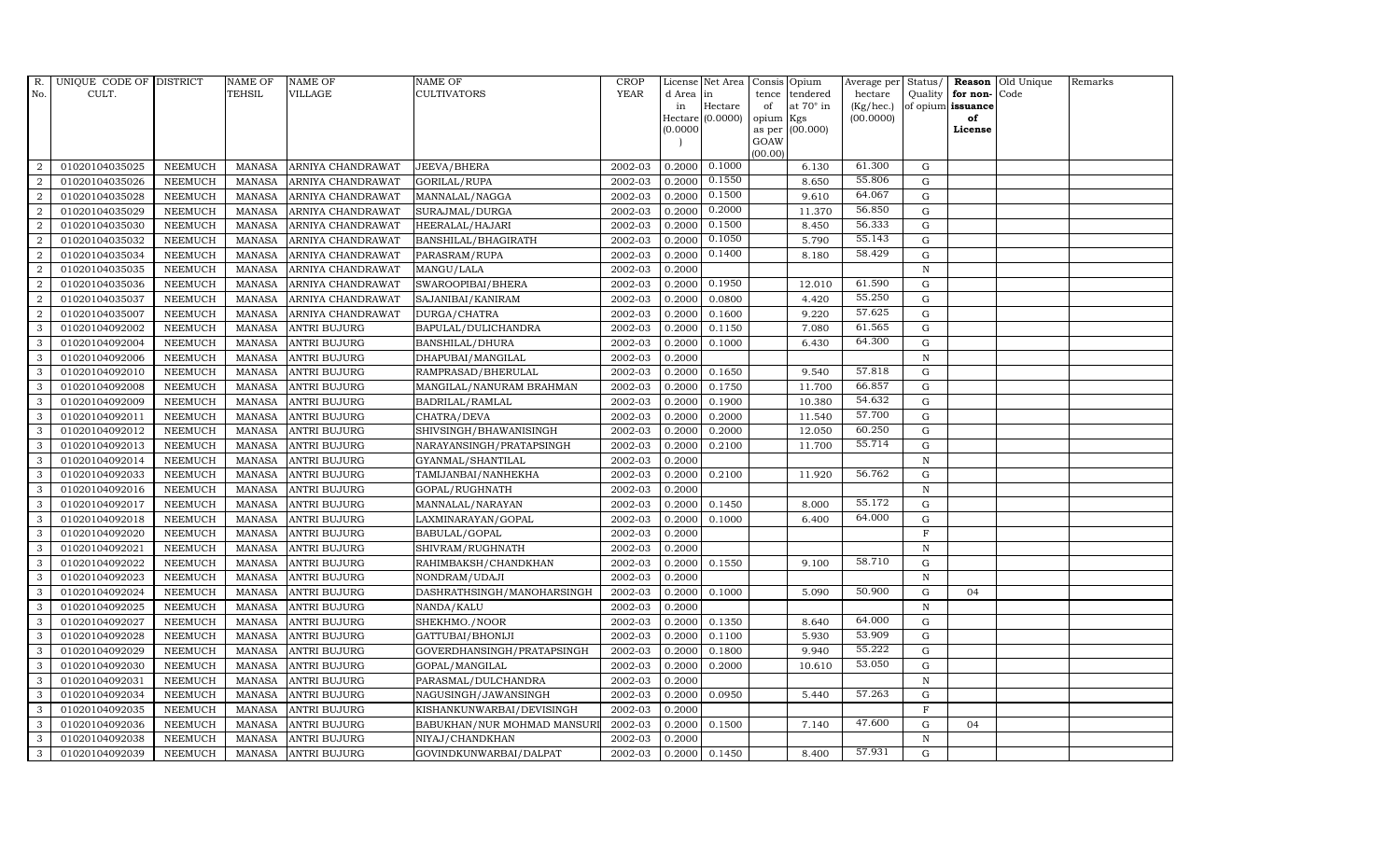| R. No. | UNIQUE CODE OF CULT. | DISTRICT | NAME OF TEHSIL | NAME OF VILLAGE | NAME OF CULTIVATORS | CROP YEAR | License d Area in Hectare (0.0000) | Net Area in Hectare (0.0000) | Consis tence of opium as per GOAW (00.00) | Opium tendered at 70° in Kgs (00.000) | Average per hectare (Kg/hec.) (00.0000) | Status/ Quality of opium | Reason for non-issuance of License | Old Unique Code | Remarks |
|---|---|---|---|---|---|---|---|---|---|---|---|---|---|---|---|
| 2 | 01020104035025 | NEEMUCH | MANASA | ARNIYA CHANDRAWAT | JEEVA/BHERA | 2002-03 | 0.2000 | 0.1000 | | 6.130 | 61.300 | G | | | |
| 2 | 01020104035026 | NEEMUCH | MANASA | ARNIYA CHANDRAWAT | GORILAL/RUPA | 2002-03 | 0.2000 | 0.1550 | | 8.650 | 55.806 | G | | | |
| 2 | 01020104035028 | NEEMUCH | MANASA | ARNIYA CHANDRAWAT | MANNALAL/NAGGA | 2002-03 | 0.2000 | 0.1500 | | 9.610 | 64.067 | G | | | |
| 2 | 01020104035029 | NEEMUCH | MANASA | ARNIYA CHANDRAWAT | SURAJMAL/DURGA | 2002-03 | 0.2000 | 0.2000 | | 11.370 | 56.850 | G | | | |
| 2 | 01020104035030 | NEEMUCH | MANASA | ARNIYA CHANDRAWAT | HEERALAL/HAJARI | 2002-03 | 0.2000 | 0.1500 | | 8.450 | 56.333 | G | | | |
| 2 | 01020104035032 | NEEMUCH | MANASA | ARNIYA CHANDRAWAT | BANSHILAL/BHAGIRATH | 2002-03 | 0.2000 | 0.1050 | | 5.790 | 55.143 | G | | | |
| 2 | 01020104035034 | NEEMUCH | MANASA | ARNIYA CHANDRAWAT | PARASRAM/RUPA | 2002-03 | 0.2000 | 0.1400 | | 8.180 | 58.429 | G | | | |
| 2 | 01020104035035 | NEEMUCH | MANASA | ARNIYA CHANDRAWAT | MANGU/LALA | 2002-03 | 0.2000 | | | | | N | | | |
| 2 | 01020104035036 | NEEMUCH | MANASA | ARNIYA CHANDRAWAT | SWAROOPIBAI/BHERA | 2002-03 | 0.2000 | 0.1950 | | 12.010 | 61.590 | G | | | |
| 2 | 01020104035037 | NEEMUCH | MANASA | ARNIYA CHANDRAWAT | SAJANIBAI/KANIRAM | 2002-03 | 0.2000 | 0.0800 | | 4.420 | 55.250 | G | | | |
| 2 | 01020104035007 | NEEMUCH | MANASA | ARNIYA CHANDRAWAT | DURGA/CHATRA | 2002-03 | 0.2000 | 0.1600 | | 9.220 | 57.625 | G | | | |
| 3 | 01020104092002 | NEEMUCH | MANASA | ANTRI BUJURG | BAPULAL/DULICHANDRA | 2002-03 | 0.2000 | 0.1150 | | 7.080 | 61.565 | G | | | |
| 3 | 01020104092004 | NEEMUCH | MANASA | ANTRI BUJURG | BANSHILAL/DHURA | 2002-03 | 0.2000 | 0.1000 | | 6.430 | 64.300 | G | | | |
| 3 | 01020104092006 | NEEMUCH | MANASA | ANTRI BUJURG | DHAPUBAI/MANGILAL | 2002-03 | 0.2000 | | | | | N | | | |
| 3 | 01020104092010 | NEEMUCH | MANASA | ANTRI BUJURG | RAMPRASAD/BHERULAL | 2002-03 | 0.2000 | 0.1650 | | 9.540 | 57.818 | G | | | |
| 3 | 01020104092008 | NEEMUCH | MANASA | ANTRI BUJURG | MANGILAL/NANURAM BRAHMAN | 2002-03 | 0.2000 | 0.1750 | | 11.700 | 66.857 | G | | | |
| 3 | 01020104092009 | NEEMUCH | MANASA | ANTRI BUJURG | BADRILAL/RAMLAL | 2002-03 | 0.2000 | 0.1900 | | 10.380 | 54.632 | G | | | |
| 3 | 01020104092011 | NEEMUCH | MANASA | ANTRI BUJURG | CHATRA/DEVA | 2002-03 | 0.2000 | 0.2000 | | 11.540 | 57.700 | G | | | |
| 3 | 01020104092012 | NEEMUCH | MANASA | ANTRI BUJURG | SHIVSINGH/BHAWANISINGH | 2002-03 | 0.2000 | 0.2000 | | 12.050 | 60.250 | G | | | |
| 3 | 01020104092013 | NEEMUCH | MANASA | ANTRI BUJURG | NARAYANSINGH/PRATAPSINGH | 2002-03 | 0.2000 | 0.2100 | | 11.700 | 55.714 | G | | | |
| 3 | 01020104092014 | NEEMUCH | MANASA | ANTRI BUJURG | GYANMAL/SHANTILAL | 2002-03 | 0.2000 | | | | | N | | | |
| 3 | 01020104092033 | NEEMUCH | MANASA | ANTRI BUJURG | TAMIJANBAI/NANHEKHA | 2002-03 | 0.2000 | 0.2100 | | 11.920 | 56.762 | G | | | |
| 3 | 01020104092016 | NEEMUCH | MANASA | ANTRI BUJURG | GOPAL/RUGHNATH | 2002-03 | 0.2000 | | | | | N | | | |
| 3 | 01020104092017 | NEEMUCH | MANASA | ANTRI BUJURG | MANNALAL/NARAYAN | 2002-03 | 0.2000 | 0.1450 | | 8.000 | 55.172 | G | | | |
| 3 | 01020104092018 | NEEMUCH | MANASA | ANTRI BUJURG | LAXMINARAYAN/GOPAL | 2002-03 | 0.2000 | 0.1000 | | 6.400 | 64.000 | G | | | |
| 3 | 01020104092020 | NEEMUCH | MANASA | ANTRI BUJURG | BABULAL/GOPAL | 2002-03 | 0.2000 | | | | | F | | | |
| 3 | 01020104092021 | NEEMUCH | MANASA | ANTRI BUJURG | SHIVRAM/RUGHNATH | 2002-03 | 0.2000 | | | | | N | | | |
| 3 | 01020104092022 | NEEMUCH | MANASA | ANTRI BUJURG | RAHIMBAKSH/CHANDKHAN | 2002-03 | 0.2000 | 0.1550 | | 9.100 | 58.710 | G | | | |
| 3 | 01020104092023 | NEEMUCH | MANASA | ANTRI BUJURG | NONDRAM/UDAJI | 2002-03 | 0.2000 | | | | | N | | | |
| 3 | 01020104092024 | NEEMUCH | MANASA | ANTRI BUJURG | DASHRATHSINGH/MANOHARSINGH | 2002-03 | 0.2000 | 0.1000 | | 5.090 | 50.900 | G | 04 | | |
| 3 | 01020104092025 | NEEMUCH | MANASA | ANTRI BUJURG | NANDA/KALU | 2002-03 | 0.2000 | | | | | N | | | |
| 3 | 01020104092027 | NEEMUCH | MANASA | ANTRI BUJURG | SHEKHMO./NOOR | 2002-03 | 0.2000 | 0.1350 | | 8.640 | 64.000 | G | | | |
| 3 | 01020104092028 | NEEMUCH | MANASA | ANTRI BUJURG | GATTUBAI/BHONIJI | 2002-03 | 0.2000 | 0.1100 | | 5.930 | 53.909 | G | | | |
| 3 | 01020104092029 | NEEMUCH | MANASA | ANTRI BUJURG | GOVERDHANSINGH/PRATAPSINGH | 2002-03 | 0.2000 | 0.1800 | | 9.940 | 55.222 | G | | | |
| 3 | 01020104092030 | NEEMUCH | MANASA | ANTRI BUJURG | GOPAL/MANGILAL | 2002-03 | 0.2000 | 0.2000 | | 10.610 | 53.050 | G | | | |
| 3 | 01020104092031 | NEEMUCH | MANASA | ANTRI BUJURG | PARASMAL/DULCHANDRA | 2002-03 | 0.2000 | | | | | N | | | |
| 3 | 01020104092034 | NEEMUCH | MANASA | ANTRI BUJURG | NAGUSINGH/JAWANSINGH | 2002-03 | 0.2000 | 0.0950 | | 5.440 | 57.263 | G | | | |
| 3 | 01020104092035 | NEEMUCH | MANASA | ANTRI BUJURG | KISHANKUNWARBAI/DEVISINGH | 2002-03 | 0.2000 | | | | | F | | | |
| 3 | 01020104092036 | NEEMUCH | MANASA | ANTRI BUJURG | BABUKHAN/NUR MOHMAD MANSURI | 2002-03 | 0.2000 | 0.1500 | | 7.140 | 47.600 | G | 04 | | |
| 3 | 01020104092038 | NEEMUCH | MANASA | ANTRI BUJURG | NIYAJ/CHANDKHAN | 2002-03 | 0.2000 | | | | | N | | | |
| 3 | 01020104092039 | NEEMUCH | MANASA | ANTRI BUJURG | GOVINDKUNWARBAI/DALPAT | 2002-03 | 0.2000 | 0.1450 | | 8.400 | 57.931 | G | | | |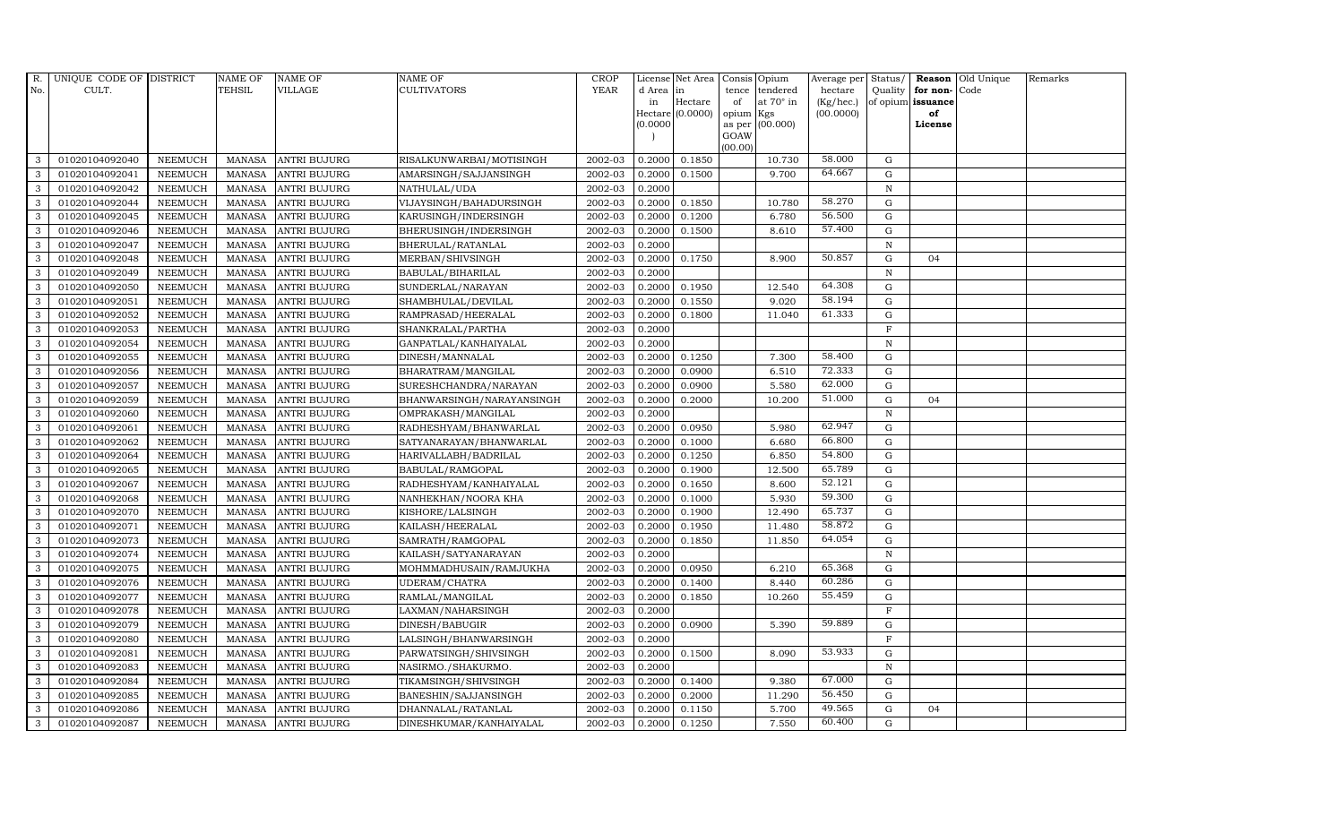| R. No. | UNIQUE CODE OF CULT. | DISTRICT | NAME OF TEHSIL | NAME OF VILLAGE | NAME OF CULTIVATORS | CROP YEAR | License d Area in Hectare (0.0000) | Net Area in Hectare (0.0000) | Consis tence of opium as per GOAW (00.00) | Opium tendered at 70° in Kgs (00.000) | Average per hectare (Kg/hec.) (00.0000) | Status/ Quality of opium | Reason for non- issuance of License | Old Unique Code | Remarks |
|---|---|---|---|---|---|---|---|---|---|---|---|---|---|---|---|
| 3 | 01020104092040 | NEEMUCH | MANASA | ANTRI BUJURG | RISALKUNWARBAI/MOTISINGH | 2002-03 | 0.2000 | 0.1850 | | 10.730 | 58.000 | G | | | |
| 3 | 01020104092041 | NEEMUCH | MANASA | ANTRI BUJURG | AMARSINGH/SAJJANSINGH | 2002-03 | 0.2000 | 0.1500 | | 9.700 | 64.667 | G | | | |
| 3 | 01020104092042 | NEEMUCH | MANASA | ANTRI BUJURG | NATHULAL/UDA | 2002-03 | 0.2000 | | | | | N | | | |
| 3 | 01020104092044 | NEEMUCH | MANASA | ANTRI BUJURG | VIJAYSINGH/BAHADURSINGH | 2002-03 | 0.2000 | 0.1850 | | 10.780 | 58.270 | G | | | |
| 3 | 01020104092045 | NEEMUCH | MANASA | ANTRI BUJURG | KARUSINGH/INDERSINGH | 2002-03 | 0.2000 | 0.1200 | | 6.780 | 56.500 | G | | | |
| 3 | 01020104092046 | NEEMUCH | MANASA | ANTRI BUJURG | BHERUSINGH/INDERSINGH | 2002-03 | 0.2000 | 0.1500 | | 8.610 | 57.400 | G | | | |
| 3 | 01020104092047 | NEEMUCH | MANASA | ANTRI BUJURG | BHERULAL/RATANLAL | 2002-03 | 0.2000 | | | | | N | | | |
| 3 | 01020104092048 | NEEMUCH | MANASA | ANTRI BUJURG | MERBAN/SHIVSINGH | 2002-03 | 0.2000 | 0.1750 | | 8.900 | 50.857 | G | 04 | | |
| 3 | 01020104092049 | NEEMUCH | MANASA | ANTRI BUJURG | BABULAL/BIHARILAL | 2002-03 | 0.2000 | | | | | N | | | |
| 3 | 01020104092050 | NEEMUCH | MANASA | ANTRI BUJURG | SUNDERLAL/NARAYAN | 2002-03 | 0.2000 | 0.1950 | | 12.540 | 64.308 | G | | | |
| 3 | 01020104092051 | NEEMUCH | MANASA | ANTRI BUJURG | SHAMBHULAL/DEVILAL | 2002-03 | 0.2000 | 0.1550 | | 9.020 | 58.194 | G | | | |
| 3 | 01020104092052 | NEEMUCH | MANASA | ANTRI BUJURG | RAMPRASAD/HEERALAL | 2002-03 | 0.2000 | 0.1800 | | 11.040 | 61.333 | G | | | |
| 3 | 01020104092053 | NEEMUCH | MANASA | ANTRI BUJURG | SHANKRALAL/PARTHA | 2002-03 | 0.2000 | | | | | F | | | |
| 3 | 01020104092054 | NEEMUCH | MANASA | ANTRI BUJURG | GANPATLAL/KANHAIYALAL | 2002-03 | 0.2000 | | | | | N | | | |
| 3 | 01020104092055 | NEEMUCH | MANASA | ANTRI BUJURG | DINESH/MANNALAL | 2002-03 | 0.2000 | 0.1250 | | 7.300 | 58.400 | G | | | |
| 3 | 01020104092056 | NEEMUCH | MANASA | ANTRI BUJURG | BHARATRAM/MANGILAL | 2002-03 | 0.2000 | 0.0900 | | 6.510 | 72.333 | G | | | |
| 3 | 01020104092057 | NEEMUCH | MANASA | ANTRI BUJURG | SURESHCHANDRA/NARAYAN | 2002-03 | 0.2000 | 0.0900 | | 5.580 | 62.000 | G | | | |
| 3 | 01020104092059 | NEEMUCH | MANASA | ANTRI BUJURG | BHANWARSINGH/NARAYANSINGH | 2002-03 | 0.2000 | 0.2000 | | 10.200 | 51.000 | G | 04 | | |
| 3 | 01020104092060 | NEEMUCH | MANASA | ANTRI BUJURG | OMPRAKASH/MANGILAL | 2002-03 | 0.2000 | | | | | N | | | |
| 3 | 01020104092061 | NEEMUCH | MANASA | ANTRI BUJURG | RADHESHYAM/BHANWARLAL | 2002-03 | 0.2000 | 0.0950 | | 5.980 | 62.947 | G | | | |
| 3 | 01020104092062 | NEEMUCH | MANASA | ANTRI BUJURG | SATYANARAYAN/BHANWARLAL | 2002-03 | 0.2000 | 0.1000 | | 6.680 | 66.800 | G | | | |
| 3 | 01020104092064 | NEEMUCH | MANASA | ANTRI BUJURG | HARIVALLABH/BADRILAL | 2002-03 | 0.2000 | 0.1250 | | 6.850 | 54.800 | G | | | |
| 3 | 01020104092065 | NEEMUCH | MANASA | ANTRI BUJURG | BABULAL/RAMGOPAL | 2002-03 | 0.2000 | 0.1900 | | 12.500 | 65.789 | G | | | |
| 3 | 01020104092067 | NEEMUCH | MANASA | ANTRI BUJURG | RADHESHYAM/KANHAIYALAL | 2002-03 | 0.2000 | 0.1650 | | 8.600 | 52.121 | G | | | |
| 3 | 01020104092068 | NEEMUCH | MANASA | ANTRI BUJURG | NANHEKHAN/NOORA KHA | 2002-03 | 0.2000 | 0.1000 | | 5.930 | 59.300 | G | | | |
| 3 | 01020104092070 | NEEMUCH | MANASA | ANTRI BUJURG | KISHORE/LALSINGH | 2002-03 | 0.2000 | 0.1900 | | 12.490 | 65.737 | G | | | |
| 3 | 01020104092071 | NEEMUCH | MANASA | ANTRI BUJURG | KAILASH/HEERALAL | 2002-03 | 0.2000 | 0.1950 | | 11.480 | 58.872 | G | | | |
| 3 | 01020104092073 | NEEMUCH | MANASA | ANTRI BUJURG | SAMRATH/RAMGOPAL | 2002-03 | 0.2000 | 0.1850 | | 11.850 | 64.054 | G | | | |
| 3 | 01020104092074 | NEEMUCH | MANASA | ANTRI BUJURG | KAILASH/SATYANARAYAN | 2002-03 | 0.2000 | | | | | N | | | |
| 3 | 01020104092075 | NEEMUCH | MANASA | ANTRI BUJURG | MOHMMADHUSAIN/RAMJUKHA | 2002-03 | 0.2000 | 0.0950 | | 6.210 | 65.368 | G | | | |
| 3 | 01020104092076 | NEEMUCH | MANASA | ANTRI BUJURG | UDERAM/CHATRA | 2002-03 | 0.2000 | 0.1400 | | 8.440 | 60.286 | G | | | |
| 3 | 01020104092077 | NEEMUCH | MANASA | ANTRI BUJURG | RAMLAL/MANGILAL | 2002-03 | 0.2000 | 0.1850 | | 10.260 | 55.459 | G | | | |
| 3 | 01020104092078 | NEEMUCH | MANASA | ANTRI BUJURG | LAXMAN/NAHARSINGH | 2002-03 | 0.2000 | | | | | F | | | |
| 3 | 01020104092079 | NEEMUCH | MANASA | ANTRI BUJURG | DINESH/BABUGIR | 2002-03 | 0.2000 | 0.0900 | | 5.390 | 59.889 | G | | | |
| 3 | 01020104092080 | NEEMUCH | MANASA | ANTRI BUJURG | LALSINGH/BHANWARSINGH | 2002-03 | 0.2000 | | | | | F | | | |
| 3 | 01020104092081 | NEEMUCH | MANASA | ANTRI BUJURG | PARWATSINGH/SHIVSINGH | 2002-03 | 0.2000 | 0.1500 | | 8.090 | 53.933 | G | | | |
| 3 | 01020104092083 | NEEMUCH | MANASA | ANTRI BUJURG | NASIRMO./SHAKURMO. | 2002-03 | 0.2000 | | | | | N | | | |
| 3 | 01020104092084 | NEEMUCH | MANASA | ANTRI BUJURG | TIKAMSINGH/SHIVSINGH | 2002-03 | 0.2000 | 0.1400 | | 9.380 | 67.000 | G | | | |
| 3 | 01020104092085 | NEEMUCH | MANASA | ANTRI BUJURG | BANESHIN/SAJJANSINGH | 2002-03 | 0.2000 | 0.2000 | | 11.290 | 56.450 | G | | | |
| 3 | 01020104092086 | NEEMUCH | MANASA | ANTRI BUJURG | DHANNALAL/RATANLAL | 2002-03 | 0.2000 | 0.1150 | | 5.700 | 49.565 | G | 04 | | |
| 3 | 01020104092087 | NEEMUCH | MANASA | ANTRI BUJURG | DINESHKUMAR/KANHAIYALAL | 2002-03 | 0.2000 | 0.1250 | | 7.550 | 60.400 | G | | | |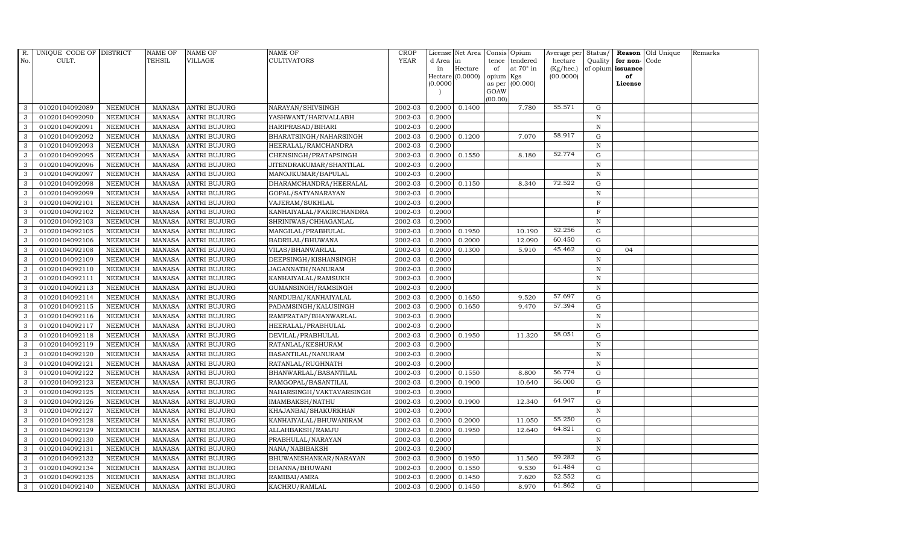| R. No. | UNIQUE CODE OF CULT. | DISTRICT | NAME OF TEHSIL | NAME OF VILLAGE | NAME OF CULTIVATORS | CROP YEAR | License d Area in Hectare (0.0000) | Net Area in Hectare (0.0000) | Consis tence of opium as per GOAW (00.00) | Opium tendered at 70° in Kgs (00.000) | Average per hectare (Kg/hec.) (00.0000) | Status/ Quality of opium | Reason for non-issuance of License | Old Unique Code | Remarks |
|---|---|---|---|---|---|---|---|---|---|---|---|---|---|---|---|
| 3 | 01020104092089 | NEEMUCH | MANASA | ANTRI BUJURG | NARAYAN/SHIVSINGH | 2002-03 | 0.2000 | 0.1400 | | 7.780 | 55.571 | G | | | |
| 3 | 01020104092090 | NEEMUCH | MANASA | ANTRI BUJURG | YASHWANT/HARIVALLABH | 2002-03 | 0.2000 | | | | | N | | | |
| 3 | 01020104092091 | NEEMUCH | MANASA | ANTRI BUJURG | HARIPRASAD/BIHARI | 2002-03 | 0.2000 | | | | | N | | | |
| 3 | 01020104092092 | NEEMUCH | MANASA | ANTRI BUJURG | BHARATSINGH/NAHARSINGH | 2002-03 | 0.2000 | 0.1200 | | 7.070 | 58.917 | G | | | |
| 3 | 01020104092093 | NEEMUCH | MANASA | ANTRI BUJURG | HEERALAL/RAMCHANDRA | 2002-03 | 0.2000 | | | | | N | | | |
| 3 | 01020104092095 | NEEMUCH | MANASA | ANTRI BUJURG | CHENSINGH/PRATAPSINGH | 2002-03 | 0.2000 | 0.1550 | | 8.180 | 52.774 | G | | | |
| 3 | 01020104092096 | NEEMUCH | MANASA | ANTRI BUJURG | JITENDRAKUMAR/SHANTILAL | 2002-03 | 0.2000 | | | | | N | | | |
| 3 | 01020104092097 | NEEMUCH | MANASA | ANTRI BUJURG | MANOJKUMAR/BAPULAL | 2002-03 | 0.2000 | | | | | N | | | |
| 3 | 01020104092098 | NEEMUCH | MANASA | ANTRI BUJURG | DHARAMCHANDRA/HEERALAL | 2002-03 | 0.2000 | 0.1150 | | 8.340 | 72.522 | G | | | |
| 3 | 01020104092099 | NEEMUCH | MANASA | ANTRI BUJURG | GOPAL/SATYANARAYAN | 2002-03 | 0.2000 | | | | | N | | | |
| 3 | 01020104092101 | NEEMUCH | MANASA | ANTRI BUJURG | VAJERAM/SUKHLAL | 2002-03 | 0.2000 | | | | | F | | | |
| 3 | 01020104092102 | NEEMUCH | MANASA | ANTRI BUJURG | KANHAIYALAL/FAKIRCHANDRA | 2002-03 | 0.2000 | | | | | F | | | |
| 3 | 01020104092103 | NEEMUCH | MANASA | ANTRI BUJURG | SHRINIWAS/CHHAGANLAL | 2002-03 | 0.2000 | | | | | N | | | |
| 3 | 01020104092105 | NEEMUCH | MANASA | ANTRI BUJURG | MANGILAL/PRABHULAL | 2002-03 | 0.2000 | 0.1950 | | 10.190 | 52.256 | G | | | |
| 3 | 01020104092106 | NEEMUCH | MANASA | ANTRI BUJURG | BADRILAL/BHUWANA | 2002-03 | 0.2000 | 0.2000 | | 12.090 | 60.450 | G | | | |
| 3 | 01020104092108 | NEEMUCH | MANASA | ANTRI BUJURG | VILAS/BHANWARLAL | 2002-03 | 0.2000 | 0.1300 | | 5.910 | 45.462 | G | 04 | | |
| 3 | 01020104092109 | NEEMUCH | MANASA | ANTRI BUJURG | DEEPSINGH/KISHANSINGH | 2002-03 | 0.2000 | | | | | N | | | |
| 3 | 01020104092110 | NEEMUCH | MANASA | ANTRI BUJURG | JAGANNATH/NANURAM | 2002-03 | 0.2000 | | | | | N | | | |
| 3 | 01020104092111 | NEEMUCH | MANASA | ANTRI BUJURG | KANHAIYALAL/RAMSUKH | 2002-03 | 0.2000 | | | | | N | | | |
| 3 | 01020104092113 | NEEMUCH | MANASA | ANTRI BUJURG | GUMANSINGH/RAMSINGH | 2002-03 | 0.2000 | | | | | N | | | |
| 3 | 01020104092114 | NEEMUCH | MANASA | ANTRI BUJURG | NANDUBAI/KANHAIYALAL | 2002-03 | 0.2000 | 0.1650 | | 9.520 | 57.697 | G | | | |
| 3 | 01020104092115 | NEEMUCH | MANASA | ANTRI BUJURG | PADAMSINGH/KALUSINGH | 2002-03 | 0.2000 | 0.1650 | | 9.470 | 57.394 | G | | | |
| 3 | 01020104092116 | NEEMUCH | MANASA | ANTRI BUJURG | RAMPRATAP/BHANWARLAL | 2002-03 | 0.2000 | | | | | N | | | |
| 3 | 01020104092117 | NEEMUCH | MANASA | ANTRI BUJURG | HEERALAL/PRABHULAL | 2002-03 | 0.2000 | | | | | N | | | |
| 3 | 01020104092118 | NEEMUCH | MANASA | ANTRI BUJURG | DEVILAL/PRABHULAL | 2002-03 | 0.2000 | 0.1950 | | 11.320 | 58.051 | G | | | |
| 3 | 01020104092119 | NEEMUCH | MANASA | ANTRI BUJURG | RATANLAL/KESHURAM | 2002-03 | 0.2000 | | | | | N | | | |
| 3 | 01020104092120 | NEEMUCH | MANASA | ANTRI BUJURG | BASANTILAL/NANURAM | 2002-03 | 0.2000 | | | | | N | | | |
| 3 | 01020104092121 | NEEMUCH | MANASA | ANTRI BUJURG | RATANLAL/RUGHNATH | 2002-03 | 0.2000 | | | | | N | | | |
| 3 | 01020104092122 | NEEMUCH | MANASA | ANTRI BUJURG | BHANWARLAL/BASANTILAL | 2002-03 | 0.2000 | 0.1550 | | 8.800 | 56.774 | G | | | |
| 3 | 01020104092123 | NEEMUCH | MANASA | ANTRI BUJURG | RAMGOPAL/BASANTILAL | 2002-03 | 0.2000 | 0.1900 | | 10.640 | 56.000 | G | | | |
| 3 | 01020104092125 | NEEMUCH | MANASA | ANTRI BUJURG | NAHARSINGH/VAKTAVARSINGH | 2002-03 | 0.2000 | | | | | F | | | |
| 3 | 01020104092126 | NEEMUCH | MANASA | ANTRI BUJURG | IMAMBAKSH/NATHU | 2002-03 | 0.2000 | 0.1900 | | 12.340 | 64.947 | G | | | |
| 3 | 01020104092127 | NEEMUCH | MANASA | ANTRI BUJURG | KHAJANBAI/SHAKURKHAN | 2002-03 | 0.2000 | | | | | N | | | |
| 3 | 01020104092128 | NEEMUCH | MANASA | ANTRI BUJURG | KANHAIYALAL/BHUWANIRAM | 2002-03 | 0.2000 | 0.2000 | | 11.050 | 55.250 | G | | | |
| 3 | 01020104092129 | NEEMUCH | MANASA | ANTRI BUJURG | ALLAHBAKSH/RAMJU | 2002-03 | 0.2000 | 0.1950 | | 12.640 | 64.821 | G | | | |
| 3 | 01020104092130 | NEEMUCH | MANASA | ANTRI BUJURG | PRABHULAL/NARAYAN | 2002-03 | 0.2000 | | | | | N | | | |
| 3 | 01020104092131 | NEEMUCH | MANASA | ANTRI BUJURG | NANA/NABIBAKSH | 2002-03 | 0.2000 | | | | | N | | | |
| 3 | 01020104092132 | NEEMUCH | MANASA | ANTRI BUJURG | BHUWANISHANKAR/NARAYAN | 2002-03 | 0.2000 | 0.1950 | | 11.560 | 59.282 | G | | | |
| 3 | 01020104092134 | NEEMUCH | MANASA | ANTRI BUJURG | DHANNA/BHUWANI | 2002-03 | 0.2000 | 0.1550 | | 9.530 | 61.484 | G | | | |
| 3 | 01020104092135 | NEEMUCH | MANASA | ANTRI BUJURG | RAMIBAI/AMRA | 2002-03 | 0.2000 | 0.1450 | | 7.620 | 52.552 | G | | | |
| 3 | 01020104092140 | NEEMUCH | MANASA | ANTRI BUJURG | KACHRU/RAMLAL | 2002-03 | 0.2000 | 0.1450 | | 8.970 | 61.862 | G | | | |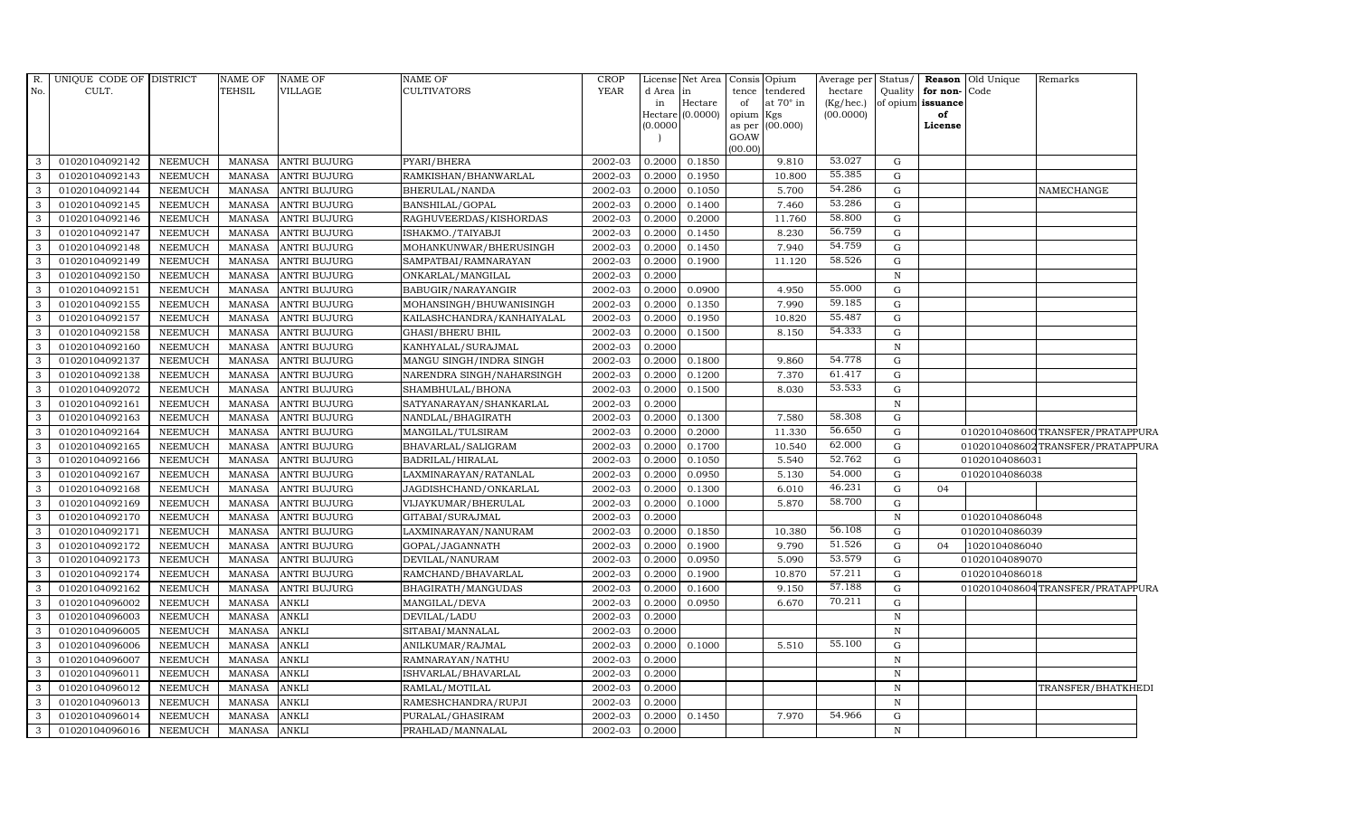| R. No. | UNIQUE CODE OF CULT. | DISTRICT | NAME OF TEHSIL | NAME OF VILLAGE | NAME OF CULTIVATORS | CROP YEAR | License d Area in Hectare (0.0000) | Net Area in Hectare (0.0000) | Consis tence of opium as per GOAW (00.00) | Opium tendered at 70° in Kgs (00.000) | Average per hectare (Kg/hec.) (00.0000) | Status/ Quality of opium | Reason for non-issuance of License | Old Unique Code | Remarks |
|---|---|---|---|---|---|---|---|---|---|---|---|---|---|---|---|
| 3 | 01020104092142 | NEEMUCH | MANASA | ANTRI BUJURG | PYARI/BHERA | 2002-03 | 0.2000 | 0.1850 | | 9.810 | 53.027 | G | | | |
| 3 | 01020104092143 | NEEMUCH | MANASA | ANTRI BUJURG | RAMKISHAN/BHANWARLAL | 2002-03 | 0.2000 | 0.1950 | | 10.800 | 55.385 | G | | | |
| 3 | 01020104092144 | NEEMUCH | MANASA | ANTRI BUJURG | BHERULAL/NANDA | 2002-03 | 0.2000 | 0.1050 | | 5.700 | 54.286 | G | | | NAMECHANGE |
| 3 | 01020104092145 | NEEMUCH | MANASA | ANTRI BUJURG | BANSHILAL/GOPAL | 2002-03 | 0.2000 | 0.1400 | | 7.460 | 53.286 | G | | | |
| 3 | 01020104092146 | NEEMUCH | MANASA | ANTRI BUJURG | RAGHUVEERDAS/KISHORDAS | 2002-03 | 0.2000 | 0.2000 | | 11.760 | 58.800 | G | | | |
| 3 | 01020104092147 | NEEMUCH | MANASA | ANTRI BUJURG | ISHAKMO./TAIYABJI | 2002-03 | 0.2000 | 0.1450 | | 8.230 | 56.759 | G | | | |
| 3 | 01020104092148 | NEEMUCH | MANASA | ANTRI BUJURG | MOHANKUNWAR/BHERUSINGH | 2002-03 | 0.2000 | 0.1450 | | 7.940 | 54.759 | G | | | |
| 3 | 01020104092149 | NEEMUCH | MANASA | ANTRI BUJURG | SAMPATBAI/RAMNARAYAN | 2002-03 | 0.2000 | 0.1900 | | 11.120 | 58.526 | G | | | |
| 3 | 01020104092150 | NEEMUCH | MANASA | ANTRI BUJURG | ONKARLAL/MANGILAL | 2002-03 | 0.2000 | | | | | N | | | |
| 3 | 01020104092151 | NEEMUCH | MANASA | ANTRI BUJURG | BABUGIR/NARAYANGIR | 2002-03 | 0.2000 | 0.0900 | | 4.950 | 55.000 | G | | | |
| 3 | 01020104092155 | NEEMUCH | MANASA | ANTRI BUJURG | MOHANSINGH/BHUWANISINGH | 2002-03 | 0.2000 | 0.1350 | | 7.990 | 59.185 | G | | | |
| 3 | 01020104092157 | NEEMUCH | MANASA | ANTRI BUJURG | KAILASHCHANDRA/KANHAIYALAL | 2002-03 | 0.2000 | 0.1950 | | 10.820 | 55.487 | G | | | |
| 3 | 01020104092158 | NEEMUCH | MANASA | ANTRI BUJURG | GHASI/BHERU BHIL | 2002-03 | 0.2000 | 0.1500 | | 8.150 | 54.333 | G | | | |
| 3 | 01020104092160 | NEEMUCH | MANASA | ANTRI BUJURG | KANHYALAL/SURAJMAL | 2002-03 | 0.2000 | | | | | N | | | |
| 3 | 01020104092137 | NEEMUCH | MANASA | ANTRI BUJURG | MANGU SINGH/INDRA SINGH | 2002-03 | 0.2000 | 0.1800 | | 9.860 | 54.778 | G | | | |
| 3 | 01020104092138 | NEEMUCH | MANASA | ANTRI BUJURG | NARENDRA SINGH/NAHARSINGH | 2002-03 | 0.2000 | 0.1200 | | 7.370 | 61.417 | G | | | |
| 3 | 01020104092072 | NEEMUCH | MANASA | ANTRI BUJURG | SHAMBHULAL/BHONA | 2002-03 | 0.2000 | 0.1500 | | 8.030 | 53.533 | G | | | |
| 3 | 01020104092161 | NEEMUCH | MANASA | ANTRI BUJURG | SATYANARAYAN/SHANKARLAL | 2002-03 | 0.2000 | | | | | N | | | |
| 3 | 01020104092163 | NEEMUCH | MANASA | ANTRI BUJURG | NANDLAL/BHAGIRATH | 2002-03 | 0.2000 | 0.1300 | | 7.580 | 58.308 | G | | | |
| 3 | 01020104092164 | NEEMUCH | MANASA | ANTRI BUJURG | MANGILAL/TULSIRAM | 2002-03 | 0.2000 | 0.2000 | | 11.330 | 56.650 | G | | 01020104086006 | TRANSFER/PRATAPPURA |
| 3 | 01020104092165 | NEEMUCH | MANASA | ANTRI BUJURG | BHAVARLAL/SALIGRAM | 2002-03 | 0.2000 | 0.1700 | | 10.540 | 62.000 | G | | 01020104086002 | TRANSFER/PRATAPPURA |
| 3 | 01020104092166 | NEEMUCH | MANASA | ANTRI BUJURG | BADRILAL/HIRALAL | 2002-03 | 0.2000 | 0.1050 | | 5.540 | 52.762 | G | | 01020104086031 | |
| 3 | 01020104092167 | NEEMUCH | MANASA | ANTRI BUJURG | LAXMINARAYAN/RATANLAL | 2002-03 | 0.2000 | 0.0950 | | 5.130 | 54.000 | G | | 01020104086038 | |
| 3 | 01020104092168 | NEEMUCH | MANASA | ANTRI BUJURG | JAGDISHCHAND/ONKARLAL | 2002-03 | 0.2000 | 0.1300 | | 6.010 | 46.231 | G | 04 | | |
| 3 | 01020104092169 | NEEMUCH | MANASA | ANTRI BUJURG | VIJAYKUMAR/BHERULAL | 2002-03 | 0.2000 | 0.1000 | | 5.870 | 58.700 | G | | | |
| 3 | 01020104092170 | NEEMUCH | MANASA | ANTRI BUJURG | GITABAI/SURAJMAL | 2002-03 | 0.2000 | | | | | N | | 01020104086048 | |
| 3 | 01020104092171 | NEEMUCH | MANASA | ANTRI BUJURG | LAXMINARAYAN/NANURAM | 2002-03 | 0.2000 | 0.1850 | | 10.380 | 56.108 | G | | 01020104086039 | |
| 3 | 01020104092172 | NEEMUCH | MANASA | ANTRI BUJURG | GOPAL/JAGANNATH | 2002-03 | 0.2000 | 0.1900 | | 9.790 | 51.526 | G | 04 | 1020104086040 | |
| 3 | 01020104092173 | NEEMUCH | MANASA | ANTRI BUJURG | DEVILAL/NANURAM | 2002-03 | 0.2000 | 0.0950 | | 5.090 | 53.579 | G | | 01020104089070 | |
| 3 | 01020104092174 | NEEMUCH | MANASA | ANTRI BUJURG | RAMCHAND/BHAVARLAL | 2002-03 | 0.2000 | 0.1900 | | 10.870 | 57.211 | G | | 01020104086018 | |
| 3 | 01020104092162 | NEEMUCH | MANASA | ANTRI BUJURG | BHAGIRATH/MANGUDAS | 2002-03 | 0.2000 | 0.1600 | | 9.150 | 57.188 | G | | 01020104086004 | TRANSFER/PRATAPPURA |
| 3 | 01020104096002 | NEEMUCH | MANASA | ANKLI | MANGILAL/DEVA | 2002-03 | 0.2000 | 0.0950 | | 6.670 | 70.211 | G | | | |
| 3 | 01020104096003 | NEEMUCH | MANASA | ANKLI | DEVILAL/LADU | 2002-03 | 0.2000 | | | | | N | | | |
| 3 | 01020104096005 | NEEMUCH | MANASA | ANKLI | SITABAI/MANNALAL | 2002-03 | 0.2000 | | | | | N | | | |
| 3 | 01020104096006 | NEEMUCH | MANASA | ANKLI | ANILKUMAR/RAJMAL | 2002-03 | 0.2000 | 0.1000 | | 5.510 | 55.100 | G | | | |
| 3 | 01020104096007 | NEEMUCH | MANASA | ANKLI | RAMNARAYAN/NATHU | 2002-03 | 0.2000 | | | | | N | | | |
| 3 | 01020104096011 | NEEMUCH | MANASA | ANKLI | ISHVARLAL/BHAVARLAL | 2002-03 | 0.2000 | | | | | N | | | |
| 3 | 01020104096012 | NEEMUCH | MANASA | ANKLI | RAMLAL/MOTILAL | 2002-03 | 0.2000 | | | | | N | | | TRANSFER/BHATKHEDI |
| 3 | 01020104096013 | NEEMUCH | MANASA | ANKLI | RAMESHCHANDRA/RUPJI | 2002-03 | 0.2000 | | | | | N | | | |
| 3 | 01020104096014 | NEEMUCH | MANASA | ANKLI | PURALAL/GHASIRAM | 2002-03 | 0.2000 | 0.1450 | | 7.970 | 54.966 | G | | | |
| 3 | 01020104096016 | NEEMUCH | MANASA | ANKLI | PRAHLAD/MANNALAL | 2002-03 | 0.2000 | | | | | N | | | |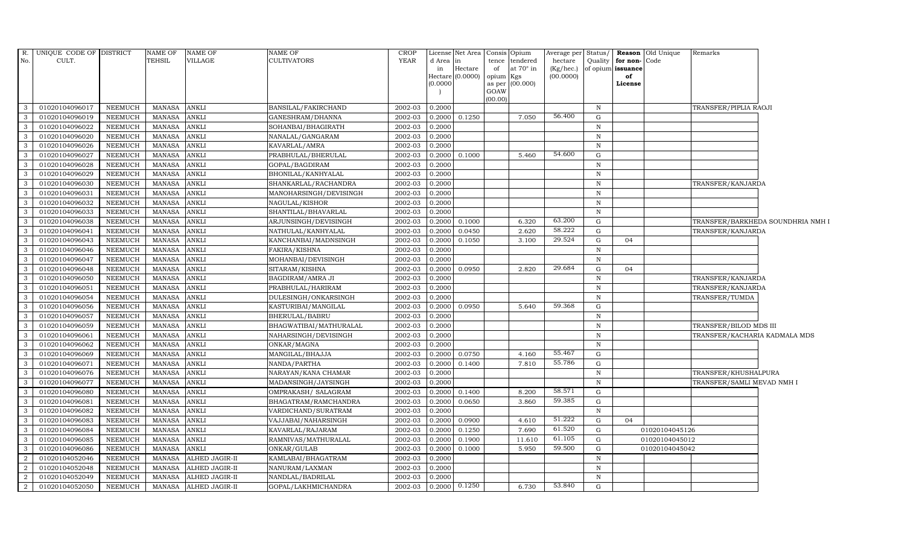| R. No. | UNIQUE CODE OF CULT. | DISTRICT | NAME OF TEHSIL | NAME OF VILLAGE | NAME OF CULTIVATORS | CROP YEAR | License d Area in Hectare (0.0000) | Net Area in Hectare (0.0000) | Consis tence of opium as per GOAW (00.00) | Opium tendered at 70° in Kgs (00.000) | Average per hectare (Kg/hec.) (00.0000) | Status/ Quality of opium | Reason for non- issuance of License | Old Unique Code | Remarks |
|---|---|---|---|---|---|---|---|---|---|---|---|---|---|---|---|
| 3 | 01020104096017 | NEEMUCH | MANASA | ANKLI | BANSILAL/FAKIRCHAND | 2002-03 | 0.2000 | | | | | N | | | TRANSFER/PIPLIA RAOJI |
| 3 | 01020104096019 | NEEMUCH | MANASA | ANKLI | GANESHRAM/DHANNA | 2002-03 | 0.2000 | 0.1250 | | 7.050 | 56.400 | G | | | |
| 3 | 01020104096022 | NEEMUCH | MANASA | ANKLI | SOHANBAI/BHAGIRATH | 2002-03 | 0.2000 | | | | | N | | | |
| 3 | 01020104096020 | NEEMUCH | MANASA | ANKLI | NANALAL/GANGARAM | 2002-03 | 0.2000 | | | | | N | | | |
| 3 | 01020104096026 | NEEMUCH | MANASA | ANKLI | KAVARLAL/AMRA | 2002-03 | 0.2000 | | | | | N | | | |
| 3 | 01020104096027 | NEEMUCH | MANASA | ANKLI | PRABHULAL/BHERULAL | 2002-03 | 0.2000 | 0.1000 | | 5.460 | 54.600 | G | | | |
| 3 | 01020104096028 | NEEMUCH | MANASA | ANKLI | GOPAL/BAGDIRAM | 2002-03 | 0.2000 | | | | | N | | | |
| 3 | 01020104096029 | NEEMUCH | MANASA | ANKLI | BHONILAL/KANHYALAL | 2002-03 | 0.2000 | | | | | N | | | |
| 3 | 01020104096030 | NEEMUCH | MANASA | ANKLI | SHANKARLAL/RACHANDRA | 2002-03 | 0.2000 | | | | | N | | | TRANSFER/KANJARDA |
| 3 | 01020104096031 | NEEMUCH | MANASA | ANKLI | MANOHARSINGH/DEVISINGH | 2002-03 | 0.2000 | | | | | N | | | |
| 3 | 01020104096032 | NEEMUCH | MANASA | ANKLI | NAGULAL/KISHOR | 2002-03 | 0.2000 | | | | | N | | | |
| 3 | 01020104096033 | NEEMUCH | MANASA | ANKLI | SHANTILAL/BHAVARLAL | 2002-03 | 0.2000 | | | | | N | | | |
| 3 | 01020104096038 | NEEMUCH | MANASA | ANKLI | ARJUNSINGH/DEVISINGH | 2002-03 | 0.2000 | 0.1000 | | 6.320 | 63.200 | G | | | TRANSFER/BARKHEDA SOUNDHRIA NMH I |
| 3 | 01020104096041 | NEEMUCH | MANASA | ANKLI | NATHULAL/KANHYALAL | 2002-03 | 0.2000 | 0.0450 | | 2.620 | 58.222 | G | | | TRANSFER/KANJARDA |
| 3 | 01020104096043 | NEEMUCH | MANASA | ANKLI | KANCHANBAI/MADNSINGH | 2002-03 | 0.2000 | 0.1050 | | 3.100 | 29.524 | G | 04 | | |
| 3 | 01020104096046 | NEEMUCH | MANASA | ANKLI | FAKIRA/KISHNA | 2002-03 | 0.2000 | | | | | N | | | |
| 3 | 01020104096047 | NEEMUCH | MANASA | ANKLI | MOHANBAI/DEVISINGH | 2002-03 | 0.2000 | | | | | N | | | |
| 3 | 01020104096048 | NEEMUCH | MANASA | ANKLI | SITARAM/KISHNA | 2002-03 | 0.2000 | 0.0950 | | 2.820 | 29.684 | G | 04 | | |
| 3 | 01020104096050 | NEEMUCH | MANASA | ANKLI | BAGDIRAM/AMRA JI | 2002-03 | 0.2000 | | | | | N | | | TRANSFER/KANJARDA |
| 3 | 01020104096051 | NEEMUCH | MANASA | ANKLI | PRABHULAL/HARIRAM | 2002-03 | 0.2000 | | | | | N | | | TRANSFER/KANJARDA |
| 3 | 01020104096054 | NEEMUCH | MANASA | ANKLI | DULESINGH/ONKARSINGH | 2002-03 | 0.2000 | | | | | N | | | TRANSFER/TUMDA |
| 3 | 01020104096056 | NEEMUCH | MANASA | ANKLI | KASTURIBAI/MANGILAL | 2002-03 | 0.2000 | 0.0950 | | 5.640 | 59.368 | G | | | |
| 3 | 01020104096057 | NEEMUCH | MANASA | ANKLI | BHERULAL/BABRU | 2002-03 | 0.2000 | | | | | N | | | |
| 3 | 01020104096059 | NEEMUCH | MANASA | ANKLI | BHAGWATIBAI/MATHURALAL | 2002-03 | 0.2000 | | | | | N | | | TRANSFER/BILOD MDS III |
| 3 | 01020104096061 | NEEMUCH | MANASA | ANKLI | NAHARSINGH/DEVISINGH | 2002-03 | 0.2000 | | | | | N | | | TRANSFER/KACHARIA KADMALA MDS |
| 3 | 01020104096062 | NEEMUCH | MANASA | ANKLI | ONKAR/MAGNA | 2002-03 | 0.2000 | | | | | N | | | |
| 3 | 01020104096069 | NEEMUCH | MANASA | ANKLI | MANGILAL/BHAJJA | 2002-03 | 0.2000 | 0.0750 | | 4.160 | 55.467 | G | | | |
| 3 | 01020104096071 | NEEMUCH | MANASA | ANKLI | NANDA/PARTHA | 2002-03 | 0.2000 | 0.1400 | | 7.810 | 55.786 | G | | | |
| 3 | 01020104096076 | NEEMUCH | MANASA | ANKLI | NARAYAN/KANA CHAMAR | 2002-03 | 0.2000 | | | | | N | | | TRANSFER/KHUSHALPURA |
| 3 | 01020104096077 | NEEMUCH | MANASA | ANKLI | MADANSINGH/JAYSINGH | 2002-03 | 0.2000 | | | | | N | | | TRANSFER/SAMLI MEVAD NMH I |
| 3 | 01020104096080 | NEEMUCH | MANASA | ANKLI | OMPRAKASH/ SALAGRAM | 2002-03 | 0.2000 | 0.1400 | | 8.200 | 58.571 | G | | | |
| 3 | 01020104096081 | NEEMUCH | MANASA | ANKLI | BHAGATRAM/RAMCHANDRA | 2002-03 | 0.2000 | 0.0650 | | 3.860 | 59.385 | G | | | |
| 3 | 01020104096082 | NEEMUCH | MANASA | ANKLI | VARDICHAND/SURATRAM | 2002-03 | 0.2000 | | | | | N | | | |
| 3 | 01020104096083 | NEEMUCH | MANASA | ANKLI | VAJJABAI/NAHARSINGH | 2002-03 | 0.2000 | 0.0900 | | 4.610 | 51.222 | G | 04 | | |
| 3 | 01020104096084 | NEEMUCH | MANASA | ANKLI | KAVARLAL/RAJARAM | 2002-03 | 0.2000 | 0.1250 | | 7.690 | 61.520 | G | | 01020104045126 | |
| 3 | 01020104096085 | NEEMUCH | MANASA | ANKLI | RAMNIVAS/MATHURALAL | 2002-03 | 0.2000 | 0.1900 | | 11.610 | 61.105 | G | | 01020104045012 | |
| 3 | 01020104096086 | NEEMUCH | MANASA | ANKLI | ONKAR/GULAB | 2002-03 | 0.2000 | 0.1000 | | 5.950 | 59.500 | G | | 01020104045042 | |
| 2 | 01020104052046 | NEEMUCH | MANASA | ALHED JAGIR-II | KAMLABAI/BHAGATRAM | 2002-03 | 0.2000 | | | | | N | | | |
| 2 | 01020104052048 | NEEMUCH | MANASA | ALHED JAGIR-II | NANURAM/LAXMAN | 2002-03 | 0.2000 | | | | | N | | | |
| 2 | 01020104052049 | NEEMUCH | MANASA | ALHED JAGIR-II | NANDLAL/BADRILAL | 2002-03 | 0.2000 | | | | | N | | | |
| 2 | 01020104052050 | NEEMUCH | MANASA | ALHED JAGIR-II | GOPAL/LAKHMICHANDRA | 2002-03 | 0.2000 | 0.1250 | | 6.730 | 53.840 | G | | | |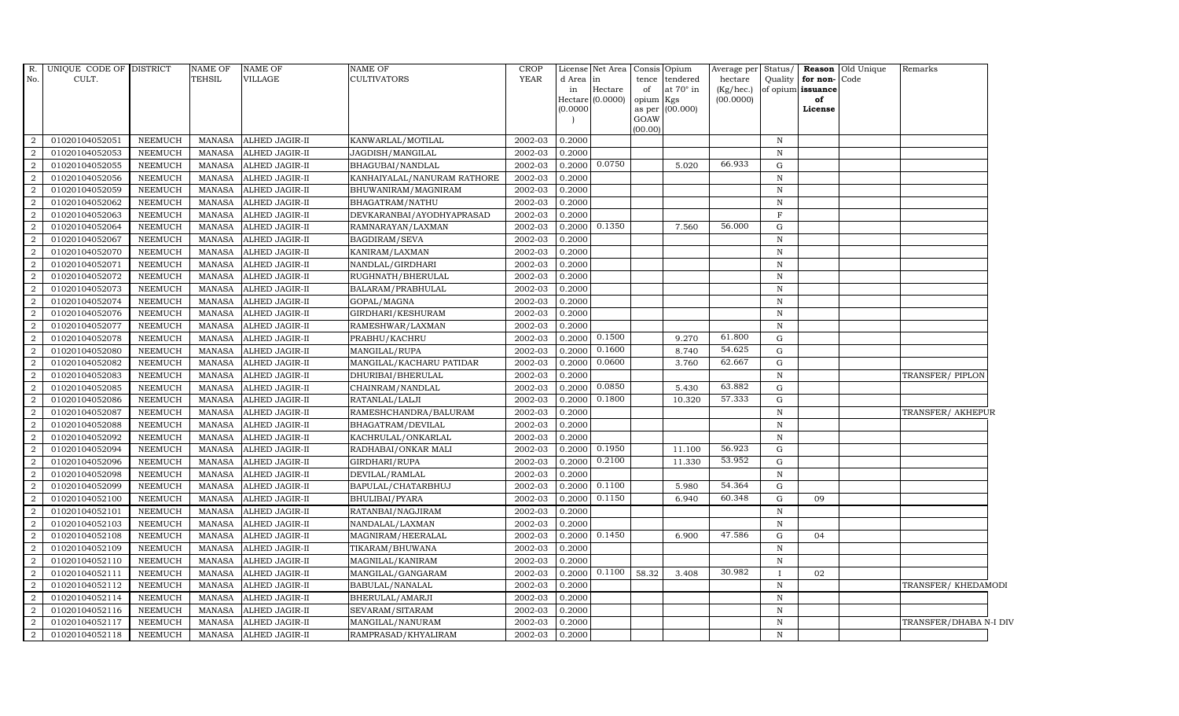| R. No. | UNIQUE CODE OF CULT. | DISTRICT | NAME OF TEHSIL | NAME OF VILLAGE | NAME OF CULTIVATORS | CROP YEAR | License d Area in Hectare (0.0000) | Net Area in Hectare (0.0000) | Consis tence of opium as per GOAW (00.00) | Opium tendered at 70° in Kgs (00.000) | Average per hectare (Kg/hec.) (00.0000) | Status/ Quality of opium | Reason for non-issuance of License | Old Unique Code | Remarks |
|---|---|---|---|---|---|---|---|---|---|---|---|---|---|---|---|
| 2 | 01020104052051 | NEEMUCH | MANASA | ALHED JAGIR-II | KANWARLAL/MOTILAL | 2002-03 | 0.2000 | | | | | N | | | |
| 2 | 01020104052053 | NEEMUCH | MANASA | ALHED JAGIR-II | JAGDISH/MANGILAL | 2002-03 | 0.2000 | | | | | N | | | |
| 2 | 01020104052055 | NEEMUCH | MANASA | ALHED JAGIR-II | BHAGUBAI/NANDLAL | 2002-03 | 0.2000 | 0.0750 | | 5.020 | 66.933 | G | | | |
| 2 | 01020104052056 | NEEMUCH | MANASA | ALHED JAGIR-II | KANHAIYALAL/NANURAM RATHORE | 2002-03 | 0.2000 | | | | | N | | | |
| 2 | 01020104052059 | NEEMUCH | MANASA | ALHED JAGIR-II | BHUWANIRAM/MAGNIRAM | 2002-03 | 0.2000 | | | | | N | | | |
| 2 | 01020104052062 | NEEMUCH | MANASA | ALHED JAGIR-II | BHAGATRAM/NATHU | 2002-03 | 0.2000 | | | | | N | | | |
| 2 | 01020104052063 | NEEMUCH | MANASA | ALHED JAGIR-II | DEVKARANBAI/AYODHYAPRASAD | 2002-03 | 0.2000 | | | | | F | | | |
| 2 | 01020104052064 | NEEMUCH | MANASA | ALHED JAGIR-II | RAMNARAYAN/LAXMAN | 2002-03 | 0.2000 | 0.1350 | | 7.560 | 56.000 | G | | | |
| 2 | 01020104052067 | NEEMUCH | MANASA | ALHED JAGIR-II | BAGDIRAM/SEVA | 2002-03 | 0.2000 | | | | | N | | | |
| 2 | 01020104052070 | NEEMUCH | MANASA | ALHED JAGIR-II | KANIRAM/LAXMAN | 2002-03 | 0.2000 | | | | | N | | | |
| 2 | 01020104052071 | NEEMUCH | MANASA | ALHED JAGIR-II | NANDLAL/GIRDHARI | 2002-03 | 0.2000 | | | | | N | | | |
| 2 | 01020104052072 | NEEMUCH | MANASA | ALHED JAGIR-II | RUGHNATH/BHERULAL | 2002-03 | 0.2000 | | | | | N | | | |
| 2 | 01020104052073 | NEEMUCH | MANASA | ALHED JAGIR-II | BALARAM/PRABHULAL | 2002-03 | 0.2000 | | | | | N | | | |
| 2 | 01020104052074 | NEEMUCH | MANASA | ALHED JAGIR-II | GOPAL/MAGNA | 2002-03 | 0.2000 | | | | | N | | | |
| 2 | 01020104052076 | NEEMUCH | MANASA | ALHED JAGIR-II | GIRDHARI/KESHURAM | 2002-03 | 0.2000 | | | | | N | | | |
| 2 | 01020104052077 | NEEMUCH | MANASA | ALHED JAGIR-II | RAMESHWAR/LAXMAN | 2002-03 | 0.2000 | | | | | N | | | |
| 2 | 01020104052078 | NEEMUCH | MANASA | ALHED JAGIR-II | PRABHU/KACHRU | 2002-03 | 0.2000 | 0.1500 | | 9.270 | 61.800 | G | | | |
| 2 | 01020104052080 | NEEMUCH | MANASA | ALHED JAGIR-II | MANGILAL/RUPA | 2002-03 | 0.2000 | 0.1600 | | 8.740 | 54.625 | G | | | |
| 2 | 01020104052082 | NEEMUCH | MANASA | ALHED JAGIR-II | MANGILAL/KACHARU PATIDAR | 2002-03 | 0.2000 | 0.0600 | | 3.760 | 62.667 | G | | | |
| 2 | 01020104052083 | NEEMUCH | MANASA | ALHED JAGIR-II | DHURIBAI/BHERULAL | 2002-03 | 0.2000 | | | | | N | | | TRANSFER/ PIPLON |
| 2 | 01020104052085 | NEEMUCH | MANASA | ALHED JAGIR-II | CHAINRAM/NANDLAL | 2002-03 | 0.2000 | 0.0850 | | 5.430 | 63.882 | G | | | |
| 2 | 01020104052086 | NEEMUCH | MANASA | ALHED JAGIR-II | RATANLAL/LALJI | 2002-03 | 0.2000 | 0.1800 | | 10.320 | 57.333 | G | | | |
| 2 | 01020104052087 | NEEMUCH | MANASA | ALHED JAGIR-II | RAMESHCHANDRA/BALURAM | 2002-03 | 0.2000 | | | | | N | | | TRANSFER/ AKHEPUR |
| 2 | 01020104052088 | NEEMUCH | MANASA | ALHED JAGIR-II | BHAGATRAM/DEVILAL | 2002-03 | 0.2000 | | | | | N | | | |
| 2 | 01020104052092 | NEEMUCH | MANASA | ALHED JAGIR-II | KACHRULAL/ONKARLAL | 2002-03 | 0.2000 | | | | | N | | | |
| 2 | 01020104052094 | NEEMUCH | MANASA | ALHED JAGIR-II | RADHABAI/ONKAR MALI | 2002-03 | 0.2000 | 0.1950 | | 11.100 | 56.923 | G | | | |
| 2 | 01020104052096 | NEEMUCH | MANASA | ALHED JAGIR-II | GIRDHARI/RUPA | 2002-03 | 0.2000 | 0.2100 | | 11.330 | 53.952 | G | | | |
| 2 | 01020104052098 | NEEMUCH | MANASA | ALHED JAGIR-II | DEVILAL/RAMLAL | 2002-03 | 0.2000 | | | | | N | | | |
| 2 | 01020104052099 | NEEMUCH | MANASA | ALHED JAGIR-II | BAPULAL/CHATARBHUJ | 2002-03 | 0.2000 | 0.1100 | | 5.980 | 54.364 | G | | | |
| 2 | 01020104052100 | NEEMUCH | MANASA | ALHED JAGIR-II | BHULIBAI/PYARA | 2002-03 | 0.2000 | 0.1150 | | 6.940 | 60.348 | G | 09 | | |
| 2 | 01020104052101 | NEEMUCH | MANASA | ALHED JAGIR-II | RATANBAI/NAGJIRAM | 2002-03 | 0.2000 | | | | | N | | | |
| 2 | 01020104052103 | NEEMUCH | MANASA | ALHED JAGIR-II | NANDALAL/LAXMAN | 2002-03 | 0.2000 | | | | | N | | | |
| 2 | 01020104052108 | NEEMUCH | MANASA | ALHED JAGIR-II | MAGNIRAM/HEERALAL | 2002-03 | 0.2000 | 0.1450 | | 6.900 | 47.586 | G | 04 | | |
| 2 | 01020104052109 | NEEMUCH | MANASA | ALHED JAGIR-II | TIKARAM/BHUWANA | 2002-03 | 0.2000 | | | | | N | | | |
| 2 | 01020104052110 | NEEMUCH | MANASA | ALHED JAGIR-II | MAGNILAL/KANIRAM | 2002-03 | 0.2000 | | | | | N | | | |
| 2 | 01020104052111 | NEEMUCH | MANASA | ALHED JAGIR-II | MANGILAL/GANGARAM | 2002-03 | 0.2000 | 0.1100 | 58.32 | 3.408 | 30.982 | I | 02 | | |
| 2 | 01020104052112 | NEEMUCH | MANASA | ALHED JAGIR-II | BABULAL/NANALAL | 2002-03 | 0.2000 | | | | | N | | | TRANSFER/ KHEDAMODI |
| 2 | 01020104052114 | NEEMUCH | MANASA | ALHED JAGIR-II | BHERULAL/AMARJI | 2002-03 | 0.2000 | | | | | N | | | |
| 2 | 01020104052116 | NEEMUCH | MANASA | ALHED JAGIR-II | SEVARAM/SITARAM | 2002-03 | 0.2000 | | | | | N | | | |
| 2 | 01020104052117 | NEEMUCH | MANASA | ALHED JAGIR-II | MANGILAL/NANURAM | 2002-03 | 0.2000 | | | | | N | | | TRANSFER/DHABA N-I DIV |
| 2 | 01020104052118 | NEEMUCH | MANASA | ALHED JAGIR-II | RAMPRASAD/KHYALIRAM | 2002-03 | 0.2000 | | | | | N | | | |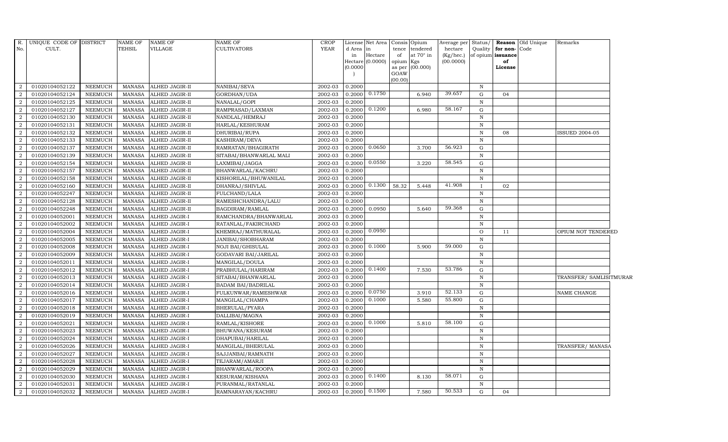| R. No. | UNIQUE CODE OF CULT. | DISTRICT | NAME OF TEHSIL | NAME OF VILLAGE | NAME OF CULTIVATORS | CROP YEAR | License d Area in Hectare (0.0000) | Net Area in Hectare (0.0000) | Consis tence of opium as per GOAW (00.00) | Opium tendered at 70° in Kgs (00.000) | Average per hectare (Kg/hec.) (00.0000) | Status/ Quality of opium | Reason for non-issuance of License | Old Unique Code | Remarks |
|---|---|---|---|---|---|---|---|---|---|---|---|---|---|---|---|
| 2 | 01020104052122 | NEEMUCH | MANASA | ALHED JAGIR-II | NANIBAI/SEVA | 2002-03 | 0.2000 | | | | | N | | | |
| 2 | 01020104052124 | NEEMUCH | MANASA | ALHED JAGIR-II | GORDHAN/UDA | 2002-03 | 0.2000 | 0.1750 | | 6.940 | 39.657 | G | 04 | | |
| 2 | 01020104052125 | NEEMUCH | MANASA | ALHED JAGIR-II | NANALAL/GOPI | 2002-03 | 0.2000 | | | | | N | | | |
| 2 | 01020104052127 | NEEMUCH | MANASA | ALHED JAGIR-II | RAMPRASAD/LAXMAN | 2002-03 | 0.2000 | 0.1200 | | 6.980 | 58.167 | G | | | |
| 2 | 01020104052130 | NEEMUCH | MANASA | ALHED JAGIR-II | NANDLAL/HEMRAJ | 2002-03 | 0.2000 | | | | | N | | | |
| 2 | 01020104052131 | NEEMUCH | MANASA | ALHED JAGIR-II | HARLAL/KESHURAM | 2002-03 | 0.2000 | | | | | N | | | |
| 2 | 01020104052132 | NEEMUCH | MANASA | ALHED JAGIR-II | DHURIBAI/RUPA | 2002-03 | 0.2000 | | | | | N | 08 | | ISSUED 2004-05 |
| 2 | 01020104052133 | NEEMUCH | MANASA | ALHED JAGIR-II | KASHIRAM/DEVA | 2002-03 | 0.2000 | | | | | N | | | |
| 2 | 01020104052137 | NEEMUCH | MANASA | ALHED JAGIR-II | RAMRATAN/BHAGIRATH | 2002-03 | 0.2000 | 0.0650 | | 3.700 | 56.923 | G | | | |
| 2 | 01020104052139 | NEEMUCH | MANASA | ALHED JAGIR-II | SITABAI/BHANWARLAL MALI | 2002-03 | 0.2000 | | | | | N | | | |
| 2 | 01020104052154 | NEEMUCH | MANASA | ALHED JAGIR-II | LAXMIBAI/JAGGA | 2002-03 | 0.2000 | 0.0550 | | 3.220 | 58.545 | G | | | |
| 2 | 01020104052157 | NEEMUCH | MANASA | ALHED JAGIR-II | BHANWARLAL/KACHRU | 2002-03 | 0.2000 | | | | | N | | | |
| 2 | 01020104052158 | NEEMUCH | MANASA | ALHED JAGIR-II | KISHORILAL/BHUWANILAL | 2002-03 | 0.2000 | | | | | N | | | |
| 2 | 01020104052160 | NEEMUCH | MANASA | ALHED JAGIR-II | DHANRAJ/SHIVLAL | 2002-03 | 0.2000 | 0.1300 | 58.32 | 5.448 | 41.908 | I | 02 | | |
| 2 | 01020104052247 | NEEMUCH | MANASA | ALHED JAGIR-II | FULCHAND/LALA | 2002-03 | 0.2000 | | | | | N | | | |
| 2 | 01020104052128 | NEEMUCH | MANASA | ALHED JAGIR-II | RAMESHCHANDRA/LALU | 2002-03 | 0.2000 | | | | | N | | | |
| 2 | 01020104052248 | NEEMUCH | MANASA | ALHED JAGIR-II | BAGDIRAM/RAMLAL | 2002-03 | 0.2000 | 0.0950 | | 5.640 | 59.368 | G | | | |
| 2 | 01020104052001 | NEEMUCH | MANASA | ALHED JAGIR-I | RAMCHANDRA/BHANWARLAL | 2002-03 | 0.2000 | | | | | N | | | |
| 2 | 01020104052002 | NEEMUCH | MANASA | ALHED JAGIR-I | RATANLAL/FAKIRCHAND | 2002-03 | 0.2000 | | | | | N | | | |
| 2 | 01020104052004 | NEEMUCH | MANASA | ALHED JAGIR-I | KHEMRAJ/MATHURALAL | 2002-03 | 0.2000 | 0.0950 | | | | O | 11 | | OPIUM NOT TENDERED |
| 2 | 01020104052005 | NEEMUCH | MANASA | ALHED JAGIR-I | JANIBAI/SHOBHARAM | 2002-03 | 0.2000 | | | | | N | | | |
| 2 | 01020104052008 | NEEMUCH | MANASA | ALHED JAGIR-I | NOJI BAI/GHISULAL | 2002-03 | 0.2000 | 0.1000 | | 5.900 | 59.000 | G | | | |
| 2 | 01020104052009 | NEEMUCH | MANASA | ALHED JAGIR-I | GODAVARI BAI/JARILAL | 2002-03 | 0.2000 | | | | | N | | | |
| 2 | 01020104052011 | NEEMUCH | MANASA | ALHED JAGIR-I | MANGILAL/DOULA | 2002-03 | 0.2000 | | | | | N | | | |
| 2 | 01020104052012 | NEEMUCH | MANASA | ALHED JAGIR-I | PRABHULAL/HARIRAM | 2002-03 | 0.2000 | 0.1400 | | 7.530 | 53.786 | G | | | |
| 2 | 01020104052013 | NEEMUCH | MANASA | ALHED JAGIR-I | SITABAI/BHANWARLAL | 2002-03 | 0.2000 | | | | | N | | | TRANSFER/ SAMLISITMURAR |
| 2 | 01020104052014 | NEEMUCH | MANASA | ALHED JAGIR-I | BADAM BAI/BADRILAL | 2002-03 | 0.2000 | | | | | N | | | |
| 2 | 01020104052016 | NEEMUCH | MANASA | ALHED JAGIR-I | FULKUNWAR/RAMESHWAR | 2002-03 | 0.2000 | 0.0750 | | 3.910 | 52.133 | G | | | NAME CHANGE |
| 2 | 01020104052017 | NEEMUCH | MANASA | ALHED JAGIR-I | MANGILAL/CHAMPA | 2002-03 | 0.2000 | 0.1000 | | 5.580 | 55.800 | G | | | |
| 2 | 01020104052018 | NEEMUCH | MANASA | ALHED JAGIR-I | BHERULAL/PYARA | 2002-03 | 0.2000 | | | | | N | | | |
| 2 | 01020104052019 | NEEMUCH | MANASA | ALHED JAGIR-I | DALLIBAI/MAGNA | 2002-03 | 0.2000 | | | | | N | | | |
| 2 | 01020104052021 | NEEMUCH | MANASA | ALHED JAGIR-I | RAMLAL/KISHORE | 2002-03 | 0.2000 | 0.1000 | | 5.810 | 58.100 | G | | | |
| 2 | 01020104052023 | NEEMUCH | MANASA | ALHED JAGIR-I | BHUWANA/KESURAM | 2002-03 | 0.2000 | | | | | N | | | |
| 2 | 01020104052024 | NEEMUCH | MANASA | ALHED JAGIR-I | DHAPUBAI/HARILAL | 2002-03 | 0.2000 | | | | | N | | | |
| 2 | 01020104052026 | NEEMUCH | MANASA | ALHED JAGIR-I | MANGILAL/BHERULAL | 2002-03 | 0.2000 | | | | | N | | | TRANSFER/ MANASA |
| 2 | 01020104052027 | NEEMUCH | MANASA | ALHED JAGIR-I | SAJJANBAI/RAMNATH | 2002-03 | 0.2000 | | | | | N | | | |
| 2 | 01020104052028 | NEEMUCH | MANASA | ALHED JAGIR-I | TEJARAM/AMARJI | 2002-03 | 0.2000 | | | | | N | | | |
| 2 | 01020104052029 | NEEMUCH | MANASA | ALHED JAGIR-I | BHANWARLAL/ROOPA | 2002-03 | 0.2000 | | | | | N | | | |
| 2 | 01020104052030 | NEEMUCH | MANASA | ALHED JAGIR-I | KESURAM/KISHANA | 2002-03 | 0.2000 | 0.1400 | | 8.130 | 58.071 | G | | | |
| 2 | 01020104052031 | NEEMUCH | MANASA | ALHED JAGIR-I | PURANMAL/RATANLAL | 2002-03 | 0.2000 | | | | | N | | | |
| 2 | 01020104052032 | NEEMUCH | MANASA | ALHED JAGIR-I | RAMNARAYAN/KACHRU | 2002-03 | 0.2000 | 0.1500 | | 7.580 | 50.533 | G | 04 | | |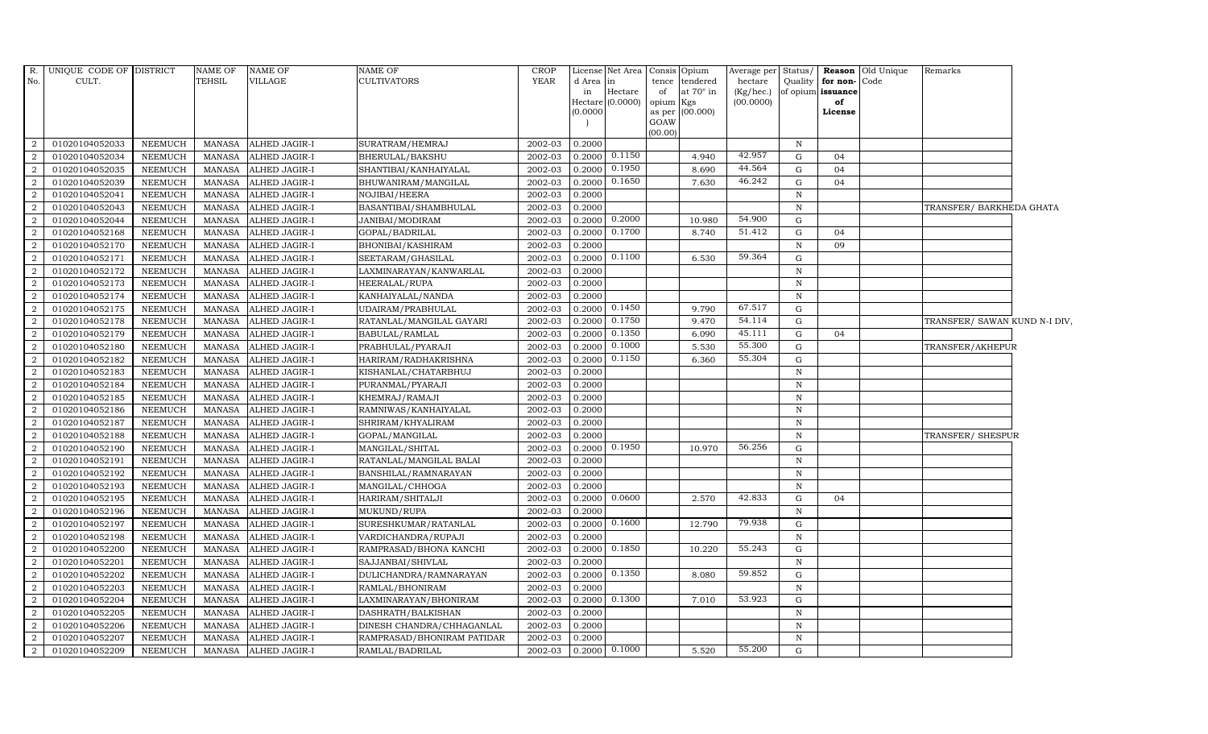| R. No. | UNIQUE CODE OF CULT. | DISTRICT | NAME OF TEHSIL | NAME OF VILLAGE | NAME OF CULTIVATORS | CROP YEAR | License d Area in Hectare (0.0000) | Net Area in Hectare (0.0000) | Consis tence of opium as per GOAW (00.00) | Opium tendered at 70° in Kgs (00.000) | Average per hectare (Kg/hec.) (00.0000) | Status/ Quality of opium | Reason for non-issuance of License | Old Unique Code | Remarks |
|---|---|---|---|---|---|---|---|---|---|---|---|---|---|---|---|
| 2 | 01020104052033 | NEEMUCH | MANASA | ALHED JAGIR-I | SURATRAM/HEMRAJ | 2002-03 | 0.2000 | | | | | N | | | |
| 2 | 01020104052034 | NEEMUCH | MANASA | ALHED JAGIR-I | BHERULAL/BAKSHU | 2002-03 | 0.2000 | 0.1150 | | 4.940 | 42.957 | G | 04 | | |
| 2 | 01020104052035 | NEEMUCH | MANASA | ALHED JAGIR-I | SHANTIBAI/KANHAIYALAL | 2002-03 | 0.2000 | 0.1950 | | 8.690 | 44.564 | G | 04 | | |
| 2 | 01020104052039 | NEEMUCH | MANASA | ALHED JAGIR-I | BHUWANIRAM/MANGILAL | 2002-03 | 0.2000 | 0.1650 | | 7.630 | 46.242 | G | 04 | | |
| 2 | 01020104052041 | NEEMUCH | MANASA | ALHED JAGIR-I | NOJIBAI/HEERA | 2002-03 | 0.2000 | | | | | N | | | |
| 2 | 01020104052043 | NEEMUCH | MANASA | ALHED JAGIR-I | BASANTIBAI/SHAMBHULAL | 2002-03 | 0.2000 | | | | | N | | | TRANSFER/ BARKHEDA GHATA |
| 2 | 01020104052044 | NEEMUCH | MANASA | ALHED JAGIR-I | JANIBAI/MODIRAM | 2002-03 | 0.2000 | 0.2000 | | 10.980 | 54.900 | G | | | |
| 2 | 01020104052168 | NEEMUCH | MANASA | ALHED JAGIR-I | GOPAL/BADRILAL | 2002-03 | 0.2000 | 0.1700 | | 8.740 | 51.412 | G | 04 | | |
| 2 | 01020104052170 | NEEMUCH | MANASA | ALHED JAGIR-I | BHONIBAI/KASHIRAM | 2002-03 | 0.2000 | | | | | N | 09 | | |
| 2 | 01020104052171 | NEEMUCH | MANASA | ALHED JAGIR-I | SEETARAM/GHASILAL | 2002-03 | 0.2000 | 0.1100 | | 6.530 | 59.364 | G | | | |
| 2 | 01020104052172 | NEEMUCH | MANASA | ALHED JAGIR-I | LAXMINARAYAN/KANWARLAL | 2002-03 | 0.2000 | | | | | N | | | |
| 2 | 01020104052173 | NEEMUCH | MANASA | ALHED JAGIR-I | HEERALAL/RUPA | 2002-03 | 0.2000 | | | | | N | | | |
| 2 | 01020104052174 | NEEMUCH | MANASA | ALHED JAGIR-I | KANHAIYALAL/NANDA | 2002-03 | 0.2000 | | | | | N | | | |
| 2 | 01020104052175 | NEEMUCH | MANASA | ALHED JAGIR-I | UDAIRAM/PRABHULAL | 2002-03 | 0.2000 | 0.1450 | | 9.790 | 67.517 | G | | | |
| 2 | 01020104052178 | NEEMUCH | MANASA | ALHED JAGIR-I | RATANLAL/MANGILAL GAYARI | 2002-03 | 0.2000 | 0.1750 | | 9.470 | 54.114 | G | | | TRANSFER/ SAWAN KUND N-I DIV. |
| 2 | 01020104052179 | NEEMUCH | MANASA | ALHED JAGIR-I | BABULAL/RAMLAL | 2002-03 | 0.2000 | 0.1350 | | 6.090 | 45.111 | G | 04 | | |
| 2 | 01020104052180 | NEEMUCH | MANASA | ALHED JAGIR-I | PRABHULAL/PYARAJI | 2002-03 | 0.2000 | 0.1000 | | 5.530 | 55.300 | G | | | TRANSFER/AKHEPUR |
| 2 | 01020104052182 | NEEMUCH | MANASA | ALHED JAGIR-I | HARIRAM/RADHAKRISHNA | 2002-03 | 0.2000 | 0.1150 | | 6.360 | 55.304 | G | | | |
| 2 | 01020104052183 | NEEMUCH | MANASA | ALHED JAGIR-I | KISHANLAL/CHATARBHUJ | 2002-03 | 0.2000 | | | | | N | | | |
| 2 | 01020104052184 | NEEMUCH | MANASA | ALHED JAGIR-I | PURANMAL/PYARAJI | 2002-03 | 0.2000 | | | | | N | | | |
| 2 | 01020104052185 | NEEMUCH | MANASA | ALHED JAGIR-I | KHEMRAJ/RAMAJI | 2002-03 | 0.2000 | | | | | N | | | |
| 2 | 01020104052186 | NEEMUCH | MANASA | ALHED JAGIR-I | RAMNIWAS/KANHAIYALAL | 2002-03 | 0.2000 | | | | | N | | | |
| 2 | 01020104052187 | NEEMUCH | MANASA | ALHED JAGIR-I | SHRIRAM/KHYALIRAM | 2002-03 | 0.2000 | | | | | N | | | |
| 2 | 01020104052188 | NEEMUCH | MANASA | ALHED JAGIR-I | GOPAL/MANGILAL | 2002-03 | 0.2000 | | | | | N | | | TRANSFER/ SHESPUR |
| 2 | 01020104052190 | NEEMUCH | MANASA | ALHED JAGIR-I | MANGILAL/SHITAL | 2002-03 | 0.2000 | 0.1950 | | 10.970 | 56.256 | G | | | |
| 2 | 01020104052191 | NEEMUCH | MANASA | ALHED JAGIR-I | RATANLAL/MANGILAL BALAI | 2002-03 | 0.2000 | | | | | N | | | |
| 2 | 01020104052192 | NEEMUCH | MANASA | ALHED JAGIR-I | BANSHILAL/RAMNARAYAN | 2002-03 | 0.2000 | | | | | N | | | |
| 2 | 01020104052193 | NEEMUCH | MANASA | ALHED JAGIR-I | MANGILAL/CHHOGA | 2002-03 | 0.2000 | | | | | N | | | |
| 2 | 01020104052195 | NEEMUCH | MANASA | ALHED JAGIR-I | HARIRAM/SHITALJI | 2002-03 | 0.2000 | 0.0600 | | 2.570 | 42.833 | G | 04 | | |
| 2 | 01020104052196 | NEEMUCH | MANASA | ALHED JAGIR-I | MUKUND/RUPA | 2002-03 | 0.2000 | | | | | N | | | |
| 2 | 01020104052197 | NEEMUCH | MANASA | ALHED JAGIR-I | SURESHKUMAR/RATANLAL | 2002-03 | 0.2000 | 0.1600 | | 12.790 | 79.938 | G | | | |
| 2 | 01020104052198 | NEEMUCH | MANASA | ALHED JAGIR-I | VARDICHANDRA/RUPAJI | 2002-03 | 0.2000 | | | | | N | | | |
| 2 | 01020104052200 | NEEMUCH | MANASA | ALHED JAGIR-I | RAMPRASAD/BHONA KANCHI | 2002-03 | 0.2000 | 0.1850 | | 10.220 | 55.243 | G | | | |
| 2 | 01020104052201 | NEEMUCH | MANASA | ALHED JAGIR-I | SAJJANBAI/SHIVLAL | 2002-03 | 0.2000 | | | | | N | | | |
| 2 | 01020104052202 | NEEMUCH | MANASA | ALHED JAGIR-I | DULICHANDRA/RAMNARAYAN | 2002-03 | 0.2000 | 0.1350 | | 8.080 | 59.852 | G | | | |
| 2 | 01020104052203 | NEEMUCH | MANASA | ALHED JAGIR-I | RAMLAL/BHONIRAM | 2002-03 | 0.2000 | | | | | N | | | |
| 2 | 01020104052204 | NEEMUCH | MANASA | ALHED JAGIR-I | LAXMINARAYAN/BHONIRAM | 2002-03 | 0.2000 | 0.1300 | | 7.010 | 53.923 | G | | | |
| 2 | 01020104052205 | NEEMUCH | MANASA | ALHED JAGIR-I | DASHRATH/BALKISHAN | 2002-03 | 0.2000 | | | | | N | | | |
| 2 | 01020104052206 | NEEMUCH | MANASA | ALHED JAGIR-I | DINESH CHANDRA/CHHAGANLAL | 2002-03 | 0.2000 | | | | | N | | | |
| 2 | 01020104052207 | NEEMUCH | MANASA | ALHED JAGIR-I | RAMPRASAD/BHONIRAM PATIDAR | 2002-03 | 0.2000 | | | | | N | | | |
| 2 | 01020104052209 | NEEMUCH | MANASA | ALHED JAGIR-I | RAMLAL/BADRILAL | 2002-03 | 0.2000 | 0.1000 | | 5.520 | 55.200 | G | | | |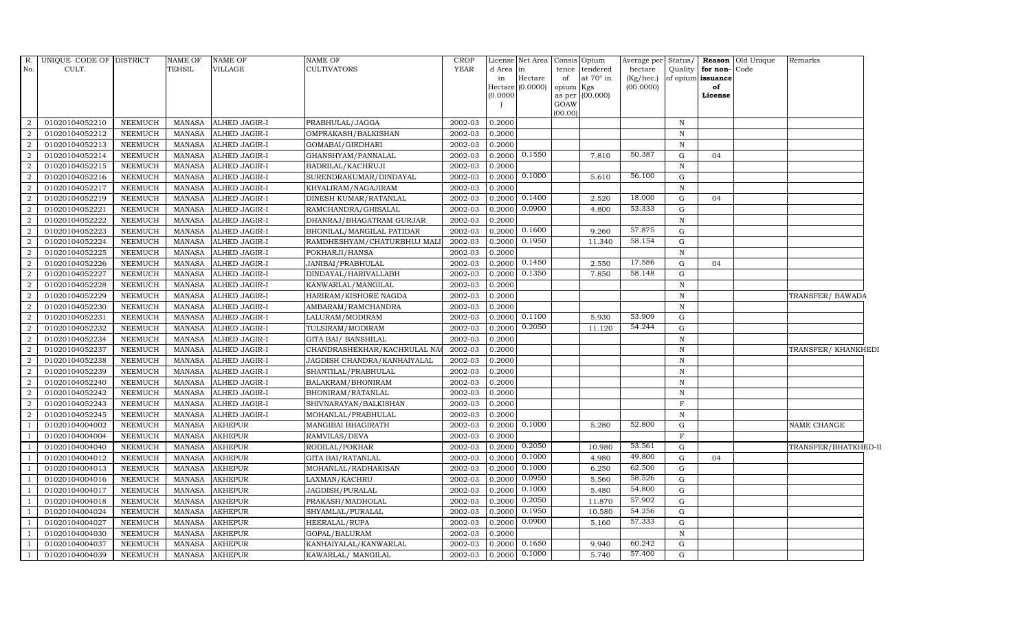| R. No. | UNIQUE CODE OF CULT. | DISTRICT | NAME OF TEHSIL | NAME OF VILLAGE | NAME OF CULTIVATORS | CROP YEAR | License d Area in Hectare (0.0000) | Net Area in Hectare (0.0000) | Consis tence of opium as per GOAW (00.00) | Opium tendered at 70° in Kgs (00.000) | Average per hectare (Kg/hec.) (00.0000) | Status/ Quality of opium | Reason for non-issuance of License | Old Unique Code | Remarks |
|---|---|---|---|---|---|---|---|---|---|---|---|---|---|---|---|
| 2 | 01020104052210 | NEEMUCH | MANASA | ALHED JAGIR-I | PRABHULAL/JAGGA | 2002-03 | 0.2000 | | | | | N | | | |
| 2 | 01020104052212 | NEEMUCH | MANASA | ALHED JAGIR-I | OMPRAKASH/BALKISHAN | 2002-03 | 0.2000 | | | | | N | | | |
| 2 | 01020104052213 | NEEMUCH | MANASA | ALHED JAGIR-I | GOMABAI/GIRDHARI | 2002-03 | 0.2000 | | | | | N | | | |
| 2 | 01020104052214 | NEEMUCH | MANASA | ALHED JAGIR-I | GHANSHYAM/PANNALAL | 2002-03 | 0.2000 | 0.1550 | | 7.810 | 50.387 | G | 04 | | |
| 2 | 01020104052215 | NEEMUCH | MANASA | ALHED JAGIR-I | BADRILAL/KACHRUJI | 2002-03 | 0.2000 | | | | | N | | | |
| 2 | 01020104052216 | NEEMUCH | MANASA | ALHED JAGIR-I | SURENDRAKUMAR/DINDAYAL | 2002-03 | 0.2000 | 0.1000 | | 5.610 | 56.100 | G | | | |
| 2 | 01020104052217 | NEEMUCH | MANASA | ALHED JAGIR-I | KHYALIRAM/NAGAJIRAM | 2002-03 | 0.2000 | | | | | N | | | |
| 2 | 01020104052219 | NEEMUCH | MANASA | ALHED JAGIR-I | DINESH KUMAR/RATANLAL | 2002-03 | 0.2000 | 0.1400 | | 2.520 | 18.000 | G | 04 | | |
| 2 | 01020104052221 | NEEMUCH | MANASA | ALHED JAGIR-I | RAMCHANDRA/GHISALAL | 2002-03 | 0.2000 | 0.0900 | | 4.800 | 53.333 | G | | | |
| 2 | 01020104052222 | NEEMUCH | MANASA | ALHED JAGIR-I | DHANRAJ/BHAGATRAM GURJAR | 2002-03 | 0.2000 | | | | | N | | | |
| 2 | 01020104052223 | NEEMUCH | MANASA | ALHED JAGIR-I | BHONILAL/MANGILAL PATIDAR | 2002-03 | 0.2000 | 0.1600 | | 9.260 | 57.875 | G | | | |
| 2 | 01020104052224 | NEEMUCH | MANASA | ALHED JAGIR-I | RAMDHESHYAM/CHATURBHUJ MALI | 2002-03 | 0.2000 | 0.1950 | | 11.340 | 58.154 | G | | | |
| 2 | 01020104052225 | NEEMUCH | MANASA | ALHED JAGIR-I | POKHARJI/HANSA | 2002-03 | 0.2000 | | | | | N | | | |
| 2 | 01020104052226 | NEEMUCH | MANASA | ALHED JAGIR-I | JANIBAI/PRABHULAL | 2002-03 | 0.2000 | 0.1450 | | 2.550 | 17.586 | G | 04 | | |
| 2 | 01020104052227 | NEEMUCH | MANASA | ALHED JAGIR-I | DINDAYAL/HARIVALLABH | 2002-03 | 0.2000 | 0.1350 | | 7.850 | 58.148 | G | | | |
| 2 | 01020104052228 | NEEMUCH | MANASA | ALHED JAGIR-I | KANWARLAL/MANGILAL | 2002-03 | 0.2000 | | | | | N | | | |
| 2 | 01020104052229 | NEEMUCH | MANASA | ALHED JAGIR-I | HARIRAM/KISHORE NAGDA | 2002-03 | 0.2000 | | | | | N | | | TRANSFER/ BAWADA |
| 2 | 01020104052230 | NEEMUCH | MANASA | ALHED JAGIR-I | AMBARAM/RAMCHANDRA | 2002-03 | 0.2000 | | | | | N | | | |
| 2 | 01020104052231 | NEEMUCH | MANASA | ALHED JAGIR-I | LALURAM/MODIRAM | 2002-03 | 0.2000 | 0.1100 | | 5.930 | 53.909 | G | | | |
| 2 | 01020104052232 | NEEMUCH | MANASA | ALHED JAGIR-I | TULSIRAM/MODIRAM | 2002-03 | 0.2000 | 0.2050 | | 11.120 | 54.244 | G | | | |
| 2 | 01020104052234 | NEEMUCH | MANASA | ALHED JAGIR-I | GITA BAI/ BANSHILAL | 2002-03 | 0.2000 | | | | | N | | | |
| 2 | 01020104052237 | NEEMUCH | MANASA | ALHED JAGIR-I | CHANDRASHEKHAR/KACHRULAL NA( | 2002-03 | 0.2000 | | | | | N | | | TRANSFER/ KHANKHEDI |
| 2 | 01020104052238 | NEEMUCH | MANASA | ALHED JAGIR-I | JAGDISH CHANDRA/KANHAIYALAL | 2002-03 | 0.2000 | | | | | N | | | |
| 2 | 01020104052239 | NEEMUCH | MANASA | ALHED JAGIR-I | SHANTILAL/PRABHULAL | 2002-03 | 0.2000 | | | | | N | | | |
| 2 | 01020104052240 | NEEMUCH | MANASA | ALHED JAGIR-I | BALAKRAM/BHONIRAM | 2002-03 | 0.2000 | | | | | N | | | |
| 2 | 01020104052242 | NEEMUCH | MANASA | ALHED JAGIR-I | BHONIRAM/RATANLAL | 2002-03 | 0.2000 | | | | | N | | | |
| 2 | 01020104052243 | NEEMUCH | MANASA | ALHED JAGIR-I | SHIVNARAYAN/BALKISHAN | 2002-03 | 0.2000 | | | | | F | | | |
| 2 | 01020104052245 | NEEMUCH | MANASA | ALHED JAGIR-I | MOHANLAL/PRABHULAL | 2002-03 | 0.2000 | | | | | N | | | |
| 1 | 01020104004002 | NEEMUCH | MANASA | AKHEPUR | MANGIBAI BHAGIRATH | 2002-03 | 0.2000 | 0.1000 | | 5.280 | 52.800 | G | | | NAME CHANGE |
| 1 | 01020104004004 | NEEMUCH | MANASA | AKHEPUR | RAMVILAS/DEVA | 2002-03 | 0.2000 | | | | | F | | | |
| 1 | 01020104004040 | NEEMUCH | MANASA | AKHEPUR | RODILAL/POKHAR | 2002-03 | 0.2000 | 0.2050 | | 10.980 | 53.561 | G | | | TRANSFER/BHATKHED-II |
| 1 | 01020104004012 | NEEMUCH | MANASA | AKHEPUR | GITA BAI/RATANLAL | 2002-03 | 0.2000 | 0.1000 | | 4.980 | 49.800 | G | 04 | | |
| 1 | 01020104004013 | NEEMUCH | MANASA | AKHEPUR | MOHANLAL/RADHAKISAN | 2002-03 | 0.2000 | 0.1000 | | 6.250 | 62.500 | G | | | |
| 1 | 01020104004016 | NEEMUCH | MANASA | AKHEPUR | LAXMAN/KACHRU | 2002-03 | 0.2000 | 0.0950 | | 5.560 | 58.526 | G | | | |
| 1 | 01020104004017 | NEEMUCH | MANASA | AKHEPUR | JAGDISH/PURALAL | 2002-03 | 0.2000 | 0.1000 | | 5.480 | 54.800 | G | | | |
| 1 | 01020104004018 | NEEMUCH | MANASA | AKHEPUR | PRAKASH/MADHOLAL | 2002-03 | 0.2000 | 0.2050 | | 11.870 | 57.902 | G | | | |
| 1 | 01020104004024 | NEEMUCH | MANASA | AKHEPUR | SHYAMLAL/PURALAL | 2002-03 | 0.2000 | 0.1950 | | 10.580 | 54.256 | G | | | |
| 1 | 01020104004027 | NEEMUCH | MANASA | AKHEPUR | HEERALAL/RUPA | 2002-03 | 0.2000 | 0.0900 | | 5.160 | 57.333 | G | | | |
| 1 | 01020104004030 | NEEMUCH | MANASA | AKHEPUR | GOPAL/BALURAM | 2002-03 | 0.2000 | | | | | N | | | |
| 1 | 01020104004037 | NEEMUCH | MANASA | AKHEPUR | KANHAIYALAL/KANWARLAL | 2002-03 | 0.2000 | 0.1650 | | 9.940 | 60.242 | G | | | |
| 1 | 01020104004039 | NEEMUCH | MANASA | AKHEPUR | KAWARLAL/ MANGILAL | 2002-03 | 0.2000 | 0.1000 | | 5.740 | 57.400 | G | | | |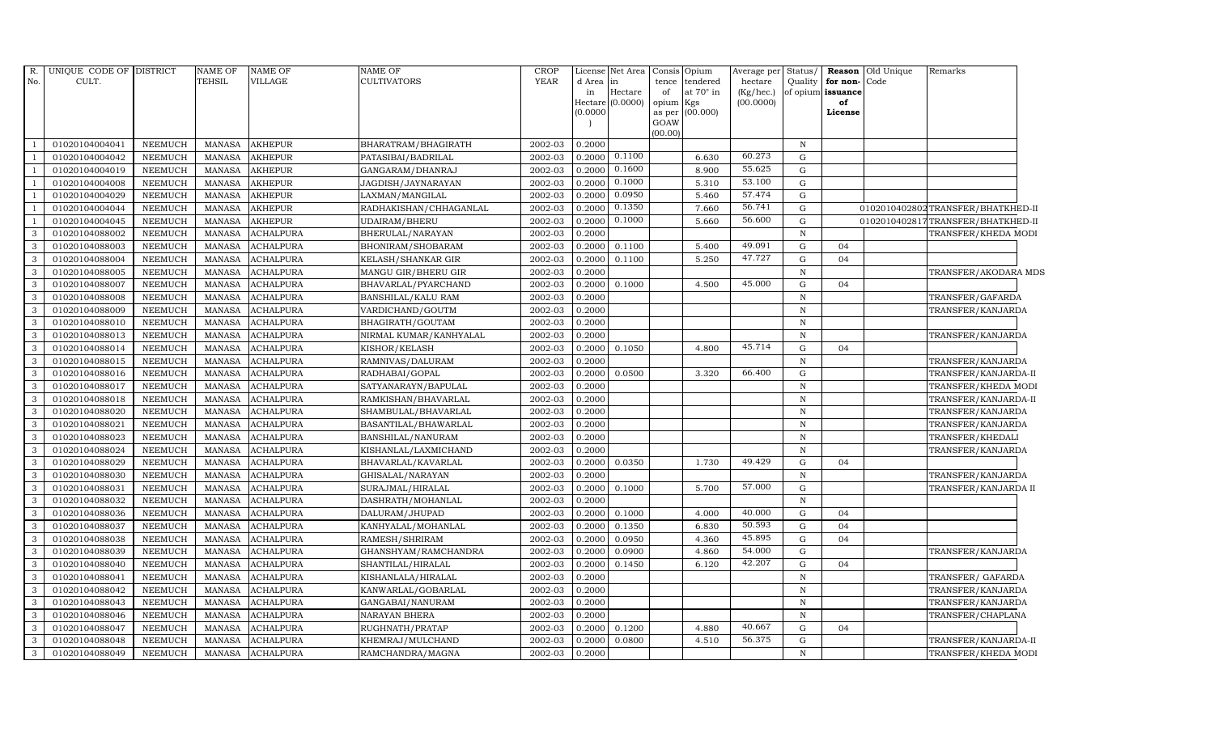| R. No. | UNIQUE CODE OF CULT. | DISTRICT | NAME OF TEHSIL | NAME OF VILLAGE | NAME OF CULTIVATORS | CROP YEAR | License d Area in Hectare (0.0000) | Net Area in Hectare (0.0000) | Consis tence of opium as per GOAW (00.00) | Opium tendered at 70° in Kgs (00.000) | Average per hectare (Kg/hec.) (00.0000) | Status/ Quality of opium | Reason for non-issuance of License | Old Unique Code | Remarks |
|---|---|---|---|---|---|---|---|---|---|---|---|---|---|---|---|
| 1 | 01020104004041 | NEEMUCH | MANASA | AKHEPUR | BHARATRAM/BHAGIRATH | 2002-03 | 0.2000 | | | | | N | | | |
| 1 | 01020104004042 | NEEMUCH | MANASA | AKHEPUR | PATASIBAI/BADRILAL | 2002-03 | 0.2000 | 0.1100 | | 6.630 | 60.273 | G | | | |
| 1 | 01020104004019 | NEEMUCH | MANASA | AKHEPUR | GANGARAM/DHANRAJ | 2002-03 | 0.2000 | 0.1600 | | 8.900 | 55.625 | G | | | |
| 1 | 01020104004008 | NEEMUCH | MANASA | AKHEPUR | JAGDISH/JAYNARAYAN | 2002-03 | 0.2000 | 0.1000 | | 5.310 | 53.100 | G | | | |
| 1 | 01020104004029 | NEEMUCH | MANASA | AKHEPUR | LAXMAN/MANGILAL | 2002-03 | 0.2000 | 0.0950 | | 5.460 | 57.474 | G | | | |
| 1 | 01020104004044 | NEEMUCH | MANASA | AKHEPUR | RADHAKISHAN/CHHAGANLAL | 2002-03 | 0.2000 | 0.1350 | | 7.660 | 56.741 | G | | 0102010402802 | TRANSFER/BHATKHED-II |
| 1 | 01020104004045 | NEEMUCH | MANASA | AKHEPUR | UDAIRAM/BHERU | 2002-03 | 0.2000 | 0.1000 | | 5.660 | 56.600 | G | | 0102010402817 | TRANSFER/BHATKHED-II |
| 3 | 01020104088002 | NEEMUCH | MANASA | ACHALPURA | BHERULAL/NARAYAN | 2002-03 | 0.2000 | | | | | N | | | TRANSFER/KHEDA MODI |
| 3 | 01020104088003 | NEEMUCH | MANASA | ACHALPURA | BHONIRAM/SHOBARAM | 2002-03 | 0.2000 | 0.1100 | | 5.400 | 49.091 | G | 04 | | |
| 3 | 01020104088004 | NEEMUCH | MANASA | ACHALPURA | KELASH/SHANKAR GIR | 2002-03 | 0.2000 | 0.1100 | | 5.250 | 47.727 | G | 04 | | |
| 3 | 01020104088005 | NEEMUCH | MANASA | ACHALPURA | MANGU GIR/BHERU GIR | 2002-03 | 0.2000 | | | | | N | | | TRANSFER/AKODARA MDS |
| 3 | 01020104088007 | NEEMUCH | MANASA | ACHALPURA | BHAVARLAL/PYARCHAND | 2002-03 | 0.2000 | 0.1000 | | 4.500 | 45.000 | G | 04 | | |
| 3 | 01020104088008 | NEEMUCH | MANASA | ACHALPURA | BANSHILAL/KALU RAM | 2002-03 | 0.2000 | | | | | N | | | TRANSFER/GAFARDA |
| 3 | 01020104088009 | NEEMUCH | MANASA | ACHALPURA | VARDICHAND/GOUTM | 2002-03 | 0.2000 | | | | | N | | | TRANSFER/KANJARDA |
| 3 | 01020104088010 | NEEMUCH | MANASA | ACHALPURA | BHAGIRATH/GOUTAM | 2002-03 | 0.2000 | | | | | N | | | |
| 3 | 01020104088013 | NEEMUCH | MANASA | ACHALPURA | NIRMAL KUMAR/KANHYALAL | 2002-03 | 0.2000 | | | | | N | | | TRANSFER/KANJARDA |
| 3 | 01020104088014 | NEEMUCH | MANASA | ACHALPURA | KISHOR/KELASH | 2002-03 | 0.2000 | 0.1050 | | 4.800 | 45.714 | G | 04 | | |
| 3 | 01020104088015 | NEEMUCH | MANASA | ACHALPURA | RAMNIVAS/DALURAM | 2002-03 | 0.2000 | | | | | N | | | TRANSFER/KANJARDA |
| 3 | 01020104088016 | NEEMUCH | MANASA | ACHALPURA | RADHABAI/GOPAL | 2002-03 | 0.2000 | 0.0500 | | 3.320 | 66.400 | G | | | TRANSFER/KANJARDA-II |
| 3 | 01020104088017 | NEEMUCH | MANASA | ACHALPURA | SATYANARAYN/BAPULAL | 2002-03 | 0.2000 | | | | | N | | | TRANSFER/KHEDA MODI |
| 3 | 01020104088018 | NEEMUCH | MANASA | ACHALPURA | RAMKISHAN/BHAVARLAL | 2002-03 | 0.2000 | | | | | N | | | TRANSFER/KANJARDA-II |
| 3 | 01020104088020 | NEEMUCH | MANASA | ACHALPURA | SHAMBULAL/BHAVARLAL | 2002-03 | 0.2000 | | | | | N | | | TRANSFER/KANJARDA |
| 3 | 01020104088021 | NEEMUCH | MANASA | ACHALPURA | BASANTILAL/BHAWARLAL | 2002-03 | 0.2000 | | | | | N | | | TRANSFER/KANJARDA |
| 3 | 01020104088023 | NEEMUCH | MANASA | ACHALPURA | BANSHILAL/NANURAM | 2002-03 | 0.2000 | | | | | N | | | TRANSFER/KHEDALI |
| 3 | 01020104088024 | NEEMUCH | MANASA | ACHALPURA | KISHANLAL/LAXMICHAND | 2002-03 | 0.2000 | | | | | N | | | TRANSFER/KANJARDA |
| 3 | 01020104088029 | NEEMUCH | MANASA | ACHALPURA | BHAVARLAL/KAVARLAL | 2002-03 | 0.2000 | 0.0350 | | 1.730 | 49.429 | G | 04 | | |
| 3 | 01020104088030 | NEEMUCH | MANASA | ACHALPURA | GHISALAL/NARAYAN | 2002-03 | 0.2000 | | | | | N | | | TRANSFER/KANJARDA |
| 3 | 01020104088031 | NEEMUCH | MANASA | ACHALPURA | SURAJMAL/HIRALAL | 2002-03 | 0.2000 | 0.1000 | | 5.700 | 57.000 | G | | | TRANSFER/KANJARDA II |
| 3 | 01020104088032 | NEEMUCH | MANASA | ACHALPURA | DASHRATH/MOHANLAL | 2002-03 | 0.2000 | | | | | N | | | |
| 3 | 01020104088036 | NEEMUCH | MANASA | ACHALPURA | DALURAM/JHUPAD | 2002-03 | 0.2000 | 0.1000 | | 4.000 | 40.000 | G | 04 | | |
| 3 | 01020104088037 | NEEMUCH | MANASA | ACHALPURA | KANHYALAL/MOHANLAL | 2002-03 | 0.2000 | 0.1350 | | 6.830 | 50.593 | G | 04 | | |
| 3 | 01020104088038 | NEEMUCH | MANASA | ACHALPURA | RAMESH/SHRIRAM | 2002-03 | 0.2000 | 0.0950 | | 4.360 | 45.895 | G | 04 | | |
| 3 | 01020104088039 | NEEMUCH | MANASA | ACHALPURA | GHANSHYAM/RAMCHANDRA | 2002-03 | 0.2000 | 0.0900 | | 4.860 | 54.000 | G | | | TRANSFER/KANJARDA |
| 3 | 01020104088040 | NEEMUCH | MANASA | ACHALPURA | SHANTILAL/HIRALAL | 2002-03 | 0.2000 | 0.1450 | | 6.120 | 42.207 | G | 04 | | |
| 3 | 01020104088041 | NEEMUCH | MANASA | ACHALPURA | KISHANLALA/HIRALAL | 2002-03 | 0.2000 | | | | | N | | | TRANSFER/ GAFARDA |
| 3 | 01020104088042 | NEEMUCH | MANASA | ACHALPURA | KANWARLAL/GOBARLAL | 2002-03 | 0.2000 | | | | | N | | | TRANSFER/KANJARDA |
| 3 | 01020104088043 | NEEMUCH | MANASA | ACHALPURA | GANGABAI/NANURAM | 2002-03 | 0.2000 | | | | | N | | | TRANSFER/KANJARDA |
| 3 | 01020104088046 | NEEMUCH | MANASA | ACHALPURA | NARAYAN BHERA | 2002-03 | 0.2000 | | | | | N | | | TRANSFER/CHAPLANA |
| 3 | 01020104088047 | NEEMUCH | MANASA | ACHALPURA | RUGHNATH/PRATAP | 2002-03 | 0.2000 | 0.1200 | | 4.880 | 40.667 | G | 04 | | |
| 3 | 01020104088048 | NEEMUCH | MANASA | ACHALPURA | KHEMRAJ/MULCHAND | 2002-03 | 0.2000 | 0.0800 | | 4.510 | 56.375 | G | | | TRANSFER/KANJARDA-II |
| 3 | 01020104088049 | NEEMUCH | MANASA | ACHALPURA | RAMCHANDRA/MAGNA | 2002-03 | 0.2000 | | | | | N | | | TRANSFER/KHEDA MODI |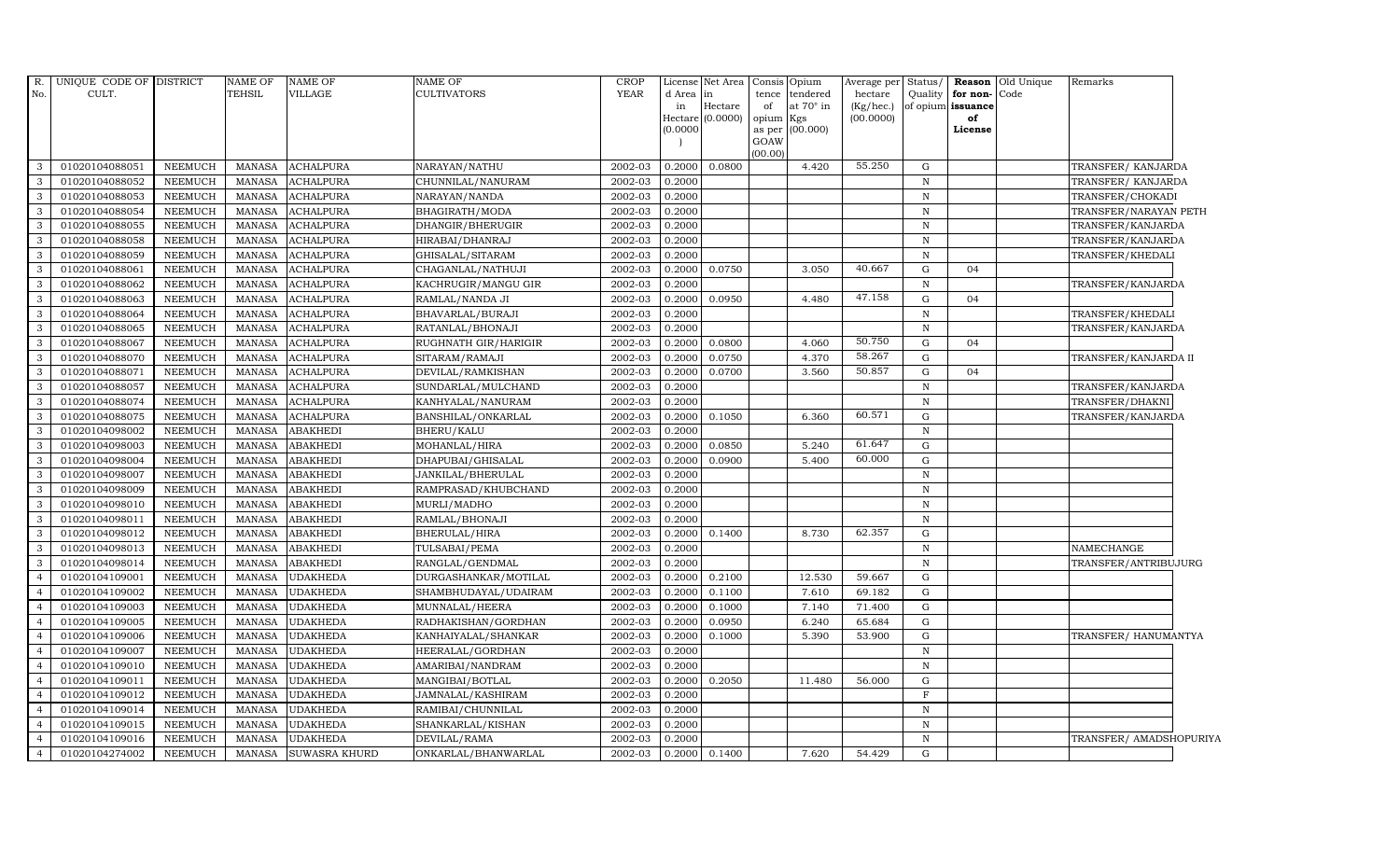| R. No. | UNIQUE CODE OF CULT. | DISTRICT | NAME OF TEHSIL | NAME OF VILLAGE | NAME OF CULTIVATORS | CROP YEAR | License d Area in Hectare (0.0000) | Net Area in Hectare (0.0000) | Consis tence of opium as per GOAW (00.00) | Opium tendered at 70° in Kgs (00.000) | Average per hectare (Kg/hec.) (00.0000) | Status/ Quality of opium | Reason for non-issuance of License | Old Unique Code | Remarks |
|---|---|---|---|---|---|---|---|---|---|---|---|---|---|---|---|
| 3 | 01020104088051 | NEEMUCH | MANASA | ACHALPURA | NARAYAN/NATHU | 2002-03 | 0.2000 | 0.0800 | | 4.420 | 55.250 | G | | | TRANSFER/ KANJARDA |
| 3 | 01020104088052 | NEEMUCH | MANASA | ACHALPURA | CHUNNILAL/NANURAM | 2002-03 | 0.2000 | | | | | N | | | TRANSFER/ KANJARDA |
| 3 | 01020104088053 | NEEMUCH | MANASA | ACHALPURA | NARAYAN/NANDA | 2002-03 | 0.2000 | | | | | N | | | TRANSFER/CHOKADI |
| 3 | 01020104088054 | NEEMUCH | MANASA | ACHALPURA | BHAGIRATH/MODA | 2002-03 | 0.2000 | | | | | N | | | TRANSFER/NARAYAN PETH |
| 3 | 01020104088055 | NEEMUCH | MANASA | ACHALPURA | DHANGIR/BHERUGIR | 2002-03 | 0.2000 | | | | | N | | | TRANSFER/KANJARDA |
| 3 | 01020104088058 | NEEMUCH | MANASA | ACHALPURA | HIRABAI/DHANRAJ | 2002-03 | 0.2000 | | | | | N | | | TRANSFER/KANJARDA |
| 3 | 01020104088059 | NEEMUCH | MANASA | ACHALPURA | GHISALAL/SITARAM | 2002-03 | 0.2000 | | | | | N | | | TRANSFER/KHEDALI |
| 3 | 01020104088061 | NEEMUCH | MANASA | ACHALPURA | CHAGANLAL/NATHUJI | 2002-03 | 0.2000 | 0.0750 | | 3.050 | 40.667 | G | 04 | | |
| 3 | 01020104088062 | NEEMUCH | MANASA | ACHALPURA | KACHRUGIR/MANGU GIR | 2002-03 | 0.2000 | | | | | N | | | TRANSFER/KANJARDA |
| 3 | 01020104088063 | NEEMUCH | MANASA | ACHALPURA | RAMLAL/NANDA JI | 2002-03 | 0.2000 | 0.0950 | | 4.480 | 47.158 | G | 04 | | |
| 3 | 01020104088064 | NEEMUCH | MANASA | ACHALPURA | BHAVARLAL/BURAJI | 2002-03 | 0.2000 | | | | | N | | | TRANSFER/KHEDALI |
| 3 | 01020104088065 | NEEMUCH | MANASA | ACHALPURA | RATANLAL/BHONAJI | 2002-03 | 0.2000 | | | | | N | | | TRANSFER/KANJARDA |
| 3 | 01020104088067 | NEEMUCH | MANASA | ACHALPURA | RUGHNATH GIR/HARIGIR | 2002-03 | 0.2000 | 0.0800 | | 4.060 | 50.750 | G | 04 | | |
| 3 | 01020104088070 | NEEMUCH | MANASA | ACHALPURA | SITARAM/RAMAJI | 2002-03 | 0.2000 | 0.0750 | | 4.370 | 58.267 | G | | | TRANSFER/KANJARDA II |
| 3 | 01020104088071 | NEEMUCH | MANASA | ACHALPURA | DEVILAL/RAMKISHAN | 2002-03 | 0.2000 | 0.0700 | | 3.560 | 50.857 | G | 04 | | |
| 3 | 01020104088057 | NEEMUCH | MANASA | ACHALPURA | SUNDARLAL/MULCHAND | 2002-03 | 0.2000 | | | | | N | | | TRANSFER/KANJARDA |
| 3 | 01020104088074 | NEEMUCH | MANASA | ACHALPURA | KANHYALAL/NANURAM | 2002-03 | 0.2000 | | | | | N | | | TRANSFER/DHAKNI |
| 3 | 01020104088075 | NEEMUCH | MANASA | ACHALPURA | BANSHILAL/ONKARLAL | 2002-03 | 0.2000 | 0.1050 | | 6.360 | 60.571 | G | | | TRANSFER/KANJARDA |
| 3 | 01020104098002 | NEEMUCH | MANASA | ABAKHEDI | BHERU/KALU | 2002-03 | 0.2000 | | | | | N | | | |
| 3 | 01020104098003 | NEEMUCH | MANASA | ABAKHEDI | MOHANLAL/HIRA | 2002-03 | 0.2000 | 0.0850 | | 5.240 | 61.647 | G | | | |
| 3 | 01020104098004 | NEEMUCH | MANASA | ABAKHEDI | DHAPUBAI/GHISALAL | 2002-03 | 0.2000 | 0.0900 | | 5.400 | 60.000 | G | | | |
| 3 | 01020104098007 | NEEMUCH | MANASA | ABAKHEDI | JANKILAL/BHERULAL | 2002-03 | 0.2000 | | | | | N | | | |
| 3 | 01020104098009 | NEEMUCH | MANASA | ABAKHEDI | RAMPRASAD/KHUBCHAND | 2002-03 | 0.2000 | | | | | N | | | |
| 3 | 01020104098010 | NEEMUCH | MANASA | ABAKHEDI | MURLI/MADHO | 2002-03 | 0.2000 | | | | | N | | | |
| 3 | 01020104098011 | NEEMUCH | MANASA | ABAKHEDI | RAMLAL/BHONAJI | 2002-03 | 0.2000 | | | | | N | | | |
| 3 | 01020104098012 | NEEMUCH | MANASA | ABAKHEDI | BHERULAL/HIRA | 2002-03 | 0.2000 | 0.1400 | | 8.730 | 62.357 | G | | | |
| 3 | 01020104098013 | NEEMUCH | MANASA | ABAKHEDI | TULSABAI/PEMA | 2002-03 | 0.2000 | | | | | N | | | NAMECHANGE |
| 3 | 01020104098014 | NEEMUCH | MANASA | ABAKHEDI | RANGLAL/GENDMAL | 2002-03 | 0.2000 | | | | | N | | | TRANSFER/ANTRIBUJURG |
| 4 | 01020104109001 | NEEMUCH | MANASA | UDAKHEDA | DURGASHANKAR/MOTILAL | 2002-03 | 0.2000 | 0.2100 | | 12.530 | 59.667 | G | | | |
| 4 | 01020104109002 | NEEMUCH | MANASA | UDAKHEDA | SHAMBHUDAYAL/UDAIRAM | 2002-03 | 0.2000 | 0.1100 | | 7.610 | 69.182 | G | | | |
| 4 | 01020104109003 | NEEMUCH | MANASA | UDAKHEDA | MUNNALAL/HEERA | 2002-03 | 0.2000 | 0.1000 | | 7.140 | 71.400 | G | | | |
| 4 | 01020104109005 | NEEMUCH | MANASA | UDAKHEDA | RADHAKISHAN/GORDHAN | 2002-03 | 0.2000 | 0.0950 | | 6.240 | 65.684 | G | | | |
| 4 | 01020104109006 | NEEMUCH | MANASA | UDAKHEDA | KANHAIYALAL/SHANKAR | 2002-03 | 0.2000 | 0.1000 | | 5.390 | 53.900 | G | | | TRANSFER/ HANUMANTYA |
| 4 | 01020104109007 | NEEMUCH | MANASA | UDAKHEDA | HEERALAL/GORDHAN | 2002-03 | 0.2000 | | | | | N | | | |
| 4 | 01020104109010 | NEEMUCH | MANASA | UDAKHEDA | AMARIBAI/NANDRAM | 2002-03 | 0.2000 | | | | | N | | | |
| 4 | 01020104109011 | NEEMUCH | MANASA | UDAKHEDA | MANGIBAI/BOTLAL | 2002-03 | 0.2000 | 0.2050 | | 11.480 | 56.000 | G | | | |
| 4 | 01020104109012 | NEEMUCH | MANASA | UDAKHEDA | JAMNALAL/KASHIRAM | 2002-03 | 0.2000 | | | | | F | | | |
| 4 | 01020104109014 | NEEMUCH | MANASA | UDAKHEDA | RAMIBAI/CHUNNILAL | 2002-03 | 0.2000 | | | | | N | | | |
| 4 | 01020104109015 | NEEMUCH | MANASA | UDAKHEDA | SHANKARLAL/KISHAN | 2002-03 | 0.2000 | | | | | N | | | |
| 4 | 01020104109016 | NEEMUCH | MANASA | UDAKHEDA | DEVILAL/RAMA | 2002-03 | 0.2000 | | | | | N | | | TRANSFER/ AMADSHOPURIYA |
| 4 | 01020104274002 | NEEMUCH | MANASA | SUWASRA KHURD | ONKARLAL/BHANWARLAL | 2002-03 | 0.2000 | 0.1400 | | 7.620 | 54.429 | G | | | |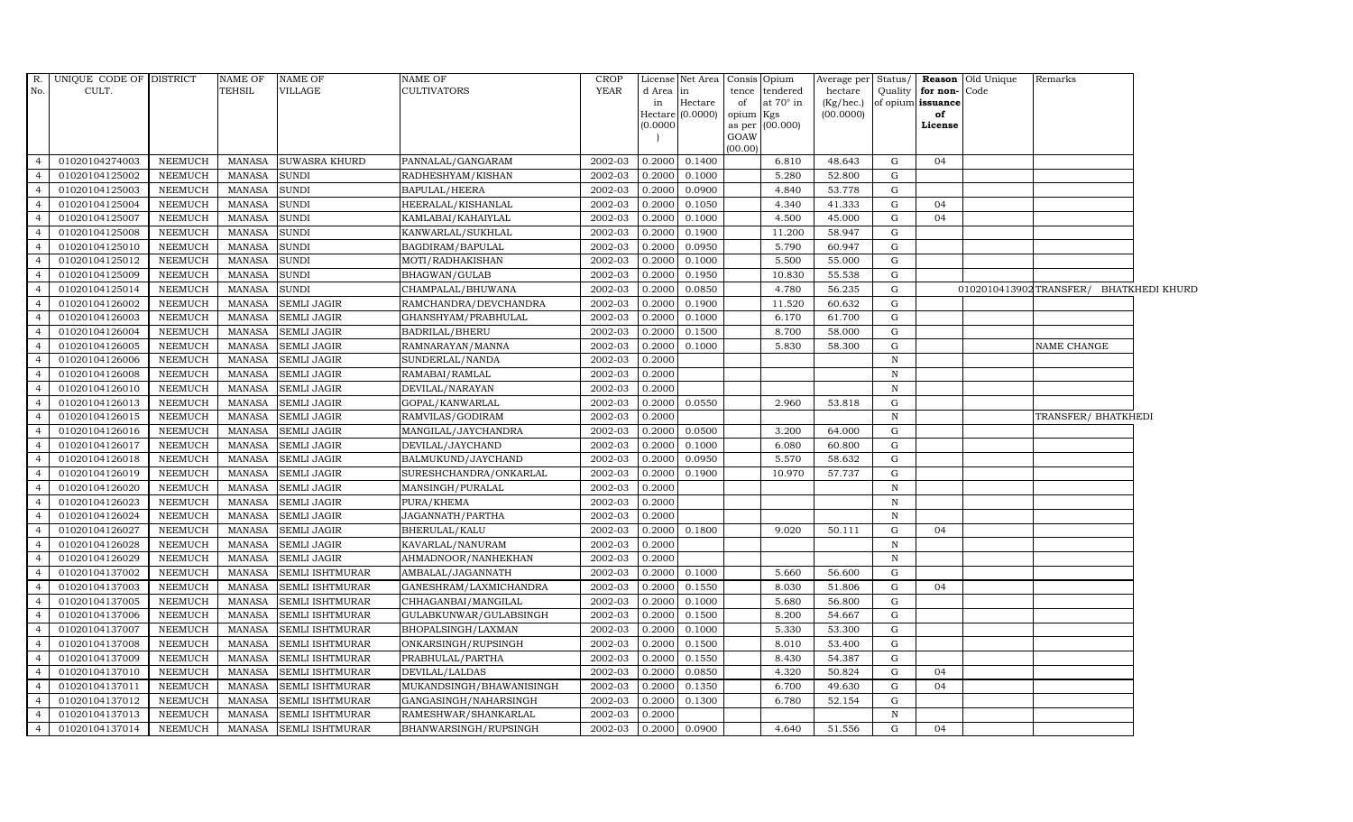| R. No. | UNIQUE CODE OF CULT. | DISTRICT | NAME OF TEHSIL | NAME OF VILLAGE | NAME OF CULTIVATORS | CROP YEAR | License d Area in Hectare (0.0000) | Net Area in Hectare (0.0000) | Consis tence of opium as per GOAW (00.00) | Opium tendered at 70° in Kgs (00.000) | Average per hectare (Kg/hec.) (00.0000) | Status/ Quality of opium | Reason for non-issuance of License | Old Unique Code | Remarks |
|---|---|---|---|---|---|---|---|---|---|---|---|---|---|---|---|
| 4 | 01020104274003 | NEEMUCH | MANASA | SUWASRA KHURD | PANNALAL/GANGARAM | 2002-03 | 0.2000 | 0.1400 | | 6.810 | 48.643 | G | 04 | | |
| 4 | 01020104125002 | NEEMUCH | MANASA | SUNDI | RADHESHYAM/KISHAN | 2002-03 | 0.2000 | 0.1000 | | 5.280 | 52.800 | G | | | |
| 4 | 01020104125003 | NEEMUCH | MANASA | SUNDI | BAPULAL/HEERA | 2002-03 | 0.2000 | 0.0900 | | 4.840 | 53.778 | G | | | |
| 4 | 01020104125004 | NEEMUCH | MANASA | SUNDI | HEERALAL/KISHANLAL | 2002-03 | 0.2000 | 0.1050 | | 4.340 | 41.333 | G | 04 | | |
| 4 | 01020104125007 | NEEMUCH | MANASA | SUNDI | KAMLABAI/KAHAIYLAL | 2002-03 | 0.2000 | 0.1000 | | 4.500 | 45.000 | G | 04 | | |
| 4 | 01020104125008 | NEEMUCH | MANASA | SUNDI | KANWARLAL/SUKHLAL | 2002-03 | 0.2000 | 0.1900 | | 11.200 | 58.947 | G | | | |
| 4 | 01020104125010 | NEEMUCH | MANASA | SUNDI | BAGDIRAM/BAPULAL | 2002-03 | 0.2000 | 0.0950 | | 5.790 | 60.947 | G | | | |
| 4 | 01020104125012 | NEEMUCH | MANASA | SUNDI | MOTI/RADHAKISHAN | 2002-03 | 0.2000 | 0.1000 | | 5.500 | 55.000 | G | | | |
| 4 | 01020104125009 | NEEMUCH | MANASA | SUNDI | BHAGWAN/GULAB | 2002-03 | 0.2000 | 0.1950 | | 10.830 | 55.538 | G | | | |
| 4 | 01020104125014 | NEEMUCH | MANASA | SUNDI | CHAMPALAL/BHUWANA | 2002-03 | 0.2000 | 0.0850 | | 4.780 | 56.235 | G | | 0102010413902 | TRANSFER/ BHATKHEDI KHURD |
| 4 | 01020104126002 | NEEMUCH | MANASA | SEMLI JAGIR | RAMCHANDRA/DEVCHANDRA | 2002-03 | 0.2000 | 0.1900 | | 11.520 | 60.632 | G | | | |
| 4 | 01020104126003 | NEEMUCH | MANASA | SEMLI JAGIR | GHANSHYAM/PRABHULAL | 2002-03 | 0.2000 | 0.1000 | | 6.170 | 61.700 | G | | | |
| 4 | 01020104126004 | NEEMUCH | MANASA | SEMLI JAGIR | BADRILAL/BHERU | 2002-03 | 0.2000 | 0.1500 | | 8.700 | 58.000 | G | | | |
| 4 | 01020104126005 | NEEMUCH | MANASA | SEMLI JAGIR | RAMNARAYAN/MANNA | 2002-03 | 0.2000 | 0.1000 | | 5.830 | 58.300 | G | | | NAME CHANGE |
| 4 | 01020104126006 | NEEMUCH | MANASA | SEMLI JAGIR | SUNDERLAL/NANDA | 2002-03 | 0.2000 | | | | | N | | | |
| 4 | 01020104126008 | NEEMUCH | MANASA | SEMLI JAGIR | RAMABAI/RAMLAL | 2002-03 | 0.2000 | | | | | N | | | |
| 4 | 01020104126010 | NEEMUCH | MANASA | SEMLI JAGIR | DEVILAL/NARAYAN | 2002-03 | 0.2000 | | | | | N | | | |
| 4 | 01020104126013 | NEEMUCH | MANASA | SEMLI JAGIR | GOPAL/KANWARLAL | 2002-03 | 0.2000 | 0.0550 | | 2.960 | 53.818 | G | | | |
| 4 | 01020104126015 | NEEMUCH | MANASA | SEMLI JAGIR | RAMVILAS/GODIRAM | 2002-03 | 0.2000 | | | | | N | | | TRANSFER/ BHATKHEDI |
| 4 | 01020104126016 | NEEMUCH | MANASA | SEMLI JAGIR | MANGILAL/JAYCHANDRA | 2002-03 | 0.2000 | 0.0500 | | 3.200 | 64.000 | G | | | |
| 4 | 01020104126017 | NEEMUCH | MANASA | SEMLI JAGIR | DEVILAL/JAYCHAND | 2002-03 | 0.2000 | 0.1000 | | 6.080 | 60.800 | G | | | |
| 4 | 01020104126018 | NEEMUCH | MANASA | SEMLI JAGIR | BALMUKUND/JAYCHAND | 2002-03 | 0.2000 | 0.0950 | | 5.570 | 58.632 | G | | | |
| 4 | 01020104126019 | NEEMUCH | MANASA | SEMLI JAGIR | SURESHCHANDRA/ONKARLAL | 2002-03 | 0.2000 | 0.1900 | | 10.970 | 57.737 | G | | | |
| 4 | 01020104126020 | NEEMUCH | MANASA | SEMLI JAGIR | MANSINGH/PURALAL | 2002-03 | 0.2000 | | | | | N | | | |
| 4 | 01020104126023 | NEEMUCH | MANASA | SEMLI JAGIR | PURA/KHEMA | 2002-03 | 0.2000 | | | | | N | | | |
| 4 | 01020104126024 | NEEMUCH | MANASA | SEMLI JAGIR | JAGANNATH/PARTHA | 2002-03 | 0.2000 | | | | | N | | | |
| 4 | 01020104126027 | NEEMUCH | MANASA | SEMLI JAGIR | BHERULAL/KALU | 2002-03 | 0.2000 | 0.1800 | | 9.020 | 50.111 | G | 04 | | |
| 4 | 01020104126028 | NEEMUCH | MANASA | SEMLI JAGIR | KAVARLAL/NANURAM | 2002-03 | 0.2000 | | | | | N | | | |
| 4 | 01020104126029 | NEEMUCH | MANASA | SEMLI JAGIR | AHMADNOOR/NANHEKHAN | 2002-03 | 0.2000 | | | | | N | | | |
| 4 | 01020104137002 | NEEMUCH | MANASA | SEMLI ISHTMURAR | AMBALAL/JAGANNATH | 2002-03 | 0.2000 | 0.1000 | | 5.660 | 56.600 | G | | | |
| 4 | 01020104137003 | NEEMUCH | MANASA | SEMLI ISHTMURAR | GANESHRAM/LAXMICHANDRA | 2002-03 | 0.2000 | 0.1550 | | 8.030 | 51.806 | G | 04 | | |
| 4 | 01020104137005 | NEEMUCH | MANASA | SEMLI ISHTMURAR | CHHAGANBAI/MANGILAL | 2002-03 | 0.2000 | 0.1000 | | 5.680 | 56.800 | G | | | |
| 4 | 01020104137006 | NEEMUCH | MANASA | SEMLI ISHTMURAR | GULABKUNWAR/GULABSINGH | 2002-03 | 0.2000 | 0.1500 | | 8.200 | 54.667 | G | | | |
| 4 | 01020104137007 | NEEMUCH | MANASA | SEMLI ISHTMURAR | BHOPALSINGH/LAXMAN | 2002-03 | 0.2000 | 0.1000 | | 5.330 | 53.300 | G | | | |
| 4 | 01020104137008 | NEEMUCH | MANASA | SEMLI ISHTMURAR | ONKARSINGH/RUPSINGH | 2002-03 | 0.2000 | 0.1500 | | 8.010 | 53.400 | G | | | |
| 4 | 01020104137009 | NEEMUCH | MANASA | SEMLI ISHTMURAR | PRABHULAL/PARTHA | 2002-03 | 0.2000 | 0.1550 | | 8.430 | 54.387 | G | | | |
| 4 | 01020104137010 | NEEMUCH | MANASA | SEMLI ISHTMURAR | DEVILAL/LALDAS | 2002-03 | 0.2000 | 0.0850 | | 4.320 | 50.824 | G | 04 | | |
| 4 | 01020104137011 | NEEMUCH | MANASA | SEMLI ISHTMURAR | MUKANDSINGH/BHAWANISINGH | 2002-03 | 0.2000 | 0.1350 | | 6.700 | 49.630 | G | 04 | | |
| 4 | 01020104137012 | NEEMUCH | MANASA | SEMLI ISHTMURAR | GANGASINGH/NAHARSINGH | 2002-03 | 0.2000 | 0.1300 | | 6.780 | 52.154 | G | | | |
| 4 | 01020104137013 | NEEMUCH | MANASA | SEMLI ISHTMURAR | RAMESHWAR/SHANKARLAL | 2002-03 | 0.2000 | | | | | N | | | |
| 4 | 01020104137014 | NEEMUCH | MANASA | SEMLI ISHTMURAR | BHANWARSINGH/RUPSINGH | 2002-03 | 0.2000 | 0.0900 | | 4.640 | 51.556 | G | 04 | | |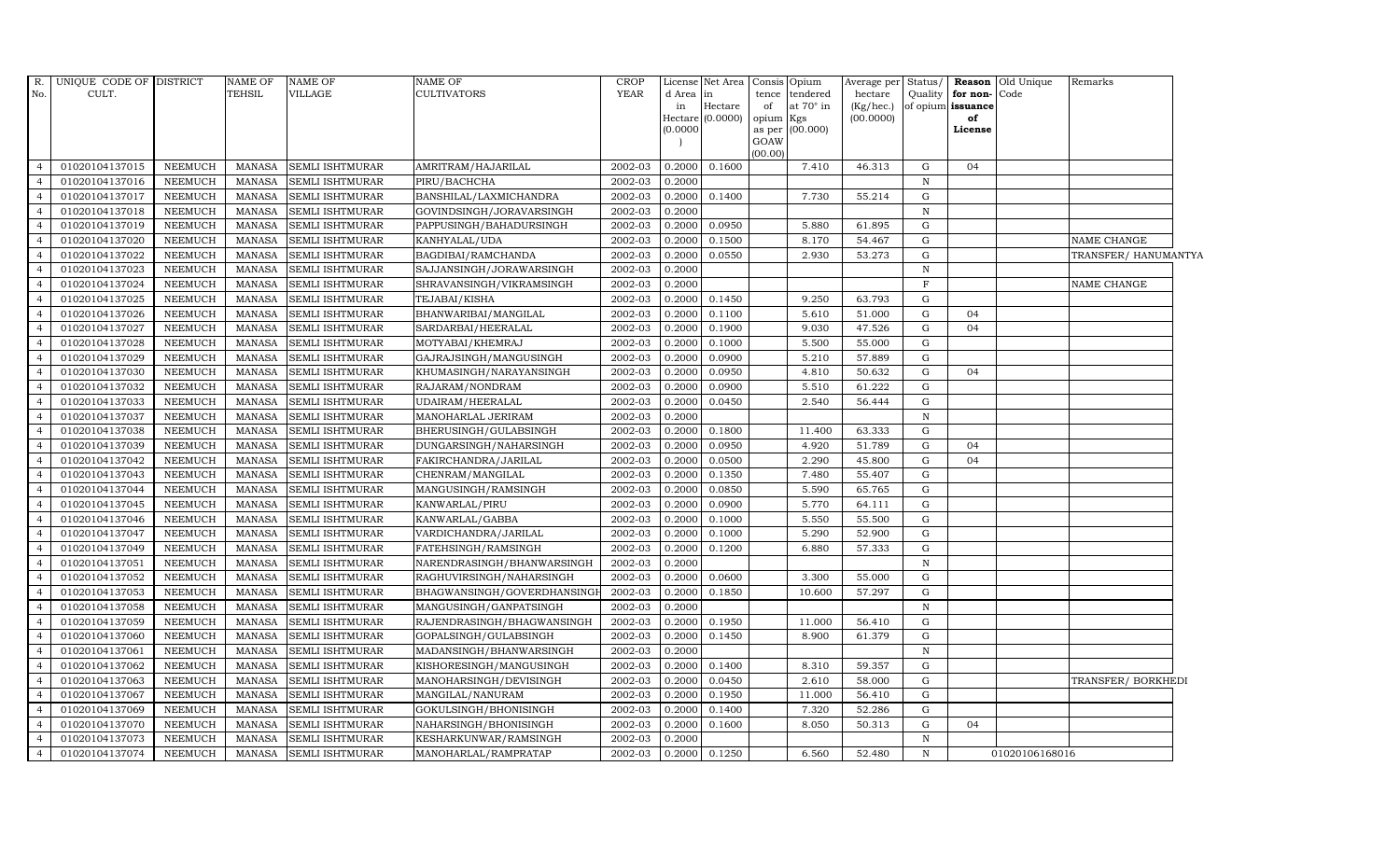| R. No. | UNIQUE CODE OF CULT. | DISTRICT | NAME OF TEHSIL | NAME OF VILLAGE | NAME OF CULTIVATORS | CROP YEAR | License d Area in Hectare (0.0000) | Net Area in Hectare (0.0000) | Consis tence of opium as per GOAW (00.00) | Opium tendered at 70° in Kgs (00.000) | Average per hectare (Kg/hec.) (00.0000) | Status/ Quality of opium | Reason for non-issuance of License | Old Unique Code | Remarks |
|---|---|---|---|---|---|---|---|---|---|---|---|---|---|---|---|
| 4 | 01020104137015 | NEEMUCH | MANASA | SEMLI ISHTMURAR | AMRITRAM/HAJARILAL | 2002-03 | 0.2000 | 0.1600 | | 7.410 | 46.313 | G | 04 | | |
| 4 | 01020104137016 | NEEMUCH | MANASA | SEMLI ISHTMURAR | PIRU/BACHCHA | 2002-03 | 0.2000 | | | | | N | | | |
| 4 | 01020104137017 | NEEMUCH | MANASA | SEMLI ISHTMURAR | BANSHILAL/LAXMICHANDRA | 2002-03 | 0.2000 | 0.1400 | | 7.730 | 55.214 | G | | | |
| 4 | 01020104137018 | NEEMUCH | MANASA | SEMLI ISHTMURAR | GOVINDSINGH/JORAVARSINGH | 2002-03 | 0.2000 | | | | | N | | | |
| 4 | 01020104137019 | NEEMUCH | MANASA | SEMLI ISHTMURAR | PAPPUSINGH/BAHADURSINGH | 2002-03 | 0.2000 | 0.0950 | | 5.880 | 61.895 | G | | | |
| 4 | 01020104137020 | NEEMUCH | MANASA | SEMLI ISHTMURAR | KANHYALAL/UDA | 2002-03 | 0.2000 | 0.1500 | | 8.170 | 54.467 | G | | | NAME CHANGE |
| 4 | 01020104137022 | NEEMUCH | MANASA | SEMLI ISHTMURAR | BAGDIBAI/RAMCHANDA | 2002-03 | 0.2000 | 0.0550 | | 2.930 | 53.273 | G | | | TRANSFER/ HANUMANTYA |
| 4 | 01020104137023 | NEEMUCH | MANASA | SEMLI ISHTMURAR | SAJJANSINGH/JORAWARSINGH | 2002-03 | 0.2000 | | | | | N | | | |
| 4 | 01020104137024 | NEEMUCH | MANASA | SEMLI ISHTMURAR | SHRAVANSINGH/VIKRAMSINGH | 2002-03 | 0.2000 | | | | | F | | | NAME CHANGE |
| 4 | 01020104137025 | NEEMUCH | MANASA | SEMLI ISHTMURAR | TEJABAI/KISHA | 2002-03 | 0.2000 | 0.1450 | | 9.250 | 63.793 | G | | | |
| 4 | 01020104137026 | NEEMUCH | MANASA | SEMLI ISHTMURAR | BHANWARIBAI/MANGILAL | 2002-03 | 0.2000 | 0.1100 | | 5.610 | 51.000 | G | 04 | | |
| 4 | 01020104137027 | NEEMUCH | MANASA | SEMLI ISHTMURAR | SARDARBAI/HEERALAL | 2002-03 | 0.2000 | 0.1900 | | 9.030 | 47.526 | G | 04 | | |
| 4 | 01020104137028 | NEEMUCH | MANASA | SEMLI ISHTMURAR | MOTYABAI/KHEMRAJ | 2002-03 | 0.2000 | 0.1000 | | 5.500 | 55.000 | G | | | |
| 4 | 01020104137029 | NEEMUCH | MANASA | SEMLI ISHTMURAR | GAJRAJSINGH/MANGUSINGH | 2002-03 | 0.2000 | 0.0900 | | 5.210 | 57.889 | G | | | |
| 4 | 01020104137030 | NEEMUCH | MANASA | SEMLI ISHTMURAR | KHUMASINGH/NARAYANSINGH | 2002-03 | 0.2000 | 0.0950 | | 4.810 | 50.632 | G | 04 | | |
| 4 | 01020104137032 | NEEMUCH | MANASA | SEMLI ISHTMURAR | RAJARAM/NONDRAM | 2002-03 | 0.2000 | 0.0900 | | 5.510 | 61.222 | G | | | |
| 4 | 01020104137033 | NEEMUCH | MANASA | SEMLI ISHTMURAR | UDAIRAM/HEERALAL | 2002-03 | 0.2000 | 0.0450 | | 2.540 | 56.444 | G | | | |
| 4 | 01020104137037 | NEEMUCH | MANASA | SEMLI ISHTMURAR | MANOHARLAL JERIRAM | 2002-03 | 0.2000 | | | | | N | | | |
| 4 | 01020104137038 | NEEMUCH | MANASA | SEMLI ISHTMURAR | BHERUSINGH/GULABSINGH | 2002-03 | 0.2000 | 0.1800 | | 11.400 | 63.333 | G | | | |
| 4 | 01020104137039 | NEEMUCH | MANASA | SEMLI ISHTMURAR | DUNGARSINGH/NAHARSINGH | 2002-03 | 0.2000 | 0.0950 | | 4.920 | 51.789 | G | 04 | | |
| 4 | 01020104137042 | NEEMUCH | MANASA | SEMLI ISHTMURAR | FAKIRCHANDRA/JARILAL | 2002-03 | 0.2000 | 0.0500 | | 2.290 | 45.800 | G | 04 | | |
| 4 | 01020104137043 | NEEMUCH | MANASA | SEMLI ISHTMURAR | CHENRAM/MANGILAL | 2002-03 | 0.2000 | 0.1350 | | 7.480 | 55.407 | G | | | |
| 4 | 01020104137044 | NEEMUCH | MANASA | SEMLI ISHTMURAR | MANGUSINGH/RAMSINGH | 2002-03 | 0.2000 | 0.0850 | | 5.590 | 65.765 | G | | | |
| 4 | 01020104137045 | NEEMUCH | MANASA | SEMLI ISHTMURAR | KANWARLAL/PIRU | 2002-03 | 0.2000 | 0.0900 | | 5.770 | 64.111 | G | | | |
| 4 | 01020104137046 | NEEMUCH | MANASA | SEMLI ISHTMURAR | KANWARLAL/GABBA | 2002-03 | 0.2000 | 0.1000 | | 5.550 | 55.500 | G | | | |
| 4 | 01020104137047 | NEEMUCH | MANASA | SEMLI ISHTMURAR | VARDICHANDRA/JARILAL | 2002-03 | 0.2000 | 0.1000 | | 5.290 | 52.900 | G | | | |
| 4 | 01020104137049 | NEEMUCH | MANASA | SEMLI ISHTMURAR | FATEHSINGH/RAMSINGH | 2002-03 | 0.2000 | 0.1200 | | 6.880 | 57.333 | G | | | |
| 4 | 01020104137051 | NEEMUCH | MANASA | SEMLI ISHTMURAR | NARENDRASINGH/BHANWARSINGH | 2002-03 | 0.2000 | | | | | N | | | |
| 4 | 01020104137052 | NEEMUCH | MANASA | SEMLI ISHTMURAR | RAGHUVIRSINGH/NAHARSINGH | 2002-03 | 0.2000 | 0.0600 | | 3.300 | 55.000 | G | | | |
| 4 | 01020104137053 | NEEMUCH | MANASA | SEMLI ISHTMURAR | BHAGWANSINGH/GOVERDHANSINGH | 2002-03 | 0.2000 | 0.1850 | | 10.600 | 57.297 | G | | | |
| 4 | 01020104137058 | NEEMUCH | MANASA | SEMLI ISHTMURAR | MANGUSINGH/GANPATSINGH | 2002-03 | 0.2000 | | | | | N | | | |
| 4 | 01020104137059 | NEEMUCH | MANASA | SEMLI ISHTMURAR | RAJENDRASINGH/BHAGWANSINGH | 2002-03 | 0.2000 | 0.1950 | | 11.000 | 56.410 | G | | | |
| 4 | 01020104137060 | NEEMUCH | MANASA | SEMLI ISHTMURAR | GOPALSINGH/GULABSINGH | 2002-03 | 0.2000 | 0.1450 | | 8.900 | 61.379 | G | | | |
| 4 | 01020104137061 | NEEMUCH | MANASA | SEMLI ISHTMURAR | MADANSINGH/BHANWARSINGH | 2002-03 | 0.2000 | | | | | N | | | |
| 4 | 01020104137062 | NEEMUCH | MANASA | SEMLI ISHTMURAR | KISHORESINGH/MANGUSINGH | 2002-03 | 0.2000 | 0.1400 | | 8.310 | 59.357 | G | | | |
| 4 | 01020104137063 | NEEMUCH | MANASA | SEMLI ISHTMURAR | MANOHARSINGH/DEVISINGH | 2002-03 | 0.2000 | 0.0450 | | 2.610 | 58.000 | G | | | TRANSFER/ BORKHEDI |
| 4 | 01020104137067 | NEEMUCH | MANASA | SEMLI ISHTMURAR | MANGILAL/NANURAM | 2002-03 | 0.2000 | 0.1950 | | 11.000 | 56.410 | G | | | |
| 4 | 01020104137069 | NEEMUCH | MANASA | SEMLI ISHTMURAR | GOKULSINGH/BHONISINGH | 2002-03 | 0.2000 | 0.1400 | | 7.320 | 52.286 | G | | | |
| 4 | 01020104137070 | NEEMUCH | MANASA | SEMLI ISHTMURAR | NAHARSINGH/BHONISINGH | 2002-03 | 0.2000 | 0.1600 | | 8.050 | 50.313 | G | 04 | | |
| 4 | 01020104137073 | NEEMUCH | MANASA | SEMLI ISHTMURAR | KESHARKUNWAR/RAMSINGH | 2002-03 | 0.2000 | | | | | N | | | |
| 4 | 01020104137074 | NEEMUCH | MANASA | SEMLI ISHTMURAR | MANOHARLAL/RAMPRATAP | 2002-03 | 0.2000 | 0.1250 | | 6.560 | 52.480 | N | | 01020106168016 | |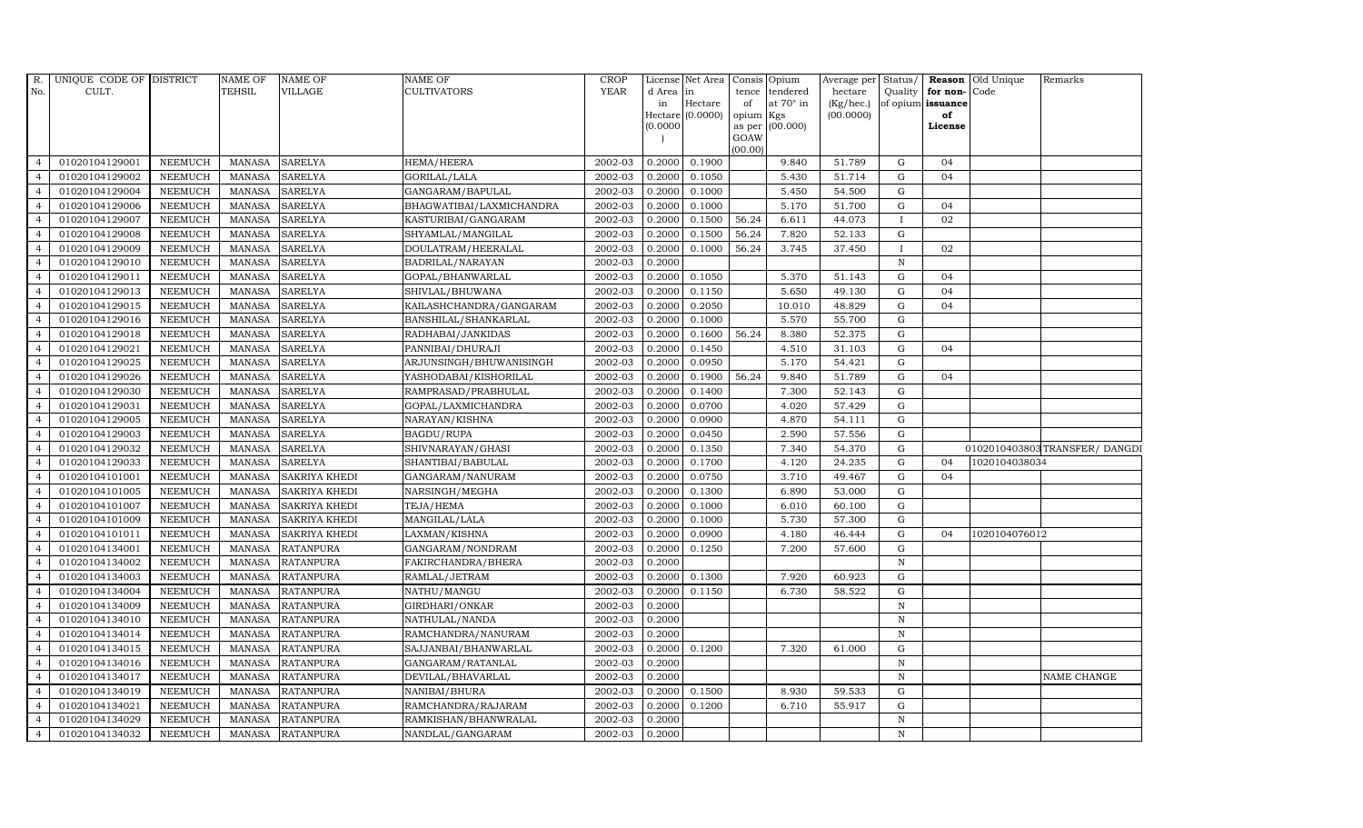| R. No. | UNIQUE CODE OF CULT. | DISTRICT | NAME OF TEHSIL | NAME OF VILLAGE | NAME OF CULTIVATORS | CROP YEAR | License d Area in Hectare (0.0000) | Net Area in Hectare (0.0000) | Consis tence of opium as per GOAW (00.00) | Opium tendered at 70° in Kgs (00.000) | Average per hectare (Kg/hec.) (00.0000) | Status/ Quality of opium | Reason for non-issuance of License | Old Unique Code | Remarks |
|---|---|---|---|---|---|---|---|---|---|---|---|---|---|---|---|
| 4 | 01020104129001 | NEEMUCH | MANASA | SARELYA | HEMA/HEERA | 2002-03 | 0.2000 | 0.1900 | | 9.840 | 51.789 | G | 04 | | |
| 4 | 01020104129002 | NEEMUCH | MANASA | SARELYA | GORILAL/LALA | 2002-03 | 0.2000 | 0.1050 | | 5.430 | 51.714 | G | 04 | | |
| 4 | 01020104129004 | NEEMUCH | MANASA | SARELYA | GANGARAM/BAPULAL | 2002-03 | 0.2000 | 0.1000 | | 5.450 | 54.500 | G | | | |
| 4 | 01020104129006 | NEEMUCH | MANASA | SARELYA | BHAGWATIBAI/LAXMICHANDRA | 2002-03 | 0.2000 | 0.1000 | | 5.170 | 51.700 | G | 04 | | |
| 4 | 01020104129007 | NEEMUCH | MANASA | SARELYA | KASTURIBAI/GANGARAM | 2002-03 | 0.2000 | 0.1500 | 56.24 | 6.611 | 44.073 | I | 02 | | |
| 4 | 01020104129008 | NEEMUCH | MANASA | SARELYA | SHYAMLAL/MANGILAL | 2002-03 | 0.2000 | 0.1500 | 56.24 | 7.820 | 52.133 | G | | | |
| 4 | 01020104129009 | NEEMUCH | MANASA | SARELYA | DOULATRAM/HEERALAL | 2002-03 | 0.2000 | 0.1000 | 56.24 | 3.745 | 37.450 | I | 02 | | |
| 4 | 01020104129010 | NEEMUCH | MANASA | SARELYA | BADRILAL/NARAYAN | 2002-03 | 0.2000 | | | | | N | | | |
| 4 | 01020104129011 | NEEMUCH | MANASA | SARELYA | GOPAL/BHANWARLAL | 2002-03 | 0.2000 | 0.1050 | | 5.370 | 51.143 | G | 04 | | |
| 4 | 01020104129013 | NEEMUCH | MANASA | SARELYA | SHIVLAL/BHUWANA | 2002-03 | 0.2000 | 0.1150 | | 5.650 | 49.130 | G | 04 | | |
| 4 | 01020104129015 | NEEMUCH | MANASA | SARELYA | KAILASHCHANDRA/GANGARAM | 2002-03 | 0.2000 | 0.2050 | | 10.010 | 48.829 | G | 04 | | |
| 4 | 01020104129016 | NEEMUCH | MANASA | SARELYA | BANSHILAL/SHANKARLAL | 2002-03 | 0.2000 | 0.1000 | | 5.570 | 55.700 | G | | | |
| 4 | 01020104129018 | NEEMUCH | MANASA | SARELYA | RADHABAI/JANKIDAS | 2002-03 | 0.2000 | 0.1600 | 56.24 | 8.380 | 52.375 | G | | | |
| 4 | 01020104129021 | NEEMUCH | MANASA | SARELYA | PANNIBAI/DHURAJI | 2002-03 | 0.2000 | 0.1450 | | 4.510 | 31.103 | G | 04 | | |
| 4 | 01020104129025 | NEEMUCH | MANASA | SARELYA | ARJUNSINGH/BHUWANISINGH | 2002-03 | 0.2000 | 0.0950 | | 5.170 | 54.421 | G | | | |
| 4 | 01020104129026 | NEEMUCH | MANASA | SARELYA | YASHODABAI/KISHORILAL | 2002-03 | 0.2000 | 0.1900 | 56.24 | 9.840 | 51.789 | G | 04 | | |
| 4 | 01020104129030 | NEEMUCH | MANASA | SARELYA | RAMPRASAD/PRABHULAL | 2002-03 | 0.2000 | 0.1400 | | 7.300 | 52.143 | G | | | |
| 4 | 01020104129031 | NEEMUCH | MANASA | SARELYA | GOPAL/LAXMICHANDRA | 2002-03 | 0.2000 | 0.0700 | | 4.020 | 57.429 | G | | | |
| 4 | 01020104129005 | NEEMUCH | MANASA | SARELYA | NARAYAN/KISHNA | 2002-03 | 0.2000 | 0.0900 | | 4.870 | 54.111 | G | | | |
| 4 | 01020104129003 | NEEMUCH | MANASA | SARELYA | BAGDU/RUPA | 2002-03 | 0.2000 | 0.0450 | | 2.590 | 57.556 | G | | | |
| 4 | 01020104129032 | NEEMUCH | MANASA | SARELYA | SHIVNARAYAN/GHASI | 2002-03 | 0.2000 | 0.1350 | | 7.340 | 54.370 | G | | 0102010403803 | TRANSFER/ DANGDI |
| 4 | 01020104129033 | NEEMUCH | MANASA | SARELYA | SHANTIBAI/BABULAL | 2002-03 | 0.2000 | 0.1700 | | 4.120 | 24.235 | G | 04 | 1020104038034 | |
| 4 | 01020104101001 | NEEMUCH | MANASA | SAKRIYA KHEDI | GANGARAM/NANURAM | 2002-03 | 0.2000 | 0.0750 | | 3.710 | 49.467 | G | 04 | | |
| 4 | 01020104101005 | NEEMUCH | MANASA | SAKRIYA KHEDI | NARSINGH/MEGHA | 2002-03 | 0.2000 | 0.1300 | | 6.890 | 53.000 | G | | | |
| 4 | 01020104101007 | NEEMUCH | MANASA | SAKRIYA KHEDI | TEJA/HEMA | 2002-03 | 0.2000 | 0.1000 | | 6.010 | 60.100 | G | | | |
| 4 | 01020104101009 | NEEMUCH | MANASA | SAKRIYA KHEDI | MANGILAL/LALA | 2002-03 | 0.2000 | 0.1000 | | 5.730 | 57.300 | G | | | |
| 4 | 01020104101011 | NEEMUCH | MANASA | SAKRIYA KHEDI | LAXMAN/KISHNA | 2002-03 | 0.2000 | 0.0900 | | 4.180 | 46.444 | G | 04 | 1020104076012 | |
| 4 | 01020104134001 | NEEMUCH | MANASA | RATANPURA | GANGARAM/NONDRAM | 2002-03 | 0.2000 | 0.1250 | | 7.200 | 57.600 | G | | | |
| 4 | 01020104134002 | NEEMUCH | MANASA | RATANPURA | FAKIRCHANDRA/BHERA | 2002-03 | 0.2000 | | | | | N | | | |
| 4 | 01020104134003 | NEEMUCH | MANASA | RATANPURA | RAMLAL/JETRAM | 2002-03 | 0.2000 | 0.1300 | | 7.920 | 60.923 | G | | | |
| 4 | 01020104134004 | NEEMUCH | MANASA | RATANPURA | NATHU/MANGU | 2002-03 | 0.2000 | 0.1150 | | 6.730 | 58.522 | G | | | |
| 4 | 01020104134009 | NEEMUCH | MANASA | RATANPURA | GIRDHARI/ONKAR | 2002-03 | 0.2000 | | | | | N | | | |
| 4 | 01020104134010 | NEEMUCH | MANASA | RATANPURA | NATHULAL/NANDA | 2002-03 | 0.2000 | | | | | N | | | |
| 4 | 01020104134014 | NEEMUCH | MANASA | RATANPURA | RAMCHANDRA/NANURAM | 2002-03 | 0.2000 | | | | | N | | | |
| 4 | 01020104134015 | NEEMUCH | MANASA | RATANPURA | SAJJANBAI/BHANWARLAL | 2002-03 | 0.2000 | 0.1200 | | 7.320 | 61.000 | G | | | |
| 4 | 01020104134016 | NEEMUCH | MANASA | RATANPURA | GANGARAM/RATANLAL | 2002-03 | 0.2000 | | | | | N | | | |
| 4 | 01020104134017 | NEEMUCH | MANASA | RATANPURA | DEVILAL/BHAVARLAL | 2002-03 | 0.2000 | | | | | N | | | NAME CHANGE |
| 4 | 01020104134019 | NEEMUCH | MANASA | RATANPURA | NANIBAI/BHURA | 2002-03 | 0.2000 | 0.1500 | | 8.930 | 59.533 | G | | | |
| 4 | 01020104134021 | NEEMUCH | MANASA | RATANPURA | RAMCHANDRA/RAJARAM | 2002-03 | 0.2000 | 0.1200 | | 6.710 | 55.917 | G | | | |
| 4 | 01020104134029 | NEEMUCH | MANASA | RATANPURA | RAMKISHAN/BHANWRALAL | 2002-03 | 0.2000 | | | | | N | | | |
| 4 | 01020104134032 | NEEMUCH | MANASA | RATANPURA | NANDLAL/GANGARAM | 2002-03 | 0.2000 | | | | | N | | | |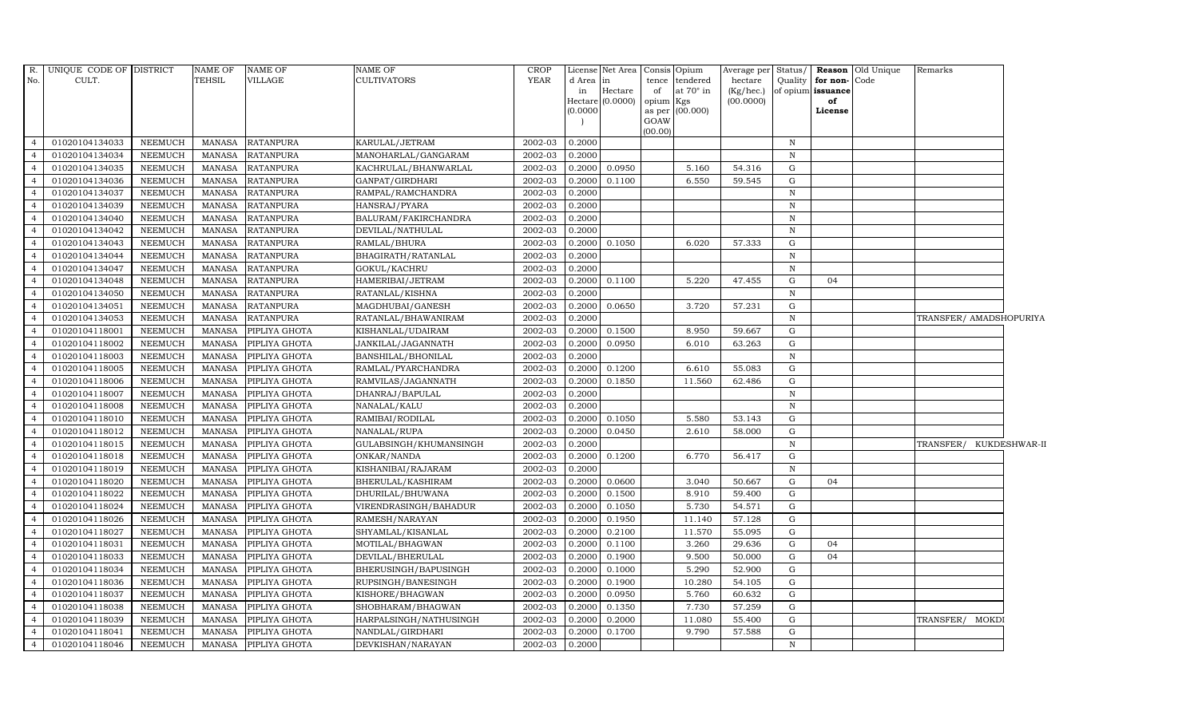| R. No. | UNIQUE CODE OF CULT. | DISTRICT | NAME OF TEHSIL | NAME OF VILLAGE | NAME OF CULTIVATORS | CROP YEAR | License d Area in Hectare (0.0000) | Net Area in Hectare (0.0000) | Consis tence of opium as per GOAW (00.00) | Opium tendered at 70° in Kgs (00.000) | Average per hectare (Kg/hec.) (00.0000) | Status/ Quality of opium | Reason for non-issuance of License | Old Unique Code | Remarks |
|---|---|---|---|---|---|---|---|---|---|---|---|---|---|---|---|
| 4 | 01020104134033 | NEEMUCH | MANASA | RATANPURA | KARULAL/JETRAM | 2002-03 | 0.2000 | | | | | N | | | |
| 4 | 01020104134034 | NEEMUCH | MANASA | RATANPURA | MANOHARLAL/GANGARAM | 2002-03 | 0.2000 | | | | | N | | | |
| 4 | 01020104134035 | NEEMUCH | MANASA | RATANPURA | KACHRULAL/BHANWARLAL | 2002-03 | 0.2000 | 0.0950 | | 5.160 | 54.316 | G | | | |
| 4 | 01020104134036 | NEEMUCH | MANASA | RATANPURA | GANPAT/GIRDHARI | 2002-03 | 0.2000 | 0.1100 | | 6.550 | 59.545 | G | | | |
| 4 | 01020104134037 | NEEMUCH | MANASA | RATANPURA | RAMPAL/RAMCHANDRA | 2002-03 | 0.2000 | | | | | N | | | |
| 4 | 01020104134039 | NEEMUCH | MANASA | RATANPURA | HANSRAJ/PYARA | 2002-03 | 0.2000 | | | | | N | | | |
| 4 | 01020104134040 | NEEMUCH | MANASA | RATANPURA | BALURAM/FAKIRCHANDRA | 2002-03 | 0.2000 | | | | | N | | | |
| 4 | 01020104134042 | NEEMUCH | MANASA | RATANPURA | DEVILAL/NATHULAL | 2002-03 | 0.2000 | | | | | N | | | |
| 4 | 01020104134043 | NEEMUCH | MANASA | RATANPURA | RAMLAL/BHURA | 2002-03 | 0.2000 | 0.1050 | | 6.020 | 57.333 | G | | | |
| 4 | 01020104134044 | NEEMUCH | MANASA | RATANPURA | BHAGIRATH/RATANLAL | 2002-03 | 0.2000 | | | | | N | | | |
| 4 | 01020104134047 | NEEMUCH | MANASA | RATANPURA | GOKUL/KACHRU | 2002-03 | 0.2000 | | | | | N | | | |
| 4 | 01020104134048 | NEEMUCH | MANASA | RATANPURA | HAMERIBAI/JETRAM | 2002-03 | 0.2000 | 0.1100 | | 5.220 | 47.455 | G | 04 | | |
| 4 | 01020104134050 | NEEMUCH | MANASA | RATANPURA | RATANLAL/KISHNA | 2002-03 | 0.2000 | | | | | N | | | |
| 4 | 01020104134051 | NEEMUCH | MANASA | RATANPURA | MAGDHUBAI/GANESH | 2002-03 | 0.2000 | 0.0650 | | 3.720 | 57.231 | G | | | |
| 4 | 01020104134053 | NEEMUCH | MANASA | RATANPURA | RATANLAL/BHAWANIRAM | 2002-03 | 0.2000 | | | | | N | | | TRANSFER/ AMADSHOPURIYA |
| 4 | 01020104118001 | NEEMUCH | MANASA | PIPLIYA GHOTA | KISHANLAL/UDAIRAM | 2002-03 | 0.2000 | 0.1500 | | 8.950 | 59.667 | G | | | |
| 4 | 01020104118002 | NEEMUCH | MANASA | PIPLIYA GHOTA | JANKILAL/JAGANNATH | 2002-03 | 0.2000 | 0.0950 | | 6.010 | 63.263 | G | | | |
| 4 | 01020104118003 | NEEMUCH | MANASA | PIPLIYA GHOTA | BANSHILAL/BHONILAL | 2002-03 | 0.2000 | | | | | N | | | |
| 4 | 01020104118005 | NEEMUCH | MANASA | PIPLIYA GHOTA | RAMLAL/PYARCHANDRA | 2002-03 | 0.2000 | 0.1200 | | 6.610 | 55.083 | G | | | |
| 4 | 01020104118006 | NEEMUCH | MANASA | PIPLIYA GHOTA | RAMVILAS/JAGANNATH | 2002-03 | 0.2000 | 0.1850 | | 11.560 | 62.486 | G | | | |
| 4 | 01020104118007 | NEEMUCH | MANASA | PIPLIYA GHOTA | DHANRAJ/BAPULAL | 2002-03 | 0.2000 | | | | | N | | | |
| 4 | 01020104118008 | NEEMUCH | MANASA | PIPLIYA GHOTA | NANALAL/KALU | 2002-03 | 0.2000 | | | | | N | | | |
| 4 | 01020104118010 | NEEMUCH | MANASA | PIPLIYA GHOTA | RAMIBAI/RODILAL | 2002-03 | 0.2000 | 0.1050 | | 5.580 | 53.143 | G | | | |
| 4 | 01020104118012 | NEEMUCH | MANASA | PIPLIYA GHOTA | NANALAL/RUPA | 2002-03 | 0.2000 | 0.0450 | | 2.610 | 58.000 | G | | | |
| 4 | 01020104118015 | NEEMUCH | MANASA | PIPLIYA GHOTA | GULABSINGH/KHUMANSINGH | 2002-03 | 0.2000 | | | | | N | | | TRANSFER/ KUKDESHWAR-II |
| 4 | 01020104118018 | NEEMUCH | MANASA | PIPLIYA GHOTA | ONKAR/NANDA | 2002-03 | 0.2000 | 0.1200 | | 6.770 | 56.417 | G | | | |
| 4 | 01020104118019 | NEEMUCH | MANASA | PIPLIYA GHOTA | KISHANIBAI/RAJARAM | 2002-03 | 0.2000 | | | | | N | | | |
| 4 | 01020104118020 | NEEMUCH | MANASA | PIPLIYA GHOTA | BHERULAL/KASHIRAM | 2002-03 | 0.2000 | 0.0600 | | 3.040 | 50.667 | G | 04 | | |
| 4 | 01020104118022 | NEEMUCH | MANASA | PIPLIYA GHOTA | DHURILAL/BHUWANA | 2002-03 | 0.2000 | 0.1500 | | 8.910 | 59.400 | G | | | |
| 4 | 01020104118024 | NEEMUCH | MANASA | PIPLIYA GHOTA | VIRENDRASINGH/BAHADUR | 2002-03 | 0.2000 | 0.1050 | | 5.730 | 54.571 | G | | | |
| 4 | 01020104118026 | NEEMUCH | MANASA | PIPLIYA GHOTA | RAMESH/NARAYAN | 2002-03 | 0.2000 | 0.1950 | | 11.140 | 57.128 | G | | | |
| 4 | 01020104118027 | NEEMUCH | MANASA | PIPLIYA GHOTA | SHYAMLAL/KISANLAL | 2002-03 | 0.2000 | 0.2100 | | 11.570 | 55.095 | G | | | |
| 4 | 01020104118031 | NEEMUCH | MANASA | PIPLIYA GHOTA | MOTILAL/BHAGWAN | 2002-03 | 0.2000 | 0.1100 | | 3.260 | 29.636 | G | 04 | | |
| 4 | 01020104118033 | NEEMUCH | MANASA | PIPLIYA GHOTA | DEVILAL/BHERULAL | 2002-03 | 0.2000 | 0.1900 | | 9.500 | 50.000 | G | 04 | | |
| 4 | 01020104118034 | NEEMUCH | MANASA | PIPLIYA GHOTA | BHERUSINGH/BAPUSINGH | 2002-03 | 0.2000 | 0.1000 | | 5.290 | 52.900 | G | | | |
| 4 | 01020104118036 | NEEMUCH | MANASA | PIPLIYA GHOTA | RUPSINGH/BANESINGH | 2002-03 | 0.2000 | 0.1900 | | 10.280 | 54.105 | G | | | |
| 4 | 01020104118037 | NEEMUCH | MANASA | PIPLIYA GHOTA | KISHORE/BHAGWAN | 2002-03 | 0.2000 | 0.0950 | | 5.760 | 60.632 | G | | | |
| 4 | 01020104118038 | NEEMUCH | MANASA | PIPLIYA GHOTA | SHOBHARAM/BHAGWAN | 2002-03 | 0.2000 | 0.1350 | | 7.730 | 57.259 | G | | | |
| 4 | 01020104118039 | NEEMUCH | MANASA | PIPLIYA GHOTA | HARPALSINGH/NATHUSINGH | 2002-03 | 0.2000 | 0.2000 | | 11.080 | 55.400 | G | | | TRANSFER/ MOKDI |
| 4 | 01020104118041 | NEEMUCH | MANASA | PIPLIYA GHOTA | NANDLAL/GIRDHARI | 2002-03 | 0.2000 | 0.1700 | | 9.790 | 57.588 | G | | | |
| 4 | 01020104118046 | NEEMUCH | MANASA | PIPLIYA GHOTA | DEVKISHAN/NARAYAN | 2002-03 | 0.2000 | | | | | N | | | |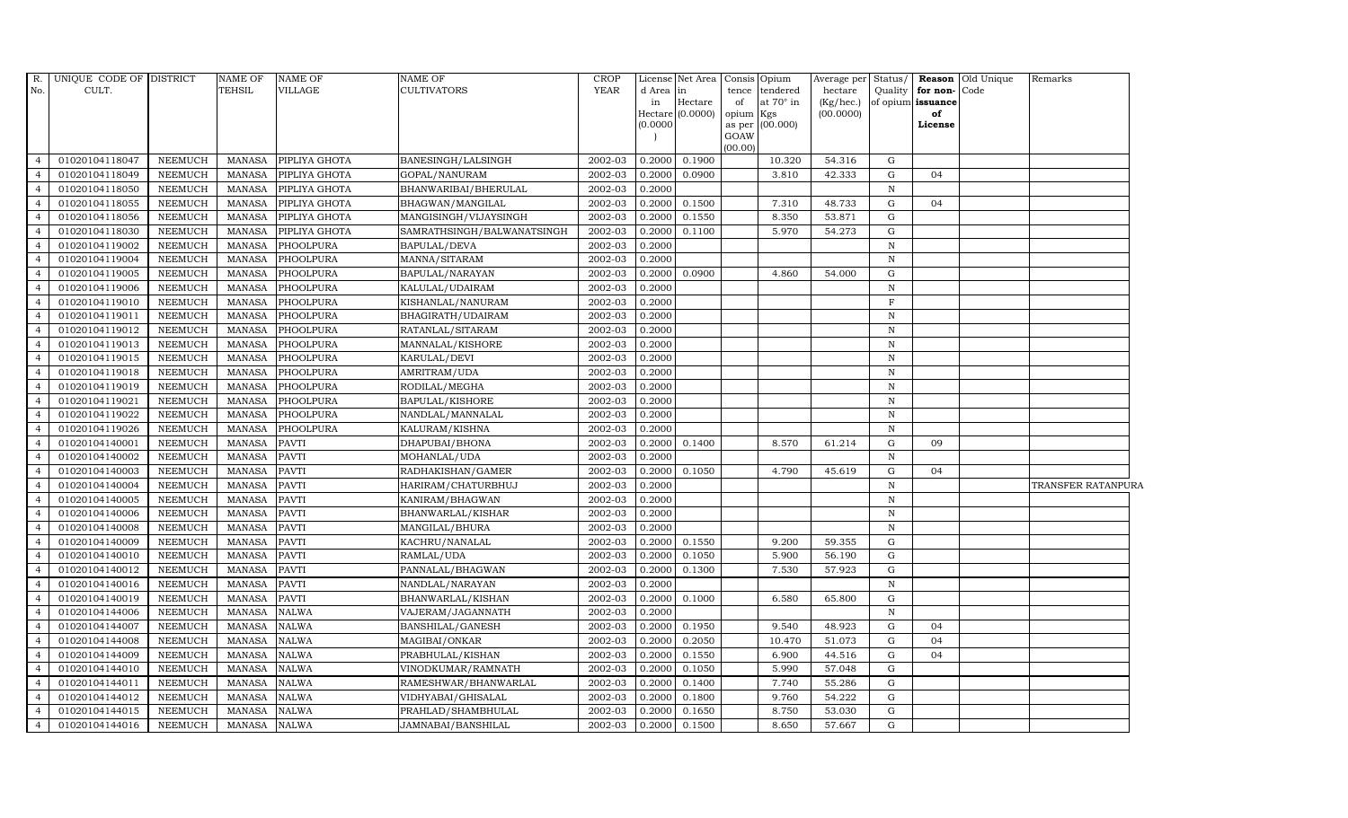| R. No. | UNIQUE CODE OF CULT. | DISTRICT | NAME OF TEHSIL | NAME OF VILLAGE | NAME OF CULTIVATORS | CROP YEAR | License d Area in Hectare (0.0000) | Net Area in Hectare (0.0000) | Consis tence of opium as per GOAW (00.00) | Opium tendered at 70° in Kgs (00.000) | Average per hectare (Kg/hec.) (00.0000) | Status/ Quality of opium | Reason for non-issuance of License | Old Unique Code | Remarks |
|---|---|---|---|---|---|---|---|---|---|---|---|---|---|---|---|
| 4 | 01020104118047 | NEEMUCH | MANASA | PIPLIYA GHOTA | BANESINGH/LALSINGH | 2002-03 | 0.2000 | 0.1900 | | 10.320 | 54.316 | G | | | |
| 4 | 01020104118049 | NEEMUCH | MANASA | PIPLIYA GHOTA | GOPAL/NANURAM | 2002-03 | 0.2000 | 0.0900 | | 3.810 | 42.333 | G | 04 | | |
| 4 | 01020104118050 | NEEMUCH | MANASA | PIPLIYA GHOTA | BHANWARIBAI/BHERULAL | 2002-03 | 0.2000 | | | | | N | | | |
| 4 | 01020104118055 | NEEMUCH | MANASA | PIPLIYA GHOTA | BHAGWAN/MANGILAL | 2002-03 | 0.2000 | 0.1500 | | 7.310 | 48.733 | G | 04 | | |
| 4 | 01020104118056 | NEEMUCH | MANASA | PIPLIYA GHOTA | MANGISINGH/VIJAYSINGH | 2002-03 | 0.2000 | 0.1550 | | 8.350 | 53.871 | G | | | |
| 4 | 01020104118030 | NEEMUCH | MANASA | PIPLIYA GHOTA | SAMRATHSINGH/BALWANATSINGH | 2002-03 | 0.2000 | 0.1100 | | 5.970 | 54.273 | G | | | |
| 4 | 01020104119002 | NEEMUCH | MANASA | PHOOLPURA | BAPULAL/DEVA | 2002-03 | 0.2000 | | | | | N | | | |
| 4 | 01020104119004 | NEEMUCH | MANASA | PHOOLPURA | MANNA/SITARAM | 2002-03 | 0.2000 | | | | | N | | | |
| 4 | 01020104119005 | NEEMUCH | MANASA | PHOOLPURA | BAPULAL/NARAYAN | 2002-03 | 0.2000 | 0.0900 | | 4.860 | 54.000 | G | | | |
| 4 | 01020104119006 | NEEMUCH | MANASA | PHOOLPURA | KALULAL/UDAIRAM | 2002-03 | 0.2000 | | | | | N | | | |
| 4 | 01020104119010 | NEEMUCH | MANASA | PHOOLPURA | KISHANLAL/NANURAM | 2002-03 | 0.2000 | | | | | F | | | |
| 4 | 01020104119011 | NEEMUCH | MANASA | PHOOLPURA | BHAGIRATH/UDAIRAM | 2002-03 | 0.2000 | | | | | N | | | |
| 4 | 01020104119012 | NEEMUCH | MANASA | PHOOLPURA | RATANLAL/SITARAM | 2002-03 | 0.2000 | | | | | N | | | |
| 4 | 01020104119013 | NEEMUCH | MANASA | PHOOLPURA | MANNALAL/KISHORE | 2002-03 | 0.2000 | | | | | N | | | |
| 4 | 01020104119015 | NEEMUCH | MANASA | PHOOLPURA | KARULAL/DEVI | 2002-03 | 0.2000 | | | | | N | | | |
| 4 | 01020104119018 | NEEMUCH | MANASA | PHOOLPURA | AMRITRAM/UDA | 2002-03 | 0.2000 | | | | | N | | | |
| 4 | 01020104119019 | NEEMUCH | MANASA | PHOOLPURA | RODILAL/MEGHA | 2002-03 | 0.2000 | | | | | N | | | |
| 4 | 01020104119021 | NEEMUCH | MANASA | PHOOLPURA | BAPULAL/KISHORE | 2002-03 | 0.2000 | | | | | N | | | |
| 4 | 01020104119022 | NEEMUCH | MANASA | PHOOLPURA | NANDLAL/MANNALAL | 2002-03 | 0.2000 | | | | | N | | | |
| 4 | 01020104119026 | NEEMUCH | MANASA | PHOOLPURA | KALURAM/KISHNA | 2002-03 | 0.2000 | | | | | N | | | |
| 4 | 01020104140001 | NEEMUCH | MANASA | PAVTI | DHAPUBAI/BHONA | 2002-03 | 0.2000 | 0.1400 | | 8.570 | 61.214 | G | 09 | | |
| 4 | 01020104140002 | NEEMUCH | MANASA | PAVTI | MOHANLAL/UDA | 2002-03 | 0.2000 | | | | | N | | | |
| 4 | 01020104140003 | NEEMUCH | MANASA | PAVTI | RADHAKISHAN/GAMER | 2002-03 | 0.2000 | 0.1050 | | 4.790 | 45.619 | G | 04 | | |
| 4 | 01020104140004 | NEEMUCH | MANASA | PAVTI | HARIRAM/CHATURBHUJ | 2002-03 | 0.2000 | | | | | N | | | TRANSFER RATANPURA |
| 4 | 01020104140005 | NEEMUCH | MANASA | PAVTI | KANIRAM/BHAGWAN | 2002-03 | 0.2000 | | | | | N | | | |
| 4 | 01020104140006 | NEEMUCH | MANASA | PAVTI | BHANWARLAL/KISHAR | 2002-03 | 0.2000 | | | | | N | | | |
| 4 | 01020104140008 | NEEMUCH | MANASA | PAVTI | MANGILAL/BHURA | 2002-03 | 0.2000 | | | | | N | | | |
| 4 | 01020104140009 | NEEMUCH | MANASA | PAVTI | KACHRU/NANALAL | 2002-03 | 0.2000 | 0.1550 | | 9.200 | 59.355 | G | | | |
| 4 | 01020104140010 | NEEMUCH | MANASA | PAVTI | RAMLAL/UDA | 2002-03 | 0.2000 | 0.1050 | | 5.900 | 56.190 | G | | | |
| 4 | 01020104140012 | NEEMUCH | MANASA | PAVTI | PANNALAL/BHAGWAN | 2002-03 | 0.2000 | 0.1300 | | 7.530 | 57.923 | G | | | |
| 4 | 01020104140016 | NEEMUCH | MANASA | PAVTI | NANDLAL/NARAYAN | 2002-03 | 0.2000 | | | | | N | | | |
| 4 | 01020104140019 | NEEMUCH | MANASA | PAVTI | BHANWARLAL/KISHAN | 2002-03 | 0.2000 | 0.1000 | | 6.580 | 65.800 | G | | | |
| 4 | 01020104144006 | NEEMUCH | MANASA | NALWA | VAJERAM/JAGANNATH | 2002-03 | 0.2000 | | | | | N | | | |
| 4 | 01020104144007 | NEEMUCH | MANASA | NALWA | BANSHILAL/GANESH | 2002-03 | 0.2000 | 0.1950 | | 9.540 | 48.923 | G | 04 | | |
| 4 | 01020104144008 | NEEMUCH | MANASA | NALWA | MAGIBAI/ONKAR | 2002-03 | 0.2000 | 0.2050 | | 10.470 | 51.073 | G | 04 | | |
| 4 | 01020104144009 | NEEMUCH | MANASA | NALWA | PRABHULAL/KISHAN | 2002-03 | 0.2000 | 0.1550 | | 6.900 | 44.516 | G | 04 | | |
| 4 | 01020104144010 | NEEMUCH | MANASA | NALWA | VINODKUMAR/RAMNATH | 2002-03 | 0.2000 | 0.1050 | | 5.990 | 57.048 | G | | | |
| 4 | 01020104144011 | NEEMUCH | MANASA | NALWA | RAMESHWAR/BHANWARLAL | 2002-03 | 0.2000 | 0.1400 | | 7.740 | 55.286 | G | | | |
| 4 | 01020104144012 | NEEMUCH | MANASA | NALWA | VIDHYABAI/GHISALAL | 2002-03 | 0.2000 | 0.1800 | | 9.760 | 54.222 | G | | | |
| 4 | 01020104144015 | NEEMUCH | MANASA | NALWA | PRAHLAD/SHAMBHULAL | 2002-03 | 0.2000 | 0.1650 | | 8.750 | 53.030 | G | | | |
| 4 | 01020104144016 | NEEMUCH | MANASA | NALWA | JAMNABAI/BANSHILAL | 2002-03 | 0.2000 | 0.1500 | | 8.650 | 57.667 | G | | | |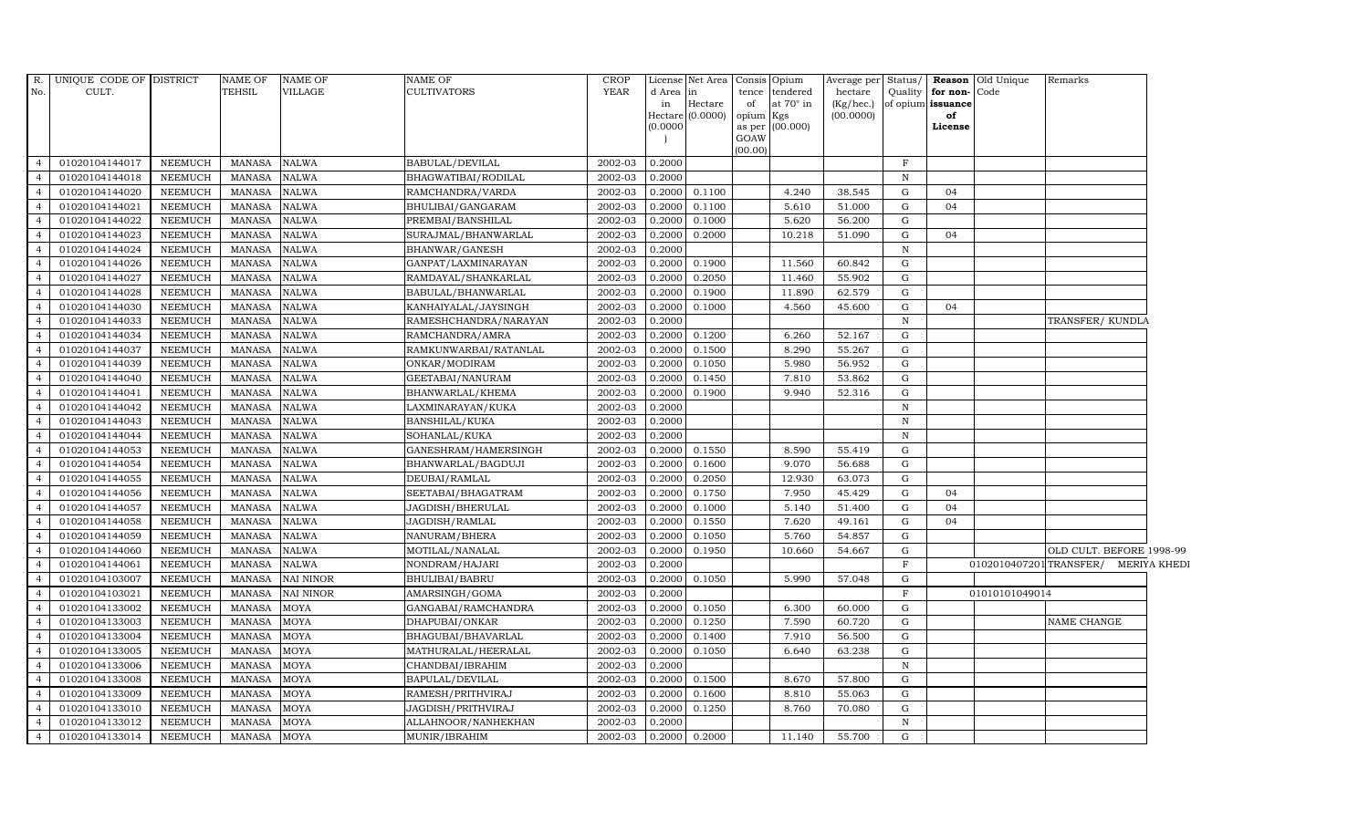| R. No. | UNIQUE CODE OF CULT. | DISTRICT | NAME OF TEHSIL | NAME OF VILLAGE | NAME OF CULTIVATORS | CROP YEAR | License d Area in Hectare (0.0000) | Net Area in Hectare (0.0000) | Consis tence of opium as per GOAW (00.00) | Opium tendered at 70° in Kgs (00.000) | Average per hectare (Kg/hec.) (00.0000) | Status/ Quality of opium | Reason for non-issuance of License | Old Unique Code | Remarks |
|---|---|---|---|---|---|---|---|---|---|---|---|---|---|---|---|
| 4 | 01020104144017 | NEEMUCH | MANASA | NALWA | BABULAL/DEVILAL | 2002-03 | 0.2000 | | | | | F | | | |
| 4 | 01020104144018 | NEEMUCH | MANASA | NALWA | BHAGWATIBAI/RODILAL | 2002-03 | 0.2000 | | | | | N | | | |
| 4 | 01020104144020 | NEEMUCH | MANASA | NALWA | RAMCHANDRA/VARDA | 2002-03 | 0.2000 | 0.1100 | | 4.240 | 38.545 | G | 04 | | |
| 4 | 01020104144021 | NEEMUCH | MANASA | NALWA | BHULIBAI/GANGARAM | 2002-03 | 0.2000 | 0.1100 | | 5.610 | 51.000 | G | 04 | | |
| 4 | 01020104144022 | NEEMUCH | MANASA | NALWA | PREMBAI/BANSHILAL | 2002-03 | 0.2000 | 0.1000 | | 5.620 | 56.200 | G | | | |
| 4 | 01020104144023 | NEEMUCH | MANASA | NALWA | SURAJMAL/BHANWARLAL | 2002-03 | 0.2000 | 0.2000 | | 10.218 | 51.090 | G | 04 | | |
| 4 | 01020104144024 | NEEMUCH | MANASA | NALWA | BHANWAR/GANESH | 2002-03 | 0.2000 | | | | | N | | | |
| 4 | 01020104144026 | NEEMUCH | MANASA | NALWA | GANPAT/LAXMINARAYAN | 2002-03 | 0.2000 | 0.1900 | | 11.560 | 60.842 | G | | | |
| 4 | 01020104144027 | NEEMUCH | MANASA | NALWA | RAMDAYAL/SHANKARLAL | 2002-03 | 0.2000 | 0.2050 | | 11.460 | 55.902 | G | | | |
| 4 | 01020104144028 | NEEMUCH | MANASA | NALWA | BABULAL/BHANWARLAL | 2002-03 | 0.2000 | 0.1900 | | 11.890 | 62.579 | G | | | |
| 4 | 01020104144030 | NEEMUCH | MANASA | NALWA | KANHAIYALAL/JAYSINGH | 2002-03 | 0.2000 | 0.1000 | | 4.560 | 45.600 | G | 04 | | |
| 4 | 01020104144033 | NEEMUCH | MANASA | NALWA | RAMESHCHANDRA/NARAYAN | 2002-03 | 0.2000 | | | | | N | | | TRANSFER/ KUNDLA |
| 4 | 01020104144034 | NEEMUCH | MANASA | NALWA | RAMCHANDRA/AMRA | 2002-03 | 0.2000 | 0.1200 | | 6.260 | 52.167 | G | | | |
| 4 | 01020104144037 | NEEMUCH | MANASA | NALWA | RAMKUNWARBAI/RATANLAL | 2002-03 | 0.2000 | 0.1500 | | 8.290 | 55.267 | G | | | |
| 4 | 01020104144039 | NEEMUCH | MANASA | NALWA | ONKAR/MODIRAM | 2002-03 | 0.2000 | 0.1050 | | 5.980 | 56.952 | G | | | |
| 4 | 01020104144040 | NEEMUCH | MANASA | NALWA | GEETABAI/NANURAM | 2002-03 | 0.2000 | 0.1450 | | 7.810 | 53.862 | G | | | |
| 4 | 01020104144041 | NEEMUCH | MANASA | NALWA | BHANWARLAL/KHEMA | 2002-03 | 0.2000 | 0.1900 | | 9.940 | 52.316 | G | | | |
| 4 | 01020104144042 | NEEMUCH | MANASA | NALWA | LAXMINARAYAN/KUKA | 2002-03 | 0.2000 | | | | | N | | | |
| 4 | 01020104144043 | NEEMUCH | MANASA | NALWA | BANSHILAL/KUKA | 2002-03 | 0.2000 | | | | | N | | | |
| 4 | 01020104144044 | NEEMUCH | MANASA | NALWA | SOHANLAL/KUKA | 2002-03 | 0.2000 | | | | | N | | | |
| 4 | 01020104144053 | NEEMUCH | MANASA | NALWA | GANESHRAM/HAMERSINGH | 2002-03 | 0.2000 | 0.1550 | | 8.590 | 55.419 | G | | | |
| 4 | 01020104144054 | NEEMUCH | MANASA | NALWA | BHANWARLAL/BAGDUJI | 2002-03 | 0.2000 | 0.1600 | | 9.070 | 56.688 | G | | | |
| 4 | 01020104144055 | NEEMUCH | MANASA | NALWA | DEUBAI/RAMLAL | 2002-03 | 0.2000 | 0.2050 | | 12.930 | 63.073 | G | | | |
| 4 | 01020104144056 | NEEMUCH | MANASA | NALWA | SEETABAI/BHAGATRAM | 2002-03 | 0.2000 | 0.1750 | | 7.950 | 45.429 | G | 04 | | |
| 4 | 01020104144057 | NEEMUCH | MANASA | NALWA | JAGDISH/BHERULAL | 2002-03 | 0.2000 | 0.1000 | | 5.140 | 51.400 | G | 04 | | |
| 4 | 01020104144058 | NEEMUCH | MANASA | NALWA | JAGDISH/RAMLAL | 2002-03 | 0.2000 | 0.1550 | | 7.620 | 49.161 | G | 04 | | |
| 4 | 01020104144059 | NEEMUCH | MANASA | NALWA | NANURAM/BHERA | 2002-03 | 0.2000 | 0.1050 | | 5.760 | 54.857 | G | | | |
| 4 | 01020104144060 | NEEMUCH | MANASA | NALWA | MOTILAL/NANALAL | 2002-03 | 0.2000 | 0.1950 | | 10.660 | 54.667 | G | | | OLD CULT. BEFORE 1998-99 |
| 4 | 01020104144061 | NEEMUCH | MANASA | NALWA | NONDRAM/HAJARI | 2002-03 | 0.2000 | | | | | F | | 01020104072011 | TRANSFER/ MERIYA KHEDI |
| 4 | 01020104103007 | NEEMUCH | MANASA | NAI NINOR | BHULIBAI/BABRU | 2002-03 | 0.2000 | 0.1050 | | 5.990 | 57.048 | G | | | |
| 4 | 01020104103021 | NEEMUCH | MANASA | NAI NINOR | AMARSINGH/GOMA | 2002-03 | 0.2000 | | | | | F | | 01010101049014 | |
| 4 | 01020104133002 | NEEMUCH | MANASA | MOYA | GANGABAI/RAMCHANDRA | 2002-03 | 0.2000 | 0.1050 | | 6.300 | 60.000 | G | | | |
| 4 | 01020104133003 | NEEMUCH | MANASA | MOYA | DHAPUBAI/ONKAR | 2002-03 | 0.2000 | 0.1250 | | 7.590 | 60.720 | G | | | NAME CHANGE |
| 4 | 01020104133004 | NEEMUCH | MANASA | MOYA | BHAGUBAI/BHAVARLAL | 2002-03 | 0.2000 | 0.1400 | | 7.910 | 56.500 | G | | | |
| 4 | 01020104133005 | NEEMUCH | MANASA | MOYA | MATHURALAL/HEERALAL | 2002-03 | 0.2000 | 0.1050 | | 6.640 | 63.238 | G | | | |
| 4 | 01020104133006 | NEEMUCH | MANASA | MOYA | CHANDBAI/IBRAHIM | 2002-03 | 0.2000 | | | | | N | | | |
| 4 | 01020104133008 | NEEMUCH | MANASA | MOYA | BAPULAL/DEVILAL | 2002-03 | 0.2000 | 0.1500 | | 8.670 | 57.800 | G | | | |
| 4 | 01020104133009 | NEEMUCH | MANASA | MOYA | RAMESH/PRITHVIRAJ | 2002-03 | 0.2000 | 0.1600 | | 8.810 | 55.063 | G | | | |
| 4 | 01020104133010 | NEEMUCH | MANASA | MOYA | JAGDISH/PRITHVIRAJ | 2002-03 | 0.2000 | 0.1250 | | 8.760 | 70.080 | G | | | |
| 4 | 01020104133012 | NEEMUCH | MANASA | MOYA | ALLAHNOOR/NANHEKHAN | 2002-03 | 0.2000 | | | | | N | | | |
| 4 | 01020104133014 | NEEMUCH | MANASA | MOYA | MUNIR/IBRAHIM | 2002-03 | 0.2000 | 0.2000 | | 11.140 | 55.700 | G | | | |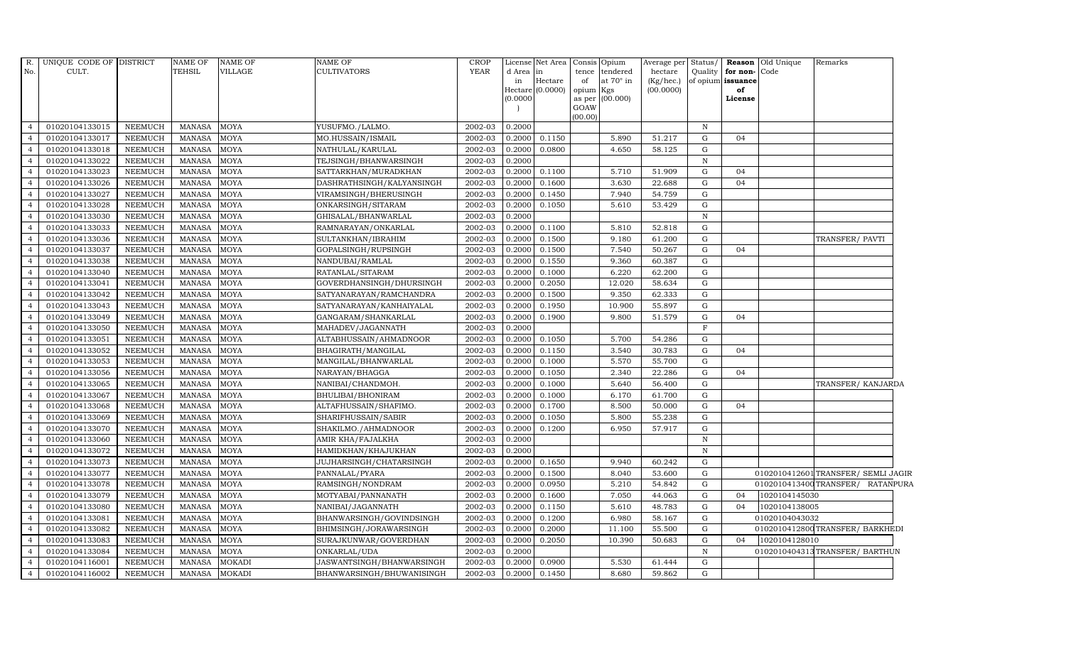| R. No. | UNIQUE CODE OF CULT. | DISTRICT | NAME OF TEHSIL | NAME OF VILLAGE | NAME OF CULTIVATORS | CROP YEAR | License d Area in Hectare (0.0000) | Net Area in Hectare (0.0000) | Consis tence of opium as per GOAW (00.00) | Opium tendered at 70° in Kgs (00.000) | Average per hectare (Kg/hec.) (00.0000) | Status/ Quality of opium | Reason for non-issuance of License | Old Unique Code | Remarks |
|---|---|---|---|---|---|---|---|---|---|---|---|---|---|---|---|
| 4 | 01020104133015 | NEEMUCH | MANASA | MOYA | YUSUFMO./LALMO. | 2002-03 | 0.2000 | | | | | N | | | |
| 4 | 01020104133017 | NEEMUCH | MANASA | MOYA | MO.HUSSAIN/ISMAIL | 2002-03 | 0.2000 | 0.1150 | | 5.890 | 51.217 | G | 04 | | |
| 4 | 01020104133018 | NEEMUCH | MANASA | MOYA | NATHULAL/KARULAL | 2002-03 | 0.2000 | 0.0800 | | 4.650 | 58.125 | G | | | |
| 4 | 01020104133022 | NEEMUCH | MANASA | MOYA | TEJSINGH/BHANWARSINGH | 2002-03 | 0.2000 | | | | | N | | | |
| 4 | 01020104133023 | NEEMUCH | MANASA | MOYA | SATTARKHAN/MURADKHAN | 2002-03 | 0.2000 | 0.1100 | | 5.710 | 51.909 | G | 04 | | |
| 4 | 01020104133026 | NEEMUCH | MANASA | MOYA | DASHRATHSINGH/KALYANSINGH | 2002-03 | 0.2000 | 0.1600 | | 3.630 | 22.688 | G | 04 | | |
| 4 | 01020104133027 | NEEMUCH | MANASA | MOYA | VIRAMSINGH/BHERUSINGH | 2002-03 | 0.2000 | 0.1450 | | 7.940 | 54.759 | G | | | |
| 4 | 01020104133028 | NEEMUCH | MANASA | MOYA | ONKARSINGH/SITARAM | 2002-03 | 0.2000 | 0.1050 | | 5.610 | 53.429 | G | | | |
| 4 | 01020104133030 | NEEMUCH | MANASA | MOYA | GHISALAL/BHANWARLAL | 2002-03 | 0.2000 | | | | | N | | | |
| 4 | 01020104133033 | NEEMUCH | MANASA | MOYA | RAMNARAYAN/ONKARLAL | 2002-03 | 0.2000 | 0.1100 | | 5.810 | 52.818 | G | | | |
| 4 | 01020104133036 | NEEMUCH | MANASA | MOYA | SULTANKHAN/IBRAHIM | 2002-03 | 0.2000 | 0.1500 | | 9.180 | 61.200 | G | | | TRANSFER/ PAVTI |
| 4 | 01020104133037 | NEEMUCH | MANASA | MOYA | GOPALSINGH/RUPSINGH | 2002-03 | 0.2000 | 0.1500 | | 7.540 | 50.267 | G | 04 | | |
| 4 | 01020104133038 | NEEMUCH | MANASA | MOYA | NANDUBAI/RAMLAL | 2002-03 | 0.2000 | 0.1550 | | 9.360 | 60.387 | G | | | |
| 4 | 01020104133040 | NEEMUCH | MANASA | MOYA | RATANLAL/SITARAM | 2002-03 | 0.2000 | 0.1000 | | 6.220 | 62.200 | G | | | |
| 4 | 01020104133041 | NEEMUCH | MANASA | MOYA | GOVERDHANSINGH/DHURSINGH | 2002-03 | 0.2000 | 0.2050 | | 12.020 | 58.634 | G | | | |
| 4 | 01020104133042 | NEEMUCH | MANASA | MOYA | SATYANARAYAN/RAMCHANDRA | 2002-03 | 0.2000 | 0.1500 | | 9.350 | 62.333 | G | | | |
| 4 | 01020104133043 | NEEMUCH | MANASA | MOYA | SATYANARAYAN/KANHAIYALAL | 2002-03 | 0.2000 | 0.1950 | | 10.900 | 55.897 | G | | | |
| 4 | 01020104133049 | NEEMUCH | MANASA | MOYA | GANGARAM/SHANKARLAL | 2002-03 | 0.2000 | 0.1900 | | 9.800 | 51.579 | G | 04 | | |
| 4 | 01020104133050 | NEEMUCH | MANASA | MOYA | MAHADEV/JAGANNATH | 2002-03 | 0.2000 | | | | | F | | | |
| 4 | 01020104133051 | NEEMUCH | MANASA | MOYA | ALTABHUSSAIN/AHMADNOOR | 2002-03 | 0.2000 | 0.1050 | | 5.700 | 54.286 | G | | | |
| 4 | 01020104133052 | NEEMUCH | MANASA | MOYA | BHAGIRATH/MANGILAL | 2002-03 | 0.2000 | 0.1150 | | 3.540 | 30.783 | G | 04 | | |
| 4 | 01020104133053 | NEEMUCH | MANASA | MOYA | MANGILAL/BHANWARLAL | 2002-03 | 0.2000 | 0.1000 | | 5.570 | 55.700 | G | | | |
| 4 | 01020104133056 | NEEMUCH | MANASA | MOYA | NARAYAN/BHAGGA | 2002-03 | 0.2000 | 0.1050 | | 2.340 | 22.286 | G | 04 | | |
| 4 | 01020104133065 | NEEMUCH | MANASA | MOYA | NANIBAI/CHANDMOH. | 2002-03 | 0.2000 | 0.1000 | | 5.640 | 56.400 | G | | | TRANSFER/ KANJARDA |
| 4 | 01020104133067 | NEEMUCH | MANASA | MOYA | BHULIBAI/BHONIRAM | 2002-03 | 0.2000 | 0.1000 | | 6.170 | 61.700 | G | | | |
| 4 | 01020104133068 | NEEMUCH | MANASA | MOYA | ALTAFHUSSAIN/SHAFIMO. | 2002-03 | 0.2000 | 0.1700 | | 8.500 | 50.000 | G | 04 | | |
| 4 | 01020104133069 | NEEMUCH | MANASA | MOYA | SHARIFHUSSAIN/SABIR | 2002-03 | 0.2000 | 0.1050 | | 5.800 | 55.238 | G | | | |
| 4 | 01020104133070 | NEEMUCH | MANASA | MOYA | SHAKILMO./AHMADNOOR | 2002-03 | 0.2000 | 0.1200 | | 6.950 | 57.917 | G | | | |
| 4 | 01020104133060 | NEEMUCH | MANASA | MOYA | AMIR KHA/FAJALKHA | 2002-03 | 0.2000 | | | | | N | | | |
| 4 | 01020104133072 | NEEMUCH | MANASA | MOYA | HAMIDKHAN/KHAJUKHAN | 2002-03 | 0.2000 | | | | | N | | | |
| 4 | 01020104133073 | NEEMUCH | MANASA | MOYA | JUJHARSINGH/CHATARSINGH | 2002-03 | 0.2000 | 0.1650 | | 9.940 | 60.242 | G | | | |
| 4 | 01020104133077 | NEEMUCH | MANASA | MOYA | PANNALAL/PYARA | 2002-03 | 0.2000 | 0.1500 | | 8.040 | 53.600 | G | | 0102010412601 | TRANSFER/ SEMLI JAGIR |
| 4 | 01020104133078 | NEEMUCH | MANASA | MOYA | RAMSINGH/NONDRAM | 2002-03 | 0.2000 | 0.0950 | | 5.210 | 54.842 | G | | 0102010413400 | TRANSFER/ RATANPURA |
| 4 | 01020104133079 | NEEMUCH | MANASA | MOYA | MOTYABAI/PANNANATH | 2002-03 | 0.2000 | 0.1600 | | 7.050 | 44.063 | G | 04 | 1020104145030 | |
| 4 | 01020104133080 | NEEMUCH | MANASA | MOYA | NANIBAI/JAGANNATH | 2002-03 | 0.2000 | 0.1150 | | 5.610 | 48.783 | G | 04 | 1020104138005 | |
| 4 | 01020104133081 | NEEMUCH | MANASA | MOYA | BHANWARSINGH/GOVINDSINGH | 2002-03 | 0.2000 | 0.1200 | | 6.980 | 58.167 | G | | 01020104043032 | |
| 4 | 01020104133082 | NEEMUCH | MANASA | MOYA | BHIMSINGH/JORAWARSINGH | 2002-03 | 0.2000 | 0.2000 | | 11.100 | 55.500 | G | | 0102010412800 | TRANSFER/ BARKHEDI |
| 4 | 01020104133083 | NEEMUCH | MANASA | MOYA | SURAJKUNWAR/GOVERDHAN | 2002-03 | 0.2000 | 0.2050 | | 10.390 | 50.683 | G | 04 | 1020104128010 | |
| 4 | 01020104133084 | NEEMUCH | MANASA | MOYA | ONKARLAL/UDA | 2002-03 | 0.2000 | | | | | N | | 0102010404313 | TRANSFER/ BARTHUN |
| 4 | 01020104116001 | NEEMUCH | MANASA | MOKADI | JASWANTSINGH/BHANWARSINGH | 2002-03 | 0.2000 | 0.0900 | | 5.530 | 61.444 | G | | | |
| 4 | 01020104116002 | NEEMUCH | MANASA | MOKADI | BHANWARSINGH/BHUWANISINGH | 2002-03 | 0.2000 | 0.1450 | | 8.680 | 59.862 | G | | | |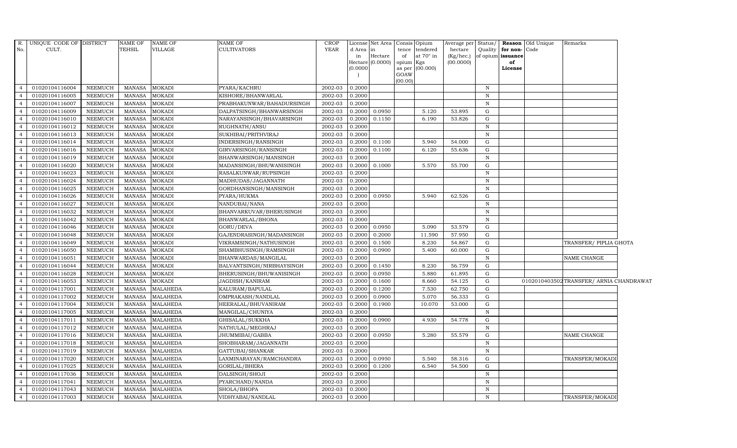| R. No. | UNIQUE CODE OF CULT. | DISTRICT | NAME OF TEHSIL | NAME OF VILLAGE | NAME OF CULTIVATORS | CROP YEAR | License d Area in Hectare (0.0000) | Net Area in Hectare (0.0000) | Consis tence of opium as per GOAW (00.00) | Opium tendered at 70° in Kgs (00.000) | Average per hectare (Kg/hec.) (00.0000) | Status/ Quality of opium | Reason for non-issuance of License | Old Unique Code | Remarks |
|---|---|---|---|---|---|---|---|---|---|---|---|---|---|---|---|
| 4 | 01020104116004 | NEEMUCH | MANASA | MOKADI | PYARA/KACHRU | 2002-03 | 0.2000 | | | | | N | | | |
| 4 | 01020104116005 | NEEMUCH | MANASA | MOKADI | KISHORE/BHANWARLAL | 2002-03 | 0.2000 | | | | | N | | | |
| 4 | 01020104116007 | NEEMUCH | MANASA | MOKADI | PRABHAKUNWAR/BAHADURSINGH | 2002-03 | 0.2000 | | | | | N | | | |
| 4 | 01020104116009 | NEEMUCH | MANASA | MOKADI | DALPATSINGH/BHANWARSINGH | 2002-03 | 0.2000 | 0.0950 | | 5.120 | 53.895 | G | | | |
| 4 | 01020104116010 | NEEMUCH | MANASA | MOKADI | NARAYANSINGH/BHAVARSINGH | 2002-03 | 0.2000 | 0.1150 | | 6.190 | 53.826 | G | | | |
| 4 | 01020104116012 | NEEMUCH | MANASA | MOKADI | RUGHNATH/ANSU | 2002-03 | 0.2000 | | | | | N | | | |
| 4 | 01020104116013 | NEEMUCH | MANASA | MOKADI | SUKHIBAI/PRITHVIRAJ | 2002-03 | 0.2000 | | | | | N | | | |
| 4 | 01020104116014 | NEEMUCH | MANASA | MOKADI | INDERSINGH/RANSINGH | 2002-03 | 0.2000 | 0.1100 | | 5.940 | 54.000 | G | | | |
| 4 | 01020104116016 | NEEMUCH | MANASA | MOKADI | GIRVARSINGH/RANSINGH | 2002-03 | 0.2000 | 0.1100 | | 6.120 | 55.636 | G | | | |
| 4 | 01020104116019 | NEEMUCH | MANASA | MOKADI | BHANWARSINGH/MANSINGH | 2002-03 | 0.2000 | | | | | N | | | |
| 4 | 01020104116020 | NEEMUCH | MANASA | MOKADI | MADANSINGH/BHUWANISINGH | 2002-03 | 0.2000 | 0.1000 | | 5.570 | 55.700 | G | | | |
| 4 | 01020104116023 | NEEMUCH | MANASA | MOKADI | RASALKUNWAR/RUPSINGH | 2002-03 | 0.2000 | | | | | N | | | |
| 4 | 01020104116024 | NEEMUCH | MANASA | MOKADI | MADHUDAS/JAGANNATH | 2002-03 | 0.2000 | | | | | N | | | |
| 4 | 01020104116025 | NEEMUCH | MANASA | MOKADI | GORDHANSINGH/MANSINGH | 2002-03 | 0.2000 | | | | | N | | | |
| 4 | 01020104116026 | NEEMUCH | MANASA | MOKADI | PYARA/HUKMA | 2002-03 | 0.2000 | 0.0950 | | 5.940 | 62.526 | G | | | |
| 4 | 01020104116027 | NEEMUCH | MANASA | MOKADI | NANDUBAI/NANA | 2002-03 | 0.2000 | | | | | N | | | |
| 4 | 01020104116032 | NEEMUCH | MANASA | MOKADI | BHANVARKUVAR/BHERUSINGH | 2002-03 | 0.2000 | | | | | N | | | |
| 4 | 01020104116042 | NEEMUCH | MANASA | MOKADI | BHANWARLAL/BHONA | 2002-03 | 0.2000 | | | | | N | | | |
| 4 | 01020104116046 | NEEMUCH | MANASA | MOKADI | GORU/DEVA | 2002-03 | 0.2000 | 0.0950 | | 5.090 | 53.579 | G | | | |
| 4 | 01020104116048 | NEEMUCH | MANASA | MOKADI | GAJENDRASINGH/MADANSINGH | 2002-03 | 0.2000 | 0.2000 | | 11.590 | 57.950 | G | | | |
| 4 | 01020104116049 | NEEMUCH | MANASA | MOKADI | VIKRAMSINGH/NATHUSINGH | 2002-03 | 0.2000 | 0.1500 | | 8.230 | 54.867 | G | | | TRANSFER/ PIPLIA GHOTA |
| 4 | 01020104116050 | NEEMUCH | MANASA | MOKADI | SHAMBHUSINGH/RAMSINGH | 2002-03 | 0.2000 | 0.0900 | | 5.400 | 60.000 | G | | | |
| 4 | 01020104116051 | NEEMUCH | MANASA | MOKADI | BHANWARDAS/MANGILAL | 2002-03 | 0.2000 | | | | | N | | | NAME CHANGE |
| 4 | 01020104116044 | NEEMUCH | MANASA | MOKADI | BALVANTSINGH/NIRBHAYSINGH | 2002-03 | 0.2000 | 0.1450 | | 8.230 | 56.759 | G | | | |
| 4 | 01020104116028 | NEEMUCH | MANASA | MOKADI | BHERUSINGH/BHUWANISINGH | 2002-03 | 0.2000 | 0.0950 | | 5.880 | 61.895 | G | | | |
| 4 | 01020104116053 | NEEMUCH | MANASA | MOKADI | JAGDISH/KANIRAM | 2002-03 | 0.2000 | 0.1600 | | 8.660 | 54.125 | G | | 01020104035O2 | TRANSFER/ ARNIA CHANDRAWAT |
| 4 | 01020104117001 | NEEMUCH | MANASA | MALAHEDA | KALURAM/BAPULAL | 2002-03 | 0.2000 | 0.1200 | | 7.530 | 62.750 | G | | | |
| 4 | 01020104117002 | NEEMUCH | MANASA | MALAHEDA | OMPRAKASH/NANDLAL | 2002-03 | 0.2000 | 0.0900 | | 5.070 | 56.333 | G | | | |
| 4 | 01020104117004 | NEEMUCH | MANASA | MALAHEDA | HEERALAL/BHUVANIRAM | 2002-03 | 0.2000 | 0.1900 | | 10.070 | 53.000 | G | | | |
| 4 | 01020104117005 | NEEMUCH | MANASA | MALAHEDA | MANGILAL/CHUNIYA | 2002-03 | 0.2000 | | | | | N | | | |
| 4 | 01020104117011 | NEEMUCH | MANASA | MALAHEDA | GHISALAL/SUKKHA | 2002-03 | 0.2000 | 0.0900 | | 4.930 | 54.778 | G | | | |
| 4 | 01020104117012 | NEEMUCH | MANASA | MALAHEDA | NATHULAL/MEGHRAJ | 2002-03 | 0.2000 | | | | | N | | | |
| 4 | 01020104117016 | NEEMUCH | MANASA | MALAHEDA | JHUMMIBAI/GABBA | 2002-03 | 0.2000 | 0.0950 | | 5.280 | 55.579 | G | | | NAME CHANGE |
| 4 | 01020104117018 | NEEMUCH | MANASA | MALAHEDA | SHOBHARAM/JAGANNATH | 2002-03 | 0.2000 | | | | | N | | | |
| 4 | 01020104117019 | NEEMUCH | MANASA | MALAHEDA | GATTUBAI/SHANKAR | 2002-03 | 0.2000 | | | | | N | | | |
| 4 | 01020104117020 | NEEMUCH | MANASA | MALAHEDA | LAXMINARAYAN/RAMCHANDRA | 2002-03 | 0.2000 | 0.0950 | | 5.540 | 58.316 | G | | | TRANSFER/MOKADI |
| 4 | 01020104117025 | NEEMUCH | MANASA | MALAHEDA | GORILAL/BHERA | 2002-03 | 0.2000 | 0.1200 | | 6.540 | 54.500 | G | | | |
| 4 | 01020104117036 | NEEMUCH | MANASA | MALAHEDA | DALSINGH/SHOJI | 2002-03 | 0.2000 | | | | | N | | | |
| 4 | 01020104117041 | NEEMUCH | MANASA | MALAHEDA | PYARCHAND/NANDA | 2002-03 | 0.2000 | | | | | N | | | |
| 4 | 01020104117043 | NEEMUCH | MANASA | MALAHEDA | SHOLA/BHOPA | 2002-03 | 0.2000 | | | | | N | | | |
| 4 | 01020104117003 | NEEMUCH | MANASA | MALAHEDA | VIDHYABAI/NANDLAL | 2002-03 | 0.2000 | | | | | N | | | TRANSFER/MOKADI |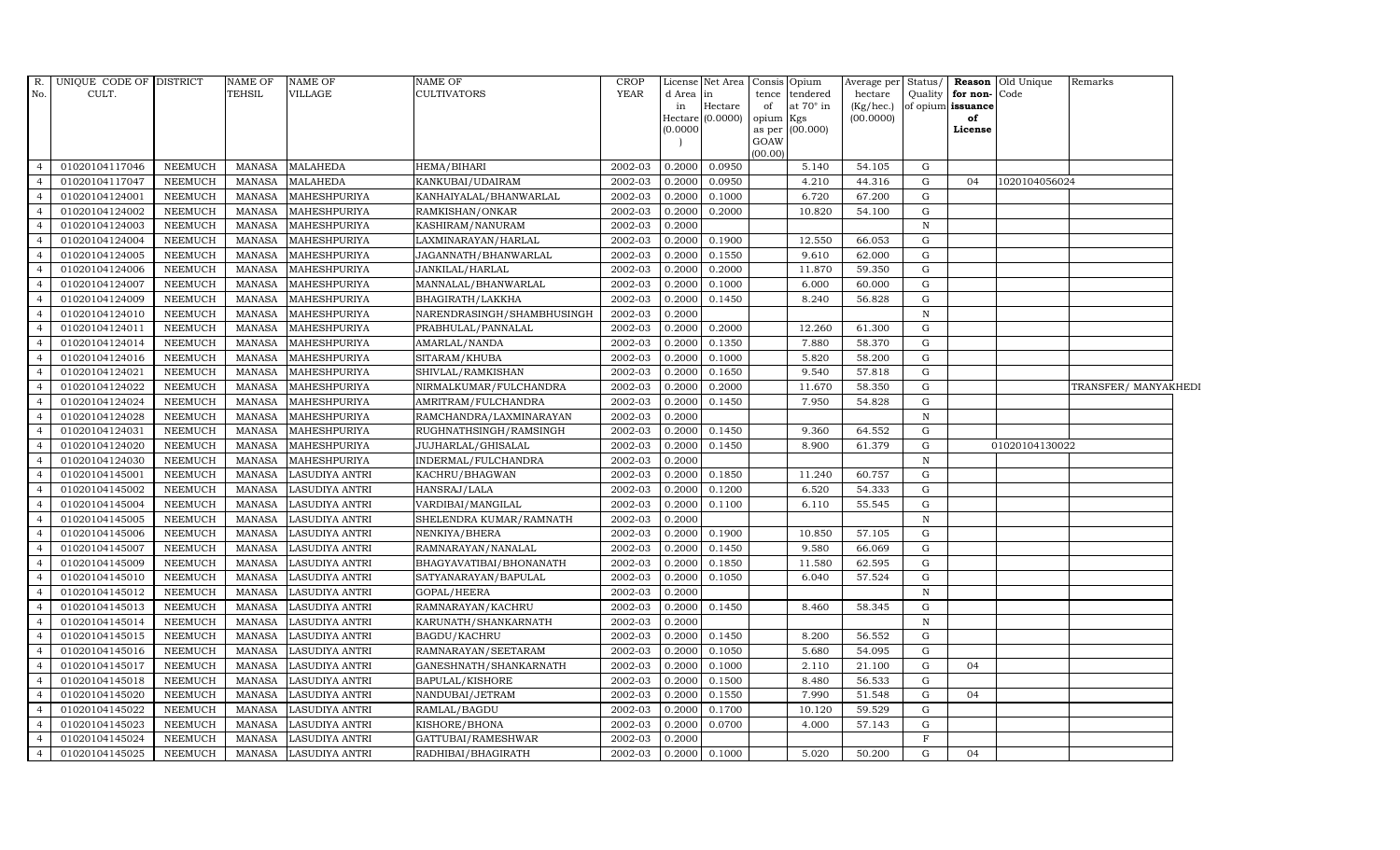| R. No. | UNIQUE CODE OF CULT. | DISTRICT | NAME OF TEHSIL | NAME OF VILLAGE | NAME OF CULTIVATORS | CROP YEAR | License d Area in Hectare (0.0000) | Net Area in Hectare (0.0000) | Consis tence of opium as per GOAW (00.00) | Opium tendered at 70° in Kgs (00.000) | Average per hectare (Kg/hec.) (00.0000) | Status/ Quality of opium | Reason for non-issuance of License | Old Unique Code | Remarks |
|---|---|---|---|---|---|---|---|---|---|---|---|---|---|---|---|
| 4 | 01020104117046 | NEEMUCH | MANASA | MALAHEDA | HEMA/BIHARI | 2002-03 | 0.2000 | 0.0950 | | 5.140 | 54.105 | G | | | |
| 4 | 01020104117047 | NEEMUCH | MANASA | MALAHEDA | KANKUBAI/UDAIRAM | 2002-03 | 0.2000 | 0.0950 | | 4.210 | 44.316 | G | 04 | 1020104056024 | |
| 4 | 01020104124001 | NEEMUCH | MANASA | MAHESHPURIYA | KANHAIYALAL/BHANWARLAL | 2002-03 | 0.2000 | 0.1000 | | 6.720 | 67.200 | G | | | |
| 4 | 01020104124002 | NEEMUCH | MANASA | MAHESHPURIYA | RAMKISHAN/ONKAR | 2002-03 | 0.2000 | 0.2000 | | 10.820 | 54.100 | G | | | |
| 4 | 01020104124003 | NEEMUCH | MANASA | MAHESHPURIYA | KASHIRAM/NANURAM | 2002-03 | 0.2000 | | | | | N | | | |
| 4 | 01020104124004 | NEEMUCH | MANASA | MAHESHPURIYA | LAXMINARAYAN/HARLAL | 2002-03 | 0.2000 | 0.1900 | | 12.550 | 66.053 | G | | | |
| 4 | 01020104124005 | NEEMUCH | MANASA | MAHESHPURIYA | JAGANNATH/BHANWARLAL | 2002-03 | 0.2000 | 0.1550 | | 9.610 | 62.000 | G | | | |
| 4 | 01020104124006 | NEEMUCH | MANASA | MAHESHPURIYA | JANKILAL/HARLAL | 2002-03 | 0.2000 | 0.2000 | | 11.870 | 59.350 | G | | | |
| 4 | 01020104124007 | NEEMUCH | MANASA | MAHESHPURIYA | MANNALAL/BHANWARLAL | 2002-03 | 0.2000 | 0.1000 | | 6.000 | 60.000 | G | | | |
| 4 | 01020104124009 | NEEMUCH | MANASA | MAHESHPURIYA | BHAGIRATH/LAKKHA | 2002-03 | 0.2000 | 0.1450 | | 8.240 | 56.828 | G | | | |
| 4 | 01020104124010 | NEEMUCH | MANASA | MAHESHPURIYA | NARENDRASINGH/SHAMBHUSINGH | 2002-03 | 0.2000 | | | | | N | | | |
| 4 | 01020104124011 | NEEMUCH | MANASA | MAHESHPURIYA | PRABHULAL/PANNALAL | 2002-03 | 0.2000 | 0.2000 | | 12.260 | 61.300 | G | | | |
| 4 | 01020104124014 | NEEMUCH | MANASA | MAHESHPURIYA | AMARLAL/NANDA | 2002-03 | 0.2000 | 0.1350 | | 7.880 | 58.370 | G | | | |
| 4 | 01020104124016 | NEEMUCH | MANASA | MAHESHPURIYA | SITARAM/KHUBA | 2002-03 | 0.2000 | 0.1000 | | 5.820 | 58.200 | G | | | |
| 4 | 01020104124021 | NEEMUCH | MANASA | MAHESHPURIYA | SHIVLAL/RAMKISHAN | 2002-03 | 0.2000 | 0.1650 | | 9.540 | 57.818 | G | | | |
| 4 | 01020104124022 | NEEMUCH | MANASA | MAHESHPURIYA | NIRMALKUMAR/FULCHANDRA | 2002-03 | 0.2000 | 0.2000 | | 11.670 | 58.350 | G | | | TRANSFER/ MANYAKHEDI |
| 4 | 01020104124024 | NEEMUCH | MANASA | MAHESHPURIYA | AMRITRAM/FULCHANDRA | 2002-03 | 0.2000 | 0.1450 | | 7.950 | 54.828 | G | | | |
| 4 | 01020104124028 | NEEMUCH | MANASA | MAHESHPURIYA | RAMCHANDRA/LAXMINARAYAN | 2002-03 | 0.2000 | | | | | N | | | |
| 4 | 01020104124031 | NEEMUCH | MANASA | MAHESHPURIYA | RUGHNATHSINGH/RAMSINGH | 2002-03 | 0.2000 | 0.1450 | | 9.360 | 64.552 | G | | | |
| 4 | 01020104124020 | NEEMUCH | MANASA | MAHESHPURIYA | JUJHARLAL/GHISALAL | 2002-03 | 0.2000 | 0.1450 | | 8.900 | 61.379 | G | | 01020104130022 | |
| 4 | 01020104124030 | NEEMUCH | MANASA | MAHESHPURIYA | INDERMAL/FULCHANDRA | 2002-03 | 0.2000 | | | | | N | | | |
| 4 | 01020104145001 | NEEMUCH | MANASA | LASUDIYA ANTRI | KACHRU/BHAGWAN | 2002-03 | 0.2000 | 0.1850 | | 11.240 | 60.757 | G | | | |
| 4 | 01020104145002 | NEEMUCH | MANASA | LASUDIYA ANTRI | HANSRAJ/LALA | 2002-03 | 0.2000 | 0.1200 | | 6.520 | 54.333 | G | | | |
| 4 | 01020104145004 | NEEMUCH | MANASA | LASUDIYA ANTRI | VARDIBAI/MANGILAL | 2002-03 | 0.2000 | 0.1100 | | 6.110 | 55.545 | G | | | |
| 4 | 01020104145005 | NEEMUCH | MANASA | LASUDIYA ANTRI | SHELENDRA KUMAR/RAMNATH | 2002-03 | 0.2000 | | | | | N | | | |
| 4 | 01020104145006 | NEEMUCH | MANASA | LASUDIYA ANTRI | NENKIYA/BHERA | 2002-03 | 0.2000 | 0.1900 | | 10.850 | 57.105 | G | | | |
| 4 | 01020104145007 | NEEMUCH | MANASA | LASUDIYA ANTRI | RAMNARAYAN/NANALAL | 2002-03 | 0.2000 | 0.1450 | | 9.580 | 66.069 | G | | | |
| 4 | 01020104145009 | NEEMUCH | MANASA | LASUDIYA ANTRI | BHAGYAVATIBAI/BHONANATH | 2002-03 | 0.2000 | 0.1850 | | 11.580 | 62.595 | G | | | |
| 4 | 01020104145010 | NEEMUCH | MANASA | LASUDIYA ANTRI | SATYANARAYAN/BAPULAL | 2002-03 | 0.2000 | 0.1050 | | 6.040 | 57.524 | G | | | |
| 4 | 01020104145012 | NEEMUCH | MANASA | LASUDIYA ANTRI | GOPAL/HEERA | 2002-03 | 0.2000 | | | | | N | | | |
| 4 | 01020104145013 | NEEMUCH | MANASA | LASUDIYA ANTRI | RAMNARAYAN/KACHRU | 2002-03 | 0.2000 | 0.1450 | | 8.460 | 58.345 | G | | | |
| 4 | 01020104145014 | NEEMUCH | MANASA | LASUDIYA ANTRI | KARUNATH/SHANKARNATH | 2002-03 | 0.2000 | | | | | N | | | |
| 4 | 01020104145015 | NEEMUCH | MANASA | LASUDIYA ANTRI | BAGDU/KACHRU | 2002-03 | 0.2000 | 0.1450 | | 8.200 | 56.552 | G | | | |
| 4 | 01020104145016 | NEEMUCH | MANASA | LASUDIYA ANTRI | RAMNARAYAN/SEETARAM | 2002-03 | 0.2000 | 0.1050 | | 5.680 | 54.095 | G | | | |
| 4 | 01020104145017 | NEEMUCH | MANASA | LASUDIYA ANTRI | GANESHNATH/SHANKARNATH | 2002-03 | 0.2000 | 0.1000 | | 2.110 | 21.100 | G | 04 | | |
| 4 | 01020104145018 | NEEMUCH | MANASA | LASUDIYA ANTRI | BAPULAL/KISHORE | 2002-03 | 0.2000 | 0.1500 | | 8.480 | 56.533 | G | | | |
| 4 | 01020104145020 | NEEMUCH | MANASA | LASUDIYA ANTRI | NANDUBAI/JETRAM | 2002-03 | 0.2000 | 0.1550 | | 7.990 | 51.548 | G | 04 | | |
| 4 | 01020104145022 | NEEMUCH | MANASA | LASUDIYA ANTRI | RAMLAL/BAGDU | 2002-03 | 0.2000 | 0.1700 | | 10.120 | 59.529 | G | | | |
| 4 | 01020104145023 | NEEMUCH | MANASA | LASUDIYA ANTRI | KISHORE/BHONA | 2002-03 | 0.2000 | 0.0700 | | 4.000 | 57.143 | G | | | |
| 4 | 01020104145024 | NEEMUCH | MANASA | LASUDIYA ANTRI | GATTUBAI/RAMESHWAR | 2002-03 | 0.2000 | | | | | F | | | |
| 4 | 01020104145025 | NEEMUCH | MANASA | LASUDIYA ANTRI | RADHIBAI/BHAGIRATH | 2002-03 | 0.2000 | 0.1000 | | 5.020 | 50.200 | G | 04 | | |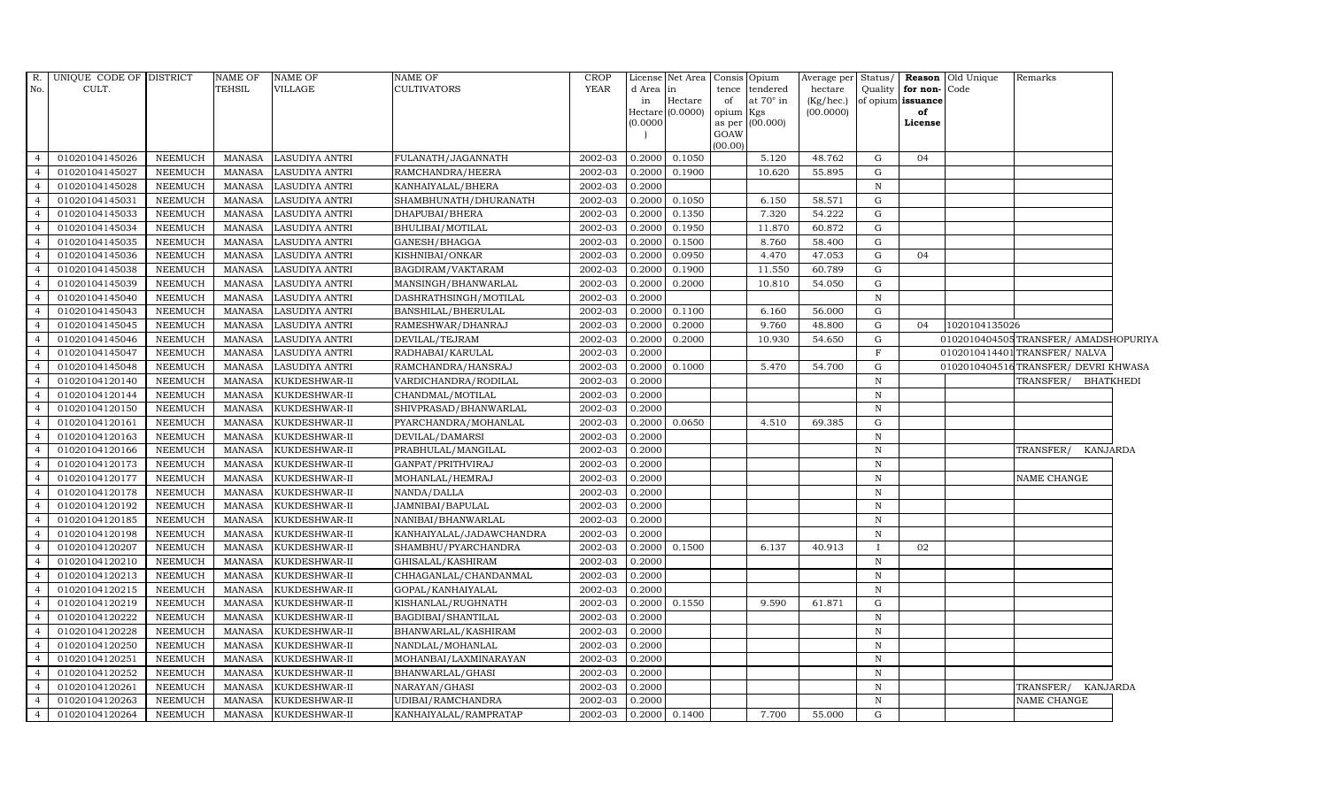| R. No. | UNIQUE CODE OF CULT. | DISTRICT | NAME OF TEHSIL | NAME OF VILLAGE | NAME OF CULTIVATORS | CROP YEAR | License d Area in Hectare (0.0000) | Net Area in Hectare (0.0000) | Consis tence of opium as per GOAW (00.00) | Opium tendered at 70° in Kgs (00.000) | Average per hectare (Kg/hec.) (00.0000) | Status/ Quality of opium | Reason for non-issuance of License | Old Unique Code | Remarks |
|---|---|---|---|---|---|---|---|---|---|---|---|---|---|---|---|
| 4 | 01020104145026 | NEEMUCH | MANASA | LASUDIYA ANTRI | FULANATH/JAGANNATH | 2002-03 | 0.2000 | 0.1050 | | 5.120 | 48.762 | G | 04 | | |
| 4 | 01020104145027 | NEEMUCH | MANASA | LASUDIYA ANTRI | RAMCHANDRA/HEERA | 2002-03 | 0.2000 | 0.1900 | | 10.620 | 55.895 | G | | | |
| 4 | 01020104145028 | NEEMUCH | MANASA | LASUDIYA ANTRI | KANHAIYALAL/BHERA | 2002-03 | 0.2000 | | | | | N | | | |
| 4 | 01020104145031 | NEEMUCH | MANASA | LASUDIYA ANTRI | SHAMBHUNATH/DHURANATH | 2002-03 | 0.2000 | 0.1050 | | 6.150 | 58.571 | G | | | |
| 4 | 01020104145033 | NEEMUCH | MANASA | LASUDIYA ANTRI | DHAPUBAI/BHERA | 2002-03 | 0.2000 | 0.1350 | | 7.320 | 54.222 | G | | | |
| 4 | 01020104145034 | NEEMUCH | MANASA | LASUDIYA ANTRI | BHULIBAI/MOTILAL | 2002-03 | 0.2000 | 0.1950 | | 11.870 | 60.872 | G | | | |
| 4 | 01020104145035 | NEEMUCH | MANASA | LASUDIYA ANTRI | GANESH/BHAGGA | 2002-03 | 0.2000 | 0.1500 | | 8.760 | 58.400 | G | | | |
| 4 | 01020104145036 | NEEMUCH | MANASA | LASUDIYA ANTRI | KISHNIBAI/ONKAR | 2002-03 | 0.2000 | 0.0950 | | 4.470 | 47.053 | G | 04 | | |
| 4 | 01020104145038 | NEEMUCH | MANASA | LASUDIYA ANTRI | BAGDIRAM/VAKTARAM | 2002-03 | 0.2000 | 0.1900 | | 11.550 | 60.789 | G | | | |
| 4 | 01020104145039 | NEEMUCH | MANASA | LASUDIYA ANTRI | MANSINGH/BHANWARLAL | 2002-03 | 0.2000 | 0.2000 | | 10.810 | 54.050 | G | | | |
| 4 | 01020104145040 | NEEMUCH | MANASA | LASUDIYA ANTRI | DASHRATHSINGH/MOTILAL | 2002-03 | 0.2000 | | | | | N | | | |
| 4 | 01020104145043 | NEEMUCH | MANASA | LASUDIYA ANTRI | BANSHILAL/BHERULAL | 2002-03 | 0.2000 | 0.1100 | | 6.160 | 56.000 | G | | | |
| 4 | 01020104145045 | NEEMUCH | MANASA | LASUDIYA ANTRI | RAMESHWAR/DHANRAJ | 2002-03 | 0.2000 | 0.2000 | | 9.760 | 48.800 | G | 04 | 1020104135026 | |
| 4 | 01020104145046 | NEEMUCH | MANASA | LASUDIYA ANTRI | DEVILAL/TEJRAM | 2002-03 | 0.2000 | 0.2000 | | 10.930 | 54.650 | G | | 0102010404505 | TRANSFER/ AMADSHOPURIYA |
| 4 | 01020104145047 | NEEMUCH | MANASA | LASUDIYA ANTRI | RADHABAI/KARULAL | 2002-03 | 0.2000 | | | | | F | | 0102010414401 | TRANSFER/ NALVA |
| 4 | 01020104145048 | NEEMUCH | MANASA | LASUDIYA ANTRI | RAMCHANDRA/HANSRAJ | 2002-03 | 0.2000 | 0.1000 | | 5.470 | 54.700 | G | | 0102010404516 | TRANSFER/ DEVRI KHWASA |
| 4 | 01020104120140 | NEEMUCH | MANASA | KUKDESHWAR-II | VARDICHANDRA/RODILAL | 2002-03 | 0.2000 | | | | | N | | | TRANSFER/ BHATKHEDI |
| 4 | 01020104120144 | NEEMUCH | MANASA | KUKDESHWAR-II | CHANDMAL/MOTILAL | 2002-03 | 0.2000 | | | | | N | | | |
| 4 | 01020104120150 | NEEMUCH | MANASA | KUKDESHWAR-II | SHIVPRASAD/BHANWARLAL | 2002-03 | 0.2000 | | | | | N | | | |
| 4 | 01020104120161 | NEEMUCH | MANASA | KUKDESHWAR-II | PYARCHANDRA/MOHANLAL | 2002-03 | 0.2000 | 0.0650 | | 4.510 | 69.385 | G | | | |
| 4 | 01020104120163 | NEEMUCH | MANASA | KUKDESHWAR-II | DEVILAL/DAMARSI | 2002-03 | 0.2000 | | | | | N | | | |
| 4 | 01020104120166 | NEEMUCH | MANASA | KUKDESHWAR-II | PRABHULAL/MANGILAL | 2002-03 | 0.2000 | | | | | N | | | TRANSFER/ KANJARDA |
| 4 | 01020104120173 | NEEMUCH | MANASA | KUKDESHWAR-II | GANPAT/PRITHVIRAJ | 2002-03 | 0.2000 | | | | | N | | | |
| 4 | 01020104120177 | NEEMUCH | MANASA | KUKDESHWAR-II | MOHANLAL/HEMRAJ | 2002-03 | 0.2000 | | | | | N | | | NAME CHANGE |
| 4 | 01020104120178 | NEEMUCH | MANASA | KUKDESHWAR-II | NANDA/DALLA | 2002-03 | 0.2000 | | | | | N | | | |
| 4 | 01020104120192 | NEEMUCH | MANASA | KUKDESHWAR-II | JAMNIBAI/BAPULAL | 2002-03 | 0.2000 | | | | | N | | | |
| 4 | 01020104120185 | NEEMUCH | MANASA | KUKDESHWAR-II | NANIBAI/BHANWARLAL | 2002-03 | 0.2000 | | | | | N | | | |
| 4 | 01020104120198 | NEEMUCH | MANASA | KUKDESHWAR-II | KANHAIYALAL/JADAWCHANDRA | 2002-03 | 0.2000 | | | | | N | | | |
| 4 | 01020104120207 | NEEMUCH | MANASA | KUKDESHWAR-II | SHAMBHU/PYARCHANDRA | 2002-03 | 0.2000 | 0.1500 | | 6.137 | 40.913 | I | 02 | | |
| 4 | 01020104120210 | NEEMUCH | MANASA | KUKDESHWAR-II | GHISALAL/KASHIRAM | 2002-03 | 0.2000 | | | | | N | | | |
| 4 | 01020104120213 | NEEMUCH | MANASA | KUKDESHWAR-II | CHHAGANLAL/CHANDANMAL | 2002-03 | 0.2000 | | | | | N | | | |
| 4 | 01020104120215 | NEEMUCH | MANASA | KUKDESHWAR-II | GOPAL/KANHAIYALAL | 2002-03 | 0.2000 | | | | | N | | | |
| 4 | 01020104120219 | NEEMUCH | MANASA | KUKDESHWAR-II | KISHANLAL/RUGHNATH | 2002-03 | 0.2000 | 0.1550 | | 9.590 | 61.871 | G | | | |
| 4 | 01020104120222 | NEEMUCH | MANASA | KUKDESHWAR-II | BAGDIBAI/SHANTILAL | 2002-03 | 0.2000 | | | | | N | | | |
| 4 | 01020104120228 | NEEMUCH | MANASA | KUKDESHWAR-II | BHANWARLAL/KASHIRAM | 2002-03 | 0.2000 | | | | | N | | | |
| 4 | 01020104120250 | NEEMUCH | MANASA | KUKDESHWAR-II | NANDLAL/MOHANLAL | 2002-03 | 0.2000 | | | | | N | | | |
| 4 | 01020104120251 | NEEMUCH | MANASA | KUKDESHWAR-II | MOHANBAI/LAXMINARAYAN | 2002-03 | 0.2000 | | | | | N | | | |
| 4 | 01020104120252 | NEEMUCH | MANASA | KUKDESHWAR-II | BHANWARLAL/GHASI | 2002-03 | 0.2000 | | | | | N | | | |
| 4 | 01020104120261 | NEEMUCH | MANASA | KUKDESHWAR-II | NARAYAN/GHASI | 2002-03 | 0.2000 | | | | | N | | | TRANSFER/ KANJARDA |
| 4 | 01020104120263 | NEEMUCH | MANASA | KUKDESHWAR-II | UDIBAI/RAMCHANDRA | 2002-03 | 0.2000 | | | | | N | | | NAME CHANGE |
| 4 | 01020104120264 | NEEMUCH | MANASA | KUKDESHWAR-II | KANHAIYALAL/RAMPRATAP | 2002-03 | 0.2000 | 0.1400 | | 7.700 | 55.000 | G | | | |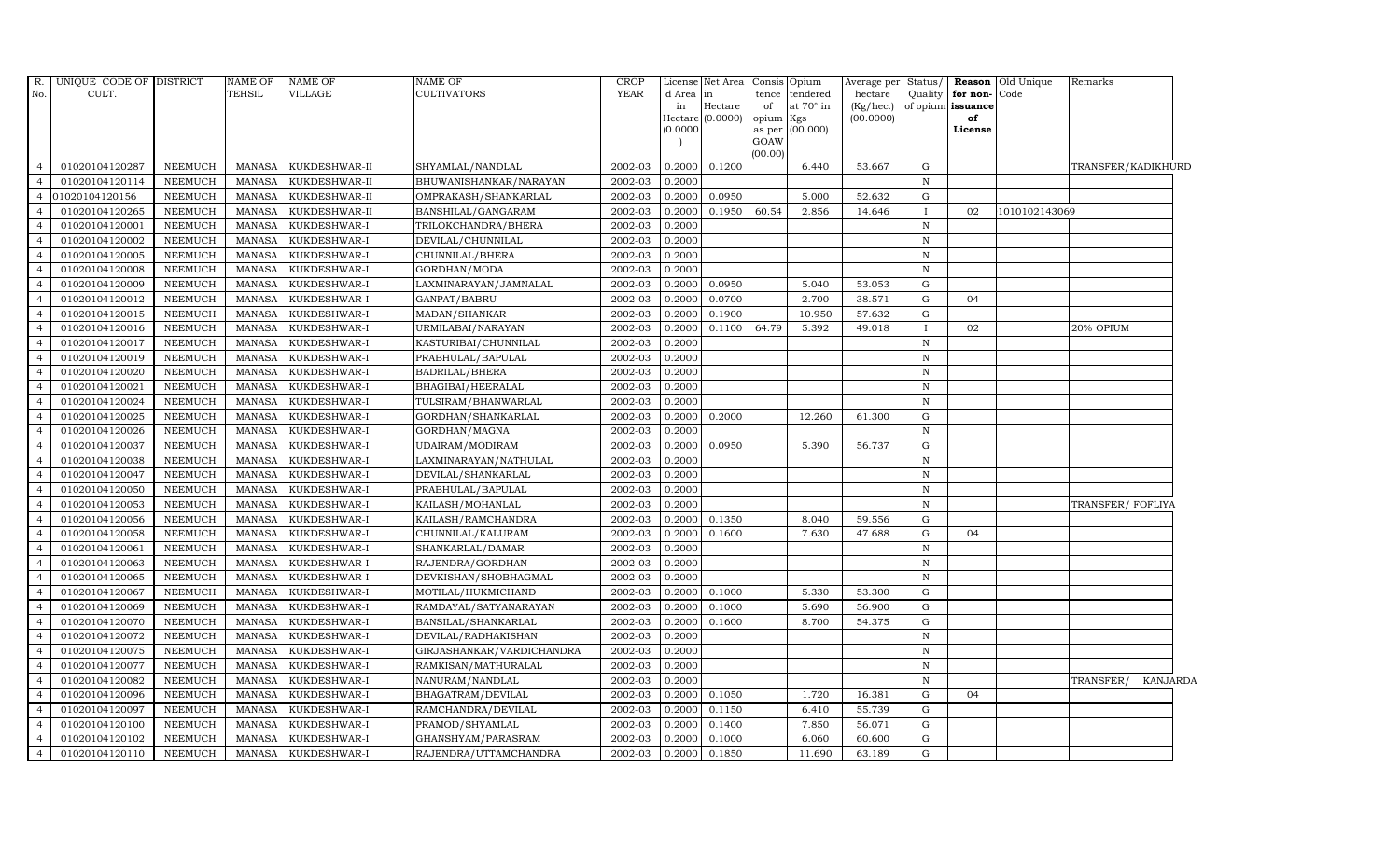| R. No. | UNIQUE CODE OF CULT. | DISTRICT | NAME OF TEHSIL | NAME OF VILLAGE | NAME OF CULTIVATORS | CROP YEAR | License d Area in Hectare (0.0000) | Net Area in Hectare (0.0000) | Consis tence of opium as per GOAW (00.00) | Opium tendered at 70° in Kgs (00.000) | Average per hectare (Kg/hec.) (00.0000) | Status/ Quality of opium | Reason for non-issuance of License | Old Unique Code | Remarks |
|---|---|---|---|---|---|---|---|---|---|---|---|---|---|---|---|
| 4 | 01020104120287 | NEEMUCH | MANASA | KUKDESHWAR-II | SHYAMLAL/NANDLAL | 2002-03 | 0.2000 | 0.1200 | | 6.440 | 53.667 | G | | | TRANSFER/KADIKHURD |
| 4 | 01020104120114 | NEEMUCH | MANASA | KUKDESHWAR-II | BHUWANISHANKAR/NARAYAN | 2002-03 | 0.2000 | | | | | N | | | |
| 4 | 01020104120156 | NEEMUCH | MANASA | KUKDESHWAR-II | OMPRAKASH/SHANKARLAL | 2002-03 | 0.2000 | 0.0950 | | 5.000 | 52.632 | G | | | |
| 4 | 01020104120265 | NEEMUCH | MANASA | KUKDESHWAR-II | BANSHILAL/GANGARAM | 2002-03 | 0.2000 | 0.1950 | 60.54 | 2.856 | 14.646 | I | 02 | 1010102143069 | |
| 4 | 01020104120001 | NEEMUCH | MANASA | KUKDESHWAR-I | TRILOKCHANDRA/BHERA | 2002-03 | 0.2000 | | | | | N | | | |
| 4 | 01020104120002 | NEEMUCH | MANASA | KUKDESHWAR-I | DEVILAL/CHUNNILAL | 2002-03 | 0.2000 | | | | | N | | | |
| 4 | 01020104120005 | NEEMUCH | MANASA | KUKDESHWAR-I | CHUNNILAL/BHERA | 2002-03 | 0.2000 | | | | | N | | | |
| 4 | 01020104120008 | NEEMUCH | MANASA | KUKDESHWAR-I | GORDHAN/MODA | 2002-03 | 0.2000 | | | | | N | | | |
| 4 | 01020104120009 | NEEMUCH | MANASA | KUKDESHWAR-I | LAXMINARAYAN/JAMNALAL | 2002-03 | 0.2000 | 0.0950 | | 5.040 | 53.053 | G | | | |
| 4 | 01020104120012 | NEEMUCH | MANASA | KUKDESHWAR-I | GANPAT/BABRU | 2002-03 | 0.2000 | 0.0700 | | 2.700 | 38.571 | G | 04 | | |
| 4 | 01020104120015 | NEEMUCH | MANASA | KUKDESHWAR-I | MADAN/SHANKAR | 2002-03 | 0.2000 | 0.1900 | | 10.950 | 57.632 | G | | | |
| 4 | 01020104120016 | NEEMUCH | MANASA | KUKDESHWAR-I | URMILABAI/NARAYAN | 2002-03 | 0.2000 | 0.1100 | 64.79 | 5.392 | 49.018 | I | 02 | | 20% OPIUM |
| 4 | 01020104120017 | NEEMUCH | MANASA | KUKDESHWAR-I | KASTURIBAI/CHUNNILAL | 2002-03 | 0.2000 | | | | | N | | | |
| 4 | 01020104120019 | NEEMUCH | MANASA | KUKDESHWAR-I | PRABHULAL/BAPULAL | 2002-03 | 0.2000 | | | | | N | | | |
| 4 | 01020104120020 | NEEMUCH | MANASA | KUKDESHWAR-I | BADRILAL/BHERA | 2002-03 | 0.2000 | | | | | N | | | |
| 4 | 01020104120021 | NEEMUCH | MANASA | KUKDESHWAR-I | BHAGIBAI/HEERALAL | 2002-03 | 0.2000 | | | | | N | | | |
| 4 | 01020104120024 | NEEMUCH | MANASA | KUKDESHWAR-I | TULSIRAM/BHANWARLAL | 2002-03 | 0.2000 | | | | | N | | | |
| 4 | 01020104120025 | NEEMUCH | MANASA | KUKDESHWAR-I | GORDHAN/SHANKARLAL | 2002-03 | 0.2000 | 0.2000 | | 12.260 | 61.300 | G | | | |
| 4 | 01020104120026 | NEEMUCH | MANASA | KUKDESHWAR-I | GORDHAN/MAGNA | 2002-03 | 0.2000 | | | | | N | | | |
| 4 | 01020104120037 | NEEMUCH | MANASA | KUKDESHWAR-I | UDAIRAM/MODIRAM | 2002-03 | 0.2000 | 0.0950 | | 5.390 | 56.737 | G | | | |
| 4 | 01020104120038 | NEEMUCH | MANASA | KUKDESHWAR-I | LAXMINARAYAN/NATHULAL | 2002-03 | 0.2000 | | | | | N | | | |
| 4 | 01020104120047 | NEEMUCH | MANASA | KUKDESHWAR-I | DEVILAL/SHANKARLAL | 2002-03 | 0.2000 | | | | | N | | | |
| 4 | 01020104120050 | NEEMUCH | MANASA | KUKDESHWAR-I | PRABHULAL/BAPULAL | 2002-03 | 0.2000 | | | | | N | | | |
| 4 | 01020104120053 | NEEMUCH | MANASA | KUKDESHWAR-I | KAILASH/MOHANLAL | 2002-03 | 0.2000 | | | | | N | | | TRANSFER/ FOFLIYA |
| 4 | 01020104120056 | NEEMUCH | MANASA | KUKDESHWAR-I | KAILASH/RAMCHANDRA | 2002-03 | 0.2000 | 0.1350 | | 8.040 | 59.556 | G | | | |
| 4 | 01020104120058 | NEEMUCH | MANASA | KUKDESHWAR-I | CHUNNILAL/KALURAM | 2002-03 | 0.2000 | 0.1600 | | 7.630 | 47.688 | G | 04 | | |
| 4 | 01020104120061 | NEEMUCH | MANASA | KUKDESHWAR-I | SHANKARLAL/DAMAR | 2002-03 | 0.2000 | | | | | N | | | |
| 4 | 01020104120063 | NEEMUCH | MANASA | KUKDESHWAR-I | RAJENDRA/GORDHAN | 2002-03 | 0.2000 | | | | | N | | | |
| 4 | 01020104120065 | NEEMUCH | MANASA | KUKDESHWAR-I | DEVKISHAN/SHOBHAGMAL | 2002-03 | 0.2000 | | | | | N | | | |
| 4 | 01020104120067 | NEEMUCH | MANASA | KUKDESHWAR-I | MOTILAL/HUKMICHAND | 2002-03 | 0.2000 | 0.1000 | | 5.330 | 53.300 | G | | | |
| 4 | 01020104120069 | NEEMUCH | MANASA | KUKDESHWAR-I | RAMDAYAL/SATYANARAYAN | 2002-03 | 0.2000 | 0.1000 | | 5.690 | 56.900 | G | | | |
| 4 | 01020104120070 | NEEMUCH | MANASA | KUKDESHWAR-I | BANSILAL/SHANKARLAL | 2002-03 | 0.2000 | 0.1600 | | 8.700 | 54.375 | G | | | |
| 4 | 01020104120072 | NEEMUCH | MANASA | KUKDESHWAR-I | DEVILAL/RADHAKISHAN | 2002-03 | 0.2000 | | | | | N | | | |
| 4 | 01020104120075 | NEEMUCH | MANASA | KUKDESHWAR-I | GIRJASHANKAR/VARDICHANDRA | 2002-03 | 0.2000 | | | | | N | | | |
| 4 | 01020104120077 | NEEMUCH | MANASA | KUKDESHWAR-I | RAMKISAN/MATHURALAL | 2002-03 | 0.2000 | | | | | N | | | |
| 4 | 01020104120082 | NEEMUCH | MANASA | KUKDESHWAR-I | NANURAM/NANDLAL | 2002-03 | 0.2000 | | | | | N | | | TRANSFER/ KANJARDA |
| 4 | 01020104120096 | NEEMUCH | MANASA | KUKDESHWAR-I | BHAGATRAM/DEVILAL | 2002-03 | 0.2000 | 0.1050 | | 1.720 | 16.381 | G | 04 | | |
| 4 | 01020104120097 | NEEMUCH | MANASA | KUKDESHWAR-I | RAMCHANDRA/DEVILAL | 2002-03 | 0.2000 | 0.1150 | | 6.410 | 55.739 | G | | | |
| 4 | 01020104120100 | NEEMUCH | MANASA | KUKDESHWAR-I | PRAMOD/SHYAMLAL | 2002-03 | 0.2000 | 0.1400 | | 7.850 | 56.071 | G | | | |
| 4 | 01020104120102 | NEEMUCH | MANASA | KUKDESHWAR-I | GHANSHYAM/PARASRAM | 2002-03 | 0.2000 | 0.1000 | | 6.060 | 60.600 | G | | | |
| 4 | 01020104120110 | NEEMUCH | MANASA | KUKDESHWAR-I | RAJENDRA/UTTAMCHANDRA | 2002-03 | 0.2000 | 0.1850 | | 11.690 | 63.189 | G | | | |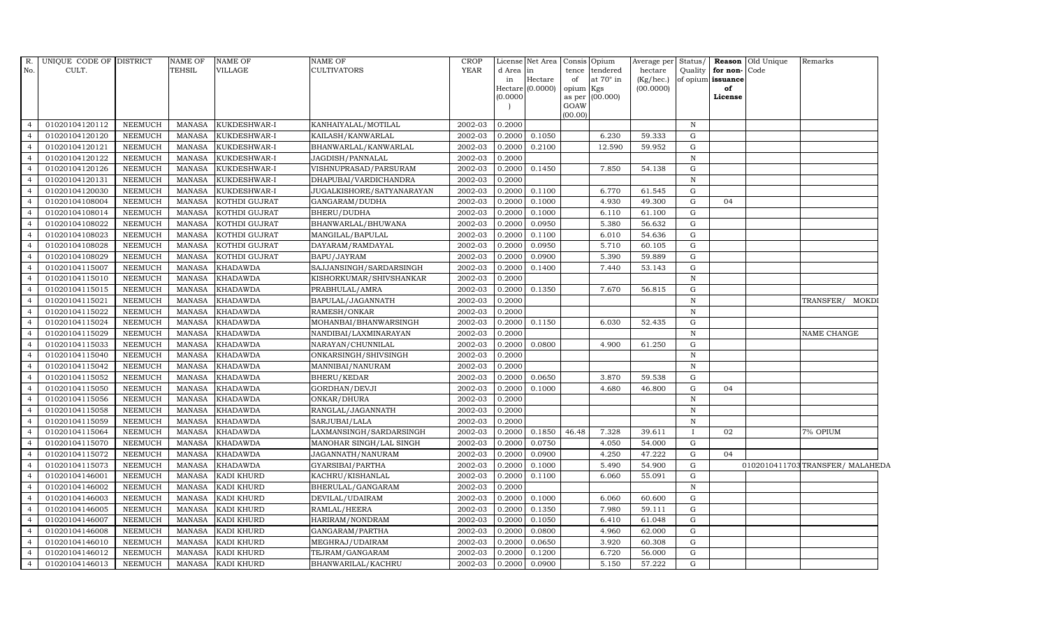| R. No. | UNIQUE CODE OF CULT. | DISTRICT | NAME OF TEHSIL | NAME OF VILLAGE | NAME OF CULTIVATORS | CROP YEAR | License d Area in Hectare (0.0000) | Net Area in Hectare (0.0000) | Consis tence of opium as per GOAW (00.00) | Opium tendered at 70° in Kgs (00.000) | Average per hectare (Kg/hec.) (00.0000) | Status/ Quality of opium | Reason for non-issuance of License | Old Unique Code | Remarks |
|---|---|---|---|---|---|---|---|---|---|---|---|---|---|---|---|
| 4 | 01020104120112 | NEEMUCH | MANASA | KUKDESHWAR-I | KANHAIYALAL/MOTILAL | 2002-03 | 0.2000 | | | | | N | | | |
| 4 | 01020104120120 | NEEMUCH | MANASA | KUKDESHWAR-I | KAILASH/KANWARLAL | 2002-03 | 0.2000 | 0.1050 | | 6.230 | 59.333 | G | | | |
| 4 | 01020104120121 | NEEMUCH | MANASA | KUKDESHWAR-I | BHANWARLAL/KANWARLAL | 2002-03 | 0.2000 | 0.2100 | | 12.590 | 59.952 | G | | | |
| 4 | 01020104120122 | NEEMUCH | MANASA | KUKDESHWAR-I | JAGDISH/PANNALAL | 2002-03 | 0.2000 | | | | | N | | | |
| 4 | 01020104120126 | NEEMUCH | MANASA | KUKDESHWAR-I | VISHNUPRASAD/PARSURAM | 2002-03 | 0.2000 | 0.1450 | | 7.850 | 54.138 | G | | | |
| 4 | 01020104120131 | NEEMUCH | MANASA | KUKDESHWAR-I | DHAPUBAI/VARDICHANDRA | 2002-03 | 0.2000 | | | | | N | | | |
| 4 | 01020104120030 | NEEMUCH | MANASA | KUKDESHWAR-I | JUGALKISHORE/SATYANARAYAN | 2002-03 | 0.2000 | 0.1100 | | 6.770 | 61.545 | G | | | |
| 4 | 01020104108004 | NEEMUCH | MANASA | KOTHDI GUJRAT | GANGARAM/DUDHA | 2002-03 | 0.2000 | 0.1000 | | 4.930 | 49.300 | G | 04 | | |
| 4 | 01020104108014 | NEEMUCH | MANASA | KOTHDI GUJRAT | BHERU/DUDHA | 2002-03 | 0.2000 | 0.1000 | | 6.110 | 61.100 | G | | | |
| 4 | 01020104108022 | NEEMUCH | MANASA | KOTHDI GUJRAT | BHANWARLAL/BHUWANA | 2002-03 | 0.2000 | 0.0950 | | 5.380 | 56.632 | G | | | |
| 4 | 01020104108023 | NEEMUCH | MANASA | KOTHDI GUJRAT | MANGILAL/BAPULAL | 2002-03 | 0.2000 | 0.1100 | | 6.010 | 54.636 | G | | | |
| 4 | 01020104108028 | NEEMUCH | MANASA | KOTHDI GUJRAT | DAYARAM/RAMDAYAL | 2002-03 | 0.2000 | 0.0950 | | 5.710 | 60.105 | G | | | |
| 4 | 01020104108029 | NEEMUCH | MANASA | KOTHDI GUJRAT | BAPU/JAYRAM | 2002-03 | 0.2000 | 0.0900 | | 5.390 | 59.889 | G | | | |
| 4 | 01020104115007 | NEEMUCH | MANASA | KHADAWDA | SAJJANSINGH/SARDARSINGH | 2002-03 | 0.2000 | 0.1400 | | 7.440 | 53.143 | G | | | |
| 4 | 01020104115010 | NEEMUCH | MANASA | KHADAWDA | KISHORKUMAR/SHIVSHANKAR | 2002-03 | 0.2000 | | | | | N | | | |
| 4 | 01020104115015 | NEEMUCH | MANASA | KHADAWDA | PRABHULAL/AMRA | 2002-03 | 0.2000 | 0.1350 | | 7.670 | 56.815 | G | | | |
| 4 | 01020104115021 | NEEMUCH | MANASA | KHADAWDA | BAPULAL/JAGANNATH | 2002-03 | 0.2000 | | | | | N | | | TRANSFER/ MOKDI |
| 4 | 01020104115022 | NEEMUCH | MANASA | KHADAWDA | RAMESH/ONKAR | 2002-03 | 0.2000 | | | | | N | | | |
| 4 | 01020104115024 | NEEMUCH | MANASA | KHADAWDA | MOHANBAI/BHANWARSINGH | 2002-03 | 0.2000 | 0.1150 | | 6.030 | 52.435 | G | | | |
| 4 | 01020104115029 | NEEMUCH | MANASA | KHADAWDA | NANDIBAI/LAXMINARAYAN | 2002-03 | 0.2000 | | | | | N | | | NAME CHANGE |
| 4 | 01020104115033 | NEEMUCH | MANASA | KHADAWDA | NARAYAN/CHUNNILAL | 2002-03 | 0.2000 | 0.0800 | | 4.900 | 61.250 | G | | | |
| 4 | 01020104115040 | NEEMUCH | MANASA | KHADAWDA | ONKARSINGH/SHIVSINGH | 2002-03 | 0.2000 | | | | | N | | | |
| 4 | 01020104115042 | NEEMUCH | MANASA | KHADAWDA | MANNIBAI/NANURAM | 2002-03 | 0.2000 | | | | | N | | | |
| 4 | 01020104115052 | NEEMUCH | MANASA | KHADAWDA | BHERU/KEDAR | 2002-03 | 0.2000 | 0.0650 | | 3.870 | 59.538 | G | | | |
| 4 | 01020104115050 | NEEMUCH | MANASA | KHADAWDA | GORDHAN/DEVJI | 2002-03 | 0.2000 | 0.1000 | | 4.680 | 46.800 | G | 04 | | |
| 4 | 01020104115056 | NEEMUCH | MANASA | KHADAWDA | ONKAR/DHURA | 2002-03 | 0.2000 | | | | | N | | | |
| 4 | 01020104115058 | NEEMUCH | MANASA | KHADAWDA | RANGLAL/JAGANNATH | 2002-03 | 0.2000 | | | | | N | | | |
| 4 | 01020104115059 | NEEMUCH | MANASA | KHADAWDA | SARJUBAI/LALA | 2002-03 | 0.2000 | | | | | N | | | |
| 4 | 01020104115064 | NEEMUCH | MANASA | KHADAWDA | LAXMANSINGH/SARDARSINGH | 2002-03 | 0.2000 | 0.1850 | 46.48 | 7.328 | 39.611 | I | 02 | | 7% OPIUM |
| 4 | 01020104115070 | NEEMUCH | MANASA | KHADAWDA | MANOHAR SINGH/LAL SINGH | 2002-03 | 0.2000 | 0.0750 | | 4.050 | 54.000 | G | | | |
| 4 | 01020104115072 | NEEMUCH | MANASA | KHADAWDA | JAGANNATH/NANURAM | 2002-03 | 0.2000 | 0.0900 | | 4.250 | 47.222 | G | 04 | | |
| 4 | 01020104115073 | NEEMUCH | MANASA | KHADAWDA | GYARSIBAI/PARTHA | 2002-03 | 0.2000 | 0.1000 | | 5.490 | 54.900 | G | | 01020104117030 | TRANSFER/ MALAHEDA |
| 4 | 01020104146001 | NEEMUCH | MANASA | KADI KHURD | KACHRU/KISHANLAL | 2002-03 | 0.2000 | 0.1100 | | 6.060 | 55.091 | G | | | |
| 4 | 01020104146002 | NEEMUCH | MANASA | KADI KHURD | BHERULAL/GANGARAM | 2002-03 | 0.2000 | | | | | N | | | |
| 4 | 01020104146003 | NEEMUCH | MANASA | KADI KHURD | DEVILAL/UDAIRAM | 2002-03 | 0.2000 | 0.1000 | | 6.060 | 60.600 | G | | | |
| 4 | 01020104146005 | NEEMUCH | MANASA | KADI KHURD | RAMLAL/HEERA | 2002-03 | 0.2000 | 0.1350 | | 7.980 | 59.111 | G | | | |
| 4 | 01020104146007 | NEEMUCH | MANASA | KADI KHURD | HARIRAM/NONDRAM | 2002-03 | 0.2000 | 0.1050 | | 6.410 | 61.048 | G | | | |
| 4 | 01020104146008 | NEEMUCH | MANASA | KADI KHURD | GANGARAM/PARTHA | 2002-03 | 0.2000 | 0.0800 | | 4.960 | 62.000 | G | | | |
| 4 | 01020104146010 | NEEMUCH | MANASA | KADI KHURD | MEGHRAJ/UDAIRAM | 2002-03 | 0.2000 | 0.0650 | | 3.920 | 60.308 | G | | | |
| 4 | 01020104146012 | NEEMUCH | MANASA | KADI KHURD | TEJRAM/GANGARAM | 2002-03 | 0.2000 | 0.1200 | | 6.720 | 56.000 | G | | | |
| 4 | 01020104146013 | NEEMUCH | MANASA | KADI KHURD | BHANWARILAL/KACHRU | 2002-03 | 0.2000 | 0.0900 | | 5.150 | 57.222 | G | | | |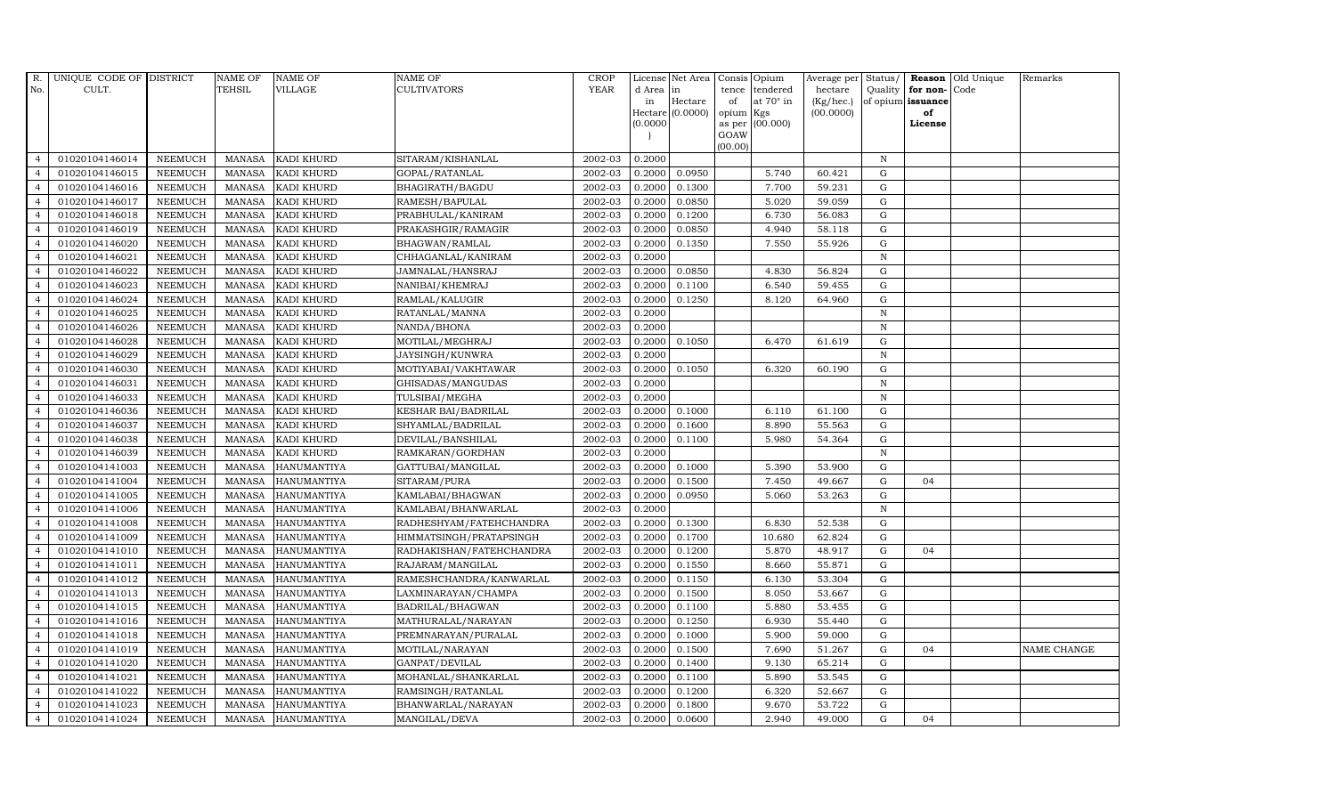| R. No. | UNIQUE CODE OF CULT. | DISTRICT | NAME OF TEHSIL | NAME OF VILLAGE | NAME OF CULTIVATORS | CROP YEAR | License d Area in Hectare (0.0000) | Net Area in Hectare (0.0000) | Consis tence of opium as per GOAW (00.00) | Opium tendered at 70° in Kgs (00.000) | Average per hectare (Kg/hec.) (00.0000) | Status/ Quality of opium | Reason for non-issuance of License | Old Unique Code | Remarks |
|---|---|---|---|---|---|---|---|---|---|---|---|---|---|---|---|
| 4 | 01020104146014 | NEEMUCH | MANASA | KADI KHURD | SITARAM/KISHANLAL | 2002-03 | 0.2000 | | | | | N | | | |
| 4 | 01020104146015 | NEEMUCH | MANASA | KADI KHURD | GOPAL/RATANLAL | 2002-03 | 0.2000 | 0.0950 | | 5.740 | 60.421 | G | | | |
| 4 | 01020104146016 | NEEMUCH | MANASA | KADI KHURD | BHAGIRATH/BAGDU | 2002-03 | 0.2000 | 0.1300 | | 7.700 | 59.231 | G | | | |
| 4 | 01020104146017 | NEEMUCH | MANASA | KADI KHURD | RAMESH/BAPULAL | 2002-03 | 0.2000 | 0.0850 | | 5.020 | 59.059 | G | | | |
| 4 | 01020104146018 | NEEMUCH | MANASA | KADI KHURD | PRABHULAL/KANIRAM | 2002-03 | 0.2000 | 0.1200 | | 6.730 | 56.083 | G | | | |
| 4 | 01020104146019 | NEEMUCH | MANASA | KADI KHURD | PRAKASHGIR/RAMAGIR | 2002-03 | 0.2000 | 0.0850 | | 4.940 | 58.118 | G | | | |
| 4 | 01020104146020 | NEEMUCH | MANASA | KADI KHURD | BHAGWAN/RAMLAL | 2002-03 | 0.2000 | 0.1350 | | 7.550 | 55.926 | G | | | |
| 4 | 01020104146021 | NEEMUCH | MANASA | KADI KHURD | CHHAGANLAL/KANIRAM | 2002-03 | 0.2000 | | | | | N | | | |
| 4 | 01020104146022 | NEEMUCH | MANASA | KADI KHURD | JAMNALAL/HANSRAJ | 2002-03 | 0.2000 | 0.0850 | | 4.830 | 56.824 | G | | | |
| 4 | 01020104146023 | NEEMUCH | MANASA | KADI KHURD | NANIBAI/KHEMRAJ | 2002-03 | 0.2000 | 0.1100 | | 6.540 | 59.455 | G | | | |
| 4 | 01020104146024 | NEEMUCH | MANASA | KADI KHURD | RAMLAL/KALUGIR | 2002-03 | 0.2000 | 0.1250 | | 8.120 | 64.960 | G | | | |
| 4 | 01020104146025 | NEEMUCH | MANASA | KADI KHURD | RATANLAL/MANNA | 2002-03 | 0.2000 | | | | | N | | | |
| 4 | 01020104146026 | NEEMUCH | MANASA | KADI KHURD | NANDA/BHONA | 2002-03 | 0.2000 | | | | | N | | | |
| 4 | 01020104146028 | NEEMUCH | MANASA | KADI KHURD | MOTILAL/MEGHRAJ | 2002-03 | 0.2000 | 0.1050 | | 6.470 | 61.619 | G | | | |
| 4 | 01020104146029 | NEEMUCH | MANASA | KADI KHURD | JAYSINGH/KUNWRA | 2002-03 | 0.2000 | | | | | N | | | |
| 4 | 01020104146030 | NEEMUCH | MANASA | KADI KHURD | MOTIYABAI/VAKHTAWAR | 2002-03 | 0.2000 | 0.1050 | | 6.320 | 60.190 | G | | | |
| 4 | 01020104146031 | NEEMUCH | MANASA | KADI KHURD | GHISADAS/MANGUDAS | 2002-03 | 0.2000 | | | | | N | | | |
| 4 | 01020104146033 | NEEMUCH | MANASA | KADI KHURD | TULSIBAI/MEGHA | 2002-03 | 0.2000 | | | | | N | | | |
| 4 | 01020104146036 | NEEMUCH | MANASA | KADI KHURD | KESHAR BAI/BADRILAL | 2002-03 | 0.2000 | 0.1000 | | 6.110 | 61.100 | G | | | |
| 4 | 01020104146037 | NEEMUCH | MANASA | KADI KHURD | SHYAMLAL/BADRILAL | 2002-03 | 0.2000 | 0.1600 | | 8.890 | 55.563 | G | | | |
| 4 | 01020104146038 | NEEMUCH | MANASA | KADI KHURD | DEVILAL/BANSHILAL | 2002-03 | 0.2000 | 0.1100 | | 5.980 | 54.364 | G | | | |
| 4 | 01020104146039 | NEEMUCH | MANASA | KADI KHURD | RAMKARAN/GORDHAN | 2002-03 | 0.2000 | | | | | N | | | |
| 4 | 01020104141003 | NEEMUCH | MANASA | HANUMANTIYA | GATTUBAI/MANGILAL | 2002-03 | 0.2000 | 0.1000 | | 5.390 | 53.900 | G | | | |
| 4 | 01020104141004 | NEEMUCH | MANASA | HANUMANTIYA | SITARAM/PURA | 2002-03 | 0.2000 | 0.1500 | | 7.450 | 49.667 | G | 04 | | |
| 4 | 01020104141005 | NEEMUCH | MANASA | HANUMANTIYA | KAMLABAI/BHAGWAN | 2002-03 | 0.2000 | 0.0950 | | 5.060 | 53.263 | G | | | |
| 4 | 01020104141006 | NEEMUCH | MANASA | HANUMANTIYA | KAMLABAI/BHANWARLAL | 2002-03 | 0.2000 | | | | | N | | | |
| 4 | 01020104141008 | NEEMUCH | MANASA | HANUMANTIYA | RADHESHYAM/FATEHCHANDRA | 2002-03 | 0.2000 | 0.1300 | | 6.830 | 52.538 | G | | | |
| 4 | 01020104141009 | NEEMUCH | MANASA | HANUMANTIYA | HIMMATSINGH/PRATAPSINGH | 2002-03 | 0.2000 | 0.1700 | | 10.680 | 62.824 | G | | | |
| 4 | 01020104141010 | NEEMUCH | MANASA | HANUMANTIYA | RADHAKISHAN/FATEHCHANDRA | 2002-03 | 0.2000 | 0.1200 | | 5.870 | 48.917 | G | 04 | | |
| 4 | 01020104141011 | NEEMUCH | MANASA | HANUMANTIYA | RAJARAM/MANGILAL | 2002-03 | 0.2000 | 0.1550 | | 8.660 | 55.871 | G | | | |
| 4 | 01020104141012 | NEEMUCH | MANASA | HANUMANTIYA | RAMESHCHANDRA/KANWARLAL | 2002-03 | 0.2000 | 0.1150 | | 6.130 | 53.304 | G | | | |
| 4 | 01020104141013 | NEEMUCH | MANASA | HANUMANTIYA | LAXMINARAYAN/CHAMPA | 2002-03 | 0.2000 | 0.1500 | | 8.050 | 53.667 | G | | | |
| 4 | 01020104141015 | NEEMUCH | MANASA | HANUMANTIYA | BADRILAL/BHAGWAN | 2002-03 | 0.2000 | 0.1100 | | 5.880 | 53.455 | G | | | |
| 4 | 01020104141016 | NEEMUCH | MANASA | HANUMANTIYA | MATHURALAL/NARAYAN | 2002-03 | 0.2000 | 0.1250 | | 6.930 | 55.440 | G | | | |
| 4 | 01020104141018 | NEEMUCH | MANASA | HANUMANTIYA | PREMNARAYAN/PURALAL | 2002-03 | 0.2000 | 0.1000 | | 5.900 | 59.000 | G | | | |
| 4 | 01020104141019 | NEEMUCH | MANASA | HANUMANTIYA | MOTILAL/NARAYAN | 2002-03 | 0.2000 | 0.1500 | | 7.690 | 51.267 | G | 04 | | NAME CHANGE |
| 4 | 01020104141020 | NEEMUCH | MANASA | HANUMANTIYA | GANPAT/DEVILAL | 2002-03 | 0.2000 | 0.1400 | | 9.130 | 65.214 | G | | | |
| 4 | 01020104141021 | NEEMUCH | MANASA | HANUMANTIYA | MOHANLAL/SHANKARLAL | 2002-03 | 0.2000 | 0.1100 | | 5.890 | 53.545 | G | | | |
| 4 | 01020104141022 | NEEMUCH | MANASA | HANUMANTIYA | RAMSINGH/RATANLAL | 2002-03 | 0.2000 | 0.1200 | | 6.320 | 52.667 | G | | | |
| 4 | 01020104141023 | NEEMUCH | MANASA | HANUMANTIYA | BHANWARLAL/NARAYAN | 2002-03 | 0.2000 | 0.1800 | | 9.670 | 53.722 | G | | | |
| 4 | 01020104141024 | NEEMUCH | MANASA | HANUMANTIYA | MANGILAL/DEVA | 2002-03 | 0.2000 | 0.0600 | | 2.940 | 49.000 | G | 04 | | |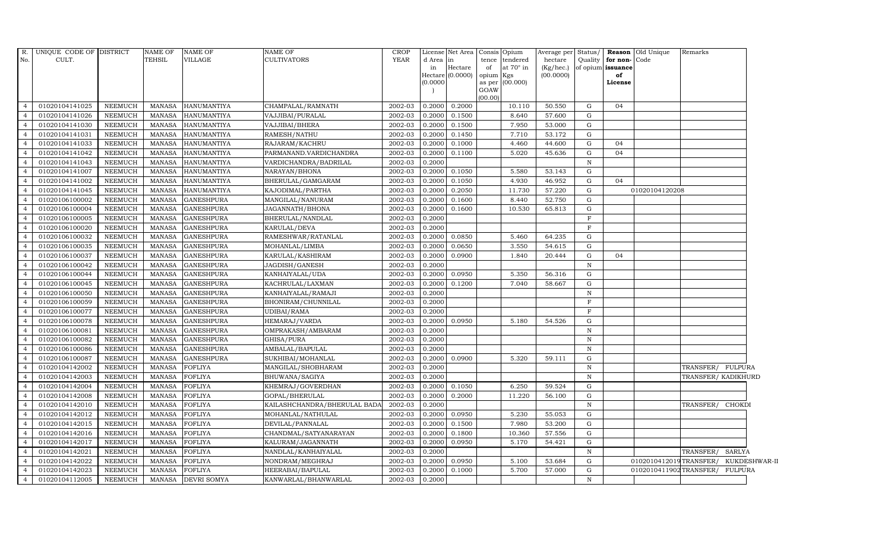| R. No. | UNIQUE CODE OF CULT. | DISTRICT | NAME OF TEHSIL | NAME OF VILLAGE | NAME OF CULTIVATORS | CROP YEAR | License d Area in Hectare (0.0000) | Net Area in Hectare (0.0000) | Consis tence of opium as per GOAW (00.00) | Opium tendered at 70° in Kgs (00.000) | Average per hectare (Kg/hec.) (00.0000) | Status/ Quality of opium | Reason for non-issuance of License | Old Unique Code | Remarks |
|---|---|---|---|---|---|---|---|---|---|---|---|---|---|---|---|
| 4 | 01020104141025 | NEEMUCH | MANASA | HANUMANTIYA | CHAMPALAL/RAMNATH | 2002-03 | 0.2000 | 0.2000 | | 10.110 | 50.550 | G | 04 | | |
| 4 | 01020104141026 | NEEMUCH | MANASA | HANUMANTIYA | VAJJIBAI/PURALAL | 2002-03 | 0.2000 | 0.1500 | | 8.640 | 57.600 | G | | | |
| 4 | 01020104141030 | NEEMUCH | MANASA | HANUMANTIYA | VAJJIBAI/BHERA | 2002-03 | 0.2000 | 0.1500 | | 7.950 | 53.000 | G | | | |
| 4 | 01020104141031 | NEEMUCH | MANASA | HANUMANTIYA | RAMESH/NATHU | 2002-03 | 0.2000 | 0.1450 | | 7.710 | 53.172 | G | | | |
| 4 | 01020104141033 | NEEMUCH | MANASA | HANUMANTIYA | RAJARAM/KACHRU | 2002-03 | 0.2000 | 0.1000 | | 4.460 | 44.600 | G | 04 | | |
| 4 | 01020104141042 | NEEMUCH | MANASA | HANUMANTIYA | PARMANAND.VARDICHANDRA | 2002-03 | 0.2000 | 0.1100 | | 5.020 | 45.636 | G | 04 | | |
| 4 | 01020104141043 | NEEMUCH | MANASA | HANUMANTIYA | VARDICHANDRA/BADRILAL | 2002-03 | 0.2000 | | | | | N | | | |
| 4 | 01020104141007 | NEEMUCH | MANASA | HANUMANTIYA | NARAYAN/BHONA | 2002-03 | 0.2000 | 0.1050 | | 5.580 | 53.143 | G | | | |
| 4 | 01020104141002 | NEEMUCH | MANASA | HANUMANTIYA | BHERULAL/GAMGARAM | 2002-03 | 0.2000 | 0.1050 | | 4.930 | 46.952 | G | 04 | | |
| 4 | 01020104141045 | NEEMUCH | MANASA | HANUMANTIYA | KAJODIMAL/PARTHA | 2002-03 | 0.2000 | 0.2050 | | 11.730 | 57.220 | G | | 01020104120208 | |
| 4 | 01020106100002 | NEEMUCH | MANASA | GANESHPURA | MANGILAL/NANURAM | 2002-03 | 0.2000 | 0.1600 | | 8.440 | 52.750 | G | | | |
| 4 | 01020106100004 | NEEMUCH | MANASA | GANESHPURA | JAGANNATH/BHONA | 2002-03 | 0.2000 | 0.1600 | | 10.530 | 65.813 | G | | | |
| 4 | 01020106100005 | NEEMUCH | MANASA | GANESHPURA | BHERULAL/NANDLAL | 2002-03 | 0.2000 | | | | | F | | | |
| 4 | 01020106100020 | NEEMUCH | MANASA | GANESHPURA | KARULAL/DEVA | 2002-03 | 0.2000 | | | | | F | | | |
| 4 | 01020106100032 | NEEMUCH | MANASA | GANESHPURA | RAMESHWAR/RATANLAL | 2002-03 | 0.2000 | 0.0850 | | 5.460 | 64.235 | G | | | |
| 4 | 01020106100035 | NEEMUCH | MANASA | GANESHPURA | MOHANLAL/LIMBA | 2002-03 | 0.2000 | 0.0650 | | 3.550 | 54.615 | G | | | |
| 4 | 01020106100037 | NEEMUCH | MANASA | GANESHPURA | KARULAL/KASHIRAM | 2002-03 | 0.2000 | 0.0900 | | 1.840 | 20.444 | G | 04 | | |
| 4 | 01020106100042 | NEEMUCH | MANASA | GANESHPURA | JAGDISH/GANESH | 2002-03 | 0.2000 | | | | | N | | | |
| 4 | 01020106100044 | NEEMUCH | MANASA | GANESHPURA | KANHAIYALAL/UDA | 2002-03 | 0.2000 | 0.0950 | | 5.350 | 56.316 | G | | | |
| 4 | 01020106100045 | NEEMUCH | MANASA | GANESHPURA | KACHRULAL/LAXMAN | 2002-03 | 0.2000 | 0.1200 | | 7.040 | 58.667 | G | | | |
| 4 | 01020106100050 | NEEMUCH | MANASA | GANESHPURA | KANHAIYALAL/RAMAJI | 2002-03 | 0.2000 | | | | | N | | | |
| 4 | 01020106100059 | NEEMUCH | MANASA | GANESHPURA | BHONIRAM/CHUNNILAL | 2002-03 | 0.2000 | | | | | F | | | |
| 4 | 01020106100077 | NEEMUCH | MANASA | GANESHPURA | UDIBAI/RAMA | 2002-03 | 0.2000 | | | | | F | | | |
| 4 | 01020106100078 | NEEMUCH | MANASA | GANESHPURA | HEMARAJ/VARDA | 2002-03 | 0.2000 | 0.0950 | | 5.180 | 54.526 | G | | | |
| 4 | 01020106100081 | NEEMUCH | MANASA | GANESHPURA | OMPRAKASH/AMBARAM | 2002-03 | 0.2000 | | | | | N | | | |
| 4 | 01020106100082 | NEEMUCH | MANASA | GANESHPURA | GHISA/PURA | 2002-03 | 0.2000 | | | | | N | | | |
| 4 | 01020106100086 | NEEMUCH | MANASA | GANESHPURA | AMBALAL/BAPULAL | 2002-03 | 0.2000 | | | | | N | | | |
| 4 | 01020106100087 | NEEMUCH | MANASA | GANESHPURA | SUKHIBAI/MOHANLAL | 2002-03 | 0.2000 | 0.0900 | | 5.320 | 59.111 | G | | | |
| 4 | 01020104142002 | NEEMUCH | MANASA | FOFLIYA | MANGILAL/SHOBHARAM | 2002-03 | 0.2000 | | | | | N | | | TRANSFER/ FULPURA |
| 4 | 01020104142003 | NEEMUCH | MANASA | FOFLIYA | BHUWANA/SAGIYA | 2002-03 | 0.2000 | | | | | N | | | TRANSFER/ KADIKHURD |
| 4 | 01020104142004 | NEEMUCH | MANASA | FOFLIYA | KHEMRAJ/GOVERDHAN | 2002-03 | 0.2000 | 0.1050 | | 6.250 | 59.524 | G | | | |
| 4 | 01020104142008 | NEEMUCH | MANASA | FOFLIYA | GOPAL/BHERULAL | 2002-03 | 0.2000 | 0.2000 | | 11.220 | 56.100 | G | | | |
| 4 | 01020104142010 | NEEMUCH | MANASA | FOFLIYA | KAILASHCHANDRA/BHERULAL BADA | 2002-03 | 0.2000 | | | | | N | | | TRANSFER/ CHOKDI |
| 4 | 01020104142012 | NEEMUCH | MANASA | FOFLIYA | MOHANLAL/NATHULAL | 2002-03 | 0.2000 | 0.0950 | | 5.230 | 55.053 | G | | | |
| 4 | 01020104142015 | NEEMUCH | MANASA | FOFLIYA | DEVILAL/PANNALAL | 2002-03 | 0.2000 | 0.1500 | | 7.980 | 53.200 | G | | | |
| 4 | 01020104142016 | NEEMUCH | MANASA | FOFLIYA | CHANDMAL/SATYANARAYAN | 2002-03 | 0.2000 | 0.1800 | | 10.360 | 57.556 | G | | | |
| 4 | 01020104142017 | NEEMUCH | MANASA | FOFLIYA | KALURAM/JAGANNATH | 2002-03 | 0.2000 | 0.0950 | | 5.170 | 54.421 | G | | | |
| 4 | 01020104142021 | NEEMUCH | MANASA | FOFLIYA | NANDLAL/KANHAIYALAL | 2002-03 | 0.2000 | | | | | N | | | TRANSFER/ SARLYA |
| 4 | 01020104142022 | NEEMUCH | MANASA | FOFLIYA | NONDRAM/MEGHRAJ | 2002-03 | 0.2000 | 0.0950 | | 5.100 | 53.684 | G | | 01020104120198 | TRANSFER/ KUKDESHWAR-II |
| 4 | 01020104142023 | NEEMUCH | MANASA | FOFLIYA | HEERABAI/BAPULAL | 2002-03 | 0.2000 | 0.1000 | | 5.700 | 57.000 | G | | 01020104119020 | TRANSFER/ FULPURA |
| 4 | 01020104112005 | NEEMUCH | MANASA | DEVRI SOMYA | KANWARLAL/BHANWARLAL | 2002-03 | 0.2000 | | | | | N | | | |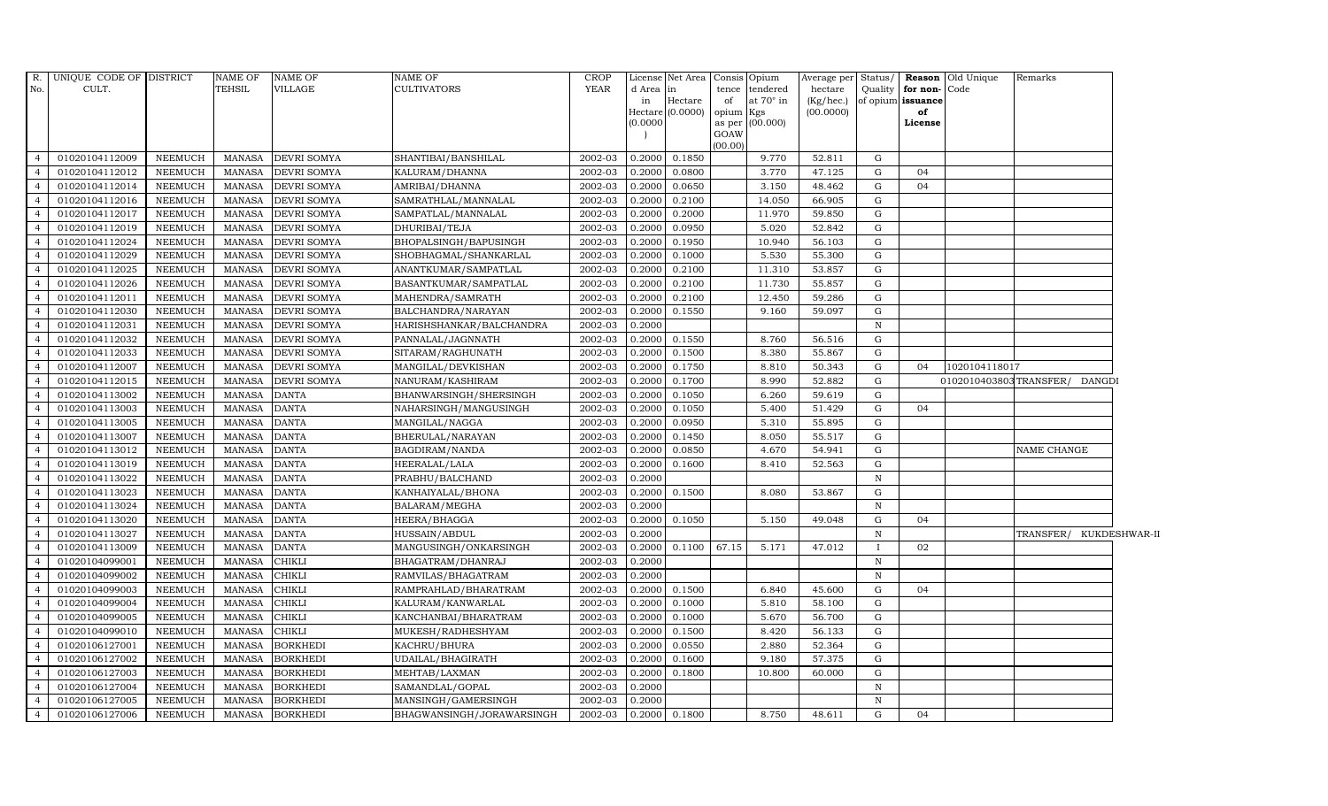| R. No. | UNIQUE CODE OF CULT. | DISTRICT | NAME OF TEHSIL | NAME OF VILLAGE | NAME OF CULTIVATORS | CROP YEAR | License d Area in Hectare (0.0000) | Net Area in Hectare (0.0000) | Consis tence of opium as per GOAW (00.00) | Opium tendered at 70° in Kgs (00.000) | Average per hectare (Kg/hec.) (00.0000) | Status/ Quality of opium | Reason for non-issuance of License | Old Unique Code | Remarks |
|---|---|---|---|---|---|---|---|---|---|---|---|---|---|---|---|
| 4 | 01020104112009 | NEEMUCH | MANASA | DEVRI SOMYA | SHANTIBAI/BANSHILAL | 2002-03 | 0.2000 | 0.1850 | | 9.770 | 52.811 | G | | | |
| 4 | 01020104112012 | NEEMUCH | MANASA | DEVRI SOMYA | KALURAM/DHANNA | 2002-03 | 0.2000 | 0.0800 | | 3.770 | 47.125 | G | 04 | | |
| 4 | 01020104112014 | NEEMUCH | MANASA | DEVRI SOMYA | AMRIBAI/DHANNA | 2002-03 | 0.2000 | 0.0650 | | 3.150 | 48.462 | G | 04 | | |
| 4 | 01020104112016 | NEEMUCH | MANASA | DEVRI SOMYA | SAMRATHLAL/MANNALAL | 2002-03 | 0.2000 | 0.2100 | | 14.050 | 66.905 | G | | | |
| 4 | 01020104112017 | NEEMUCH | MANASA | DEVRI SOMYA | SAMPATLAL/MANNALAL | 2002-03 | 0.2000 | 0.2000 | | 11.970 | 59.850 | G | | | |
| 4 | 01020104112019 | NEEMUCH | MANASA | DEVRI SOMYA | DHURIBAI/TEJA | 2002-03 | 0.2000 | 0.0950 | | 5.020 | 52.842 | G | | | |
| 4 | 01020104112024 | NEEMUCH | MANASA | DEVRI SOMYA | BHOPALSINGH/BAPUSINGH | 2002-03 | 0.2000 | 0.1950 | | 10.940 | 56.103 | G | | | |
| 4 | 01020104112029 | NEEMUCH | MANASA | DEVRI SOMYA | SHOBHAGMAL/SHANKARLAL | 2002-03 | 0.2000 | 0.1000 | | 5.530 | 55.300 | G | | | |
| 4 | 01020104112025 | NEEMUCH | MANASA | DEVRI SOMYA | ANANTKUMAR/SAMPATLAL | 2002-03 | 0.2000 | 0.2100 | | 11.310 | 53.857 | G | | | |
| 4 | 01020104112026 | NEEMUCH | MANASA | DEVRI SOMYA | BASANTKUMAR/SAMPATLAL | 2002-03 | 0.2000 | 0.2100 | | 11.730 | 55.857 | G | | | |
| 4 | 01020104112011 | NEEMUCH | MANASA | DEVRI SOMYA | MAHENDRA/SAMRATH | 2002-03 | 0.2000 | 0.2100 | | 12.450 | 59.286 | G | | | |
| 4 | 01020104112030 | NEEMUCH | MANASA | DEVRI SOMYA | BALCHANDRA/NARAYAN | 2002-03 | 0.2000 | 0.1550 | | 9.160 | 59.097 | G | | | |
| 4 | 01020104112031 | NEEMUCH | MANASA | DEVRI SOMYA | HARISHSHANKAR/BALCHANDRA | 2002-03 | 0.2000 | | | | | N | | | |
| 4 | 01020104112032 | NEEMUCH | MANASA | DEVRI SOMYA | PANNALAL/JAGNNATH | 2002-03 | 0.2000 | 0.1550 | | 8.760 | 56.516 | G | | | |
| 4 | 01020104112033 | NEEMUCH | MANASA | DEVRI SOMYA | SITARAM/RAGHUNATH | 2002-03 | 0.2000 | 0.1500 | | 8.380 | 55.867 | G | | | |
| 4 | 01020104112007 | NEEMUCH | MANASA | DEVRI SOMYA | MANGILAL/DEVKISHAN | 2002-03 | 0.2000 | 0.1750 | | 8.810 | 50.343 | G | 04 | 1020104118017 | |
| 4 | 01020104112015 | NEEMUCH | MANASA | DEVRI SOMYA | NANURAM/KASHIRAM | 2002-03 | 0.2000 | 0.1700 | | 8.990 | 52.882 | G | | 01020104038030 | TRANSFER/ DANGDI |
| 4 | 01020104113002 | NEEMUCH | MANASA | DANTA | BHANWARSINGH/SHERSINGH | 2002-03 | 0.2000 | 0.1050 | | 6.260 | 59.619 | G | | | |
| 4 | 01020104113003 | NEEMUCH | MANASA | DANTA | NAHARSINGH/MANGUSINGH | 2002-03 | 0.2000 | 0.1050 | | 5.400 | 51.429 | G | 04 | | |
| 4 | 01020104113005 | NEEMUCH | MANASA | DANTA | MANGILAL/NAGGA | 2002-03 | 0.2000 | 0.0950 | | 5.310 | 55.895 | G | | | |
| 4 | 01020104113007 | NEEMUCH | MANASA | DANTA | BHERULAL/NARAYAN | 2002-03 | 0.2000 | 0.1450 | | 8.050 | 55.517 | G | | | |
| 4 | 01020104113012 | NEEMUCH | MANASA | DANTA | BAGDIRAM/NANDA | 2002-03 | 0.2000 | 0.0850 | | 4.670 | 54.941 | G | | | NAME CHANGE |
| 4 | 01020104113019 | NEEMUCH | MANASA | DANTA | HEERALAL/LALA | 2002-03 | 0.2000 | 0.1600 | | 8.410 | 52.563 | G | | | |
| 4 | 01020104113022 | NEEMUCH | MANASA | DANTA | PRABHU/BALCHAND | 2002-03 | 0.2000 | | | | | N | | | |
| 4 | 01020104113023 | NEEMUCH | MANASA | DANTA | KANHAIYALAL/BHONA | 2002-03 | 0.2000 | 0.1500 | | 8.080 | 53.867 | G | | | |
| 4 | 01020104113024 | NEEMUCH | MANASA | DANTA | BALARAM/MEGHA | 2002-03 | 0.2000 | | | | | N | | | |
| 4 | 01020104113020 | NEEMUCH | MANASA | DANTA | HEERA/BHAGGA | 2002-03 | 0.2000 | 0.1050 | | 5.150 | 49.048 | G | 04 | | |
| 4 | 01020104113027 | NEEMUCH | MANASA | DANTA | HUSSAIN/ABDUL | 2002-03 | 0.2000 | | | | | N | | | TRANSFER/ KUKDESHWAR-II |
| 4 | 01020104113009 | NEEMUCH | MANASA | DANTA | MANGUSINGH/ONKARSINGH | 2002-03 | 0.2000 | 0.1100 | 67.15 | 5.171 | 47.012 | I | 02 | | |
| 4 | 01020104099001 | NEEMUCH | MANASA | CHIKLI | BHAGATRAM/DHANRAJ | 2002-03 | 0.2000 | | | | | N | | | |
| 4 | 01020104099002 | NEEMUCH | MANASA | CHIKLI | RAMVILAS/BHAGATRAM | 2002-03 | 0.2000 | | | | | N | | | |
| 4 | 01020104099003 | NEEMUCH | MANASA | CHIKLI | RAMPRAHLAD/BHARATRAM | 2002-03 | 0.2000 | 0.1500 | | 6.840 | 45.600 | G | 04 | | |
| 4 | 01020104099004 | NEEMUCH | MANASA | CHIKLI | KALURAM/KANWARLAL | 2002-03 | 0.2000 | 0.1000 | | 5.810 | 58.100 | G | | | |
| 4 | 01020104099005 | NEEMUCH | MANASA | CHIKLI | KANCHANBAI/BHARATRAM | 2002-03 | 0.2000 | 0.1000 | | 5.670 | 56.700 | G | | | |
| 4 | 01020104099010 | NEEMUCH | MANASA | CHIKLI | MUKESH/RADHESHYAM | 2002-03 | 0.2000 | 0.1500 | | 8.420 | 56.133 | G | | | |
| 4 | 01020106127001 | NEEMUCH | MANASA | BORKHEDI | KACHRU/BHURA | 2002-03 | 0.2000 | 0.0550 | | 2.880 | 52.364 | G | | | |
| 4 | 01020106127002 | NEEMUCH | MANASA | BORKHEDI | UDAILAL/BHAGIRATH | 2002-03 | 0.2000 | 0.1600 | | 9.180 | 57.375 | G | | | |
| 4 | 01020106127003 | NEEMUCH | MANASA | BORKHEDI | MEHTAB/LAXMAN | 2002-03 | 0.2000 | 0.1800 | | 10.800 | 60.000 | G | | | |
| 4 | 01020106127004 | NEEMUCH | MANASA | BORKHEDI | SAMANDLAL/GOPAL | 2002-03 | 0.2000 | | | | | N | | | |
| 4 | 01020106127005 | NEEMUCH | MANASA | BORKHEDI | MANSINGH/GAMERSINGH | 2002-03 | 0.2000 | | | | | N | | | |
| 4 | 01020106127006 | NEEMUCH | MANASA | BORKHEDI | BHAGWANSINGH/JORAWARSINGH | 2002-03 | 0.2000 | 0.1800 | | 8.750 | 48.611 | G | 04 | | |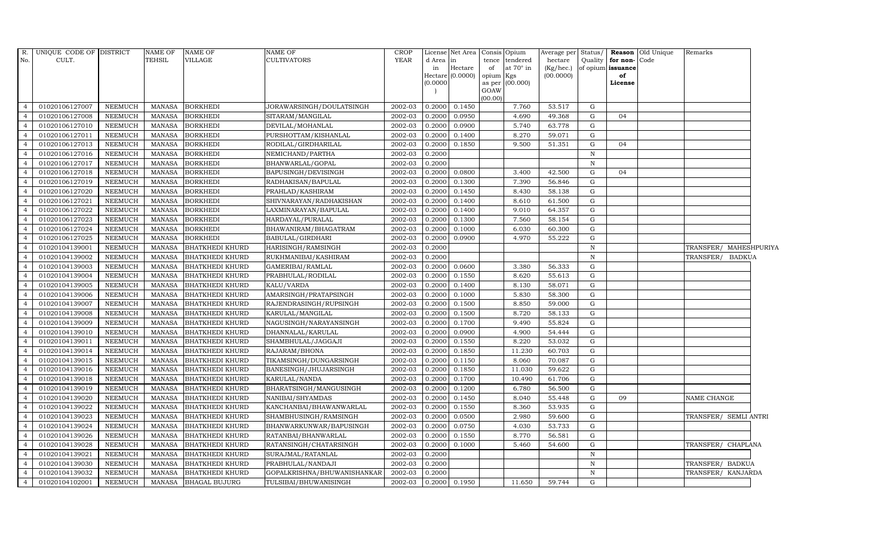| R. No. | UNIQUE CODE OF CULT. | DISTRICT | NAME OF TEHSIL | NAME OF VILLAGE | NAME OF CULTIVATORS | CROP YEAR | License d Area in Hectare (0.0000) | Net Area in Hectare (0.0000) | Consis tence of opium as per GOAW (00.00) | Opium tendered at 70° in Kgs (00.000) | Average per hectare (Kg/hec.) (00.0000) | Status/ Quality of opium | Reason for non-issuance of License | Old Unique Code | Remarks |
|---|---|---|---|---|---|---|---|---|---|---|---|---|---|---|---|
| 4 | 01020106127007 | NEEMUCH | MANASA | BORKHEDI | JORAWARSINGH/DOULATSINGH | 2002-03 | 0.2000 | 0.1450 | | 7.760 | 53.517 | G | | | |
| 4 | 01020106127008 | NEEMUCH | MANASA | BORKHEDI | SITARAM/MANGILAL | 2002-03 | 0.2000 | 0.0950 | | 4.690 | 49.368 | G | 04 | | |
| 4 | 01020106127010 | NEEMUCH | MANASA | BORKHEDI | DEVILAL/MOHANLAL | 2002-03 | 0.2000 | 0.0900 | | 5.740 | 63.778 | G | | | |
| 4 | 01020106127011 | NEEMUCH | MANASA | BORKHEDI | PURSHOTTAM/KISHANLAL | 2002-03 | 0.2000 | 0.1400 | | 8.270 | 59.071 | G | | | |
| 4 | 01020106127013 | NEEMUCH | MANASA | BORKHEDI | RODILAL/GIRDHARILAL | 2002-03 | 0.2000 | 0.1850 | | 9.500 | 51.351 | G | 04 | | |
| 4 | 01020106127016 | NEEMUCH | MANASA | BORKHEDI | NEMICHAND/PARTHA | 2002-03 | 0.2000 | | | | | N | | | |
| 4 | 01020106127017 | NEEMUCH | MANASA | BORKHEDI | BHANWARLAL/GOPAL | 2002-03 | 0.2000 | | | | | N | | | |
| 4 | 01020106127018 | NEEMUCH | MANASA | BORKHEDI | BAPUSINGH/DEVISINGH | 2002-03 | 0.2000 | 0.0800 | | 3.400 | 42.500 | G | 04 | | |
| 4 | 01020106127019 | NEEMUCH | MANASA | BORKHEDI | RADHAKISAN/BAPULAL | 2002-03 | 0.2000 | 0.1300 | | 7.390 | 56.846 | G | | | |
| 4 | 01020106127020 | NEEMUCH | MANASA | BORKHEDI | PRAHLAD/KASHIRAM | 2002-03 | 0.2000 | 0.1450 | | 8.430 | 58.138 | G | | | |
| 4 | 01020106127021 | NEEMUCH | MANASA | BORKHEDI | SHIVNARAYAN/RADHAKISHAN | 2002-03 | 0.2000 | 0.1400 | | 8.610 | 61.500 | G | | | |
| 4 | 01020106127022 | NEEMUCH | MANASA | BORKHEDI | LAXMINARAYAN/BAPULAL | 2002-03 | 0.2000 | 0.1400 | | 9.010 | 64.357 | G | | | |
| 4 | 01020106127023 | NEEMUCH | MANASA | BORKHEDI | HARDAYAL/PURALAL | 2002-03 | 0.2000 | 0.1300 | | 7.560 | 58.154 | G | | | |
| 4 | 01020106127024 | NEEMUCH | MANASA | BORKHEDI | BHAWANIRAM/BHAGATRAM | 2002-03 | 0.2000 | 0.1000 | | 6.030 | 60.300 | G | | | |
| 4 | 01020106127025 | NEEMUCH | MANASA | BORKHEDI | BABULAL/GIRDHARI | 2002-03 | 0.2000 | 0.0900 | | 4.970 | 55.222 | G | | | |
| 4 | 01020104139001 | NEEMUCH | MANASA | BHATKHEDI KHURD | HARISINGH/RAMSINGH | 2002-03 | 0.2000 | | | | | N | | | TRANSFER/ MAHESHPURIYA |
| 4 | 01020104139002 | NEEMUCH | MANASA | BHATKHEDI KHURD | RUKHMANIBAI/KASHIRAM | 2002-03 | 0.2000 | | | | | N | | | TRANSFER/ BADKUA |
| 4 | 01020104139003 | NEEMUCH | MANASA | BHATKHEDI KHURD | GAMERIBAI/RAMLAL | 2002-03 | 0.2000 | 0.0600 | | 3.380 | 56.333 | G | | | |
| 4 | 01020104139004 | NEEMUCH | MANASA | BHATKHEDI KHURD | PRABHULAL/RODILAL | 2002-03 | 0.2000 | 0.1550 | | 8.620 | 55.613 | G | | | |
| 4 | 01020104139005 | NEEMUCH | MANASA | BHATKHEDI KHURD | KALU/VARDA | 2002-03 | 0.2000 | 0.1400 | | 8.130 | 58.071 | G | | | |
| 4 | 01020104139006 | NEEMUCH | MANASA | BHATKHEDI KHURD | AMARSINGH/PRATAPSINGH | 2002-03 | 0.2000 | 0.1000 | | 5.830 | 58.300 | G | | | |
| 4 | 01020104139007 | NEEMUCH | MANASA | BHATKHEDI KHURD | RAJENDRASINGH/RUPSINGH | 2002-03 | 0.2000 | 0.1500 | | 8.850 | 59.000 | G | | | |
| 4 | 01020104139008 | NEEMUCH | MANASA | BHATKHEDI KHURD | KARULAL/MANGILAL | 2002-03 | 0.2000 | 0.1500 | | 8.720 | 58.133 | G | | | |
| 4 | 01020104139009 | NEEMUCH | MANASA | BHATKHEDI KHURD | NAGUSINGH/NARAYANSINGH | 2002-03 | 0.2000 | 0.1700 | | 9.490 | 55.824 | G | | | |
| 4 | 01020104139010 | NEEMUCH | MANASA | BHATKHEDI KHURD | DHANNALAL/KARULAL | 2002-03 | 0.2000 | 0.0900 | | 4.900 | 54.444 | G | | | |
| 4 | 01020104139011 | NEEMUCH | MANASA | BHATKHEDI KHURD | SHAMBHULAL/JAGGAJI | 2002-03 | 0.2000 | 0.1550 | | 8.220 | 53.032 | G | | | |
| 4 | 01020104139014 | NEEMUCH | MANASA | BHATKHEDI KHURD | RAJARAM/BHONA | 2002-03 | 0.2000 | 0.1850 | | 11.230 | 60.703 | G | | | |
| 4 | 01020104139015 | NEEMUCH | MANASA | BHATKHEDI KHURD | TIKAMSINGH/DUNGARSINGH | 2002-03 | 0.2000 | 0.1150 | | 8.060 | 70.087 | G | | | |
| 4 | 01020104139016 | NEEMUCH | MANASA | BHATKHEDI KHURD | BANESINGH/JHUJARSINGH | 2002-03 | 0.2000 | 0.1850 | | 11.030 | 59.622 | G | | | |
| 4 | 01020104139018 | NEEMUCH | MANASA | BHATKHEDI KHURD | KARULAL/NANDA | 2002-03 | 0.2000 | 0.1700 | | 10.490 | 61.706 | G | | | |
| 4 | 01020104139019 | NEEMUCH | MANASA | BHATKHEDI KHURD | BHARATSINGH/MANGUSINGH | 2002-03 | 0.2000 | 0.1200 | | 6.780 | 56.500 | G | | | |
| 4 | 01020104139020 | NEEMUCH | MANASA | BHATKHEDI KHURD | NANIBAI/SHYAMDAS | 2002-03 | 0.2000 | 0.1450 | | 8.040 | 55.448 | G | 09 | | NAME CHANGE |
| 4 | 01020104139022 | NEEMUCH | MANASA | BHATKHEDI KHURD | KANCHANBAI/BHAWANWARLAL | 2002-03 | 0.2000 | 0.1550 | | 8.360 | 53.935 | G | | | |
| 4 | 01020104139023 | NEEMUCH | MANASA | BHATKHEDI KHURD | SHAMBHUSINGH/RAMSINGH | 2002-03 | 0.2000 | 0.0500 | | 2.980 | 59.600 | G | | | TRANSFER/ SEMLI ANTRI |
| 4 | 01020104139024 | NEEMUCH | MANASA | BHATKHEDI KHURD | BHANWARKUNWAR/BAPUSINGH | 2002-03 | 0.2000 | 0.0750 | | 4.030 | 53.733 | G | | | |
| 4 | 01020104139026 | NEEMUCH | MANASA | BHATKHEDI KHURD | RATANBAI/BHANWARLAL | 2002-03 | 0.2000 | 0.1550 | | 8.770 | 56.581 | G | | | |
| 4 | 01020104139028 | NEEMUCH | MANASA | BHATKHEDI KHURD | RATANSINGH/CHATARSINGH | 2002-03 | 0.2000 | 0.1000 | | 5.460 | 54.600 | G | | | TRANSFER/ CHAPLANA |
| 4 | 01020104139021 | NEEMUCH | MANASA | BHATKHEDI KHURD | SURAJMAL/RATANLAL | 2002-03 | 0.2000 | | | | | N | | | |
| 4 | 01020104139030 | NEEMUCH | MANASA | BHATKHEDI KHURD | PRABHULAL/NANDAJI | 2002-03 | 0.2000 | | | | | N | | | TRANSFER/ BADKUA |
| 4 | 01020104139032 | NEEMUCH | MANASA | BHATKHEDI KHURD | GOPALKRISHNA/BHUWANISHANKAR | 2002-03 | 0.2000 | | | | | N | | | TRANSFER/ KANJARDA |
| 4 | 01020104102001 | NEEMUCH | MANASA | BHAGAL BUJURG | TULSIBAI/BHUWANISINGH | 2002-03 | 0.2000 | 0.1950 | | 11.650 | 59.744 | G | | | |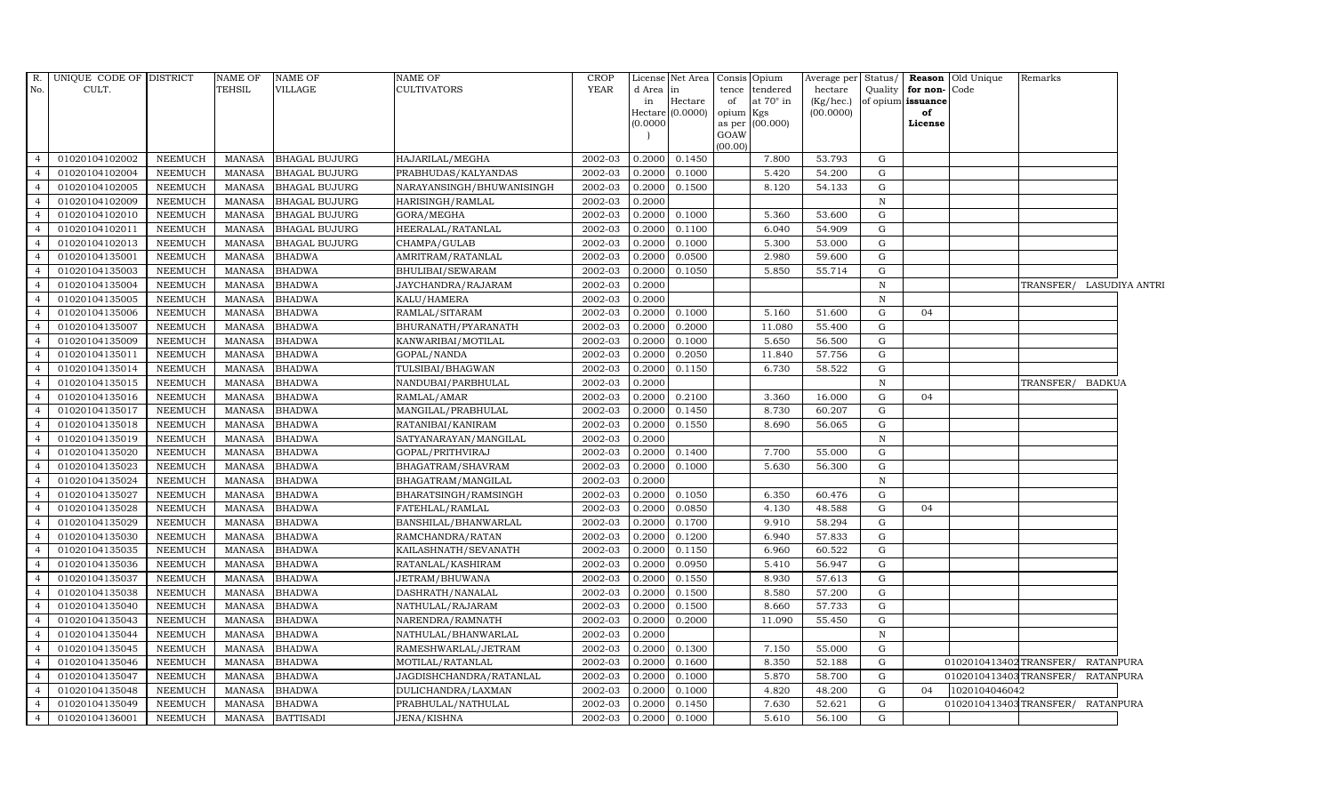| R. No. | UNIQUE CODE OF CULT. | DISTRICT | NAME OF TEHSIL | NAME OF VILLAGE | NAME OF CULTIVATORS | CROP YEAR | License d Area in Hectare (0.0000) | Net Area in Hectare (0.0000) | Consis tence of opium as per GOAW (00.00) | Opium tendered at 70° in Kgs (00.000) | Average per hectare (Kg/hec.) (00.0000) | Status/ Quality of opium | Reason for non-issuance of License | Old Unique Code | Remarks |
|---|---|---|---|---|---|---|---|---|---|---|---|---|---|---|---|
| 4 | 01020104102002 | NEEMUCH | MANASA | BHAGAL BUJURG | HAJARILAL/MEGHA | 2002-03 | 0.2000 | 0.1450 | | 7.800 | 53.793 | G | | | |
| 4 | 01020104102004 | NEEMUCH | MANASA | BHAGAL BUJURG | PRABHUDAS/KALYANDAS | 2002-03 | 0.2000 | 0.1000 | | 5.420 | 54.200 | G | | | |
| 4 | 01020104102005 | NEEMUCH | MANASA | BHAGAL BUJURG | NARAYANSINGH/BHUWANISINGH | 2002-03 | 0.2000 | 0.1500 | | 8.120 | 54.133 | G | | | |
| 4 | 01020104102009 | NEEMUCH | MANASA | BHAGAL BUJURG | HARISINGH/RAMLAL | 2002-03 | 0.2000 | | | | | N | | | |
| 4 | 01020104102010 | NEEMUCH | MANASA | BHAGAL BUJURG | GORA/MEGHA | 2002-03 | 0.2000 | 0.1000 | | 5.360 | 53.600 | G | | | |
| 4 | 01020104102011 | NEEMUCH | MANASA | BHAGAL BUJURG | HEERALAL/RATANLAL | 2002-03 | 0.2000 | 0.1100 | | 6.040 | 54.909 | G | | | |
| 4 | 01020104102013 | NEEMUCH | MANASA | BHAGAL BUJURG | CHAMPA/GULAB | 2002-03 | 0.2000 | 0.1000 | | 5.300 | 53.000 | G | | | |
| 4 | 01020104135001 | NEEMUCH | MANASA | BHADWA | AMRITRAM/RATANLAL | 2002-03 | 0.2000 | 0.0500 | | 2.980 | 59.600 | G | | | |
| 4 | 01020104135003 | NEEMUCH | MANASA | BHADWA | BHULIBAI/SEWARAM | 2002-03 | 0.2000 | 0.1050 | | 5.850 | 55.714 | G | | | |
| 4 | 01020104135004 | NEEMUCH | MANASA | BHADWA | JAYCHANDRA/RAJARAM | 2002-03 | 0.2000 | | | | | N | | | TRANSFER/ LASUDIYA ANTRI |
| 4 | 01020104135005 | NEEMUCH | MANASA | BHADWA | KALU/HAMERA | 2002-03 | 0.2000 | | | | | N | | | |
| 4 | 01020104135006 | NEEMUCH | MANASA | BHADWA | RAMLAL/SITARAM | 2002-03 | 0.2000 | 0.1000 | | 5.160 | 51.600 | G | 04 | | |
| 4 | 01020104135007 | NEEMUCH | MANASA | BHADWA | BHURANATH/PYARANATH | 2002-03 | 0.2000 | 0.2000 | | 11.080 | 55.400 | G | | | |
| 4 | 01020104135009 | NEEMUCH | MANASA | BHADWA | KANWARIBAI/MOTILAL | 2002-03 | 0.2000 | 0.1000 | | 5.650 | 56.500 | G | | | |
| 4 | 01020104135011 | NEEMUCH | MANASA | BHADWA | GOPAL/NANDA | 2002-03 | 0.2000 | 0.2050 | | 11.840 | 57.756 | G | | | |
| 4 | 01020104135014 | NEEMUCH | MANASA | BHADWA | TULSIBAI/BHAGWAN | 2002-03 | 0.2000 | 0.1150 | | 6.730 | 58.522 | G | | | |
| 4 | 01020104135015 | NEEMUCH | MANASA | BHADWA | NANDUBAI/PARBHULAL | 2002-03 | 0.2000 | | | | | N | | | TRANSFER/ BADKUA |
| 4 | 01020104135016 | NEEMUCH | MANASA | BHADWA | RAMLAL/AMAR | 2002-03 | 0.2000 | 0.2100 | | 3.360 | 16.000 | G | 04 | | |
| 4 | 01020104135017 | NEEMUCH | MANASA | BHADWA | MANGILAL/PRABHULAL | 2002-03 | 0.2000 | 0.1450 | | 8.730 | 60.207 | G | | | |
| 4 | 01020104135018 | NEEMUCH | MANASA | BHADWA | RATANIBAI/KANIRAM | 2002-03 | 0.2000 | 0.1550 | | 8.690 | 56.065 | G | | | |
| 4 | 01020104135019 | NEEMUCH | MANASA | BHADWA | SATYANARAYAN/MANGILAL | 2002-03 | 0.2000 | | | | | N | | | |
| 4 | 01020104135020 | NEEMUCH | MANASA | BHADWA | GOPAL/PRITHVIRAJ | 2002-03 | 0.2000 | 0.1400 | | 7.700 | 55.000 | G | | | |
| 4 | 01020104135023 | NEEMUCH | MANASA | BHADWA | BHAGATRAM/SHAVRAM | 2002-03 | 0.2000 | 0.1000 | | 5.630 | 56.300 | G | | | |
| 4 | 01020104135024 | NEEMUCH | MANASA | BHADWA | BHAGATRAM/MANGILAL | 2002-03 | 0.2000 | | | | | N | | | |
| 4 | 01020104135027 | NEEMUCH | MANASA | BHADWA | BHARATSINGH/RAMSINGH | 2002-03 | 0.2000 | 0.1050 | | 6.350 | 60.476 | G | | | |
| 4 | 01020104135028 | NEEMUCH | MANASA | BHADWA | FATEHLAL/RAMLAL | 2002-03 | 0.2000 | 0.0850 | | 4.130 | 48.588 | G | 04 | | |
| 4 | 01020104135029 | NEEMUCH | MANASA | BHADWA | BANSHILAL/BHANWARLAL | 2002-03 | 0.2000 | 0.1700 | | 9.910 | 58.294 | G | | | |
| 4 | 01020104135030 | NEEMUCH | MANASA | BHADWA | RAMCHANDRA/RATAN | 2002-03 | 0.2000 | 0.1200 | | 6.940 | 57.833 | G | | | |
| 4 | 01020104135035 | NEEMUCH | MANASA | BHADWA | KAILASHNATH/SEVANATH | 2002-03 | 0.2000 | 0.1150 | | 6.960 | 60.522 | G | | | |
| 4 | 01020104135036 | NEEMUCH | MANASA | BHADWA | RATANLAL/KASHIRAM | 2002-03 | 0.2000 | 0.0950 | | 5.410 | 56.947 | G | | | |
| 4 | 01020104135037 | NEEMUCH | MANASA | BHADWA | JETRAM/BHUWANA | 2002-03 | 0.2000 | 0.1550 | | 8.930 | 57.613 | G | | | |
| 4 | 01020104135038 | NEEMUCH | MANASA | BHADWA | DASHRATH/NANALAL | 2002-03 | 0.2000 | 0.1500 | | 8.580 | 57.200 | G | | | |
| 4 | 01020104135040 | NEEMUCH | MANASA | BHADWA | NATHULAL/RAJARAM | 2002-03 | 0.2000 | 0.1500 | | 8.660 | 57.733 | G | | | |
| 4 | 01020104135043 | NEEMUCH | MANASA | BHADWA | NARENDRA/RAMNATH | 2002-03 | 0.2000 | 0.2000 | | 11.090 | 55.450 | G | | | |
| 4 | 01020104135044 | NEEMUCH | MANASA | BHADWA | NATHULAL/BHANWARLAL | 2002-03 | 0.2000 | | | | | N | | | |
| 4 | 01020104135045 | NEEMUCH | MANASA | BHADWA | RAMESHWARLAL/JETRAM | 2002-03 | 0.2000 | 0.1300 | | 7.150 | 55.000 | G | | | |
| 4 | 01020104135046 | NEEMUCH | MANASA | BHADWA | MOTILAL/RATANLAL | 2002-03 | 0.2000 | 0.1600 | | 8.350 | 52.188 | G | | 0102010413402 | TRANSFER/ RATANPURA |
| 4 | 01020104135047 | NEEMUCH | MANASA | BHADWA | JAGDISHCHANDRA/RATANLAL | 2002-03 | 0.2000 | 0.1000 | | 5.870 | 58.700 | G | | 0102010413403 | TRANSFER/ RATANPURA |
| 4 | 01020104135048 | NEEMUCH | MANASA | BHADWA | DULICHANDRA/LAXMAN | 2002-03 | 0.2000 | 0.1000 | | 4.820 | 48.200 | G | 04 | 1020104046042 | |
| 4 | 01020104135049 | NEEMUCH | MANASA | BHADWA | PRABHULAL/NATHULAL | 2002-03 | 0.2000 | 0.1450 | | 7.630 | 52.621 | G | | 0102010413403 | TRANSFER/ RATANPURA |
| 4 | 01020104136001 | NEEMUCH | MANASA | BATTISADI | JENA/KISHNA | 2002-03 | 0.2000 | 0.1000 | | 5.610 | 56.100 | G | | | |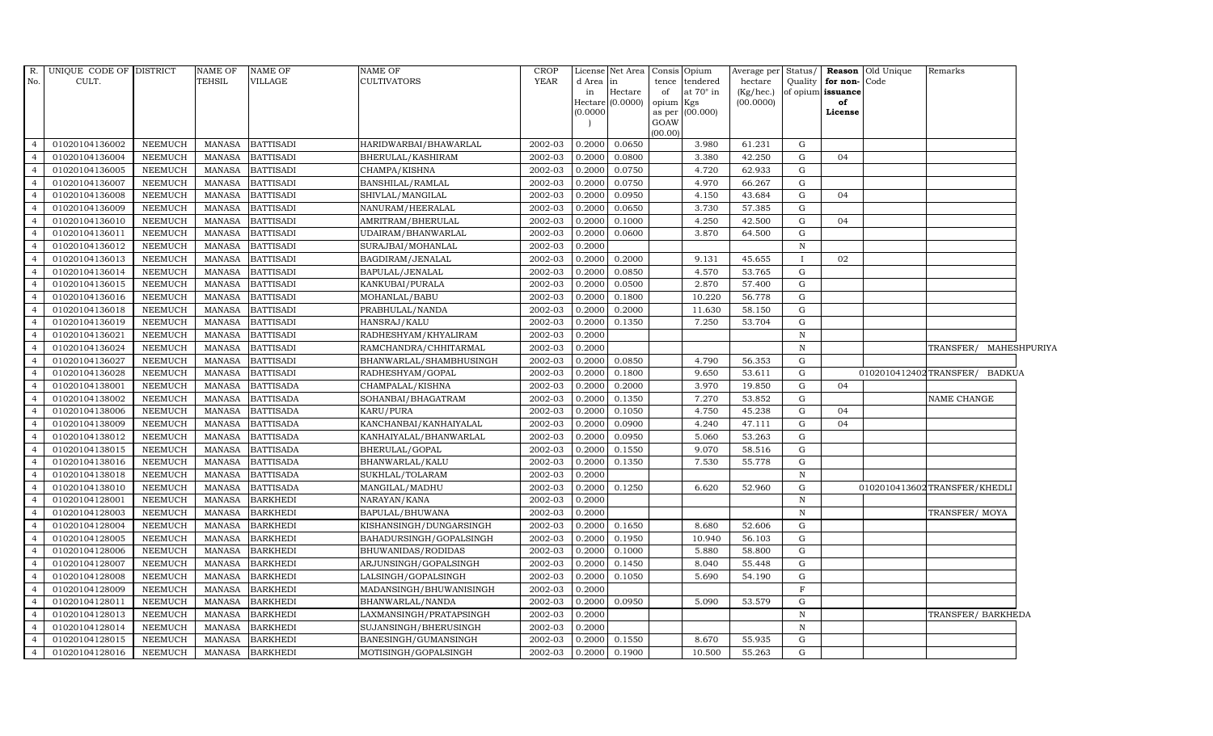| R. No. | UNIQUE CODE OF CULT. | DISTRICT | NAME OF TEHSIL | NAME OF VILLAGE | NAME OF CULTIVATORS | CROP YEAR | License d Area in Hectare (0.0000) | Net Area in Hectare (0.0000) | Consis tence of opium as per GOAW (00.00) | Opium tendered at 70° in Kgs (00.000) | Average per hectare (Kg/hec.) (00.0000) | Status/ Quality of opium | Reason for non-issuance of License | Old Unique Code | Remarks |
|---|---|---|---|---|---|---|---|---|---|---|---|---|---|---|---|
| 4 | 01020104136002 | NEEMUCH | MANASA | BATTISADI | HARIDWARBAI/BHAWARLAL | 2002-03 | 0.2000 | 0.0650 | | 3.980 | 61.231 | G | | | |
| 4 | 01020104136004 | NEEMUCH | MANASA | BATTISADI | BHERULAL/KASHIRAM | 2002-03 | 0.2000 | 0.0800 | | 3.380 | 42.250 | G | 04 | | |
| 4 | 01020104136005 | NEEMUCH | MANASA | BATTISADI | CHAMPA/KISHNA | 2002-03 | 0.2000 | 0.0750 | | 4.720 | 62.933 | G | | | |
| 4 | 01020104136007 | NEEMUCH | MANASA | BATTISADI | BANSHILAL/RAMLAL | 2002-03 | 0.2000 | 0.0750 | | 4.970 | 66.267 | G | | | |
| 4 | 01020104136008 | NEEMUCH | MANASA | BATTISADI | SHIVLAL/MANGILAL | 2002-03 | 0.2000 | 0.0950 | | 4.150 | 43.684 | G | 04 | | |
| 4 | 01020104136009 | NEEMUCH | MANASA | BATTISADI | NANURAM/HEERALAL | 2002-03 | 0.2000 | 0.0650 | | 3.730 | 57.385 | G | | | |
| 4 | 01020104136010 | NEEMUCH | MANASA | BATTISADI | AMRITRAM/BHERULAL | 2002-03 | 0.2000 | 0.1000 | | 4.250 | 42.500 | G | 04 | | |
| 4 | 01020104136011 | NEEMUCH | MANASA | BATTISADI | UDAIRAM/BHANWARLAL | 2002-03 | 0.2000 | 0.0600 | | 3.870 | 64.500 | G | | | |
| 4 | 01020104136012 | NEEMUCH | MANASA | BATTISADI | SURAJBAI/MOHANLAL | 2002-03 | 0.2000 | | | | | N | | | |
| 4 | 01020104136013 | NEEMUCH | MANASA | BATTISADI | BAGDIRAM/JENALAL | 2002-03 | 0.2000 | 0.2000 | | 9.131 | 45.655 | I | 02 | | |
| 4 | 01020104136014 | NEEMUCH | MANASA | BATTISADI | BAPULAL/JENALAL | 2002-03 | 0.2000 | 0.0850 | | 4.570 | 53.765 | G | | | |
| 4 | 01020104136015 | NEEMUCH | MANASA | BATTISADI | KANKUBAI/PURALA | 2002-03 | 0.2000 | 0.0500 | | 2.870 | 57.400 | G | | | |
| 4 | 01020104136016 | NEEMUCH | MANASA | BATTISADI | MOHANLAL/BABU | 2002-03 | 0.2000 | 0.1800 | | 10.220 | 56.778 | G | | | |
| 4 | 01020104136018 | NEEMUCH | MANASA | BATTISADI | PRABHULAL/NANDA | 2002-03 | 0.2000 | 0.2000 | | 11.630 | 58.150 | G | | | |
| 4 | 01020104136019 | NEEMUCH | MANASA | BATTISADI | HANSRAJ/KALU | 2002-03 | 0.2000 | 0.1350 | | 7.250 | 53.704 | G | | | |
| 4 | 01020104136021 | NEEMUCH | MANASA | BATTISADI | RADHESHYAM/KHYALIRAM | 2002-03 | 0.2000 | | | | | N | | | |
| 4 | 01020104136024 | NEEMUCH | MANASA | BATTISADI | RAMCHANDRA/CHHITARMAL | 2002-03 | 0.2000 | | | | | N | | | TRANSFER/ MAHESHPURIYA |
| 4 | 01020104136027 | NEEMUCH | MANASA | BATTISADI | BHANWARLAL/SHAMBHUSINGH | 2002-03 | 0.2000 | 0.0850 | | 4.790 | 56.353 | G | | | |
| 4 | 01020104136028 | NEEMUCH | MANASA | BATTISADI | RADHESHYAM/GOPAL | 2002-03 | 0.2000 | 0.1800 | | 9.650 | 53.611 | G | | 01020104124402 | TRANSFER/ BADKUA |
| 4 | 01020104138001 | NEEMUCH | MANASA | BATTISADA | CHAMPALAL/KISHNA | 2002-03 | 0.2000 | 0.2000 | | 3.970 | 19.850 | G | 04 | | |
| 4 | 01020104138002 | NEEMUCH | MANASA | BATTISADA | SOHANBAI/BHAGATRAM | 2002-03 | 0.2000 | 0.1350 | | 7.270 | 53.852 | G | | | NAME CHANGE |
| 4 | 01020104138006 | NEEMUCH | MANASA | BATTISADA | KARU/PURA | 2002-03 | 0.2000 | 0.1050 | | 4.750 | 45.238 | G | 04 | | |
| 4 | 01020104138009 | NEEMUCH | MANASA | BATTISADA | KANCHANBAI/KANHAIYALAL | 2002-03 | 0.2000 | 0.0900 | | 4.240 | 47.111 | G | 04 | | |
| 4 | 01020104138012 | NEEMUCH | MANASA | BATTISADA | KANHAIYALAL/BHANWARLAL | 2002-03 | 0.2000 | 0.0950 | | 5.060 | 53.263 | G | | | |
| 4 | 01020104138015 | NEEMUCH | MANASA | BATTISADA | BHERULAL/GOPAL | 2002-03 | 0.2000 | 0.1550 | | 9.070 | 58.516 | G | | | |
| 4 | 01020104138016 | NEEMUCH | MANASA | BATTISADA | BHANWARLAL/KALU | 2002-03 | 0.2000 | 0.1350 | | 7.530 | 55.778 | G | | | |
| 4 | 01020104138018 | NEEMUCH | MANASA | BATTISADA | SUKHLAL/TOLARAM | 2002-03 | 0.2000 | | | | | N | | | |
| 4 | 01020104138010 | NEEMUCH | MANASA | BATTISADA | MANGILAL/MADHU | 2002-03 | 0.2000 | 0.1250 | | 6.620 | 52.960 | G | | 01020104136020 | TRANSFER/KHEDLI |
| 4 | 01020104128001 | NEEMUCH | MANASA | BARKHEDI | NARAYAN/KANA | 2002-03 | 0.2000 | | | | | N | | | |
| 4 | 01020104128003 | NEEMUCH | MANASA | BARKHEDI | BAPULAL/BHUWANA | 2002-03 | 0.2000 | | | | | N | | | TRANSFER/ MOYA |
| 4 | 01020104128004 | NEEMUCH | MANASA | BARKHEDI | KISHANSINGH/DUNGARSINGH | 2002-03 | 0.2000 | 0.1650 | | 8.680 | 52.606 | G | | | |
| 4 | 01020104128005 | NEEMUCH | MANASA | BARKHEDI | BAHADURSINGH/GOPALSINGH | 2002-03 | 0.2000 | 0.1950 | | 10.940 | 56.103 | G | | | |
| 4 | 01020104128006 | NEEMUCH | MANASA | BARKHEDI | BHUWANIDAS/RODIDAS | 2002-03 | 0.2000 | 0.1000 | | 5.880 | 58.800 | G | | | |
| 4 | 01020104128007 | NEEMUCH | MANASA | BARKHEDI | ARJUNSINGH/GOPALSINGH | 2002-03 | 0.2000 | 0.1450 | | 8.040 | 55.448 | G | | | |
| 4 | 01020104128008 | NEEMUCH | MANASA | BARKHEDI | LALSINGH/GOPALSINGH | 2002-03 | 0.2000 | 0.1050 | | 5.690 | 54.190 | G | | | |
| 4 | 01020104128009 | NEEMUCH | MANASA | BARKHEDI | MADANSINGH/BHUWANISINGH | 2002-03 | 0.2000 | | | | | F | | | |
| 4 | 01020104128011 | NEEMUCH | MANASA | BARKHEDI | BHANWARLAL/NANDA | 2002-03 | 0.2000 | 0.0950 | | 5.090 | 53.579 | G | | | |
| 4 | 01020104128013 | NEEMUCH | MANASA | BARKHEDI | LAXMANSINGH/PRATAPSINGH | 2002-03 | 0.2000 | | | | | N | | | TRANSFER/ BARKHEDA |
| 4 | 01020104128014 | NEEMUCH | MANASA | BARKHEDI | SUJANSINGH/BHERUSINGH | 2002-03 | 0.2000 | | | | | N | | | |
| 4 | 01020104128015 | NEEMUCH | MANASA | BARKHEDI | BANESINGH/GUMANSINGH | 2002-03 | 0.2000 | 0.1550 | | 8.670 | 55.935 | G | | | |
| 4 | 01020104128016 | NEEMUCH | MANASA | BARKHEDI | MOTISINGH/GOPALSINGH | 2002-03 | 0.2000 | 0.1900 | | 10.500 | 55.263 | G | | | |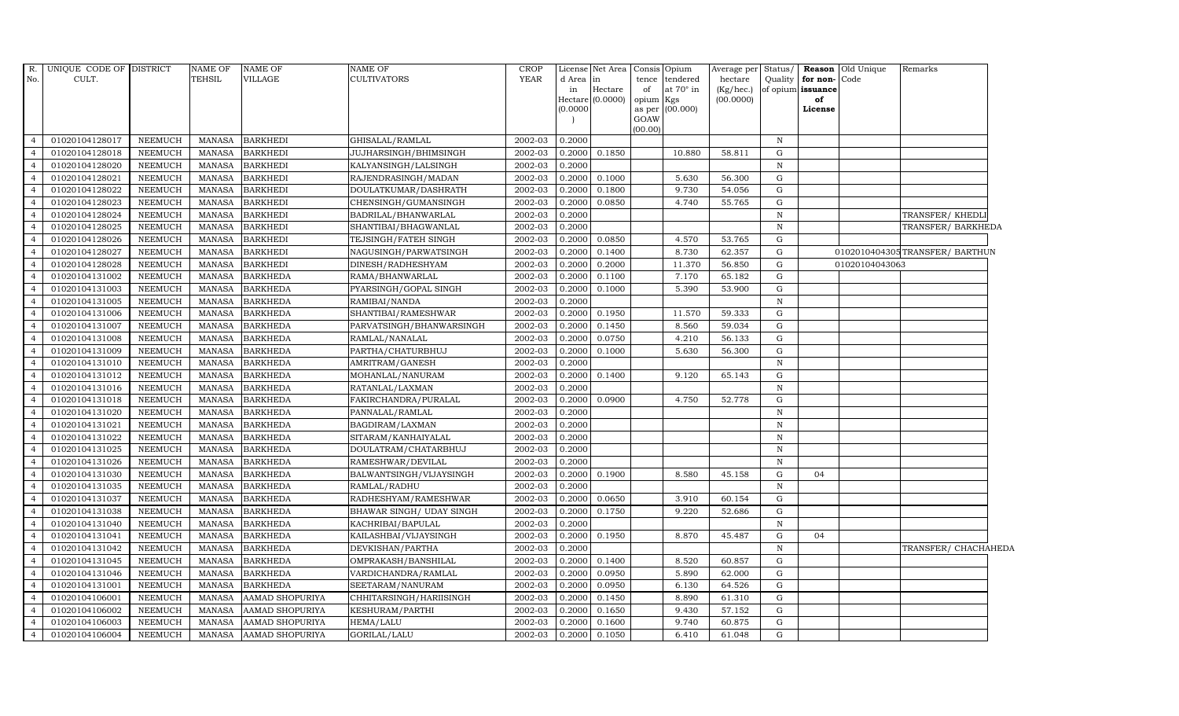| R. No. | UNIQUE CODE OF CULT. | DISTRICT | NAME OF TEHSIL | NAME OF VILLAGE | NAME OF CULTIVATORS | CROP YEAR | License d Area in Hectare (0.0000) | Net Area in Hectare (0.0000) | Consis tence of opium as per GOAW (00.00) | Opium tendered at 70° in Kgs (00.000) | Average per hectare (Kg/hec.) (00.0000) | Status/ Quality of opium | Reason for non-issuance of License | Old Unique Code | Remarks |
|---|---|---|---|---|---|---|---|---|---|---|---|---|---|---|---|
| 4 | 01020104128017 | NEEMUCH | MANASA | BARKHEDI | GHISALAL/RAMLAL | 2002-03 | 0.2000 | | | | | N | | | |
| 4 | 01020104128018 | NEEMUCH | MANASA | BARKHEDI | JUJHARSINGH/BHIMSINGH | 2002-03 | 0.2000 | 0.1850 | | 10.880 | 58.811 | G | | | |
| 4 | 01020104128020 | NEEMUCH | MANASA | BARKHEDI | KALYANSINGH/LALSINGH | 2002-03 | 0.2000 | | | | | N | | | |
| 4 | 01020104128021 | NEEMUCH | MANASA | BARKHEDI | RAJENDRASINGH/MADAN | 2002-03 | 0.2000 | 0.1000 | | 5.630 | 56.300 | G | | | |
| 4 | 01020104128022 | NEEMUCH | MANASA | BARKHEDI | DOULATKUMAR/DASHRATH | 2002-03 | 0.2000 | 0.1800 | | 9.730 | 54.056 | G | | | |
| 4 | 01020104128023 | NEEMUCH | MANASA | BARKHEDI | CHENSINGH/GUMANSINGH | 2002-03 | 0.2000 | 0.0850 | | 4.740 | 55.765 | G | | | |
| 4 | 01020104128024 | NEEMUCH | MANASA | BARKHEDI | BADRILAL/BHANWARLAL | 2002-03 | 0.2000 | | | | | N | | | TRANSFER/ KHEDLI |
| 4 | 01020104128025 | NEEMUCH | MANASA | BARKHEDI | SHANTIBAI/BHAGWANLAL | 2002-03 | 0.2000 | | | | | N | | | TRANSFER/ BARKHEDA |
| 4 | 01020104128026 | NEEMUCH | MANASA | BARKHEDI | TEJSINGH/FATEH SINGH | 2002-03 | 0.2000 | 0.0850 | | 4.570 | 53.765 | G | | | |
| 4 | 01020104128027 | NEEMUCH | MANASA | BARKHEDI | NAGUSINGH/PARWATSINGH | 2002-03 | 0.2000 | 0.1400 | | 8.730 | 62.357 | G | | 01020104043058 | TRANSFER/ BARTHUN |
| 4 | 01020104128028 | NEEMUCH | MANASA | BARKHEDI | DINESH/RADHESHYAM | 2002-03 | 0.2000 | 0.2000 | | 11.370 | 56.850 | G | | 01020104043063 | |
| 4 | 01020104131002 | NEEMUCH | MANASA | BARKHEDA | RAMA/BHANWARLAL | 2002-03 | 0.2000 | 0.1100 | | 7.170 | 65.182 | G | | | |
| 4 | 01020104131003 | NEEMUCH | MANASA | BARKHEDA | PYARSINGH/GOPAL SINGH | 2002-03 | 0.2000 | 0.1000 | | 5.390 | 53.900 | G | | | |
| 4 | 01020104131005 | NEEMUCH | MANASA | BARKHEDA | RAMIBAI/NANDA | 2002-03 | 0.2000 | | | | | N | | | |
| 4 | 01020104131006 | NEEMUCH | MANASA | BARKHEDA | SHANTIBAI/RAMESHWAR | 2002-03 | 0.2000 | 0.1950 | | 11.570 | 59.333 | G | | | |
| 4 | 01020104131007 | NEEMUCH | MANASA | BARKHEDA | PARVATSINGH/BHANWARSINGH | 2002-03 | 0.2000 | 0.1450 | | 8.560 | 59.034 | G | | | |
| 4 | 01020104131008 | NEEMUCH | MANASA | BARKHEDA | RAMLAL/NANALAL | 2002-03 | 0.2000 | 0.0750 | | 4.210 | 56.133 | G | | | |
| 4 | 01020104131009 | NEEMUCH | MANASA | BARKHEDA | PARTHA/CHATURBHUJ | 2002-03 | 0.2000 | 0.1000 | | 5.630 | 56.300 | G | | | |
| 4 | 01020104131010 | NEEMUCH | MANASA | BARKHEDA | AMRITRAM/GANESH | 2002-03 | 0.2000 | | | | | N | | | |
| 4 | 01020104131012 | NEEMUCH | MANASA | BARKHEDA | MOHANLAL/NANURAM | 2002-03 | 0.2000 | 0.1400 | | 9.120 | 65.143 | G | | | |
| 4 | 01020104131016 | NEEMUCH | MANASA | BARKHEDA | RATANLAL/LAXMAN | 2002-03 | 0.2000 | | | | | N | | | |
| 4 | 01020104131018 | NEEMUCH | MANASA | BARKHEDA | FAKIRCHANDRA/PURALAL | 2002-03 | 0.2000 | 0.0900 | | 4.750 | 52.778 | G | | | |
| 4 | 01020104131020 | NEEMUCH | MANASA | BARKHEDA | PANNALAL/RAMLAL | 2002-03 | 0.2000 | | | | | N | | | |
| 4 | 01020104131021 | NEEMUCH | MANASA | BARKHEDA | BAGDIRAM/LAXMAN | 2002-03 | 0.2000 | | | | | N | | | |
| 4 | 01020104131022 | NEEMUCH | MANASA | BARKHEDA | SITARAM/KANHAIYALAL | 2002-03 | 0.2000 | | | | | N | | | |
| 4 | 01020104131025 | NEEMUCH | MANASA | BARKHEDA | DOULATRAM/CHATARBHUJ | 2002-03 | 0.2000 | | | | | N | | | |
| 4 | 01020104131026 | NEEMUCH | MANASA | BARKHEDA | RAMESHWAR/DEVILAL | 2002-03 | 0.2000 | | | | | N | | | |
| 4 | 01020104131030 | NEEMUCH | MANASA | BARKHEDA | BALWANTSINGH/VIJAYSINGH | 2002-03 | 0.2000 | 0.1900 | | 8.580 | 45.158 | G | 04 | | |
| 4 | 01020104131035 | NEEMUCH | MANASA | BARKHEDA | RAMLAL/RADHU | 2002-03 | 0.2000 | | | | | N | | | |
| 4 | 01020104131037 | NEEMUCH | MANASA | BARKHEDA | RADHESHYAM/RAMESHWAR | 2002-03 | 0.2000 | 0.0650 | | 3.910 | 60.154 | G | | | |
| 4 | 01020104131038 | NEEMUCH | MANASA | BARKHEDA | BHAWAR SINGH/ UDAY SINGH | 2002-03 | 0.2000 | 0.1750 | | 9.220 | 52.686 | G | | | |
| 4 | 01020104131040 | NEEMUCH | MANASA | BARKHEDA | KACHRIBAI/BAPULAL | 2002-03 | 0.2000 | | | | | N | | | |
| 4 | 01020104131041 | NEEMUCH | MANASA | BARKHEDA | KAILASHBAI/VIJAYSINGH | 2002-03 | 0.2000 | 0.1950 | | 8.870 | 45.487 | G | 04 | | |
| 4 | 01020104131042 | NEEMUCH | MANASA | BARKHEDA | DEVKISHAN/PARTHA | 2002-03 | 0.2000 | | | | | N | | | TRANSFER/ CHACHAHEDA |
| 4 | 01020104131045 | NEEMUCH | MANASA | BARKHEDA | OMPRAKASH/BANSHILAL | 2002-03 | 0.2000 | 0.1400 | | 8.520 | 60.857 | G | | | |
| 4 | 01020104131046 | NEEMUCH | MANASA | BARKHEDA | VARDICHANDRA/RAMLAL | 2002-03 | 0.2000 | 0.0950 | | 5.890 | 62.000 | G | | | |
| 4 | 01020104131001 | NEEMUCH | MANASA | BARKHEDA | SEETARAM/NANURAM | 2002-03 | 0.2000 | 0.0950 | | 6.130 | 64.526 | G | | | |
| 4 | 01020104106001 | NEEMUCH | MANASA | AAMAD SHOPURIYA | CHHITARSINGH/HARIISINGH | 2002-03 | 0.2000 | 0.1450 | | 8.890 | 61.310 | G | | | |
| 4 | 01020104106002 | NEEMUCH | MANASA | AAMAD SHOPURIYA | KESHURAM/PARTHI | 2002-03 | 0.2000 | 0.1650 | | 9.430 | 57.152 | G | | | |
| 4 | 01020104106003 | NEEMUCH | MANASA | AAMAD SHOPURIYA | HEMA/LALU | 2002-03 | 0.2000 | 0.1600 | | 9.740 | 60.875 | G | | | |
| 4 | 01020104106004 | NEEMUCH | MANASA | AAMAD SHOPURIYA | GORILAL/LALU | 2002-03 | 0.2000 | 0.1050 | | 6.410 | 61.048 | G | | | |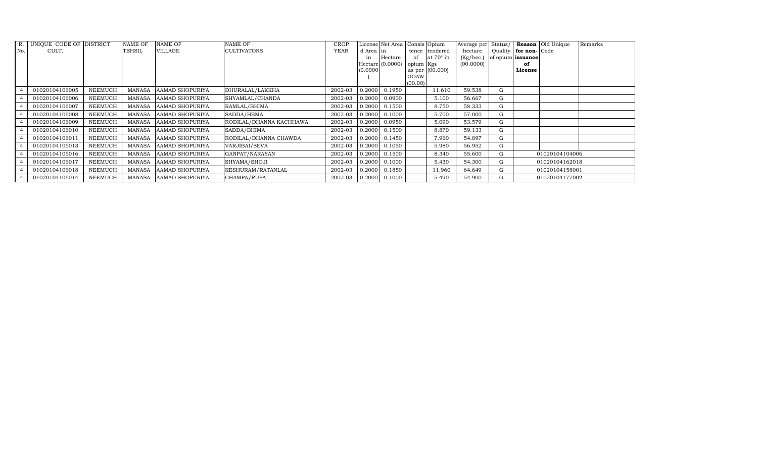| R. No. | UNIQUE CODE OF CULT. | DISTRICT | NAME OF TEHSIL | NAME OF VILLAGE | NAME OF CULTIVATORS | CROP YEAR | License d Area in Hectare (0.0000) | Net Area in Hectare (0.0000) | Consis tence of opium as per GOAW (00.00) | Opium tendered at 70° in Kgs (00.000) | Average per hectare (Kg/hec.) (00.0000) | Status/ Quality of opium | **Reason for non-issuance of License** | Old Unique Code | Remarks |
|---|---|---|---|---|---|---|---|---|---|---|---|---|---|---|---|
| 4 | 01020104106005 | NEEMUCH | MANASA | AAMAD SHOPURIYA | DHURALAL/LAKKHA | 2002-03 | 0.2000 | 0.1950 | | 11.610 | 59.538 | G | | | |
| 4 | 01020104106006 | NEEMUCH | MANASA | AAMAD SHOPURIYA | SHYAMLAL/CHANDA | 2002-03 | 0.2000 | 0.0900 | | 5.100 | 56.667 | G | | | |
| 4 | 01020104106007 | NEEMUCH | MANASA | AAMAD SHOPURIYA | RAMLAL/BHIMA | 2002-03 | 0.2000 | 0.1500 | | 8.750 | 58.333 | G | | | |
| 4 | 01020104106008 | NEEMUCH | MANASA | AAMAD SHOPURIYA | SADDA/HEMA | 2002-03 | 0.2000 | 0.1000 | | 5.700 | 57.000 | G | | | |
| 4 | 01020104106009 | NEEMUCH | MANASA | AAMAD SHOPURIYA | RODILAL/DHANNA KACHHAWA | 2002-03 | 0.2000 | 0.0950 | | 5.090 | 53.579 | G | | | |
| 4 | 01020104106010 | NEEMUCH | MANASA | AAMAD SHOPURIYA | SADDA/BHIMA | 2002-03 | 0.2000 | 0.1500 | | 8.870 | 59.133 | G | | | |
| 4 | 01020104106011 | NEEMUCH | MANASA | AAMAD SHOPURIYA | RODILAL/DHANNA CHAWDA | 2002-03 | 0.2000 | 0.1450 | | 7.960 | 54.897 | G | | | |
| 4 | 01020104106013 | NEEMUCH | MANASA | AAMAD SHOPURIYA | VARJIBAI/SEVA | 2002-03 | 0.2000 | 0.1050 | | 5.980 | 56.952 | G | | | |
| 4 | 01020104106016 | NEEMUCH | MANASA | AAMAD SHOPURIYA | GANPAT/NARAYAN | 2002-03 | 0.2000 | 0.1500 | | 8.340 | 55.600 | G | | 01020104104006 | |
| 4 | 01020104106017 | NEEMUCH | MANASA | AAMAD SHOPURIYA | SHYAMA/SHOJI | 2002-03 | 0.2000 | 0.1000 | | 5.430 | 54.300 | G | | 01020104162018 | |
| 4 | 01020104106018 | NEEMUCH | MANASA | AAMAD SHOPURIYA | KESHURAM/RATANLAL | 2002-03 | 0.2000 | 0.1850 | | 11.960 | 64.649 | G | | 01020104158001 | |
| 4 | 01020104106014 | NEEMUCH | MANASA | AAMAD SHOPURIYA | CHAMPA/RUPA | 2002-03 | 0.2000 | 0.1000 | | 5.490 | 54.900 | G | | 01020104177002 | |